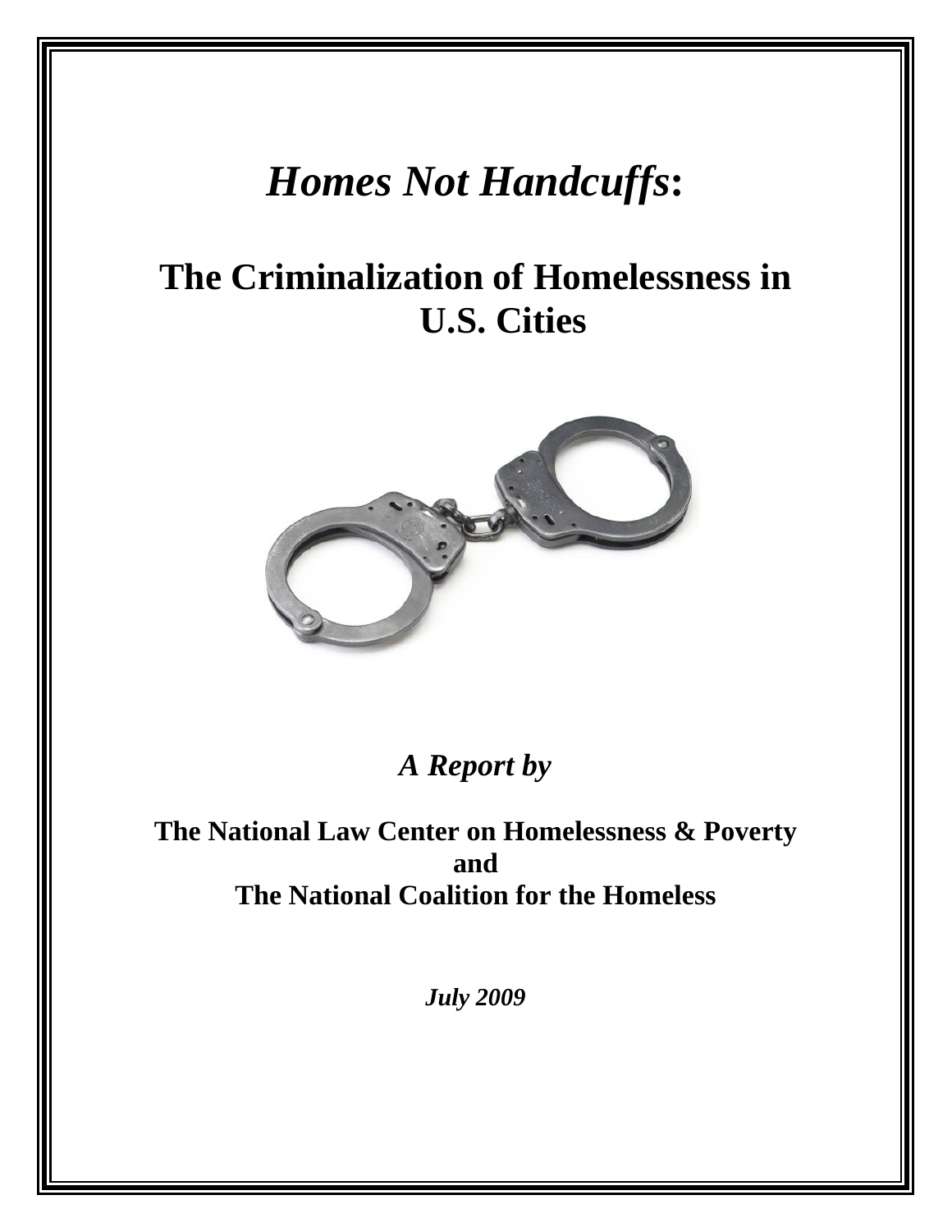# *Homes Not Handcuffs*:

## The Criminalization of Homelessness in U.S. Cities

***A Report by***

**The National Law Center on Homelessness & Poverty**
**and**
**The National Coalition for the Homeless**

***July 2009***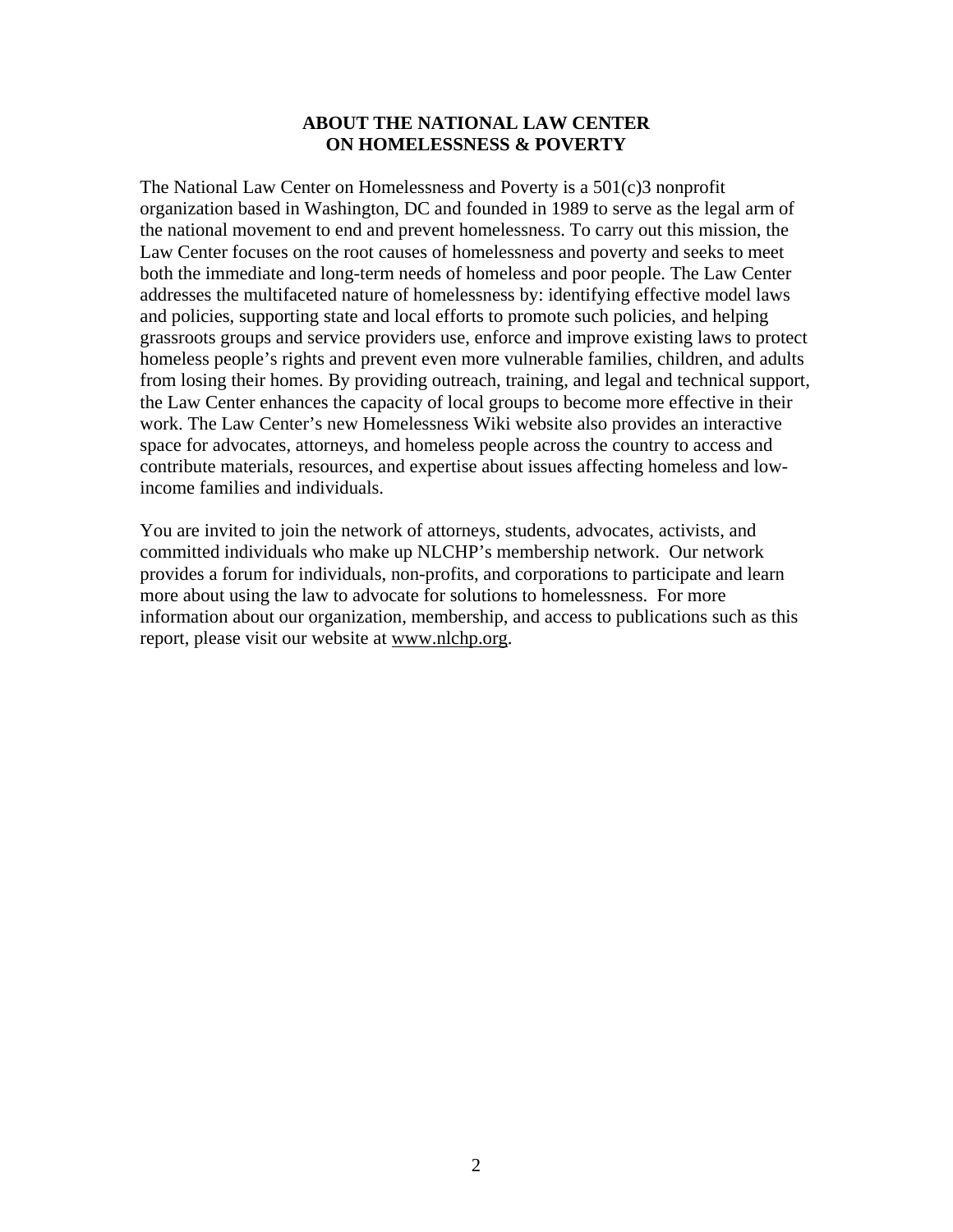# ABOUT THE NATIONAL LAW CENTER ON HOMELESSNESS & POVERTY

The National Law Center on Homelessness and Poverty is a 501(c)3 nonprofit organization based in Washington, DC and founded in 1989 to serve as the legal arm of the national movement to end and prevent homelessness. To carry out this mission, the Law Center focuses on the root causes of homelessness and poverty and seeks to meet both the immediate and long-term needs of homeless and poor people. The Law Center addresses the multifaceted nature of homelessness by: identifying effective model laws and policies, supporting state and local efforts to promote such policies, and helping grassroots groups and service providers use, enforce and improve existing laws to protect homeless people's rights and prevent even more vulnerable families, children, and adults from losing their homes. By providing outreach, training, and legal and technical support, the Law Center enhances the capacity of local groups to become more effective in their work. The Law Center's new Homelessness Wiki website also provides an interactive space for advocates, attorneys, and homeless people across the country to access and contribute materials, resources, and expertise about issues affecting homeless and low-income families and individuals.

You are invited to join the network of attorneys, students, advocates, activists, and committed individuals who make up NLCHP's membership network. Our network provides a forum for individuals, non-profits, and corporations to participate and learn more about using the law to advocate for solutions to homelessness. For more information about our organization, membership, and access to publications such as this report, please visit our website at www.nlchp.org.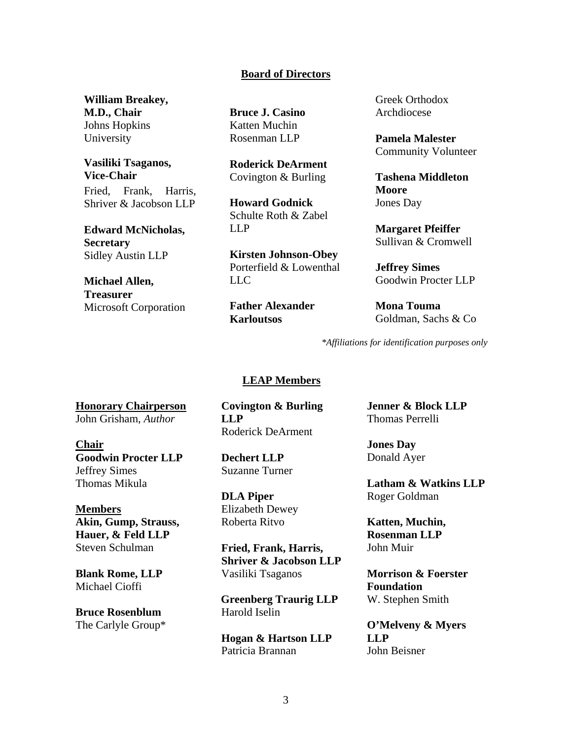## Board of Directors

**William Breakey, M.D., Chair**
Johns Hopkins University

**Vasiliki Tsaganos, Vice-Chair**
Fried, Frank, Harris, Shriver & Jacobson LLP

**Edward McNicholas, Secretary**
Sidley Austin LLP

**Michael Allen, Treasurer**
Microsoft Corporation

**Bruce J. Casino**
Katten Muchin Rosenman LLP

**Roderick DeArment**
Covington & Burling

**Howard Godnick**
Schulte Roth & Zabel LLP

**Kirsten Johnson-Obey**
Porterfield & Lowenthal LLC

**Father Alexander Karloutsos**
Greek Orthodox Archdiocese

**Pamela Malester**
Community Volunteer

**Tashena Middleton Moore**
Jones Day

**Margaret Pfeiffer**
Sullivan & Cromwell

**Jeffrey Simes**
Goodwin Procter LLP

**Mona Touma**
Goldman, Sachs & Co

*\*Affiliations for identification purposes only*

## LEAP Members

**Honorary Chairperson**
John Grisham, *Author*

**Chair**
**Goodwin Procter LLP**
Jeffrey Simes
Thomas Mikula

**Members**
**Akin, Gump, Strauss, Hauer, & Feld LLP**
Steven Schulman

**Blank Rome, LLP**
Michael Cioffi

**Bruce Rosenblum**
The Carlyle Group*

**Covington & Burling LLP**
Roderick DeArment

**Dechert LLP**
Suzanne Turner

**DLA Piper**
Elizabeth Dewey
Roberta Ritvo

**Fried, Frank, Harris, Shriver & Jacobson LLP**
Vasiliki Tsaganos

**Greenberg Traurig LLP**
Harold Iselin

**Hogan & Hartson LLP**
Patricia Brannan

**Jenner & Block LLP**
Thomas Perrelli

**Jones Day**
Donald Ayer

**Latham & Watkins LLP**
Roger Goldman

**Katten, Muchin, Rosenman LLP**
John Muir

**Morrison & Foerster Foundation**
W. Stephen Smith

**O'Melveny & Myers LLP**
John Beisner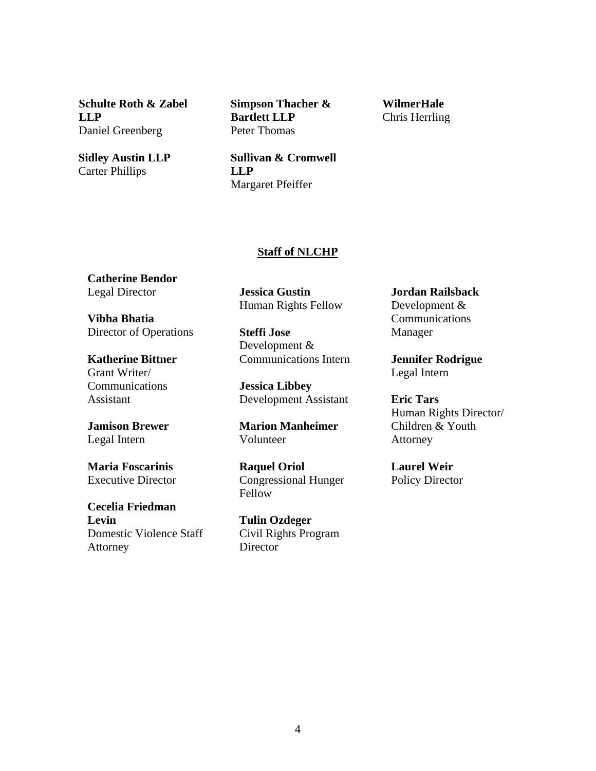**Schulte Roth & Zabel LLP**
Daniel Greenberg

**Sidley Austin LLP**
Carter Phillips

**Simpson Thacher & Bartlett LLP**
Peter Thomas

**Sullivan & Cromwell LLP**
Margaret Pfeiffer

**WilmerHale**
Chris Herrling

## Staff of NLCHP

**Catherine Bendor**
Legal Director

**Vibha Bhatia**
Director of Operations

**Katherine Bittner**
Grant Writer/ Communications Assistant

**Jamison Brewer**
Legal Intern

**Maria Foscarinis**
Executive Director

**Cecelia Friedman Levin**
Domestic Violence Staff Attorney

**Jessica Gustin**
Human Rights Fellow

**Steffi Jose**
Development & Communications Intern

**Jessica Libbey**
Development Assistant

**Marion Manheimer**
Volunteer

**Raquel Oriol**
Congressional Hunger Fellow

**Tulin Ozdeger**
Civil Rights Program Director

**Jordan Railsback**
Development & Communications Manager

**Jennifer Rodrigue**
Legal Intern

**Eric Tars**
Human Rights Director/ Children & Youth Attorney

**Laurel Weir**
Policy Director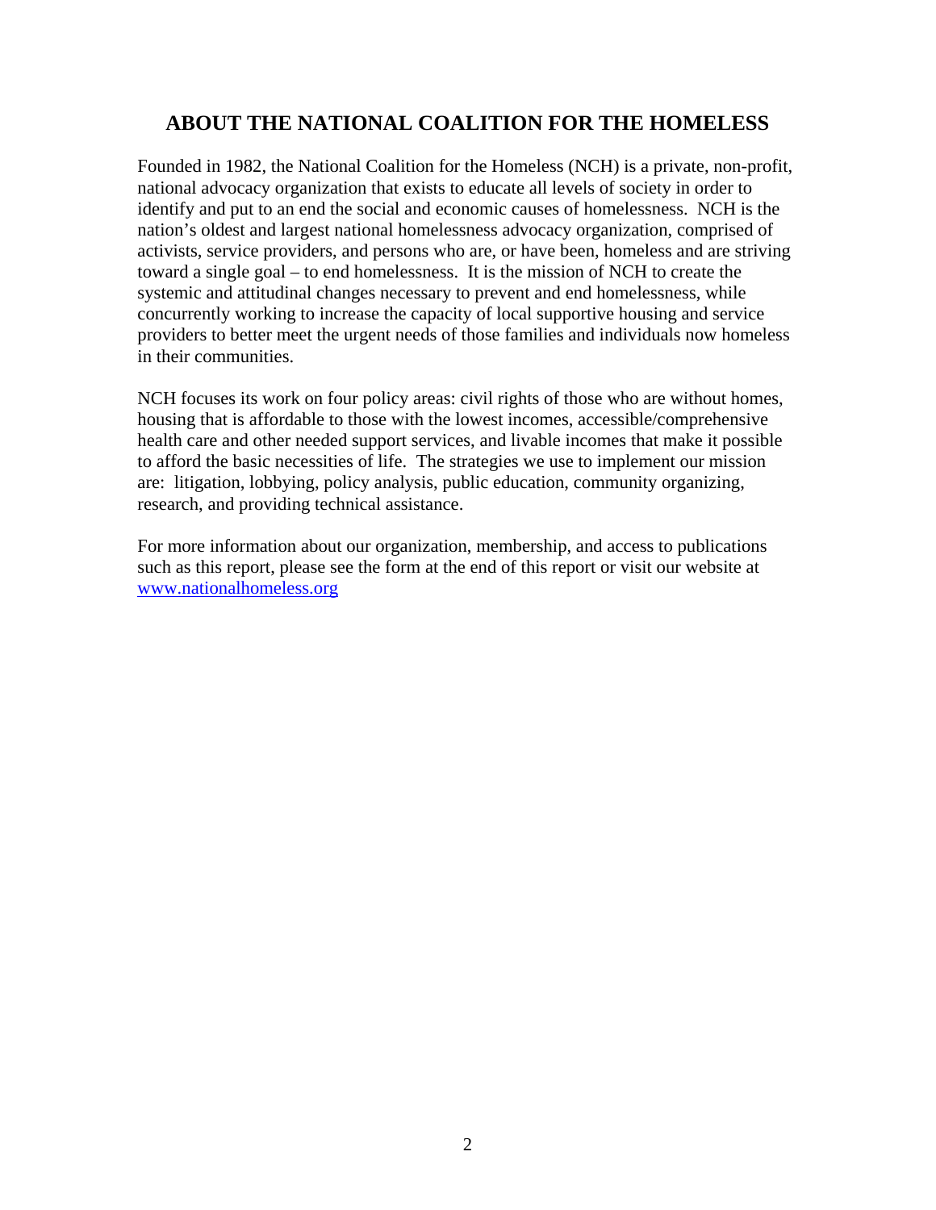## ABOUT THE NATIONAL COALITION FOR THE HOMELESS

Founded in 1982, the National Coalition for the Homeless (NCH) is a private, non-profit, national advocacy organization that exists to educate all levels of society in order to identify and put to an end the social and economic causes of homelessness. NCH is the nation's oldest and largest national homelessness advocacy organization, comprised of activists, service providers, and persons who are, or have been, homeless and are striving toward a single goal – to end homelessness. It is the mission of NCH to create the systemic and attitudinal changes necessary to prevent and end homelessness, while concurrently working to increase the capacity of local supportive housing and service providers to better meet the urgent needs of those families and individuals now homeless in their communities.

NCH focuses its work on four policy areas: civil rights of those who are without homes, housing that is affordable to those with the lowest incomes, accessible/comprehensive health care and other needed support services, and livable incomes that make it possible to afford the basic necessities of life. The strategies we use to implement our mission are: litigation, lobbying, policy analysis, public education, community organizing, research, and providing technical assistance.

For more information about our organization, membership, and access to publications such as this report, please see the form at the end of this report or visit our website at www.nationalhomeless.org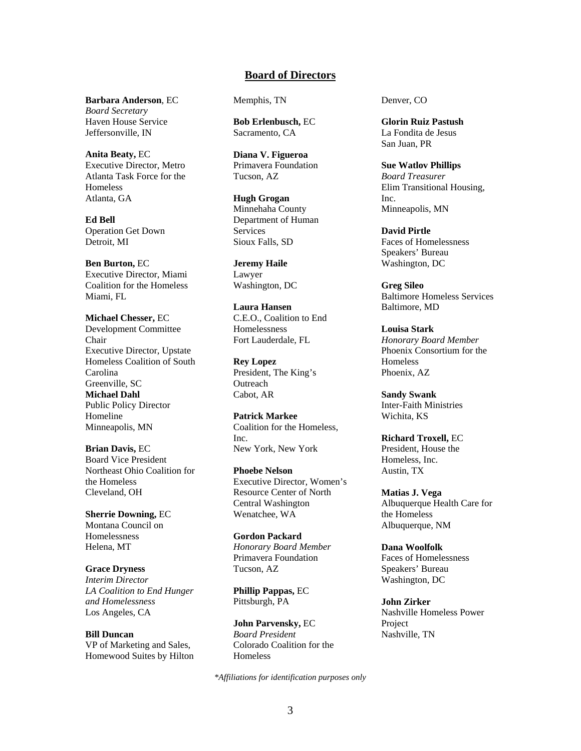## Board of Directors

**Barbara Anderson**, EC
*Board Secretary*
Haven House Service
Jeffersonville, IN

**Anita Beaty,** EC
Executive Director, Metro Atlanta Task Force for the Homeless
Atlanta, GA

**Ed Bell**
Operation Get Down
Detroit, MI

**Ben Burton,** EC
Executive Director, Miami Coalition for the Homeless
Miami, FL

**Michael Chesser,** EC
Development Committee Chair
Executive Director, Upstate Homeless Coalition of South Carolina
Greenville, SC

**Michael Dahl**
Public Policy Director
Homeline
Minneapolis, MN

**Brian Davis,** EC
Board Vice President
Northeast Ohio Coalition for the Homeless
Cleveland, OH

**Sherrie Downing,** EC
Montana Council on Homelessness
Helena, MT

**Grace Dryness**
*Interim Director*
*LA Coalition to End Hunger and Homelessness*
Los Angeles, CA

**Bill Duncan**
VP of Marketing and Sales, Homewood Suites by Hilton
Memphis, TN

**Bob Erlenbusch,** EC
Sacramento, CA

**Diana V. Figueroa**
Primavera Foundation
Tucson, AZ

**Hugh Grogan**
Minnehaha County Department of Human Services
Sioux Falls, SD

**Jeremy Haile**
Lawyer
Washington, DC

**Laura Hansen**
C.E.O., Coalition to End Homelessness
Fort Lauderdale, FL

**Rey Lopez**
President, The King's Outreach
Cabot, AR

**Patrick Markee**
Coalition for the Homeless, Inc.
New York, New York

**Phoebe Nelson**
Executive Director, Women's Resource Center of North Central Washington
Wenatchee, WA

**Gordon Packard**
*Honorary Board Member*
Primavera Foundation
Tucson, AZ

**Phillip Pappas,** EC
Pittsburgh, PA

**John Parvensky,** EC
*Board President*
Colorado Coalition for the Homeless
Denver, CO

**Glorin Ruiz Pastush**
La Fondita de Jesus
San Juan, PR

**Sue Watlov Phillips**
*Board Treasurer*
Elim Transitional Housing, Inc.
Minneapolis, MN

**David Pirtle**
Faces of Homelessness Speakers' Bureau
Washington, DC

**Greg Sileo**
Baltimore Homeless Services
Baltimore, MD

**Louisa Stark**
*Honorary Board Member*
Phoenix Consortium for the Homeless
Phoenix, AZ

**Sandy Swank**
Inter-Faith Ministries
Wichita, KS

**Richard Troxell,** EC
President, House the Homeless, Inc.
Austin, TX

**Matias J. Vega**
Albuquerque Health Care for the Homeless
Albuquerque, NM

**Dana Woolfolk**
Faces of Homelessness Speakers' Bureau
Washington, DC

**John Zirker**
Nashville Homeless Power Project
Nashville, TN

*\*Affiliations for identification purposes only*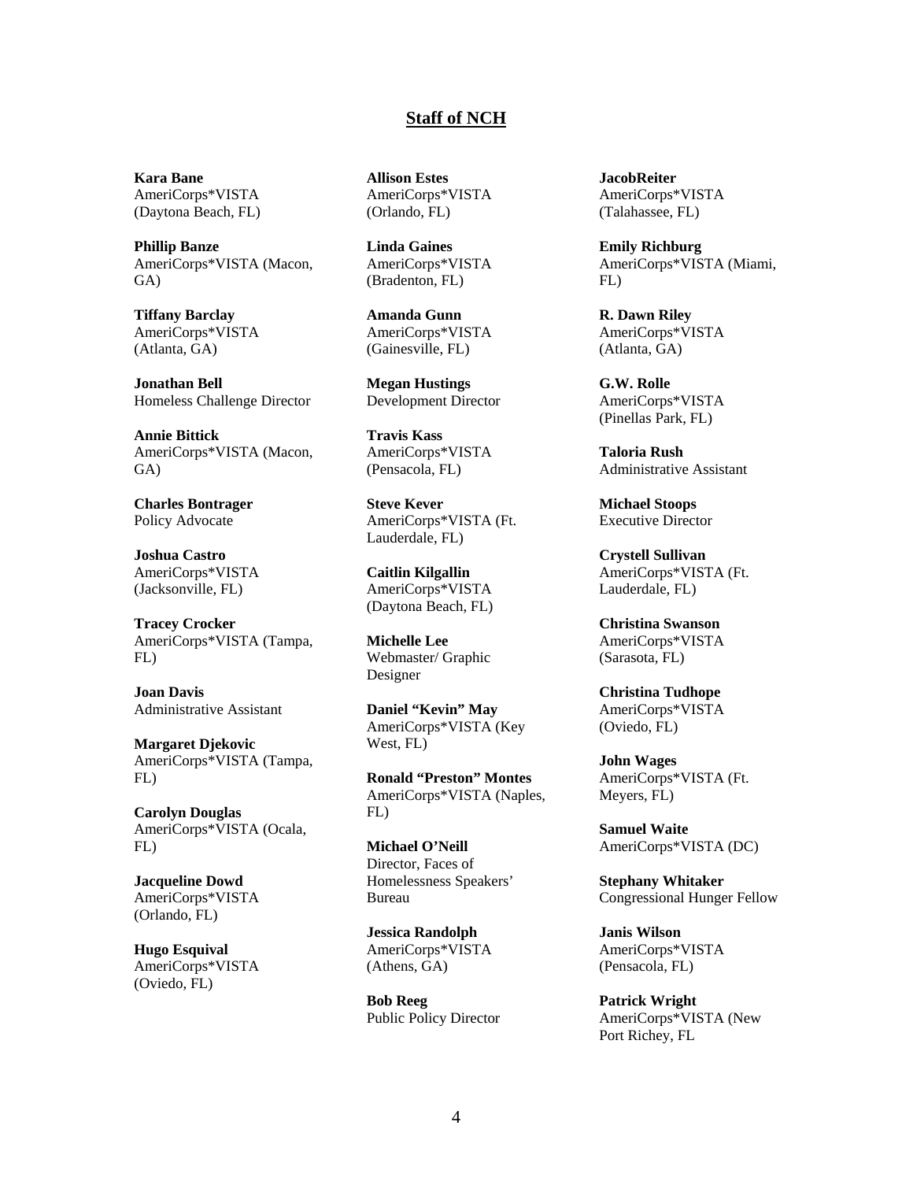## Staff of NCH

**Kara Bane**
AmeriCorps*VISTA (Daytona Beach, FL)

**Phillip Banze**
AmeriCorps*VISTA (Macon, GA)

**Tiffany Barclay**
AmeriCorps*VISTA (Atlanta, GA)

**Jonathan Bell**
Homeless Challenge Director

**Annie Bittick**
AmeriCorps*VISTA (Macon, GA)

**Charles Bontrager**
Policy Advocate

**Joshua Castro**
AmeriCorps*VISTA (Jacksonville, FL)

**Tracey Crocker**
AmeriCorps*VISTA (Tampa, FL)

**Joan Davis**
Administrative Assistant

**Margaret Djekovic**
AmeriCorps*VISTA (Tampa, FL)

**Carolyn Douglas**
AmeriCorps*VISTA (Ocala, FL)

**Jacqueline Dowd**
AmeriCorps*VISTA (Orlando, FL)

**Hugo Esquival**
AmeriCorps*VISTA (Oviedo, FL)

**Allison Estes**
AmeriCorps*VISTA (Orlando, FL)

**Linda Gaines**
AmeriCorps*VISTA (Bradenton, FL)

**Amanda Gunn**
AmeriCorps*VISTA (Gainesville, FL)

**Megan Hustings**
Development Director

**Travis Kass**
AmeriCorps*VISTA (Pensacola, FL)

**Steve Kever**
AmeriCorps*VISTA (Ft. Lauderdale, FL)

**Caitlin Kilgallin**
AmeriCorps*VISTA (Daytona Beach, FL)

**Michelle Lee**
Webmaster/ Graphic Designer

**Daniel "Kevin" May**
AmeriCorps*VISTA (Key West, FL)

**Ronald "Preston" Montes**
AmeriCorps*VISTA (Naples, FL)

**Michael O'Neill**
Director, Faces of Homelessness Speakers' Bureau

**Jessica Randolph**
AmeriCorps*VISTA (Athens, GA)

**Bob Reeg**
Public Policy Director

**JacobReiter**
AmeriCorps*VISTA (Talahassee, FL)

**Emily Richburg**
AmeriCorps*VISTA (Miami, FL)

**R. Dawn Riley**
AmeriCorps*VISTA (Atlanta, GA)

**G.W. Rolle**
AmeriCorps*VISTA (Pinellas Park, FL)

**Taloria Rush**
Administrative Assistant

**Michael Stoops**
Executive Director

**Crystell Sullivan**
AmeriCorps*VISTA (Ft. Lauderdale, FL)

**Christina Swanson**
AmeriCorps*VISTA (Sarasota, FL)

**Christina Tudhope**
AmeriCorps*VISTA (Oviedo, FL)

**John Wages**
AmeriCorps*VISTA (Ft. Meyers, FL)

**Samuel Waite**
AmeriCorps*VISTA (DC)

**Stephany Whitaker**
Congressional Hunger Fellow

**Janis Wilson**
AmeriCorps*VISTA (Pensacola, FL)

**Patrick Wright**
AmeriCorps*VISTA (New Port Richey, FL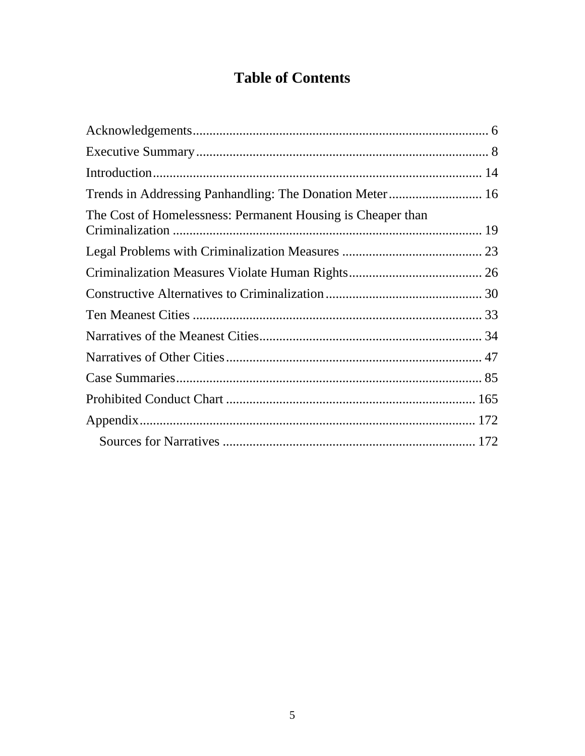# Table of Contents

Acknowledgements ........................................................................................ 6

Executive Summary ........................................................................................ 8

Introduction .................................................................................................. 14

Trends in Addressing Panhandling: The Donation Meter ............................ 16

The Cost of Homelessness: Permanent Housing is Cheaper than Criminalization ............................................................................................ 19

Legal Problems with Criminalization Measures .......................................... 23

Criminalization Measures Violate Human Rights ........................................ 26

Constructive Alternatives to Criminalization ............................................... 30

Ten Meanest Cities ...................................................................................... 33

Narratives of the Meanest Cities .................................................................. 34

Narratives of Other Cities ............................................................................ 47

Case Summaries ........................................................................................... 85

Prohibited Conduct Chart .......................................................................... 165

Appendix .................................................................................................... 172

- Sources for Narratives ............................................................................ 172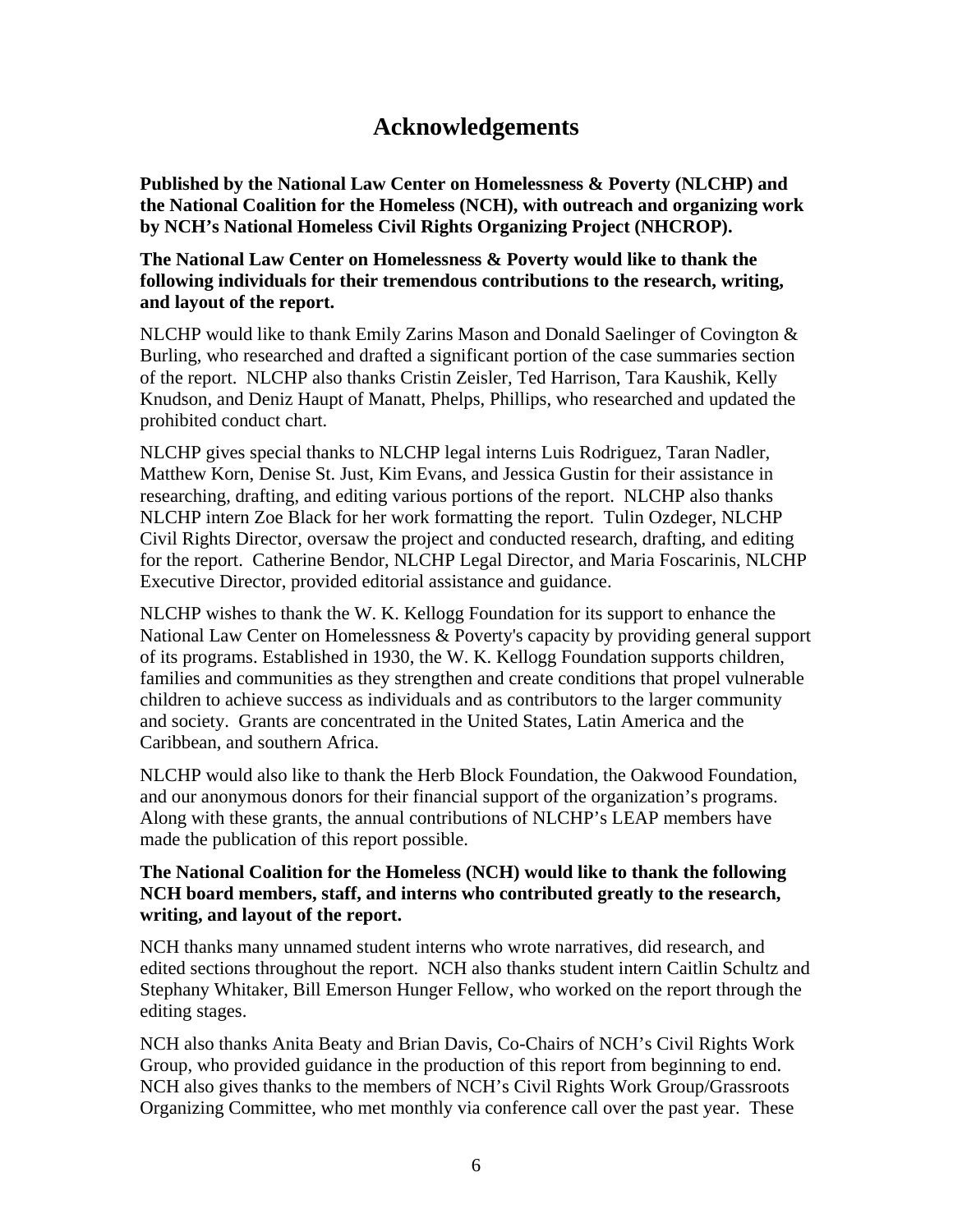# Acknowledgements

**Published by the National Law Center on Homelessness & Poverty (NLCHP) and the National Coalition for the Homeless (NCH), with outreach and organizing work by NCH's National Homeless Civil Rights Organizing Project (NHCROP).**

**The National Law Center on Homelessness & Poverty would like to thank the following individuals for their tremendous contributions to the research, writing, and layout of the report.**

NLCHP would like to thank Emily Zarins Mason and Donald Saelinger of Covington & Burling, who researched and drafted a significant portion of the case summaries section of the report. NLCHP also thanks Cristin Zeisler, Ted Harrison, Tara Kaushik, Kelly Knudson, and Deniz Haupt of Manatt, Phelps, Phillips, who researched and updated the prohibited conduct chart.

NLCHP gives special thanks to NLCHP legal interns Luis Rodriguez, Taran Nadler, Matthew Korn, Denise St. Just, Kim Evans, and Jessica Gustin for their assistance in researching, drafting, and editing various portions of the report. NLCHP also thanks NLCHP intern Zoe Black for her work formatting the report. Tulin Ozdeger, NLCHP Civil Rights Director, oversaw the project and conducted research, drafting, and editing for the report. Catherine Bendor, NLCHP Legal Director, and Maria Foscarinis, NLCHP Executive Director, provided editorial assistance and guidance.

NLCHP wishes to thank the W. K. Kellogg Foundation for its support to enhance the National Law Center on Homelessness & Poverty's capacity by providing general support of its programs. Established in 1930, the W. K. Kellogg Foundation supports children, families and communities as they strengthen and create conditions that propel vulnerable children to achieve success as individuals and as contributors to the larger community and society. Grants are concentrated in the United States, Latin America and the Caribbean, and southern Africa.

NLCHP would also like to thank the Herb Block Foundation, the Oakwood Foundation, and our anonymous donors for their financial support of the organization's programs. Along with these grants, the annual contributions of NLCHP's LEAP members have made the publication of this report possible.

**The National Coalition for the Homeless (NCH) would like to thank the following NCH board members, staff, and interns who contributed greatly to the research, writing, and layout of the report.**

NCH thanks many unnamed student interns who wrote narratives, did research, and edited sections throughout the report. NCH also thanks student intern Caitlin Schultz and Stephany Whitaker, Bill Emerson Hunger Fellow, who worked on the report through the editing stages.

NCH also thanks Anita Beaty and Brian Davis, Co-Chairs of NCH's Civil Rights Work Group, who provided guidance in the production of this report from beginning to end. NCH also gives thanks to the members of NCH's Civil Rights Work Group/Grassroots Organizing Committee, who met monthly via conference call over the past year. These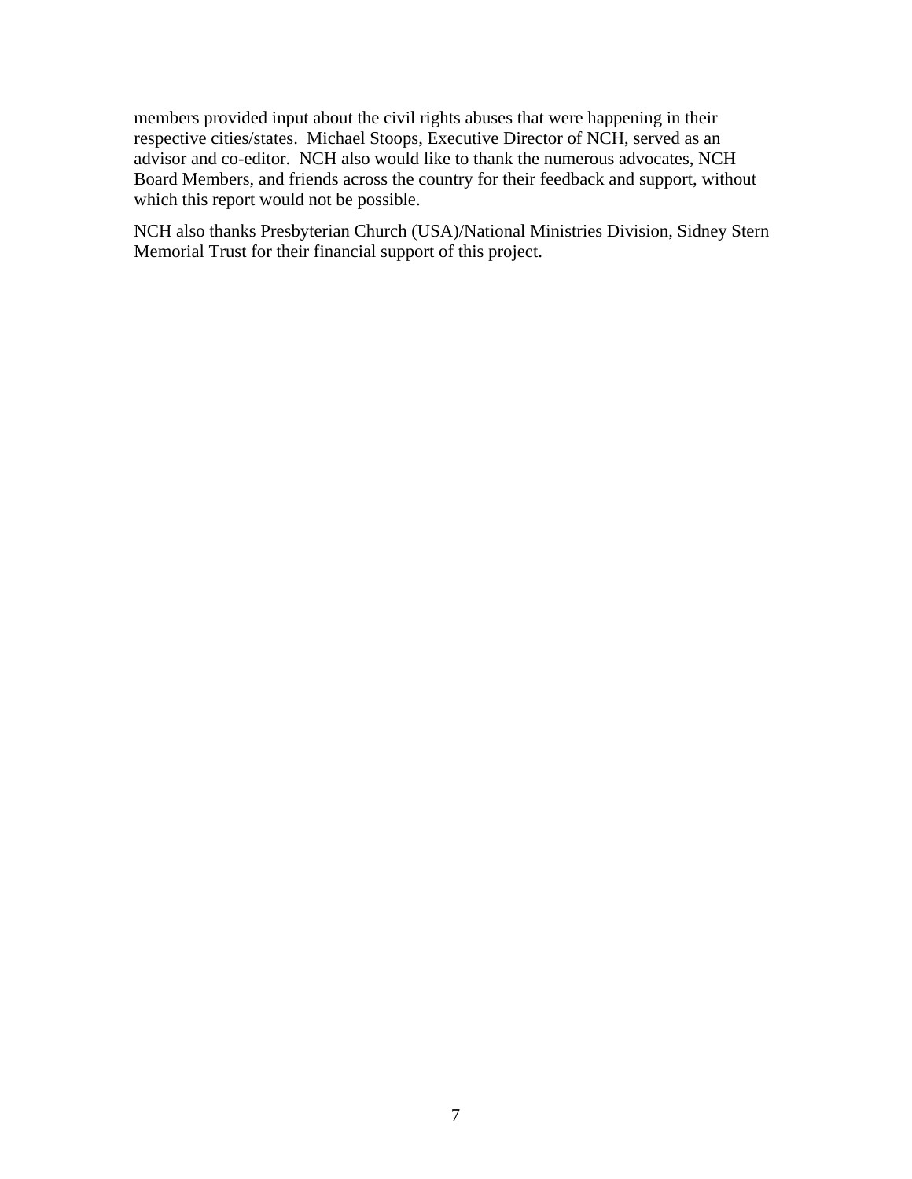members provided input about the civil rights abuses that were happening in their respective cities/states. Michael Stoops, Executive Director of NCH, served as an advisor and co-editor. NCH also would like to thank the numerous advocates, NCH Board Members, and friends across the country for their feedback and support, without which this report would not be possible.

NCH also thanks Presbyterian Church (USA)/National Ministries Division, Sidney Stern Memorial Trust for their financial support of this project.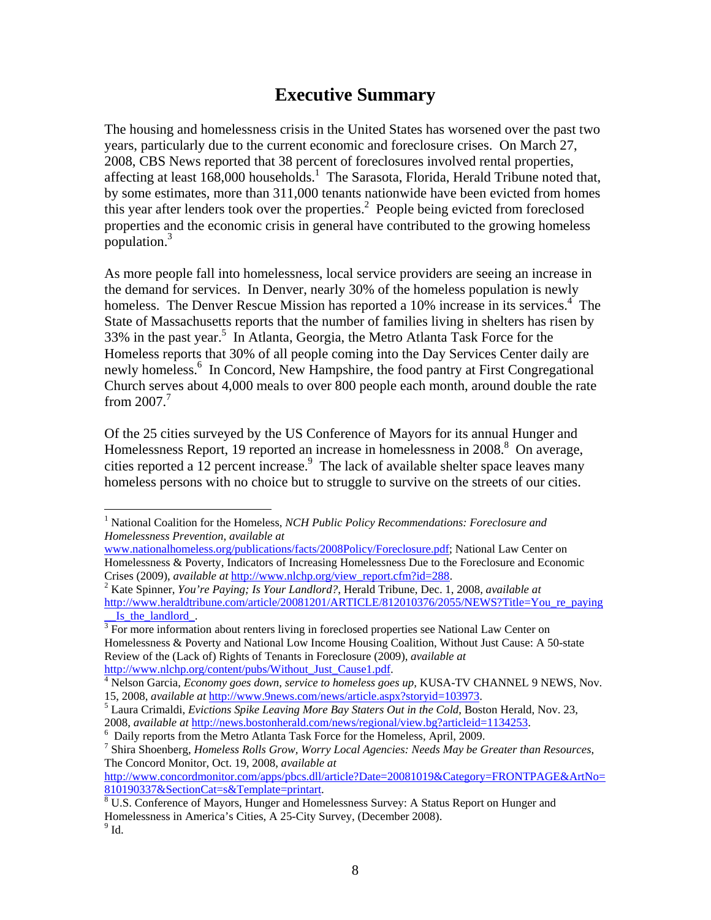# Executive Summary

The housing and homelessness crisis in the United States has worsened over the past two years, particularly due to the current economic and foreclosure crises. On March 27, 2008, CBS News reported that 38 percent of foreclosures involved rental properties, affecting at least 168,000 households.[1] The Sarasota, Florida, Herald Tribune noted that, by some estimates, more than 311,000 tenants nationwide have been evicted from homes this year after lenders took over the properties.[2] People being evicted from foreclosed properties and the economic crisis in general have contributed to the growing homeless population.[3]

As more people fall into homelessness, local service providers are seeing an increase in the demand for services. In Denver, nearly 30% of the homeless population is newly homeless. The Denver Rescue Mission has reported a 10% increase in its services.[4] The State of Massachusetts reports that the number of families living in shelters has risen by 33% in the past year.[5] In Atlanta, Georgia, the Metro Atlanta Task Force for the Homeless reports that 30% of all people coming into the Day Services Center daily are newly homeless.[6] In Concord, New Hampshire, the food pantry at First Congregational Church serves about 4,000 meals to over 800 people each month, around double the rate from 2007.[7]

Of the 25 cities surveyed by the US Conference of Mayors for its annual Hunger and Homelessness Report, 19 reported an increase in homelessness in 2008.[8] On average, cities reported a 12 percent increase.[9] The lack of available shelter space leaves many homeless persons with no choice but to struggle to survive on the streets of our cities.

---

[1] National Coalition for the Homeless, *NCH Public Policy Recommendations: Foreclosure and Homelessness Prevention, available at* www.nationalhomeless.org/publications/facts/2008Policy/Foreclosure.pdf; National Law Center on Homelessness & Poverty, Indicators of Increasing Homelessness Due to the Foreclosure and Economic Crises (2009), *available at* http://www.nlchp.org/view_report.cfm?id=288.

[2] Kate Spinner, *You're Paying; Is Your Landlord?*, Herald Tribune, Dec. 1, 2008, *available at* http://www.heraldtribune.com/article/20081201/ARTICLE/812010376/2055/NEWS?Title=You_re_paying__Is_the_landlord_.

[3] For more information about renters living in foreclosed properties see National Law Center on Homelessness & Poverty and National Low Income Housing Coalition, Without Just Cause: A 50-state Review of the (Lack of) Rights of Tenants in Foreclosure (2009), *available at* http://www.nlchp.org/content/pubs/Without_Just_Cause1.pdf.

[4] Nelson Garcia, *Economy goes down, service to homeless goes up*, KUSA-TV CHANNEL 9 NEWS, Nov. 15, 2008, *available at* http://www.9news.com/news/article.aspx?storyid=103973.

[5] Laura Crimaldi, *Evictions Spike Leaving More Bay Staters Out in the Cold*, Boston Herald, Nov. 23, 2008, *available at* http://news.bostonherald.com/news/regional/view.bg?articleid=1134253.

[6] Daily reports from the Metro Atlanta Task Force for the Homeless, April, 2009.

[7] Shira Shoenberg, *Homeless Rolls Grow, Worry Local Agencies: Needs May be Greater than Resources*, The Concord Monitor, Oct. 19, 2008, *available at* http://www.concordmonitor.com/apps/pbcs.dll/article?Date=20081019&Category=FRONTPAGE&ArtNo=810190337&SectionCat=s&Template=printart.

[8] U.S. Conference of Mayors, Hunger and Homelessness Survey: A Status Report on Hunger and Homelessness in America's Cities, A 25-City Survey, (December 2008).

[9] Id.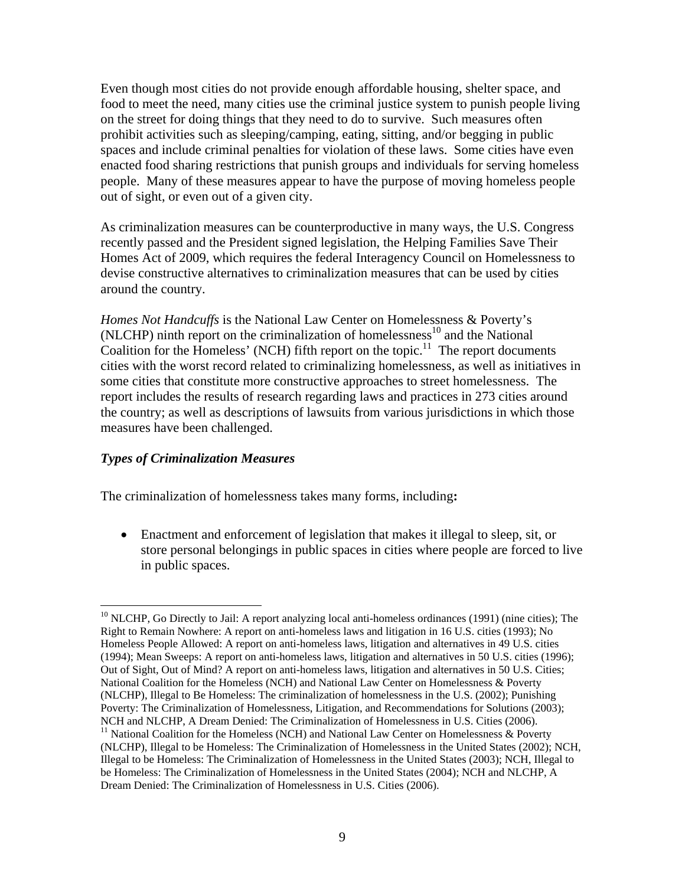Even though most cities do not provide enough affordable housing, shelter space, and food to meet the need, many cities use the criminal justice system to punish people living on the street for doing things that they need to do to survive. Such measures often prohibit activities such as sleeping/camping, eating, sitting, and/or begging in public spaces and include criminal penalties for violation of these laws. Some cities have even enacted food sharing restrictions that punish groups and individuals for serving homeless people. Many of these measures appear to have the purpose of moving homeless people out of sight, or even out of a given city.

As criminalization measures can be counterproductive in many ways, the U.S. Congress recently passed and the President signed legislation, the Helping Families Save Their Homes Act of 2009, which requires the federal Interagency Council on Homelessness to devise constructive alternatives to criminalization measures that can be used by cities around the country.

*Homes Not Handcuffs* is the National Law Center on Homelessness & Poverty's (NLCHP) ninth report on the criminalization of homelessness[10] and the National Coalition for the Homeless' (NCH) fifth report on the topic.[11] The report documents cities with the worst record related to criminalizing homelessness, as well as initiatives in some cities that constitute more constructive approaches to street homelessness. The report includes the results of research regarding laws and practices in 273 cities around the country; as well as descriptions of lawsuits from various jurisdictions in which those measures have been challenged.

***Types of Criminalization Measures***

The criminalization of homelessness takes many forms, including**:**

- Enactment and enforcement of legislation that makes it illegal to sleep, sit, or store personal belongings in public spaces in cities where people are forced to live in public spaces.

[10] NLCHP, Go Directly to Jail: A report analyzing local anti-homeless ordinances (1991) (nine cities); The Right to Remain Nowhere: A report on anti-homeless laws and litigation in 16 U.S. cities (1993); No Homeless People Allowed: A report on anti-homeless laws, litigation and alternatives in 49 U.S. cities (1994); Mean Sweeps: A report on anti-homeless laws, litigation and alternatives in 50 U.S. cities (1996); Out of Sight, Out of Mind? A report on anti-homeless laws, litigation and alternatives in 50 U.S. Cities; National Coalition for the Homeless (NCH) and National Law Center on Homelessness & Poverty (NLCHP), Illegal to Be Homeless: The criminalization of homelessness in the U.S. (2002); Punishing Poverty: The Criminalization of Homelessness, Litigation, and Recommendations for Solutions (2003); NCH and NLCHP, A Dream Denied: The Criminalization of Homelessness in U.S. Cities (2006).

[11] National Coalition for the Homeless (NCH) and National Law Center on Homelessness & Poverty (NLCHP), Illegal to be Homeless: The Criminalization of Homelessness in the United States (2002); NCH, Illegal to be Homeless: The Criminalization of Homelessness in the United States (2003); NCH, Illegal to be Homeless: The Criminalization of Homelessness in the United States (2004); NCH and NLCHP, A Dream Denied: The Criminalization of Homelessness in U.S. Cities (2006).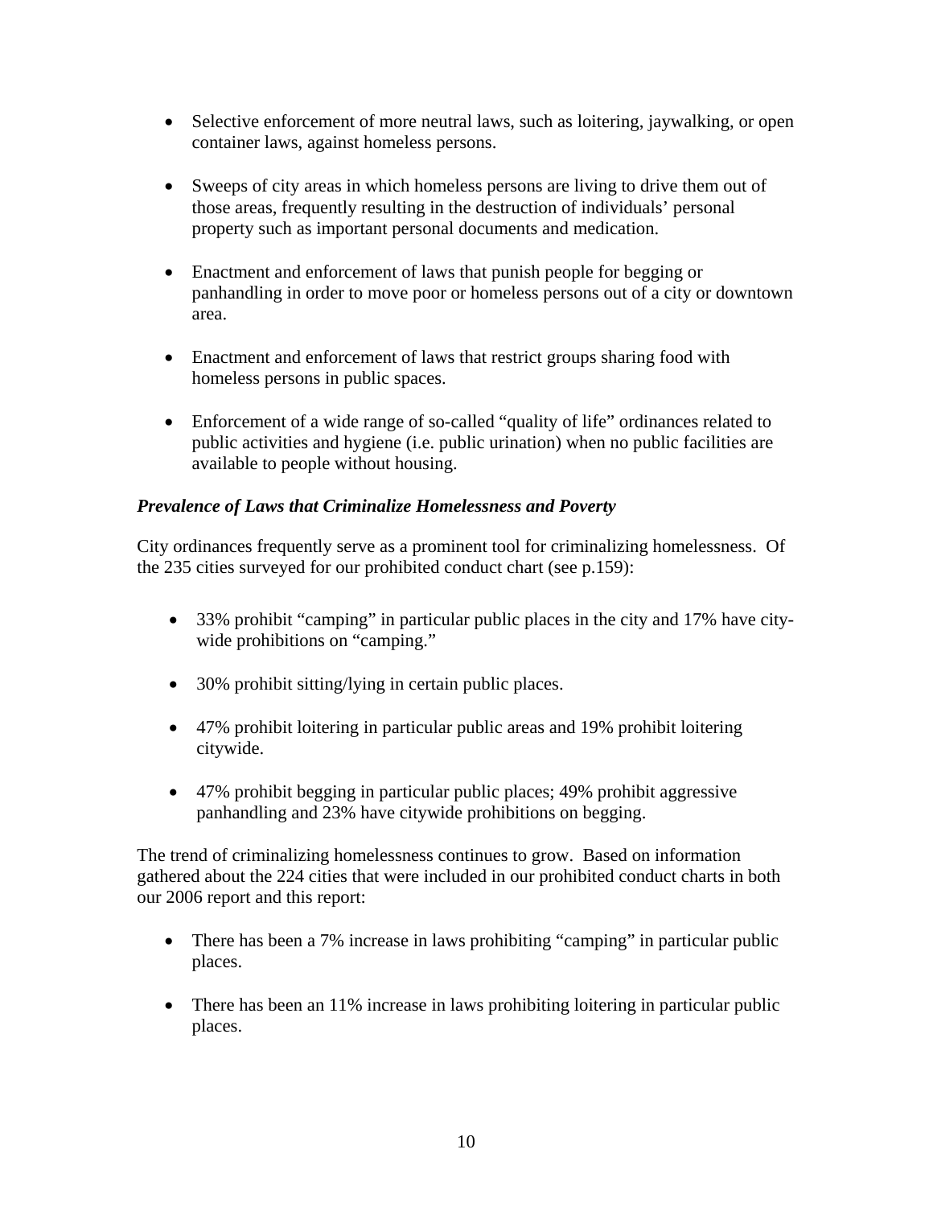- Selective enforcement of more neutral laws, such as loitering, jaywalking, or open container laws, against homeless persons.

- Sweeps of city areas in which homeless persons are living to drive them out of those areas, frequently resulting in the destruction of individuals' personal property such as important personal documents and medication.

- Enactment and enforcement of laws that punish people for begging or panhandling in order to move poor or homeless persons out of a city or downtown area.

- Enactment and enforcement of laws that restrict groups sharing food with homeless persons in public spaces.

- Enforcement of a wide range of so-called "quality of life" ordinances related to public activities and hygiene (i.e. public urination) when no public facilities are available to people without housing.

***Prevalence of Laws that Criminalize Homelessness and Poverty***

City ordinances frequently serve as a prominent tool for criminalizing homelessness. Of the 235 cities surveyed for our prohibited conduct chart (see p.159):

- 33% prohibit "camping" in particular public places in the city and 17% have city-wide prohibitions on "camping."

- 30% prohibit sitting/lying in certain public places.

- 47% prohibit loitering in particular public areas and 19% prohibit loitering citywide.

- 47% prohibit begging in particular public places; 49% prohibit aggressive panhandling and 23% have citywide prohibitions on begging.

The trend of criminalizing homelessness continues to grow. Based on information gathered about the 224 cities that were included in our prohibited conduct charts in both our 2006 report and this report:

- There has been a 7% increase in laws prohibiting "camping" in particular public places.

- There has been an 11% increase in laws prohibiting loitering in particular public places.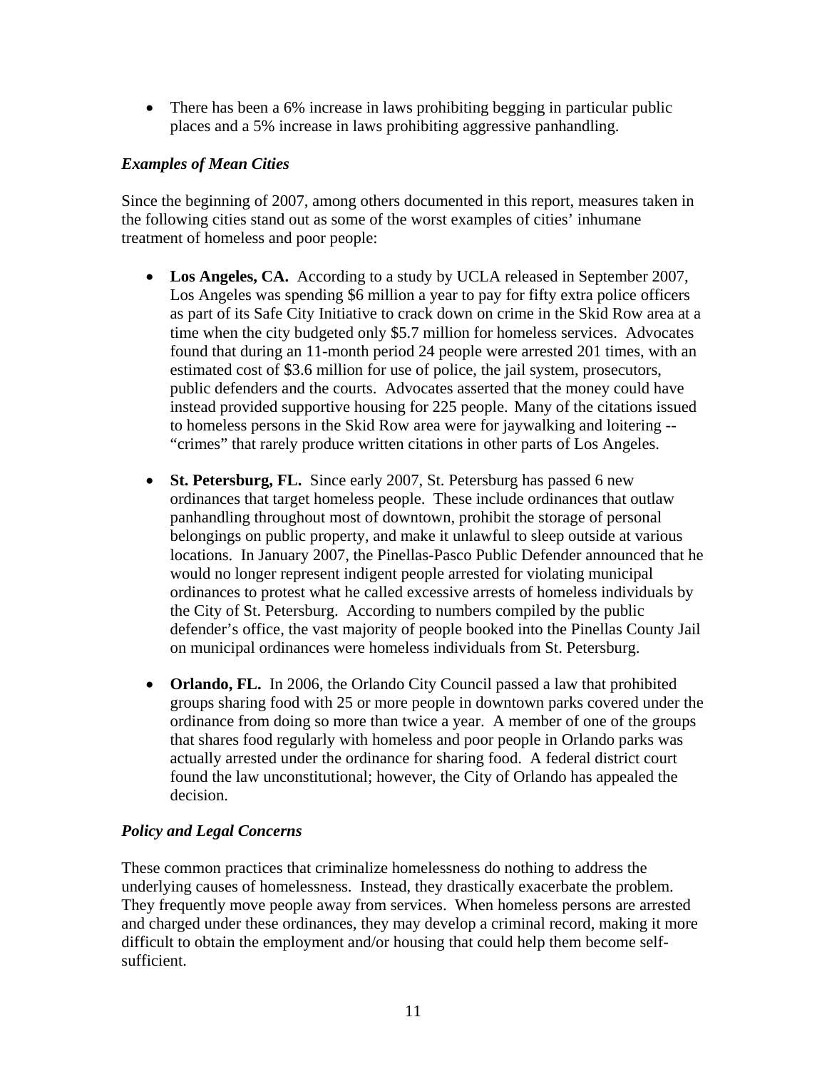- There has been a 6% increase in laws prohibiting begging in particular public places and a 5% increase in laws prohibiting aggressive panhandling.

### *Examples of Mean Cities*

Since the beginning of 2007, among others documented in this report, measures taken in the following cities stand out as some of the worst examples of cities' inhumane treatment of homeless and poor people:

- **Los Angeles, CA.** According to a study by UCLA released in September 2007, Los Angeles was spending $6 million a year to pay for fifty extra police officers as part of its Safe City Initiative to crack down on crime in the Skid Row area at a time when the city budgeted only $5.7 million for homeless services. Advocates found that during an 11-month period 24 people were arrested 201 times, with an estimated cost of $3.6 million for use of police, the jail system, prosecutors, public defenders and the courts. Advocates asserted that the money could have instead provided supportive housing for 225 people. Many of the citations issued to homeless persons in the Skid Row area were for jaywalking and loitering -- "crimes" that rarely produce written citations in other parts of Los Angeles.

- **St. Petersburg, FL.** Since early 2007, St. Petersburg has passed 6 new ordinances that target homeless people. These include ordinances that outlaw panhandling throughout most of downtown, prohibit the storage of personal belongings on public property, and make it unlawful to sleep outside at various locations. In January 2007, the Pinellas-Pasco Public Defender announced that he would no longer represent indigent people arrested for violating municipal ordinances to protest what he called excessive arrests of homeless individuals by the City of St. Petersburg. According to numbers compiled by the public defender's office, the vast majority of people booked into the Pinellas County Jail on municipal ordinances were homeless individuals from St. Petersburg.

- **Orlando, FL.** In 2006, the Orlando City Council passed a law that prohibited groups sharing food with 25 or more people in downtown parks covered under the ordinance from doing so more than twice a year. A member of one of the groups that shares food regularly with homeless and poor people in Orlando parks was actually arrested under the ordinance for sharing food. A federal district court found the law unconstitutional; however, the City of Orlando has appealed the decision.

### *Policy and Legal Concerns*

These common practices that criminalize homelessness do nothing to address the underlying causes of homelessness. Instead, they drastically exacerbate the problem. They frequently move people away from services. When homeless persons are arrested and charged under these ordinances, they may develop a criminal record, making it more difficult to obtain the employment and/or housing that could help them become self-sufficient.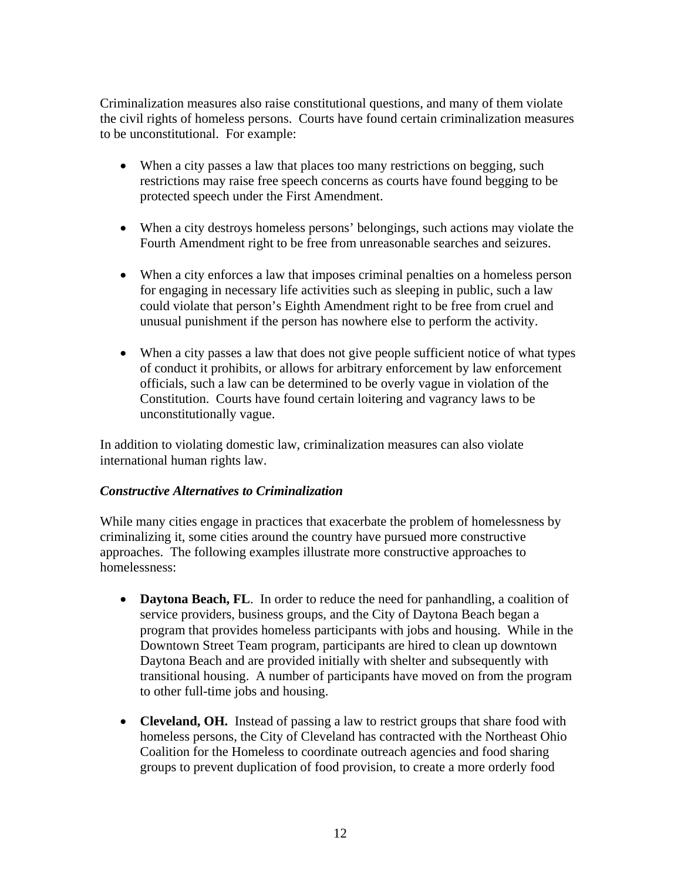Criminalization measures also raise constitutional questions, and many of them violate the civil rights of homeless persons. Courts have found certain criminalization measures to be unconstitutional. For example:

- When a city passes a law that places too many restrictions on begging, such restrictions may raise free speech concerns as courts have found begging to be protected speech under the First Amendment.

- When a city destroys homeless persons' belongings, such actions may violate the Fourth Amendment right to be free from unreasonable searches and seizures.

- When a city enforces a law that imposes criminal penalties on a homeless person for engaging in necessary life activities such as sleeping in public, such a law could violate that person's Eighth Amendment right to be free from cruel and unusual punishment if the person has nowhere else to perform the activity.

- When a city passes a law that does not give people sufficient notice of what types of conduct it prohibits, or allows for arbitrary enforcement by law enforcement officials, such a law can be determined to be overly vague in violation of the Constitution. Courts have found certain loitering and vagrancy laws to be unconstitutionally vague.

In addition to violating domestic law, criminalization measures can also violate international human rights law.

***Constructive Alternatives to Criminalization***

While many cities engage in practices that exacerbate the problem of homelessness by criminalizing it, some cities around the country have pursued more constructive approaches. The following examples illustrate more constructive approaches to homelessness:

- **Daytona Beach, FL**. In order to reduce the need for panhandling, a coalition of service providers, business groups, and the City of Daytona Beach began a program that provides homeless participants with jobs and housing. While in the Downtown Street Team program, participants are hired to clean up downtown Daytona Beach and are provided initially with shelter and subsequently with transitional housing. A number of participants have moved on from the program to other full-time jobs and housing.

- **Cleveland, OH.** Instead of passing a law to restrict groups that share food with homeless persons, the City of Cleveland has contracted with the Northeast Ohio Coalition for the Homeless to coordinate outreach agencies and food sharing groups to prevent duplication of food provision, to create a more orderly food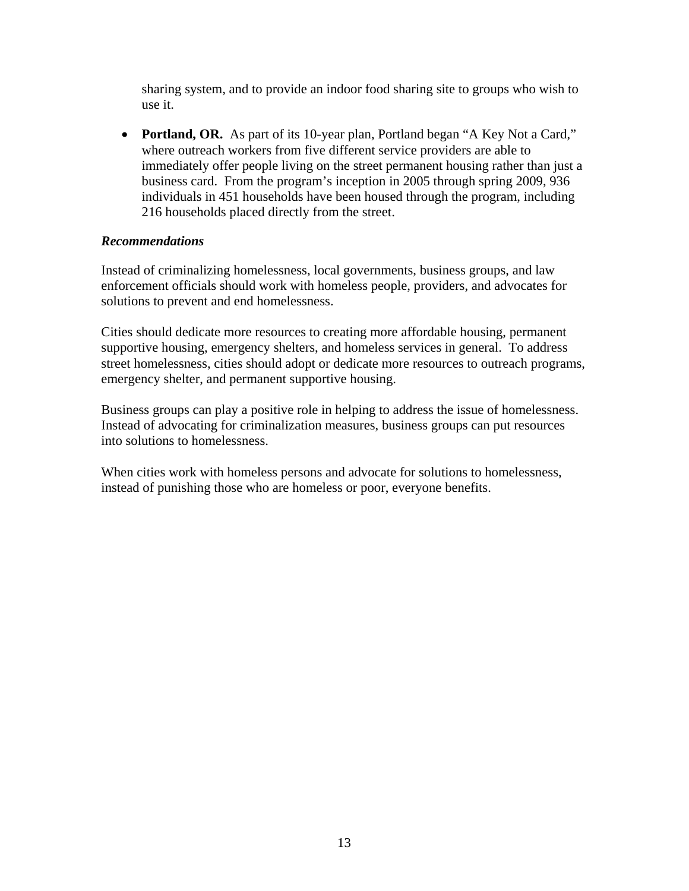sharing system, and to provide an indoor food sharing site to groups who wish to use it.

- **Portland, OR.** As part of its 10-year plan, Portland began "A Key Not a Card," where outreach workers from five different service providers are able to immediately offer people living on the street permanent housing rather than just a business card. From the program's inception in 2005 through spring 2009, 936 individuals in 451 households have been housed through the program, including 216 households placed directly from the street.

***Recommendations***

Instead of criminalizing homelessness, local governments, business groups, and law enforcement officials should work with homeless people, providers, and advocates for solutions to prevent and end homelessness.

Cities should dedicate more resources to creating more affordable housing, permanent supportive housing, emergency shelters, and homeless services in general. To address street homelessness, cities should adopt or dedicate more resources to outreach programs, emergency shelter, and permanent supportive housing.

Business groups can play a positive role in helping to address the issue of homelessness. Instead of advocating for criminalization measures, business groups can put resources into solutions to homelessness.

When cities work with homeless persons and advocate for solutions to homelessness, instead of punishing those who are homeless or poor, everyone benefits.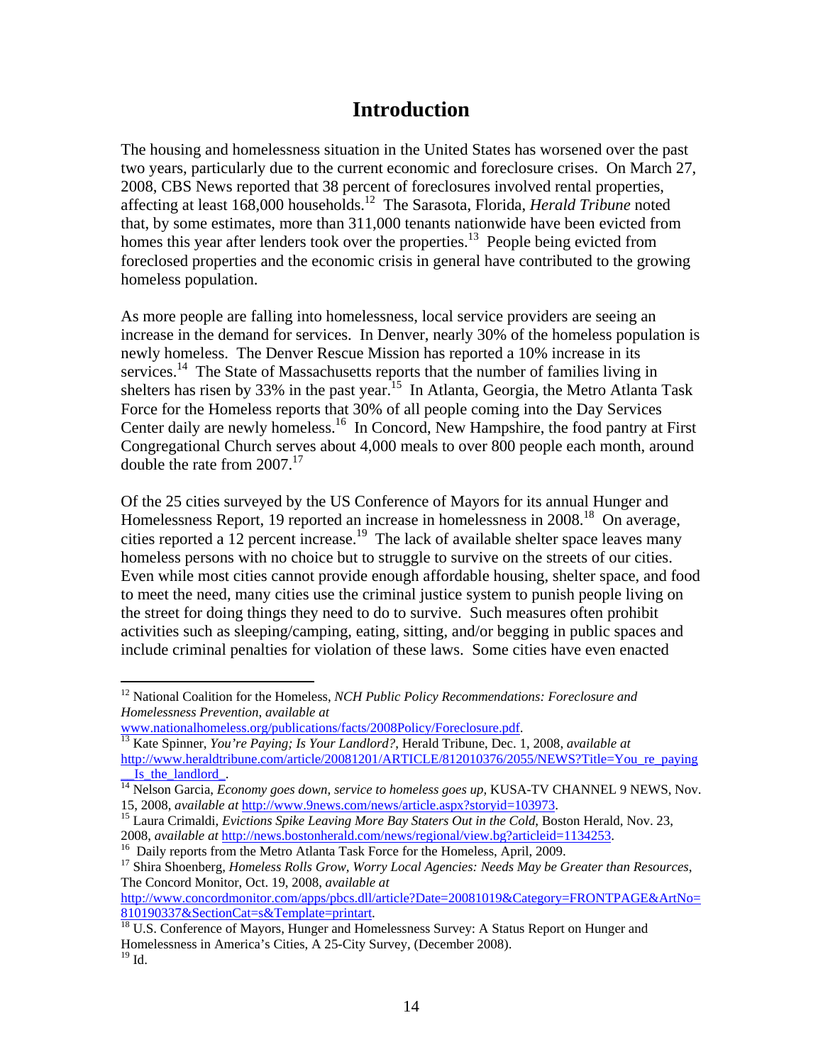# Introduction

The housing and homelessness situation in the United States has worsened over the past two years, particularly due to the current economic and foreclosure crises. On March 27, 2008, CBS News reported that 38 percent of foreclosures involved rental properties, affecting at least 168,000 households.[12] The Sarasota, Florida, *Herald Tribune* noted that, by some estimates, more than 311,000 tenants nationwide have been evicted from homes this year after lenders took over the properties.[13] People being evicted from foreclosed properties and the economic crisis in general have contributed to the growing homeless population.

As more people are falling into homelessness, local service providers are seeing an increase in the demand for services. In Denver, nearly 30% of the homeless population is newly homeless. The Denver Rescue Mission has reported a 10% increase in its services.[14] The State of Massachusetts reports that the number of families living in shelters has risen by 33% in the past year.[15] In Atlanta, Georgia, the Metro Atlanta Task Force for the Homeless reports that 30% of all people coming into the Day Services Center daily are newly homeless.[16] In Concord, New Hampshire, the food pantry at First Congregational Church serves about 4,000 meals to over 800 people each month, around double the rate from 2007.[17]

Of the 25 cities surveyed by the US Conference of Mayors for its annual Hunger and Homelessness Report, 19 reported an increase in homelessness in 2008.[18] On average, cities reported a 12 percent increase.[19] The lack of available shelter space leaves many homeless persons with no choice but to struggle to survive on the streets of our cities. Even while most cities cannot provide enough affordable housing, shelter space, and food to meet the need, many cities use the criminal justice system to punish people living on the street for doing things they need to do to survive. Such measures often prohibit activities such as sleeping/camping, eating, sitting, and/or begging in public spaces and include criminal penalties for violation of these laws. Some cities have even enacted

---

[12] National Coalition for the Homeless, *NCH Public Policy Recommendations: Foreclosure and Homelessness Prevention*, *available at* www.nationalhomeless.org/publications/facts/2008Policy/Foreclosure.pdf.

[13] Kate Spinner, *You're Paying; Is Your Landlord?*, Herald Tribune, Dec. 1, 2008, *available at* http://www.heraldtribune.com/article/20081201/ARTICLE/812010376/2055/NEWS?Title=You_re_paying__Is_the_landlord_.

[14] Nelson Garcia, *Economy goes down, service to homeless goes up*, KUSA-TV CHANNEL 9 NEWS, Nov. 15, 2008, *available at* http://www.9news.com/news/article.aspx?storyid=103973.

[15] Laura Crimaldi, *Evictions Spike Leaving More Bay Staters Out in the Cold*, Boston Herald, Nov. 23, 2008, *available at* http://news.bostonherald.com/news/regional/view.bg?articleid=1134253.

[16] Daily reports from the Metro Atlanta Task Force for the Homeless, April, 2009.

[17] Shira Shoenberg, *Homeless Rolls Grow, Worry Local Agencies: Needs May be Greater than Resources*, The Concord Monitor, Oct. 19, 2008, *available at* http://www.concordmonitor.com/apps/pbcs.dll/article?Date=20081019&Category=FRONTPAGE&ArtNo=810190337&SectionCat=s&Template=printart.

[18] U.S. Conference of Mayors, Hunger and Homelessness Survey: A Status Report on Hunger and Homelessness in America's Cities, A 25-City Survey, (December 2008).

[19] Id.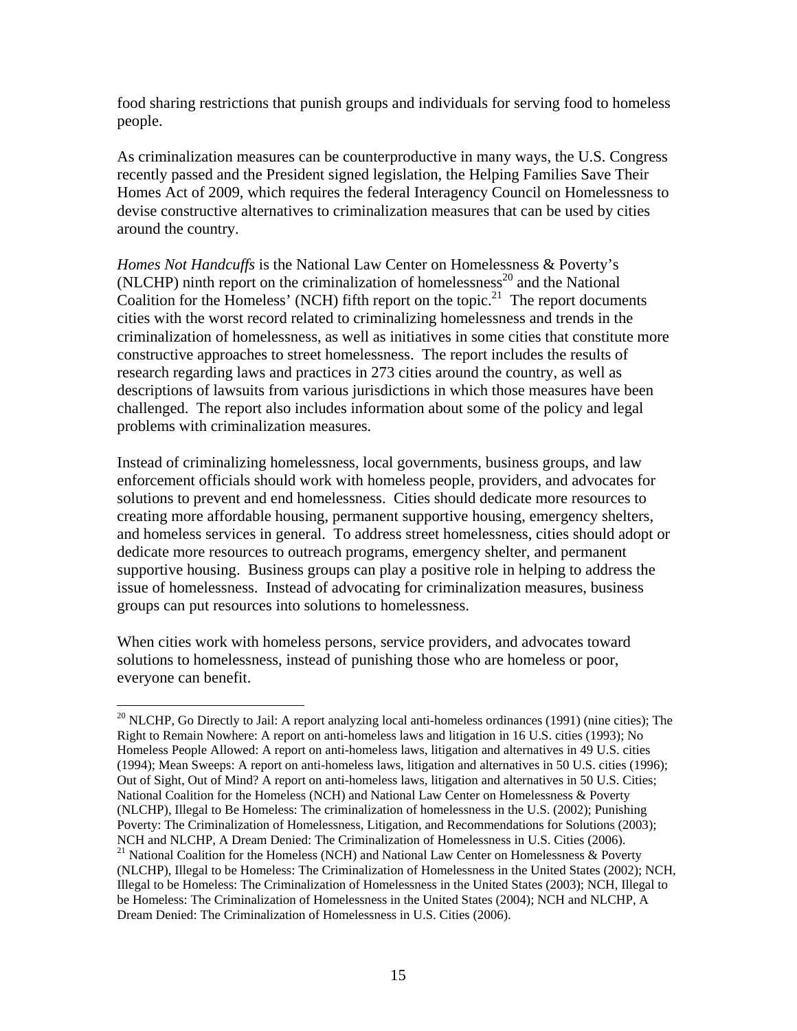food sharing restrictions that punish groups and individuals for serving food to homeless people.

As criminalization measures can be counterproductive in many ways, the U.S. Congress recently passed and the President signed legislation, the Helping Families Save Their Homes Act of 2009, which requires the federal Interagency Council on Homelessness to devise constructive alternatives to criminalization measures that can be used by cities around the country.

*Homes Not Handcuffs* is the National Law Center on Homelessness & Poverty's (NLCHP) ninth report on the criminalization of homelessness[20] and the National Coalition for the Homeless' (NCH) fifth report on the topic.[21] The report documents cities with the worst record related to criminalizing homelessness and trends in the criminalization of homelessness, as well as initiatives in some cities that constitute more constructive approaches to street homelessness. The report includes the results of research regarding laws and practices in 273 cities around the country, as well as descriptions of lawsuits from various jurisdictions in which those measures have been challenged. The report also includes information about some of the policy and legal problems with criminalization measures.

Instead of criminalizing homelessness, local governments, business groups, and law enforcement officials should work with homeless people, providers, and advocates for solutions to prevent and end homelessness. Cities should dedicate more resources to creating more affordable housing, permanent supportive housing, emergency shelters, and homeless services in general. To address street homelessness, cities should adopt or dedicate more resources to outreach programs, emergency shelter, and permanent supportive housing. Business groups can play a positive role in helping to address the issue of homelessness. Instead of advocating for criminalization measures, business groups can put resources into solutions to homelessness.

When cities work with homeless persons, service providers, and advocates toward solutions to homelessness, instead of punishing those who are homeless or poor, everyone can benefit.

---

[20] NLCHP, Go Directly to Jail: A report analyzing local anti-homeless ordinances (1991) (nine cities); The Right to Remain Nowhere: A report on anti-homeless laws and litigation in 16 U.S. cities (1993); No Homeless People Allowed: A report on anti-homeless laws, litigation and alternatives in 49 U.S. cities (1994); Mean Sweeps: A report on anti-homeless laws, litigation and alternatives in 50 U.S. cities (1996); Out of Sight, Out of Mind? A report on anti-homeless laws, litigation and alternatives in 50 U.S. Cities; National Coalition for the Homeless (NCH) and National Law Center on Homelessness & Poverty (NLCHP), Illegal to Be Homeless: The criminalization of homelessness in the U.S. (2002); Punishing Poverty: The Criminalization of Homelessness, Litigation, and Recommendations for Solutions (2003); NCH and NLCHP, A Dream Denied: The Criminalization of Homelessness in U.S. Cities (2006).

[21] National Coalition for the Homeless (NCH) and National Law Center on Homelessness & Poverty (NLCHP), Illegal to be Homeless: The Criminalization of Homelessness in the United States (2002); NCH, Illegal to be Homeless: The Criminalization of Homelessness in the United States (2003); NCH, Illegal to be Homeless: The Criminalization of Homelessness in the United States (2004); NCH and NLCHP, A Dream Denied: The Criminalization of Homelessness in U.S. Cities (2006).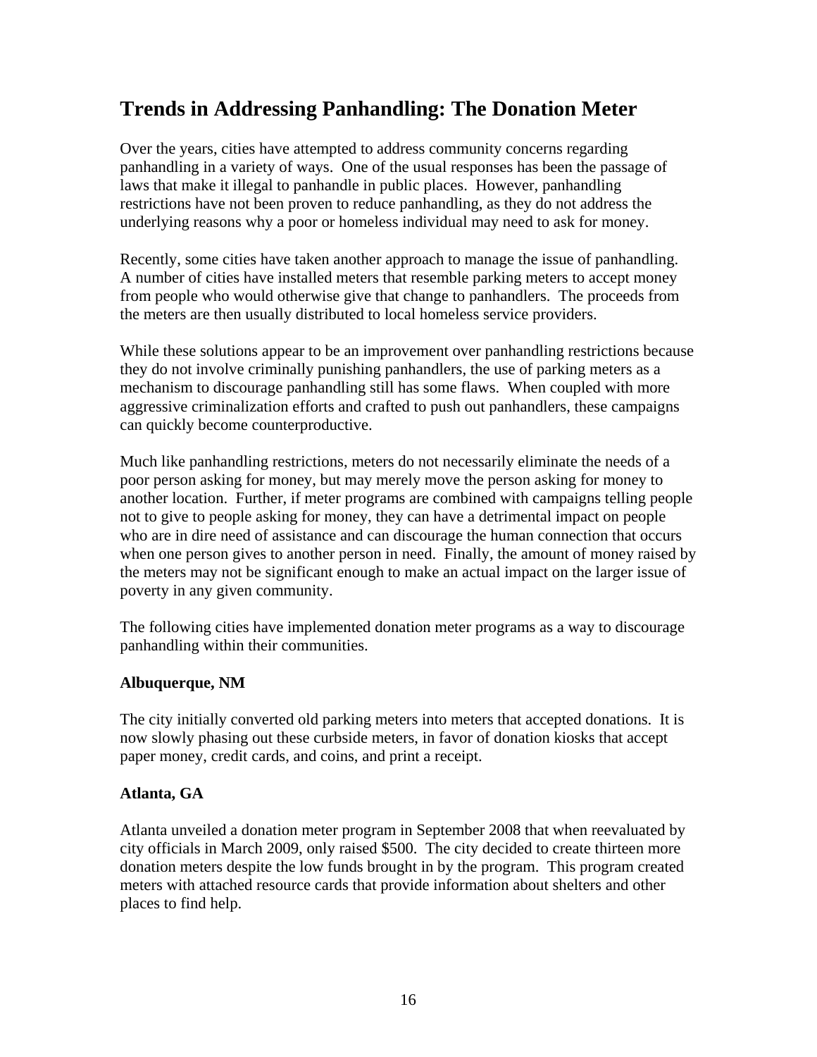## Trends in Addressing Panhandling: The Donation Meter

Over the years, cities have attempted to address community concerns regarding panhandling in a variety of ways. One of the usual responses has been the passage of laws that make it illegal to panhandle in public places. However, panhandling restrictions have not been proven to reduce panhandling, as they do not address the underlying reasons why a poor or homeless individual may need to ask for money.

Recently, some cities have taken another approach to manage the issue of panhandling. A number of cities have installed meters that resemble parking meters to accept money from people who would otherwise give that change to panhandlers. The proceeds from the meters are then usually distributed to local homeless service providers.

While these solutions appear to be an improvement over panhandling restrictions because they do not involve criminally punishing panhandlers, the use of parking meters as a mechanism to discourage panhandling still has some flaws. When coupled with more aggressive criminalization efforts and crafted to push out panhandlers, these campaigns can quickly become counterproductive.

Much like panhandling restrictions, meters do not necessarily eliminate the needs of a poor person asking for money, but may merely move the person asking for money to another location. Further, if meter programs are combined with campaigns telling people not to give to people asking for money, they can have a detrimental impact on people who are in dire need of assistance and can discourage the human connection that occurs when one person gives to another person in need. Finally, the amount of money raised by the meters may not be significant enough to make an actual impact on the larger issue of poverty in any given community.

The following cities have implemented donation meter programs as a way to discourage panhandling within their communities.

**Albuquerque, NM**

The city initially converted old parking meters into meters that accepted donations. It is now slowly phasing out these curbside meters, in favor of donation kiosks that accept paper money, credit cards, and coins, and print a receipt.

**Atlanta, GA**

Atlanta unveiled a donation meter program in September 2008 that when reevaluated by city officials in March 2009, only raised $500. The city decided to create thirteen more donation meters despite the low funds brought in by the program. This program created meters with attached resource cards that provide information about shelters and other places to find help.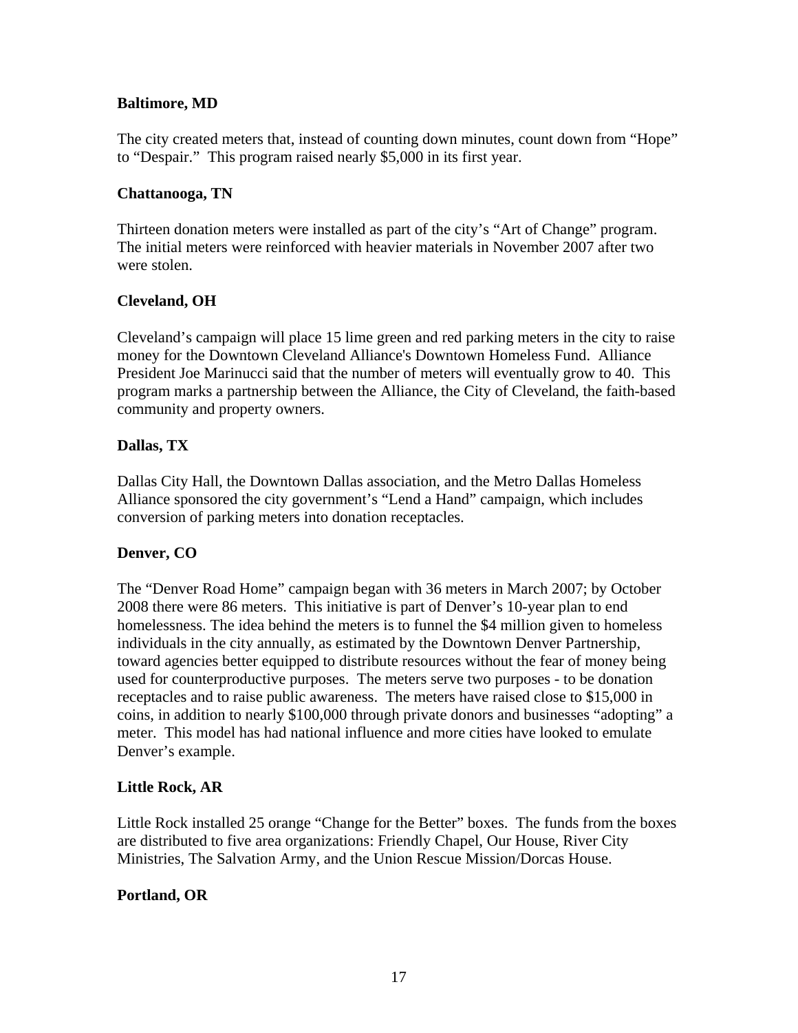**Baltimore, MD**

The city created meters that, instead of counting down minutes, count down from "Hope" to "Despair." This program raised nearly $5,000 in its first year.

**Chattanooga, TN**

Thirteen donation meters were installed as part of the city's "Art of Change" program. The initial meters were reinforced with heavier materials in November 2007 after two were stolen.

**Cleveland, OH**

Cleveland's campaign will place 15 lime green and red parking meters in the city to raise money for the Downtown Cleveland Alliance's Downtown Homeless Fund. Alliance President Joe Marinucci said that the number of meters will eventually grow to 40. This program marks a partnership between the Alliance, the City of Cleveland, the faith-based community and property owners.

**Dallas, TX**

Dallas City Hall, the Downtown Dallas association, and the Metro Dallas Homeless Alliance sponsored the city government's "Lend a Hand" campaign, which includes conversion of parking meters into donation receptacles.

**Denver, CO**

The "Denver Road Home" campaign began with 36 meters in March 2007; by October 2008 there were 86 meters. This initiative is part of Denver's 10-year plan to end homelessness. The idea behind the meters is to funnel the $4 million given to homeless individuals in the city annually, as estimated by the Downtown Denver Partnership, toward agencies better equipped to distribute resources without the fear of money being used for counterproductive purposes. The meters serve two purposes - to be donation receptacles and to raise public awareness. The meters have raised close to $15,000 in coins, in addition to nearly $100,000 through private donors and businesses "adopting" a meter. This model has had national influence and more cities have looked to emulate Denver's example.

**Little Rock, AR**

Little Rock installed 25 orange "Change for the Better" boxes. The funds from the boxes are distributed to five area organizations: Friendly Chapel, Our House, River City Ministries, The Salvation Army, and the Union Rescue Mission/Dorcas House.

**Portland, OR**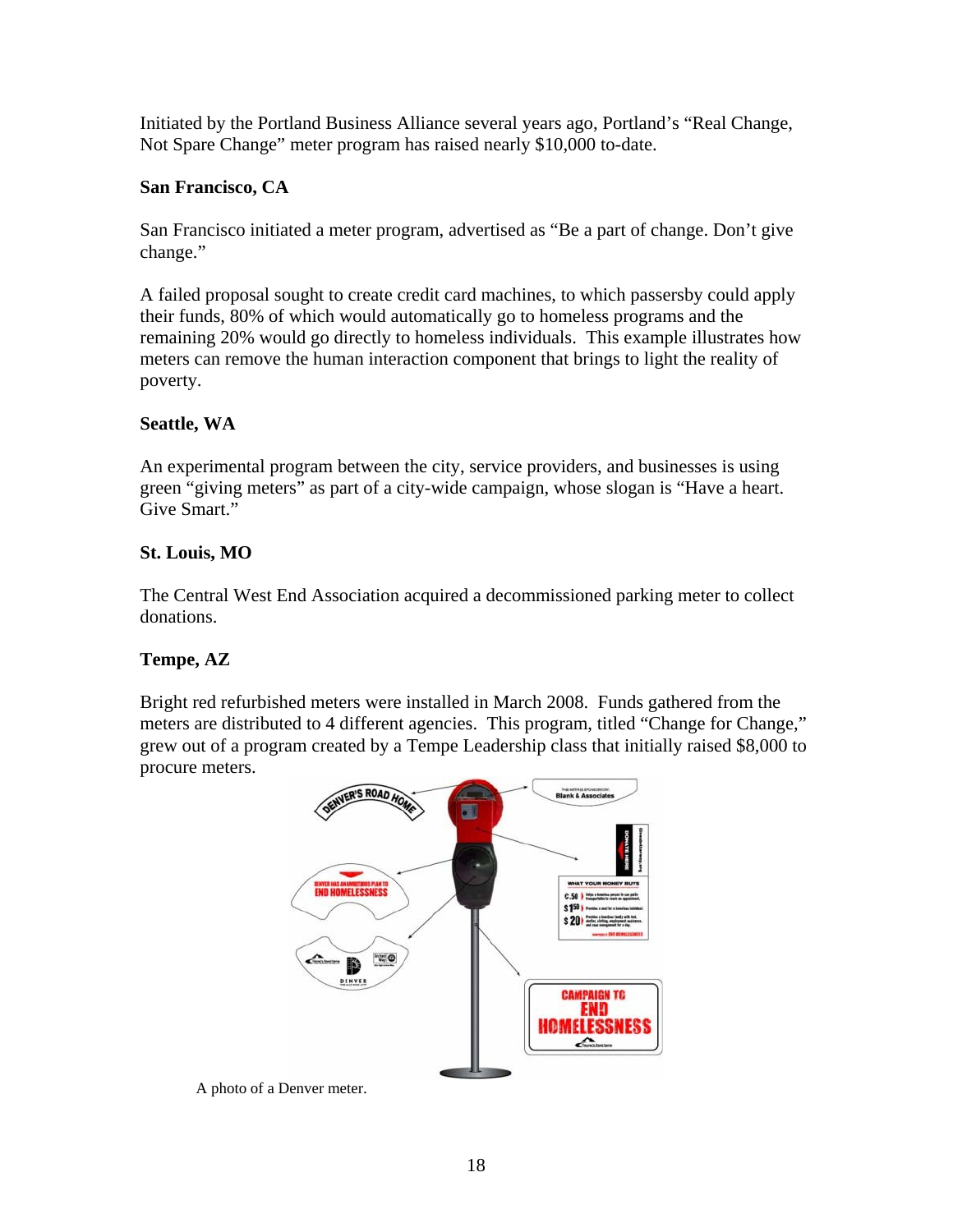Initiated by the Portland Business Alliance several years ago, Portland's "Real Change, Not Spare Change" meter program has raised nearly $10,000 to-date.

**San Francisco, CA**

San Francisco initiated a meter program, advertised as "Be a part of change. Don't give change."

A failed proposal sought to create credit card machines, to which passersby could apply their funds, 80% of which would automatically go to homeless programs and the remaining 20% would go directly to homeless individuals. This example illustrates how meters can remove the human interaction component that brings to light the reality of poverty.

**Seattle, WA**

An experimental program between the city, service providers, and businesses is using green "giving meters" as part of a city-wide campaign, whose slogan is "Have a heart. Give Smart."

**St. Louis, MO**

The Central West End Association acquired a decommissioned parking meter to collect donations.

**Tempe, AZ**

Bright red refurbished meters were installed in March 2008. Funds gathered from the meters are distributed to 4 different agencies. This program, titled "Change for Change," grew out of a program created by a Tempe Leadership class that initially raised $8,000 to procure meters.

A photo of a Denver meter.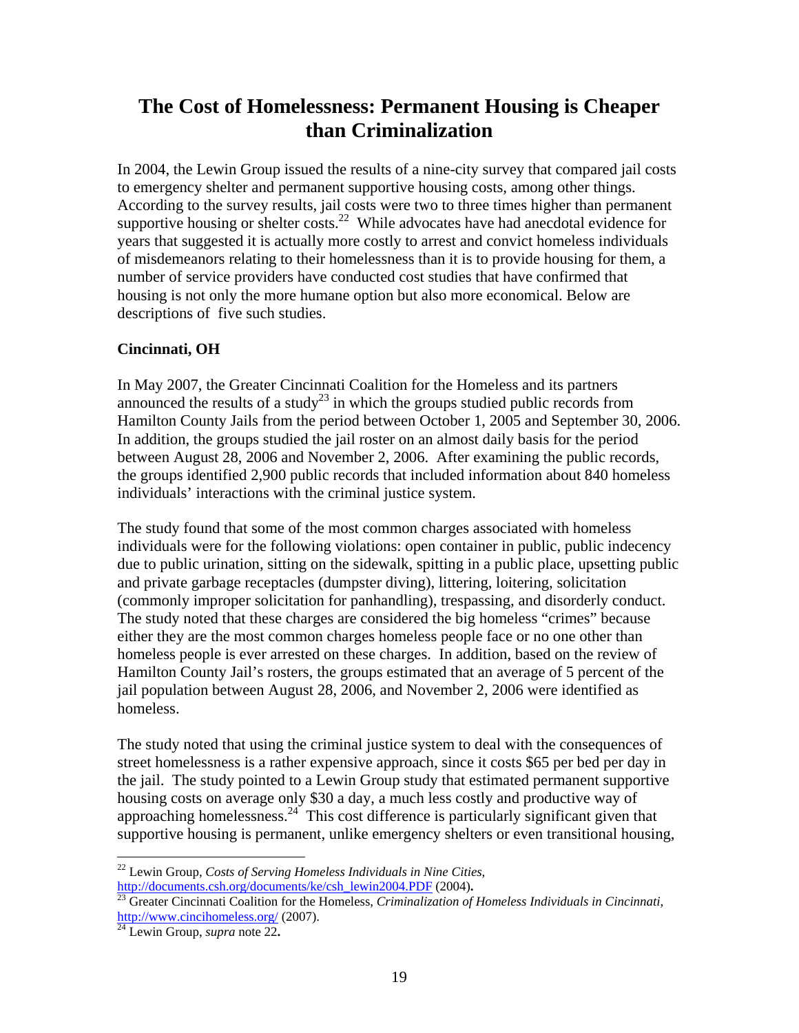# The Cost of Homelessness: Permanent Housing is Cheaper than Criminalization

In 2004, the Lewin Group issued the results of a nine-city survey that compared jail costs to emergency shelter and permanent supportive housing costs, among other things. According to the survey results, jail costs were two to three times higher than permanent supportive housing or shelter costs.[22] While advocates have had anecdotal evidence for years that suggested it is actually more costly to arrest and convict homeless individuals of misdemeanors relating to their homelessness than it is to provide housing for them, a number of service providers have conducted cost studies that have confirmed that housing is not only the more humane option but also more economical. Below are descriptions of five such studies.

**Cincinnati, OH**

In May 2007, the Greater Cincinnati Coalition for the Homeless and its partners announced the results of a study[23] in which the groups studied public records from Hamilton County Jails from the period between October 1, 2005 and September 30, 2006. In addition, the groups studied the jail roster on an almost daily basis for the period between August 28, 2006 and November 2, 2006. After examining the public records, the groups identified 2,900 public records that included information about 840 homeless individuals' interactions with the criminal justice system.

The study found that some of the most common charges associated with homeless individuals were for the following violations: open container in public, public indecency due to public urination, sitting on the sidewalk, spitting in a public place, upsetting public and private garbage receptacles (dumpster diving), littering, loitering, solicitation (commonly improper solicitation for panhandling), trespassing, and disorderly conduct. The study noted that these charges are considered the big homeless "crimes" because either they are the most common charges homeless people face or no one other than homeless people is ever arrested on these charges. In addition, based on the review of Hamilton County Jail's rosters, the groups estimated that an average of 5 percent of the jail population between August 28, 2006, and November 2, 2006 were identified as homeless.

The study noted that using the criminal justice system to deal with the consequences of street homelessness is a rather expensive approach, since it costs $65 per bed per day in the jail. The study pointed to a Lewin Group study that estimated permanent supportive housing costs on average only $30 a day, a much less costly and productive way of approaching homelessness.[24] This cost difference is particularly significant given that supportive housing is permanent, unlike emergency shelters or even transitional housing,

---

[22] Lewin Group, *Costs of Serving Homeless Individuals in Nine Cities*, http://documents.csh.org/documents/ke/csh_lewin2004.PDF (2004).

[23] Greater Cincinnati Coalition for the Homeless, *Criminalization of Homeless Individuals in Cincinnati*, http://www.cincihomeless.org/ (2007).

[24] Lewin Group, *supra* note 22.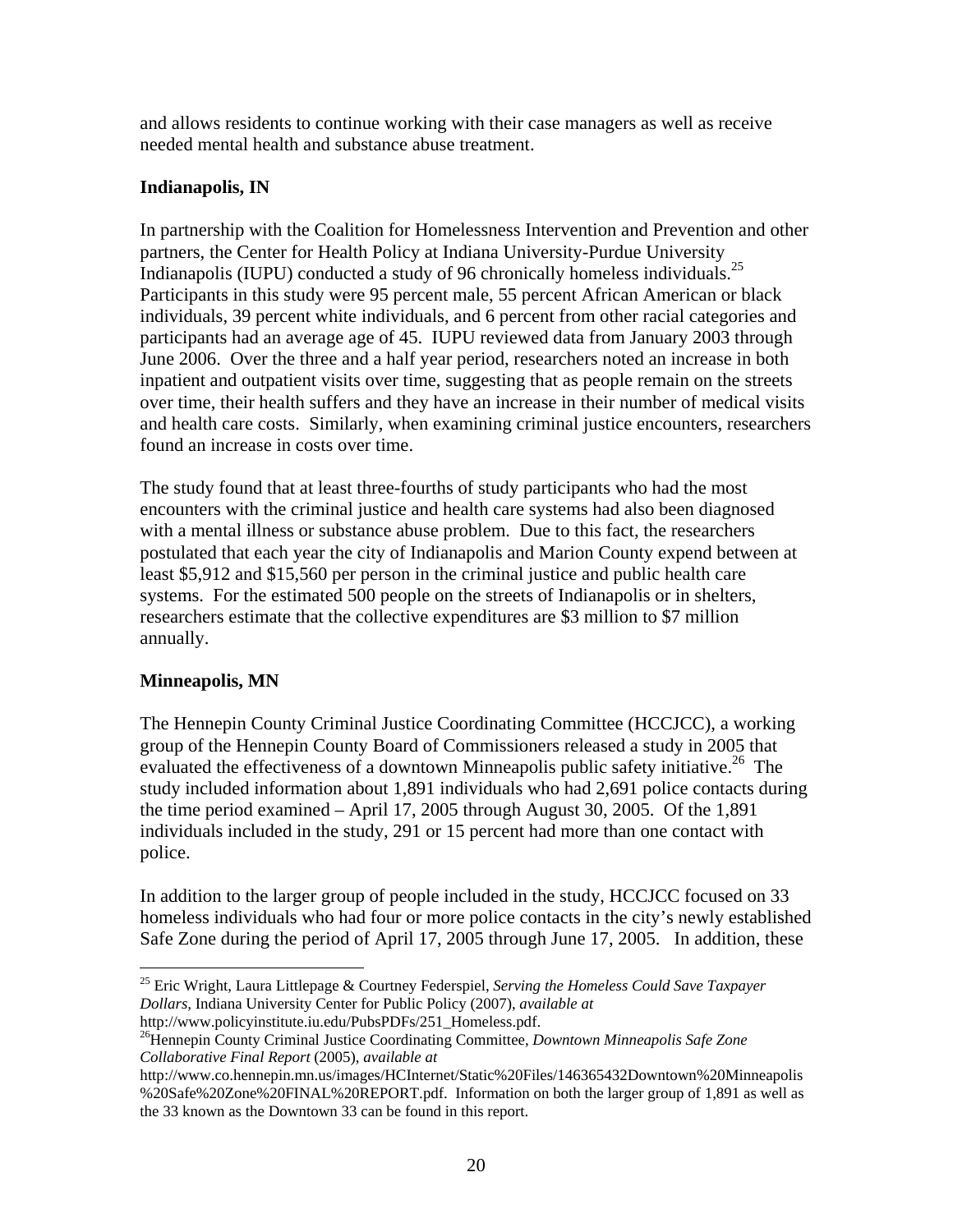and allows residents to continue working with their case managers as well as receive needed mental health and substance abuse treatment.

**Indianapolis, IN**

In partnership with the Coalition for Homelessness Intervention and Prevention and other partners, the Center for Health Policy at Indiana University-Purdue University Indianapolis (IUPU) conducted a study of 96 chronically homeless individuals.[25] Participants in this study were 95 percent male, 55 percent African American or black individuals, 39 percent white individuals, and 6 percent from other racial categories and participants had an average age of 45. IUPU reviewed data from January 2003 through June 2006. Over the three and a half year period, researchers noted an increase in both inpatient and outpatient visits over time, suggesting that as people remain on the streets over time, their health suffers and they have an increase in their number of medical visits and health care costs. Similarly, when examining criminal justice encounters, researchers found an increase in costs over time.

The study found that at least three-fourths of study participants who had the most encounters with the criminal justice and health care systems had also been diagnosed with a mental illness or substance abuse problem. Due to this fact, the researchers postulated that each year the city of Indianapolis and Marion County expend between at least $5,912 and $15,560 per person in the criminal justice and public health care systems. For the estimated 500 people on the streets of Indianapolis or in shelters, researchers estimate that the collective expenditures are $3 million to $7 million annually.

**Minneapolis, MN**

The Hennepin County Criminal Justice Coordinating Committee (HCCJCC), a working group of the Hennepin County Board of Commissioners released a study in 2005 that evaluated the effectiveness of a downtown Minneapolis public safety initiative.[26] The study included information about 1,891 individuals who had 2,691 police contacts during the time period examined – April 17, 2005 through August 30, 2005. Of the 1,891 individuals included in the study, 291 or 15 percent had more than one contact with police.

In addition to the larger group of people included in the study, HCCJCC focused on 33 homeless individuals who had four or more police contacts in the city's newly established Safe Zone during the period of April 17, 2005 through June 17, 2005. In addition, these

---

[25] Eric Wright, Laura Littlepage & Courtney Federspiel, *Serving the Homeless Could Save Taxpayer Dollars,* Indiana University Center for Public Policy (2007), *available at* http://www.policyinstitute.iu.edu/PubsPDFs/251_Homeless.pdf.

[26] Hennepin County Criminal Justice Coordinating Committee, *Downtown Minneapolis Safe Zone Collaborative Final Report* (2005), *available at* http://www.co.hennepin.mn.us/images/HCInternet/Static%20Files/146365432Downtown%20Minneapolis%20Safe%20Zone%20FINAL%20REPORT.pdf. Information on both the larger group of 1,891 as well as the 33 known as the Downtown 33 can be found in this report.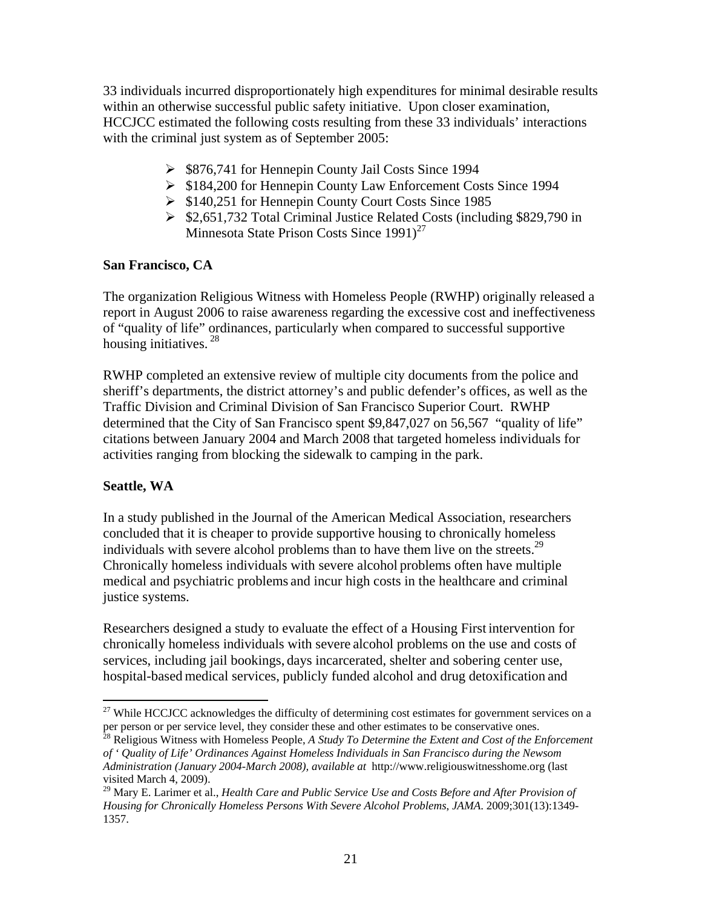33 individuals incurred disproportionately high expenditures for minimal desirable results within an otherwise successful public safety initiative. Upon closer examination, HCCJCC estimated the following costs resulting from these 33 individuals' interactions with the criminal just system as of September 2005:

- $876,741 for Hennepin County Jail Costs Since 1994
- $184,200 for Hennepin County Law Enforcement Costs Since 1994
- $140,251 for Hennepin County Court Costs Since 1985
- $2,651,732 Total Criminal Justice Related Costs (including $829,790 in Minnesota State Prison Costs Since 1991)[27]

**San Francisco, CA**

The organization Religious Witness with Homeless People (RWHP) originally released a report in August 2006 to raise awareness regarding the excessive cost and ineffectiveness of "quality of life" ordinances, particularly when compared to successful supportive housing initiatives. [28]

RWHP completed an extensive review of multiple city documents from the police and sheriff's departments, the district attorney's and public defender's offices, as well as the Traffic Division and Criminal Division of San Francisco Superior Court. RWHP determined that the City of San Francisco spent $9,847,027 on 56,567 "quality of life" citations between January 2004 and March 2008 that targeted homeless individuals for activities ranging from blocking the sidewalk to camping in the park.

**Seattle, WA**

In a study published in the Journal of the American Medical Association, researchers concluded that it is cheaper to provide supportive housing to chronically homeless individuals with severe alcohol problems than to have them live on the streets.[29] Chronically homeless individuals with severe alcohol problems often have multiple medical and psychiatric problems and incur high costs in the healthcare and criminal justice systems.

Researchers designed a study to evaluate the effect of a Housing First intervention for chronically homeless individuals with severe alcohol problems on the use and costs of services, including jail bookings, days incarcerated, shelter and sobering center use, hospital-based medical services, publicly funded alcohol and drug detoxification and

---

[27] While HCCJCC acknowledges the difficulty of determining cost estimates for government services on a per person or per service level, they consider these and other estimates to be conservative ones.

[28] Religious Witness with Homeless People, *A Study To Determine the Extent and Cost of the Enforcement of ' Quality of Life' Ordinances Against Homeless Individuals in San Francisco during the Newsom Administration (January 2004-March 2008), available at* http://www.religiouswitnesshome.org (last visited March 4, 2009).

[29] Mary E. Larimer et al., *Health Care and Public Service Use and Costs Before and After Provision of Housing for Chronically Homeless Persons With Severe Alcohol Problems*, *JAMA*. 2009;301(13):1349-1357.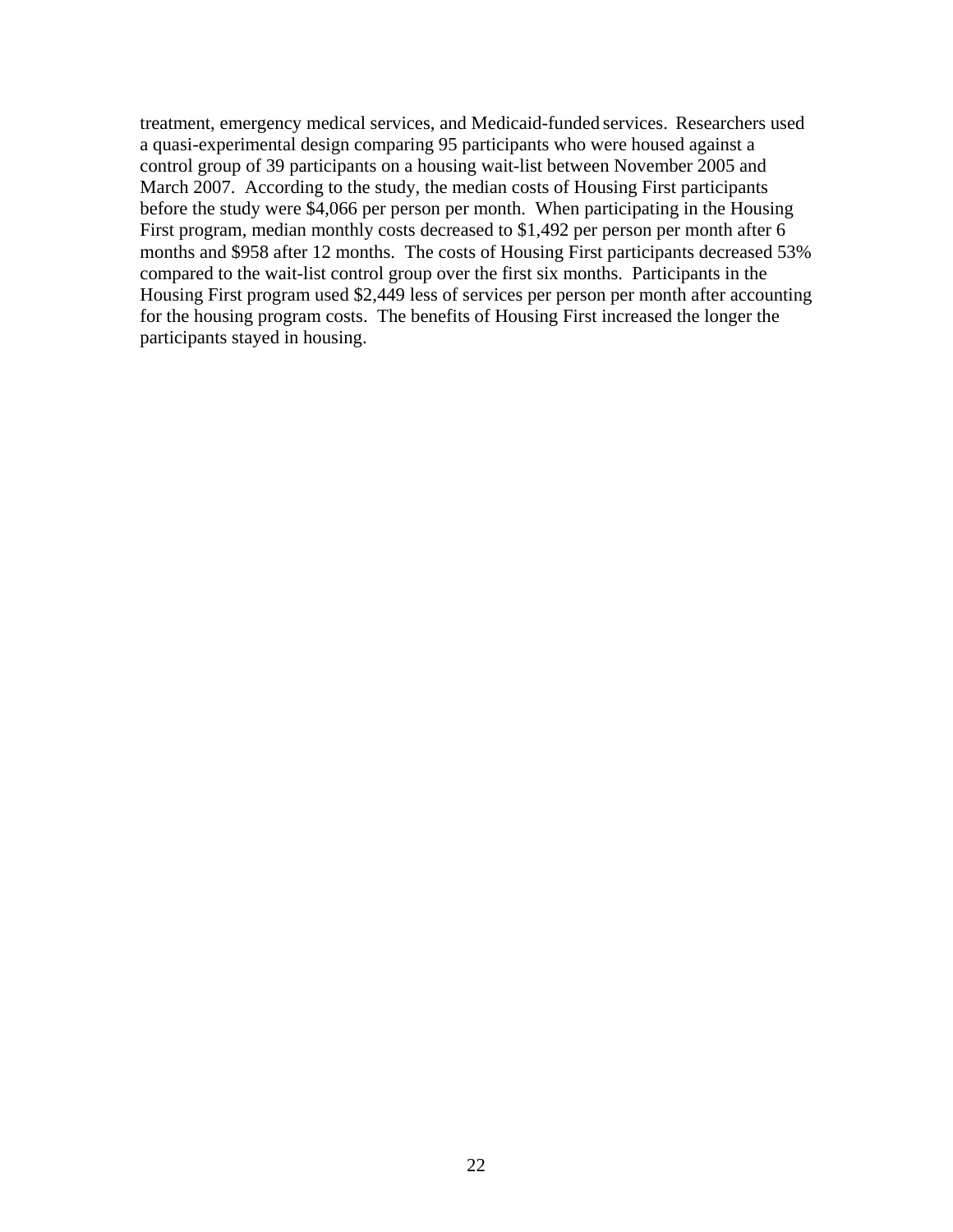treatment, emergency medical services, and Medicaid-funded services. Researchers used a quasi-experimental design comparing 95 participants who were housed against a control group of 39 participants on a housing wait-list between November 2005 and March 2007. According to the study, the median costs of Housing First participants before the study were $4,066 per person per month. When participating in the Housing First program, median monthly costs decreased to $1,492 per person per month after 6 months and $958 after 12 months. The costs of Housing First participants decreased 53% compared to the wait-list control group over the first six months. Participants in the Housing First program used $2,449 less of services per person per month after accounting for the housing program costs. The benefits of Housing First increased the longer the participants stayed in housing.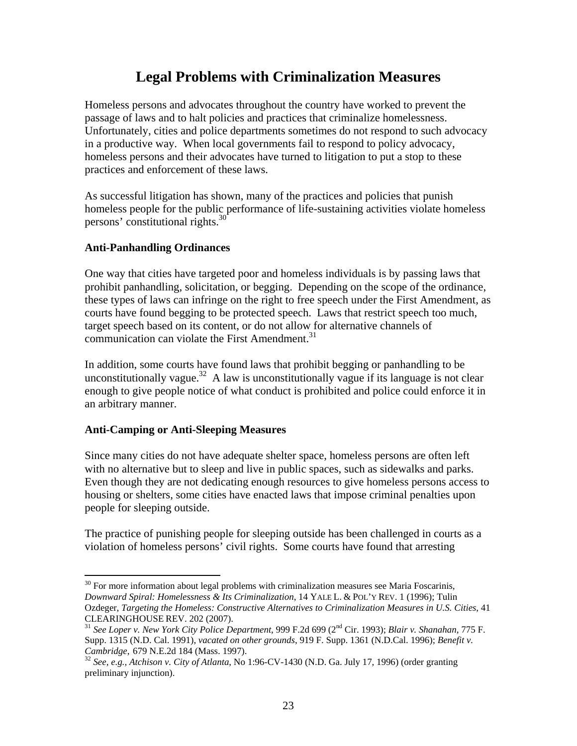# Legal Problems with Criminalization Measures

Homeless persons and advocates throughout the country have worked to prevent the passage of laws and to halt policies and practices that criminalize homelessness. Unfortunately, cities and police departments sometimes do not respond to such advocacy in a productive way. When local governments fail to respond to policy advocacy, homeless persons and their advocates have turned to litigation to put a stop to these practices and enforcement of these laws.

As successful litigation has shown, many of the practices and policies that punish homeless people for the public performance of life-sustaining activities violate homeless persons' constitutional rights.[30]

**Anti-Panhandling Ordinances**

One way that cities have targeted poor and homeless individuals is by passing laws that prohibit panhandling, solicitation, or begging. Depending on the scope of the ordinance, these types of laws can infringe on the right to free speech under the First Amendment, as courts have found begging to be protected speech. Laws that restrict speech too much, target speech based on its content, or do not allow for alternative channels of communication can violate the First Amendment.[31]

In addition, some courts have found laws that prohibit begging or panhandling to be unconstitutionally vague.[32] A law is unconstitutionally vague if its language is not clear enough to give people notice of what conduct is prohibited and police could enforce it in an arbitrary manner.

**Anti-Camping or Anti-Sleeping Measures**

Since many cities do not have adequate shelter space, homeless persons are often left with no alternative but to sleep and live in public spaces, such as sidewalks and parks. Even though they are not dedicating enough resources to give homeless persons access to housing or shelters, some cities have enacted laws that impose criminal penalties upon people for sleeping outside.

The practice of punishing people for sleeping outside has been challenged in courts as a violation of homeless persons' civil rights. Some courts have found that arresting

---

[30] For more information about legal problems with criminalization measures see Maria Foscarinis, *Downward Spiral: Homelessness & Its Criminalization*, 14 YALE L. & POL'Y REV. 1 (1996); Tulin Ozdeger, *Targeting the Homeless: Constructive Alternatives to Criminalization Measures in U.S. Cities*, 41 CLEARINGHOUSE REV. 202 (2007).

[31] *See Loper v. New York City Police Department*, 999 F.2d 699 (2nd Cir. 1993); *Blair v. Shanahan*, 775 F. Supp. 1315 (N.D. Cal. 1991), *vacated on other grounds*, 919 F. Supp. 1361 (N.D.Cal. 1996); *Benefit v. Cambridge*, 679 N.E.2d 184 (Mass. 1997).

[32] *See, e.g., Atchison v. City of Atlanta*, No 1:96-CV-1430 (N.D. Ga. July 17, 1996) (order granting preliminary injunction).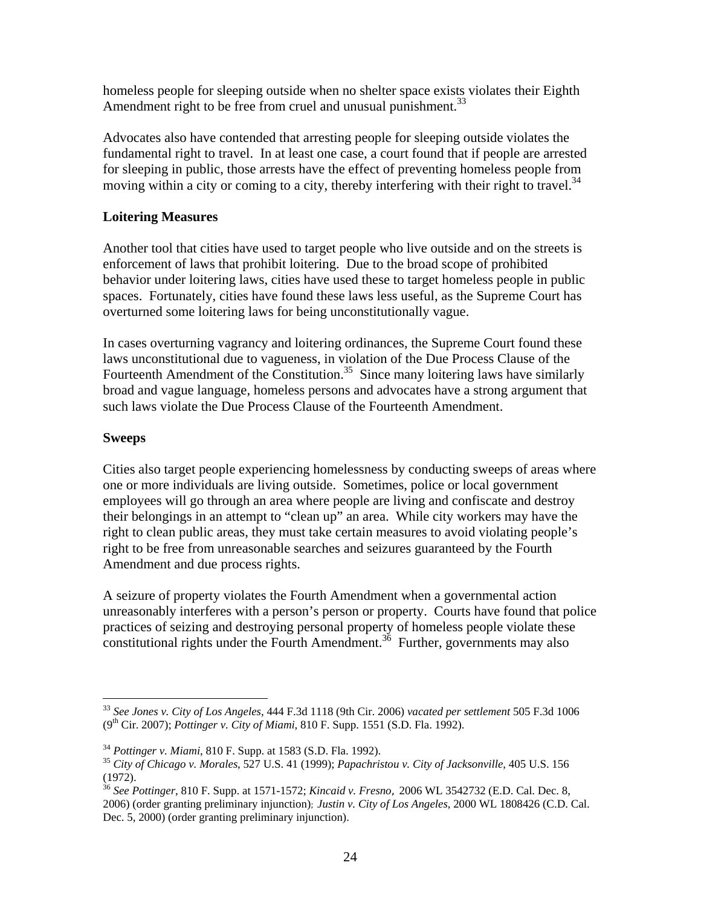homeless people for sleeping outside when no shelter space exists violates their Eighth Amendment right to be free from cruel and unusual punishment.[33]

Advocates also have contended that arresting people for sleeping outside violates the fundamental right to travel. In at least one case, a court found that if people are arrested for sleeping in public, those arrests have the effect of preventing homeless people from moving within a city or coming to a city, thereby interfering with their right to travel.[34]

**Loitering Measures**

Another tool that cities have used to target people who live outside and on the streets is enforcement of laws that prohibit loitering. Due to the broad scope of prohibited behavior under loitering laws, cities have used these to target homeless people in public spaces. Fortunately, cities have found these laws less useful, as the Supreme Court has overturned some loitering laws for being unconstitutionally vague.

In cases overturning vagrancy and loitering ordinances, the Supreme Court found these laws unconstitutional due to vagueness, in violation of the Due Process Clause of the Fourteenth Amendment of the Constitution.[35] Since many loitering laws have similarly broad and vague language, homeless persons and advocates have a strong argument that such laws violate the Due Process Clause of the Fourteenth Amendment.

**Sweeps**

Cities also target people experiencing homelessness by conducting sweeps of areas where one or more individuals are living outside. Sometimes, police or local government employees will go through an area where people are living and confiscate and destroy their belongings in an attempt to "clean up" an area. While city workers may have the right to clean public areas, they must take certain measures to avoid violating people's right to be free from unreasonable searches and seizures guaranteed by the Fourth Amendment and due process rights.

A seizure of property violates the Fourth Amendment when a governmental action unreasonably interferes with a person's person or property. Courts have found that police practices of seizing and destroying personal property of homeless people violate these constitutional rights under the Fourth Amendment.[36] Further, governments may also

---

[33] *See Jones v. City of Los Angeles*, 444 F.3d 1118 (9th Cir. 2006) *vacated per settlement* 505 F.3d 1006 (9th Cir. 2007); *Pottinger v. City of Miami*, 810 F. Supp. 1551 (S.D. Fla. 1992).

[34] *Pottinger v. Miami*, 810 F. Supp. at 1583 (S.D. Fla. 1992).

[35] *City of Chicago v. Morales*, 527 U.S. 41 (1999); *Papachristou v. City of Jacksonville*, 405 U.S. 156 (1972).

[36] *See Pottinger*, 810 F. Supp. at 1571-1572; *Kincaid v. Fresno*, 2006 WL 3542732 (E.D. Cal. Dec. 8, 2006) (order granting preliminary injunction); *Justin v. City of Los Angeles*, 2000 WL 1808426 (C.D. Cal. Dec. 5, 2000) (order granting preliminary injunction).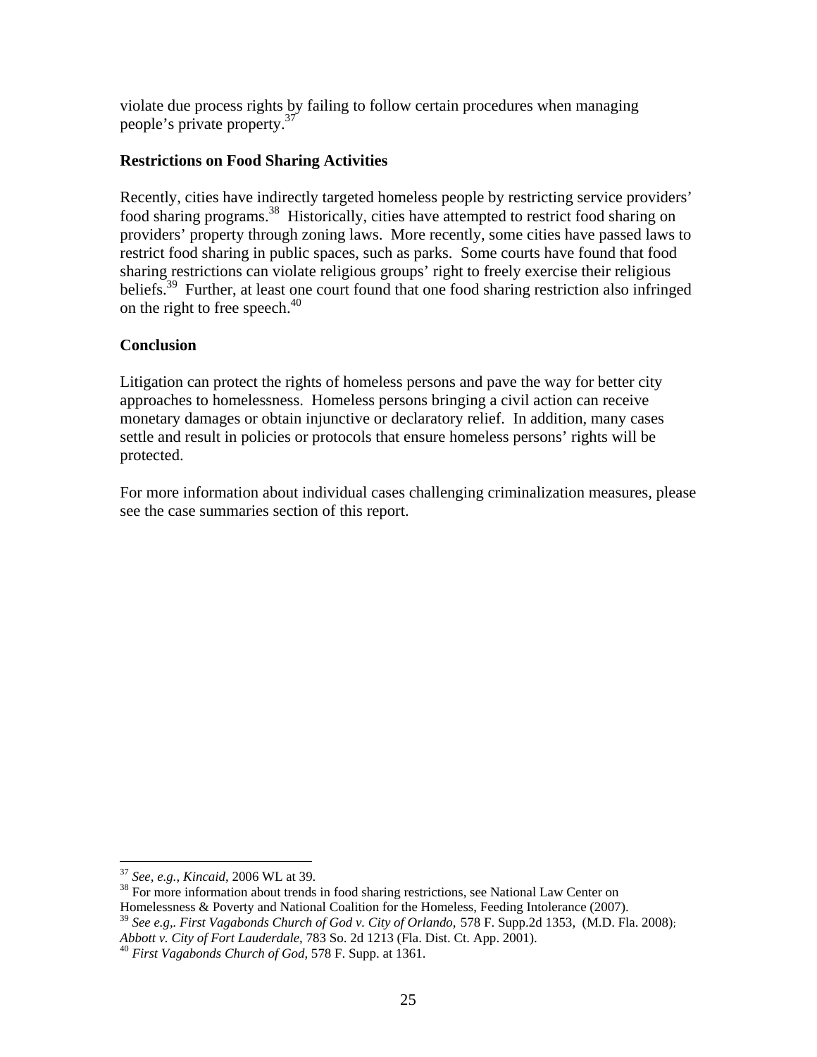violate due process rights by failing to follow certain procedures when managing people's private property.[37]

**Restrictions on Food Sharing Activities**

Recently, cities have indirectly targeted homeless people by restricting service providers' food sharing programs.[38] Historically, cities have attempted to restrict food sharing on providers' property through zoning laws. More recently, some cities have passed laws to restrict food sharing in public spaces, such as parks. Some courts have found that food sharing restrictions can violate religious groups' right to freely exercise their religious beliefs.[39] Further, at least one court found that one food sharing restriction also infringed on the right to free speech.[40]

**Conclusion**

Litigation can protect the rights of homeless persons and pave the way for better city approaches to homelessness. Homeless persons bringing a civil action can receive monetary damages or obtain injunctive or declaratory relief. In addition, many cases settle and result in policies or protocols that ensure homeless persons' rights will be protected.

For more information about individual cases challenging criminalization measures, please see the case summaries section of this report.

---

[37] *See, e.g., Kincaid*, 2006 WL at 39.

[38] For more information about trends in food sharing restrictions, see National Law Center on Homelessness & Poverty and National Coalition for the Homeless, Feeding Intolerance (2007).

[39] *See e.g,. First Vagabonds Church of God v. City of Orlando*, 578 F. Supp.2d 1353, (M.D. Fla. 2008); *Abbott v. City of Fort Lauderdale*, 783 So. 2d 1213 (Fla. Dist. Ct. App. 2001).

[40] *First Vagabonds Church of God*, 578 F. Supp. at 1361.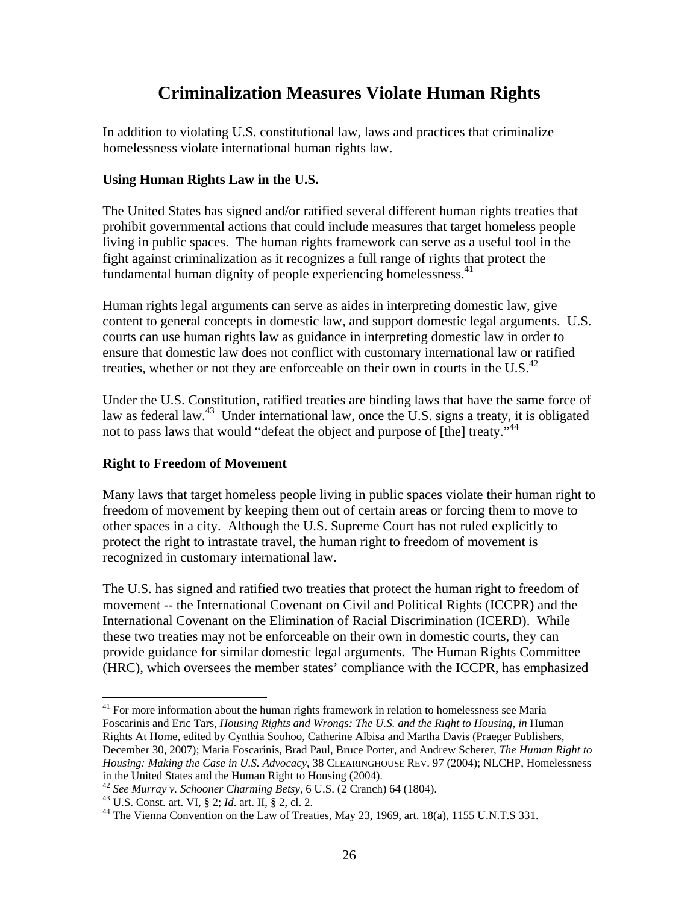# Criminalization Measures Violate Human Rights

In addition to violating U.S. constitutional law, laws and practices that criminalize homelessness violate international human rights law.

**Using Human Rights Law in the U.S.**

The United States has signed and/or ratified several different human rights treaties that prohibit governmental actions that could include measures that target homeless people living in public spaces. The human rights framework can serve as a useful tool in the fight against criminalization as it recognizes a full range of rights that protect the fundamental human dignity of people experiencing homelessness.[41]

Human rights legal arguments can serve as aides in interpreting domestic law, give content to general concepts in domestic law, and support domestic legal arguments. U.S. courts can use human rights law as guidance in interpreting domestic law in order to ensure that domestic law does not conflict with customary international law or ratified treaties, whether or not they are enforceable on their own in courts in the U.S.[42]

Under the U.S. Constitution, ratified treaties are binding laws that have the same force of law as federal law.[43] Under international law, once the U.S. signs a treaty, it is obligated not to pass laws that would "defeat the object and purpose of [the] treaty."[44]

**Right to Freedom of Movement**

Many laws that target homeless people living in public spaces violate their human right to freedom of movement by keeping them out of certain areas or forcing them to move to other spaces in a city. Although the U.S. Supreme Court has not ruled explicitly to protect the right to intrastate travel, the human right to freedom of movement is recognized in customary international law.

The U.S. has signed and ratified two treaties that protect the human right to freedom of movement -- the International Covenant on Civil and Political Rights (ICCPR) and the International Covenant on the Elimination of Racial Discrimination (ICERD). While these two treaties may not be enforceable on their own in domestic courts, they can provide guidance for similar domestic legal arguments. The Human Rights Committee (HRC), which oversees the member states' compliance with the ICCPR, has emphasized

---

[41] For more information about the human rights framework in relation to homelessness see Maria Foscarinis and Eric Tars, *Housing Rights and Wrongs: The U.S. and the Right to Housing*, *in* Human Rights At Home, edited by Cynthia Soohoo, Catherine Albisa and Martha Davis (Praeger Publishers, December 30, 2007); Maria Foscarinis, Brad Paul, Bruce Porter, and Andrew Scherer, *The Human Right to Housing: Making the Case in U.S. Advocacy*, 38 CLEARINGHOUSE REV. 97 (2004); NLCHP, Homelessness in the United States and the Human Right to Housing (2004).

[42] *See Murray v. Schooner Charming Betsy*, 6 U.S. (2 Cranch) 64 (1804).

[43] U.S. Const. art. VI, § 2; *Id*. art. II, § 2, cl. 2.

[44] The Vienna Convention on the Law of Treaties, May 23, 1969, art. 18(a), 1155 U.N.T.S 331.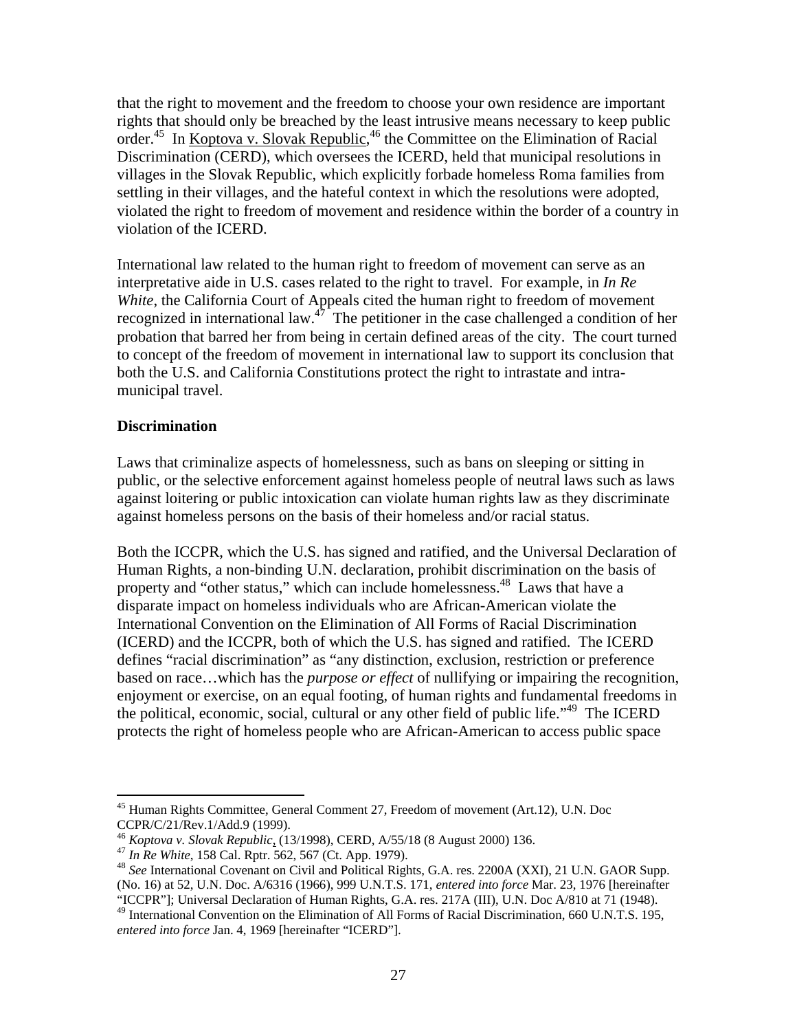that the right to movement and the freedom to choose your own residence are important rights that should only be breached by the least intrusive means necessary to keep public order.[45] In Koptova v. Slovak Republic,[46] the Committee on the Elimination of Racial Discrimination (CERD), which oversees the ICERD, held that municipal resolutions in villages in the Slovak Republic, which explicitly forbade homeless Roma families from settling in their villages, and the hateful context in which the resolutions were adopted, violated the right to freedom of movement and residence within the border of a country in violation of the ICERD.

International law related to the human right to freedom of movement can serve as an interpretative aide in U.S. cases related to the right to travel. For example, in *In Re White*, the California Court of Appeals cited the human right to freedom of movement recognized in international law.[47] The petitioner in the case challenged a condition of her probation that barred her from being in certain defined areas of the city. The court turned to concept of the freedom of movement in international law to support its conclusion that both the U.S. and California Constitutions protect the right to intrastate and intra-municipal travel.

**Discrimination**

Laws that criminalize aspects of homelessness, such as bans on sleeping or sitting in public, or the selective enforcement against homeless people of neutral laws such as laws against loitering or public intoxication can violate human rights law as they discriminate against homeless persons on the basis of their homeless and/or racial status.

Both the ICCPR, which the U.S. has signed and ratified, and the Universal Declaration of Human Rights, a non-binding U.N. declaration, prohibit discrimination on the basis of property and "other status," which can include homelessness.[48] Laws that have a disparate impact on homeless individuals who are African-American violate the International Convention on the Elimination of All Forms of Racial Discrimination (ICERD) and the ICCPR, both of which the U.S. has signed and ratified. The ICERD defines "racial discrimination" as "any distinction, exclusion, restriction or preference based on race…which has the *purpose or effect* of nullifying or impairing the recognition, enjoyment or exercise, on an equal footing, of human rights and fundamental freedoms in the political, economic, social, cultural or any other field of public life."[49] The ICERD protects the right of homeless people who are African-American to access public space

---

[45] Human Rights Committee, General Comment 27, Freedom of movement (Art.12), U.N. Doc CCPR/C/21/Rev.1/Add.9 (1999).

[46] *Koptova v. Slovak Republic*, (13/1998), CERD, A/55/18 (8 August 2000) 136.

[47] *In Re White*, 158 Cal. Rptr. 562, 567 (Ct. App. 1979).

[48] *See* International Covenant on Civil and Political Rights, G.A. res. 2200A (XXI), 21 U.N. GAOR Supp. (No. 16) at 52, U.N. Doc. A/6316 (1966), 999 U.N.T.S. 171, *entered into force* Mar. 23, 1976 [hereinafter "ICCPR"]; Universal Declaration of Human Rights, G.A. res. 217A (III), U.N. Doc A/810 at 71 (1948).

[49] International Convention on the Elimination of All Forms of Racial Discrimination, 660 U.N.T.S. 195, *entered into force* Jan. 4, 1969 [hereinafter "ICERD"].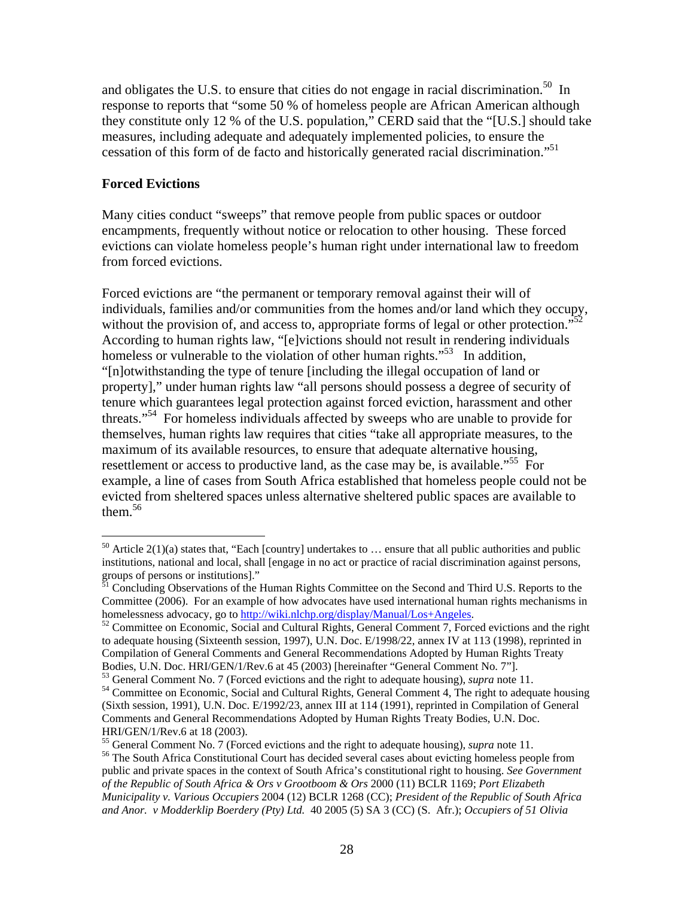and obligates the U.S. to ensure that cities do not engage in racial discrimination.[50] In response to reports that "some 50 % of homeless people are African American although they constitute only 12 % of the U.S. population," CERD said that the "[U.S.] should take measures, including adequate and adequately implemented policies, to ensure the cessation of this form of de facto and historically generated racial discrimination."[51]

**Forced Evictions**

Many cities conduct "sweeps" that remove people from public spaces or outdoor encampments, frequently without notice or relocation to other housing. These forced evictions can violate homeless people's human right under international law to freedom from forced evictions.

Forced evictions are "the permanent or temporary removal against their will of individuals, families and/or communities from the homes and/or land which they occupy, without the provision of, and access to, appropriate forms of legal or other protection."[52] According to human rights law, "[e]victions should not result in rendering individuals homeless or vulnerable to the violation of other human rights."[53] In addition, "[n]otwithstanding the type of tenure [including the illegal occupation of land or property]," under human rights law "all persons should possess a degree of security of tenure which guarantees legal protection against forced eviction, harassment and other threats."[54] For homeless individuals affected by sweeps who are unable to provide for themselves, human rights law requires that cities "take all appropriate measures, to the maximum of its available resources, to ensure that adequate alternative housing, resettlement or access to productive land, as the case may be, is available."[55] For example, a line of cases from South Africa established that homeless people could not be evicted from sheltered spaces unless alternative sheltered public spaces are available to them.[56]

---

[50] Article 2(1)(a) states that, "Each [country] undertakes to … ensure that all public authorities and public institutions, national and local, shall [engage in no act or practice of racial discrimination against persons, groups of persons or institutions]."

[51] Concluding Observations of the Human Rights Committee on the Second and Third U.S. Reports to the Committee (2006). For an example of how advocates have used international human rights mechanisms in homelessness advocacy, go to http://wiki.nlchp.org/display/Manual/Los+Angeles.

[52] Committee on Economic, Social and Cultural Rights, General Comment 7, Forced evictions and the right to adequate housing (Sixteenth session, 1997), U.N. Doc. E/1998/22, annex IV at 113 (1998), reprinted in Compilation of General Comments and General Recommendations Adopted by Human Rights Treaty Bodies, U.N. Doc. HRI/GEN/1/Rev.6 at 45 (2003) [hereinafter "General Comment No. 7"].

[53] General Comment No. 7 (Forced evictions and the right to adequate housing), *supra* note 11.

[54] Committee on Economic, Social and Cultural Rights, General Comment 4, The right to adequate housing (Sixth session, 1991), U.N. Doc. E/1992/23, annex III at 114 (1991), reprinted in Compilation of General Comments and General Recommendations Adopted by Human Rights Treaty Bodies, U.N. Doc. HRI/GEN/1/Rev.6 at 18 (2003).

[55] General Comment No. 7 (Forced evictions and the right to adequate housing), *supra* note 11.

[56] The South Africa Constitutional Court has decided several cases about evicting homeless people from public and private spaces in the context of South Africa's constitutional right to housing. *See Government of the Republic of South Africa & Ors v Grootboom & Ors* 2000 (11) BCLR 1169; *Port Elizabeth Municipality v. Various Occupiers* 2004 (12) BCLR 1268 (CC); *President of the Republic of South Africa and Anor. v Modderklip Boerdery (Pty) Ltd.* 40 2005 (5) SA 3 (CC) (S. Afr.); *Occupiers of 51 Olivia*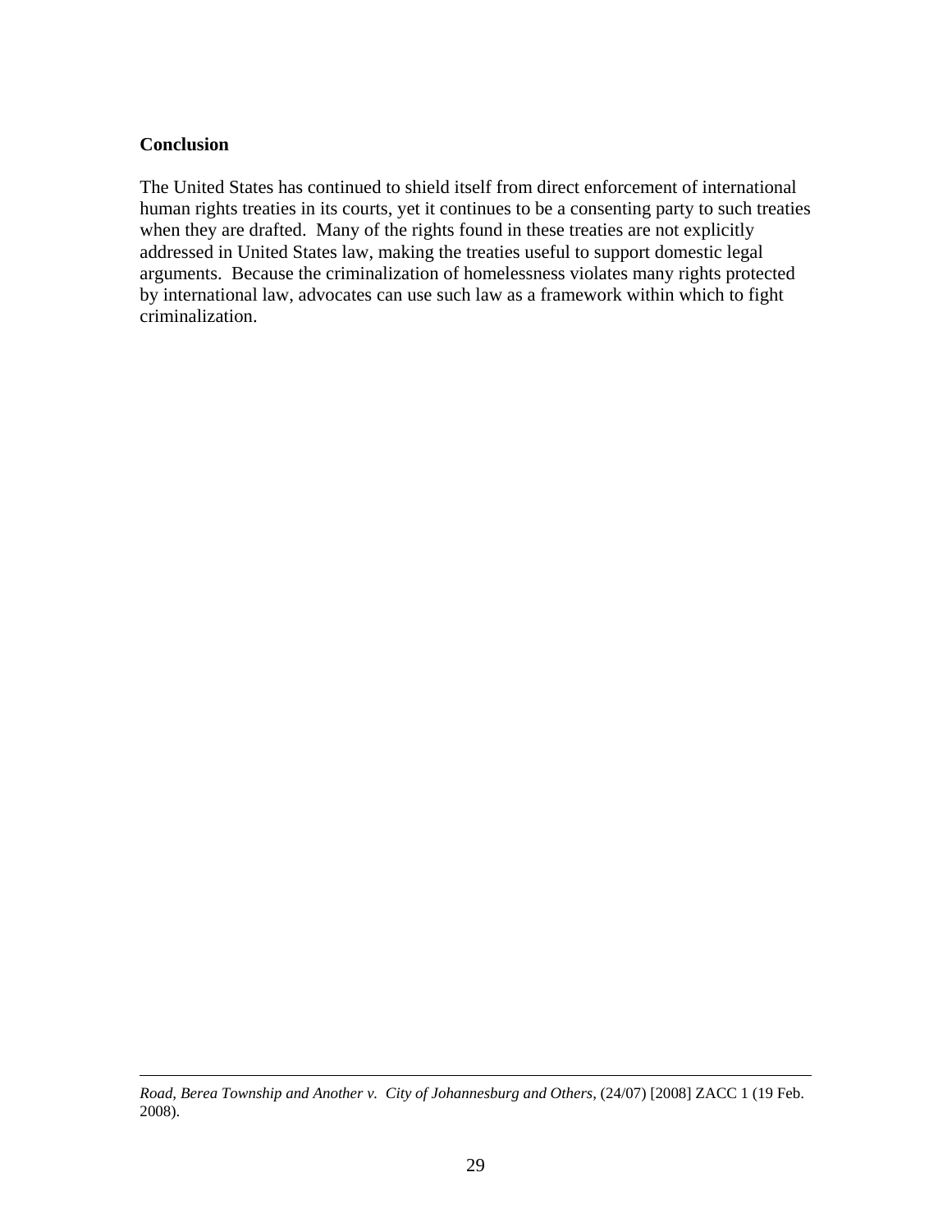**Conclusion**

The United States has continued to shield itself from direct enforcement of international human rights treaties in its courts, yet it continues to be a consenting party to such treaties when they are drafted. Many of the rights found in these treaties are not explicitly addressed in United States law, making the treaties useful to support domestic legal arguments. Because the criminalization of homelessness violates many rights protected by international law, advocates can use such law as a framework within which to fight criminalization.

---

*Road, Berea Township and Another v. City of Johannesburg and Others*, (24/07) [2008] ZACC 1 (19 Feb. 2008).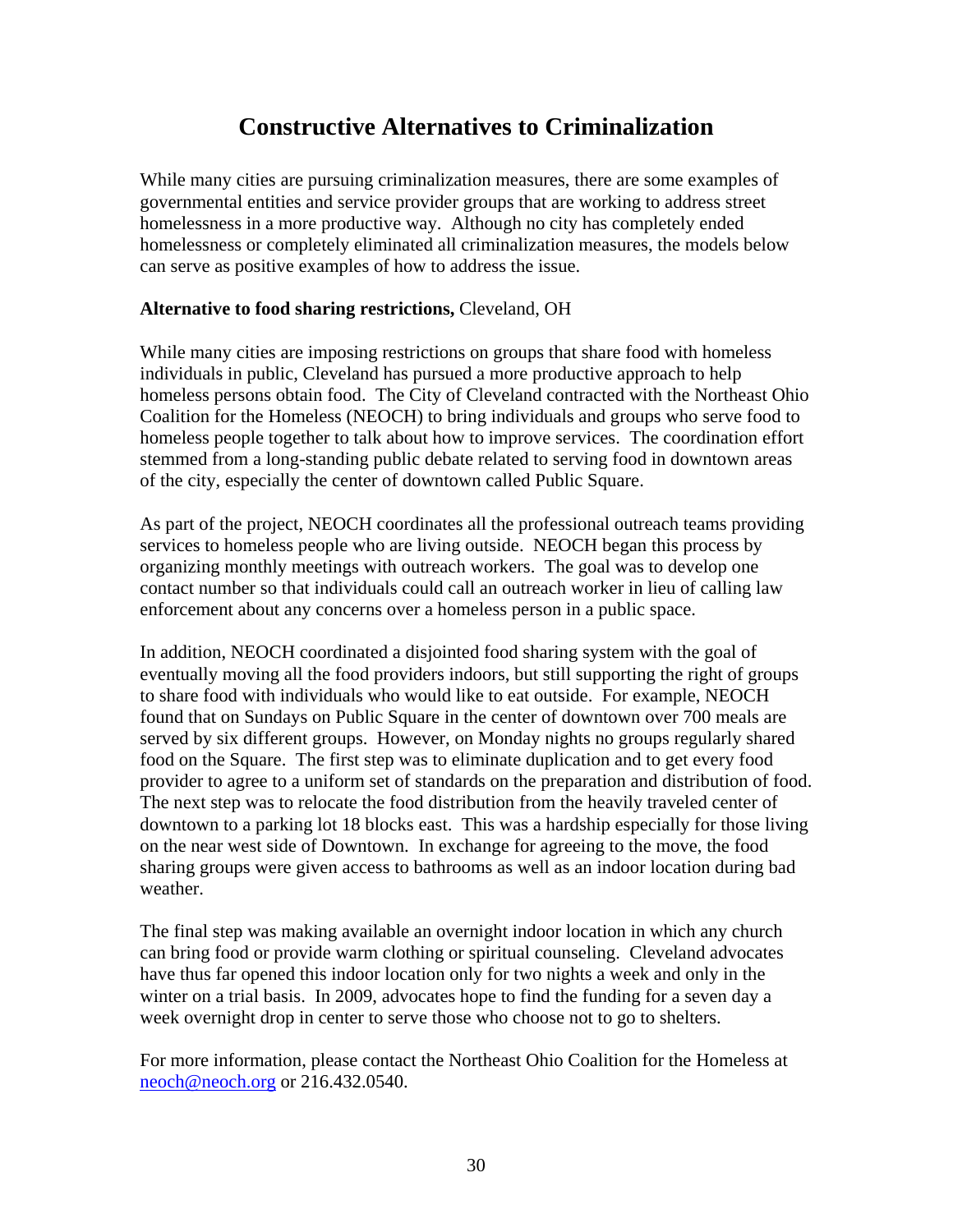# Constructive Alternatives to Criminalization

While many cities are pursuing criminalization measures, there are some examples of governmental entities and service provider groups that are working to address street homelessness in a more productive way. Although no city has completely ended homelessness or completely eliminated all criminalization measures, the models below can serve as positive examples of how to address the issue.

**Alternative to food sharing restrictions,** Cleveland, OH

While many cities are imposing restrictions on groups that share food with homeless individuals in public, Cleveland has pursued a more productive approach to help homeless persons obtain food. The City of Cleveland contracted with the Northeast Ohio Coalition for the Homeless (NEOCH) to bring individuals and groups who serve food to homeless people together to talk about how to improve services. The coordination effort stemmed from a long-standing public debate related to serving food in downtown areas of the city, especially the center of downtown called Public Square.

As part of the project, NEOCH coordinates all the professional outreach teams providing services to homeless people who are living outside. NEOCH began this process by organizing monthly meetings with outreach workers. The goal was to develop one contact number so that individuals could call an outreach worker in lieu of calling law enforcement about any concerns over a homeless person in a public space.

In addition, NEOCH coordinated a disjointed food sharing system with the goal of eventually moving all the food providers indoors, but still supporting the right of groups to share food with individuals who would like to eat outside. For example, NEOCH found that on Sundays on Public Square in the center of downtown over 700 meals are served by six different groups. However, on Monday nights no groups regularly shared food on the Square. The first step was to eliminate duplication and to get every food provider to agree to a uniform set of standards on the preparation and distribution of food. The next step was to relocate the food distribution from the heavily traveled center of downtown to a parking lot 18 blocks east. This was a hardship especially for those living on the near west side of Downtown. In exchange for agreeing to the move, the food sharing groups were given access to bathrooms as well as an indoor location during bad weather.

The final step was making available an overnight indoor location in which any church can bring food or provide warm clothing or spiritual counseling. Cleveland advocates have thus far opened this indoor location only for two nights a week and only in the winter on a trial basis. In 2009, advocates hope to find the funding for a seven day a week overnight drop in center to serve those who choose not to go to shelters.

For more information, please contact the Northeast Ohio Coalition for the Homeless at neoch@neoch.org or 216.432.0540.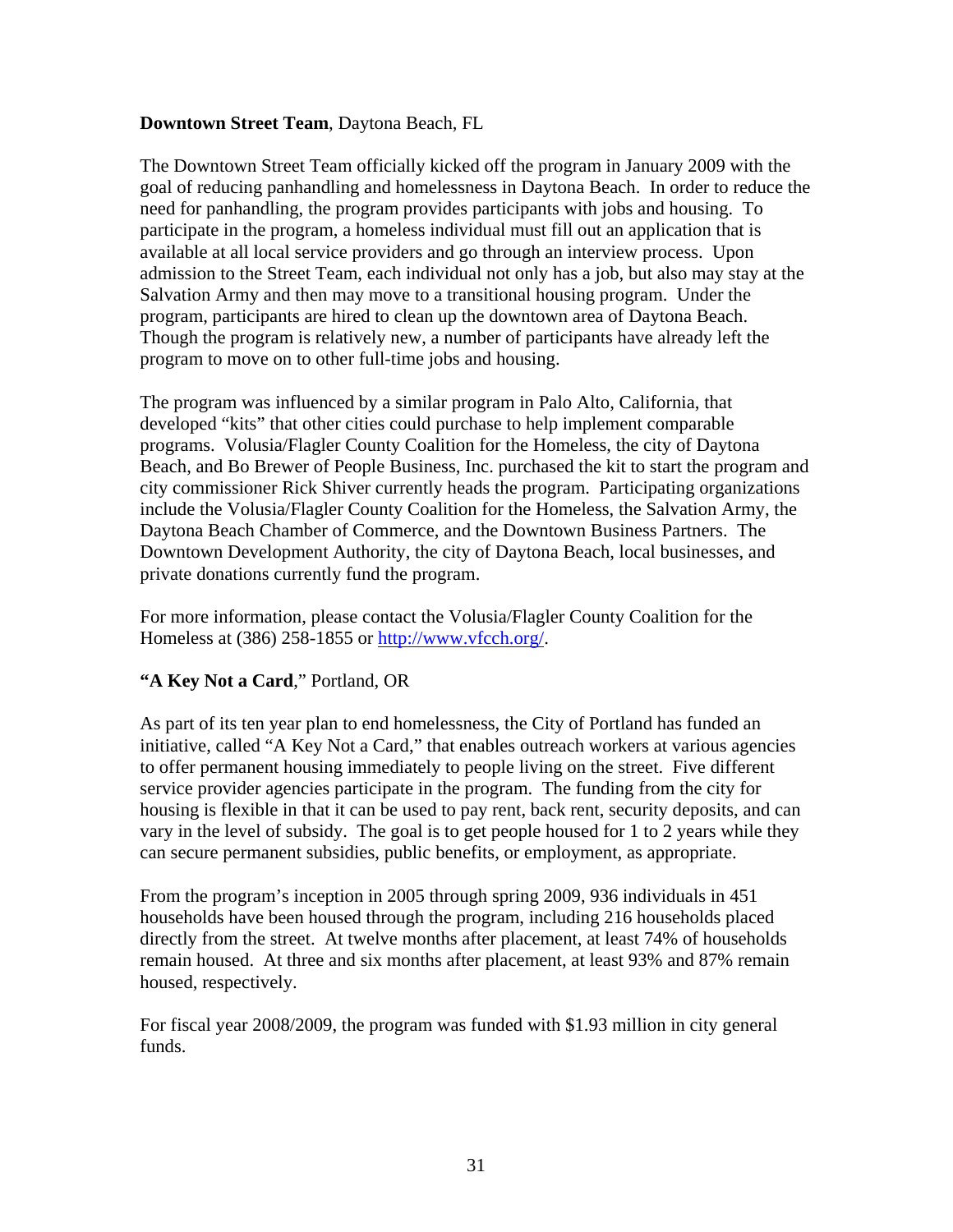**Downtown Street Team**, Daytona Beach, FL

The Downtown Street Team officially kicked off the program in January 2009 with the goal of reducing panhandling and homelessness in Daytona Beach. In order to reduce the need for panhandling, the program provides participants with jobs and housing. To participate in the program, a homeless individual must fill out an application that is available at all local service providers and go through an interview process. Upon admission to the Street Team, each individual not only has a job, but also may stay at the Salvation Army and then may move to a transitional housing program. Under the program, participants are hired to clean up the downtown area of Daytona Beach. Though the program is relatively new, a number of participants have already left the program to move on to other full-time jobs and housing.

The program was influenced by a similar program in Palo Alto, California, that developed "kits" that other cities could purchase to help implement comparable programs. Volusia/Flagler County Coalition for the Homeless, the city of Daytona Beach, and Bo Brewer of People Business, Inc. purchased the kit to start the program and city commissioner Rick Shiver currently heads the program. Participating organizations include the Volusia/Flagler County Coalition for the Homeless, the Salvation Army, the Daytona Beach Chamber of Commerce, and the Downtown Business Partners. The Downtown Development Authority, the city of Daytona Beach, local businesses, and private donations currently fund the program.

For more information, please contact the Volusia/Flagler County Coalition for the Homeless at (386) 258-1855 or http://www.vfcch.org/.

**"A Key Not a Card**," Portland, OR

As part of its ten year plan to end homelessness, the City of Portland has funded an initiative, called "A Key Not a Card," that enables outreach workers at various agencies to offer permanent housing immediately to people living on the street. Five different service provider agencies participate in the program. The funding from the city for housing is flexible in that it can be used to pay rent, back rent, security deposits, and can vary in the level of subsidy. The goal is to get people housed for 1 to 2 years while they can secure permanent subsidies, public benefits, or employment, as appropriate.

From the program's inception in 2005 through spring 2009, 936 individuals in 451 households have been housed through the program, including 216 households placed directly from the street. At twelve months after placement, at least 74% of households remain housed. At three and six months after placement, at least 93% and 87% remain housed, respectively.

For fiscal year 2008/2009, the program was funded with $1.93 million in city general funds.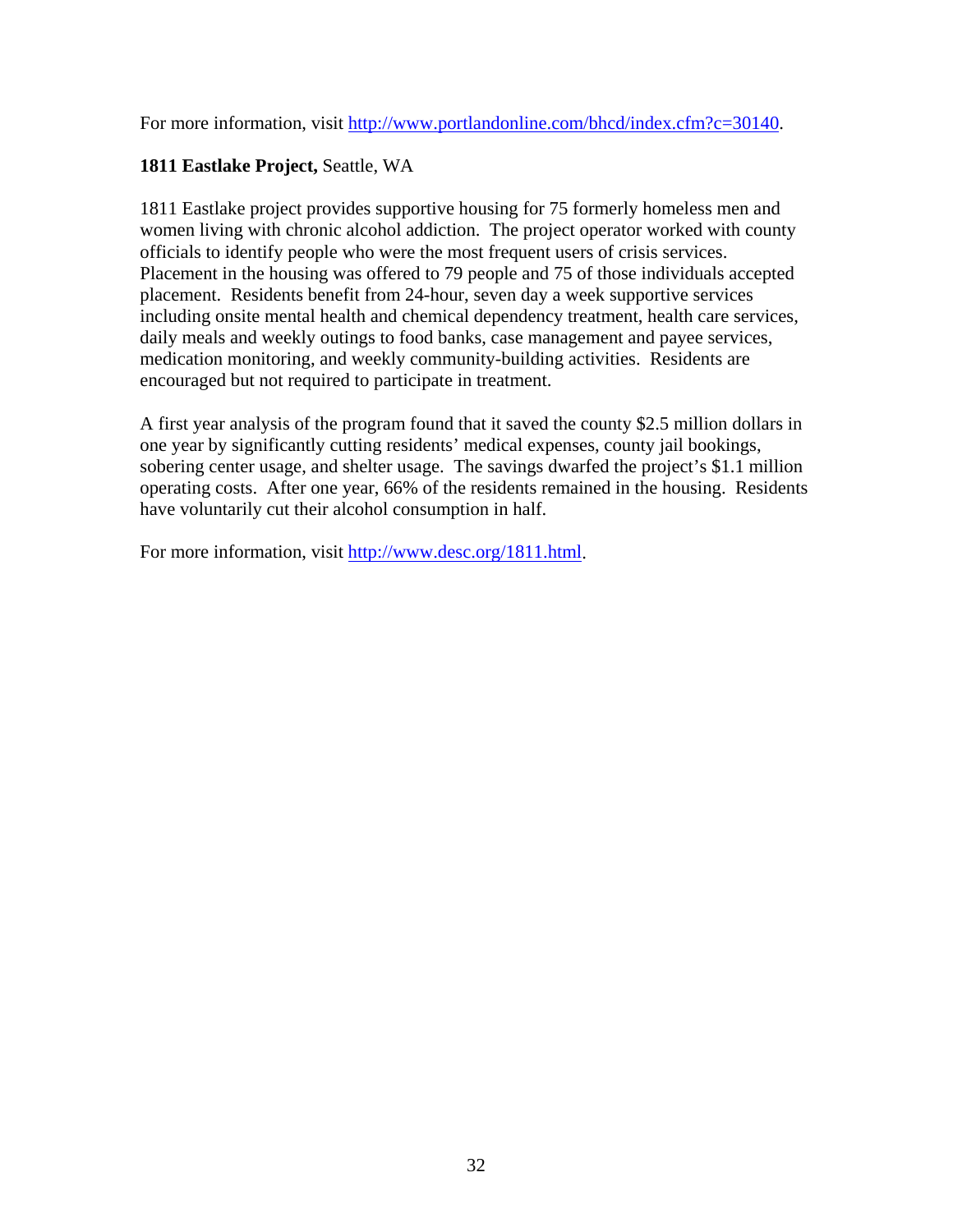For more information, visit http://www.portlandonline.com/bhcd/index.cfm?c=30140.

**1811 Eastlake Project,** Seattle, WA

1811 Eastlake project provides supportive housing for 75 formerly homeless men and women living with chronic alcohol addiction. The project operator worked with county officials to identify people who were the most frequent users of crisis services. Placement in the housing was offered to 79 people and 75 of those individuals accepted placement. Residents benefit from 24-hour, seven day a week supportive services including onsite mental health and chemical dependency treatment, health care services, daily meals and weekly outings to food banks, case management and payee services, medication monitoring, and weekly community-building activities. Residents are encouraged but not required to participate in treatment.

A first year analysis of the program found that it saved the county $2.5 million dollars in one year by significantly cutting residents' medical expenses, county jail bookings, sobering center usage, and shelter usage. The savings dwarfed the project's $1.1 million operating costs. After one year, 66% of the residents remained in the housing. Residents have voluntarily cut their alcohol consumption in half.

For more information, visit http://www.desc.org/1811.html.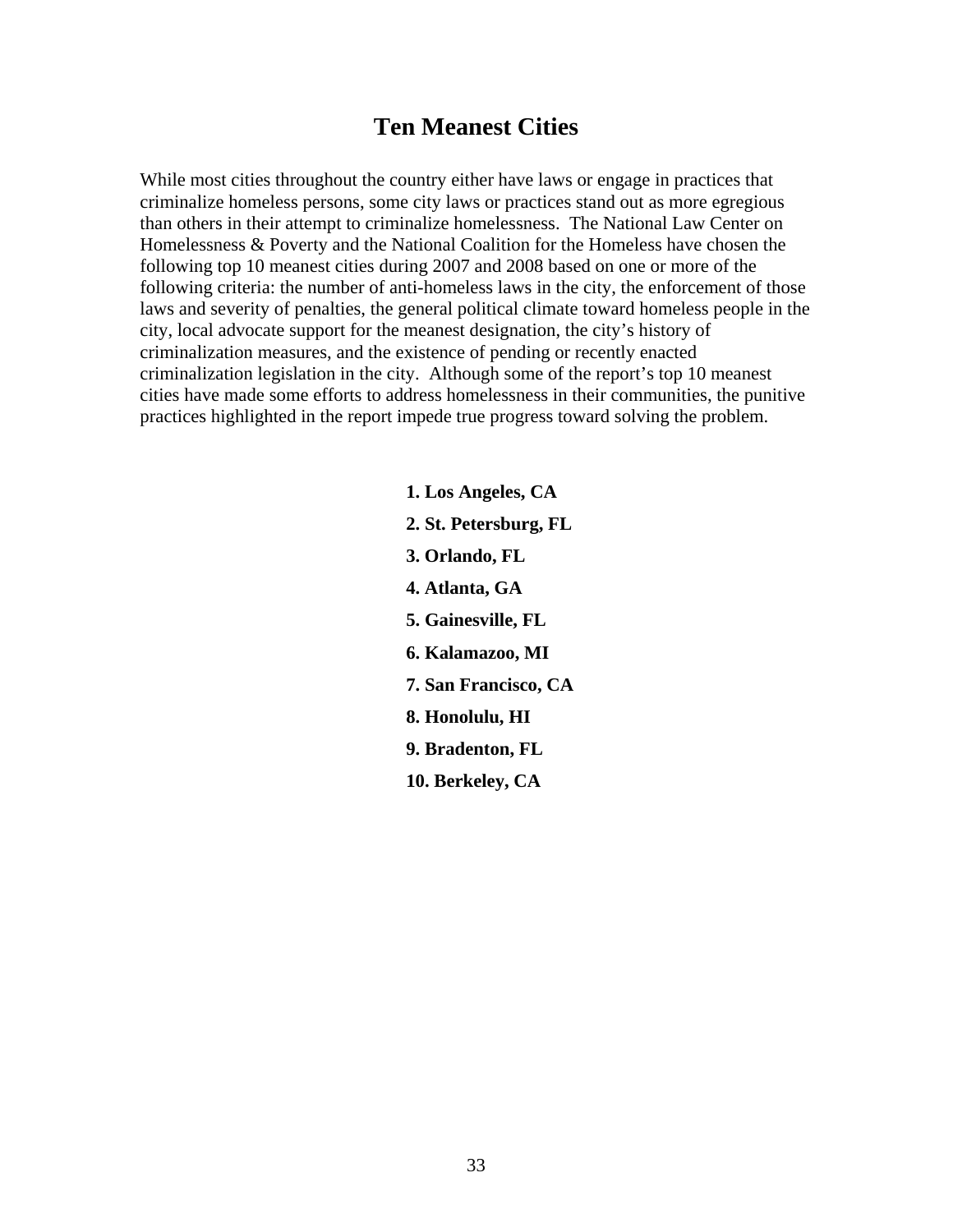# Ten Meanest Cities

While most cities throughout the country either have laws or engage in practices that criminalize homeless persons, some city laws or practices stand out as more egregious than others in their attempt to criminalize homelessness. The National Law Center on Homelessness & Poverty and the National Coalition for the Homeless have chosen the following top 10 meanest cities during 2007 and 2008 based on one or more of the following criteria: the number of anti-homeless laws in the city, the enforcement of those laws and severity of penalties, the general political climate toward homeless people in the city, local advocate support for the meanest designation, the city's history of criminalization measures, and the existence of pending or recently enacted criminalization legislation in the city. Although some of the report's top 10 meanest cities have made some efforts to address homelessness in their communities, the punitive practices highlighted in the report impede true progress toward solving the problem.

1. **Los Angeles, CA**
2. **St. Petersburg, FL**
3. **Orlando, FL**
4. **Atlanta, GA**
5. **Gainesville, FL**
6. **Kalamazoo, MI**
7. **San Francisco, CA**
8. **Honolulu, HI**
9. **Bradenton, FL**
10. **Berkeley, CA**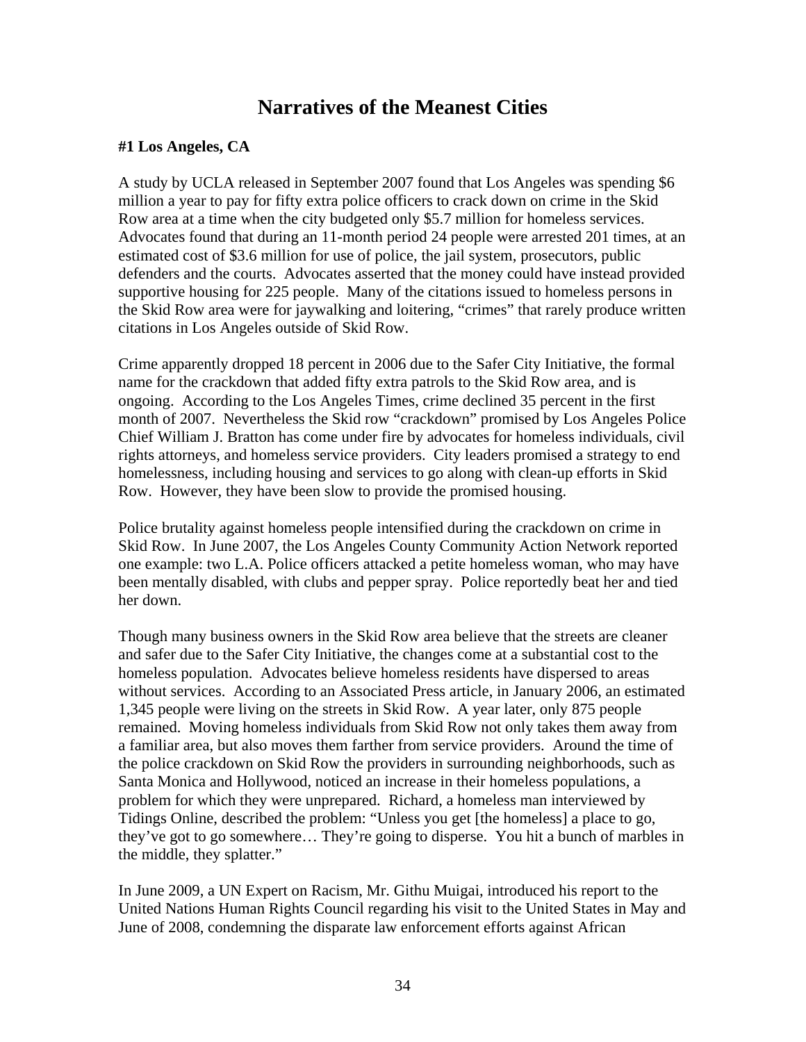# Narratives of the Meanest Cities

**#1 Los Angeles, CA**

A study by UCLA released in September 2007 found that Los Angeles was spending $6 million a year to pay for fifty extra police officers to crack down on crime in the Skid Row area at a time when the city budgeted only $5.7 million for homeless services. Advocates found that during an 11-month period 24 people were arrested 201 times, at an estimated cost of $3.6 million for use of police, the jail system, prosecutors, public defenders and the courts. Advocates asserted that the money could have instead provided supportive housing for 225 people. Many of the citations issued to homeless persons in the Skid Row area were for jaywalking and loitering, "crimes" that rarely produce written citations in Los Angeles outside of Skid Row.

Crime apparently dropped 18 percent in 2006 due to the Safer City Initiative, the formal name for the crackdown that added fifty extra patrols to the Skid Row area, and is ongoing. According to the Los Angeles Times, crime declined 35 percent in the first month of 2007. Nevertheless the Skid row "crackdown" promised by Los Angeles Police Chief William J. Bratton has come under fire by advocates for homeless individuals, civil rights attorneys, and homeless service providers. City leaders promised a strategy to end homelessness, including housing and services to go along with clean-up efforts in Skid Row. However, they have been slow to provide the promised housing.

Police brutality against homeless people intensified during the crackdown on crime in Skid Row. In June 2007, the Los Angeles County Community Action Network reported one example: two L.A. Police officers attacked a petite homeless woman, who may have been mentally disabled, with clubs and pepper spray. Police reportedly beat her and tied her down.

Though many business owners in the Skid Row area believe that the streets are cleaner and safer due to the Safer City Initiative, the changes come at a substantial cost to the homeless population. Advocates believe homeless residents have dispersed to areas without services. According to an Associated Press article, in January 2006, an estimated 1,345 people were living on the streets in Skid Row. A year later, only 875 people remained. Moving homeless individuals from Skid Row not only takes them away from a familiar area, but also moves them farther from service providers. Around the time of the police crackdown on Skid Row the providers in surrounding neighborhoods, such as Santa Monica and Hollywood, noticed an increase in their homeless populations, a problem for which they were unprepared. Richard, a homeless man interviewed by Tidings Online, described the problem: "Unless you get [the homeless] a place to go, they've got to go somewhere… They're going to disperse. You hit a bunch of marbles in the middle, they splatter."

In June 2009, a UN Expert on Racism, Mr. Githu Muigai, introduced his report to the United Nations Human Rights Council regarding his visit to the United States in May and June of 2008, condemning the disparate law enforcement efforts against African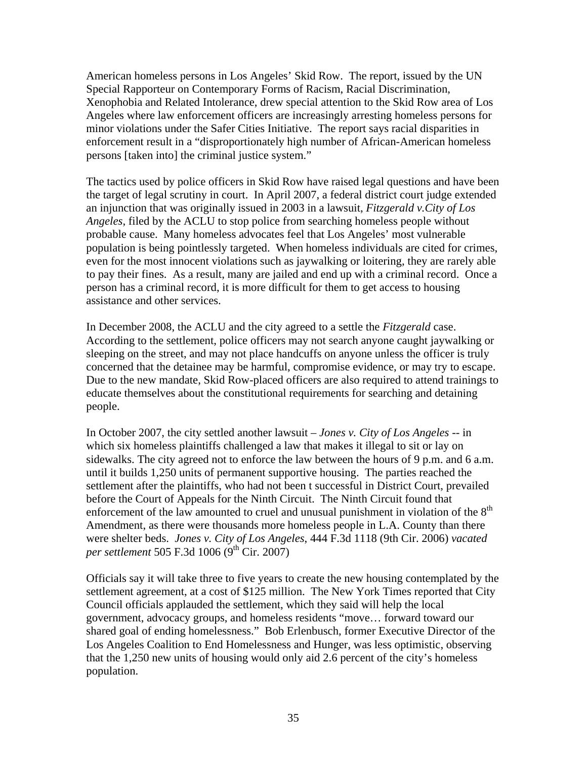American homeless persons in Los Angeles' Skid Row. The report, issued by the UN Special Rapporteur on Contemporary Forms of Racism, Racial Discrimination, Xenophobia and Related Intolerance, drew special attention to the Skid Row area of Los Angeles where law enforcement officers are increasingly arresting homeless persons for minor violations under the Safer Cities Initiative. The report says racial disparities in enforcement result in a "disproportionately high number of African-American homeless persons [taken into] the criminal justice system."

The tactics used by police officers in Skid Row have raised legal questions and have been the target of legal scrutiny in court. In April 2007, a federal district court judge extended an injunction that was originally issued in 2003 in a lawsuit, *Fitzgerald v.City of Los Angeles*, filed by the ACLU to stop police from searching homeless people without probable cause. Many homeless advocates feel that Los Angeles' most vulnerable population is being pointlessly targeted. When homeless individuals are cited for crimes, even for the most innocent violations such as jaywalking or loitering, they are rarely able to pay their fines. As a result, many are jailed and end up with a criminal record. Once a person has a criminal record, it is more difficult for them to get access to housing assistance and other services.

In December 2008, the ACLU and the city agreed to a settle the *Fitzgerald* case. According to the settlement, police officers may not search anyone caught jaywalking or sleeping on the street, and may not place handcuffs on anyone unless the officer is truly concerned that the detainee may be harmful, compromise evidence, or may try to escape. Due to the new mandate, Skid Row-placed officers are also required to attend trainings to educate themselves about the constitutional requirements for searching and detaining people.

In October 2007, the city settled another lawsuit – *Jones v. City of Los Angeles* -- in which six homeless plaintiffs challenged a law that makes it illegal to sit or lay on sidewalks. The city agreed not to enforce the law between the hours of 9 p.m. and 6 a.m. until it builds 1,250 units of permanent supportive housing. The parties reached the settlement after the plaintiffs, who had not been t successful in District Court, prevailed before the Court of Appeals for the Ninth Circuit. The Ninth Circuit found that enforcement of the law amounted to cruel and unusual punishment in violation of the 8th Amendment, as there were thousands more homeless people in L.A. County than there were shelter beds. *Jones v. City of Los Angeles*, 444 F.3d 1118 (9th Cir. 2006) *vacated per settlement* 505 F.3d 1006 (9th Cir. 2007)

Officials say it will take three to five years to create the new housing contemplated by the settlement agreement, at a cost of $125 million. The New York Times reported that City Council officials applauded the settlement, which they said will help the local government, advocacy groups, and homeless residents "move… forward toward our shared goal of ending homelessness." Bob Erlenbusch, former Executive Director of the Los Angeles Coalition to End Homelessness and Hunger, was less optimistic, observing that the 1,250 new units of housing would only aid 2.6 percent of the city's homeless population.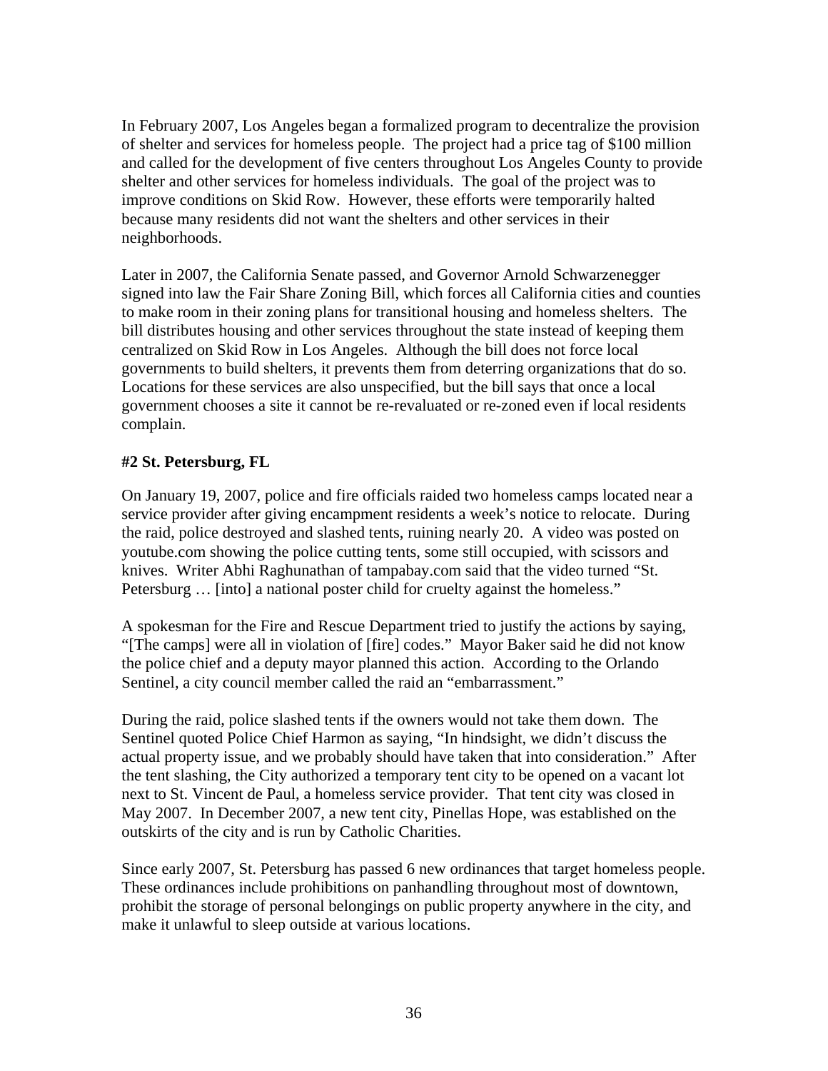In February 2007, Los Angeles began a formalized program to decentralize the provision of shelter and services for homeless people. The project had a price tag of $100 million and called for the development of five centers throughout Los Angeles County to provide shelter and other services for homeless individuals. The goal of the project was to improve conditions on Skid Row. However, these efforts were temporarily halted because many residents did not want the shelters and other services in their neighborhoods.

Later in 2007, the California Senate passed, and Governor Arnold Schwarzenegger signed into law the Fair Share Zoning Bill, which forces all California cities and counties to make room in their zoning plans for transitional housing and homeless shelters. The bill distributes housing and other services throughout the state instead of keeping them centralized on Skid Row in Los Angeles. Although the bill does not force local governments to build shelters, it prevents them from deterring organizations that do so. Locations for these services are also unspecified, but the bill says that once a local government chooses a site it cannot be re-revaluated or re-zoned even if local residents complain.

**#2 St. Petersburg, FL**

On January 19, 2007, police and fire officials raided two homeless camps located near a service provider after giving encampment residents a week's notice to relocate. During the raid, police destroyed and slashed tents, ruining nearly 20. A video was posted on youtube.com showing the police cutting tents, some still occupied, with scissors and knives. Writer Abhi Raghunathan of tampabay.com said that the video turned "St. Petersburg … [into] a national poster child for cruelty against the homeless."

A spokesman for the Fire and Rescue Department tried to justify the actions by saying, "[The camps] were all in violation of [fire] codes." Mayor Baker said he did not know the police chief and a deputy mayor planned this action. According to the Orlando Sentinel, a city council member called the raid an "embarrassment."

During the raid, police slashed tents if the owners would not take them down. The Sentinel quoted Police Chief Harmon as saying, "In hindsight, we didn't discuss the actual property issue, and we probably should have taken that into consideration." After the tent slashing, the City authorized a temporary tent city to be opened on a vacant lot next to St. Vincent de Paul, a homeless service provider. That tent city was closed in May 2007. In December 2007, a new tent city, Pinellas Hope, was established on the outskirts of the city and is run by Catholic Charities.

Since early 2007, St. Petersburg has passed 6 new ordinances that target homeless people. These ordinances include prohibitions on panhandling throughout most of downtown, prohibit the storage of personal belongings on public property anywhere in the city, and make it unlawful to sleep outside at various locations.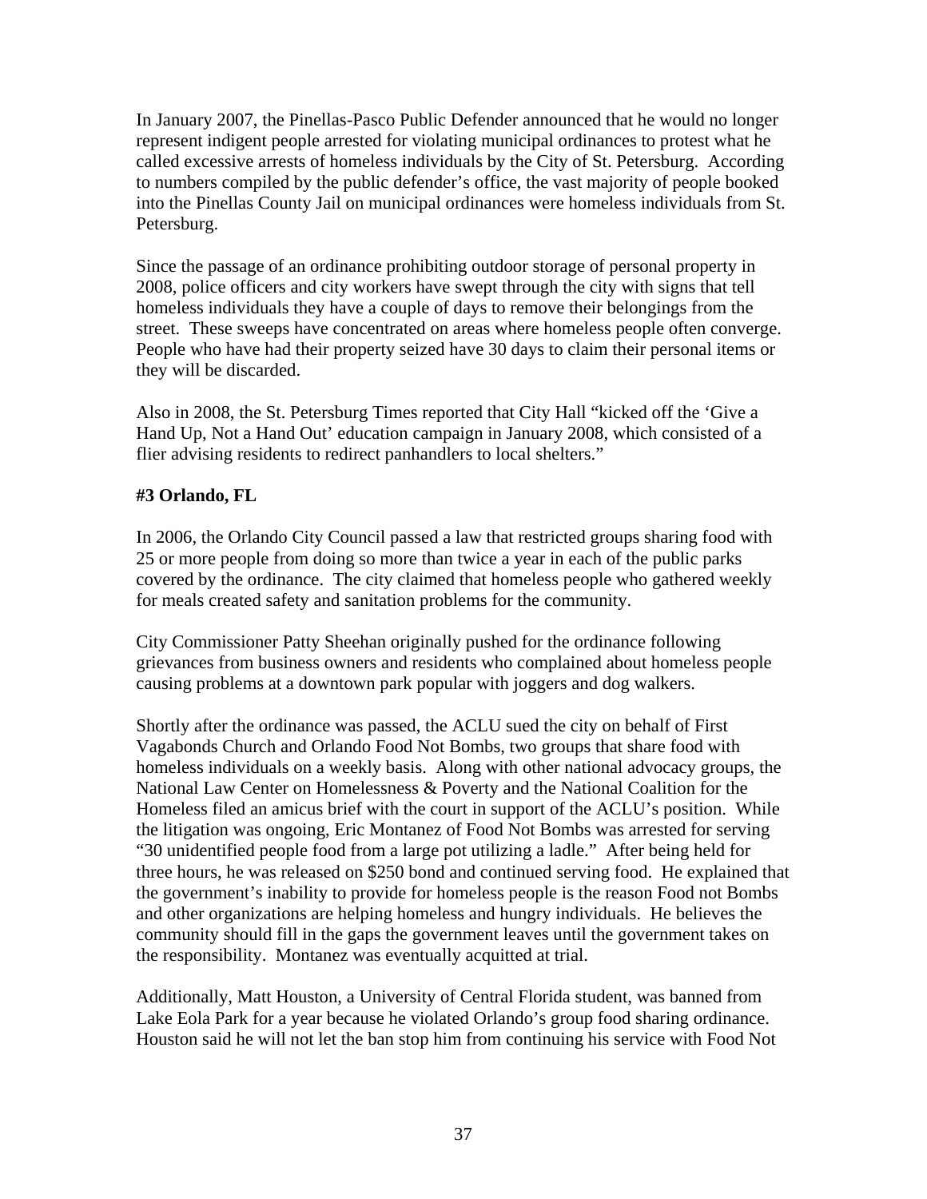In January 2007, the Pinellas-Pasco Public Defender announced that he would no longer represent indigent people arrested for violating municipal ordinances to protest what he called excessive arrests of homeless individuals by the City of St. Petersburg. According to numbers compiled by the public defender's office, the vast majority of people booked into the Pinellas County Jail on municipal ordinances were homeless individuals from St. Petersburg.

Since the passage of an ordinance prohibiting outdoor storage of personal property in 2008, police officers and city workers have swept through the city with signs that tell homeless individuals they have a couple of days to remove their belongings from the street. These sweeps have concentrated on areas where homeless people often converge. People who have had their property seized have 30 days to claim their personal items or they will be discarded.

Also in 2008, the St. Petersburg Times reported that City Hall "kicked off the 'Give a Hand Up, Not a Hand Out' education campaign in January 2008, which consisted of a flier advising residents to redirect panhandlers to local shelters."

### #3 Orlando, FL

In 2006, the Orlando City Council passed a law that restricted groups sharing food with 25 or more people from doing so more than twice a year in each of the public parks covered by the ordinance. The city claimed that homeless people who gathered weekly for meals created safety and sanitation problems for the community.

City Commissioner Patty Sheehan originally pushed for the ordinance following grievances from business owners and residents who complained about homeless people causing problems at a downtown park popular with joggers and dog walkers.

Shortly after the ordinance was passed, the ACLU sued the city on behalf of First Vagabonds Church and Orlando Food Not Bombs, two groups that share food with homeless individuals on a weekly basis. Along with other national advocacy groups, the National Law Center on Homelessness & Poverty and the National Coalition for the Homeless filed an amicus brief with the court in support of the ACLU's position. While the litigation was ongoing, Eric Montanez of Food Not Bombs was arrested for serving "30 unidentified people food from a large pot utilizing a ladle." After being held for three hours, he was released on $250 bond and continued serving food. He explained that the government's inability to provide for homeless people is the reason Food not Bombs and other organizations are helping homeless and hungry individuals. He believes the community should fill in the gaps the government leaves until the government takes on the responsibility. Montanez was eventually acquitted at trial.

Additionally, Matt Houston, a University of Central Florida student, was banned from Lake Eola Park for a year because he violated Orlando's group food sharing ordinance. Houston said he will not let the ban stop him from continuing his service with Food Not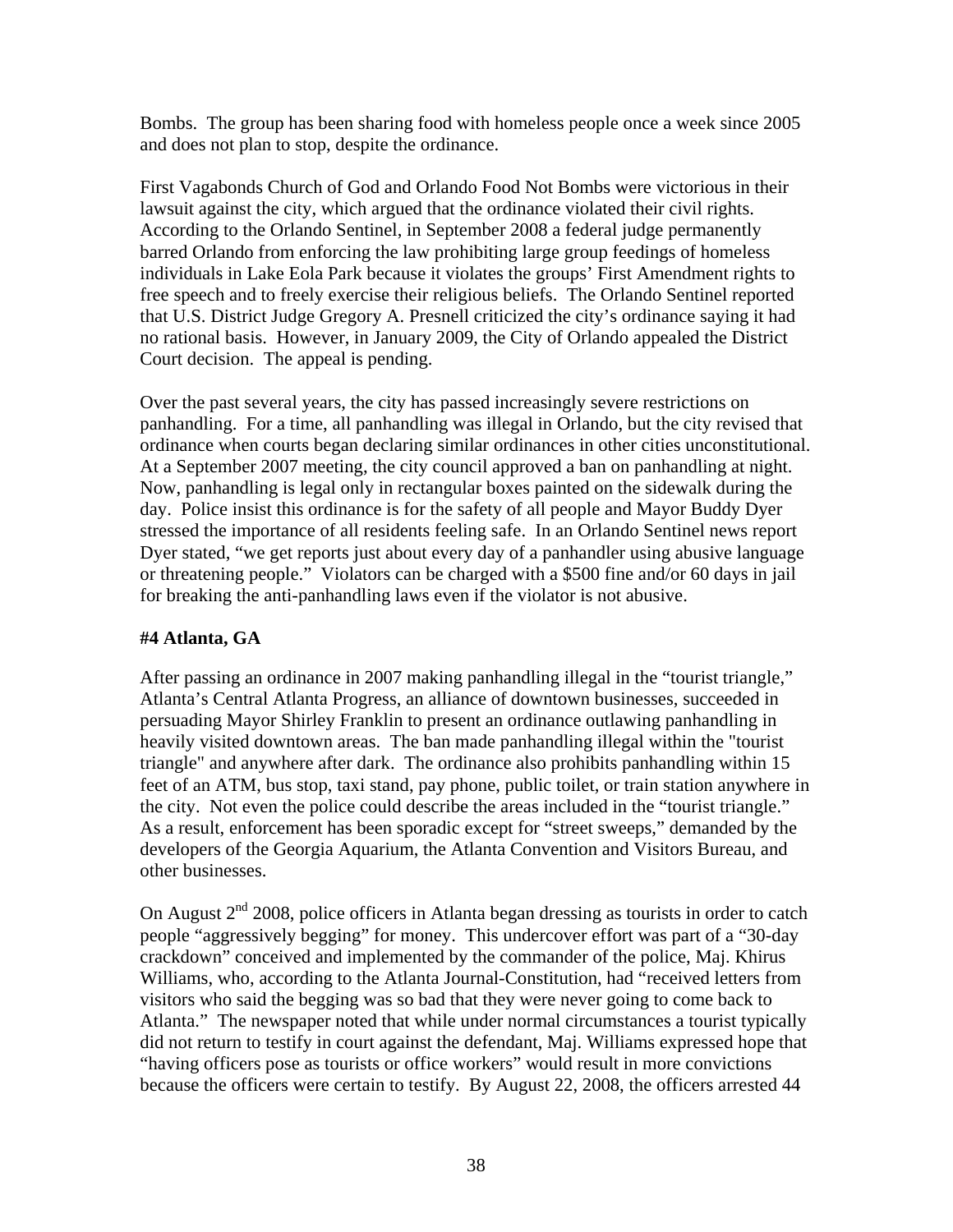Bombs. The group has been sharing food with homeless people once a week since 2005 and does not plan to stop, despite the ordinance.

First Vagabonds Church of God and Orlando Food Not Bombs were victorious in their lawsuit against the city, which argued that the ordinance violated their civil rights. According to the Orlando Sentinel, in September 2008 a federal judge permanently barred Orlando from enforcing the law prohibiting large group feedings of homeless individuals in Lake Eola Park because it violates the groups' First Amendment rights to free speech and to freely exercise their religious beliefs. The Orlando Sentinel reported that U.S. District Judge Gregory A. Presnell criticized the city's ordinance saying it had no rational basis. However, in January 2009, the City of Orlando appealed the District Court decision. The appeal is pending.

Over the past several years, the city has passed increasingly severe restrictions on panhandling. For a time, all panhandling was illegal in Orlando, but the city revised that ordinance when courts began declaring similar ordinances in other cities unconstitutional. At a September 2007 meeting, the city council approved a ban on panhandling at night. Now, panhandling is legal only in rectangular boxes painted on the sidewalk during the day. Police insist this ordinance is for the safety of all people and Mayor Buddy Dyer stressed the importance of all residents feeling safe. In an Orlando Sentinel news report Dyer stated, "we get reports just about every day of a panhandler using abusive language or threatening people." Violators can be charged with a $500 fine and/or 60 days in jail for breaking the anti-panhandling laws even if the violator is not abusive.

### #4 Atlanta, GA

After passing an ordinance in 2007 making panhandling illegal in the "tourist triangle," Atlanta's Central Atlanta Progress, an alliance of downtown businesses, succeeded in persuading Mayor Shirley Franklin to present an ordinance outlawing panhandling in heavily visited downtown areas. The ban made panhandling illegal within the "tourist triangle" and anywhere after dark. The ordinance also prohibits panhandling within 15 feet of an ATM, bus stop, taxi stand, pay phone, public toilet, or train station anywhere in the city. Not even the police could describe the areas included in the "tourist triangle." As a result, enforcement has been sporadic except for "street sweeps," demanded by the developers of the Georgia Aquarium, the Atlanta Convention and Visitors Bureau, and other businesses.

On August 2nd 2008, police officers in Atlanta began dressing as tourists in order to catch people "aggressively begging" for money. This undercover effort was part of a "30-day crackdown" conceived and implemented by the commander of the police, Maj. Khirus Williams, who, according to the Atlanta Journal-Constitution, had "received letters from visitors who said the begging was so bad that they were never going to come back to Atlanta." The newspaper noted that while under normal circumstances a tourist typically did not return to testify in court against the defendant, Maj. Williams expressed hope that "having officers pose as tourists or office workers" would result in more convictions because the officers were certain to testify. By August 22, 2008, the officers arrested 44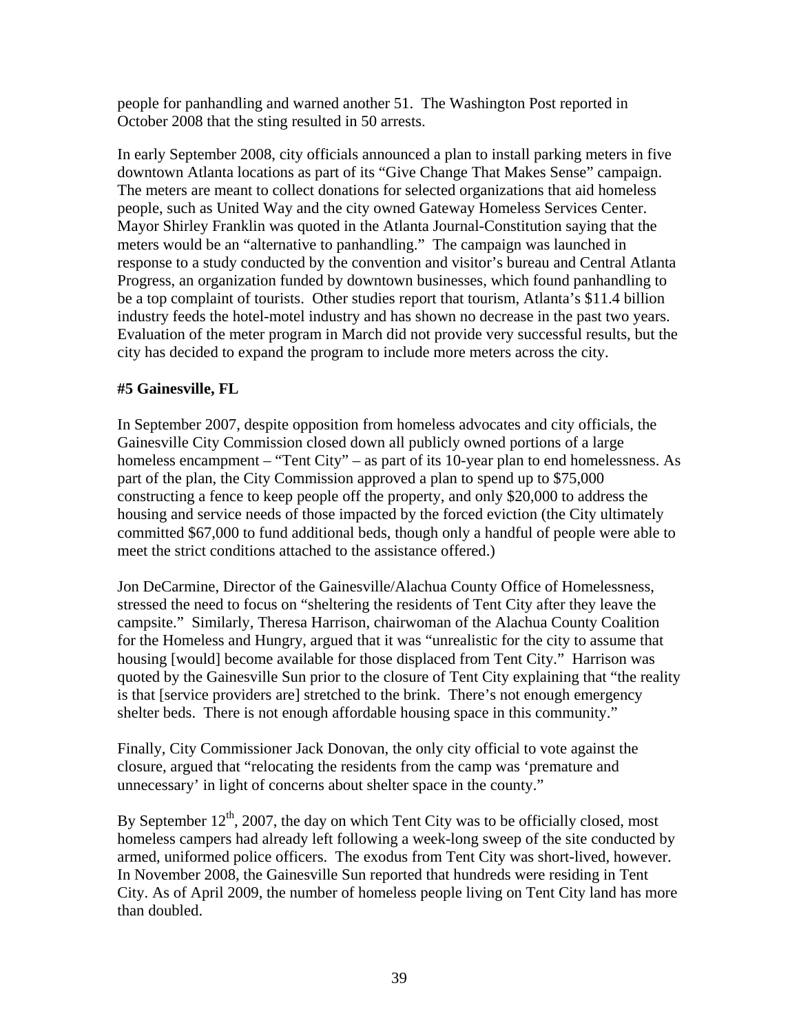people for panhandling and warned another 51. The Washington Post reported in October 2008 that the sting resulted in 50 arrests.

In early September 2008, city officials announced a plan to install parking meters in five downtown Atlanta locations as part of its "Give Change That Makes Sense" campaign. The meters are meant to collect donations for selected organizations that aid homeless people, such as United Way and the city owned Gateway Homeless Services Center. Mayor Shirley Franklin was quoted in the Atlanta Journal-Constitution saying that the meters would be an "alternative to panhandling." The campaign was launched in response to a study conducted by the convention and visitor's bureau and Central Atlanta Progress, an organization funded by downtown businesses, which found panhandling to be a top complaint of tourists. Other studies report that tourism, Atlanta's $11.4 billion industry feeds the hotel-motel industry and has shown no decrease in the past two years. Evaluation of the meter program in March did not provide very successful results, but the city has decided to expand the program to include more meters across the city.

**#5 Gainesville, FL**

In September 2007, despite opposition from homeless advocates and city officials, the Gainesville City Commission closed down all publicly owned portions of a large homeless encampment – "Tent City" – as part of its 10-year plan to end homelessness. As part of the plan, the City Commission approved a plan to spend up to $75,000 constructing a fence to keep people off the property, and only $20,000 to address the housing and service needs of those impacted by the forced eviction (the City ultimately committed $67,000 to fund additional beds, though only a handful of people were able to meet the strict conditions attached to the assistance offered.)

Jon DeCarmine, Director of the Gainesville/Alachua County Office of Homelessness, stressed the need to focus on "sheltering the residents of Tent City after they leave the campsite." Similarly, Theresa Harrison, chairwoman of the Alachua County Coalition for the Homeless and Hungry, argued that it was "unrealistic for the city to assume that housing [would] become available for those displaced from Tent City." Harrison was quoted by the Gainesville Sun prior to the closure of Tent City explaining that "the reality is that [service providers are] stretched to the brink. There's not enough emergency shelter beds. There is not enough affordable housing space in this community."

Finally, City Commissioner Jack Donovan, the only city official to vote against the closure, argued that "relocating the residents from the camp was 'premature and unnecessary' in light of concerns about shelter space in the county."

By September 12th, 2007, the day on which Tent City was to be officially closed, most homeless campers had already left following a week-long sweep of the site conducted by armed, uniformed police officers. The exodus from Tent City was short-lived, however. In November 2008, the Gainesville Sun reported that hundreds were residing in Tent City. As of April 2009, the number of homeless people living on Tent City land has more than doubled.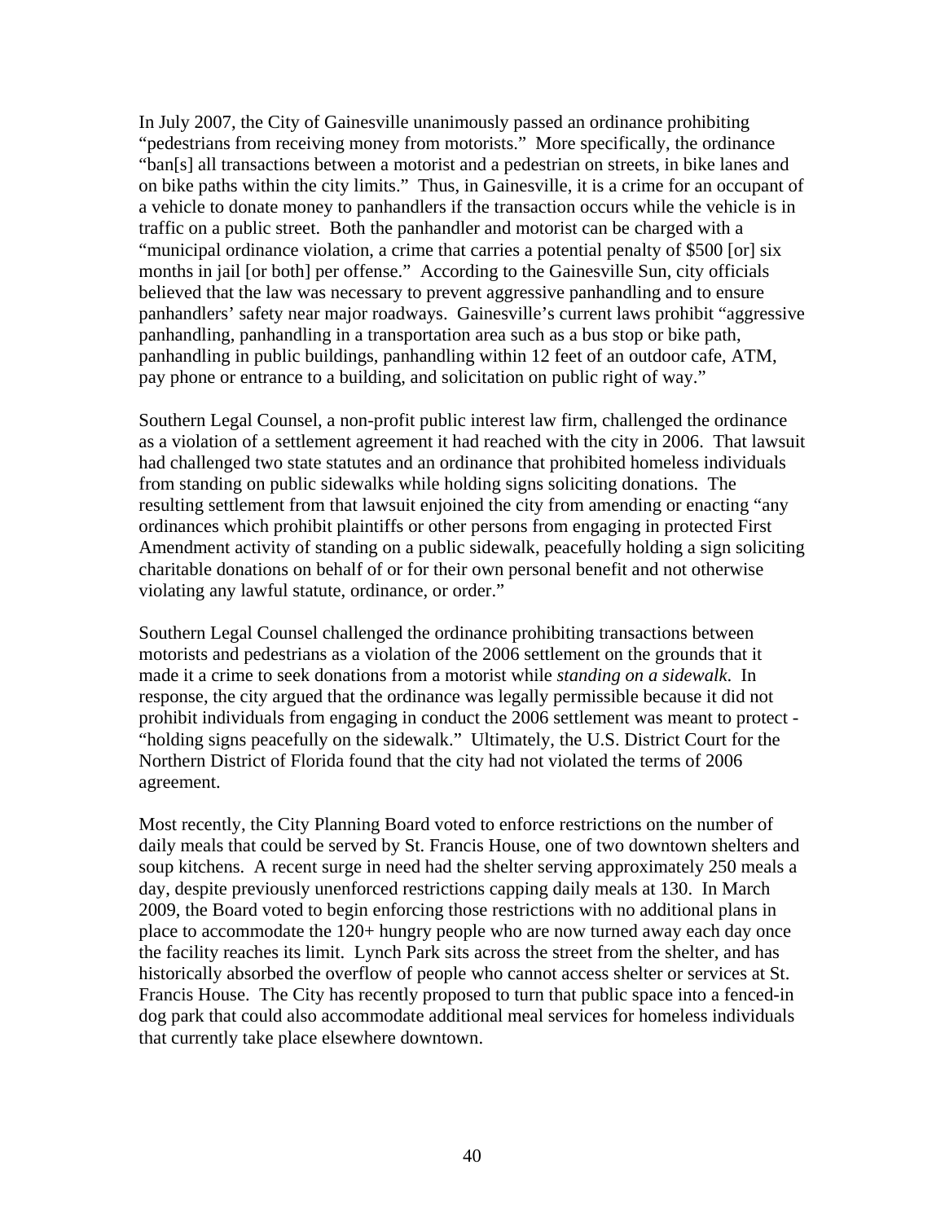In July 2007, the City of Gainesville unanimously passed an ordinance prohibiting "pedestrians from receiving money from motorists." More specifically, the ordinance "ban[s] all transactions between a motorist and a pedestrian on streets, in bike lanes and on bike paths within the city limits." Thus, in Gainesville, it is a crime for an occupant of a vehicle to donate money to panhandlers if the transaction occurs while the vehicle is in traffic on a public street. Both the panhandler and motorist can be charged with a "municipal ordinance violation, a crime that carries a potential penalty of $500 [or] six months in jail [or both] per offense." According to the Gainesville Sun, city officials believed that the law was necessary to prevent aggressive panhandling and to ensure panhandlers' safety near major roadways. Gainesville's current laws prohibit "aggressive panhandling, panhandling in a transportation area such as a bus stop or bike path, panhandling in public buildings, panhandling within 12 feet of an outdoor cafe, ATM, pay phone or entrance to a building, and solicitation on public right of way."

Southern Legal Counsel, a non-profit public interest law firm, challenged the ordinance as a violation of a settlement agreement it had reached with the city in 2006. That lawsuit had challenged two state statutes and an ordinance that prohibited homeless individuals from standing on public sidewalks while holding signs soliciting donations. The resulting settlement from that lawsuit enjoined the city from amending or enacting "any ordinances which prohibit plaintiffs or other persons from engaging in protected First Amendment activity of standing on a public sidewalk, peacefully holding a sign soliciting charitable donations on behalf of or for their own personal benefit and not otherwise violating any lawful statute, ordinance, or order."

Southern Legal Counsel challenged the ordinance prohibiting transactions between motorists and pedestrians as a violation of the 2006 settlement on the grounds that it made it a crime to seek donations from a motorist while *standing on a sidewalk*. In response, the city argued that the ordinance was legally permissible because it did not prohibit individuals from engaging in conduct the 2006 settlement was meant to protect - "holding signs peacefully on the sidewalk." Ultimately, the U.S. District Court for the Northern District of Florida found that the city had not violated the terms of 2006 agreement.

Most recently, the City Planning Board voted to enforce restrictions on the number of daily meals that could be served by St. Francis House, one of two downtown shelters and soup kitchens. A recent surge in need had the shelter serving approximately 250 meals a day, despite previously unenforced restrictions capping daily meals at 130. In March 2009, the Board voted to begin enforcing those restrictions with no additional plans in place to accommodate the 120+ hungry people who are now turned away each day once the facility reaches its limit. Lynch Park sits across the street from the shelter, and has historically absorbed the overflow of people who cannot access shelter or services at St. Francis House. The City has recently proposed to turn that public space into a fenced-in dog park that could also accommodate additional meal services for homeless individuals that currently take place elsewhere downtown.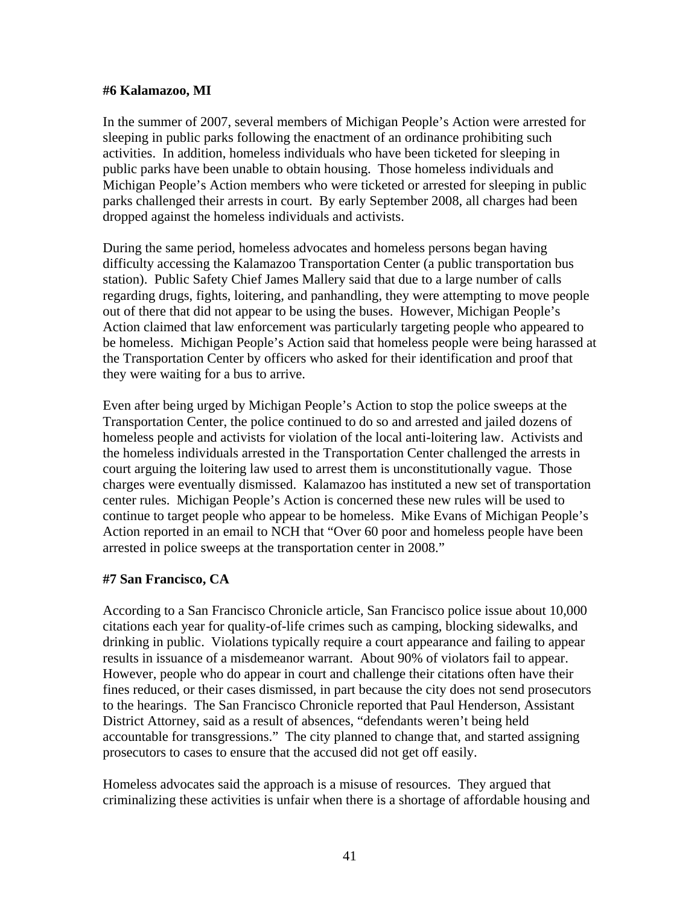### #6 Kalamazoo, MI

In the summer of 2007, several members of Michigan People's Action were arrested for sleeping in public parks following the enactment of an ordinance prohibiting such activities. In addition, homeless individuals who have been ticketed for sleeping in public parks have been unable to obtain housing. Those homeless individuals and Michigan People's Action members who were ticketed or arrested for sleeping in public parks challenged their arrests in court. By early September 2008, all charges had been dropped against the homeless individuals and activists.

During the same period, homeless advocates and homeless persons began having difficulty accessing the Kalamazoo Transportation Center (a public transportation bus station). Public Safety Chief James Mallery said that due to a large number of calls regarding drugs, fights, loitering, and panhandling, they were attempting to move people out of there that did not appear to be using the buses. However, Michigan People's Action claimed that law enforcement was particularly targeting people who appeared to be homeless. Michigan People's Action said that homeless people were being harassed at the Transportation Center by officers who asked for their identification and proof that they were waiting for a bus to arrive.

Even after being urged by Michigan People's Action to stop the police sweeps at the Transportation Center, the police continued to do so and arrested and jailed dozens of homeless people and activists for violation of the local anti-loitering law. Activists and the homeless individuals arrested in the Transportation Center challenged the arrests in court arguing the loitering law used to arrest them is unconstitutionally vague. Those charges were eventually dismissed. Kalamazoo has instituted a new set of transportation center rules. Michigan People's Action is concerned these new rules will be used to continue to target people who appear to be homeless. Mike Evans of Michigan People's Action reported in an email to NCH that "Over 60 poor and homeless people have been arrested in police sweeps at the transportation center in 2008."

### #7 San Francisco, CA

According to a San Francisco Chronicle article, San Francisco police issue about 10,000 citations each year for quality-of-life crimes such as camping, blocking sidewalks, and drinking in public. Violations typically require a court appearance and failing to appear results in issuance of a misdemeanor warrant. About 90% of violators fail to appear. However, people who do appear in court and challenge their citations often have their fines reduced, or their cases dismissed, in part because the city does not send prosecutors to the hearings. The San Francisco Chronicle reported that Paul Henderson, Assistant District Attorney, said as a result of absences, "defendants weren't being held accountable for transgressions." The city planned to change that, and started assigning prosecutors to cases to ensure that the accused did not get off easily.

Homeless advocates said the approach is a misuse of resources. They argued that criminalizing these activities is unfair when there is a shortage of affordable housing and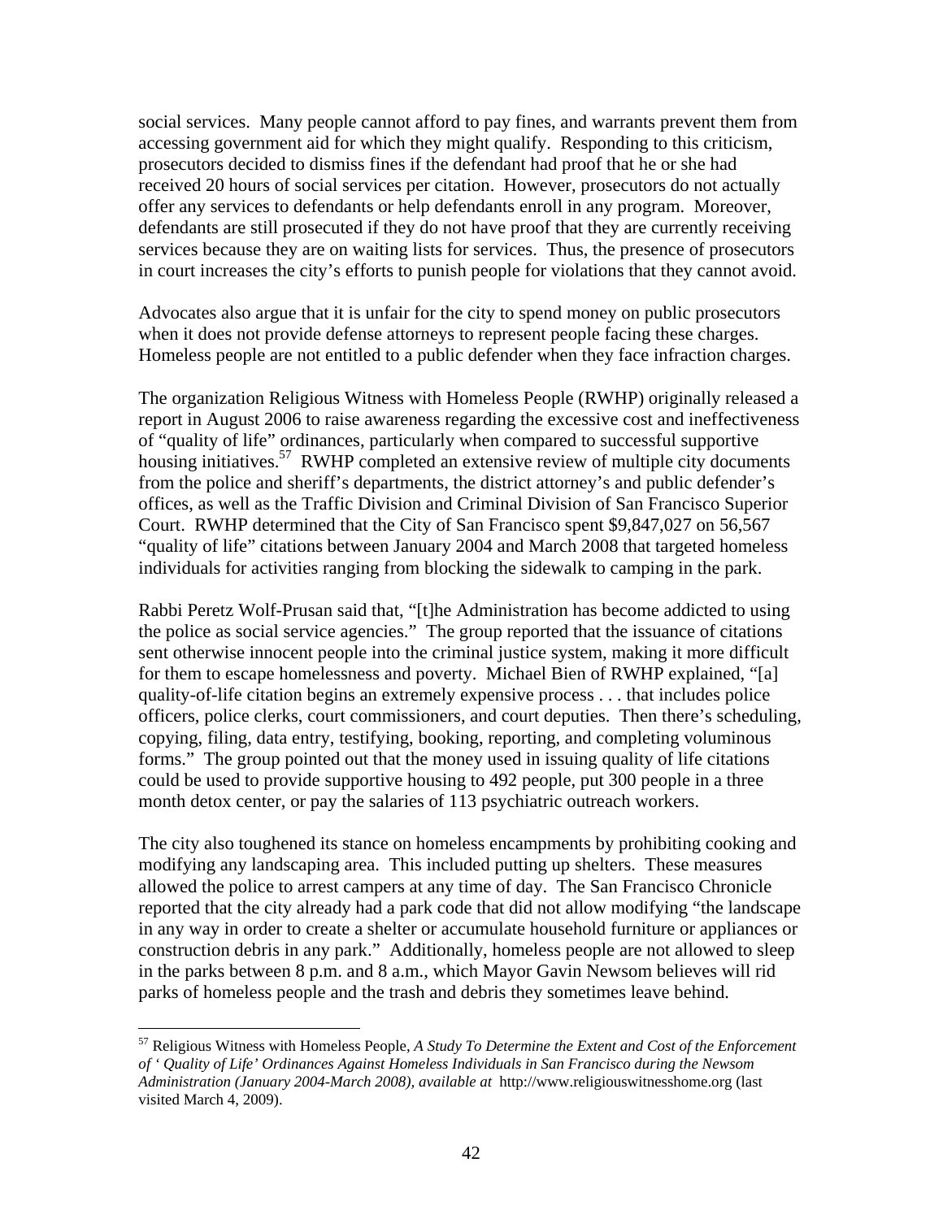social services. Many people cannot afford to pay fines, and warrants prevent them from accessing government aid for which they might qualify. Responding to this criticism, prosecutors decided to dismiss fines if the defendant had proof that he or she had received 20 hours of social services per citation. However, prosecutors do not actually offer any services to defendants or help defendants enroll in any program. Moreover, defendants are still prosecuted if they do not have proof that they are currently receiving services because they are on waiting lists for services. Thus, the presence of prosecutors in court increases the city's efforts to punish people for violations that they cannot avoid.

Advocates also argue that it is unfair for the city to spend money on public prosecutors when it does not provide defense attorneys to represent people facing these charges. Homeless people are not entitled to a public defender when they face infraction charges.

The organization Religious Witness with Homeless People (RWHP) originally released a report in August 2006 to raise awareness regarding the excessive cost and ineffectiveness of "quality of life" ordinances, particularly when compared to successful supportive housing initiatives.[57] RWHP completed an extensive review of multiple city documents from the police and sheriff's departments, the district attorney's and public defender's offices, as well as the Traffic Division and Criminal Division of San Francisco Superior Court. RWHP determined that the City of San Francisco spent $9,847,027 on 56,567 "quality of life" citations between January 2004 and March 2008 that targeted homeless individuals for activities ranging from blocking the sidewalk to camping in the park.

Rabbi Peretz Wolf-Prusan said that, "[t]he Administration has become addicted to using the police as social service agencies." The group reported that the issuance of citations sent otherwise innocent people into the criminal justice system, making it more difficult for them to escape homelessness and poverty. Michael Bien of RWHP explained, "[a] quality-of-life citation begins an extremely expensive process . . . that includes police officers, police clerks, court commissioners, and court deputies. Then there's scheduling, copying, filing, data entry, testifying, booking, reporting, and completing voluminous forms." The group pointed out that the money used in issuing quality of life citations could be used to provide supportive housing to 492 people, put 300 people in a three month detox center, or pay the salaries of 113 psychiatric outreach workers.

The city also toughened its stance on homeless encampments by prohibiting cooking and modifying any landscaping area. This included putting up shelters. These measures allowed the police to arrest campers at any time of day. The San Francisco Chronicle reported that the city already had a park code that did not allow modifying "the landscape in any way in order to create a shelter or accumulate household furniture or appliances or construction debris in any park." Additionally, homeless people are not allowed to sleep in the parks between 8 p.m. and 8 a.m., which Mayor Gavin Newsom believes will rid parks of homeless people and the trash and debris they sometimes leave behind.

---

[57] Religious Witness with Homeless People, *A Study To Determine the Extent and Cost of the Enforcement of ' Quality of Life' Ordinances Against Homeless Individuals in San Francisco during the Newsom Administration (January 2004-March 2008), available at* http://www.religiouswitnesshome.org (last visited March 4, 2009).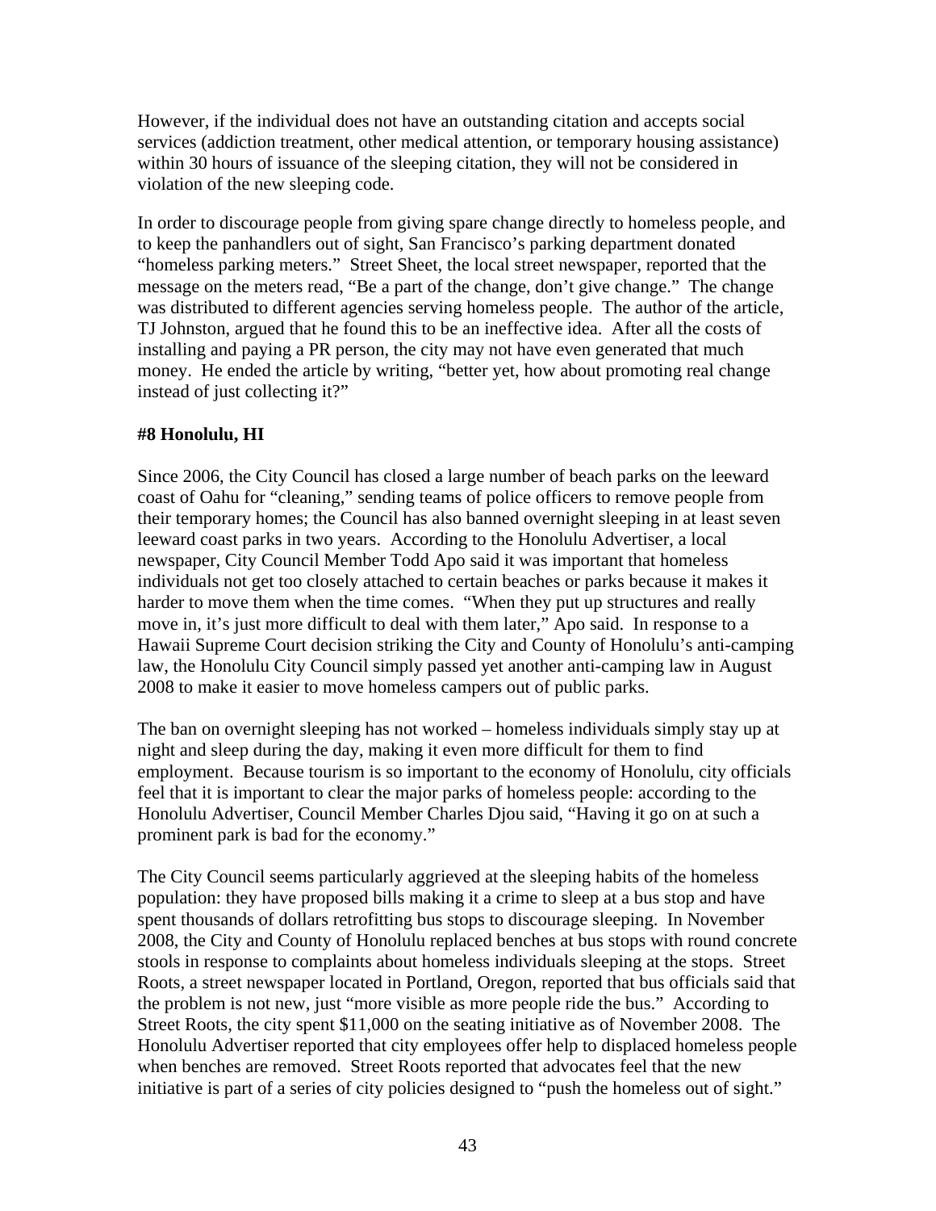However, if the individual does not have an outstanding citation and accepts social services (addiction treatment, other medical attention, or temporary housing assistance) within 30 hours of issuance of the sleeping citation, they will not be considered in violation of the new sleeping code.

In order to discourage people from giving spare change directly to homeless people, and to keep the panhandlers out of sight, San Francisco's parking department donated "homeless parking meters." Street Sheet, the local street newspaper, reported that the message on the meters read, "Be a part of the change, don't give change." The change was distributed to different agencies serving homeless people. The author of the article, TJ Johnston, argued that he found this to be an ineffective idea. After all the costs of installing and paying a PR person, the city may not have even generated that much money. He ended the article by writing, "better yet, how about promoting real change instead of just collecting it?"

**#8 Honolulu, HI**

Since 2006, the City Council has closed a large number of beach parks on the leeward coast of Oahu for "cleaning," sending teams of police officers to remove people from their temporary homes; the Council has also banned overnight sleeping in at least seven leeward coast parks in two years. According to the Honolulu Advertiser, a local newspaper, City Council Member Todd Apo said it was important that homeless individuals not get too closely attached to certain beaches or parks because it makes it harder to move them when the time comes. "When they put up structures and really move in, it's just more difficult to deal with them later," Apo said. In response to a Hawaii Supreme Court decision striking the City and County of Honolulu's anti-camping law, the Honolulu City Council simply passed yet another anti-camping law in August 2008 to make it easier to move homeless campers out of public parks.

The ban on overnight sleeping has not worked – homeless individuals simply stay up at night and sleep during the day, making it even more difficult for them to find employment. Because tourism is so important to the economy of Honolulu, city officials feel that it is important to clear the major parks of homeless people: according to the Honolulu Advertiser, Council Member Charles Djou said, "Having it go on at such a prominent park is bad for the economy."

The City Council seems particularly aggrieved at the sleeping habits of the homeless population: they have proposed bills making it a crime to sleep at a bus stop and have spent thousands of dollars retrofitting bus stops to discourage sleeping. In November 2008, the City and County of Honolulu replaced benches at bus stops with round concrete stools in response to complaints about homeless individuals sleeping at the stops. Street Roots, a street newspaper located in Portland, Oregon, reported that bus officials said that the problem is not new, just "more visible as more people ride the bus." According to Street Roots, the city spent $11,000 on the seating initiative as of November 2008. The Honolulu Advertiser reported that city employees offer help to displaced homeless people when benches are removed. Street Roots reported that advocates feel that the new initiative is part of a series of city policies designed to "push the homeless out of sight."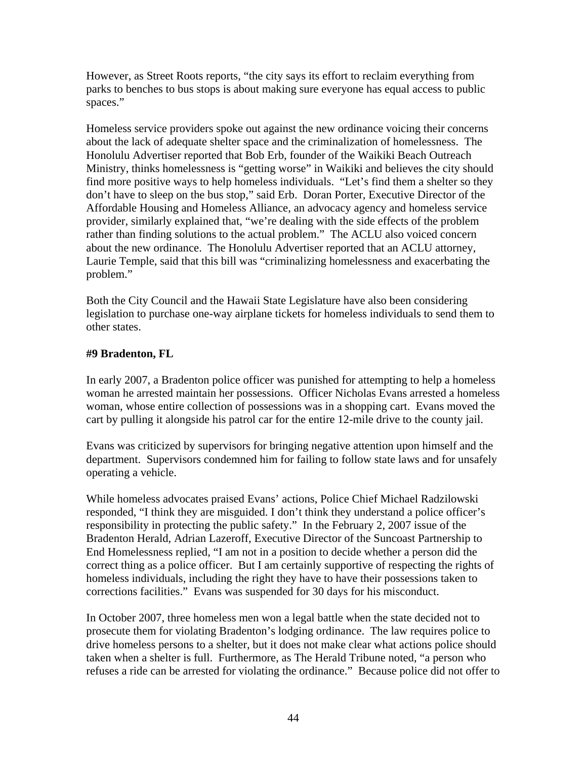However, as Street Roots reports, "the city says its effort to reclaim everything from parks to benches to bus stops is about making sure everyone has equal access to public spaces."

Homeless service providers spoke out against the new ordinance voicing their concerns about the lack of adequate shelter space and the criminalization of homelessness. The Honolulu Advertiser reported that Bob Erb, founder of the Waikiki Beach Outreach Ministry, thinks homelessness is "getting worse" in Waikiki and believes the city should find more positive ways to help homeless individuals. "Let's find them a shelter so they don't have to sleep on the bus stop," said Erb. Doran Porter, Executive Director of the Affordable Housing and Homeless Alliance, an advocacy agency and homeless service provider, similarly explained that, "we're dealing with the side effects of the problem rather than finding solutions to the actual problem." The ACLU also voiced concern about the new ordinance. The Honolulu Advertiser reported that an ACLU attorney, Laurie Temple, said that this bill was "criminalizing homelessness and exacerbating the problem."

Both the City Council and the Hawaii State Legislature have also been considering legislation to purchase one-way airplane tickets for homeless individuals to send them to other states.

**#9 Bradenton, FL**

In early 2007, a Bradenton police officer was punished for attempting to help a homeless woman he arrested maintain her possessions. Officer Nicholas Evans arrested a homeless woman, whose entire collection of possessions was in a shopping cart. Evans moved the cart by pulling it alongside his patrol car for the entire 12-mile drive to the county jail.

Evans was criticized by supervisors for bringing negative attention upon himself and the department. Supervisors condemned him for failing to follow state laws and for unsafely operating a vehicle.

While homeless advocates praised Evans' actions, Police Chief Michael Radzilowski responded, "I think they are misguided. I don't think they understand a police officer's responsibility in protecting the public safety." In the February 2, 2007 issue of the Bradenton Herald, Adrian Lazeroff, Executive Director of the Suncoast Partnership to End Homelessness replied, "I am not in a position to decide whether a person did the correct thing as a police officer. But I am certainly supportive of respecting the rights of homeless individuals, including the right they have to have their possessions taken to corrections facilities." Evans was suspended for 30 days for his misconduct.

In October 2007, three homeless men won a legal battle when the state decided not to prosecute them for violating Bradenton's lodging ordinance. The law requires police to drive homeless persons to a shelter, but it does not make clear what actions police should taken when a shelter is full. Furthermore, as The Herald Tribune noted, "a person who refuses a ride can be arrested for violating the ordinance." Because police did not offer to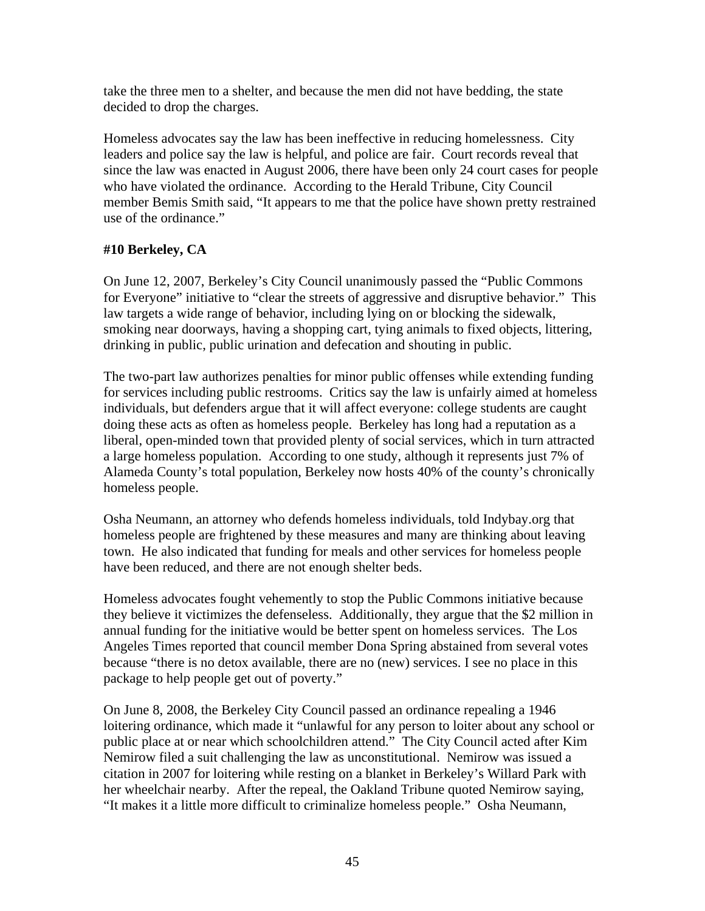take the three men to a shelter, and because the men did not have bedding, the state decided to drop the charges.

Homeless advocates say the law has been ineffective in reducing homelessness. City leaders and police say the law is helpful, and police are fair. Court records reveal that since the law was enacted in August 2006, there have been only 24 court cases for people who have violated the ordinance. According to the Herald Tribune, City Council member Bemis Smith said, "It appears to me that the police have shown pretty restrained use of the ordinance."

### #10 Berkeley, CA

On June 12, 2007, Berkeley's City Council unanimously passed the "Public Commons for Everyone" initiative to "clear the streets of aggressive and disruptive behavior." This law targets a wide range of behavior, including lying on or blocking the sidewalk, smoking near doorways, having a shopping cart, tying animals to fixed objects, littering, drinking in public, public urination and defecation and shouting in public.

The two-part law authorizes penalties for minor public offenses while extending funding for services including public restrooms. Critics say the law is unfairly aimed at homeless individuals, but defenders argue that it will affect everyone: college students are caught doing these acts as often as homeless people. Berkeley has long had a reputation as a liberal, open-minded town that provided plenty of social services, which in turn attracted a large homeless population. According to one study, although it represents just 7% of Alameda County's total population, Berkeley now hosts 40% of the county's chronically homeless people.

Osha Neumann, an attorney who defends homeless individuals, told Indybay.org that homeless people are frightened by these measures and many are thinking about leaving town. He also indicated that funding for meals and other services for homeless people have been reduced, and there are not enough shelter beds.

Homeless advocates fought vehemently to stop the Public Commons initiative because they believe it victimizes the defenseless. Additionally, they argue that the $2 million in annual funding for the initiative would be better spent on homeless services. The Los Angeles Times reported that council member Dona Spring abstained from several votes because "there is no detox available, there are no (new) services. I see no place in this package to help people get out of poverty."

On June 8, 2008, the Berkeley City Council passed an ordinance repealing a 1946 loitering ordinance, which made it "unlawful for any person to loiter about any school or public place at or near which schoolchildren attend." The City Council acted after Kim Nemirow filed a suit challenging the law as unconstitutional. Nemirow was issued a citation in 2007 for loitering while resting on a blanket in Berkeley's Willard Park with her wheelchair nearby. After the repeal, the Oakland Tribune quoted Nemirow saying, "It makes it a little more difficult to criminalize homeless people." Osha Neumann,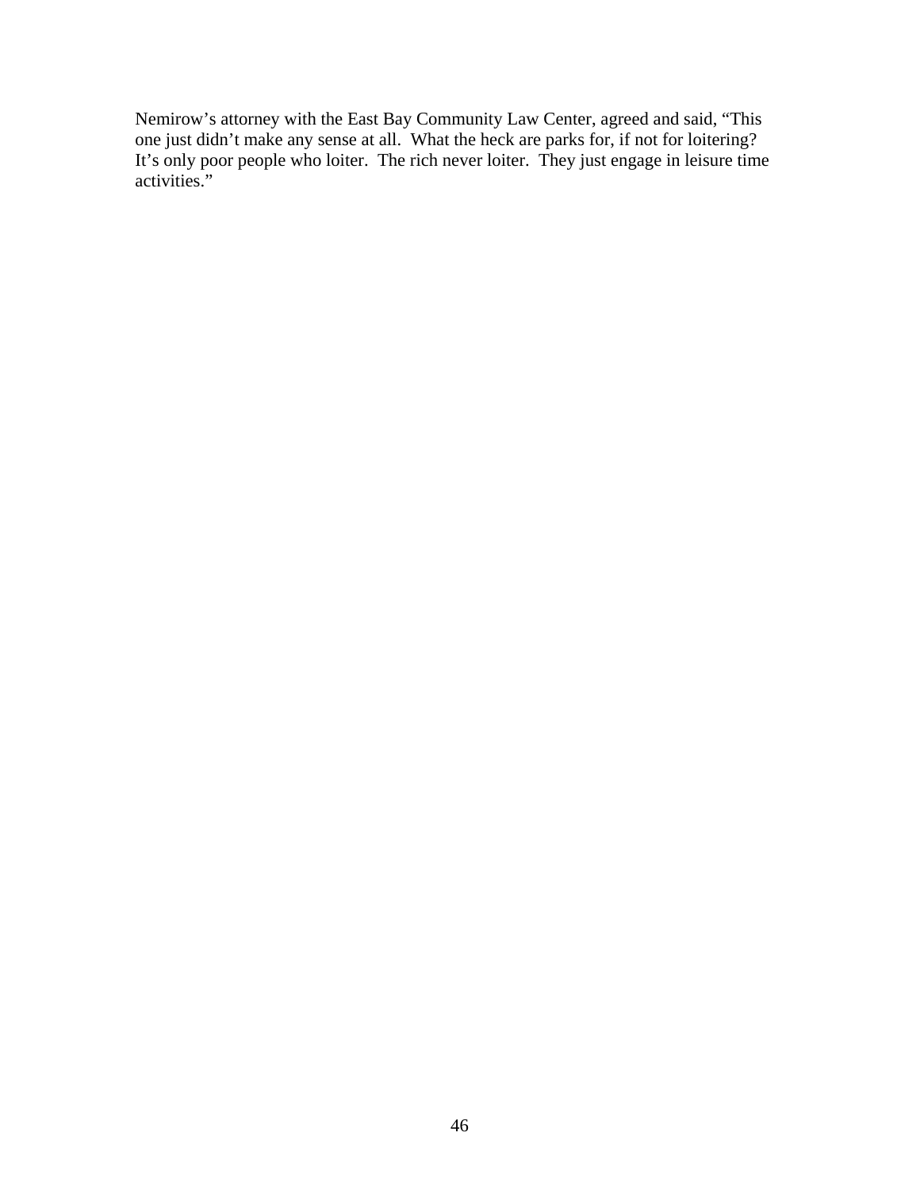Nemirow's attorney with the East Bay Community Law Center, agreed and said, "This one just didn't make any sense at all. What the heck are parks for, if not for loitering? It's only poor people who loiter. The rich never loiter. They just engage in leisure time activities."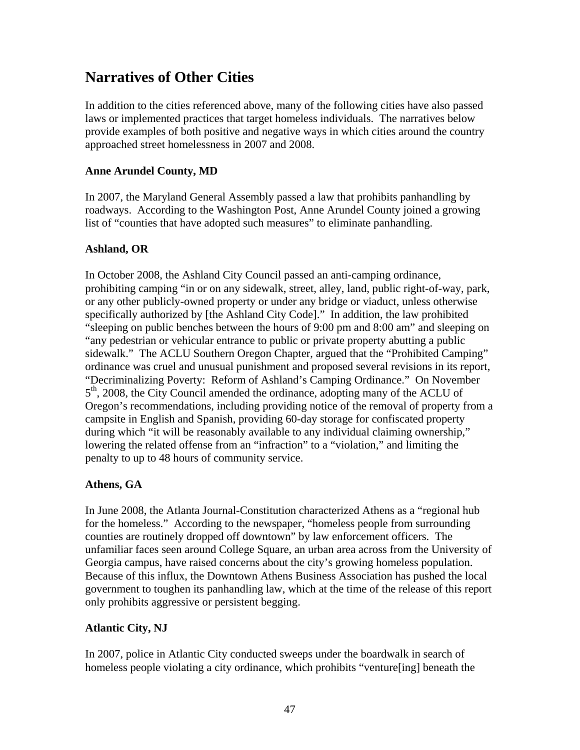## Narratives of Other Cities

In addition to the cities referenced above, many of the following cities have also passed laws or implemented practices that target homeless individuals. The narratives below provide examples of both positive and negative ways in which cities around the country approached street homelessness in 2007 and 2008.

### Anne Arundel County, MD

In 2007, the Maryland General Assembly passed a law that prohibits panhandling by roadways. According to the Washington Post, Anne Arundel County joined a growing list of "counties that have adopted such measures" to eliminate panhandling.

### Ashland, OR

In October 2008, the Ashland City Council passed an anti-camping ordinance, prohibiting camping "in or on any sidewalk, street, alley, land, public right-of-way, park, or any other publicly-owned property or under any bridge or viaduct, unless otherwise specifically authorized by [the Ashland City Code]." In addition, the law prohibited "sleeping on public benches between the hours of 9:00 pm and 8:00 am" and sleeping on "any pedestrian or vehicular entrance to public or private property abutting a public sidewalk." The ACLU Southern Oregon Chapter, argued that the "Prohibited Camping" ordinance was cruel and unusual punishment and proposed several revisions in its report, "Decriminalizing Poverty: Reform of Ashland's Camping Ordinance." On November 5th, 2008, the City Council amended the ordinance, adopting many of the ACLU of Oregon's recommendations, including providing notice of the removal of property from a campsite in English and Spanish, providing 60-day storage for confiscated property during which "it will be reasonably available to any individual claiming ownership," lowering the related offense from an "infraction" to a "violation," and limiting the penalty to up to 48 hours of community service.

### Athens, GA

In June 2008, the Atlanta Journal-Constitution characterized Athens as a "regional hub for the homeless." According to the newspaper, "homeless people from surrounding counties are routinely dropped off downtown" by law enforcement officers. The unfamiliar faces seen around College Square, an urban area across from the University of Georgia campus, have raised concerns about the city's growing homeless population. Because of this influx, the Downtown Athens Business Association has pushed the local government to toughen its panhandling law, which at the time of the release of this report only prohibits aggressive or persistent begging.

### Atlantic City, NJ

In 2007, police in Atlantic City conducted sweeps under the boardwalk in search of homeless people violating a city ordinance, which prohibits "venture[ing] beneath the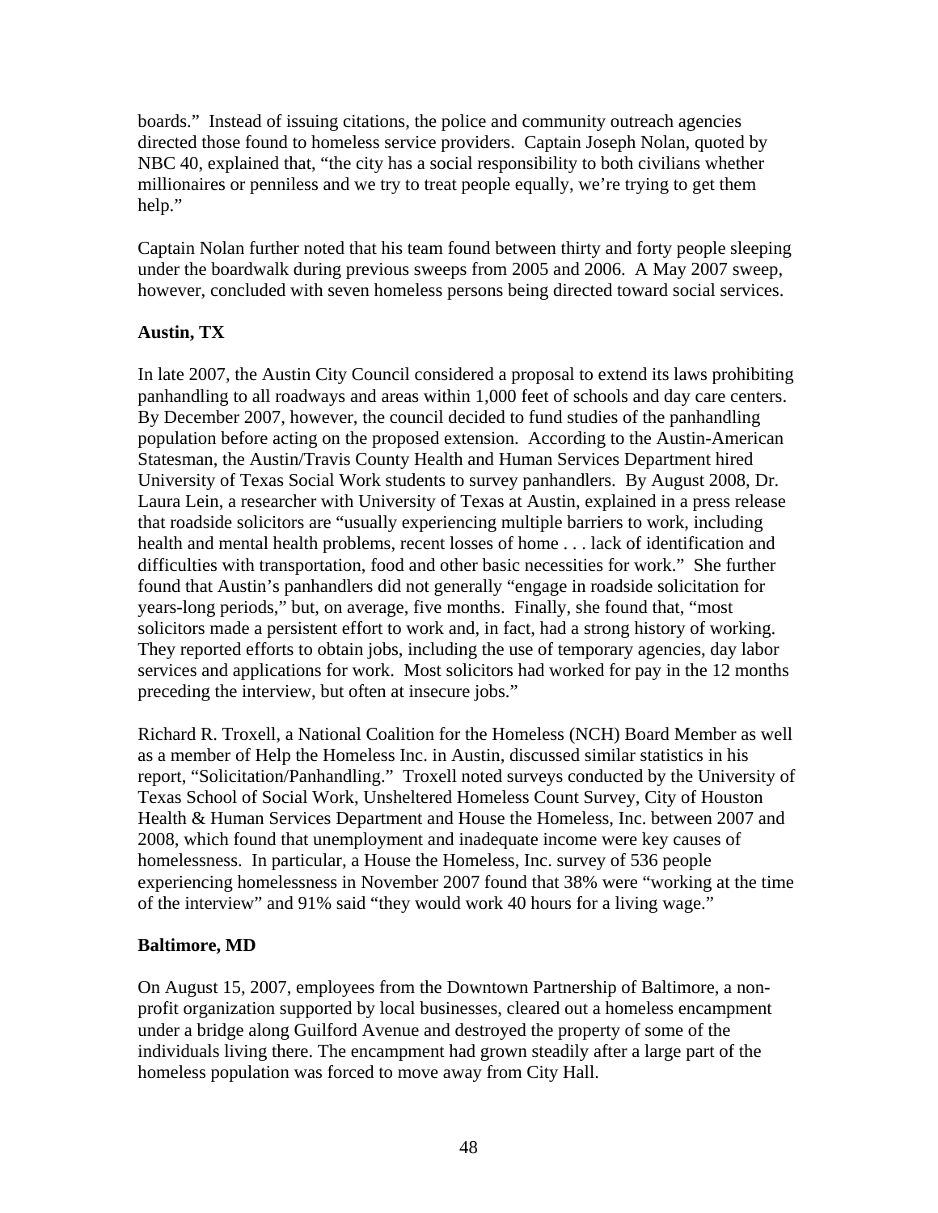boards." Instead of issuing citations, the police and community outreach agencies directed those found to homeless service providers. Captain Joseph Nolan, quoted by NBC 40, explained that, "the city has a social responsibility to both civilians whether millionaires or penniless and we try to treat people equally, we're trying to get them help."

Captain Nolan further noted that his team found between thirty and forty people sleeping under the boardwalk during previous sweeps from 2005 and 2006. A May 2007 sweep, however, concluded with seven homeless persons being directed toward social services.

**Austin, TX**

In late 2007, the Austin City Council considered a proposal to extend its laws prohibiting panhandling to all roadways and areas within 1,000 feet of schools and day care centers. By December 2007, however, the council decided to fund studies of the panhandling population before acting on the proposed extension. According to the Austin-American Statesman, the Austin/Travis County Health and Human Services Department hired University of Texas Social Work students to survey panhandlers. By August 2008, Dr. Laura Lein, a researcher with University of Texas at Austin, explained in a press release that roadside solicitors are "usually experiencing multiple barriers to work, including health and mental health problems, recent losses of home . . . lack of identification and difficulties with transportation, food and other basic necessities for work." She further found that Austin's panhandlers did not generally "engage in roadside solicitation for years-long periods," but, on average, five months. Finally, she found that, "most solicitors made a persistent effort to work and, in fact, had a strong history of working. They reported efforts to obtain jobs, including the use of temporary agencies, day labor services and applications for work. Most solicitors had worked for pay in the 12 months preceding the interview, but often at insecure jobs."

Richard R. Troxell, a National Coalition for the Homeless (NCH) Board Member as well as a member of Help the Homeless Inc. in Austin, discussed similar statistics in his report, "Solicitation/Panhandling." Troxell noted surveys conducted by the University of Texas School of Social Work, Unsheltered Homeless Count Survey, City of Houston Health & Human Services Department and House the Homeless, Inc. between 2007 and 2008, which found that unemployment and inadequate income were key causes of homelessness. In particular, a House the Homeless, Inc. survey of 536 people experiencing homelessness in November 2007 found that 38% were "working at the time of the interview" and 91% said "they would work 40 hours for a living wage."

**Baltimore, MD**

On August 15, 2007, employees from the Downtown Partnership of Baltimore, a non-profit organization supported by local businesses, cleared out a homeless encampment under a bridge along Guilford Avenue and destroyed the property of some of the individuals living there. The encampment had grown steadily after a large part of the homeless population was forced to move away from City Hall.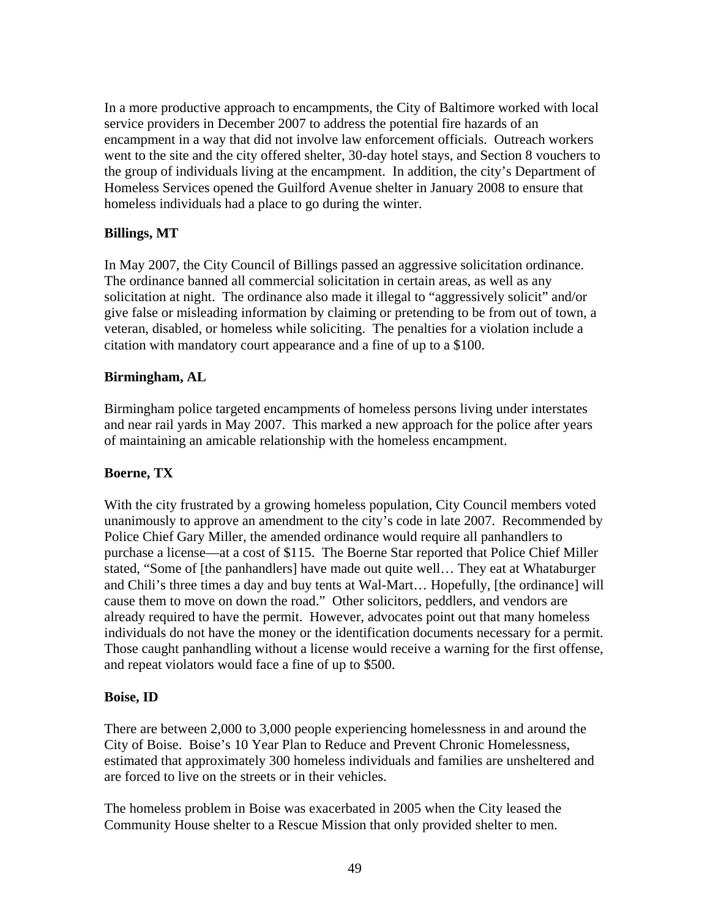In a more productive approach to encampments, the City of Baltimore worked with local service providers in December 2007 to address the potential fire hazards of an encampment in a way that did not involve law enforcement officials. Outreach workers went to the site and the city offered shelter, 30-day hotel stays, and Section 8 vouchers to the group of individuals living at the encampment. In addition, the city's Department of Homeless Services opened the Guilford Avenue shelter in January 2008 to ensure that homeless individuals had a place to go during the winter.

**Billings, MT**

In May 2007, the City Council of Billings passed an aggressive solicitation ordinance. The ordinance banned all commercial solicitation in certain areas, as well as any solicitation at night. The ordinance also made it illegal to "aggressively solicit" and/or give false or misleading information by claiming or pretending to be from out of town, a veteran, disabled, or homeless while soliciting. The penalties for a violation include a citation with mandatory court appearance and a fine of up to a $100.

**Birmingham, AL**

Birmingham police targeted encampments of homeless persons living under interstates and near rail yards in May 2007. This marked a new approach for the police after years of maintaining an amicable relationship with the homeless encampment.

**Boerne, TX**

With the city frustrated by a growing homeless population, City Council members voted unanimously to approve an amendment to the city's code in late 2007. Recommended by Police Chief Gary Miller, the amended ordinance would require all panhandlers to purchase a license—at a cost of $115. The Boerne Star reported that Police Chief Miller stated, "Some of [the panhandlers] have made out quite well… They eat at Whataburger and Chili's three times a day and buy tents at Wal-Mart… Hopefully, [the ordinance] will cause them to move on down the road." Other solicitors, peddlers, and vendors are already required to have the permit. However, advocates point out that many homeless individuals do not have the money or the identification documents necessary for a permit. Those caught panhandling without a license would receive a warning for the first offense, and repeat violators would face a fine of up to $500.

**Boise, ID**

There are between 2,000 to 3,000 people experiencing homelessness in and around the City of Boise. Boise's 10 Year Plan to Reduce and Prevent Chronic Homelessness, estimated that approximately 300 homeless individuals and families are unsheltered and are forced to live on the streets or in their vehicles.

The homeless problem in Boise was exacerbated in 2005 when the City leased the Community House shelter to a Rescue Mission that only provided shelter to men.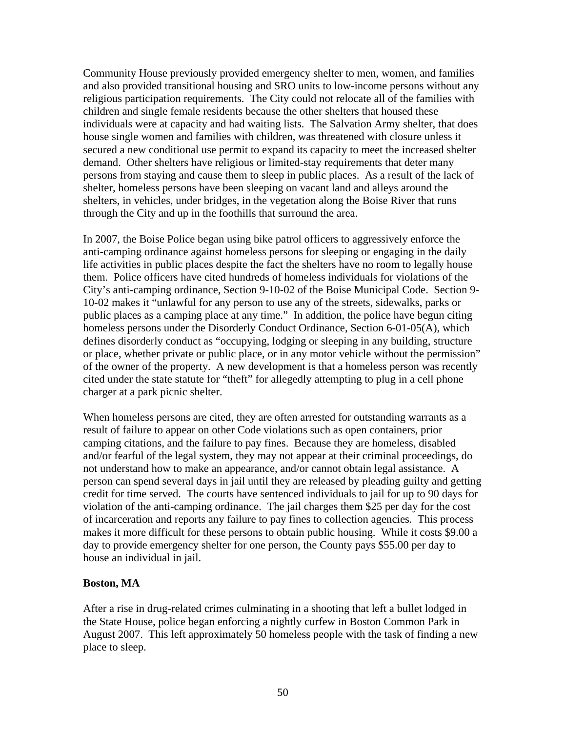Community House previously provided emergency shelter to men, women, and families and also provided transitional housing and SRO units to low-income persons without any religious participation requirements. The City could not relocate all of the families with children and single female residents because the other shelters that housed these individuals were at capacity and had waiting lists. The Salvation Army shelter, that does house single women and families with children, was threatened with closure unless it secured a new conditional use permit to expand its capacity to meet the increased shelter demand. Other shelters have religious or limited-stay requirements that deter many persons from staying and cause them to sleep in public places. As a result of the lack of shelter, homeless persons have been sleeping on vacant land and alleys around the shelters, in vehicles, under bridges, in the vegetation along the Boise River that runs through the City and up in the foothills that surround the area.

In 2007, the Boise Police began using bike patrol officers to aggressively enforce the anti-camping ordinance against homeless persons for sleeping or engaging in the daily life activities in public places despite the fact the shelters have no room to legally house them. Police officers have cited hundreds of homeless individuals for violations of the City's anti-camping ordinance, Section 9-10-02 of the Boise Municipal Code. Section 9-10-02 makes it "unlawful for any person to use any of the streets, sidewalks, parks or public places as a camping place at any time." In addition, the police have begun citing homeless persons under the Disorderly Conduct Ordinance, Section 6-01-05(A), which defines disorderly conduct as "occupying, lodging or sleeping in any building, structure or place, whether private or public place, or in any motor vehicle without the permission" of the owner of the property. A new development is that a homeless person was recently cited under the state statute for "theft" for allegedly attempting to plug in a cell phone charger at a park picnic shelter.

When homeless persons are cited, they are often arrested for outstanding warrants as a result of failure to appear on other Code violations such as open containers, prior camping citations, and the failure to pay fines. Because they are homeless, disabled and/or fearful of the legal system, they may not appear at their criminal proceedings, do not understand how to make an appearance, and/or cannot obtain legal assistance. A person can spend several days in jail until they are released by pleading guilty and getting credit for time served. The courts have sentenced individuals to jail for up to 90 days for violation of the anti-camping ordinance. The jail charges them $25 per day for the cost of incarceration and reports any failure to pay fines to collection agencies. This process makes it more difficult for these persons to obtain public housing. While it costs $9.00 a day to provide emergency shelter for one person, the County pays $55.00 per day to house an individual in jail.

**Boston, MA**

After a rise in drug-related crimes culminating in a shooting that left a bullet lodged in the State House, police began enforcing a nightly curfew in Boston Common Park in August 2007. This left approximately 50 homeless people with the task of finding a new place to sleep.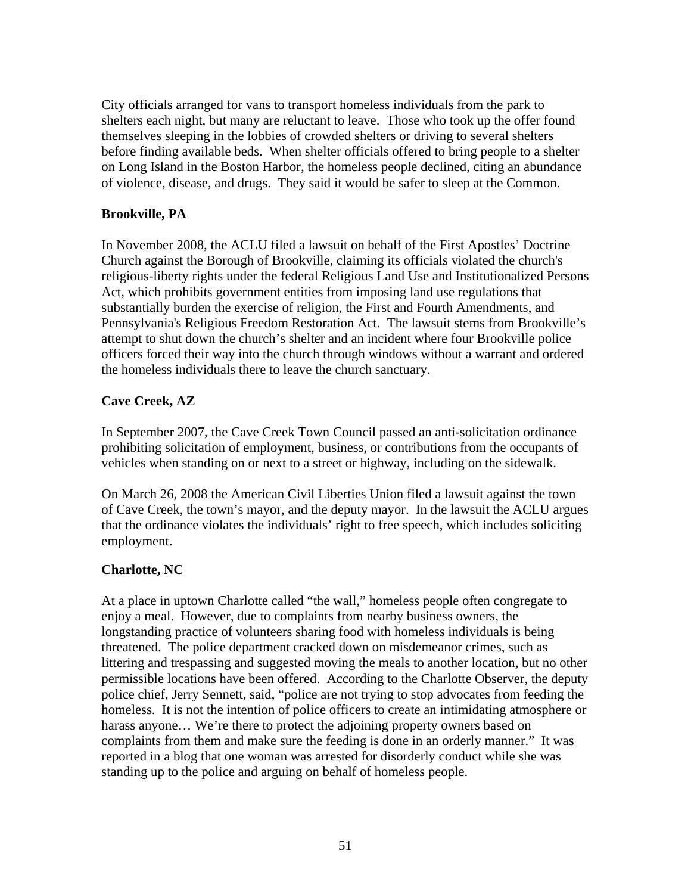City officials arranged for vans to transport homeless individuals from the park to shelters each night, but many are reluctant to leave. Those who took up the offer found themselves sleeping in the lobbies of crowded shelters or driving to several shelters before finding available beds. When shelter officials offered to bring people to a shelter on Long Island in the Boston Harbor, the homeless people declined, citing an abundance of violence, disease, and drugs. They said it would be safer to sleep at the Common.

**Brookville, PA**

In November 2008, the ACLU filed a lawsuit on behalf of the First Apostles' Doctrine Church against the Borough of Brookville, claiming its officials violated the church's religious-liberty rights under the federal Religious Land Use and Institutionalized Persons Act, which prohibits government entities from imposing land use regulations that substantially burden the exercise of religion, the First and Fourth Amendments, and Pennsylvania's Religious Freedom Restoration Act. The lawsuit stems from Brookville's attempt to shut down the church's shelter and an incident where four Brookville police officers forced their way into the church through windows without a warrant and ordered the homeless individuals there to leave the church sanctuary.

**Cave Creek, AZ**

In September 2007, the Cave Creek Town Council passed an anti-solicitation ordinance prohibiting solicitation of employment, business, or contributions from the occupants of vehicles when standing on or next to a street or highway, including on the sidewalk.

On March 26, 2008 the American Civil Liberties Union filed a lawsuit against the town of Cave Creek, the town's mayor, and the deputy mayor. In the lawsuit the ACLU argues that the ordinance violates the individuals' right to free speech, which includes soliciting employment.

**Charlotte, NC**

At a place in uptown Charlotte called "the wall," homeless people often congregate to enjoy a meal. However, due to complaints from nearby business owners, the longstanding practice of volunteers sharing food with homeless individuals is being threatened. The police department cracked down on misdemeanor crimes, such as littering and trespassing and suggested moving the meals to another location, but no other permissible locations have been offered. According to the Charlotte Observer, the deputy police chief, Jerry Sennett, said, "police are not trying to stop advocates from feeding the homeless. It is not the intention of police officers to create an intimidating atmosphere or harass anyone… We're there to protect the adjoining property owners based on complaints from them and make sure the feeding is done in an orderly manner." It was reported in a blog that one woman was arrested for disorderly conduct while she was standing up to the police and arguing on behalf of homeless people.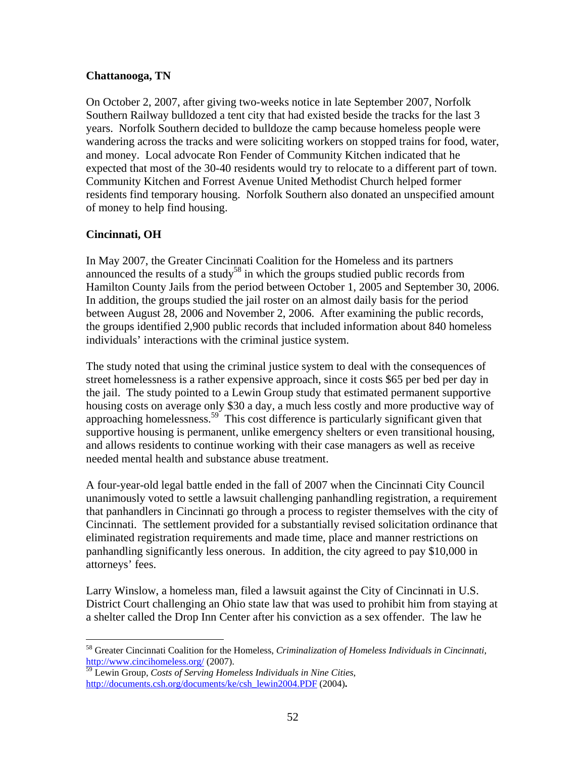**Chattanooga, TN**

On October 2, 2007, after giving two-weeks notice in late September 2007, Norfolk Southern Railway bulldozed a tent city that had existed beside the tracks for the last 3 years. Norfolk Southern decided to bulldoze the camp because homeless people were wandering across the tracks and were soliciting workers on stopped trains for food, water, and money. Local advocate Ron Fender of Community Kitchen indicated that he expected that most of the 30-40 residents would try to relocate to a different part of town. Community Kitchen and Forrest Avenue United Methodist Church helped former residents find temporary housing. Norfolk Southern also donated an unspecified amount of money to help find housing.

**Cincinnati, OH**

In May 2007, the Greater Cincinnati Coalition for the Homeless and its partners announced the results of a study[58] in which the groups studied public records from Hamilton County Jails from the period between October 1, 2005 and September 30, 2006. In addition, the groups studied the jail roster on an almost daily basis for the period between August 28, 2006 and November 2, 2006. After examining the public records, the groups identified 2,900 public records that included information about 840 homeless individuals' interactions with the criminal justice system.

The study noted that using the criminal justice system to deal with the consequences of street homelessness is a rather expensive approach, since it costs $65 per bed per day in the jail. The study pointed to a Lewin Group study that estimated permanent supportive housing costs on average only $30 a day, a much less costly and more productive way of approaching homelessness.[59] This cost difference is particularly significant given that supportive housing is permanent, unlike emergency shelters or even transitional housing, and allows residents to continue working with their case managers as well as receive needed mental health and substance abuse treatment.

A four-year-old legal battle ended in the fall of 2007 when the Cincinnati City Council unanimously voted to settle a lawsuit challenging panhandling registration, a requirement that panhandlers in Cincinnati go through a process to register themselves with the city of Cincinnati. The settlement provided for a substantially revised solicitation ordinance that eliminated registration requirements and made time, place and manner restrictions on panhandling significantly less onerous. In addition, the city agreed to pay $10,000 in attorneys' fees.

Larry Winslow, a homeless man, filed a lawsuit against the City of Cincinnati in U.S. District Court challenging an Ohio state law that was used to prohibit him from staying at a shelter called the Drop Inn Center after his conviction as a sex offender. The law he

---

[58] Greater Cincinnati Coalition for the Homeless, *Criminalization of Homeless Individuals in Cincinnati*, http://www.cincihomeless.org/ (2007).

[59] Lewin Group, *Costs of Serving Homeless Individuals in Nine Cities*, http://documents.csh.org/documents/ke/csh_lewin2004.PDF (2004).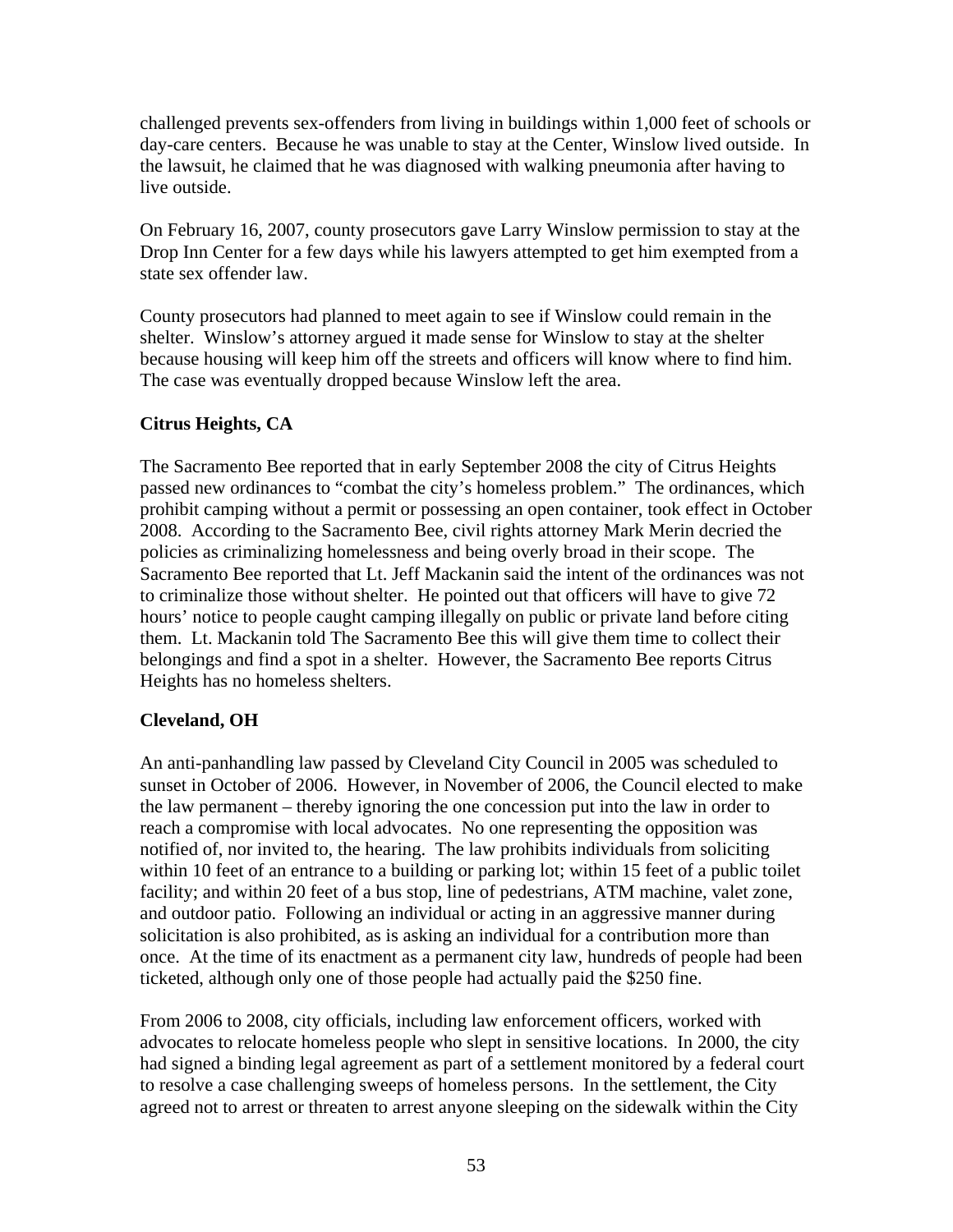challenged prevents sex-offenders from living in buildings within 1,000 feet of schools or day-care centers. Because he was unable to stay at the Center, Winslow lived outside. In the lawsuit, he claimed that he was diagnosed with walking pneumonia after having to live outside.

On February 16, 2007, county prosecutors gave Larry Winslow permission to stay at the Drop Inn Center for a few days while his lawyers attempted to get him exempted from a state sex offender law.

County prosecutors had planned to meet again to see if Winslow could remain in the shelter. Winslow's attorney argued it made sense for Winslow to stay at the shelter because housing will keep him off the streets and officers will know where to find him. The case was eventually dropped because Winslow left the area.

**Citrus Heights, CA**

The Sacramento Bee reported that in early September 2008 the city of Citrus Heights passed new ordinances to "combat the city's homeless problem." The ordinances, which prohibit camping without a permit or possessing an open container, took effect in October 2008. According to the Sacramento Bee, civil rights attorney Mark Merin decried the policies as criminalizing homelessness and being overly broad in their scope. The Sacramento Bee reported that Lt. Jeff Mackanin said the intent of the ordinances was not to criminalize those without shelter. He pointed out that officers will have to give 72 hours' notice to people caught camping illegally on public or private land before citing them. Lt. Mackanin told The Sacramento Bee this will give them time to collect their belongings and find a spot in a shelter. However, the Sacramento Bee reports Citrus Heights has no homeless shelters.

**Cleveland, OH**

An anti-panhandling law passed by Cleveland City Council in 2005 was scheduled to sunset in October of 2006. However, in November of 2006, the Council elected to make the law permanent – thereby ignoring the one concession put into the law in order to reach a compromise with local advocates. No one representing the opposition was notified of, nor invited to, the hearing. The law prohibits individuals from soliciting within 10 feet of an entrance to a building or parking lot; within 15 feet of a public toilet facility; and within 20 feet of a bus stop, line of pedestrians, ATM machine, valet zone, and outdoor patio. Following an individual or acting in an aggressive manner during solicitation is also prohibited, as is asking an individual for a contribution more than once. At the time of its enactment as a permanent city law, hundreds of people had been ticketed, although only one of those people had actually paid the $250 fine.

From 2006 to 2008, city officials, including law enforcement officers, worked with advocates to relocate homeless people who slept in sensitive locations. In 2000, the city had signed a binding legal agreement as part of a settlement monitored by a federal court to resolve a case challenging sweeps of homeless persons. In the settlement, the City agreed not to arrest or threaten to arrest anyone sleeping on the sidewalk within the City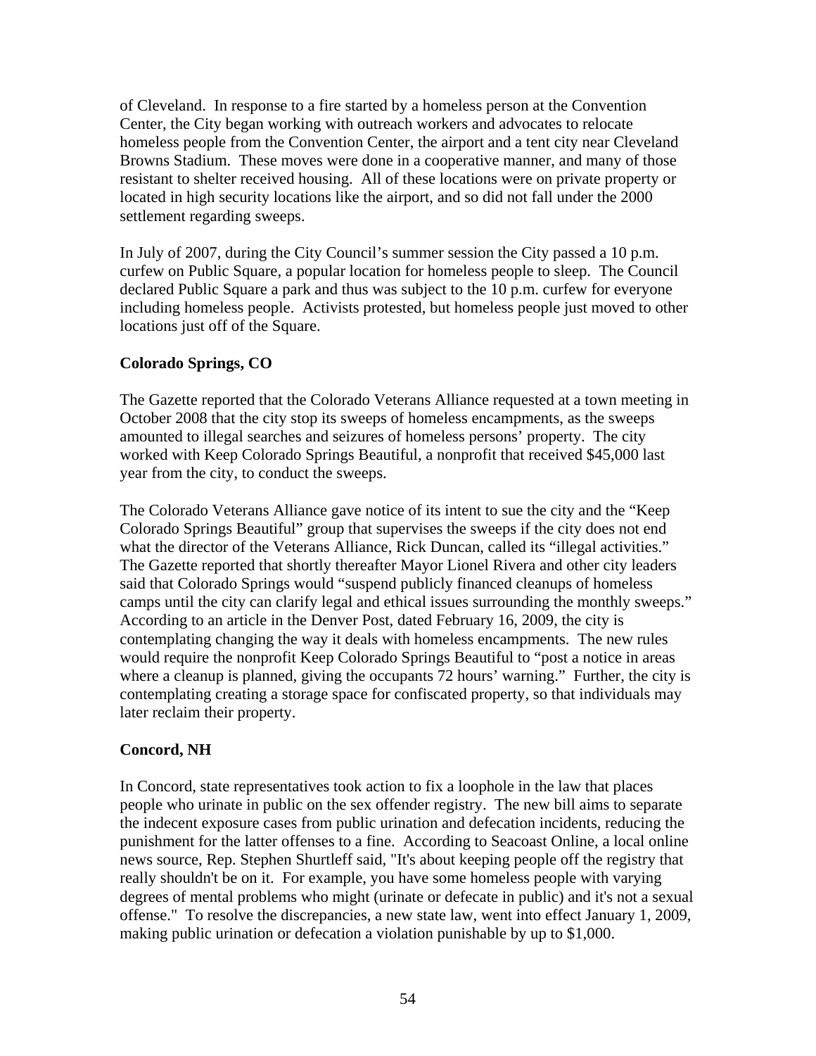of Cleveland. In response to a fire started by a homeless person at the Convention Center, the City began working with outreach workers and advocates to relocate homeless people from the Convention Center, the airport and a tent city near Cleveland Browns Stadium. These moves were done in a cooperative manner, and many of those resistant to shelter received housing. All of these locations were on private property or located in high security locations like the airport, and so did not fall under the 2000 settlement regarding sweeps.

In July of 2007, during the City Council's summer session the City passed a 10 p.m. curfew on Public Square, a popular location for homeless people to sleep. The Council declared Public Square a park and thus was subject to the 10 p.m. curfew for everyone including homeless people. Activists protested, but homeless people just moved to other locations just off of the Square.

**Colorado Springs, CO**

The Gazette reported that the Colorado Veterans Alliance requested at a town meeting in October 2008 that the city stop its sweeps of homeless encampments, as the sweeps amounted to illegal searches and seizures of homeless persons' property. The city worked with Keep Colorado Springs Beautiful, a nonprofit that received $45,000 last year from the city, to conduct the sweeps.

The Colorado Veterans Alliance gave notice of its intent to sue the city and the "Keep Colorado Springs Beautiful" group that supervises the sweeps if the city does not end what the director of the Veterans Alliance, Rick Duncan, called its "illegal activities." The Gazette reported that shortly thereafter Mayor Lionel Rivera and other city leaders said that Colorado Springs would "suspend publicly financed cleanups of homeless camps until the city can clarify legal and ethical issues surrounding the monthly sweeps." According to an article in the Denver Post, dated February 16, 2009, the city is contemplating changing the way it deals with homeless encampments. The new rules would require the nonprofit Keep Colorado Springs Beautiful to "post a notice in areas where a cleanup is planned, giving the occupants 72 hours' warning." Further, the city is contemplating creating a storage space for confiscated property, so that individuals may later reclaim their property.

**Concord, NH**

In Concord, state representatives took action to fix a loophole in the law that places people who urinate in public on the sex offender registry. The new bill aims to separate the indecent exposure cases from public urination and defecation incidents, reducing the punishment for the latter offenses to a fine. According to Seacoast Online, a local online news source, Rep. Stephen Shurtleff said, "It's about keeping people off the registry that really shouldn't be on it. For example, you have some homeless people with varying degrees of mental problems who might (urinate or defecate in public) and it's not a sexual offense." To resolve the discrepancies, a new state law, went into effect January 1, 2009, making public urination or defecation a violation punishable by up to $1,000.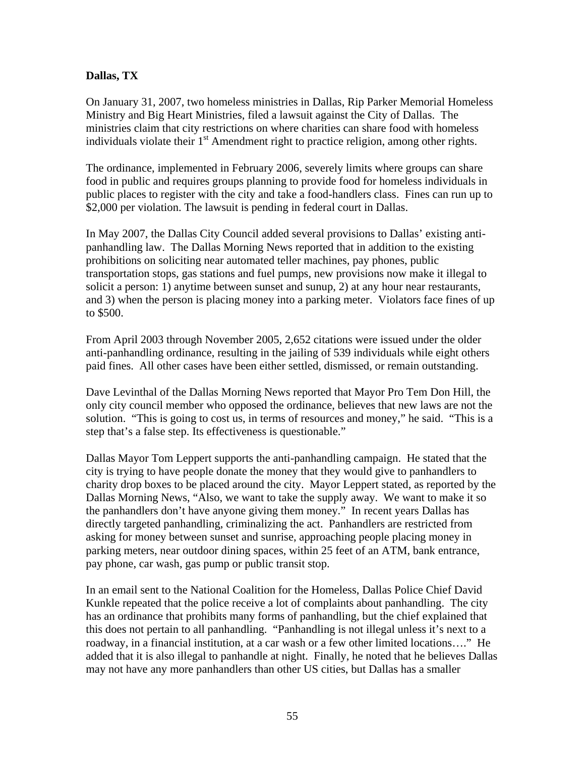**Dallas, TX**

On January 31, 2007, two homeless ministries in Dallas, Rip Parker Memorial Homeless Ministry and Big Heart Ministries, filed a lawsuit against the City of Dallas. The ministries claim that city restrictions on where charities can share food with homeless individuals violate their 1st Amendment right to practice religion, among other rights.

The ordinance, implemented in February 2006, severely limits where groups can share food in public and requires groups planning to provide food for homeless individuals in public places to register with the city and take a food-handlers class. Fines can run up to $2,000 per violation. The lawsuit is pending in federal court in Dallas.

In May 2007, the Dallas City Council added several provisions to Dallas' existing anti-panhandling law. The Dallas Morning News reported that in addition to the existing prohibitions on soliciting near automated teller machines, pay phones, public transportation stops, gas stations and fuel pumps, new provisions now make it illegal to solicit a person: 1) anytime between sunset and sunup, 2) at any hour near restaurants, and 3) when the person is placing money into a parking meter. Violators face fines of up to $500.

From April 2003 through November 2005, 2,652 citations were issued under the older anti-panhandling ordinance, resulting in the jailing of 539 individuals while eight others paid fines. All other cases have been either settled, dismissed, or remain outstanding.

Dave Levinthal of the Dallas Morning News reported that Mayor Pro Tem Don Hill, the only city council member who opposed the ordinance, believes that new laws are not the solution. "This is going to cost us, in terms of resources and money," he said. "This is a step that's a false step. Its effectiveness is questionable."

Dallas Mayor Tom Leppert supports the anti-panhandling campaign. He stated that the city is trying to have people donate the money that they would give to panhandlers to charity drop boxes to be placed around the city. Mayor Leppert stated, as reported by the Dallas Morning News, "Also, we want to take the supply away. We want to make it so the panhandlers don't have anyone giving them money." In recent years Dallas has directly targeted panhandling, criminalizing the act. Panhandlers are restricted from asking for money between sunset and sunrise, approaching people placing money in parking meters, near outdoor dining spaces, within 25 feet of an ATM, bank entrance, pay phone, car wash, gas pump or public transit stop.

In an email sent to the National Coalition for the Homeless, Dallas Police Chief David Kunkle repeated that the police receive a lot of complaints about panhandling. The city has an ordinance that prohibits many forms of panhandling, but the chief explained that this does not pertain to all panhandling. "Panhandling is not illegal unless it's next to a roadway, in a financial institution, at a car wash or a few other limited locations…." He added that it is also illegal to panhandle at night. Finally, he noted that he believes Dallas may not have any more panhandlers than other US cities, but Dallas has a smaller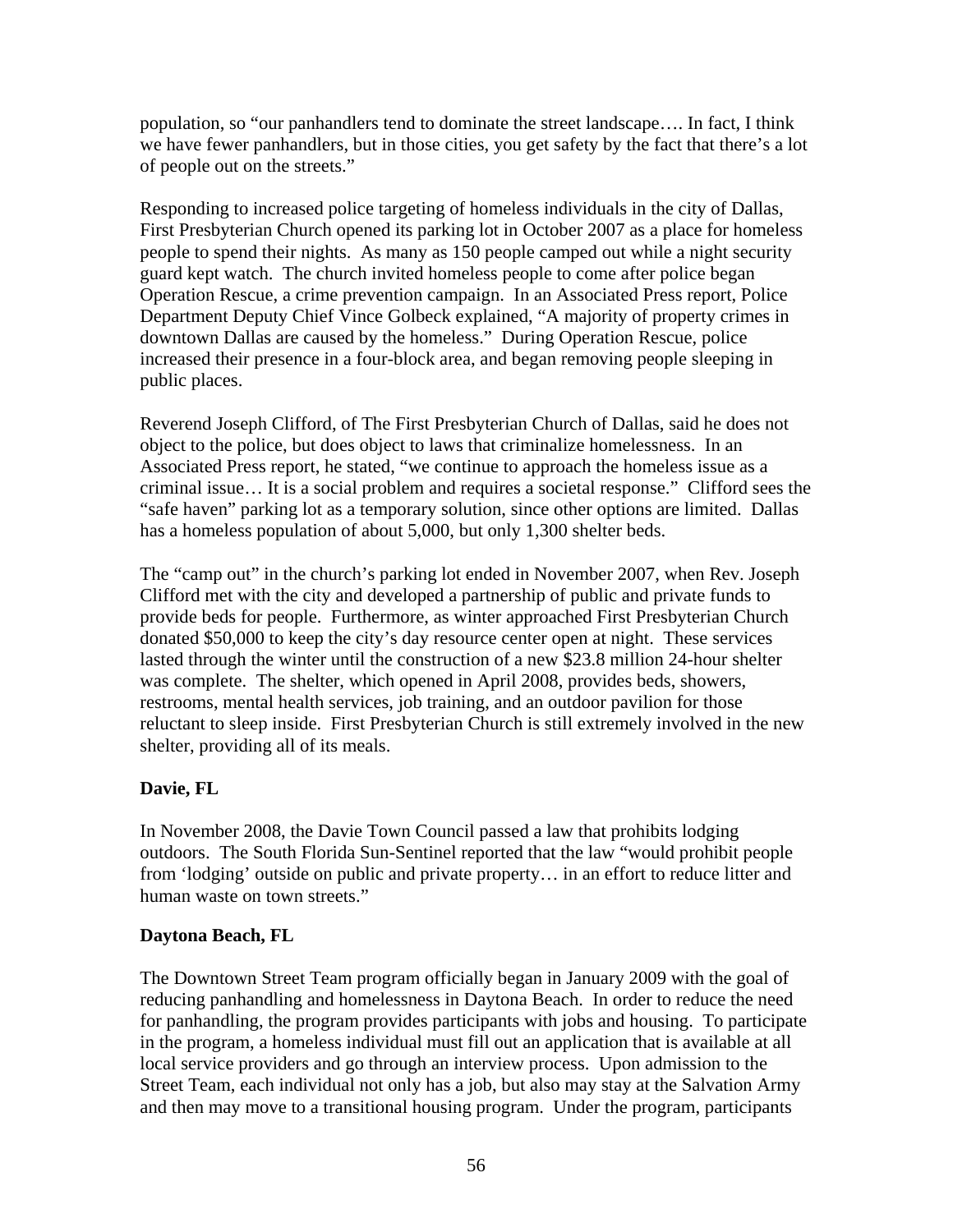population, so "our panhandlers tend to dominate the street landscape…. In fact, I think we have fewer panhandlers, but in those cities, you get safety by the fact that there's a lot of people out on the streets."

Responding to increased police targeting of homeless individuals in the city of Dallas, First Presbyterian Church opened its parking lot in October 2007 as a place for homeless people to spend their nights. As many as 150 people camped out while a night security guard kept watch. The church invited homeless people to come after police began Operation Rescue, a crime prevention campaign. In an Associated Press report, Police Department Deputy Chief Vince Golbeck explained, "A majority of property crimes in downtown Dallas are caused by the homeless." During Operation Rescue, police increased their presence in a four-block area, and began removing people sleeping in public places.

Reverend Joseph Clifford, of The First Presbyterian Church of Dallas, said he does not object to the police, but does object to laws that criminalize homelessness. In an Associated Press report, he stated, "we continue to approach the homeless issue as a criminal issue… It is a social problem and requires a societal response." Clifford sees the "safe haven" parking lot as a temporary solution, since other options are limited. Dallas has a homeless population of about 5,000, but only 1,300 shelter beds.

The "camp out" in the church's parking lot ended in November 2007, when Rev. Joseph Clifford met with the city and developed a partnership of public and private funds to provide beds for people. Furthermore, as winter approached First Presbyterian Church donated $50,000 to keep the city's day resource center open at night. These services lasted through the winter until the construction of a new $23.8 million 24-hour shelter was complete. The shelter, which opened in April 2008, provides beds, showers, restrooms, mental health services, job training, and an outdoor pavilion for those reluctant to sleep inside. First Presbyterian Church is still extremely involved in the new shelter, providing all of its meals.

**Davie, FL**

In November 2008, the Davie Town Council passed a law that prohibits lodging outdoors. The South Florida Sun-Sentinel reported that the law "would prohibit people from 'lodging' outside on public and private property… in an effort to reduce litter and human waste on town streets."

**Daytona Beach, FL**

The Downtown Street Team program officially began in January 2009 with the goal of reducing panhandling and homelessness in Daytona Beach. In order to reduce the need for panhandling, the program provides participants with jobs and housing. To participate in the program, a homeless individual must fill out an application that is available at all local service providers and go through an interview process. Upon admission to the Street Team, each individual not only has a job, but also may stay at the Salvation Army and then may move to a transitional housing program. Under the program, participants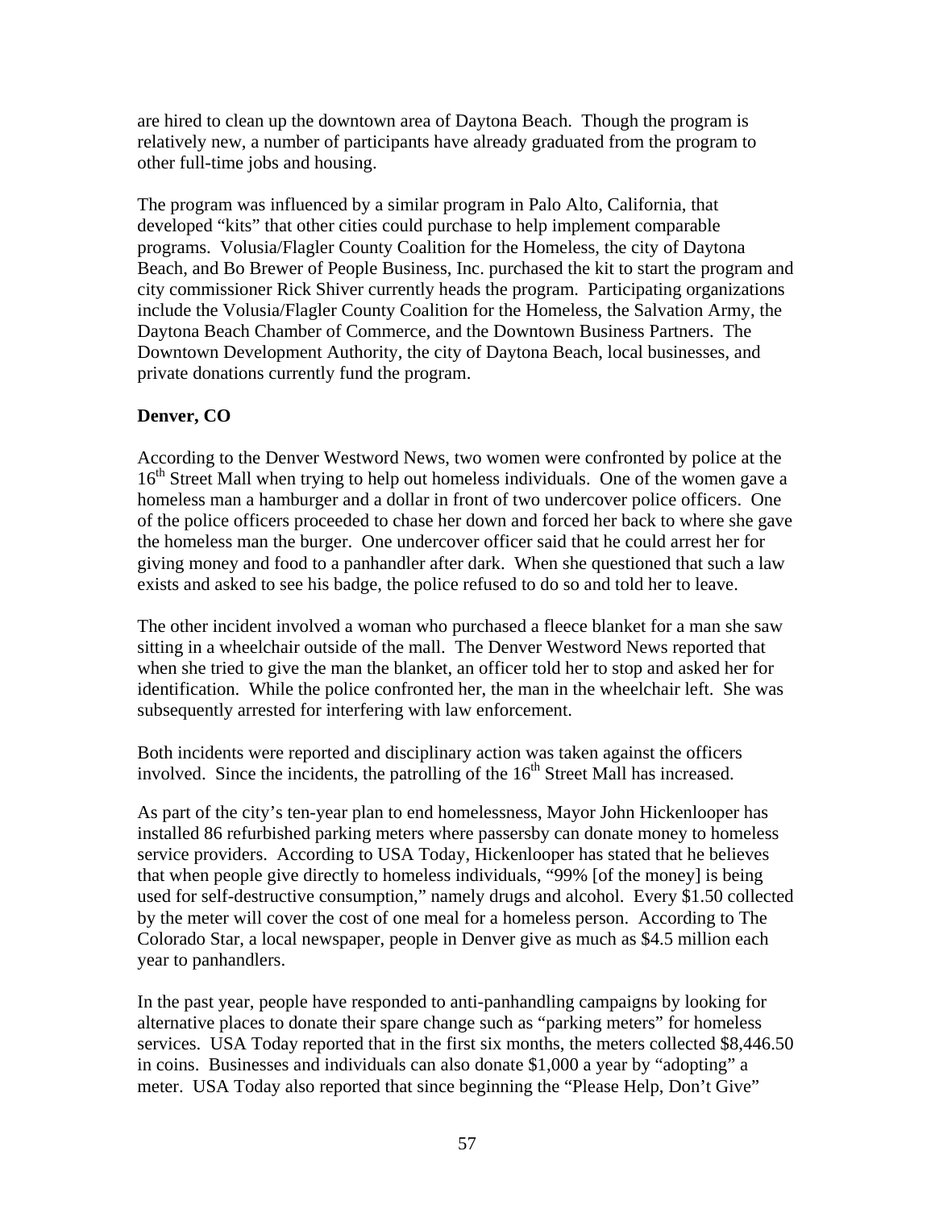are hired to clean up the downtown area of Daytona Beach. Though the program is relatively new, a number of participants have already graduated from the program to other full-time jobs and housing.

The program was influenced by a similar program in Palo Alto, California, that developed "kits" that other cities could purchase to help implement comparable programs. Volusia/Flagler County Coalition for the Homeless, the city of Daytona Beach, and Bo Brewer of People Business, Inc. purchased the kit to start the program and city commissioner Rick Shiver currently heads the program. Participating organizations include the Volusia/Flagler County Coalition for the Homeless, the Salvation Army, the Daytona Beach Chamber of Commerce, and the Downtown Business Partners. The Downtown Development Authority, the city of Daytona Beach, local businesses, and private donations currently fund the program.

**Denver, CO**

According to the Denver Westword News, two women were confronted by police at the 16th Street Mall when trying to help out homeless individuals. One of the women gave a homeless man a hamburger and a dollar in front of two undercover police officers. One of the police officers proceeded to chase her down and forced her back to where she gave the homeless man the burger. One undercover officer said that he could arrest her for giving money and food to a panhandler after dark. When she questioned that such a law exists and asked to see his badge, the police refused to do so and told her to leave.

The other incident involved a woman who purchased a fleece blanket for a man she saw sitting in a wheelchair outside of the mall. The Denver Westword News reported that when she tried to give the man the blanket, an officer told her to stop and asked her for identification. While the police confronted her, the man in the wheelchair left. She was subsequently arrested for interfering with law enforcement.

Both incidents were reported and disciplinary action was taken against the officers involved. Since the incidents, the patrolling of the 16th Street Mall has increased.

As part of the city's ten-year plan to end homelessness, Mayor John Hickenlooper has installed 86 refurbished parking meters where passersby can donate money to homeless service providers. According to USA Today, Hickenlooper has stated that he believes that when people give directly to homeless individuals, "99% [of the money] is being used for self-destructive consumption," namely drugs and alcohol. Every $1.50 collected by the meter will cover the cost of one meal for a homeless person. According to The Colorado Star, a local newspaper, people in Denver give as much as $4.5 million each year to panhandlers.

In the past year, people have responded to anti-panhandling campaigns by looking for alternative places to donate their spare change such as "parking meters" for homeless services. USA Today reported that in the first six months, the meters collected $8,446.50 in coins. Businesses and individuals can also donate $1,000 a year by "adopting" a meter. USA Today also reported that since beginning the "Please Help, Don't Give"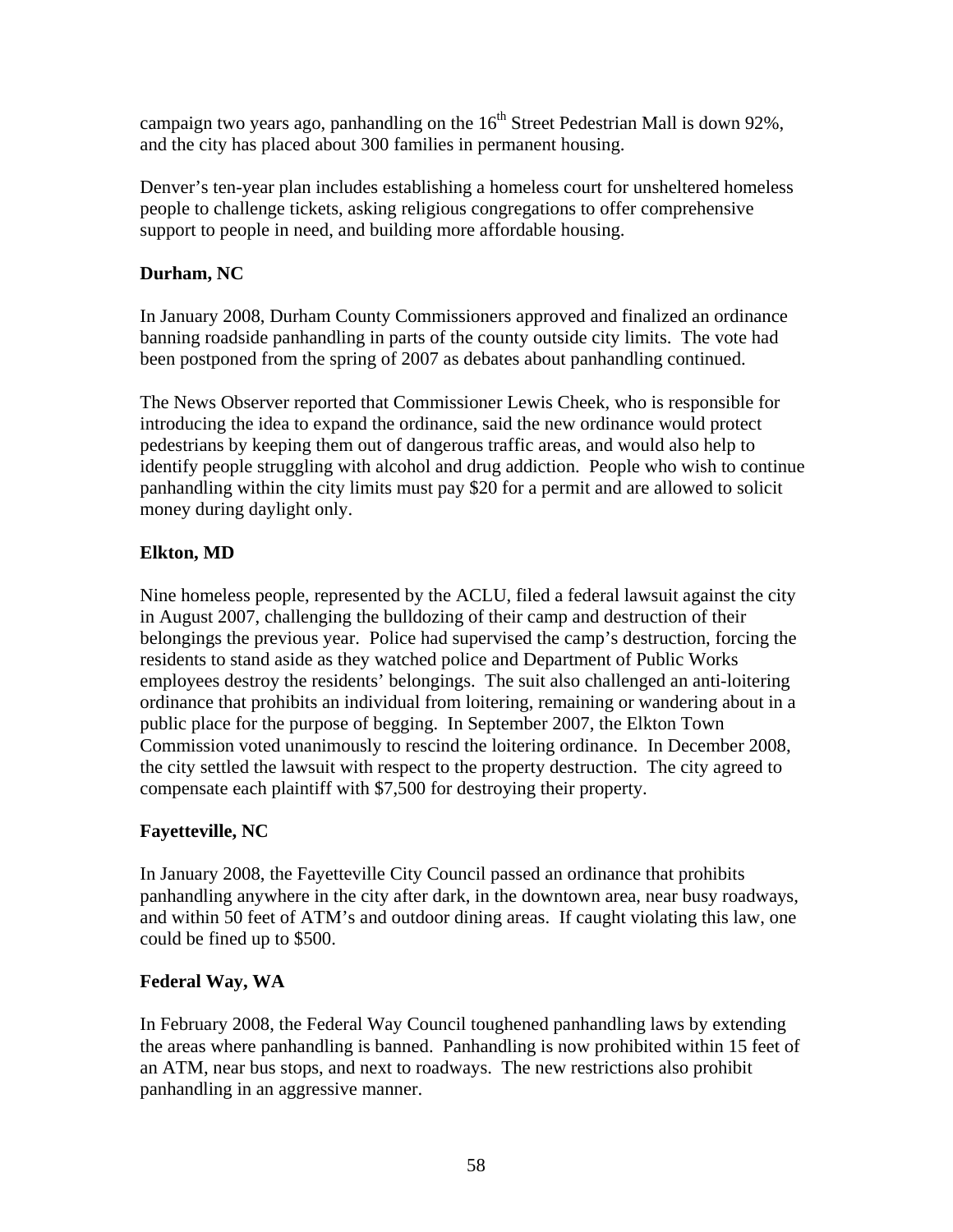campaign two years ago, panhandling on the 16th Street Pedestrian Mall is down 92%, and the city has placed about 300 families in permanent housing.

Denver's ten-year plan includes establishing a homeless court for unsheltered homeless people to challenge tickets, asking religious congregations to offer comprehensive support to people in need, and building more affordable housing.

**Durham, NC**

In January 2008, Durham County Commissioners approved and finalized an ordinance banning roadside panhandling in parts of the county outside city limits. The vote had been postponed from the spring of 2007 as debates about panhandling continued.

The News Observer reported that Commissioner Lewis Cheek, who is responsible for introducing the idea to expand the ordinance, said the new ordinance would protect pedestrians by keeping them out of dangerous traffic areas, and would also help to identify people struggling with alcohol and drug addiction. People who wish to continue panhandling within the city limits must pay $20 for a permit and are allowed to solicit money during daylight only.

**Elkton, MD**

Nine homeless people, represented by the ACLU, filed a federal lawsuit against the city in August 2007, challenging the bulldozing of their camp and destruction of their belongings the previous year. Police had supervised the camp's destruction, forcing the residents to stand aside as they watched police and Department of Public Works employees destroy the residents' belongings. The suit also challenged an anti-loitering ordinance that prohibits an individual from loitering, remaining or wandering about in a public place for the purpose of begging. In September 2007, the Elkton Town Commission voted unanimously to rescind the loitering ordinance. In December 2008, the city settled the lawsuit with respect to the property destruction. The city agreed to compensate each plaintiff with $7,500 for destroying their property.

**Fayetteville, NC**

In January 2008, the Fayetteville City Council passed an ordinance that prohibits panhandling anywhere in the city after dark, in the downtown area, near busy roadways, and within 50 feet of ATM's and outdoor dining areas. If caught violating this law, one could be fined up to $500.

**Federal Way, WA**

In February 2008, the Federal Way Council toughened panhandling laws by extending the areas where panhandling is banned. Panhandling is now prohibited within 15 feet of an ATM, near bus stops, and next to roadways. The new restrictions also prohibit panhandling in an aggressive manner.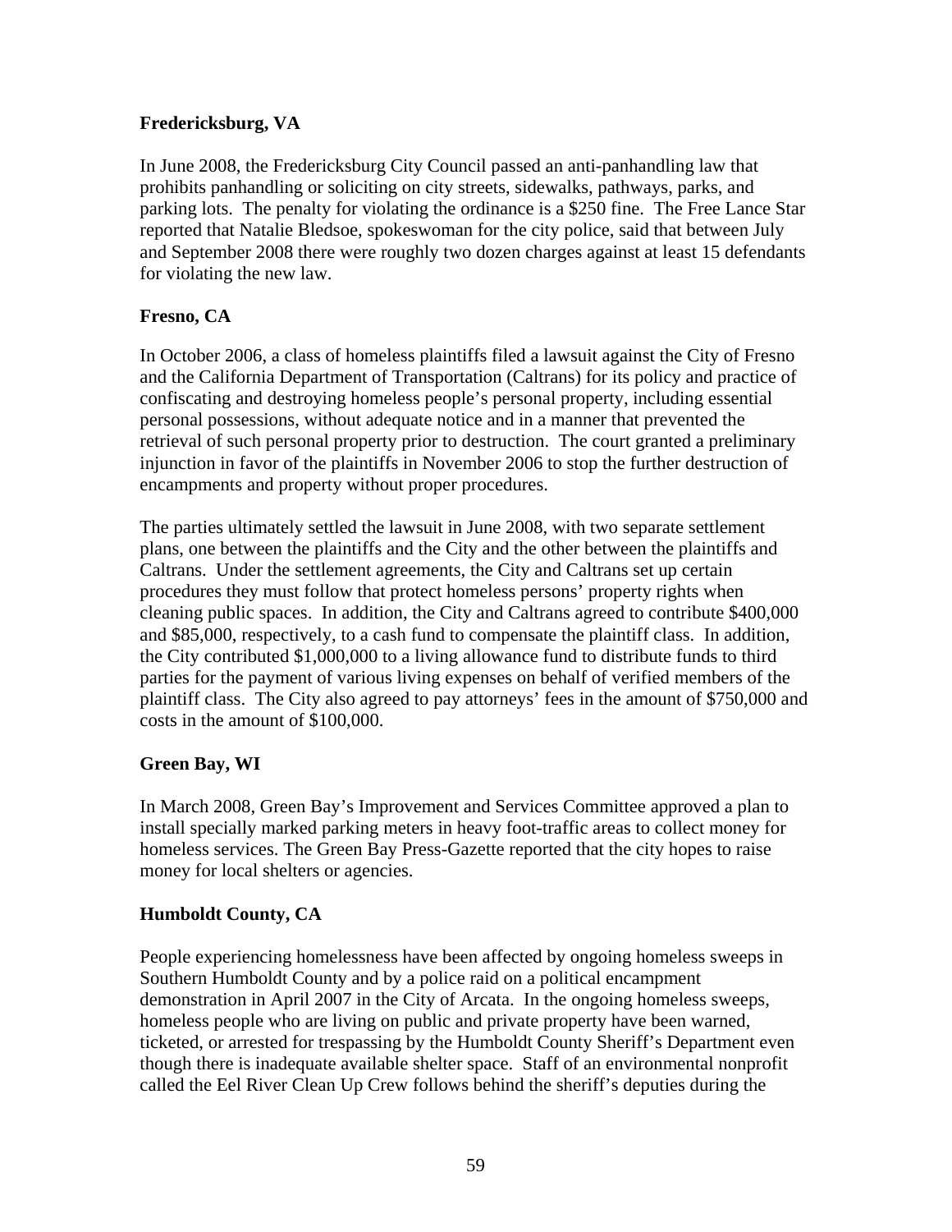**Fredericksburg, VA**

In June 2008, the Fredericksburg City Council passed an anti-panhandling law that prohibits panhandling or soliciting on city streets, sidewalks, pathways, parks, and parking lots. The penalty for violating the ordinance is a $250 fine. The Free Lance Star reported that Natalie Bledsoe, spokeswoman for the city police, said that between July and September 2008 there were roughly two dozen charges against at least 15 defendants for violating the new law.

**Fresno, CA**

In October 2006, a class of homeless plaintiffs filed a lawsuit against the City of Fresno and the California Department of Transportation (Caltrans) for its policy and practice of confiscating and destroying homeless people's personal property, including essential personal possessions, without adequate notice and in a manner that prevented the retrieval of such personal property prior to destruction. The court granted a preliminary injunction in favor of the plaintiffs in November 2006 to stop the further destruction of encampments and property without proper procedures.

The parties ultimately settled the lawsuit in June 2008, with two separate settlement plans, one between the plaintiffs and the City and the other between the plaintiffs and Caltrans. Under the settlement agreements, the City and Caltrans set up certain procedures they must follow that protect homeless persons' property rights when cleaning public spaces. In addition, the City and Caltrans agreed to contribute $400,000 and $85,000, respectively, to a cash fund to compensate the plaintiff class. In addition, the City contributed $1,000,000 to a living allowance fund to distribute funds to third parties for the payment of various living expenses on behalf of verified members of the plaintiff class. The City also agreed to pay attorneys' fees in the amount of $750,000 and costs in the amount of $100,000.

**Green Bay, WI**

In March 2008, Green Bay's Improvement and Services Committee approved a plan to install specially marked parking meters in heavy foot-traffic areas to collect money for homeless services. The Green Bay Press-Gazette reported that the city hopes to raise money for local shelters or agencies.

**Humboldt County, CA**

People experiencing homelessness have been affected by ongoing homeless sweeps in Southern Humboldt County and by a police raid on a political encampment demonstration in April 2007 in the City of Arcata. In the ongoing homeless sweeps, homeless people who are living on public and private property have been warned, ticketed, or arrested for trespassing by the Humboldt County Sheriff's Department even though there is inadequate available shelter space. Staff of an environmental nonprofit called the Eel River Clean Up Crew follows behind the sheriff's deputies during the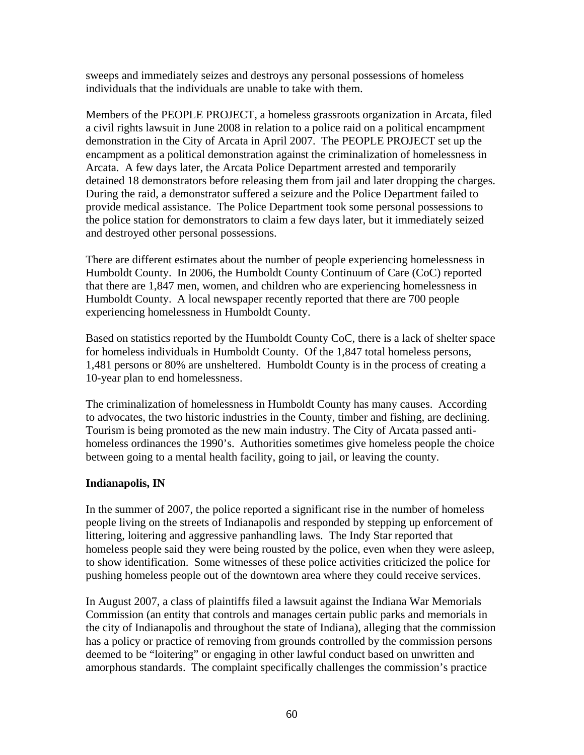sweeps and immediately seizes and destroys any personal possessions of homeless individuals that the individuals are unable to take with them.

Members of the PEOPLE PROJECT, a homeless grassroots organization in Arcata, filed a civil rights lawsuit in June 2008 in relation to a police raid on a political encampment demonstration in the City of Arcata in April 2007. The PEOPLE PROJECT set up the encampment as a political demonstration against the criminalization of homelessness in Arcata. A few days later, the Arcata Police Department arrested and temporarily detained 18 demonstrators before releasing them from jail and later dropping the charges. During the raid, a demonstrator suffered a seizure and the Police Department failed to provide medical assistance. The Police Department took some personal possessions to the police station for demonstrators to claim a few days later, but it immediately seized and destroyed other personal possessions.

There are different estimates about the number of people experiencing homelessness in Humboldt County. In 2006, the Humboldt County Continuum of Care (CoC) reported that there are 1,847 men, women, and children who are experiencing homelessness in Humboldt County. A local newspaper recently reported that there are 700 people experiencing homelessness in Humboldt County.

Based on statistics reported by the Humboldt County CoC, there is a lack of shelter space for homeless individuals in Humboldt County. Of the 1,847 total homeless persons, 1,481 persons or 80% are unsheltered. Humboldt County is in the process of creating a 10-year plan to end homelessness.

The criminalization of homelessness in Humboldt County has many causes. According to advocates, the two historic industries in the County, timber and fishing, are declining. Tourism is being promoted as the new main industry. The City of Arcata passed anti-homeless ordinances the 1990's. Authorities sometimes give homeless people the choice between going to a mental health facility, going to jail, or leaving the county.

**Indianapolis, IN**

In the summer of 2007, the police reported a significant rise in the number of homeless people living on the streets of Indianapolis and responded by stepping up enforcement of littering, loitering and aggressive panhandling laws. The Indy Star reported that homeless people said they were being rousted by the police, even when they were asleep, to show identification. Some witnesses of these police activities criticized the police for pushing homeless people out of the downtown area where they could receive services.

In August 2007, a class of plaintiffs filed a lawsuit against the Indiana War Memorials Commission (an entity that controls and manages certain public parks and memorials in the city of Indianapolis and throughout the state of Indiana), alleging that the commission has a policy or practice of removing from grounds controlled by the commission persons deemed to be "loitering" or engaging in other lawful conduct based on unwritten and amorphous standards. The complaint specifically challenges the commission's practice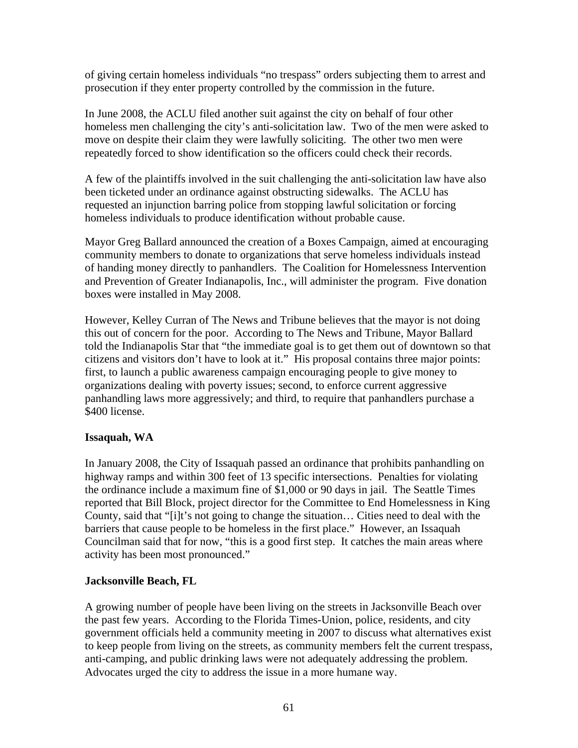of giving certain homeless individuals "no trespass" orders subjecting them to arrest and prosecution if they enter property controlled by the commission in the future.

In June 2008, the ACLU filed another suit against the city on behalf of four other homeless men challenging the city's anti-solicitation law. Two of the men were asked to move on despite their claim they were lawfully soliciting. The other two men were repeatedly forced to show identification so the officers could check their records.

A few of the plaintiffs involved in the suit challenging the anti-solicitation law have also been ticketed under an ordinance against obstructing sidewalks. The ACLU has requested an injunction barring police from stopping lawful solicitation or forcing homeless individuals to produce identification without probable cause.

Mayor Greg Ballard announced the creation of a Boxes Campaign, aimed at encouraging community members to donate to organizations that serve homeless individuals instead of handing money directly to panhandlers. The Coalition for Homelessness Intervention and Prevention of Greater Indianapolis, Inc., will administer the program. Five donation boxes were installed in May 2008.

However, Kelley Curran of The News and Tribune believes that the mayor is not doing this out of concern for the poor. According to The News and Tribune, Mayor Ballard told the Indianapolis Star that "the immediate goal is to get them out of downtown so that citizens and visitors don't have to look at it." His proposal contains three major points: first, to launch a public awareness campaign encouraging people to give money to organizations dealing with poverty issues; second, to enforce current aggressive panhandling laws more aggressively; and third, to require that panhandlers purchase a $400 license.

### Issaquah, WA

In January 2008, the City of Issaquah passed an ordinance that prohibits panhandling on highway ramps and within 300 feet of 13 specific intersections. Penalties for violating the ordinance include a maximum fine of $1,000 or 90 days in jail. The Seattle Times reported that Bill Block, project director for the Committee to End Homelessness in King County, said that "[i]t's not going to change the situation… Cities need to deal with the barriers that cause people to be homeless in the first place." However, an Issaquah Councilman said that for now, "this is a good first step. It catches the main areas where activity has been most pronounced."

### Jacksonville Beach, FL

A growing number of people have been living on the streets in Jacksonville Beach over the past few years. According to the Florida Times-Union, police, residents, and city government officials held a community meeting in 2007 to discuss what alternatives exist to keep people from living on the streets, as community members felt the current trespass, anti-camping, and public drinking laws were not adequately addressing the problem. Advocates urged the city to address the issue in a more humane way.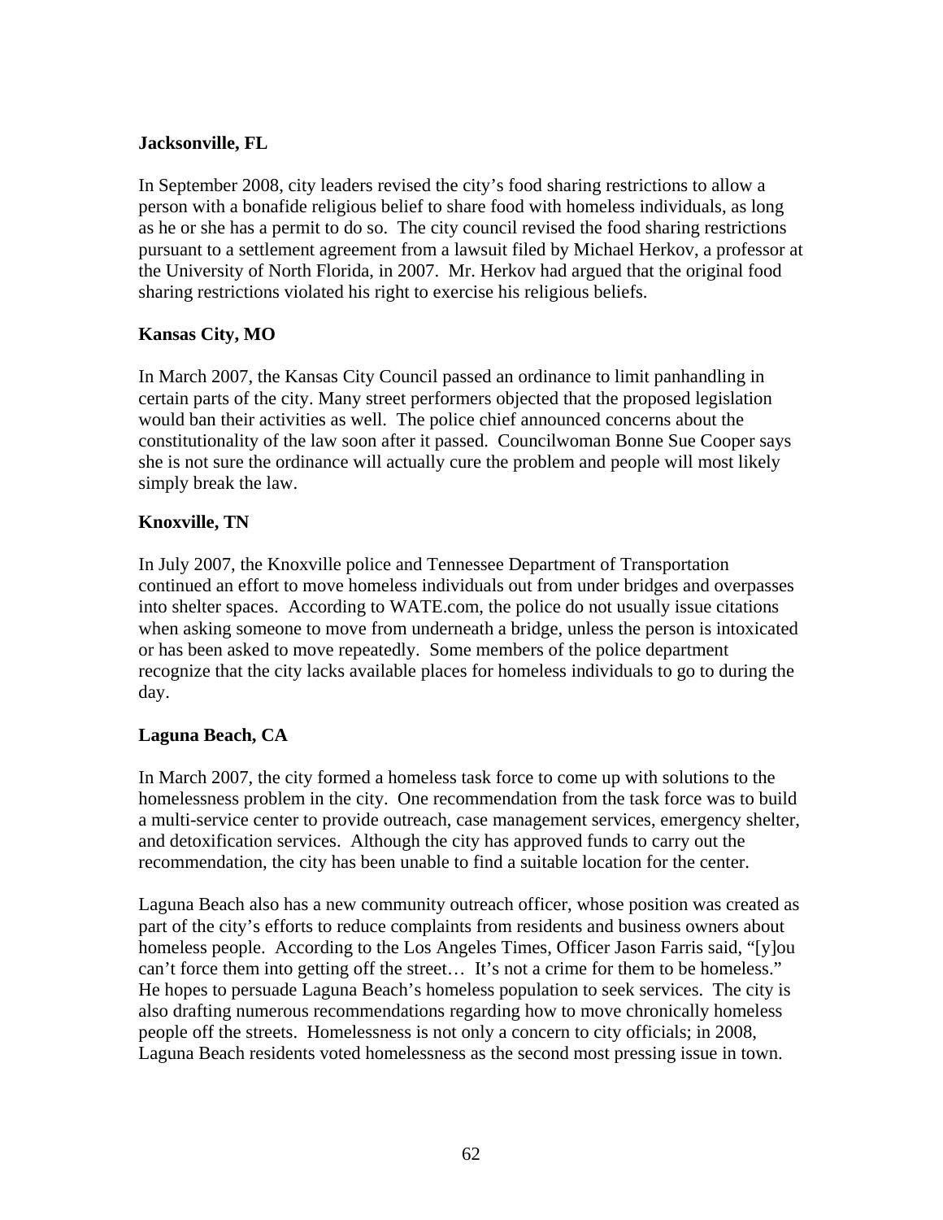**Jacksonville, FL**

In September 2008, city leaders revised the city's food sharing restrictions to allow a person with a bonafide religious belief to share food with homeless individuals, as long as he or she has a permit to do so. The city council revised the food sharing restrictions pursuant to a settlement agreement from a lawsuit filed by Michael Herkov, a professor at the University of North Florida, in 2007. Mr. Herkov had argued that the original food sharing restrictions violated his right to exercise his religious beliefs.

**Kansas City, MO**

In March 2007, the Kansas City Council passed an ordinance to limit panhandling in certain parts of the city. Many street performers objected that the proposed legislation would ban their activities as well. The police chief announced concerns about the constitutionality of the law soon after it passed. Councilwoman Bonne Sue Cooper says she is not sure the ordinance will actually cure the problem and people will most likely simply break the law.

**Knoxville, TN**

In July 2007, the Knoxville police and Tennessee Department of Transportation continued an effort to move homeless individuals out from under bridges and overpasses into shelter spaces. According to WATE.com, the police do not usually issue citations when asking someone to move from underneath a bridge, unless the person is intoxicated or has been asked to move repeatedly. Some members of the police department recognize that the city lacks available places for homeless individuals to go to during the day.

**Laguna Beach, CA**

In March 2007, the city formed a homeless task force to come up with solutions to the homelessness problem in the city. One recommendation from the task force was to build a multi-service center to provide outreach, case management services, emergency shelter, and detoxification services. Although the city has approved funds to carry out the recommendation, the city has been unable to find a suitable location for the center.

Laguna Beach also has a new community outreach officer, whose position was created as part of the city's efforts to reduce complaints from residents and business owners about homeless people. According to the Los Angeles Times, Officer Jason Farris said, "[y]ou can't force them into getting off the street… It's not a crime for them to be homeless." He hopes to persuade Laguna Beach's homeless population to seek services. The city is also drafting numerous recommendations regarding how to move chronically homeless people off the streets. Homelessness is not only a concern to city officials; in 2008, Laguna Beach residents voted homelessness as the second most pressing issue in town.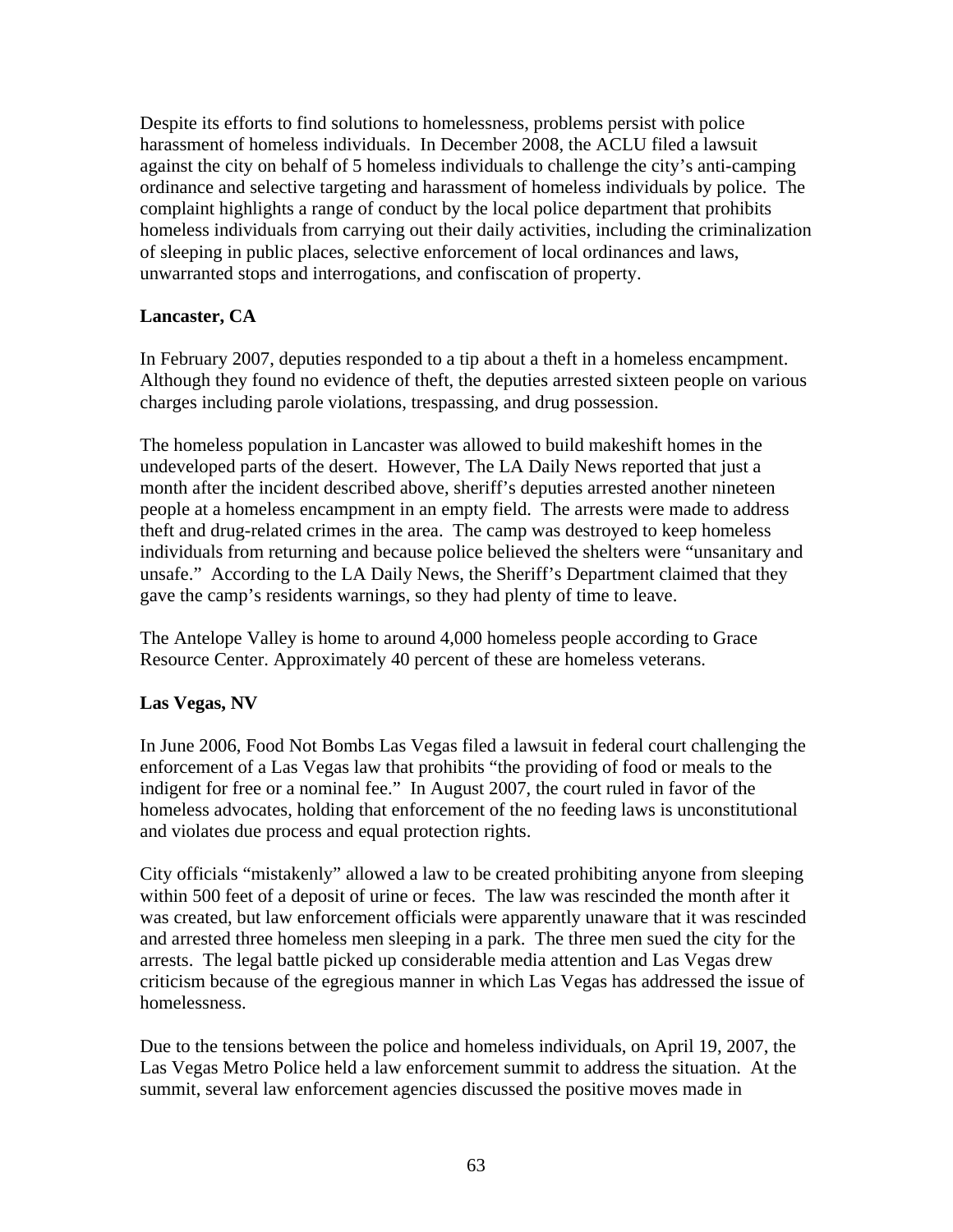Despite its efforts to find solutions to homelessness, problems persist with police harassment of homeless individuals. In December 2008, the ACLU filed a lawsuit against the city on behalf of 5 homeless individuals to challenge the city's anti-camping ordinance and selective targeting and harassment of homeless individuals by police. The complaint highlights a range of conduct by the local police department that prohibits homeless individuals from carrying out their daily activities, including the criminalization of sleeping in public places, selective enforcement of local ordinances and laws, unwarranted stops and interrogations, and confiscation of property.

**Lancaster, CA**

In February 2007, deputies responded to a tip about a theft in a homeless encampment. Although they found no evidence of theft, the deputies arrested sixteen people on various charges including parole violations, trespassing, and drug possession.

The homeless population in Lancaster was allowed to build makeshift homes in the undeveloped parts of the desert. However, The LA Daily News reported that just a month after the incident described above, sheriff's deputies arrested another nineteen people at a homeless encampment in an empty field. The arrests were made to address theft and drug-related crimes in the area. The camp was destroyed to keep homeless individuals from returning and because police believed the shelters were "unsanitary and unsafe." According to the LA Daily News, the Sheriff's Department claimed that they gave the camp's residents warnings, so they had plenty of time to leave.

The Antelope Valley is home to around 4,000 homeless people according to Grace Resource Center. Approximately 40 percent of these are homeless veterans.

**Las Vegas, NV**

In June 2006, Food Not Bombs Las Vegas filed a lawsuit in federal court challenging the enforcement of a Las Vegas law that prohibits "the providing of food or meals to the indigent for free or a nominal fee." In August 2007, the court ruled in favor of the homeless advocates, holding that enforcement of the no feeding laws is unconstitutional and violates due process and equal protection rights.

City officials "mistakenly" allowed a law to be created prohibiting anyone from sleeping within 500 feet of a deposit of urine or feces. The law was rescinded the month after it was created, but law enforcement officials were apparently unaware that it was rescinded and arrested three homeless men sleeping in a park. The three men sued the city for the arrests. The legal battle picked up considerable media attention and Las Vegas drew criticism because of the egregious manner in which Las Vegas has addressed the issue of homelessness.

Due to the tensions between the police and homeless individuals, on April 19, 2007, the Las Vegas Metro Police held a law enforcement summit to address the situation. At the summit, several law enforcement agencies discussed the positive moves made in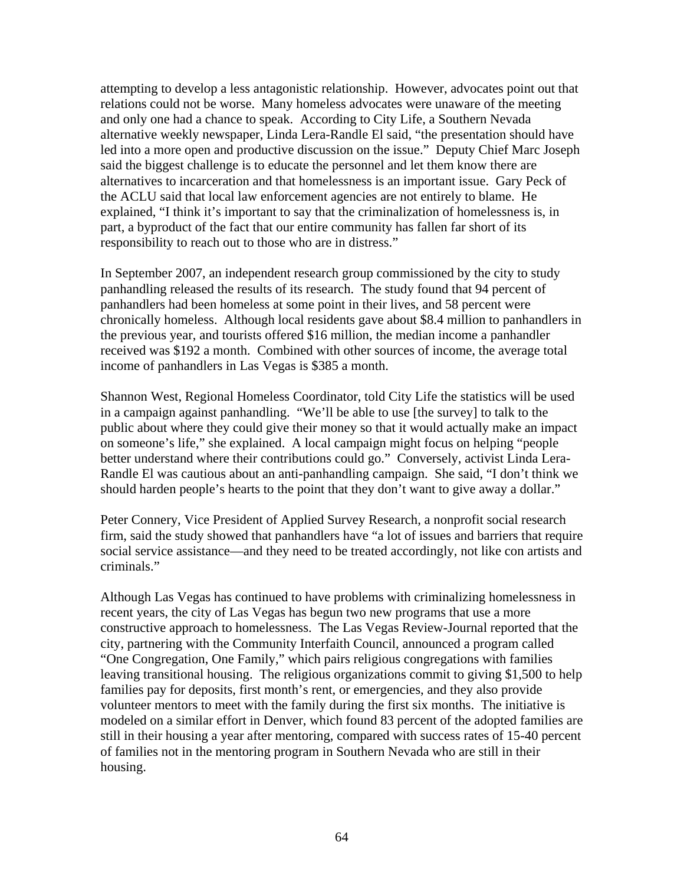attempting to develop a less antagonistic relationship. However, advocates point out that relations could not be worse. Many homeless advocates were unaware of the meeting and only one had a chance to speak. According to City Life, a Southern Nevada alternative weekly newspaper, Linda Lera-Randle El said, "the presentation should have led into a more open and productive discussion on the issue." Deputy Chief Marc Joseph said the biggest challenge is to educate the personnel and let them know there are alternatives to incarceration and that homelessness is an important issue. Gary Peck of the ACLU said that local law enforcement agencies are not entirely to blame. He explained, "I think it's important to say that the criminalization of homelessness is, in part, a byproduct of the fact that our entire community has fallen far short of its responsibility to reach out to those who are in distress."

In September 2007, an independent research group commissioned by the city to study panhandling released the results of its research. The study found that 94 percent of panhandlers had been homeless at some point in their lives, and 58 percent were chronically homeless. Although local residents gave about $8.4 million to panhandlers in the previous year, and tourists offered $16 million, the median income a panhandler received was $192 a month. Combined with other sources of income, the average total income of panhandlers in Las Vegas is $385 a month.

Shannon West, Regional Homeless Coordinator, told City Life the statistics will be used in a campaign against panhandling. "We'll be able to use [the survey] to talk to the public about where they could give their money so that it would actually make an impact on someone's life," she explained. A local campaign might focus on helping "people better understand where their contributions could go." Conversely, activist Linda Lera-Randle El was cautious about an anti-panhandling campaign. She said, "I don't think we should harden people's hearts to the point that they don't want to give away a dollar."

Peter Connery, Vice President of Applied Survey Research, a nonprofit social research firm, said the study showed that panhandlers have "a lot of issues and barriers that require social service assistance—and they need to be treated accordingly, not like con artists and criminals."

Although Las Vegas has continued to have problems with criminalizing homelessness in recent years, the city of Las Vegas has begun two new programs that use a more constructive approach to homelessness. The Las Vegas Review-Journal reported that the city, partnering with the Community Interfaith Council, announced a program called "One Congregation, One Family," which pairs religious congregations with families leaving transitional housing. The religious organizations commit to giving $1,500 to help families pay for deposits, first month's rent, or emergencies, and they also provide volunteer mentors to meet with the family during the first six months. The initiative is modeled on a similar effort in Denver, which found 83 percent of the adopted families are still in their housing a year after mentoring, compared with success rates of 15-40 percent of families not in the mentoring program in Southern Nevada who are still in their housing.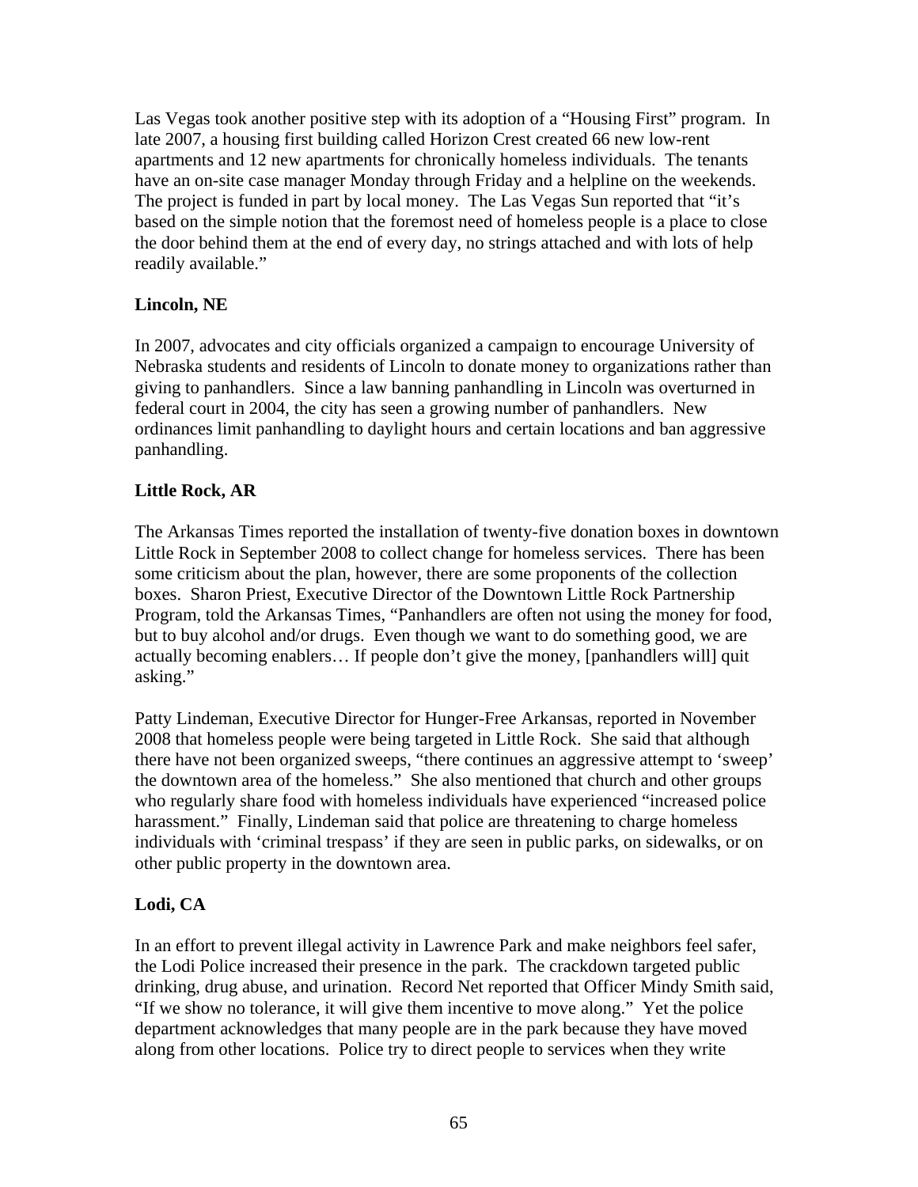Las Vegas took another positive step with its adoption of a "Housing First" program. In late 2007, a housing first building called Horizon Crest created 66 new low-rent apartments and 12 new apartments for chronically homeless individuals. The tenants have an on-site case manager Monday through Friday and a helpline on the weekends. The project is funded in part by local money. The Las Vegas Sun reported that "it's based on the simple notion that the foremost need of homeless people is a place to close the door behind them at the end of every day, no strings attached and with lots of help readily available."

### Lincoln, NE

In 2007, advocates and city officials organized a campaign to encourage University of Nebraska students and residents of Lincoln to donate money to organizations rather than giving to panhandlers. Since a law banning panhandling in Lincoln was overturned in federal court in 2004, the city has seen a growing number of panhandlers. New ordinances limit panhandling to daylight hours and certain locations and ban aggressive panhandling.

### Little Rock, AR

The Arkansas Times reported the installation of twenty-five donation boxes in downtown Little Rock in September 2008 to collect change for homeless services. There has been some criticism about the plan, however, there are some proponents of the collection boxes. Sharon Priest, Executive Director of the Downtown Little Rock Partnership Program, told the Arkansas Times, "Panhandlers are often not using the money for food, but to buy alcohol and/or drugs. Even though we want to do something good, we are actually becoming enablers… If people don't give the money, [panhandlers will] quit asking."

Patty Lindeman, Executive Director for Hunger-Free Arkansas, reported in November 2008 that homeless people were being targeted in Little Rock. She said that although there have not been organized sweeps, "there continues an aggressive attempt to 'sweep' the downtown area of the homeless." She also mentioned that church and other groups who regularly share food with homeless individuals have experienced "increased police harassment." Finally, Lindeman said that police are threatening to charge homeless individuals with 'criminal trespass' if they are seen in public parks, on sidewalks, or on other public property in the downtown area.

### Lodi, CA

In an effort to prevent illegal activity in Lawrence Park and make neighbors feel safer, the Lodi Police increased their presence in the park. The crackdown targeted public drinking, drug abuse, and urination. Record Net reported that Officer Mindy Smith said, "If we show no tolerance, it will give them incentive to move along." Yet the police department acknowledges that many people are in the park because they have moved along from other locations. Police try to direct people to services when they write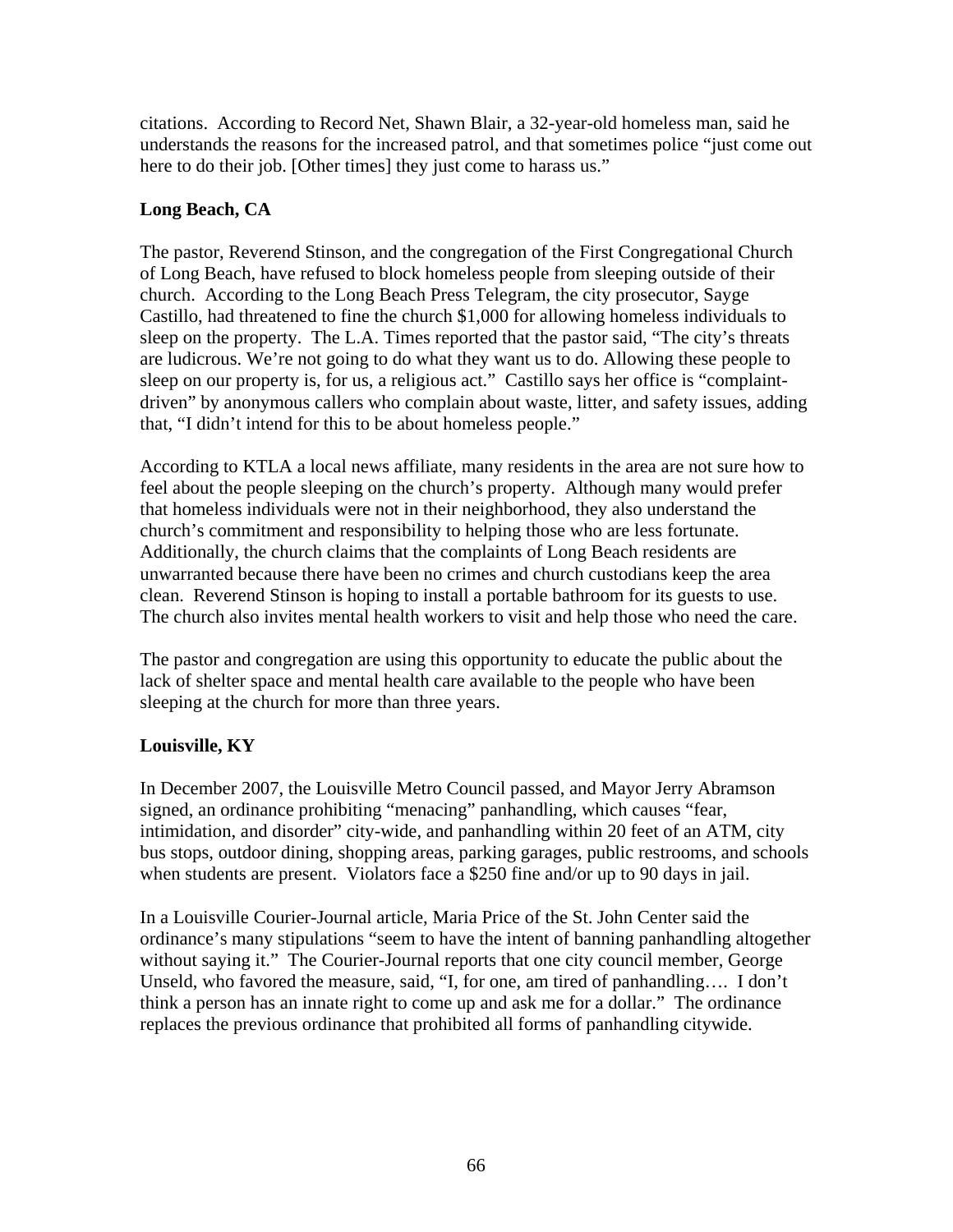citations. According to Record Net, Shawn Blair, a 32-year-old homeless man, said he understands the reasons for the increased patrol, and that sometimes police "just come out here to do their job. [Other times] they just come to harass us."

**Long Beach, CA**

The pastor, Reverend Stinson, and the congregation of the First Congregational Church of Long Beach, have refused to block homeless people from sleeping outside of their church. According to the Long Beach Press Telegram, the city prosecutor, Sayge Castillo, had threatened to fine the church $1,000 for allowing homeless individuals to sleep on the property. The L.A. Times reported that the pastor said, "The city's threats are ludicrous. We're not going to do what they want us to do. Allowing these people to sleep on our property is, for us, a religious act." Castillo says her office is "complaint-driven" by anonymous callers who complain about waste, litter, and safety issues, adding that, "I didn't intend for this to be about homeless people."

According to KTLA a local news affiliate, many residents in the area are not sure how to feel about the people sleeping on the church's property. Although many would prefer that homeless individuals were not in their neighborhood, they also understand the church's commitment and responsibility to helping those who are less fortunate. Additionally, the church claims that the complaints of Long Beach residents are unwarranted because there have been no crimes and church custodians keep the area clean. Reverend Stinson is hoping to install a portable bathroom for its guests to use. The church also invites mental health workers to visit and help those who need the care.

The pastor and congregation are using this opportunity to educate the public about the lack of shelter space and mental health care available to the people who have been sleeping at the church for more than three years.

**Louisville, KY**

In December 2007, the Louisville Metro Council passed, and Mayor Jerry Abramson signed, an ordinance prohibiting "menacing" panhandling, which causes "fear, intimidation, and disorder" city-wide, and panhandling within 20 feet of an ATM, city bus stops, outdoor dining, shopping areas, parking garages, public restrooms, and schools when students are present. Violators face a $250 fine and/or up to 90 days in jail.

In a Louisville Courier-Journal article, Maria Price of the St. John Center said the ordinance's many stipulations "seem to have the intent of banning panhandling altogether without saying it." The Courier-Journal reports that one city council member, George Unseld, who favored the measure, said, "I, for one, am tired of panhandling…. I don't think a person has an innate right to come up and ask me for a dollar." The ordinance replaces the previous ordinance that prohibited all forms of panhandling citywide.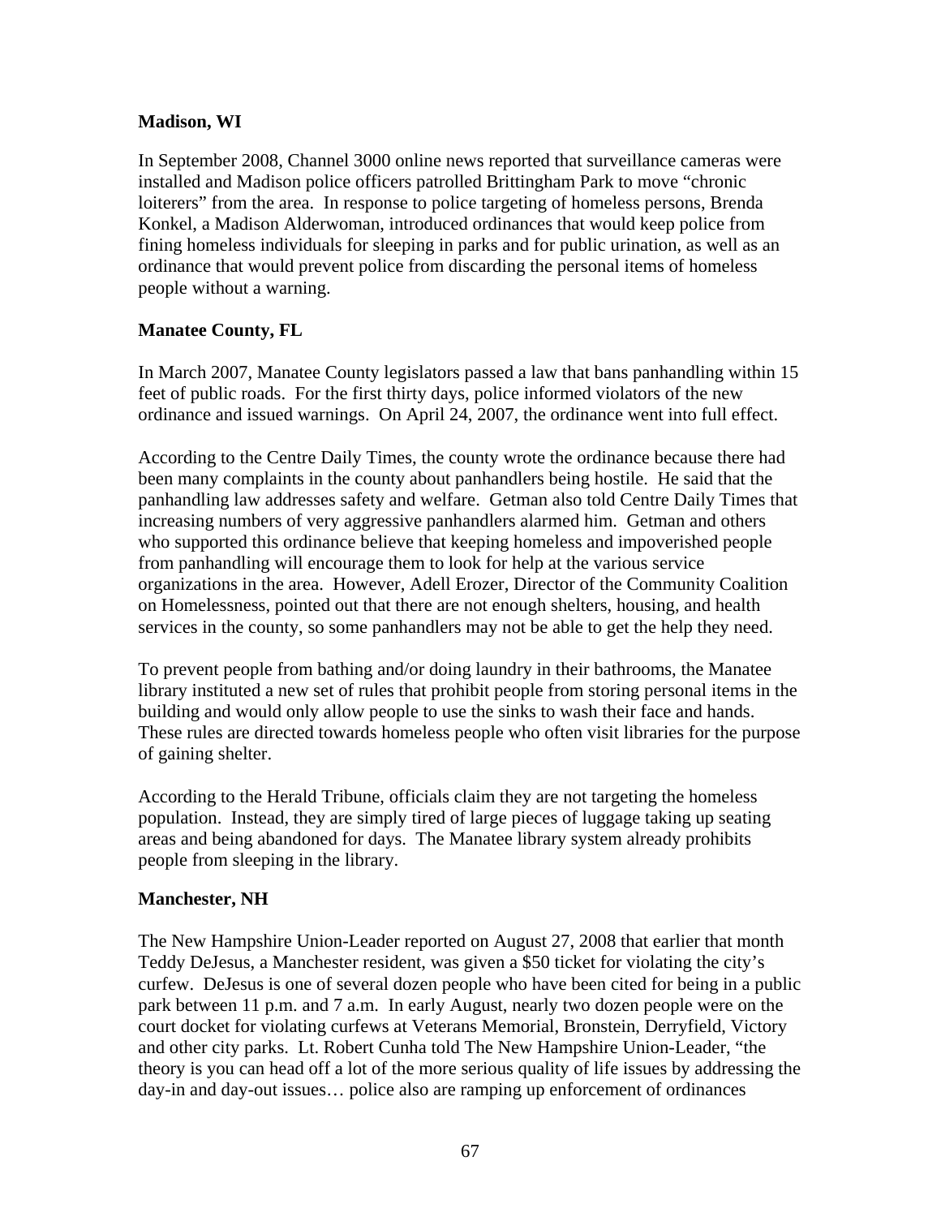**Madison, WI**

In September 2008, Channel 3000 online news reported that surveillance cameras were installed and Madison police officers patrolled Brittingham Park to move "chronic loiterers" from the area. In response to police targeting of homeless persons, Brenda Konkel, a Madison Alderwoman, introduced ordinances that would keep police from fining homeless individuals for sleeping in parks and for public urination, as well as an ordinance that would prevent police from discarding the personal items of homeless people without a warning.

**Manatee County, FL**

In March 2007, Manatee County legislators passed a law that bans panhandling within 15 feet of public roads. For the first thirty days, police informed violators of the new ordinance and issued warnings. On April 24, 2007, the ordinance went into full effect.

According to the Centre Daily Times, the county wrote the ordinance because there had been many complaints in the county about panhandlers being hostile. He said that the panhandling law addresses safety and welfare. Getman also told Centre Daily Times that increasing numbers of very aggressive panhandlers alarmed him. Getman and others who supported this ordinance believe that keeping homeless and impoverished people from panhandling will encourage them to look for help at the various service organizations in the area. However, Adell Erozer, Director of the Community Coalition on Homelessness, pointed out that there are not enough shelters, housing, and health services in the county, so some panhandlers may not be able to get the help they need.

To prevent people from bathing and/or doing laundry in their bathrooms, the Manatee library instituted a new set of rules that prohibit people from storing personal items in the building and would only allow people to use the sinks to wash their face and hands. These rules are directed towards homeless people who often visit libraries for the purpose of gaining shelter.

According to the Herald Tribune, officials claim they are not targeting the homeless population. Instead, they are simply tired of large pieces of luggage taking up seating areas and being abandoned for days. The Manatee library system already prohibits people from sleeping in the library.

**Manchester, NH**

The New Hampshire Union-Leader reported on August 27, 2008 that earlier that month Teddy DeJesus, a Manchester resident, was given a $50 ticket for violating the city's curfew. DeJesus is one of several dozen people who have been cited for being in a public park between 11 p.m. and 7 a.m. In early August, nearly two dozen people were on the court docket for violating curfews at Veterans Memorial, Bronstein, Derryfield, Victory and other city parks. Lt. Robert Cunha told The New Hampshire Union-Leader, "the theory is you can head off a lot of the more serious quality of life issues by addressing the day-in and day-out issues… police also are ramping up enforcement of ordinances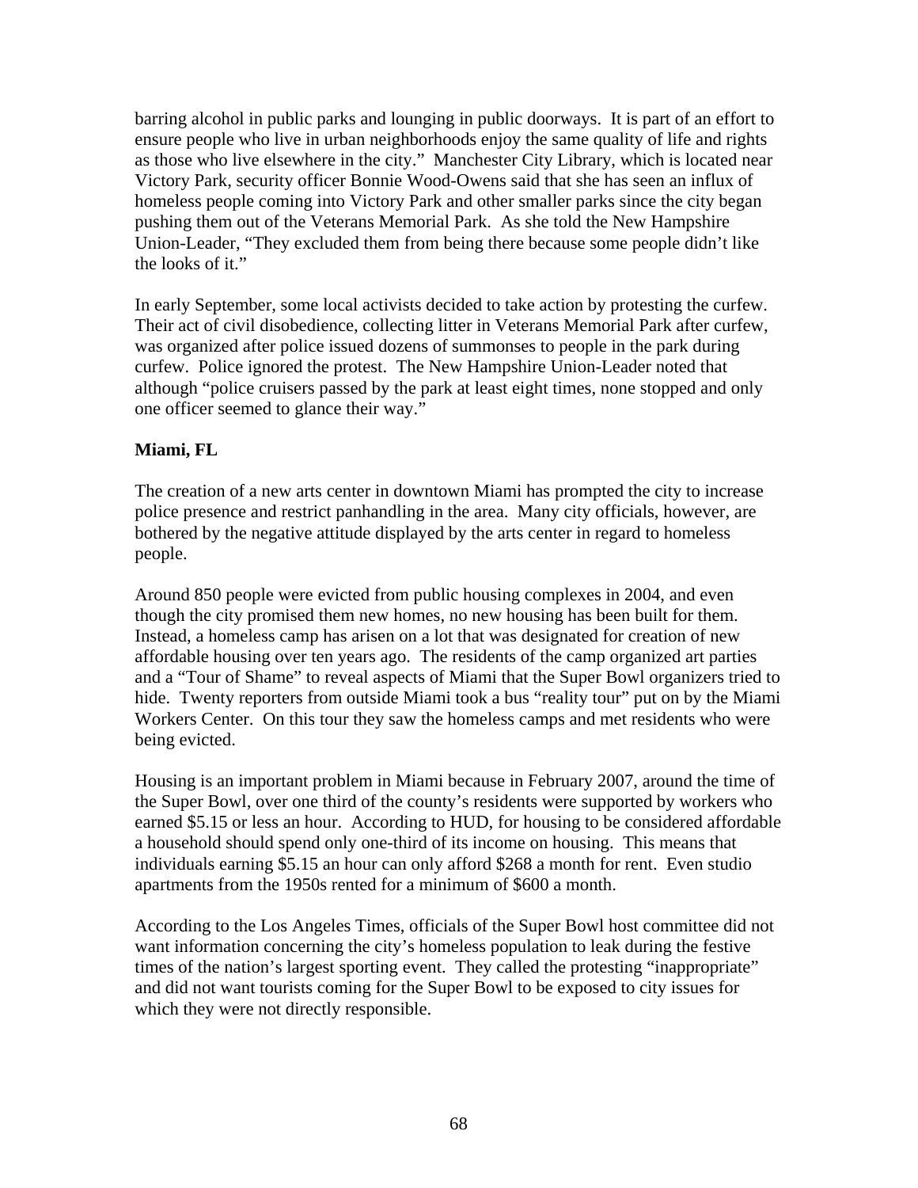barring alcohol in public parks and lounging in public doorways. It is part of an effort to ensure people who live in urban neighborhoods enjoy the same quality of life and rights as those who live elsewhere in the city." Manchester City Library, which is located near Victory Park, security officer Bonnie Wood-Owens said that she has seen an influx of homeless people coming into Victory Park and other smaller parks since the city began pushing them out of the Veterans Memorial Park. As she told the New Hampshire Union-Leader, "They excluded them from being there because some people didn't like the looks of it."

In early September, some local activists decided to take action by protesting the curfew. Their act of civil disobedience, collecting litter in Veterans Memorial Park after curfew, was organized after police issued dozens of summonses to people in the park during curfew. Police ignored the protest. The New Hampshire Union-Leader noted that although "police cruisers passed by the park at least eight times, none stopped and only one officer seemed to glance their way."

**Miami, FL**

The creation of a new arts center in downtown Miami has prompted the city to increase police presence and restrict panhandling in the area. Many city officials, however, are bothered by the negative attitude displayed by the arts center in regard to homeless people.

Around 850 people were evicted from public housing complexes in 2004, and even though the city promised them new homes, no new housing has been built for them. Instead, a homeless camp has arisen on a lot that was designated for creation of new affordable housing over ten years ago. The residents of the camp organized art parties and a "Tour of Shame" to reveal aspects of Miami that the Super Bowl organizers tried to hide. Twenty reporters from outside Miami took a bus "reality tour" put on by the Miami Workers Center. On this tour they saw the homeless camps and met residents who were being evicted.

Housing is an important problem in Miami because in February 2007, around the time of the Super Bowl, over one third of the county's residents were supported by workers who earned $5.15 or less an hour. According to HUD, for housing to be considered affordable a household should spend only one-third of its income on housing. This means that individuals earning $5.15 an hour can only afford $268 a month for rent. Even studio apartments from the 1950s rented for a minimum of $600 a month.

According to the Los Angeles Times, officials of the Super Bowl host committee did not want information concerning the city's homeless population to leak during the festive times of the nation's largest sporting event. They called the protesting "inappropriate" and did not want tourists coming for the Super Bowl to be exposed to city issues for which they were not directly responsible.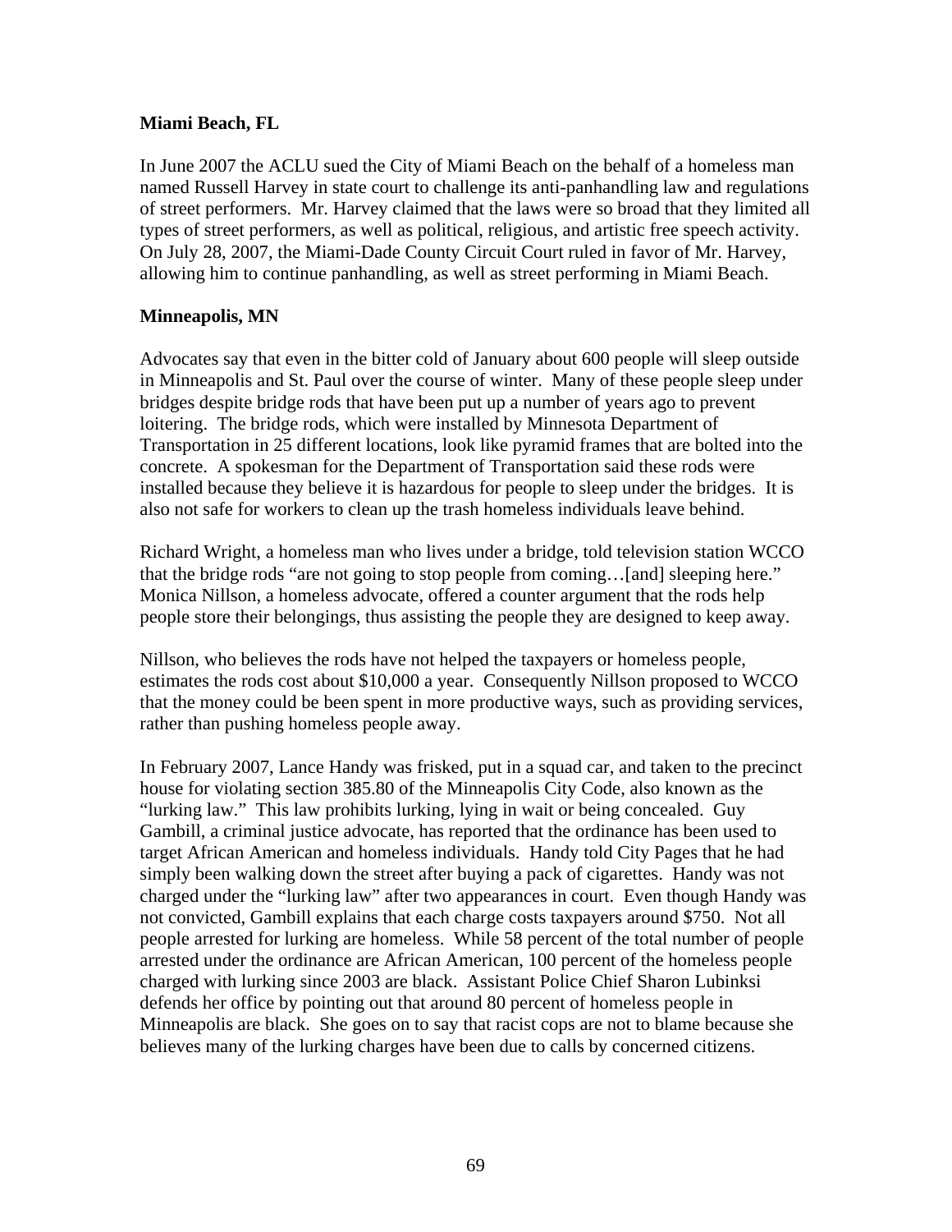**Miami Beach, FL**

In June 2007 the ACLU sued the City of Miami Beach on the behalf of a homeless man named Russell Harvey in state court to challenge its anti-panhandling law and regulations of street performers. Mr. Harvey claimed that the laws were so broad that they limited all types of street performers, as well as political, religious, and artistic free speech activity. On July 28, 2007, the Miami-Dade County Circuit Court ruled in favor of Mr. Harvey, allowing him to continue panhandling, as well as street performing in Miami Beach.

**Minneapolis, MN**

Advocates say that even in the bitter cold of January about 600 people will sleep outside in Minneapolis and St. Paul over the course of winter. Many of these people sleep under bridges despite bridge rods that have been put up a number of years ago to prevent loitering. The bridge rods, which were installed by Minnesota Department of Transportation in 25 different locations, look like pyramid frames that are bolted into the concrete. A spokesman for the Department of Transportation said these rods were installed because they believe it is hazardous for people to sleep under the bridges. It is also not safe for workers to clean up the trash homeless individuals leave behind.

Richard Wright, a homeless man who lives under a bridge, told television station WCCO that the bridge rods "are not going to stop people from coming…[and] sleeping here." Monica Nillson, a homeless advocate, offered a counter argument that the rods help people store their belongings, thus assisting the people they are designed to keep away.

Nillson, who believes the rods have not helped the taxpayers or homeless people, estimates the rods cost about $10,000 a year. Consequently Nillson proposed to WCCO that the money could be been spent in more productive ways, such as providing services, rather than pushing homeless people away.

In February 2007, Lance Handy was frisked, put in a squad car, and taken to the precinct house for violating section 385.80 of the Minneapolis City Code, also known as the "lurking law." This law prohibits lurking, lying in wait or being concealed. Guy Gambill, a criminal justice advocate, has reported that the ordinance has been used to target African American and homeless individuals. Handy told City Pages that he had simply been walking down the street after buying a pack of cigarettes. Handy was not charged under the "lurking law" after two appearances in court. Even though Handy was not convicted, Gambill explains that each charge costs taxpayers around $750. Not all people arrested for lurking are homeless. While 58 percent of the total number of people arrested under the ordinance are African American, 100 percent of the homeless people charged with lurking since 2003 are black. Assistant Police Chief Sharon Lubinksi defends her office by pointing out that around 80 percent of homeless people in Minneapolis are black. She goes on to say that racist cops are not to blame because she believes many of the lurking charges have been due to calls by concerned citizens.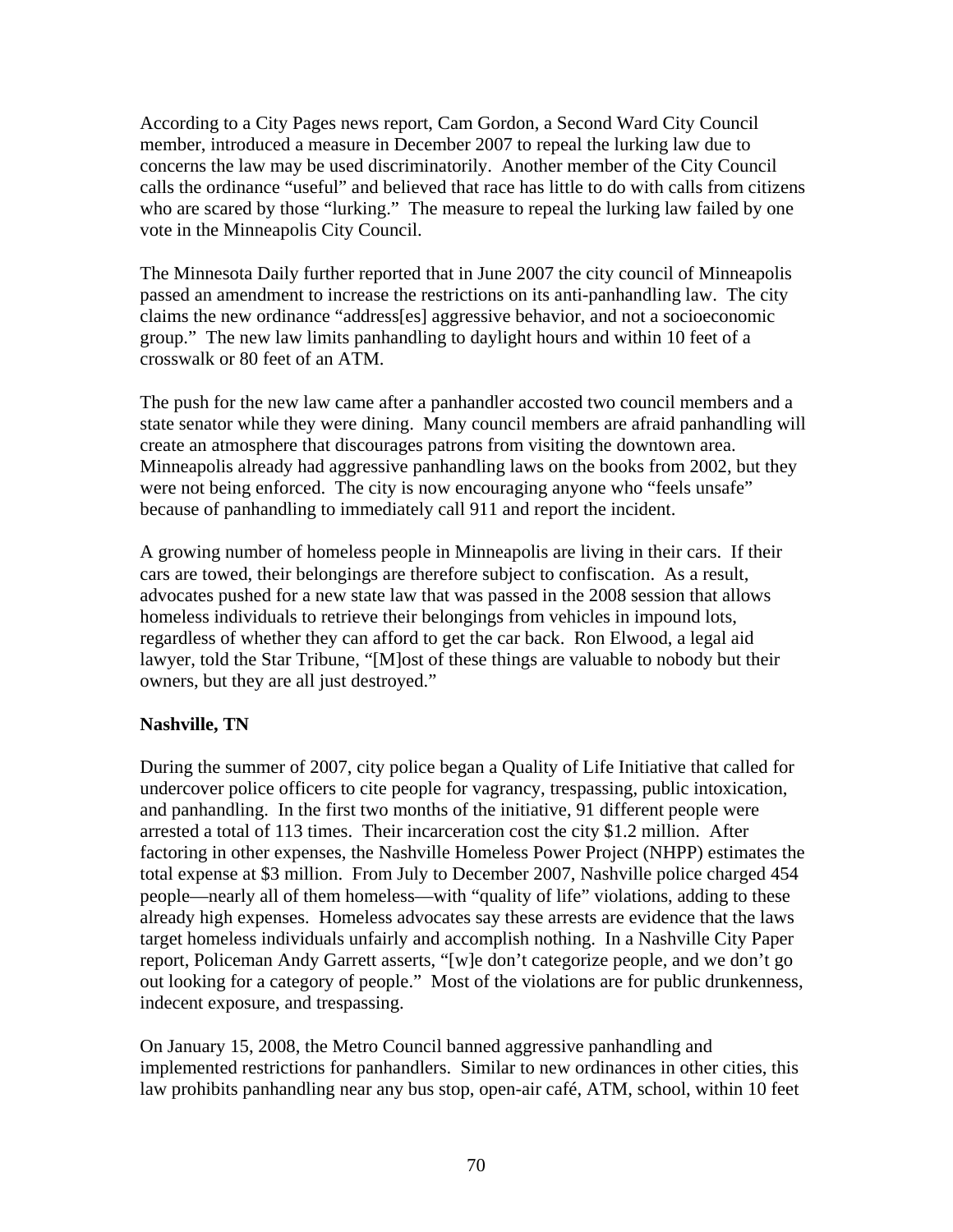According to a City Pages news report, Cam Gordon, a Second Ward City Council member, introduced a measure in December 2007 to repeal the lurking law due to concerns the law may be used discriminatorily. Another member of the City Council calls the ordinance "useful" and believed that race has little to do with calls from citizens who are scared by those "lurking." The measure to repeal the lurking law failed by one vote in the Minneapolis City Council.

The Minnesota Daily further reported that in June 2007 the city council of Minneapolis passed an amendment to increase the restrictions on its anti-panhandling law. The city claims the new ordinance "address[es] aggressive behavior, and not a socioeconomic group." The new law limits panhandling to daylight hours and within 10 feet of a crosswalk or 80 feet of an ATM.

The push for the new law came after a panhandler accosted two council members and a state senator while they were dining. Many council members are afraid panhandling will create an atmosphere that discourages patrons from visiting the downtown area. Minneapolis already had aggressive panhandling laws on the books from 2002, but they were not being enforced. The city is now encouraging anyone who "feels unsafe" because of panhandling to immediately call 911 and report the incident.

A growing number of homeless people in Minneapolis are living in their cars. If their cars are towed, their belongings are therefore subject to confiscation. As a result, advocates pushed for a new state law that was passed in the 2008 session that allows homeless individuals to retrieve their belongings from vehicles in impound lots, regardless of whether they can afford to get the car back. Ron Elwood, a legal aid lawyer, told the Star Tribune, "[M]ost of these things are valuable to nobody but their owners, but they are all just destroyed."

**Nashville, TN**

During the summer of 2007, city police began a Quality of Life Initiative that called for undercover police officers to cite people for vagrancy, trespassing, public intoxication, and panhandling. In the first two months of the initiative, 91 different people were arrested a total of 113 times. Their incarceration cost the city $1.2 million. After factoring in other expenses, the Nashville Homeless Power Project (NHPP) estimates the total expense at $3 million. From July to December 2007, Nashville police charged 454 people—nearly all of them homeless—with "quality of life" violations, adding to these already high expenses. Homeless advocates say these arrests are evidence that the laws target homeless individuals unfairly and accomplish nothing. In a Nashville City Paper report, Policeman Andy Garrett asserts, "[w]e don't categorize people, and we don't go out looking for a category of people." Most of the violations are for public drunkenness, indecent exposure, and trespassing.

On January 15, 2008, the Metro Council banned aggressive panhandling and implemented restrictions for panhandlers. Similar to new ordinances in other cities, this law prohibits panhandling near any bus stop, open-air café, ATM, school, within 10 feet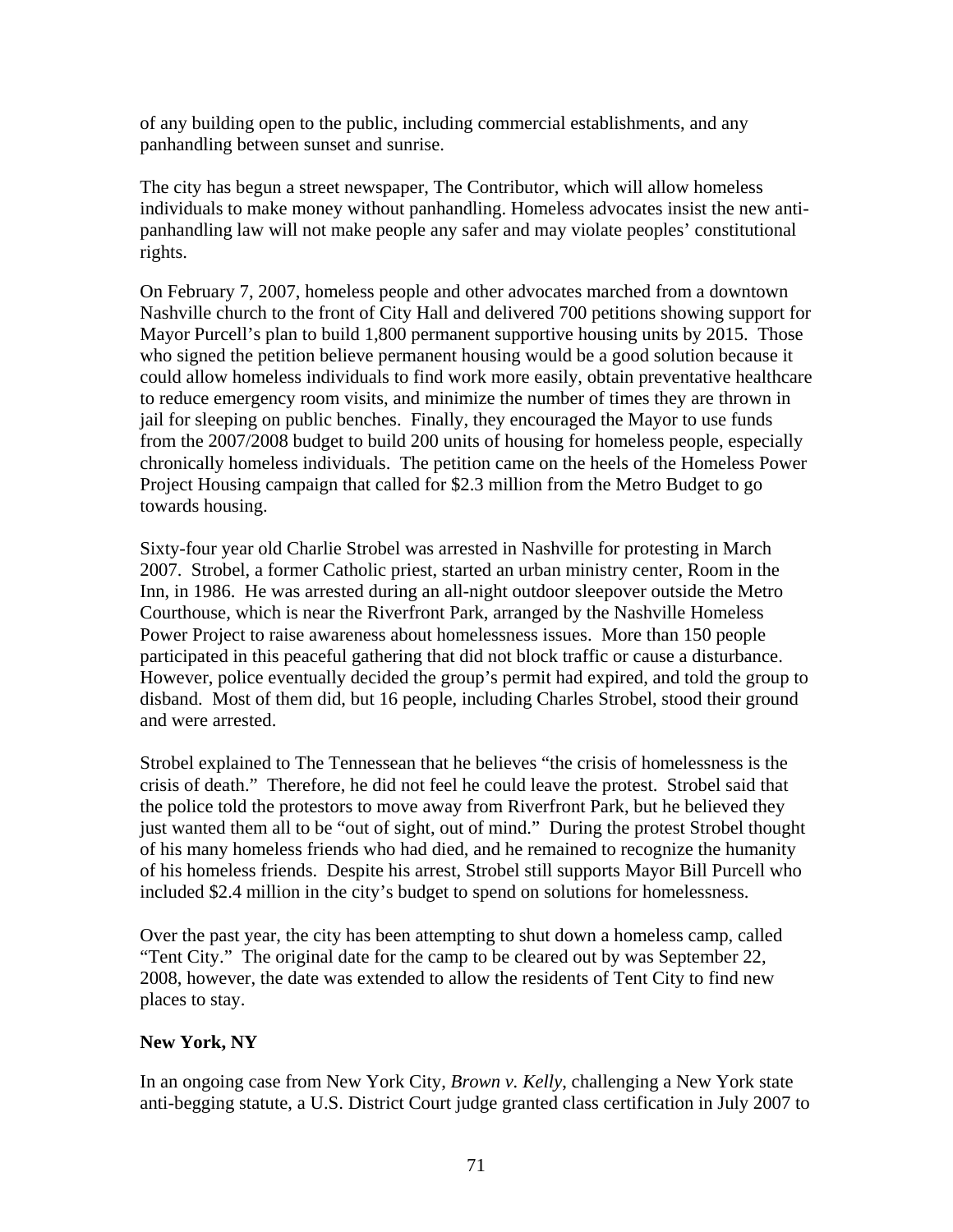of any building open to the public, including commercial establishments, and any panhandling between sunset and sunrise.

The city has begun a street newspaper, The Contributor, which will allow homeless individuals to make money without panhandling. Homeless advocates insist the new anti-panhandling law will not make people any safer and may violate peoples' constitutional rights.

On February 7, 2007, homeless people and other advocates marched from a downtown Nashville church to the front of City Hall and delivered 700 petitions showing support for Mayor Purcell's plan to build 1,800 permanent supportive housing units by 2015. Those who signed the petition believe permanent housing would be a good solution because it could allow homeless individuals to find work more easily, obtain preventative healthcare to reduce emergency room visits, and minimize the number of times they are thrown in jail for sleeping on public benches. Finally, they encouraged the Mayor to use funds from the 2007/2008 budget to build 200 units of housing for homeless people, especially chronically homeless individuals. The petition came on the heels of the Homeless Power Project Housing campaign that called for $2.3 million from the Metro Budget to go towards housing.

Sixty-four year old Charlie Strobel was arrested in Nashville for protesting in March 2007. Strobel, a former Catholic priest, started an urban ministry center, Room in the Inn, in 1986. He was arrested during an all-night outdoor sleepover outside the Metro Courthouse, which is near the Riverfront Park, arranged by the Nashville Homeless Power Project to raise awareness about homelessness issues. More than 150 people participated in this peaceful gathering that did not block traffic or cause a disturbance. However, police eventually decided the group's permit had expired, and told the group to disband. Most of them did, but 16 people, including Charles Strobel, stood their ground and were arrested.

Strobel explained to The Tennessean that he believes "the crisis of homelessness is the crisis of death." Therefore, he did not feel he could leave the protest. Strobel said that the police told the protestors to move away from Riverfront Park, but he believed they just wanted them all to be "out of sight, out of mind." During the protest Strobel thought of his many homeless friends who had died, and he remained to recognize the humanity of his homeless friends. Despite his arrest, Strobel still supports Mayor Bill Purcell who included $2.4 million in the city's budget to spend on solutions for homelessness.

Over the past year, the city has been attempting to shut down a homeless camp, called "Tent City." The original date for the camp to be cleared out by was September 22, 2008, however, the date was extended to allow the residents of Tent City to find new places to stay.

**New York, NY**

In an ongoing case from New York City, *Brown v. Kelly*, challenging a New York state anti-begging statute, a U.S. District Court judge granted class certification in July 2007 to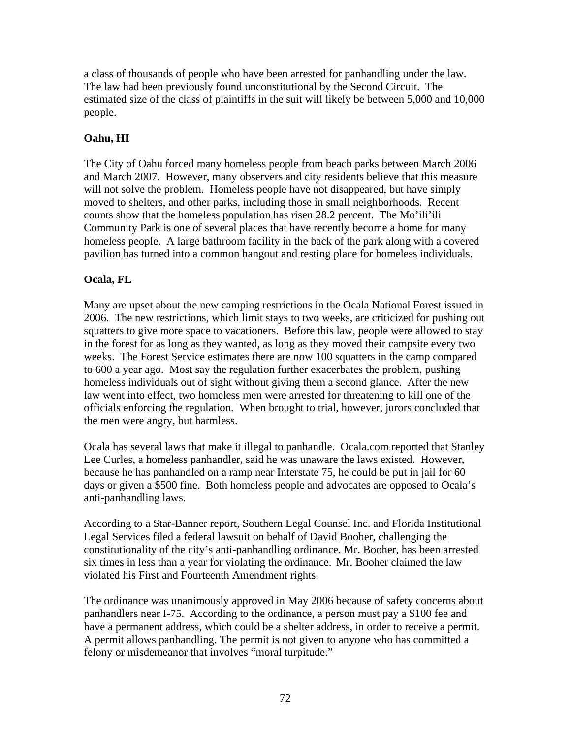a class of thousands of people who have been arrested for panhandling under the law. The law had been previously found unconstitutional by the Second Circuit. The estimated size of the class of plaintiffs in the suit will likely be between 5,000 and 10,000 people.

**Oahu, HI**

The City of Oahu forced many homeless people from beach parks between March 2006 and March 2007. However, many observers and city residents believe that this measure will not solve the problem. Homeless people have not disappeared, but have simply moved to shelters, and other parks, including those in small neighborhoods. Recent counts show that the homeless population has risen 28.2 percent. The Mo'ili'ili Community Park is one of several places that have recently become a home for many homeless people. A large bathroom facility in the back of the park along with a covered pavilion has turned into a common hangout and resting place for homeless individuals.

**Ocala, FL**

Many are upset about the new camping restrictions in the Ocala National Forest issued in 2006. The new restrictions, which limit stays to two weeks, are criticized for pushing out squatters to give more space to vacationers. Before this law, people were allowed to stay in the forest for as long as they wanted, as long as they moved their campsite every two weeks. The Forest Service estimates there are now 100 squatters in the camp compared to 600 a year ago. Most say the regulation further exacerbates the problem, pushing homeless individuals out of sight without giving them a second glance. After the new law went into effect, two homeless men were arrested for threatening to kill one of the officials enforcing the regulation. When brought to trial, however, jurors concluded that the men were angry, but harmless.

Ocala has several laws that make it illegal to panhandle. Ocala.com reported that Stanley Lee Curles, a homeless panhandler, said he was unaware the laws existed. However, because he has panhandled on a ramp near Interstate 75, he could be put in jail for 60 days or given a $500 fine. Both homeless people and advocates are opposed to Ocala's anti-panhandling laws.

According to a Star-Banner report, Southern Legal Counsel Inc. and Florida Institutional Legal Services filed a federal lawsuit on behalf of David Booher, challenging the constitutionality of the city's anti-panhandling ordinance. Mr. Booher, has been arrested six times in less than a year for violating the ordinance. Mr. Booher claimed the law violated his First and Fourteenth Amendment rights.

The ordinance was unanimously approved in May 2006 because of safety concerns about panhandlers near I-75. According to the ordinance, a person must pay a $100 fee and have a permanent address, which could be a shelter address, in order to receive a permit. A permit allows panhandling. The permit is not given to anyone who has committed a felony or misdemeanor that involves "moral turpitude."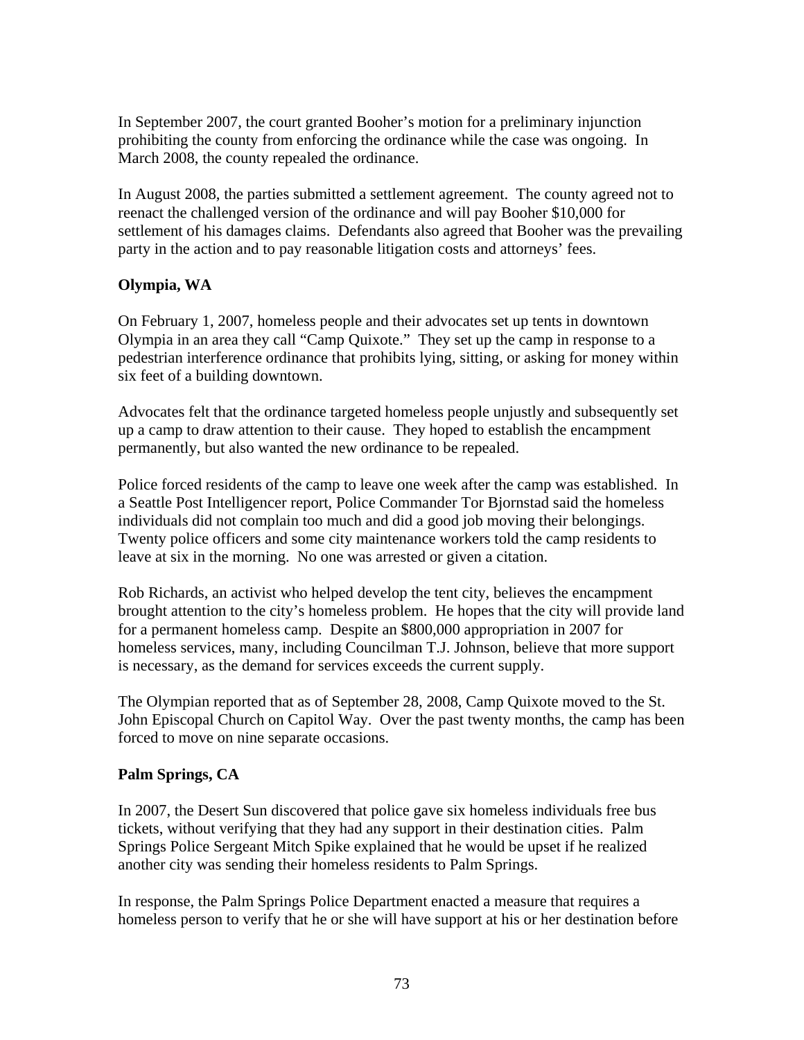In September 2007, the court granted Booher's motion for a preliminary injunction prohibiting the county from enforcing the ordinance while the case was ongoing. In March 2008, the county repealed the ordinance.

In August 2008, the parties submitted a settlement agreement. The county agreed not to reenact the challenged version of the ordinance and will pay Booher $10,000 for settlement of his damages claims. Defendants also agreed that Booher was the prevailing party in the action and to pay reasonable litigation costs and attorneys' fees.

**Olympia, WA**

On February 1, 2007, homeless people and their advocates set up tents in downtown Olympia in an area they call "Camp Quixote." They set up the camp in response to a pedestrian interference ordinance that prohibits lying, sitting, or asking for money within six feet of a building downtown.

Advocates felt that the ordinance targeted homeless people unjustly and subsequently set up a camp to draw attention to their cause. They hoped to establish the encampment permanently, but also wanted the new ordinance to be repealed.

Police forced residents of the camp to leave one week after the camp was established. In a Seattle Post Intelligencer report, Police Commander Tor Bjornstad said the homeless individuals did not complain too much and did a good job moving their belongings. Twenty police officers and some city maintenance workers told the camp residents to leave at six in the morning. No one was arrested or given a citation.

Rob Richards, an activist who helped develop the tent city, believes the encampment brought attention to the city's homeless problem. He hopes that the city will provide land for a permanent homeless camp. Despite an $800,000 appropriation in 2007 for homeless services, many, including Councilman T.J. Johnson, believe that more support is necessary, as the demand for services exceeds the current supply.

The Olympian reported that as of September 28, 2008, Camp Quixote moved to the St. John Episcopal Church on Capitol Way. Over the past twenty months, the camp has been forced to move on nine separate occasions.

**Palm Springs, CA**

In 2007, the Desert Sun discovered that police gave six homeless individuals free bus tickets, without verifying that they had any support in their destination cities. Palm Springs Police Sergeant Mitch Spike explained that he would be upset if he realized another city was sending their homeless residents to Palm Springs.

In response, the Palm Springs Police Department enacted a measure that requires a homeless person to verify that he or she will have support at his or her destination before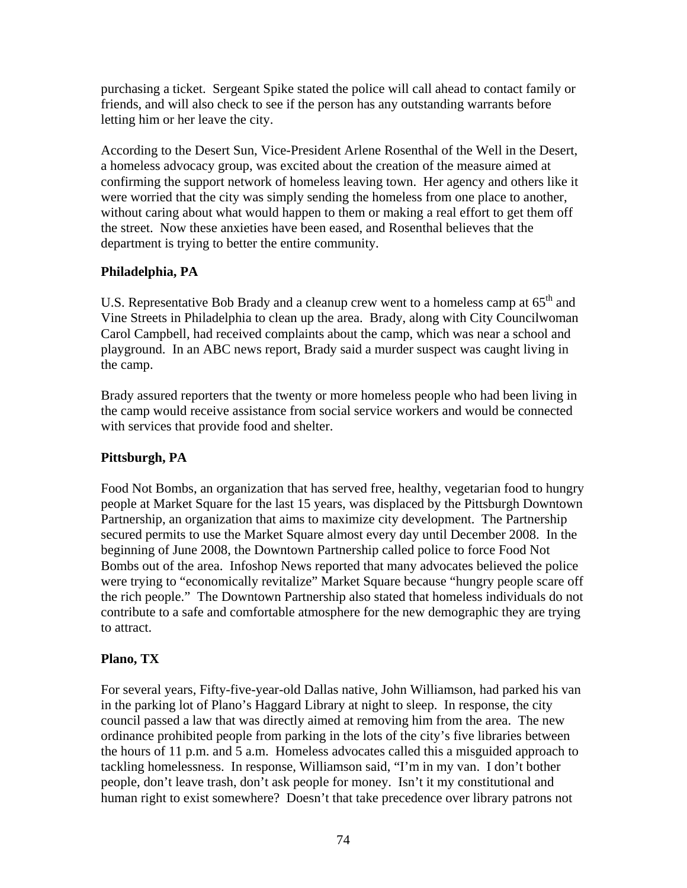purchasing a ticket. Sergeant Spike stated the police will call ahead to contact family or friends, and will also check to see if the person has any outstanding warrants before letting him or her leave the city.

According to the Desert Sun, Vice-President Arlene Rosenthal of the Well in the Desert, a homeless advocacy group, was excited about the creation of the measure aimed at confirming the support network of homeless leaving town. Her agency and others like it were worried that the city was simply sending the homeless from one place to another, without caring about what would happen to them or making a real effort to get them off the street. Now these anxieties have been eased, and Rosenthal believes that the department is trying to better the entire community.

**Philadelphia, PA**

U.S. Representative Bob Brady and a cleanup crew went to a homeless camp at 65th and Vine Streets in Philadelphia to clean up the area. Brady, along with City Councilwoman Carol Campbell, had received complaints about the camp, which was near a school and playground. In an ABC news report, Brady said a murder suspect was caught living in the camp.

Brady assured reporters that the twenty or more homeless people who had been living in the camp would receive assistance from social service workers and would be connected with services that provide food and shelter.

**Pittsburgh, PA**

Food Not Bombs, an organization that has served free, healthy, vegetarian food to hungry people at Market Square for the last 15 years, was displaced by the Pittsburgh Downtown Partnership, an organization that aims to maximize city development. The Partnership secured permits to use the Market Square almost every day until December 2008. In the beginning of June 2008, the Downtown Partnership called police to force Food Not Bombs out of the area. Infoshop News reported that many advocates believed the police were trying to "economically revitalize" Market Square because "hungry people scare off the rich people." The Downtown Partnership also stated that homeless individuals do not contribute to a safe and comfortable atmosphere for the new demographic they are trying to attract.

**Plano, TX**

For several years, Fifty-five-year-old Dallas native, John Williamson, had parked his van in the parking lot of Plano's Haggard Library at night to sleep. In response, the city council passed a law that was directly aimed at removing him from the area. The new ordinance prohibited people from parking in the lots of the city's five libraries between the hours of 11 p.m. and 5 a.m. Homeless advocates called this a misguided approach to tackling homelessness. In response, Williamson said, "I'm in my van. I don't bother people, don't leave trash, don't ask people for money. Isn't it my constitutional and human right to exist somewhere? Doesn't that take precedence over library patrons not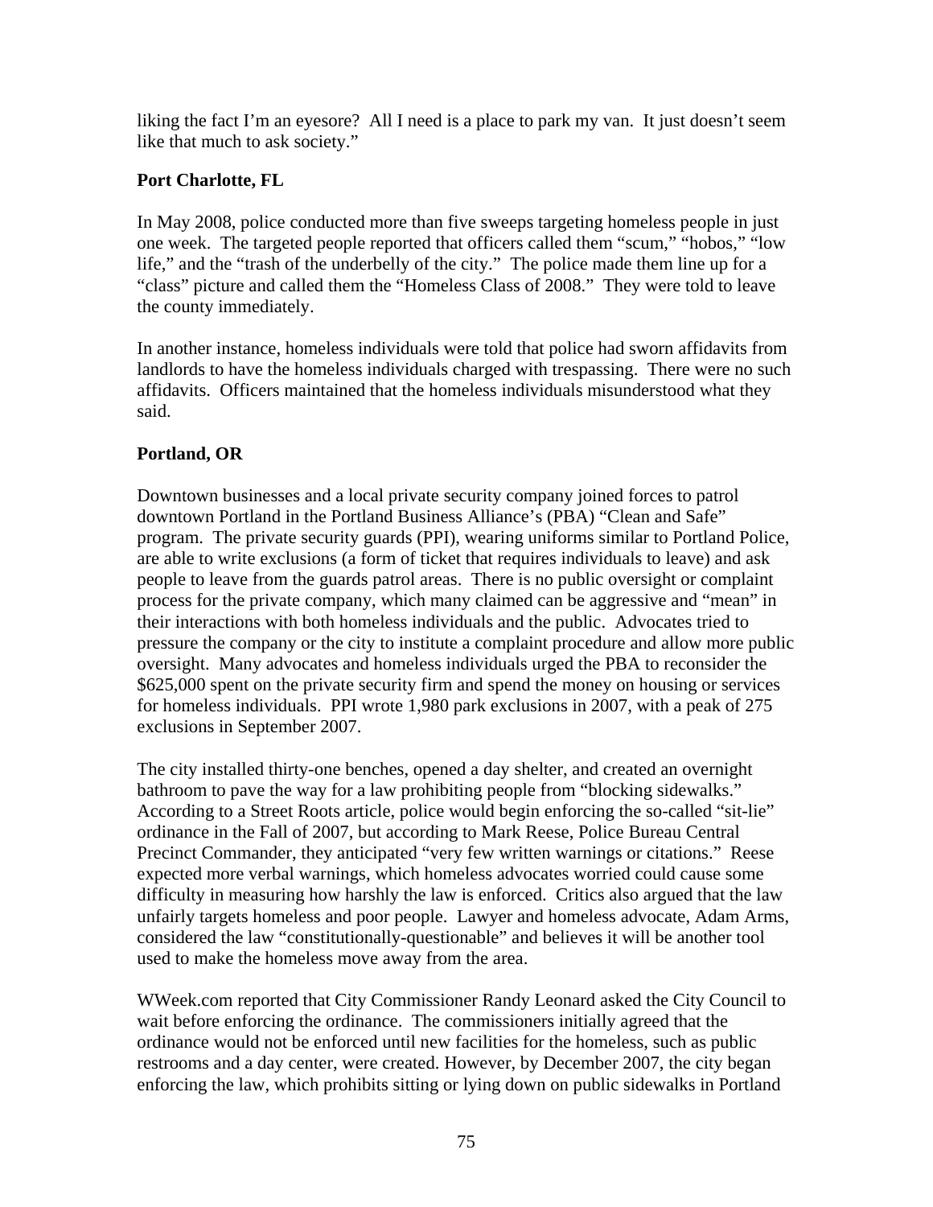liking the fact I'm an eyesore? All I need is a place to park my van. It just doesn't seem like that much to ask society."

### Port Charlotte, FL

In May 2008, police conducted more than five sweeps targeting homeless people in just one week. The targeted people reported that officers called them "scum," "hobos," "low life," and the "trash of the underbelly of the city." The police made them line up for a "class" picture and called them the "Homeless Class of 2008." They were told to leave the county immediately.

In another instance, homeless individuals were told that police had sworn affidavits from landlords to have the homeless individuals charged with trespassing. There were no such affidavits. Officers maintained that the homeless individuals misunderstood what they said.

### Portland, OR

Downtown businesses and a local private security company joined forces to patrol downtown Portland in the Portland Business Alliance's (PBA) "Clean and Safe" program. The private security guards (PPI), wearing uniforms similar to Portland Police, are able to write exclusions (a form of ticket that requires individuals to leave) and ask people to leave from the guards patrol areas. There is no public oversight or complaint process for the private company, which many claimed can be aggressive and "mean" in their interactions with both homeless individuals and the public. Advocates tried to pressure the company or the city to institute a complaint procedure and allow more public oversight. Many advocates and homeless individuals urged the PBA to reconsider the $625,000 spent on the private security firm and spend the money on housing or services for homeless individuals. PPI wrote 1,980 park exclusions in 2007, with a peak of 275 exclusions in September 2007.

The city installed thirty-one benches, opened a day shelter, and created an overnight bathroom to pave the way for a law prohibiting people from "blocking sidewalks." According to a Street Roots article, police would begin enforcing the so-called "sit-lie" ordinance in the Fall of 2007, but according to Mark Reese, Police Bureau Central Precinct Commander, they anticipated "very few written warnings or citations." Reese expected more verbal warnings, which homeless advocates worried could cause some difficulty in measuring how harshly the law is enforced. Critics also argued that the law unfairly targets homeless and poor people. Lawyer and homeless advocate, Adam Arms, considered the law "constitutionally-questionable" and believes it will be another tool used to make the homeless move away from the area.

WWeek.com reported that City Commissioner Randy Leonard asked the City Council to wait before enforcing the ordinance. The commissioners initially agreed that the ordinance would not be enforced until new facilities for the homeless, such as public restrooms and a day center, were created. However, by December 2007, the city began enforcing the law, which prohibits sitting or lying down on public sidewalks in Portland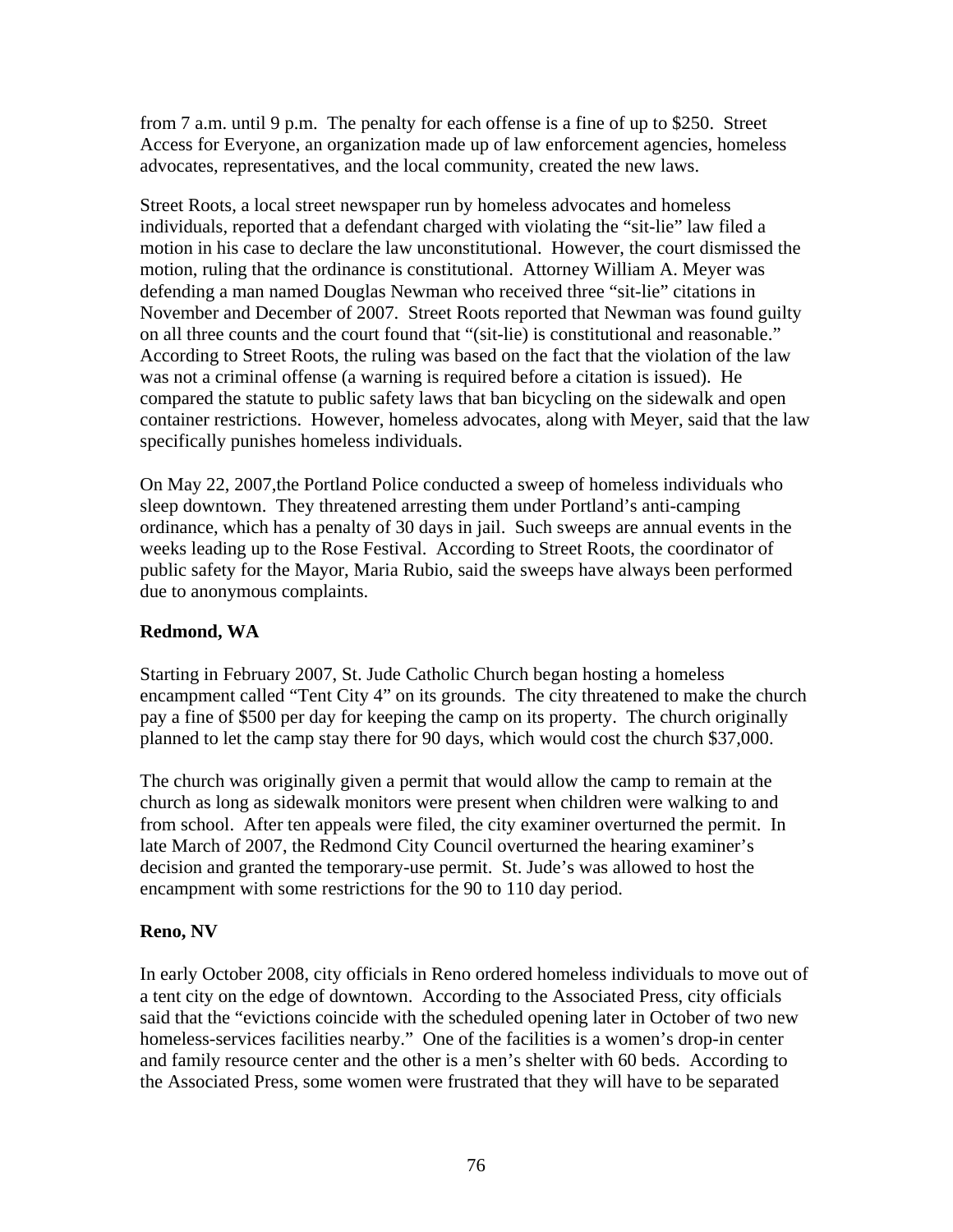from 7 a.m. until 9 p.m. The penalty for each offense is a fine of up to $250. Street Access for Everyone, an organization made up of law enforcement agencies, homeless advocates, representatives, and the local community, created the new laws.

Street Roots, a local street newspaper run by homeless advocates and homeless individuals, reported that a defendant charged with violating the "sit-lie" law filed a motion in his case to declare the law unconstitutional. However, the court dismissed the motion, ruling that the ordinance is constitutional. Attorney William A. Meyer was defending a man named Douglas Newman who received three "sit-lie" citations in November and December of 2007. Street Roots reported that Newman was found guilty on all three counts and the court found that "(sit-lie) is constitutional and reasonable." According to Street Roots, the ruling was based on the fact that the violation of the law was not a criminal offense (a warning is required before a citation is issued). He compared the statute to public safety laws that ban bicycling on the sidewalk and open container restrictions. However, homeless advocates, along with Meyer, said that the law specifically punishes homeless individuals.

On May 22, 2007,the Portland Police conducted a sweep of homeless individuals who sleep downtown. They threatened arresting them under Portland's anti-camping ordinance, which has a penalty of 30 days in jail. Such sweeps are annual events in the weeks leading up to the Rose Festival. According to Street Roots, the coordinator of public safety for the Mayor, Maria Rubio, said the sweeps have always been performed due to anonymous complaints.

**Redmond, WA**

Starting in February 2007, St. Jude Catholic Church began hosting a homeless encampment called "Tent City 4" on its grounds. The city threatened to make the church pay a fine of $500 per day for keeping the camp on its property. The church originally planned to let the camp stay there for 90 days, which would cost the church $37,000.

The church was originally given a permit that would allow the camp to remain at the church as long as sidewalk monitors were present when children were walking to and from school. After ten appeals were filed, the city examiner overturned the permit. In late March of 2007, the Redmond City Council overturned the hearing examiner's decision and granted the temporary-use permit. St. Jude's was allowed to host the encampment with some restrictions for the 90 to 110 day period.

**Reno, NV**

In early October 2008, city officials in Reno ordered homeless individuals to move out of a tent city on the edge of downtown. According to the Associated Press, city officials said that the "evictions coincide with the scheduled opening later in October of two new homeless-services facilities nearby." One of the facilities is a women's drop-in center and family resource center and the other is a men's shelter with 60 beds. According to the Associated Press, some women were frustrated that they will have to be separated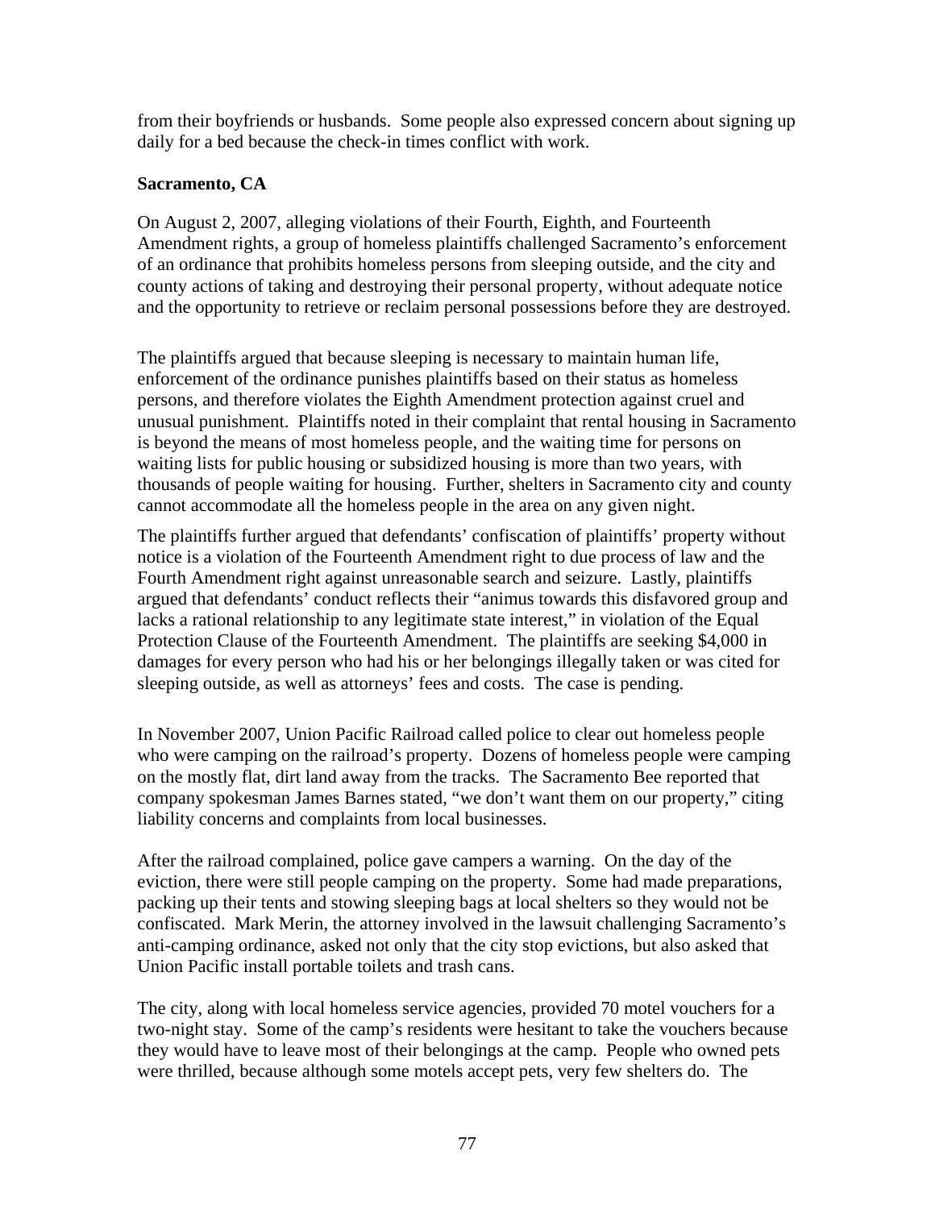from their boyfriends or husbands. Some people also expressed concern about signing up daily for a bed because the check-in times conflict with work.

**Sacramento, CA**

On August 2, 2007, alleging violations of their Fourth, Eighth, and Fourteenth Amendment rights, a group of homeless plaintiffs challenged Sacramento's enforcement of an ordinance that prohibits homeless persons from sleeping outside, and the city and county actions of taking and destroying their personal property, without adequate notice and the opportunity to retrieve or reclaim personal possessions before they are destroyed.

The plaintiffs argued that because sleeping is necessary to maintain human life, enforcement of the ordinance punishes plaintiffs based on their status as homeless persons, and therefore violates the Eighth Amendment protection against cruel and unusual punishment. Plaintiffs noted in their complaint that rental housing in Sacramento is beyond the means of most homeless people, and the waiting time for persons on waiting lists for public housing or subsidized housing is more than two years, with thousands of people waiting for housing. Further, shelters in Sacramento city and county cannot accommodate all the homeless people in the area on any given night.

The plaintiffs further argued that defendants' confiscation of plaintiffs' property without notice is a violation of the Fourteenth Amendment right to due process of law and the Fourth Amendment right against unreasonable search and seizure. Lastly, plaintiffs argued that defendants' conduct reflects their "animus towards this disfavored group and lacks a rational relationship to any legitimate state interest," in violation of the Equal Protection Clause of the Fourteenth Amendment. The plaintiffs are seeking $4,000 in damages for every person who had his or her belongings illegally taken or was cited for sleeping outside, as well as attorneys' fees and costs. The case is pending.

In November 2007, Union Pacific Railroad called police to clear out homeless people who were camping on the railroad's property. Dozens of homeless people were camping on the mostly flat, dirt land away from the tracks. The Sacramento Bee reported that company spokesman James Barnes stated, "we don't want them on our property," citing liability concerns and complaints from local businesses.

After the railroad complained, police gave campers a warning. On the day of the eviction, there were still people camping on the property. Some had made preparations, packing up their tents and stowing sleeping bags at local shelters so they would not be confiscated. Mark Merin, the attorney involved in the lawsuit challenging Sacramento's anti-camping ordinance, asked not only that the city stop evictions, but also asked that Union Pacific install portable toilets and trash cans.

The city, along with local homeless service agencies, provided 70 motel vouchers for a two-night stay. Some of the camp's residents were hesitant to take the vouchers because they would have to leave most of their belongings at the camp. People who owned pets were thrilled, because although some motels accept pets, very few shelters do. The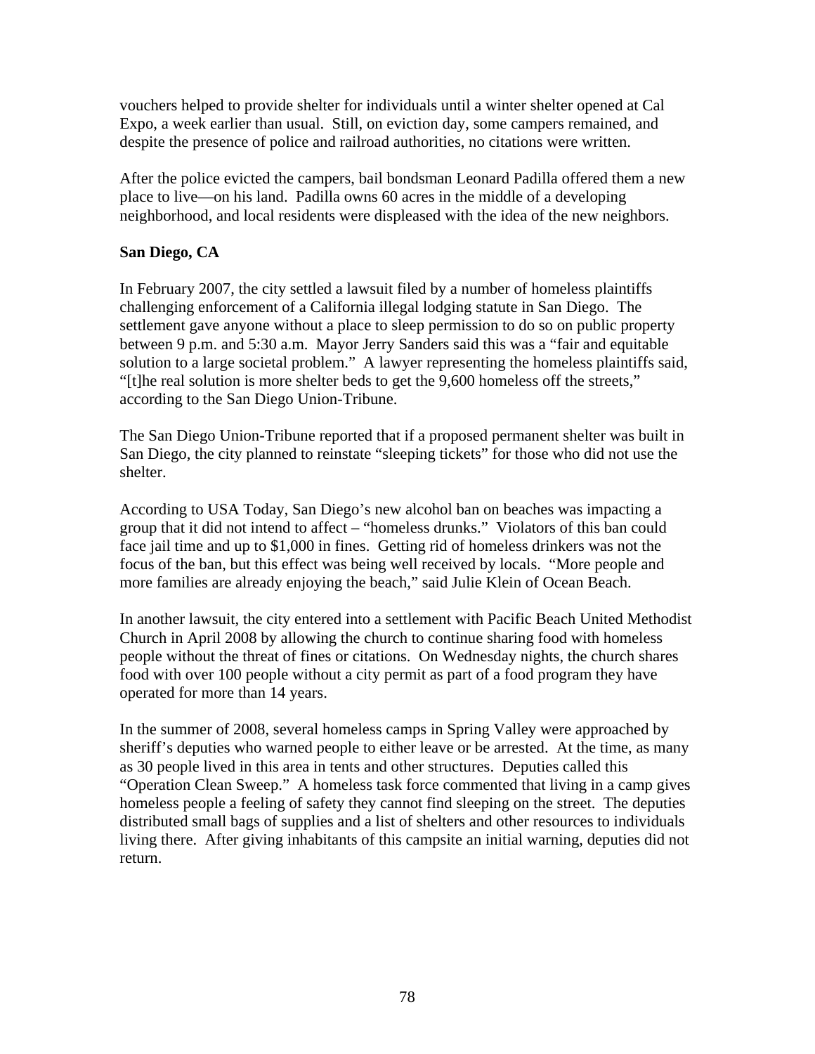vouchers helped to provide shelter for individuals until a winter shelter opened at Cal Expo, a week earlier than usual. Still, on eviction day, some campers remained, and despite the presence of police and railroad authorities, no citations were written.

After the police evicted the campers, bail bondsman Leonard Padilla offered them a new place to live—on his land. Padilla owns 60 acres in the middle of a developing neighborhood, and local residents were displeased with the idea of the new neighbors.

**San Diego, CA**

In February 2007, the city settled a lawsuit filed by a number of homeless plaintiffs challenging enforcement of a California illegal lodging statute in San Diego. The settlement gave anyone without a place to sleep permission to do so on public property between 9 p.m. and 5:30 a.m. Mayor Jerry Sanders said this was a "fair and equitable solution to a large societal problem." A lawyer representing the homeless plaintiffs said, "[t]he real solution is more shelter beds to get the 9,600 homeless off the streets," according to the San Diego Union-Tribune.

The San Diego Union-Tribune reported that if a proposed permanent shelter was built in San Diego, the city planned to reinstate "sleeping tickets" for those who did not use the shelter.

According to USA Today, San Diego's new alcohol ban on beaches was impacting a group that it did not intend to affect – "homeless drunks." Violators of this ban could face jail time and up to $1,000 in fines. Getting rid of homeless drinkers was not the focus of the ban, but this effect was being well received by locals. "More people and more families are already enjoying the beach," said Julie Klein of Ocean Beach.

In another lawsuit, the city entered into a settlement with Pacific Beach United Methodist Church in April 2008 by allowing the church to continue sharing food with homeless people without the threat of fines or citations. On Wednesday nights, the church shares food with over 100 people without a city permit as part of a food program they have operated for more than 14 years.

In the summer of 2008, several homeless camps in Spring Valley were approached by sheriff's deputies who warned people to either leave or be arrested. At the time, as many as 30 people lived in this area in tents and other structures. Deputies called this "Operation Clean Sweep." A homeless task force commented that living in a camp gives homeless people a feeling of safety they cannot find sleeping on the street. The deputies distributed small bags of supplies and a list of shelters and other resources to individuals living there. After giving inhabitants of this campsite an initial warning, deputies did not return.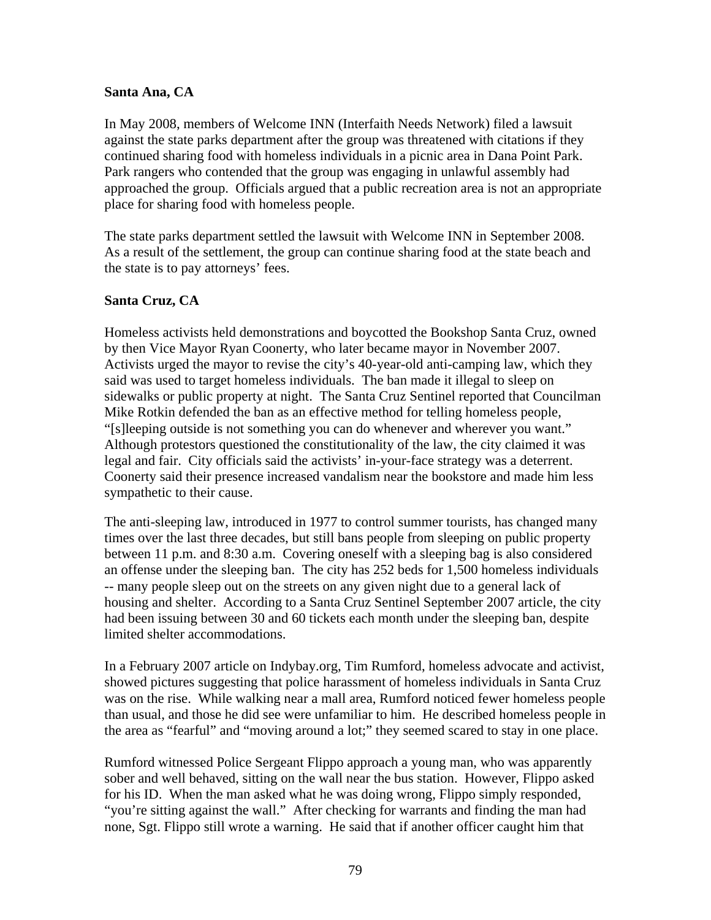**Santa Ana, CA**

In May 2008, members of Welcome INN (Interfaith Needs Network) filed a lawsuit against the state parks department after the group was threatened with citations if they continued sharing food with homeless individuals in a picnic area in Dana Point Park. Park rangers who contended that the group was engaging in unlawful assembly had approached the group. Officials argued that a public recreation area is not an appropriate place for sharing food with homeless people.

The state parks department settled the lawsuit with Welcome INN in September 2008. As a result of the settlement, the group can continue sharing food at the state beach and the state is to pay attorneys' fees.

**Santa Cruz, CA**

Homeless activists held demonstrations and boycotted the Bookshop Santa Cruz, owned by then Vice Mayor Ryan Coonerty, who later became mayor in November 2007. Activists urged the mayor to revise the city's 40-year-old anti-camping law, which they said was used to target homeless individuals. The ban made it illegal to sleep on sidewalks or public property at night. The Santa Cruz Sentinel reported that Councilman Mike Rotkin defended the ban as an effective method for telling homeless people, "[s]leeping outside is not something you can do whenever and wherever you want." Although protestors questioned the constitutionality of the law, the city claimed it was legal and fair. City officials said the activists' in-your-face strategy was a deterrent. Coonerty said their presence increased vandalism near the bookstore and made him less sympathetic to their cause.

The anti-sleeping law, introduced in 1977 to control summer tourists, has changed many times over the last three decades, but still bans people from sleeping on public property between 11 p.m. and 8:30 a.m. Covering oneself with a sleeping bag is also considered an offense under the sleeping ban. The city has 252 beds for 1,500 homeless individuals -- many people sleep out on the streets on any given night due to a general lack of housing and shelter. According to a Santa Cruz Sentinel September 2007 article, the city had been issuing between 30 and 60 tickets each month under the sleeping ban, despite limited shelter accommodations.

In a February 2007 article on Indybay.org, Tim Rumford, homeless advocate and activist, showed pictures suggesting that police harassment of homeless individuals in Santa Cruz was on the rise. While walking near a mall area, Rumford noticed fewer homeless people than usual, and those he did see were unfamiliar to him. He described homeless people in the area as "fearful" and "moving around a lot;" they seemed scared to stay in one place.

Rumford witnessed Police Sergeant Flippo approach a young man, who was apparently sober and well behaved, sitting on the wall near the bus station. However, Flippo asked for his ID. When the man asked what he was doing wrong, Flippo simply responded, "you're sitting against the wall." After checking for warrants and finding the man had none, Sgt. Flippo still wrote a warning. He said that if another officer caught him that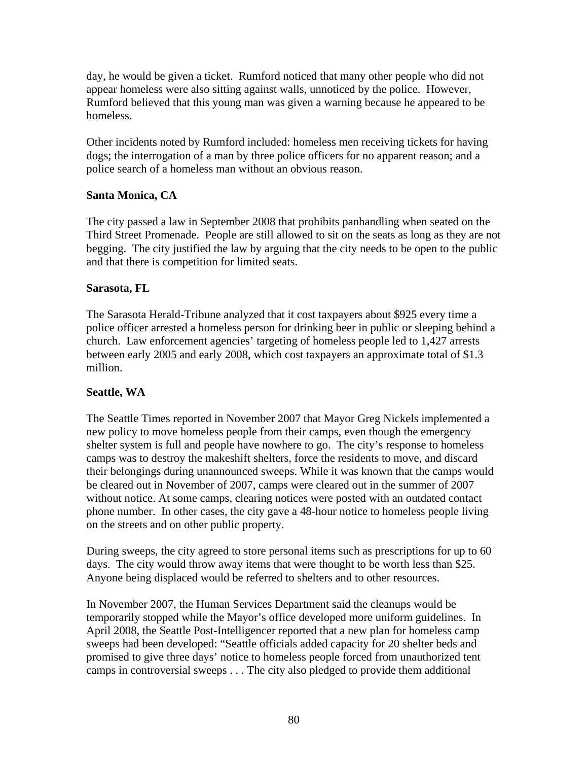day, he would be given a ticket. Rumford noticed that many other people who did not appear homeless were also sitting against walls, unnoticed by the police. However, Rumford believed that this young man was given a warning because he appeared to be homeless.

Other incidents noted by Rumford included: homeless men receiving tickets for having dogs; the interrogation of a man by three police officers for no apparent reason; and a police search of a homeless man without an obvious reason.

**Santa Monica, CA**

The city passed a law in September 2008 that prohibits panhandling when seated on the Third Street Promenade. People are still allowed to sit on the seats as long as they are not begging. The city justified the law by arguing that the city needs to be open to the public and that there is competition for limited seats.

**Sarasota, FL**

The Sarasota Herald-Tribune analyzed that it cost taxpayers about $925 every time a police officer arrested a homeless person for drinking beer in public or sleeping behind a church. Law enforcement agencies' targeting of homeless people led to 1,427 arrests between early 2005 and early 2008, which cost taxpayers an approximate total of $1.3 million.

**Seattle, WA**

The Seattle Times reported in November 2007 that Mayor Greg Nickels implemented a new policy to move homeless people from their camps, even though the emergency shelter system is full and people have nowhere to go. The city's response to homeless camps was to destroy the makeshift shelters, force the residents to move, and discard their belongings during unannounced sweeps. While it was known that the camps would be cleared out in November of 2007, camps were cleared out in the summer of 2007 without notice. At some camps, clearing notices were posted with an outdated contact phone number. In other cases, the city gave a 48-hour notice to homeless people living on the streets and on other public property.

During sweeps, the city agreed to store personal items such as prescriptions for up to 60 days. The city would throw away items that were thought to be worth less than $25. Anyone being displaced would be referred to shelters and to other resources.

In November 2007, the Human Services Department said the cleanups would be temporarily stopped while the Mayor's office developed more uniform guidelines. In April 2008, the Seattle Post-Intelligencer reported that a new plan for homeless camp sweeps had been developed: "Seattle officials added capacity for 20 shelter beds and promised to give three days' notice to homeless people forced from unauthorized tent camps in controversial sweeps . . . The city also pledged to provide them additional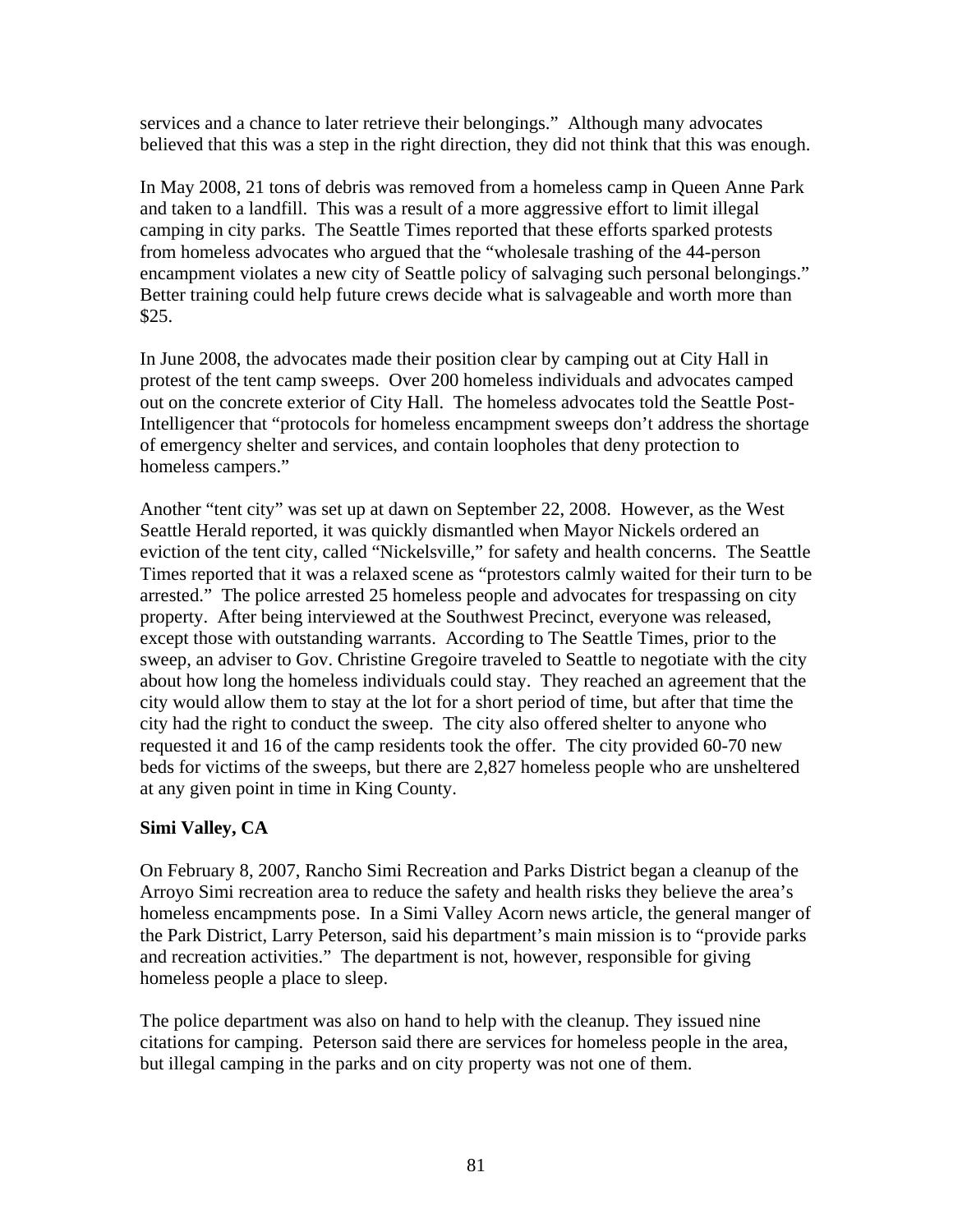services and a chance to later retrieve their belongings." Although many advocates believed that this was a step in the right direction, they did not think that this was enough.

In May 2008, 21 tons of debris was removed from a homeless camp in Queen Anne Park and taken to a landfill. This was a result of a more aggressive effort to limit illegal camping in city parks. The Seattle Times reported that these efforts sparked protests from homeless advocates who argued that the "wholesale trashing of the 44-person encampment violates a new city of Seattle policy of salvaging such personal belongings." Better training could help future crews decide what is salvageable and worth more than $25.

In June 2008, the advocates made their position clear by camping out at City Hall in protest of the tent camp sweeps. Over 200 homeless individuals and advocates camped out on the concrete exterior of City Hall. The homeless advocates told the Seattle Post-Intelligencer that "protocols for homeless encampment sweeps don't address the shortage of emergency shelter and services, and contain loopholes that deny protection to homeless campers."

Another "tent city" was set up at dawn on September 22, 2008. However, as the West Seattle Herald reported, it was quickly dismantled when Mayor Nickels ordered an eviction of the tent city, called "Nickelsville," for safety and health concerns. The Seattle Times reported that it was a relaxed scene as "protestors calmly waited for their turn to be arrested." The police arrested 25 homeless people and advocates for trespassing on city property. After being interviewed at the Southwest Precinct, everyone was released, except those with outstanding warrants. According to The Seattle Times, prior to the sweep, an adviser to Gov. Christine Gregoire traveled to Seattle to negotiate with the city about how long the homeless individuals could stay. They reached an agreement that the city would allow them to stay at the lot for a short period of time, but after that time the city had the right to conduct the sweep. The city also offered shelter to anyone who requested it and 16 of the camp residents took the offer. The city provided 60-70 new beds for victims of the sweeps, but there are 2,827 homeless people who are unsheltered at any given point in time in King County.

**Simi Valley, CA**

On February 8, 2007, Rancho Simi Recreation and Parks District began a cleanup of the Arroyo Simi recreation area to reduce the safety and health risks they believe the area's homeless encampments pose. In a Simi Valley Acorn news article, the general manger of the Park District, Larry Peterson, said his department's main mission is to "provide parks and recreation activities." The department is not, however, responsible for giving homeless people a place to sleep.

The police department was also on hand to help with the cleanup. They issued nine citations for camping. Peterson said there are services for homeless people in the area, but illegal camping in the parks and on city property was not one of them.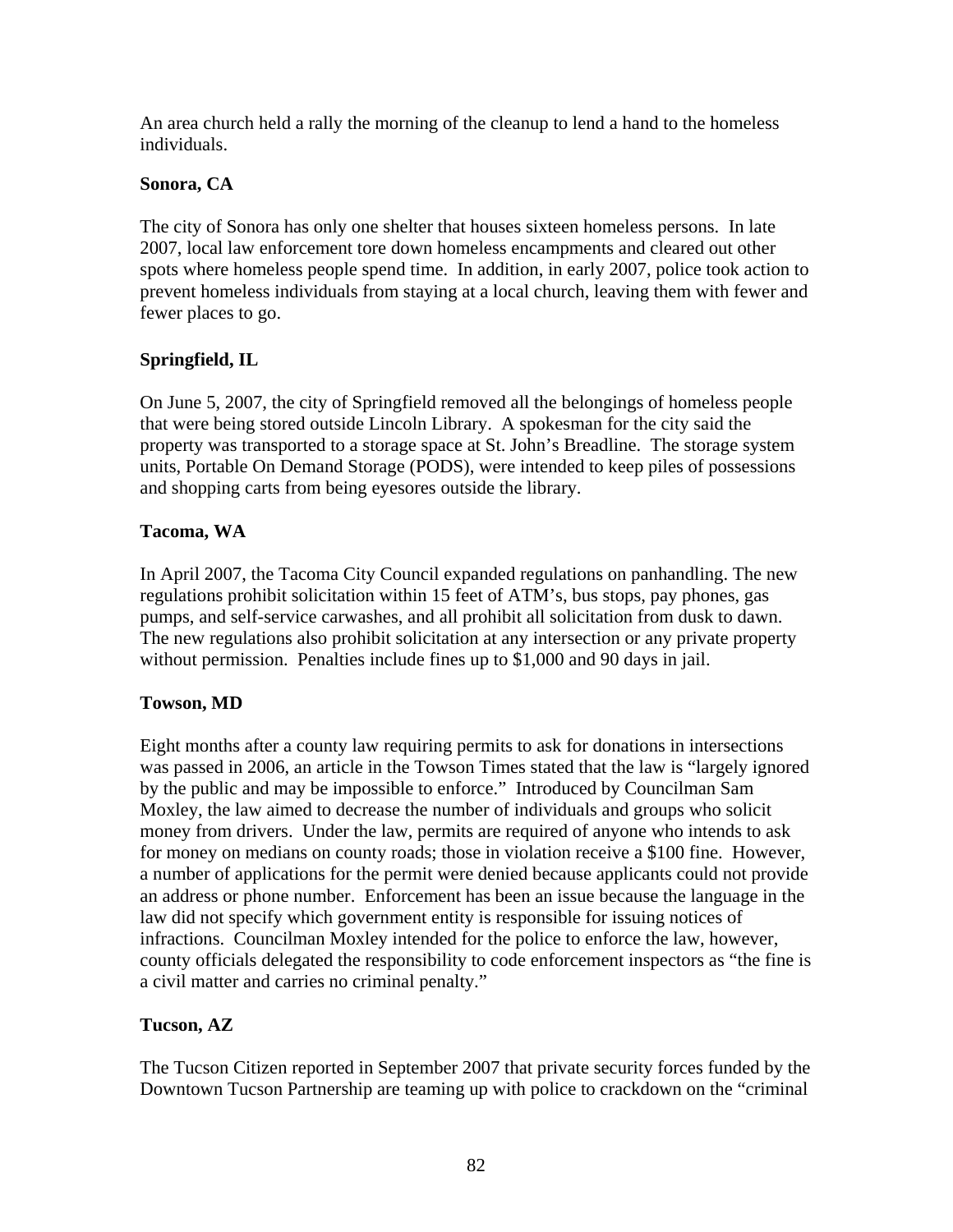An area church held a rally the morning of the cleanup to lend a hand to the homeless individuals.

**Sonora, CA**

The city of Sonora has only one shelter that houses sixteen homeless persons. In late 2007, local law enforcement tore down homeless encampments and cleared out other spots where homeless people spend time. In addition, in early 2007, police took action to prevent homeless individuals from staying at a local church, leaving them with fewer and fewer places to go.

**Springfield, IL**

On June 5, 2007, the city of Springfield removed all the belongings of homeless people that were being stored outside Lincoln Library. A spokesman for the city said the property was transported to a storage space at St. John's Breadline. The storage system units, Portable On Demand Storage (PODS), were intended to keep piles of possessions and shopping carts from being eyesores outside the library.

**Tacoma, WA**

In April 2007, the Tacoma City Council expanded regulations on panhandling. The new regulations prohibit solicitation within 15 feet of ATM's, bus stops, pay phones, gas pumps, and self-service carwashes, and all prohibit all solicitation from dusk to dawn. The new regulations also prohibit solicitation at any intersection or any private property without permission. Penalties include fines up to $1,000 and 90 days in jail.

**Towson, MD**

Eight months after a county law requiring permits to ask for donations in intersections was passed in 2006, an article in the Towson Times stated that the law is "largely ignored by the public and may be impossible to enforce." Introduced by Councilman Sam Moxley, the law aimed to decrease the number of individuals and groups who solicit money from drivers. Under the law, permits are required of anyone who intends to ask for money on medians on county roads; those in violation receive a $100 fine. However, a number of applications for the permit were denied because applicants could not provide an address or phone number. Enforcement has been an issue because the language in the law did not specify which government entity is responsible for issuing notices of infractions. Councilman Moxley intended for the police to enforce the law, however, county officials delegated the responsibility to code enforcement inspectors as "the fine is a civil matter and carries no criminal penalty."

**Tucson, AZ**

The Tucson Citizen reported in September 2007 that private security forces funded by the Downtown Tucson Partnership are teaming up with police to crackdown on the "criminal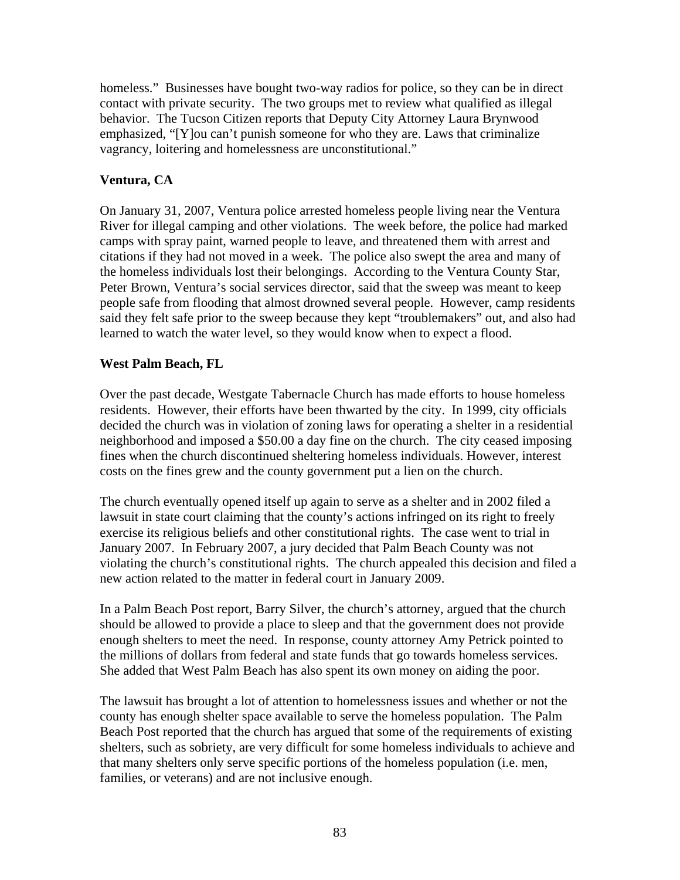homeless." Businesses have bought two-way radios for police, so they can be in direct contact with private security. The two groups met to review what qualified as illegal behavior. The Tucson Citizen reports that Deputy City Attorney Laura Brynwood emphasized, "[Y]ou can't punish someone for who they are. Laws that criminalize vagrancy, loitering and homelessness are unconstitutional."

**Ventura, CA**

On January 31, 2007, Ventura police arrested homeless people living near the Ventura River for illegal camping and other violations. The week before, the police had marked camps with spray paint, warned people to leave, and threatened them with arrest and citations if they had not moved in a week. The police also swept the area and many of the homeless individuals lost their belongings. According to the Ventura County Star, Peter Brown, Ventura's social services director, said that the sweep was meant to keep people safe from flooding that almost drowned several people. However, camp residents said they felt safe prior to the sweep because they kept "troublemakers" out, and also had learned to watch the water level, so they would know when to expect a flood.

**West Palm Beach, FL**

Over the past decade, Westgate Tabernacle Church has made efforts to house homeless residents. However, their efforts have been thwarted by the city. In 1999, city officials decided the church was in violation of zoning laws for operating a shelter in a residential neighborhood and imposed a $50.00 a day fine on the church. The city ceased imposing fines when the church discontinued sheltering homeless individuals. However, interest costs on the fines grew and the county government put a lien on the church.

The church eventually opened itself up again to serve as a shelter and in 2002 filed a lawsuit in state court claiming that the county's actions infringed on its right to freely exercise its religious beliefs and other constitutional rights. The case went to trial in January 2007. In February 2007, a jury decided that Palm Beach County was not violating the church's constitutional rights. The church appealed this decision and filed a new action related to the matter in federal court in January 2009.

In a Palm Beach Post report, Barry Silver, the church's attorney, argued that the church should be allowed to provide a place to sleep and that the government does not provide enough shelters to meet the need. In response, county attorney Amy Petrick pointed to the millions of dollars from federal and state funds that go towards homeless services. She added that West Palm Beach has also spent its own money on aiding the poor.

The lawsuit has brought a lot of attention to homelessness issues and whether or not the county has enough shelter space available to serve the homeless population. The Palm Beach Post reported that the church has argued that some of the requirements of existing shelters, such as sobriety, are very difficult for some homeless individuals to achieve and that many shelters only serve specific portions of the homeless population (i.e. men, families, or veterans) and are not inclusive enough.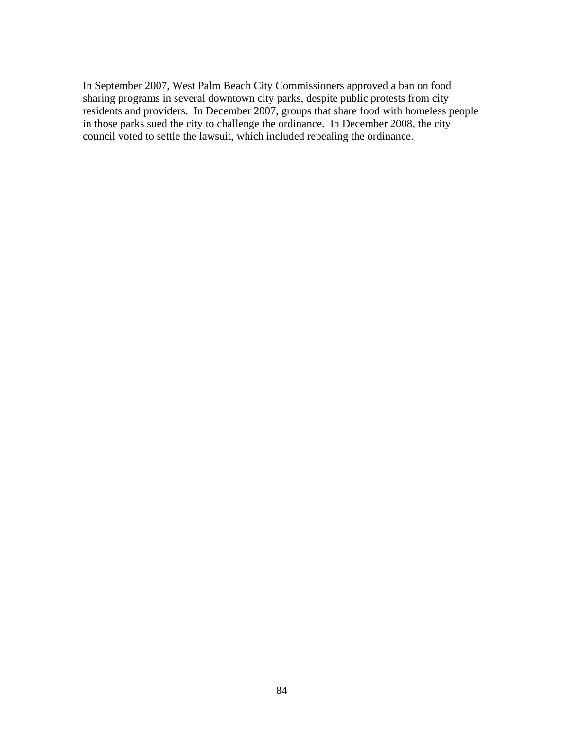In September 2007, West Palm Beach City Commissioners approved a ban on food sharing programs in several downtown city parks, despite public protests from city residents and providers. In December 2007, groups that share food with homeless people in those parks sued the city to challenge the ordinance. In December 2008, the city council voted to settle the lawsuit, which included repealing the ordinance.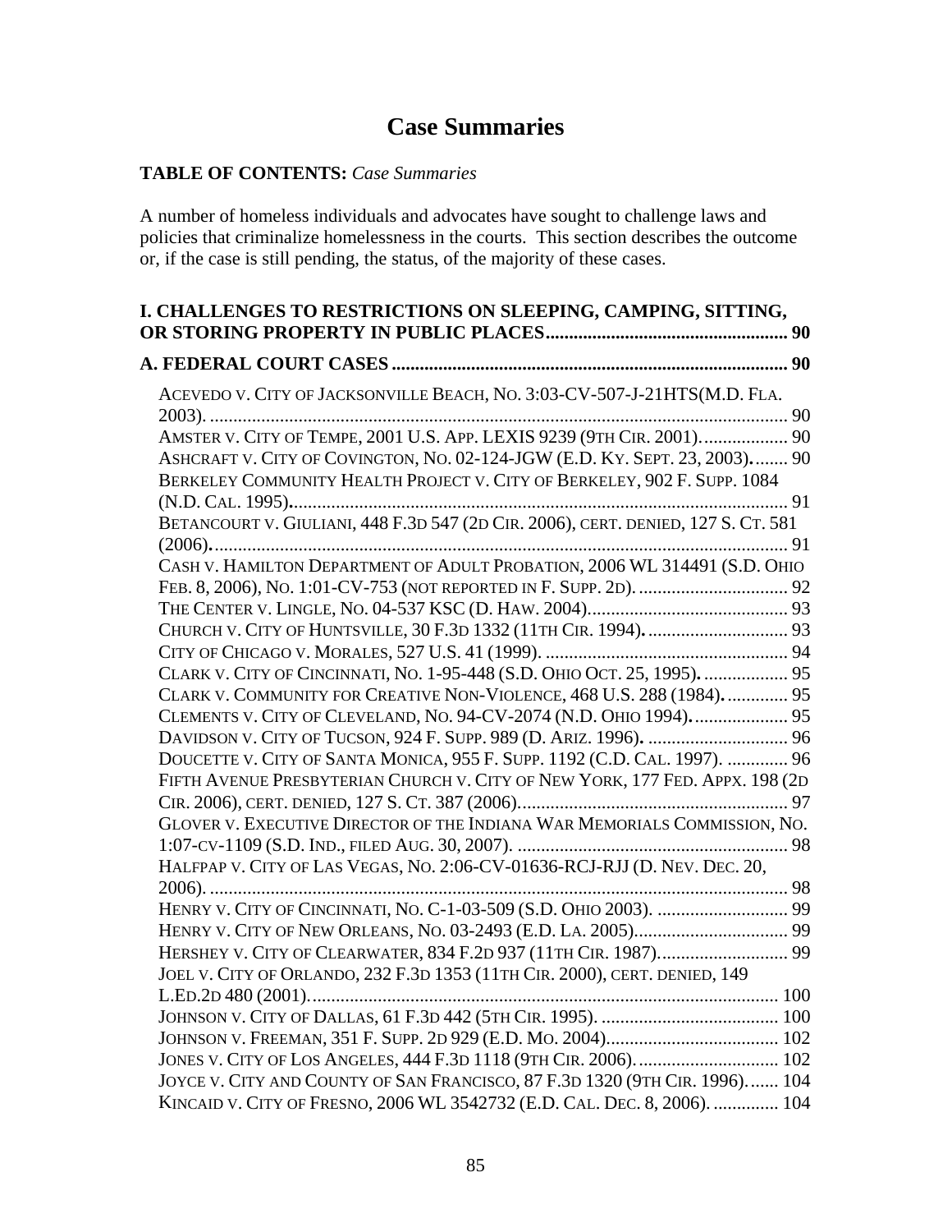# Case Summaries

**TABLE OF CONTENTS:** *Case Summaries*

A number of homeless individuals and advocates have sought to challenge laws and policies that criminalize homelessness in the courts. This section describes the outcome or, if the case is still pending, the status, of the majority of these cases.

**I. CHALLENGES TO RESTRICTIONS ON SLEEPING, CAMPING, SITTING, OR STORING PROPERTY IN PUBLIC PLACES .................................................... 90**

**A. FEDERAL COURT CASES ..................................................................................... 90**

ACEVEDO V. CITY OF JACKSONVILLE BEACH, NO. 3:03-CV-507-J-21HTS(M.D. FLA. 2003). ........................................................................................................................... 90
AMSTER V. CITY OF TEMPE, 2001 U.S. APP. LEXIS 9239 (9TH CIR. 2001). .................. 90
ASHCRAFT V. CITY OF COVINGTON, NO. 02-124-JGW (E.D. KY. SEPT. 23, 2003). ....... 90
BERKELEY COMMUNITY HEALTH PROJECT V. CITY OF BERKELEY, 902 F. SUPP. 1084 (N.D. CAL. 1995). ........................................................................................................... 91
BETANCOURT V. GIULIANI, 448 F.3D 547 (2D CIR. 2006), CERT. DENIED, 127 S. CT. 581 (2006). ........................................................................................................................... 91
CASH V. HAMILTON DEPARTMENT OF ADULT PROBATION, 2006 WL 314491 (S.D. OHIO FEB. 8, 2006), NO. 1:01-CV-753 (NOT REPORTED IN F. SUPP. 2D). ................................ 92
THE CENTER V. LINGLE, NO. 04-537 KSC (D. HAW. 2004). .......................................... 93
CHURCH V. CITY OF HUNTSVILLE, 30 F.3D 1332 (11TH CIR. 1994). .............................. 93
CITY OF CHICAGO V. MORALES, 527 U.S. 41 (1999). .................................................... 94
CLARK V. CITY OF CINCINNATI, NO. 1-95-448 (S.D. OHIO OCT. 25, 1995). .................. 95
CLARK V. COMMUNITY FOR CREATIVE NON-VIOLENCE, 468 U.S. 288 (1984). ............. 95
CLEMENTS V. CITY OF CLEVELAND, NO. 94-CV-2074 (N.D. OHIO 1994). .................... 95
DAVIDSON V. CITY OF TUCSON, 924 F. SUPP. 989 (D. ARIZ. 1996). .............................. 96
DOUCETTE V. CITY OF SANTA MONICA, 955 F. SUPP. 1192 (C.D. CAL. 1997). ............. 96
FIFTH AVENUE PRESBYTERIAN CHURCH V. CITY OF NEW YORK, 177 FED. APPX. 198 (2D CIR. 2006), CERT. DENIED, 127 S. CT. 387 (2006). .......................................................... 97
GLOVER V. EXECUTIVE DIRECTOR OF THE INDIANA WAR MEMORIALS COMMISSION, NO. 1:07-CV-1109 (S.D. IND., FILED AUG. 30, 2007). .......................................................... 98
HALFPAP V. CITY OF LAS VEGAS, NO. 2:06-CV-01636-RCJ-RJJ (D. NEV. DEC. 20, 2006). ........................................................................................................................... 98
HENRY V. CITY OF CINCINNATI, NO. C-1-03-509 (S.D. OHIO 2003). ............................ 99
HENRY V. CITY OF NEW ORLEANS, NO. 03-2493 (E.D. LA. 2005). ................................ 99
HERSHEY V. CITY OF CLEARWATER, 834 F.2D 937 (11TH CIR. 1987). ........................... 99
JOEL V. CITY OF ORLANDO, 232 F.3D 1353 (11TH CIR. 2000), CERT. DENIED, 149 L.ED.2D 480 (2001). ..................................................................................................... 100
JOHNSON V. CITY OF DALLAS, 61 F.3D 442 (5TH CIR. 1995). ...................................... 100
JOHNSON V. FREEMAN, 351 F. SUPP. 2D 929 (E.D. MO. 2004). .................................... 102
JONES V. CITY OF LOS ANGELES, 444 F.3D 1118 (9TH CIR. 2006). .............................. 102
JOYCE V. CITY AND COUNTY OF SAN FRANCISCO, 87 F.3D 1320 (9TH CIR. 1996). ...... 104
KINCAID V. CITY OF FRESNO, 2006 WL 3542732 (E.D. CAL. DEC. 8, 2006). .............. 104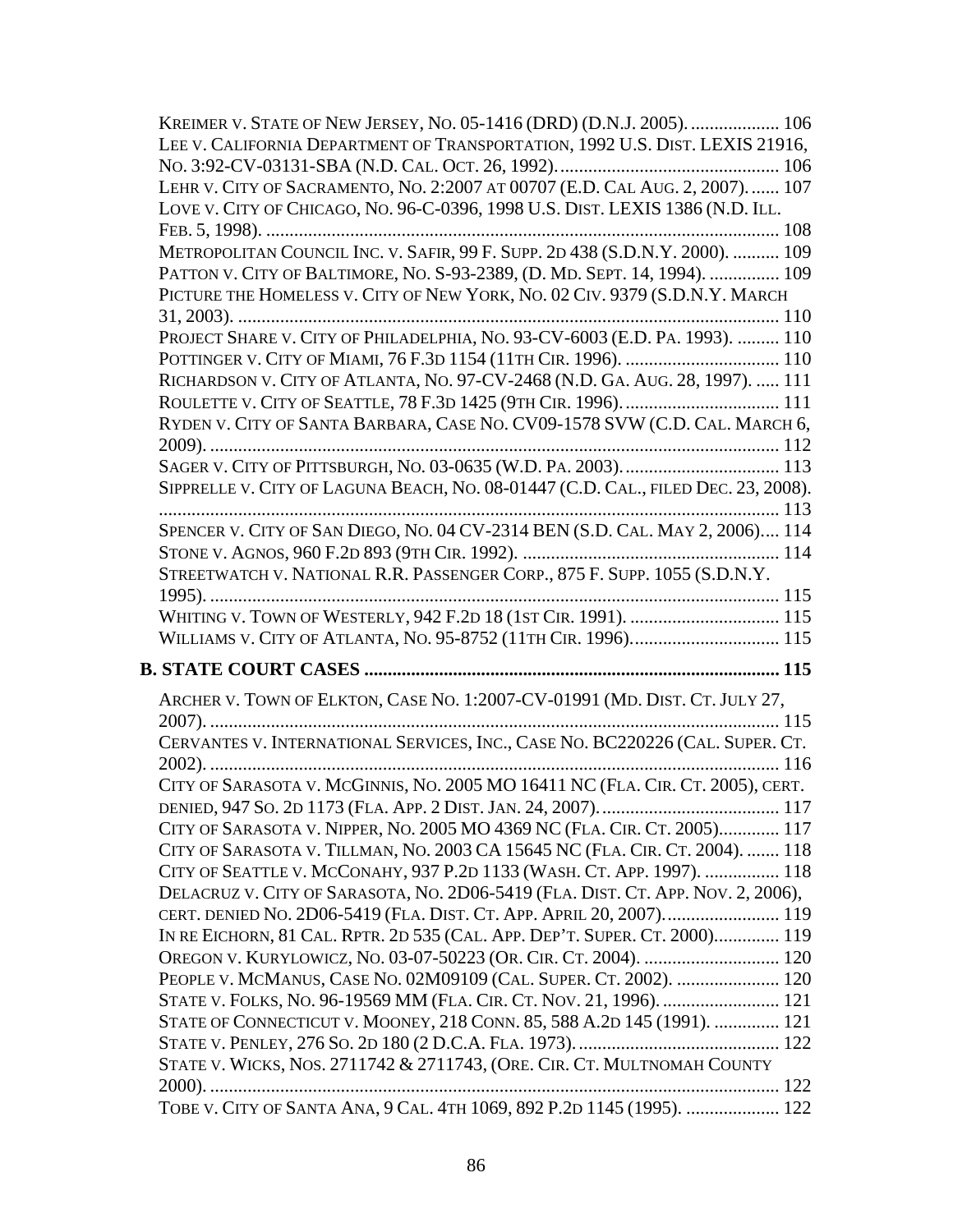KREIMER V. STATE OF NEW JERSEY, NO. 05-1416 (DRD) (D.N.J. 2005). .................. 106
LEE V. CALIFORNIA DEPARTMENT OF TRANSPORTATION, 1992 U.S. DIST. LEXIS 21916, NO. 3:92-CV-03131-SBA (N.D. CAL. OCT. 26, 1992). ............................................. 106
LEHR V. CITY OF SACRAMENTO, NO. 2:2007 AT 00707 (E.D. CAL AUG. 2, 2007). ...... 107
LOVE V. CITY OF CHICAGO, NO. 96-C-0396, 1998 U.S. DIST. LEXIS 1386 (N.D. ILL. FEB. 5, 1998). ........................................................................................................... 108
METROPOLITAN COUNCIL INC. V. SAFIR, 99 F. SUPP. 2D 438 (S.D.N.Y. 2000). .......... 109
PATTON V. CITY OF BALTIMORE, NO. S-93-2389, (D. MD. SEPT. 14, 1994). ............... 109
PICTURE THE HOMELESS V. CITY OF NEW YORK, NO. 02 CIV. 9379 (S.D.N.Y. MARCH 31, 2003). ............................................................................................................... 110
PROJECT SHARE V. CITY OF PHILADELPHIA, NO. 93-CV-6003 (E.D. PA. 1993). ......... 110
POTTINGER V. CITY OF MIAMI, 76 F.3D 1154 (11TH CIR. 1996). ................................. 110
RICHARDSON V. CITY OF ATLANTA, NO. 97-CV-2468 (N.D. GA. AUG. 28, 1997). ..... 111
ROULETTE V. CITY OF SEATTLE, 78 F.3D 1425 (9TH CIR. 1996). ................................. 111
RYDEN V. CITY OF SANTA BARBARA, CASE NO. CV09-1578 SVW (C.D. CAL. MARCH 6, 2009). ..................................................................................................................... 112
SAGER V. CITY OF PITTSBURGH, NO. 03-0635 (W.D. PA. 2003). ................................. 113
SIPPRELLE V. CITY OF LAGUNA BEACH, NO. 08-01447 (C.D. CAL., FILED DEC. 23, 2008). ............................................................................................................................... 113
SPENCER V. CITY OF SAN DIEGO, NO. 04 CV-2314 BEN (S.D. CAL. MAY 2, 2006).... 114
STONE V. AGNOS, 960 F.2D 893 (9TH CIR. 1992). ....................................................... 114
STREETWATCH V. NATIONAL R.R. PASSENGER CORP., 875 F. SUPP. 1055 (S.D.N.Y. 1995). ..................................................................................................................... 115
WHITING V. TOWN OF WESTERLY, 942 F.2D 18 (1ST CIR. 1991). ................................ 115
WILLIAMS V. CITY OF ATLANTA, NO. 95-8752 (11TH CIR. 1996)................................ 115

**B. STATE COURT CASES ........................................................................................ 115**

ARCHER V. TOWN OF ELKTON, CASE NO. 1:2007-CV-01991 (MD. DIST. CT. JULY 27, 2007). ..................................................................................................................... 115
CERVANTES V. INTERNATIONAL SERVICES, INC., CASE NO. BC220226 (CAL. SUPER. CT. 2002). ..................................................................................................................... 116
CITY OF SARASOTA V. MCGINNIS, NO. 2005 MO 16411 NC (FLA. CIR. CT. 2005), CERT. DENIED, 947 SO. 2D 1173 (FLA. APP. 2 DIST. JAN. 24, 2007). ...................................... 117
CITY OF SARASOTA V. NIPPER, NO. 2005 MO 4369 NC (FLA. CIR. CT. 2005)............. 117
CITY OF SARASOTA V. TILLMAN, NO. 2003 CA 15645 NC (FLA. CIR. CT. 2004). ....... 118
CITY OF SEATTLE V. MCCONAHY, 937 P.2D 1133 (WASH. CT. APP. 1997). ................ 118
DELACRUZ V. CITY OF SARASOTA, NO. 2D06-5419 (FLA. DIST. CT. APP. NOV. 2, 2006), CERT. DENIED NO. 2D06-5419 (FLA. DIST. CT. APP. APRIL 20, 2007). ........................ 119
IN RE EICHORN, 81 CAL. RPTR. 2D 535 (CAL. APP. DEP'T. SUPER. CT. 2000).............. 119
OREGON V. KURYLOWICZ, NO. 03-07-50223 (OR. CIR. CT. 2004). ............................. 120
PEOPLE V. MCMANUS, CASE NO. 02M09109 (CAL. SUPER. CT. 2002). ...................... 120
STATE V. FOLKS, NO. 96-19569 MM (FLA. CIR. CT. NOV. 21, 1996). ......................... 121
STATE OF CONNECTICUT V. MOONEY, 218 CONN. 85, 588 A.2D 145 (1991). .............. 121
STATE V. PENLEY, 276 SO. 2D 180 (2 D.C.A. FLA. 1973). ........................................... 122
STATE V. WICKS, NOS. 2711742 & 2711743, (ORE. CIR. CT. MULTNOMAH COUNTY 2000). ..................................................................................................................... 122
TOBE V. CITY OF SANTA ANA, 9 CAL. 4TH 1069, 892 P.2D 1145 (1995). .................... 122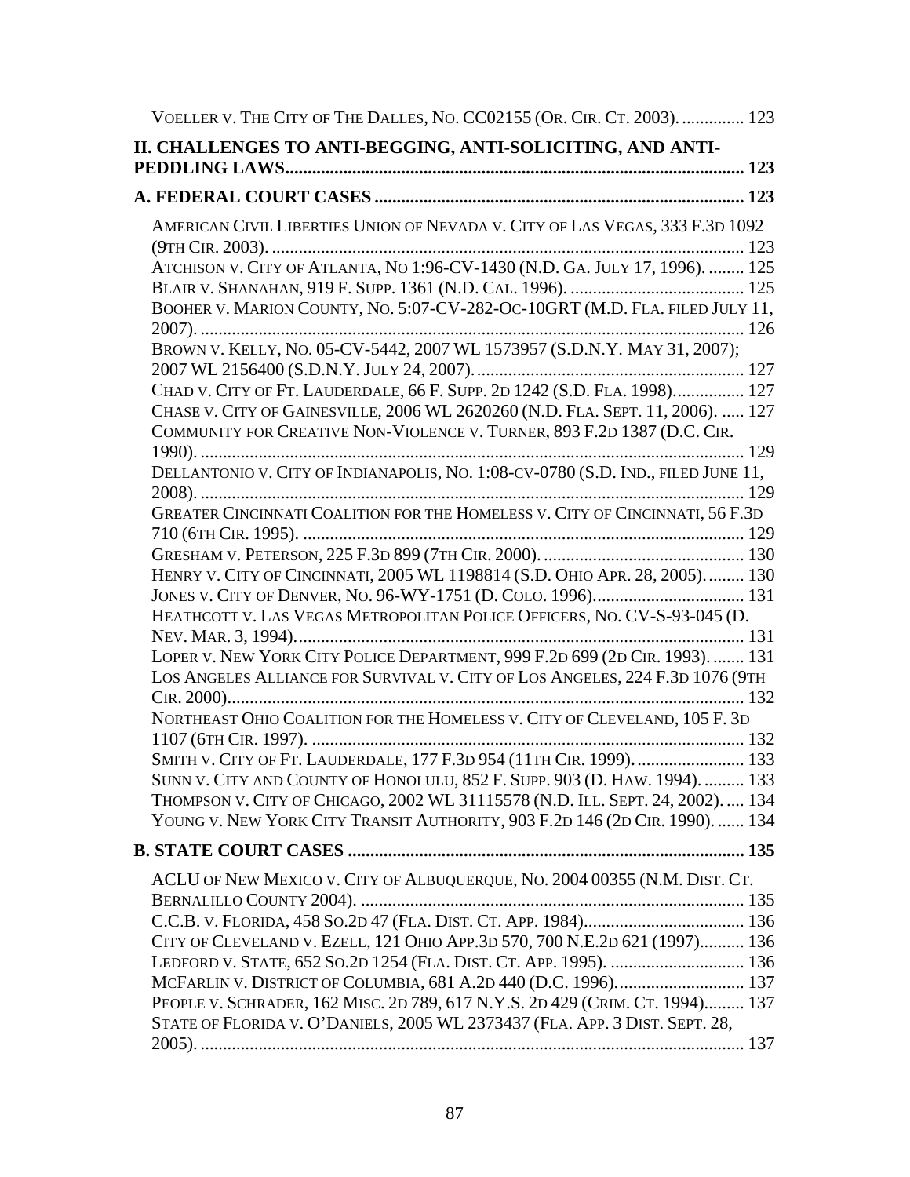Voeller v. The City of The Dalles, No. CC02155 (Or. Cir. Ct. 2003). .............. 123

**II. CHALLENGES TO ANTI-BEGGING, ANTI-SOLICITING, AND ANTI-PEDDLING LAWS...................................................................................................... 123**

**A. FEDERAL COURT CASES .................................................................................. 123**

American Civil Liberties Union of Nevada v. City of Las Vegas, 333 F.3d 1092 (9th Cir. 2003). .......................................................................................................... 123
Atchison v. City of Atlanta, No 1:96-CV-1430 (N.D. Ga. July 17, 1996). ........ 125
Blair v. Shanahan, 919 F. Supp. 1361 (N.D. Cal. 1996). ....................................... 125
Booher v. Marion County, No. 5:07-CV-282-Oc-10GRT (M.D. Fla. filed July 11, 2007). ......................................................................................................................... 126
Brown v. Kelly, No. 05-CV-5442, 2007 WL 1573957 (S.D.N.Y. May 31, 2007); 2007 WL 2156400 (S.D.N.Y. July 24, 2007). ........................................................... 127
Chad v. City of Ft. Lauderdale, 66 F. Supp. 2d 1242 (S.D. Fla. 1998)................ 127
Chase v. City of Gainesville, 2006 WL 2620260 (N.D. Fla. Sept. 11, 2006). ..... 127
Community for Creative Non-Violence v. Turner, 893 F.2d 1387 (D.C. Cir. 1990). ......................................................................................................................... 129
Dellantonio v. City of Indianapolis, No. 1:08-cv-0780 (S.D. Ind., filed June 11, 2008). ......................................................................................................................... 129
Greater Cincinnati Coalition for the Homeless v. City of Cincinnati, 56 F.3d 710 (6th Cir. 1995). ................................................................................................... 129
Gresham v. Peterson, 225 F.3d 899 (7th Cir. 2000). ............................................. 130
Henry v. City of Cincinnati, 2005 WL 1198814 (S.D. Ohio Apr. 28, 2005)......... 130
Jones v. City of Denver, No. 96-WY-1751 (D. Colo. 1996).................................. 131
Heathcott v. Las Vegas Metropolitan Police Officers, No. CV-S-93-045 (D. Nev. Mar. 3, 1994).................................................................................................... 131
Loper v. New York City Police Department, 999 F.2d 699 (2d Cir. 1993). ........ 131
Los Angeles Alliance for Survival v. City of Los Angeles, 224 F.3d 1076 (9th Cir. 2000)................................................................................................................... 132
Northeast Ohio Coalition for the Homeless v. City of Cleveland, 105 F. 3d 1107 (6th Cir. 1997). ................................................................................................. 132
Smith v. City of Ft. Lauderdale, 177 F.3d 954 (11th Cir. 1999)......................... 133
Sunn v. City and County of Honolulu, 852 F. Supp. 903 (D. Haw. 1994). ......... 133
Thompson v. City of Chicago, 2002 WL 31115578 (N.D. Ill. Sept. 24, 2002). .... 134
Young v. New York City Transit Authority, 903 F.2d 146 (2d Cir. 1990). ....... 134

**B. STATE COURT CASES ........................................................................................ 135**

ACLU of New Mexico v. City of Albuquerque, No. 2004 00355 (N.M. Dist. Ct. Bernalillo County 2004). ...................................................................................... 135
C.C.B. v. Florida, 458 So.2d 47 (Fla. Dist. Ct. App. 1984).................................... 136
City of Cleveland v. Ezell, 121 Ohio App.3d 570, 700 N.E.2d 621 (1997).......... 136
Ledford v. State, 652 So.2d 1254 (Fla. Dist. Ct. App. 1995). .............................. 136
McFarlin v. District of Columbia, 681 A.2d 440 (D.C. 1996)............................. 137
People v. Schrader, 162 Misc. 2d 789, 617 N.Y.S. 2d 429 (Crim. Ct. 1994)......... 137
State of Florida v. O'Daniels, 2005 WL 2373437 (Fla. App. 3 Dist. Sept. 28, 2005). ......................................................................................................................... 137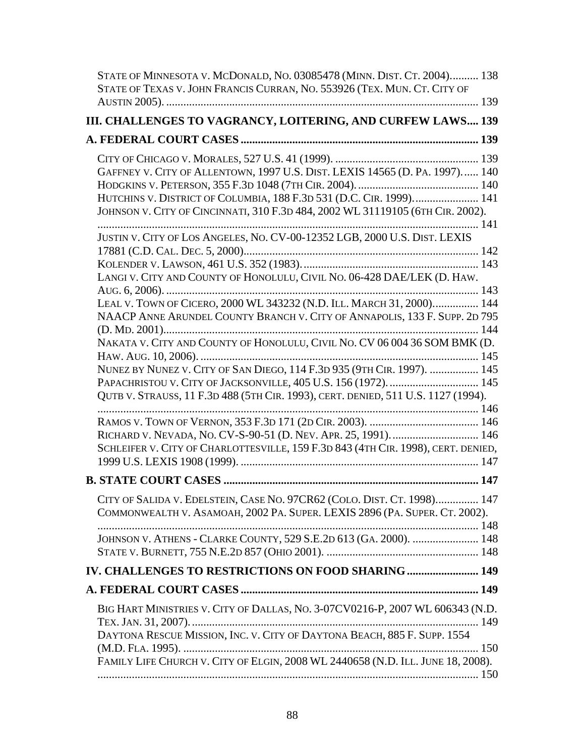STATE OF MINNESOTA V. MCDONALD, NO. 03085478 (MINN. DIST. CT. 2004).......... 138
STATE OF TEXAS V. JOHN FRANCIS CURRAN, NO. 553926 (TEX. MUN. CT. CITY OF AUSTIN 2005). .......................................................................................................... 139

## III. CHALLENGES TO VAGRANCY, LOITERING, AND CURFEW LAWS.... 139

### A. FEDERAL COURT CASES ........................................................................ 139

CITY OF CHICAGO V. MORALES, 527 U.S. 41 (1999). ................................................. 139
GAFFNEY V. CITY OF ALLENTOWN, 1997 U.S. DIST. LEXIS 14565 (D. PA. 1997)...... 140
HODGKINS V. PETERSON, 355 F.3D 1048 (7TH CIR. 2004). .......................................... 140
HUTCHINS V. DISTRICT OF COLUMBIA, 188 F.3D 531 (D.C. CIR. 1999)...................... 141
JOHNSON V. CITY OF CINCINNATI, 310 F.3D 484, 2002 WL 31119105 (6TH CIR. 2002). .................................................................................................................... 141
JUSTIN V. CITY OF LOS ANGELES, NO. CV-00-12352 LGB, 2000 U.S. DIST. LEXIS 17881 (C.D. CAL. DEC. 5, 2000)................................................................................. 142
KOLENDER V. LAWSON, 461 U.S. 352 (1983)............................................................. 143
LANGI V. CITY AND COUNTY OF HONOLULU, CIVIL NO. 06-428 DAE/LEK (D. HAW. AUG. 6, 2006). .......................................................................................................... 143
LEAL V. TOWN OF CICERO, 2000 WL 343232 (N.D. ILL. MARCH 31, 2000)................ 144
NAACP ANNE ARUNDEL COUNTY BRANCH V. CITY OF ANNAPOLIS, 133 F. SUPP. 2D 795 (D. MD. 2001)............................................................................................................ 144
NAKATA V. CITY AND COUNTY OF HONOLULU, CIVIL NO. CV 06 004 36 SOM BMK (D. HAW. AUG. 10, 2006). ................................................................................................ 145
NUNEZ BY NUNEZ V. CITY OF SAN DIEGO, 114 F.3D 935 (9TH CIR. 1997). ................. 145
PAPACHRISTOU V. CITY OF JACKSONVILLE, 405 U.S. 156 (1972)............................... 145
QUTB V. STRAUSS, 11 F.3D 488 (5TH CIR. 1993), CERT. DENIED, 511 U.S. 1127 (1994). .................................................................................................................... 146
RAMOS V. TOWN OF VERNON, 353 F.3D 171 (2D CIR. 2003). ...................................... 146
RICHARD V. NEVADA, NO. CV-S-90-51 (D. NEV. APR. 25, 1991).............................. 146
SCHLEIFER V. CITY OF CHARLOTTESVILLE, 159 F.3D 843 (4TH CIR. 1998), CERT. DENIED, 1999 U.S. LEXIS 1908 (1999). .................................................................................. 147

### B. STATE COURT CASES ........................................................................... 147

CITY OF SALIDA V. EDELSTEIN, CASE NO. 97CR62 (COLO. DIST. CT. 1998)............... 147
COMMONWEALTH V. ASAMOAH, 2002 PA. SUPER. LEXIS 2896 (PA. SUPER. CT. 2002). .................................................................................................................... 148
JOHNSON V. ATHENS - CLARKE COUNTY, 529 S.E.2D 613 (GA. 2000). ....................... 148
STATE V. BURNETT, 755 N.E.2D 857 (OHIO 2001). .................................................... 148

## IV. CHALLENGES TO RESTRICTIONS ON FOOD SHARING ........................ 149

### A. FEDERAL COURT CASES ........................................................................ 149

BIG HART MINISTRIES V. CITY OF DALLAS, NO. 3-07CV0216-P, 2007 WL 606343 (N.D. TEX. JAN. 31, 2007)..................................................................................................... 149
DAYTONA RESCUE MISSION, INC. V. CITY OF DAYTONA BEACH, 885 F. SUPP. 1554 (M.D. FLA. 1995). ...................................................................................................... 150
FAMILY LIFE CHURCH V. CITY OF ELGIN, 2008 WL 2440658 (N.D. ILL. JUNE 18, 2008). .................................................................................................................... 150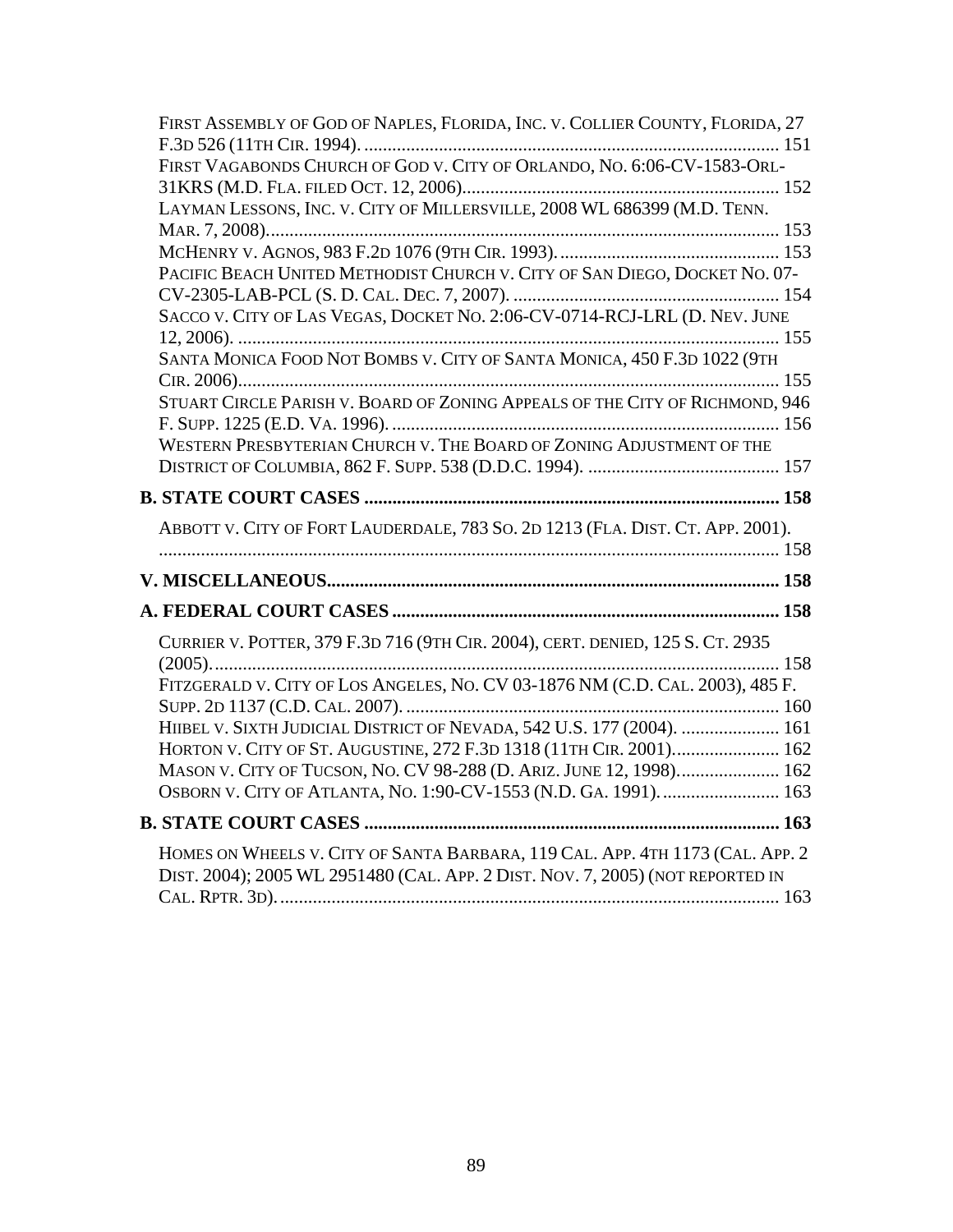FIRST ASSEMBLY OF GOD OF NAPLES, FLORIDA, INC. V. COLLIER COUNTY, FLORIDA, 27 F.3D 526 (11TH CIR. 1994). .......... 151

FIRST VAGABONDS CHURCH OF GOD V. CITY OF ORLANDO, NO. 6:06-CV-1583-ORL-31KRS (M.D. FLA. FILED OCT. 12, 2006). .......... 152

LAYMAN LESSONS, INC. V. CITY OF MILLERSVILLE, 2008 WL 686399 (M.D. TENN. MAR. 7, 2008). .......... 153

MCHENRY V. AGNOS, 983 F.2D 1076 (9TH CIR. 1993). .......... 153

PACIFIC BEACH UNITED METHODIST CHURCH V. CITY OF SAN DIEGO, DOCKET NO. 07-CV-2305-LAB-PCL (S. D. CAL. DEC. 7, 2007). .......... 154

SACCO V. CITY OF LAS VEGAS, DOCKET NO. 2:06-CV-0714-RCJ-LRL (D. NEV. JUNE 12, 2006). .......... 155

SANTA MONICA FOOD NOT BOMBS V. CITY OF SANTA MONICA, 450 F.3D 1022 (9TH CIR. 2006). .......... 155

STUART CIRCLE PARISH V. BOARD OF ZONING APPEALS OF THE CITY OF RICHMOND, 946 F. SUPP. 1225 (E.D. VA. 1996). .......... 156

WESTERN PRESBYTERIAN CHURCH V. THE BOARD OF ZONING ADJUSTMENT OF THE DISTRICT OF COLUMBIA, 862 F. SUPP. 538 (D.D.C. 1994). .......... 157

**B. STATE COURT CASES .......... 158**

ABBOTT V. CITY OF FORT LAUDERDALE, 783 SO. 2D 1213 (FLA. DIST. CT. APP. 2001). .......... 158

**V. MISCELLANEOUS .......... 158**

**A. FEDERAL COURT CASES .......... 158**

CURRIER V. POTTER, 379 F.3D 716 (9TH CIR. 2004), CERT. DENIED, 125 S. CT. 2935 (2005). .......... 158

FITZGERALD V. CITY OF LOS ANGELES, NO. CV 03-1876 NM (C.D. CAL. 2003), 485 F. SUPP. 2D 1137 (C.D. CAL. 2007). .......... 160

HIIBEL V. SIXTH JUDICIAL DISTRICT OF NEVADA, 542 U.S. 177 (2004). .......... 161

HORTON V. CITY OF ST. AUGUSTINE, 272 F.3D 1318 (11TH CIR. 2001). .......... 162

MASON V. CITY OF TUCSON, NO. CV 98-288 (D. ARIZ. JUNE 12, 1998). .......... 162

OSBORN V. CITY OF ATLANTA, NO. 1:90-CV-1553 (N.D. GA. 1991). .......... 163

**B. STATE COURT CASES .......... 163**

HOMES ON WHEELS V. CITY OF SANTA BARBARA, 119 CAL. APP. 4TH 1173 (CAL. APP. 2 DIST. 2004); 2005 WL 2951480 (CAL. APP. 2 DIST. NOV. 7, 2005) (NOT REPORTED IN CAL. RPTR. 3D). .......... 163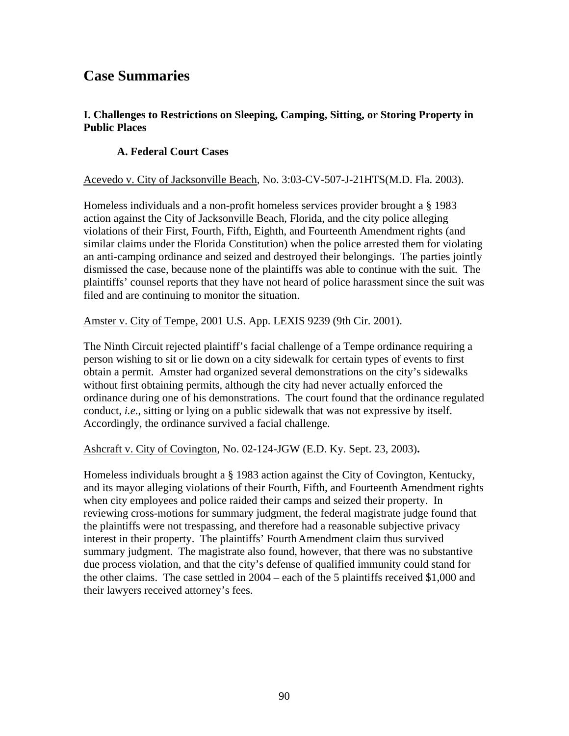# Case Summaries

## I. Challenges to Restrictions on Sleeping, Camping, Sitting, or Storing Property in Public Places

### A. Federal Court Cases

Acevedo v. City of Jacksonville Beach, No. 3:03-CV-507-J-21HTS(M.D. Fla. 2003).

Homeless individuals and a non-profit homeless services provider brought a § 1983 action against the City of Jacksonville Beach, Florida, and the city police alleging violations of their First, Fourth, Fifth, Eighth, and Fourteenth Amendment rights (and similar claims under the Florida Constitution) when the police arrested them for violating an anti-camping ordinance and seized and destroyed their belongings. The parties jointly dismissed the case, because none of the plaintiffs was able to continue with the suit. The plaintiffs' counsel reports that they have not heard of police harassment since the suit was filed and are continuing to monitor the situation.

Amster v. City of Tempe, 2001 U.S. App. LEXIS 9239 (9th Cir. 2001).

The Ninth Circuit rejected plaintiff's facial challenge of a Tempe ordinance requiring a person wishing to sit or lie down on a city sidewalk for certain types of events to first obtain a permit. Amster had organized several demonstrations on the city's sidewalks without first obtaining permits, although the city had never actually enforced the ordinance during one of his demonstrations. The court found that the ordinance regulated conduct, *i.e*., sitting or lying on a public sidewalk that was not expressive by itself. Accordingly, the ordinance survived a facial challenge.

Ashcraft v. City of Covington, No. 02-124-JGW (E.D. Ky. Sept. 23, 2003)**.**

Homeless individuals brought a § 1983 action against the City of Covington, Kentucky, and its mayor alleging violations of their Fourth, Fifth, and Fourteenth Amendment rights when city employees and police raided their camps and seized their property. In reviewing cross-motions for summary judgment, the federal magistrate judge found that the plaintiffs were not trespassing, and therefore had a reasonable subjective privacy interest in their property. The plaintiffs' Fourth Amendment claim thus survived summary judgment. The magistrate also found, however, that there was no substantive due process violation, and that the city's defense of qualified immunity could stand for the other claims. The case settled in 2004 – each of the 5 plaintiffs received $1,000 and their lawyers received attorney's fees.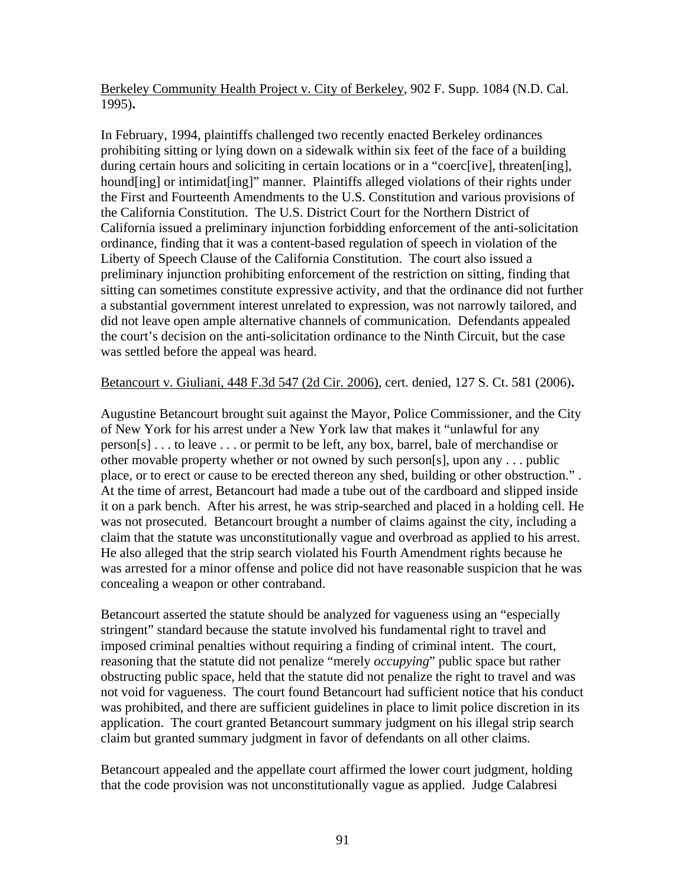Berkeley Community Health Project v. City of Berkeley, 902 F. Supp. 1084 (N.D. Cal. 1995)**.**

In February, 1994, plaintiffs challenged two recently enacted Berkeley ordinances prohibiting sitting or lying down on a sidewalk within six feet of the face of a building during certain hours and soliciting in certain locations or in a "coerc[ive], threaten[ing], hound[ing] or intimidat[ing]" manner. Plaintiffs alleged violations of their rights under the First and Fourteenth Amendments to the U.S. Constitution and various provisions of the California Constitution. The U.S. District Court for the Northern District of California issued a preliminary injunction forbidding enforcement of the anti-solicitation ordinance, finding that it was a content-based regulation of speech in violation of the Liberty of Speech Clause of the California Constitution. The court also issued a preliminary injunction prohibiting enforcement of the restriction on sitting, finding that sitting can sometimes constitute expressive activity, and that the ordinance did not further a substantial government interest unrelated to expression, was not narrowly tailored, and did not leave open ample alternative channels of communication. Defendants appealed the court's decision on the anti-solicitation ordinance to the Ninth Circuit, but the case was settled before the appeal was heard.

Betancourt v. Giuliani, 448 F.3d 547 (2d Cir. 2006), cert. denied, 127 S. Ct. 581 (2006)**.**

Augustine Betancourt brought suit against the Mayor, Police Commissioner, and the City of New York for his arrest under a New York law that makes it "unlawful for any person[s] . . . to leave . . . or permit to be left, any box, barrel, bale of merchandise or other movable property whether or not owned by such person[s], upon any . . . public place, or to erect or cause to be erected thereon any shed, building or other obstruction." . At the time of arrest, Betancourt had made a tube out of the cardboard and slipped inside it on a park bench. After his arrest, he was strip-searched and placed in a holding cell. He was not prosecuted. Betancourt brought a number of claims against the city, including a claim that the statute was unconstitutionally vague and overbroad as applied to his arrest. He also alleged that the strip search violated his Fourth Amendment rights because he was arrested for a minor offense and police did not have reasonable suspicion that he was concealing a weapon or other contraband.

Betancourt asserted the statute should be analyzed for vagueness using an "especially stringent" standard because the statute involved his fundamental right to travel and imposed criminal penalties without requiring a finding of criminal intent. The court, reasoning that the statute did not penalize "merely *occupying*" public space but rather obstructing public space, held that the statute did not penalize the right to travel and was not void for vagueness. The court found Betancourt had sufficient notice that his conduct was prohibited, and there are sufficient guidelines in place to limit police discretion in its application. The court granted Betancourt summary judgment on his illegal strip search claim but granted summary judgment in favor of defendants on all other claims.

Betancourt appealed and the appellate court affirmed the lower court judgment, holding that the code provision was not unconstitutionally vague as applied. Judge Calabresi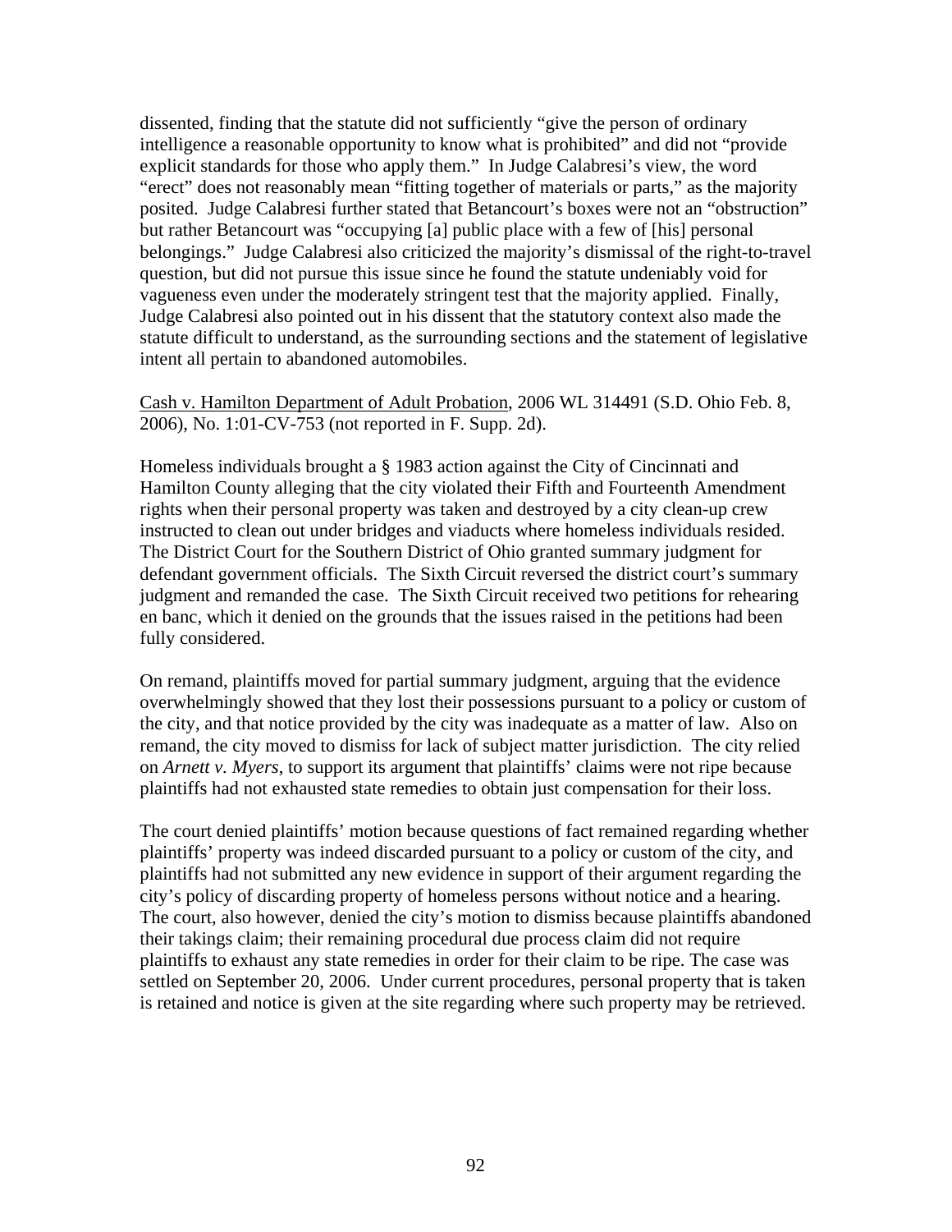dissented, finding that the statute did not sufficiently "give the person of ordinary intelligence a reasonable opportunity to know what is prohibited" and did not "provide explicit standards for those who apply them." In Judge Calabresi's view, the word "erect" does not reasonably mean "fitting together of materials or parts," as the majority posited. Judge Calabresi further stated that Betancourt's boxes were not an "obstruction" but rather Betancourt was "occupying [a] public place with a few of [his] personal belongings." Judge Calabresi also criticized the majority's dismissal of the right-to-travel question, but did not pursue this issue since he found the statute undeniably void for vagueness even under the moderately stringent test that the majority applied. Finally, Judge Calabresi also pointed out in his dissent that the statutory context also made the statute difficult to understand, as the surrounding sections and the statement of legislative intent all pertain to abandoned automobiles.

<u>Cash v. Hamilton Department of Adult Probation</u>, 2006 WL 314491 (S.D. Ohio Feb. 8, 2006), No. 1:01-CV-753 (not reported in F. Supp. 2d).

Homeless individuals brought a § 1983 action against the City of Cincinnati and Hamilton County alleging that the city violated their Fifth and Fourteenth Amendment rights when their personal property was taken and destroyed by a city clean-up crew instructed to clean out under bridges and viaducts where homeless individuals resided. The District Court for the Southern District of Ohio granted summary judgment for defendant government officials. The Sixth Circuit reversed the district court's summary judgment and remanded the case. The Sixth Circuit received two petitions for rehearing en banc, which it denied on the grounds that the issues raised in the petitions had been fully considered.

On remand, plaintiffs moved for partial summary judgment, arguing that the evidence overwhelmingly showed that they lost their possessions pursuant to a policy or custom of the city, and that notice provided by the city was inadequate as a matter of law. Also on remand, the city moved to dismiss for lack of subject matter jurisdiction. The city relied on *Arnett v. Myers*, to support its argument that plaintiffs' claims were not ripe because plaintiffs had not exhausted state remedies to obtain just compensation for their loss.

The court denied plaintiffs' motion because questions of fact remained regarding whether plaintiffs' property was indeed discarded pursuant to a policy or custom of the city, and plaintiffs had not submitted any new evidence in support of their argument regarding the city's policy of discarding property of homeless persons without notice and a hearing. The court, also however, denied the city's motion to dismiss because plaintiffs abandoned their takings claim; their remaining procedural due process claim did not require plaintiffs to exhaust any state remedies in order for their claim to be ripe. The case was settled on September 20, 2006. Under current procedures, personal property that is taken is retained and notice is given at the site regarding where such property may be retrieved.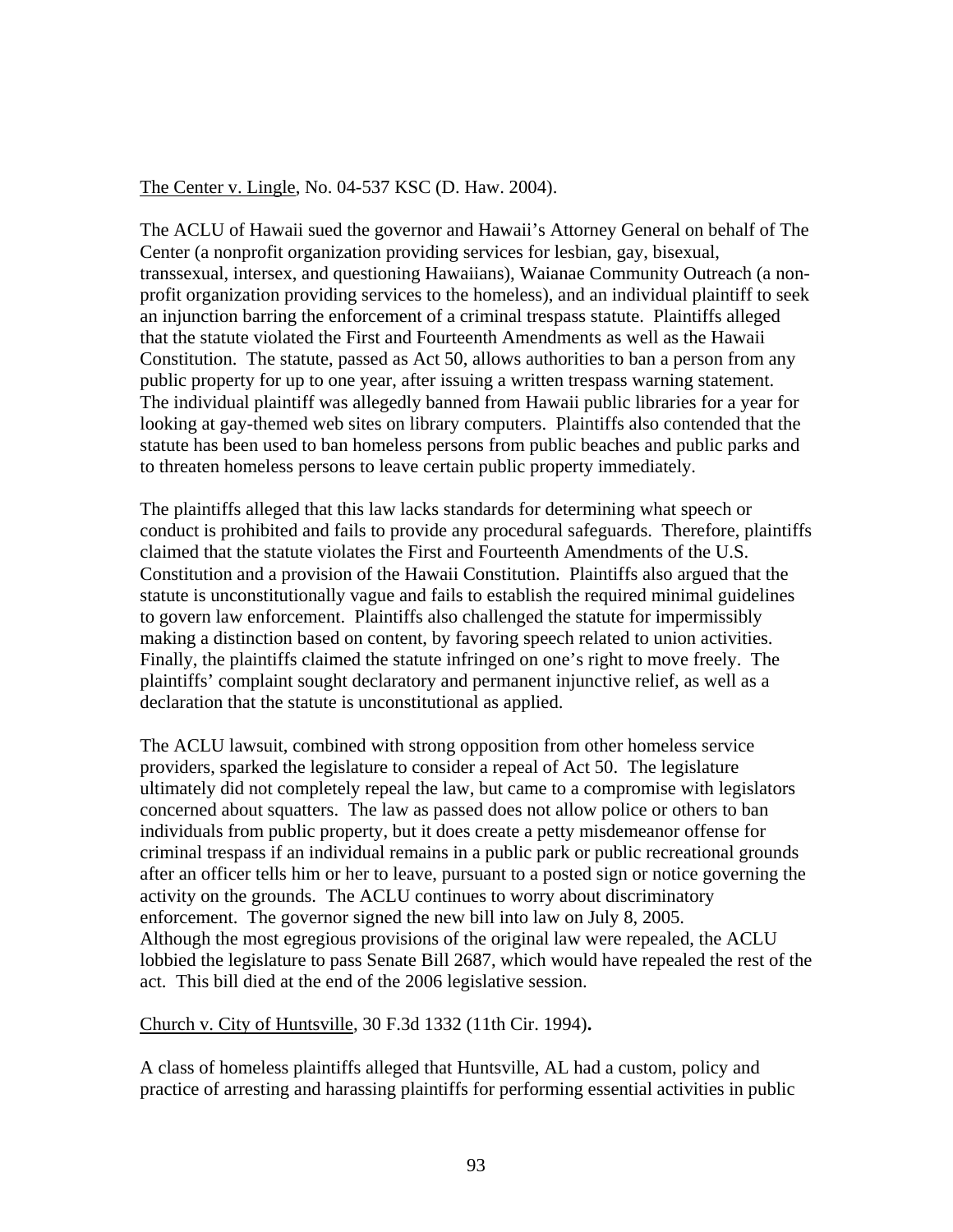<u>The Center v. Lingle</u>, No. 04-537 KSC (D. Haw. 2004).

The ACLU of Hawaii sued the governor and Hawaii's Attorney General on behalf of The Center (a nonprofit organization providing services for lesbian, gay, bisexual, transsexual, intersex, and questioning Hawaiians), Waianae Community Outreach (a non-profit organization providing services to the homeless), and an individual plaintiff to seek an injunction barring the enforcement of a criminal trespass statute. Plaintiffs alleged that the statute violated the First and Fourteenth Amendments as well as the Hawaii Constitution. The statute, passed as Act 50, allows authorities to ban a person from any public property for up to one year, after issuing a written trespass warning statement. The individual plaintiff was allegedly banned from Hawaii public libraries for a year for looking at gay-themed web sites on library computers. Plaintiffs also contended that the statute has been used to ban homeless persons from public beaches and public parks and to threaten homeless persons to leave certain public property immediately.

The plaintiffs alleged that this law lacks standards for determining what speech or conduct is prohibited and fails to provide any procedural safeguards. Therefore, plaintiffs claimed that the statute violates the First and Fourteenth Amendments of the U.S. Constitution and a provision of the Hawaii Constitution. Plaintiffs also argued that the statute is unconstitutionally vague and fails to establish the required minimal guidelines to govern law enforcement. Plaintiffs also challenged the statute for impermissibly making a distinction based on content, by favoring speech related to union activities. Finally, the plaintiffs claimed the statute infringed on one's right to move freely. The plaintiffs' complaint sought declaratory and permanent injunctive relief, as well as a declaration that the statute is unconstitutional as applied.

The ACLU lawsuit, combined with strong opposition from other homeless service providers, sparked the legislature to consider a repeal of Act 50. The legislature ultimately did not completely repeal the law, but came to a compromise with legislators concerned about squatters. The law as passed does not allow police or others to ban individuals from public property, but it does create a petty misdemeanor offense for criminal trespass if an individual remains in a public park or public recreational grounds after an officer tells him or her to leave, pursuant to a posted sign or notice governing the activity on the grounds. The ACLU continues to worry about discriminatory enforcement. The governor signed the new bill into law on July 8, 2005. Although the most egregious provisions of the original law were repealed, the ACLU lobbied the legislature to pass Senate Bill 2687, which would have repealed the rest of the act. This bill died at the end of the 2006 legislative session.

<u>Church v. City of Huntsville</u>, 30 F.3d 1332 (11th Cir. 1994).

A class of homeless plaintiffs alleged that Huntsville, AL had a custom, policy and practice of arresting and harassing plaintiffs for performing essential activities in public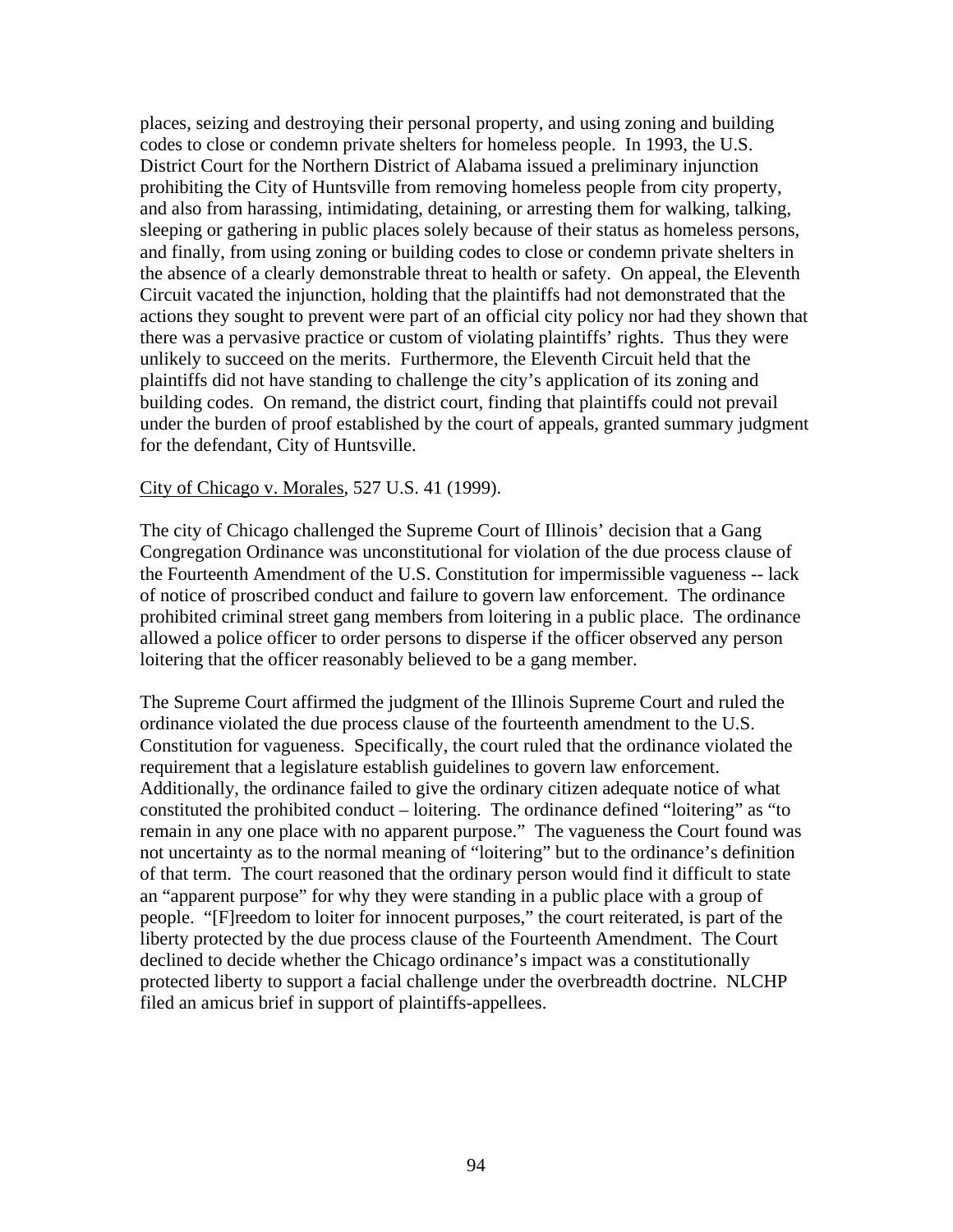places, seizing and destroying their personal property, and using zoning and building codes to close or condemn private shelters for homeless people. In 1993, the U.S. District Court for the Northern District of Alabama issued a preliminary injunction prohibiting the City of Huntsville from removing homeless people from city property, and also from harassing, intimidating, detaining, or arresting them for walking, talking, sleeping or gathering in public places solely because of their status as homeless persons, and finally, from using zoning or building codes to close or condemn private shelters in the absence of a clearly demonstrable threat to health or safety. On appeal, the Eleventh Circuit vacated the injunction, holding that the plaintiffs had not demonstrated that the actions they sought to prevent were part of an official city policy nor had they shown that there was a pervasive practice or custom of violating plaintiffs' rights. Thus they were unlikely to succeed on the merits. Furthermore, the Eleventh Circuit held that the plaintiffs did not have standing to challenge the city's application of its zoning and building codes. On remand, the district court, finding that plaintiffs could not prevail under the burden of proof established by the court of appeals, granted summary judgment for the defendant, City of Huntsville.

<u>City of Chicago v. Morales</u>, 527 U.S. 41 (1999).

The city of Chicago challenged the Supreme Court of Illinois' decision that a Gang Congregation Ordinance was unconstitutional for violation of the due process clause of the Fourteenth Amendment of the U.S. Constitution for impermissible vagueness -- lack of notice of proscribed conduct and failure to govern law enforcement. The ordinance prohibited criminal street gang members from loitering in a public place. The ordinance allowed a police officer to order persons to disperse if the officer observed any person loitering that the officer reasonably believed to be a gang member.

The Supreme Court affirmed the judgment of the Illinois Supreme Court and ruled the ordinance violated the due process clause of the fourteenth amendment to the U.S. Constitution for vagueness. Specifically, the court ruled that the ordinance violated the requirement that a legislature establish guidelines to govern law enforcement. Additionally, the ordinance failed to give the ordinary citizen adequate notice of what constituted the prohibited conduct – loitering. The ordinance defined "loitering" as "to remain in any one place with no apparent purpose." The vagueness the Court found was not uncertainty as to the normal meaning of "loitering" but to the ordinance's definition of that term. The court reasoned that the ordinary person would find it difficult to state an "apparent purpose" for why they were standing in a public place with a group of people. "[F]reedom to loiter for innocent purposes," the court reiterated, is part of the liberty protected by the due process clause of the Fourteenth Amendment. The Court declined to decide whether the Chicago ordinance's impact was a constitutionally protected liberty to support a facial challenge under the overbreadth doctrine. NLCHP filed an amicus brief in support of plaintiffs-appellees.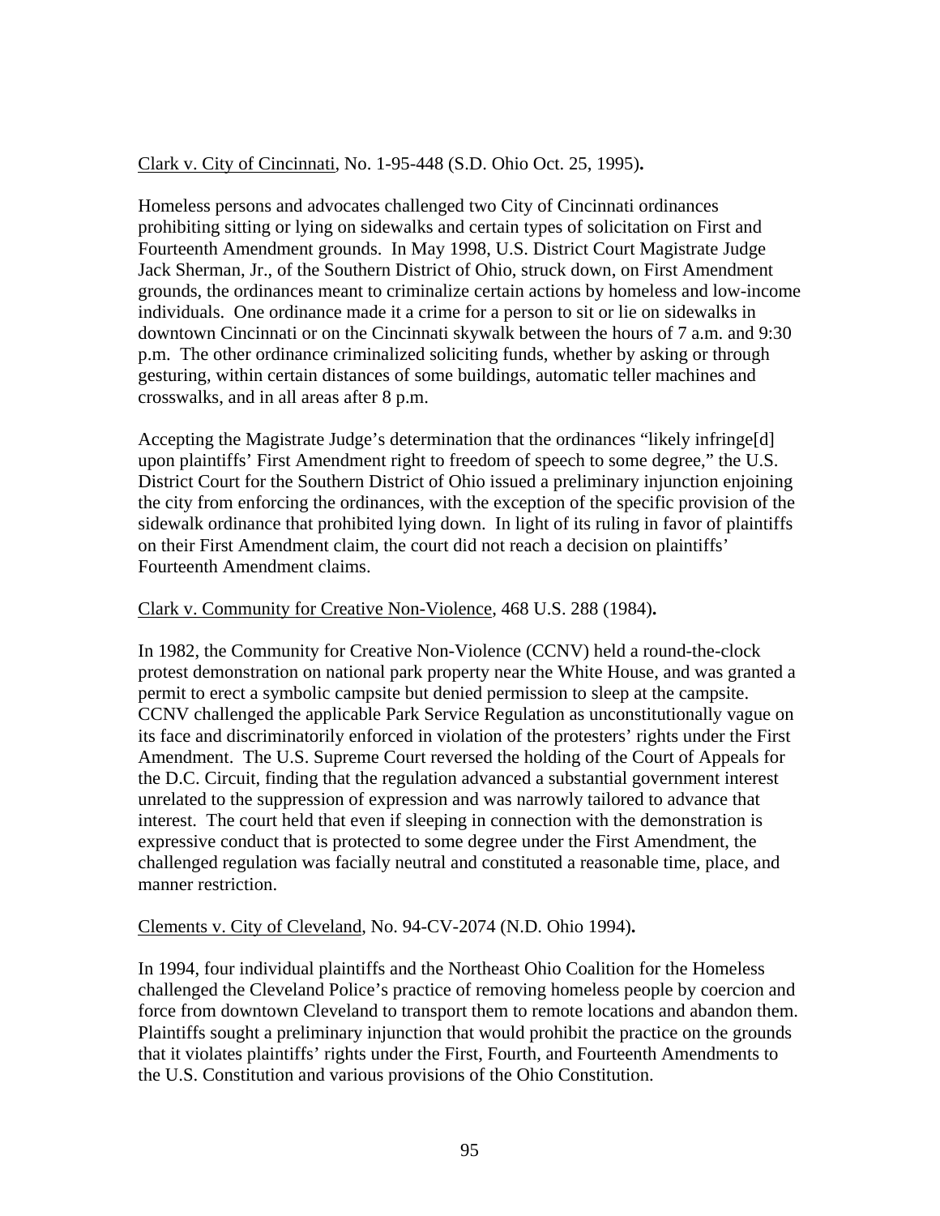Clark v. City of Cincinnati, No. 1-95-448 (S.D. Ohio Oct. 25, 1995)**.**

Homeless persons and advocates challenged two City of Cincinnati ordinances prohibiting sitting or lying on sidewalks and certain types of solicitation on First and Fourteenth Amendment grounds. In May 1998, U.S. District Court Magistrate Judge Jack Sherman, Jr., of the Southern District of Ohio, struck down, on First Amendment grounds, the ordinances meant to criminalize certain actions by homeless and low-income individuals. One ordinance made it a crime for a person to sit or lie on sidewalks in downtown Cincinnati or on the Cincinnati skywalk between the hours of 7 a.m. and 9:30 p.m. The other ordinance criminalized soliciting funds, whether by asking or through gesturing, within certain distances of some buildings, automatic teller machines and crosswalks, and in all areas after 8 p.m.

Accepting the Magistrate Judge's determination that the ordinances "likely infringe[d] upon plaintiffs' First Amendment right to freedom of speech to some degree," the U.S. District Court for the Southern District of Ohio issued a preliminary injunction enjoining the city from enforcing the ordinances, with the exception of the specific provision of the sidewalk ordinance that prohibited lying down. In light of its ruling in favor of plaintiffs on their First Amendment claim, the court did not reach a decision on plaintiffs' Fourteenth Amendment claims.

Clark v. Community for Creative Non-Violence, 468 U.S. 288 (1984)**.**

In 1982, the Community for Creative Non-Violence (CCNV) held a round-the-clock protest demonstration on national park property near the White House, and was granted a permit to erect a symbolic campsite but denied permission to sleep at the campsite. CCNV challenged the applicable Park Service Regulation as unconstitutionally vague on its face and discriminatorily enforced in violation of the protesters' rights under the First Amendment. The U.S. Supreme Court reversed the holding of the Court of Appeals for the D.C. Circuit, finding that the regulation advanced a substantial government interest unrelated to the suppression of expression and was narrowly tailored to advance that interest. The court held that even if sleeping in connection with the demonstration is expressive conduct that is protected to some degree under the First Amendment, the challenged regulation was facially neutral and constituted a reasonable time, place, and manner restriction.

Clements v. City of Cleveland, No. 94-CV-2074 (N.D. Ohio 1994)**.**

In 1994, four individual plaintiffs and the Northeast Ohio Coalition for the Homeless challenged the Cleveland Police's practice of removing homeless people by coercion and force from downtown Cleveland to transport them to remote locations and abandon them. Plaintiffs sought a preliminary injunction that would prohibit the practice on the grounds that it violates plaintiffs' rights under the First, Fourth, and Fourteenth Amendments to the U.S. Constitution and various provisions of the Ohio Constitution.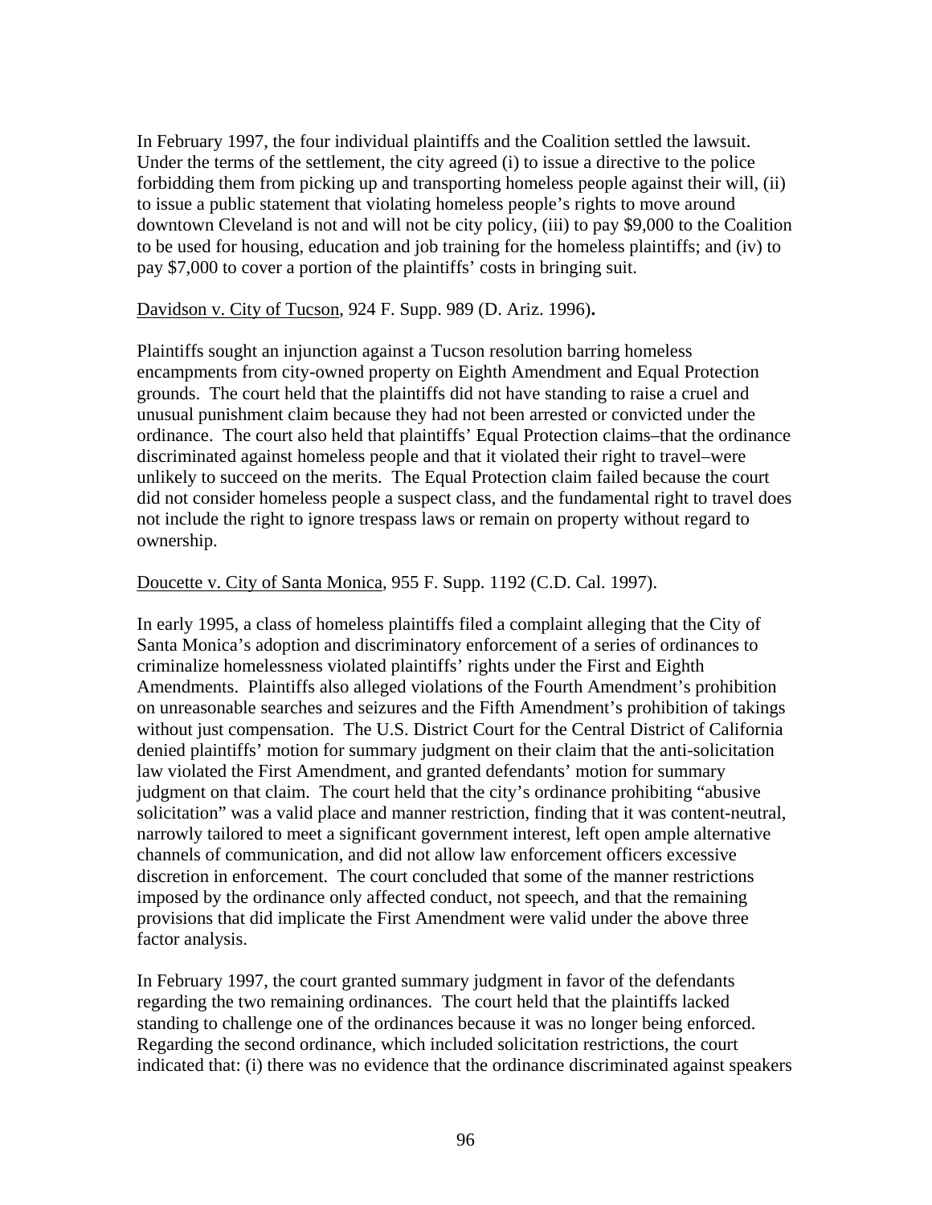In February 1997, the four individual plaintiffs and the Coalition settled the lawsuit. Under the terms of the settlement, the city agreed (i) to issue a directive to the police forbidding them from picking up and transporting homeless people against their will, (ii) to issue a public statement that violating homeless people's rights to move around downtown Cleveland is not and will not be city policy, (iii) to pay $9,000 to the Coalition to be used for housing, education and job training for the homeless plaintiffs; and (iv) to pay $7,000 to cover a portion of the plaintiffs' costs in bringing suit.

Davidson v. City of Tucson, 924 F. Supp. 989 (D. Ariz. 1996)**.**

Plaintiffs sought an injunction against a Tucson resolution barring homeless encampments from city-owned property on Eighth Amendment and Equal Protection grounds. The court held that the plaintiffs did not have standing to raise a cruel and unusual punishment claim because they had not been arrested or convicted under the ordinance. The court also held that plaintiffs' Equal Protection claims–that the ordinance discriminated against homeless people and that it violated their right to travel–were unlikely to succeed on the merits. The Equal Protection claim failed because the court did not consider homeless people a suspect class, and the fundamental right to travel does not include the right to ignore trespass laws or remain on property without regard to ownership.

Doucette v. City of Santa Monica, 955 F. Supp. 1192 (C.D. Cal. 1997).

In early 1995, a class of homeless plaintiffs filed a complaint alleging that the City of Santa Monica's adoption and discriminatory enforcement of a series of ordinances to criminalize homelessness violated plaintiffs' rights under the First and Eighth Amendments. Plaintiffs also alleged violations of the Fourth Amendment's prohibition on unreasonable searches and seizures and the Fifth Amendment's prohibition of takings without just compensation. The U.S. District Court for the Central District of California denied plaintiffs' motion for summary judgment on their claim that the anti-solicitation law violated the First Amendment, and granted defendants' motion for summary judgment on that claim. The court held that the city's ordinance prohibiting "abusive solicitation" was a valid place and manner restriction, finding that it was content-neutral, narrowly tailored to meet a significant government interest, left open ample alternative channels of communication, and did not allow law enforcement officers excessive discretion in enforcement. The court concluded that some of the manner restrictions imposed by the ordinance only affected conduct, not speech, and that the remaining provisions that did implicate the First Amendment were valid under the above three factor analysis.

In February 1997, the court granted summary judgment in favor of the defendants regarding the two remaining ordinances. The court held that the plaintiffs lacked standing to challenge one of the ordinances because it was no longer being enforced. Regarding the second ordinance, which included solicitation restrictions, the court indicated that: (i) there was no evidence that the ordinance discriminated against speakers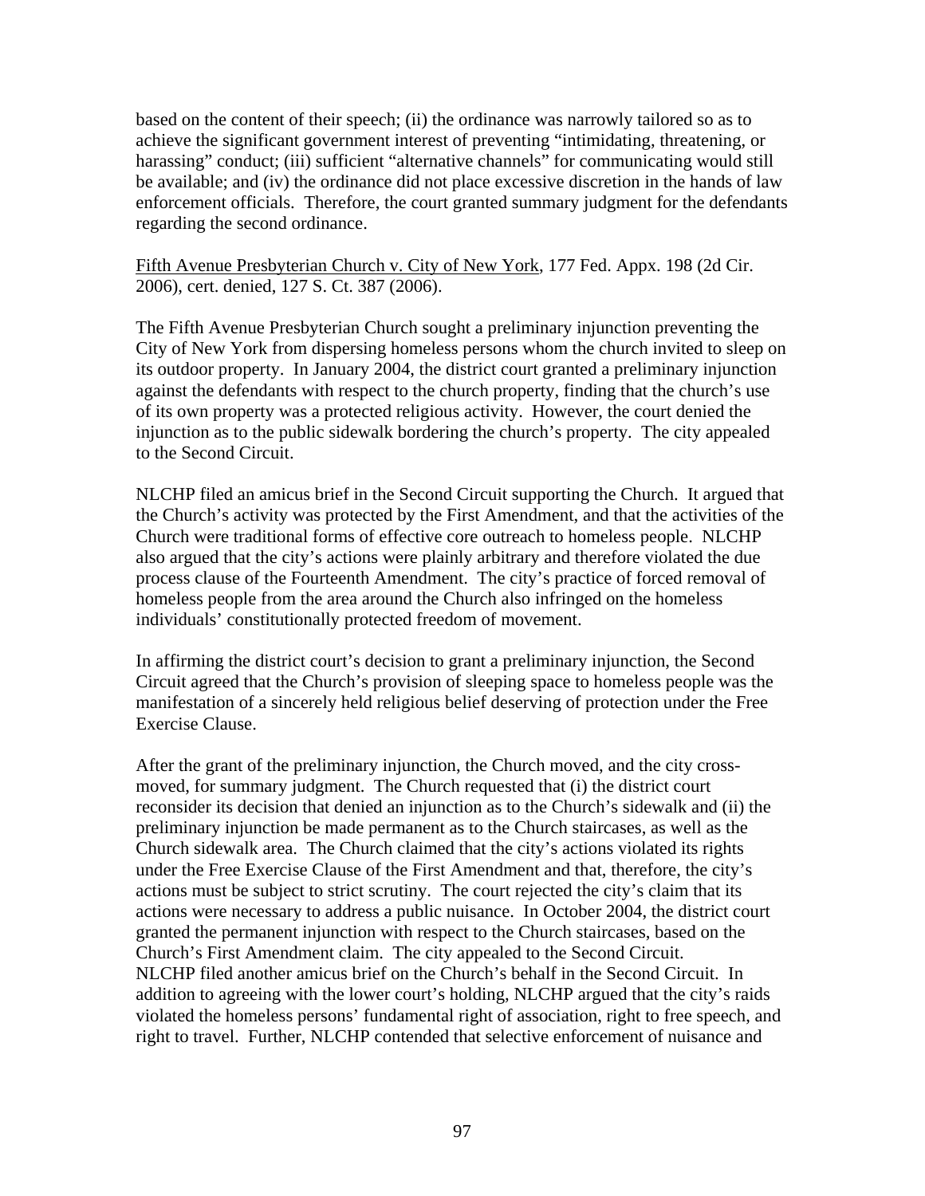based on the content of their speech; (ii) the ordinance was narrowly tailored so as to achieve the significant government interest of preventing "intimidating, threatening, or harassing" conduct; (iii) sufficient "alternative channels" for communicating would still be available; and (iv) the ordinance did not place excessive discretion in the hands of law enforcement officials. Therefore, the court granted summary judgment for the defendants regarding the second ordinance.

Fifth Avenue Presbyterian Church v. City of New York, 177 Fed. Appx. 198 (2d Cir. 2006), cert. denied, 127 S. Ct. 387 (2006).

The Fifth Avenue Presbyterian Church sought a preliminary injunction preventing the City of New York from dispersing homeless persons whom the church invited to sleep on its outdoor property. In January 2004, the district court granted a preliminary injunction against the defendants with respect to the church property, finding that the church's use of its own property was a protected religious activity. However, the court denied the injunction as to the public sidewalk bordering the church's property. The city appealed to the Second Circuit.

NLCHP filed an amicus brief in the Second Circuit supporting the Church. It argued that the Church's activity was protected by the First Amendment, and that the activities of the Church were traditional forms of effective core outreach to homeless people. NLCHP also argued that the city's actions were plainly arbitrary and therefore violated the due process clause of the Fourteenth Amendment. The city's practice of forced removal of homeless people from the area around the Church also infringed on the homeless individuals' constitutionally protected freedom of movement.

In affirming the district court's decision to grant a preliminary injunction, the Second Circuit agreed that the Church's provision of sleeping space to homeless people was the manifestation of a sincerely held religious belief deserving of protection under the Free Exercise Clause.

After the grant of the preliminary injunction, the Church moved, and the city cross-moved, for summary judgment. The Church requested that (i) the district court reconsider its decision that denied an injunction as to the Church's sidewalk and (ii) the preliminary injunction be made permanent as to the Church staircases, as well as the Church sidewalk area. The Church claimed that the city's actions violated its rights under the Free Exercise Clause of the First Amendment and that, therefore, the city's actions must be subject to strict scrutiny. The court rejected the city's claim that its actions were necessary to address a public nuisance. In October 2004, the district court granted the permanent injunction with respect to the Church staircases, based on the Church's First Amendment claim. The city appealed to the Second Circuit.
NLCHP filed another amicus brief on the Church's behalf in the Second Circuit. In addition to agreeing with the lower court's holding, NLCHP argued that the city's raids violated the homeless persons' fundamental right of association, right to free speech, and right to travel. Further, NLCHP contended that selective enforcement of nuisance and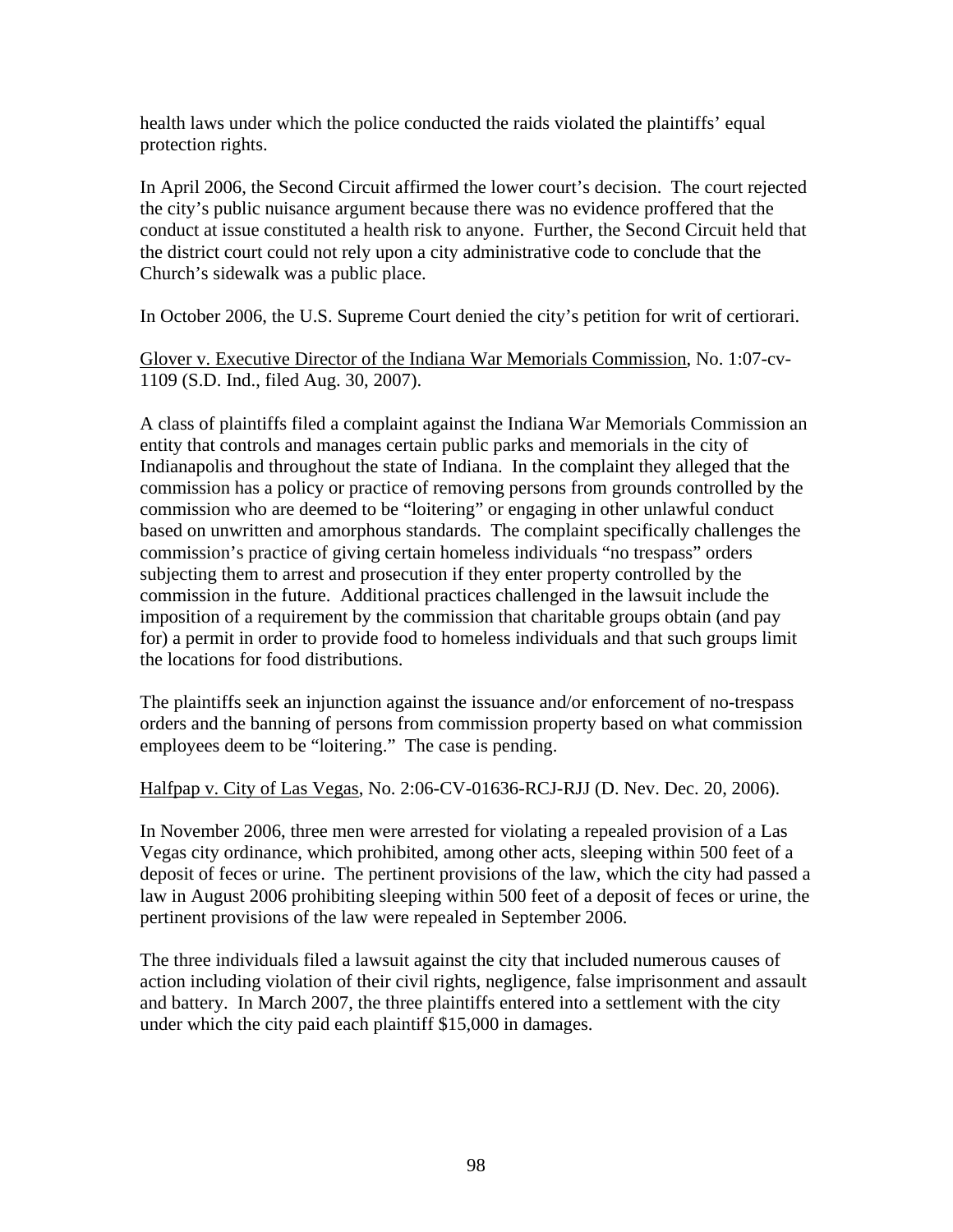health laws under which the police conducted the raids violated the plaintiffs' equal protection rights.

In April 2006, the Second Circuit affirmed the lower court's decision. The court rejected the city's public nuisance argument because there was no evidence proffered that the conduct at issue constituted a health risk to anyone. Further, the Second Circuit held that the district court could not rely upon a city administrative code to conclude that the Church's sidewalk was a public place.

In October 2006, the U.S. Supreme Court denied the city's petition for writ of certiorari.

Glover v. Executive Director of the Indiana War Memorials Commission, No. 1:07-cv-1109 (S.D. Ind., filed Aug. 30, 2007).

A class of plaintiffs filed a complaint against the Indiana War Memorials Commission an entity that controls and manages certain public parks and memorials in the city of Indianapolis and throughout the state of Indiana. In the complaint they alleged that the commission has a policy or practice of removing persons from grounds controlled by the commission who are deemed to be "loitering" or engaging in other unlawful conduct based on unwritten and amorphous standards. The complaint specifically challenges the commission's practice of giving certain homeless individuals "no trespass" orders subjecting them to arrest and prosecution if they enter property controlled by the commission in the future. Additional practices challenged in the lawsuit include the imposition of a requirement by the commission that charitable groups obtain (and pay for) a permit in order to provide food to homeless individuals and that such groups limit the locations for food distributions.

The plaintiffs seek an injunction against the issuance and/or enforcement of no-trespass orders and the banning of persons from commission property based on what commission employees deem to be "loitering." The case is pending.

Halfpap v. City of Las Vegas, No. 2:06-CV-01636-RCJ-RJJ (D. Nev. Dec. 20, 2006).

In November 2006, three men were arrested for violating a repealed provision of a Las Vegas city ordinance, which prohibited, among other acts, sleeping within 500 feet of a deposit of feces or urine. The pertinent provisions of the law, which the city had passed a law in August 2006 prohibiting sleeping within 500 feet of a deposit of feces or urine, the pertinent provisions of the law were repealed in September 2006.

The three individuals filed a lawsuit against the city that included numerous causes of action including violation of their civil rights, negligence, false imprisonment and assault and battery. In March 2007, the three plaintiffs entered into a settlement with the city under which the city paid each plaintiff $15,000 in damages.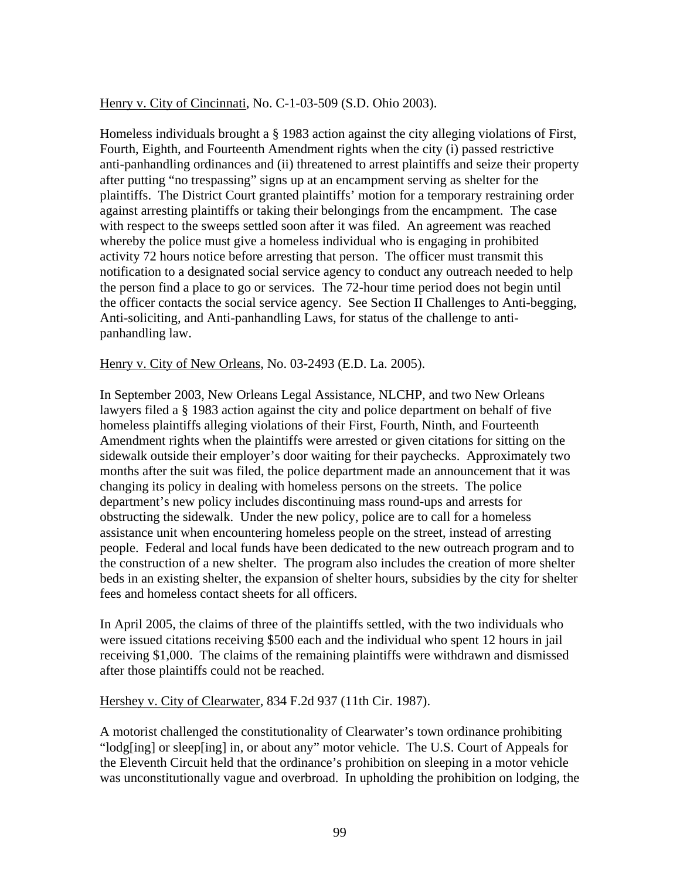Henry v. City of Cincinnati, No. C-1-03-509 (S.D. Ohio 2003).

Homeless individuals brought a § 1983 action against the city alleging violations of First, Fourth, Eighth, and Fourteenth Amendment rights when the city (i) passed restrictive anti-panhandling ordinances and (ii) threatened to arrest plaintiffs and seize their property after putting "no trespassing" signs up at an encampment serving as shelter for the plaintiffs. The District Court granted plaintiffs' motion for a temporary restraining order against arresting plaintiffs or taking their belongings from the encampment. The case with respect to the sweeps settled soon after it was filed. An agreement was reached whereby the police must give a homeless individual who is engaging in prohibited activity 72 hours notice before arresting that person. The officer must transmit this notification to a designated social service agency to conduct any outreach needed to help the person find a place to go or services. The 72-hour time period does not begin until the officer contacts the social service agency. See Section II Challenges to Anti-begging, Anti-soliciting, and Anti-panhandling Laws, for status of the challenge to anti-panhandling law.

Henry v. City of New Orleans, No. 03-2493 (E.D. La. 2005).

In September 2003, New Orleans Legal Assistance, NLCHP, and two New Orleans lawyers filed a § 1983 action against the city and police department on behalf of five homeless plaintiffs alleging violations of their First, Fourth, Ninth, and Fourteenth Amendment rights when the plaintiffs were arrested or given citations for sitting on the sidewalk outside their employer's door waiting for their paychecks. Approximately two months after the suit was filed, the police department made an announcement that it was changing its policy in dealing with homeless persons on the streets. The police department's new policy includes discontinuing mass round-ups and arrests for obstructing the sidewalk. Under the new policy, police are to call for a homeless assistance unit when encountering homeless people on the street, instead of arresting people. Federal and local funds have been dedicated to the new outreach program and to the construction of a new shelter. The program also includes the creation of more shelter beds in an existing shelter, the expansion of shelter hours, subsidies by the city for shelter fees and homeless contact sheets for all officers.

In April 2005, the claims of three of the plaintiffs settled, with the two individuals who were issued citations receiving $500 each and the individual who spent 12 hours in jail receiving $1,000. The claims of the remaining plaintiffs were withdrawn and dismissed after those plaintiffs could not be reached.

Hershey v. City of Clearwater, 834 F.2d 937 (11th Cir. 1987).

A motorist challenged the constitutionality of Clearwater's town ordinance prohibiting "lodg[ing] or sleep[ing] in, or about any" motor vehicle. The U.S. Court of Appeals for the Eleventh Circuit held that the ordinance's prohibition on sleeping in a motor vehicle was unconstitutionally vague and overbroad. In upholding the prohibition on lodging, the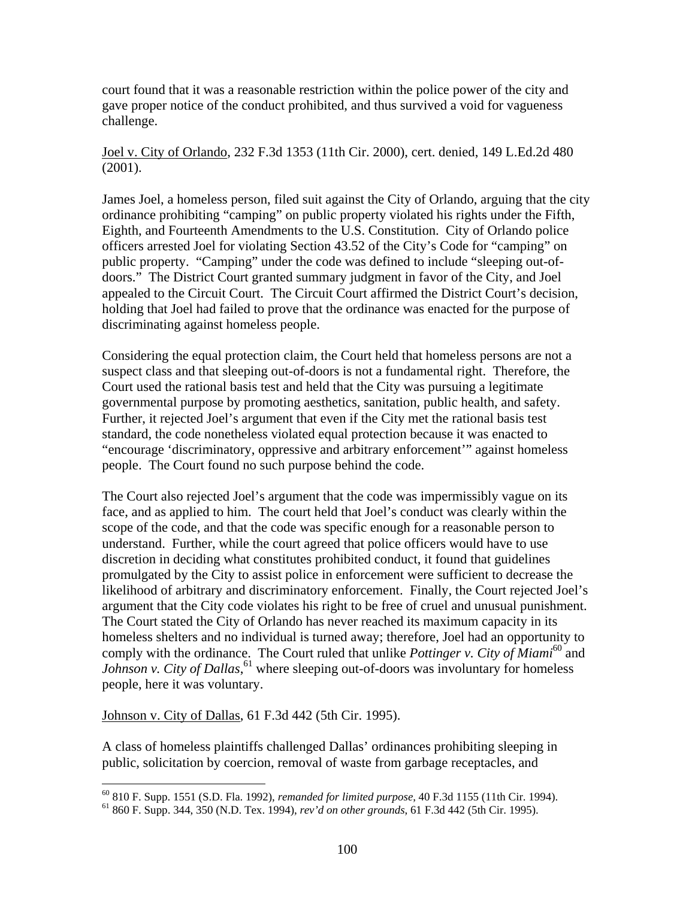court found that it was a reasonable restriction within the police power of the city and gave proper notice of the conduct prohibited, and thus survived a void for vagueness challenge.

Joel v. City of Orlando, 232 F.3d 1353 (11th Cir. 2000), cert. denied, 149 L.Ed.2d 480 (2001).

James Joel, a homeless person, filed suit against the City of Orlando, arguing that the city ordinance prohibiting "camping" on public property violated his rights under the Fifth, Eighth, and Fourteenth Amendments to the U.S. Constitution. City of Orlando police officers arrested Joel for violating Section 43.52 of the City's Code for "camping" on public property. "Camping" under the code was defined to include "sleeping out-of-doors." The District Court granted summary judgment in favor of the City, and Joel appealed to the Circuit Court. The Circuit Court affirmed the District Court's decision, holding that Joel had failed to prove that the ordinance was enacted for the purpose of discriminating against homeless people.

Considering the equal protection claim, the Court held that homeless persons are not a suspect class and that sleeping out-of-doors is not a fundamental right. Therefore, the Court used the rational basis test and held that the City was pursuing a legitimate governmental purpose by promoting aesthetics, sanitation, public health, and safety. Further, it rejected Joel's argument that even if the City met the rational basis test standard, the code nonetheless violated equal protection because it was enacted to "encourage 'discriminatory, oppressive and arbitrary enforcement'" against homeless people. The Court found no such purpose behind the code.

The Court also rejected Joel's argument that the code was impermissibly vague on its face, and as applied to him. The court held that Joel's conduct was clearly within the scope of the code, and that the code was specific enough for a reasonable person to understand. Further, while the court agreed that police officers would have to use discretion in deciding what constitutes prohibited conduct, it found that guidelines promulgated by the City to assist police in enforcement were sufficient to decrease the likelihood of arbitrary and discriminatory enforcement. Finally, the Court rejected Joel's argument that the City code violates his right to be free of cruel and unusual punishment. The Court stated the City of Orlando has never reached its maximum capacity in its homeless shelters and no individual is turned away; therefore, Joel had an opportunity to comply with the ordinance. The Court ruled that unlike *Pottinger v. City of Miami*[60] and *Johnson v. City of Dallas*,[61] where sleeping out-of-doors was involuntary for homeless people, here it was voluntary.

Johnson v. City of Dallas, 61 F.3d 442 (5th Cir. 1995).

A class of homeless plaintiffs challenged Dallas' ordinances prohibiting sleeping in public, solicitation by coercion, removal of waste from garbage receptacles, and

[60] 810 F. Supp. 1551 (S.D. Fla. 1992), *remanded for limited purpose*, 40 F.3d 1155 (11th Cir. 1994).

[61] 860 F. Supp. 344, 350 (N.D. Tex. 1994), *rev'd on other grounds*, 61 F.3d 442 (5th Cir. 1995).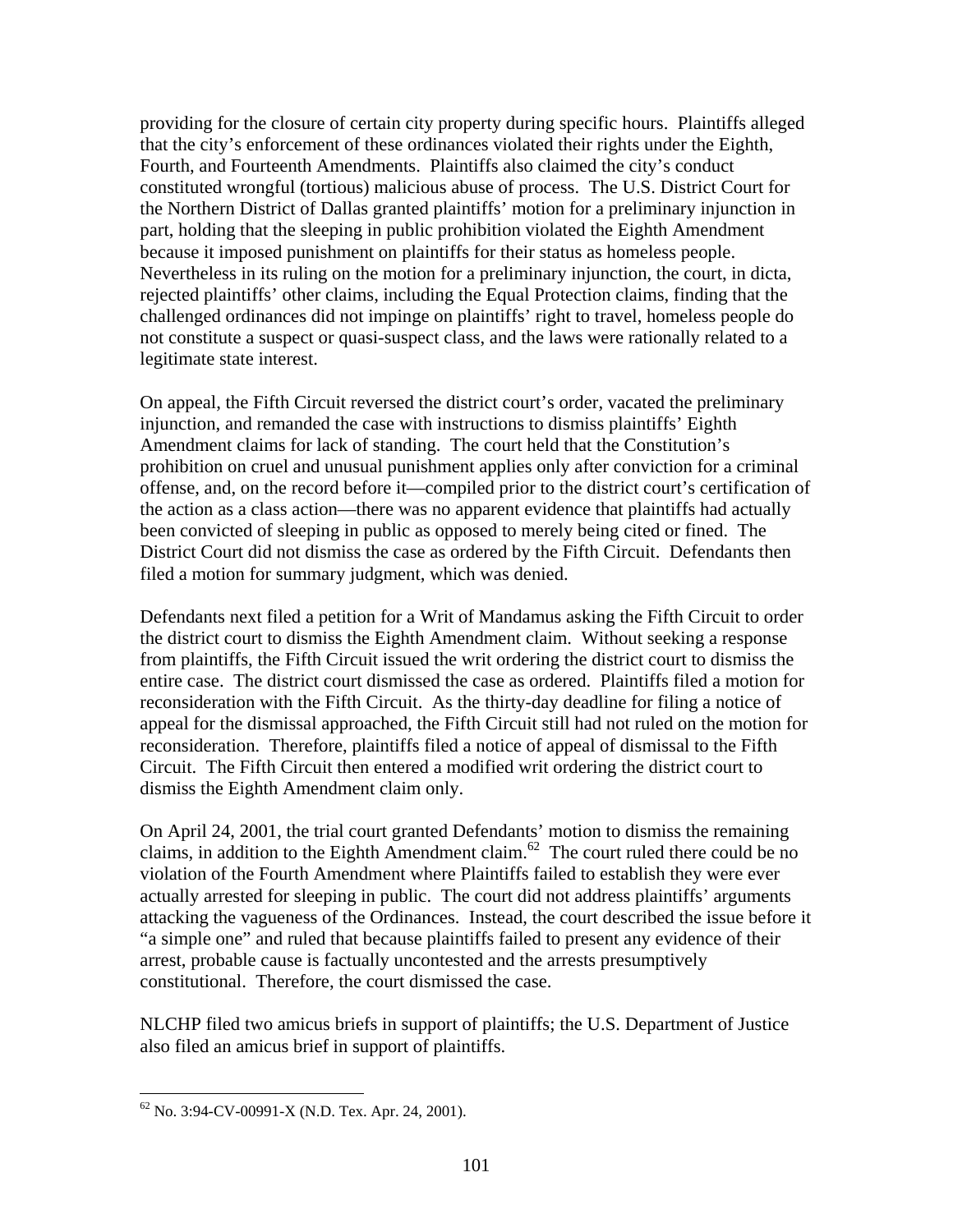providing for the closure of certain city property during specific hours. Plaintiffs alleged that the city's enforcement of these ordinances violated their rights under the Eighth, Fourth, and Fourteenth Amendments. Plaintiffs also claimed the city's conduct constituted wrongful (tortious) malicious abuse of process. The U.S. District Court for the Northern District of Dallas granted plaintiffs' motion for a preliminary injunction in part, holding that the sleeping in public prohibition violated the Eighth Amendment because it imposed punishment on plaintiffs for their status as homeless people. Nevertheless in its ruling on the motion for a preliminary injunction, the court, in dicta, rejected plaintiffs' other claims, including the Equal Protection claims, finding that the challenged ordinances did not impinge on plaintiffs' right to travel, homeless people do not constitute a suspect or quasi-suspect class, and the laws were rationally related to a legitimate state interest.

On appeal, the Fifth Circuit reversed the district court's order, vacated the preliminary injunction, and remanded the case with instructions to dismiss plaintiffs' Eighth Amendment claims for lack of standing. The court held that the Constitution's prohibition on cruel and unusual punishment applies only after conviction for a criminal offense, and, on the record before it—compiled prior to the district court's certification of the action as a class action—there was no apparent evidence that plaintiffs had actually been convicted of sleeping in public as opposed to merely being cited or fined. The District Court did not dismiss the case as ordered by the Fifth Circuit. Defendants then filed a motion for summary judgment, which was denied.

Defendants next filed a petition for a Writ of Mandamus asking the Fifth Circuit to order the district court to dismiss the Eighth Amendment claim. Without seeking a response from plaintiffs, the Fifth Circuit issued the writ ordering the district court to dismiss the entire case. The district court dismissed the case as ordered. Plaintiffs filed a motion for reconsideration with the Fifth Circuit. As the thirty-day deadline for filing a notice of appeal for the dismissal approached, the Fifth Circuit still had not ruled on the motion for reconsideration. Therefore, plaintiffs filed a notice of appeal of dismissal to the Fifth Circuit. The Fifth Circuit then entered a modified writ ordering the district court to dismiss the Eighth Amendment claim only.

On April 24, 2001, the trial court granted Defendants' motion to dismiss the remaining claims, in addition to the Eighth Amendment claim.[62] The court ruled there could be no violation of the Fourth Amendment where Plaintiffs failed to establish they were ever actually arrested for sleeping in public. The court did not address plaintiffs' arguments attacking the vagueness of the Ordinances. Instead, the court described the issue before it "a simple one" and ruled that because plaintiffs failed to present any evidence of their arrest, probable cause is factually uncontested and the arrests presumptively constitutional. Therefore, the court dismissed the case.

NLCHP filed two amicus briefs in support of plaintiffs; the U.S. Department of Justice also filed an amicus brief in support of plaintiffs.

[62] No. 3:94-CV-00991-X (N.D. Tex. Apr. 24, 2001).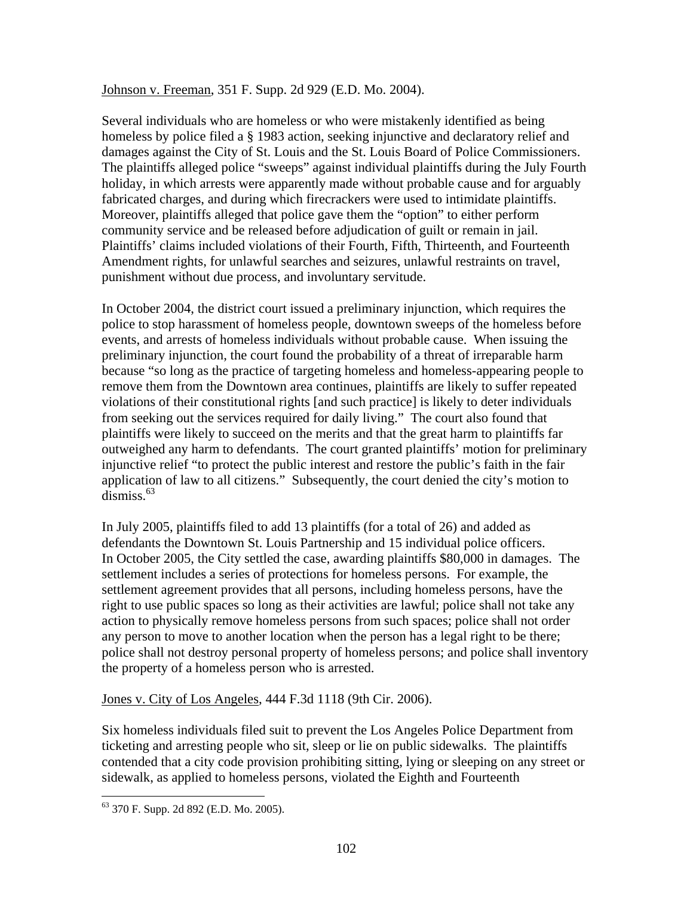Johnson v. Freeman, 351 F. Supp. 2d 929 (E.D. Mo. 2004).

Several individuals who are homeless or who were mistakenly identified as being homeless by police filed a § 1983 action, seeking injunctive and declaratory relief and damages against the City of St. Louis and the St. Louis Board of Police Commissioners. The plaintiffs alleged police "sweeps" against individual plaintiffs during the July Fourth holiday, in which arrests were apparently made without probable cause and for arguably fabricated charges, and during which firecrackers were used to intimidate plaintiffs. Moreover, plaintiffs alleged that police gave them the "option" to either perform community service and be released before adjudication of guilt or remain in jail. Plaintiffs' claims included violations of their Fourth, Fifth, Thirteenth, and Fourteenth Amendment rights, for unlawful searches and seizures, unlawful restraints on travel, punishment without due process, and involuntary servitude.

In October 2004, the district court issued a preliminary injunction, which requires the police to stop harassment of homeless people, downtown sweeps of the homeless before events, and arrests of homeless individuals without probable cause. When issuing the preliminary injunction, the court found the probability of a threat of irreparable harm because "so long as the practice of targeting homeless and homeless-appearing people to remove them from the Downtown area continues, plaintiffs are likely to suffer repeated violations of their constitutional rights [and such practice] is likely to deter individuals from seeking out the services required for daily living." The court also found that plaintiffs were likely to succeed on the merits and that the great harm to plaintiffs far outweighed any harm to defendants. The court granted plaintiffs' motion for preliminary injunctive relief "to protect the public interest and restore the public's faith in the fair application of law to all citizens." Subsequently, the court denied the city's motion to dismiss.[63]

In July 2005, plaintiffs filed to add 13 plaintiffs (for a total of 26) and added as defendants the Downtown St. Louis Partnership and 15 individual police officers. In October 2005, the City settled the case, awarding plaintiffs $80,000 in damages. The settlement includes a series of protections for homeless persons. For example, the settlement agreement provides that all persons, including homeless persons, have the right to use public spaces so long as their activities are lawful; police shall not take any action to physically remove homeless persons from such spaces; police shall not order any person to move to another location when the person has a legal right to be there; police shall not destroy personal property of homeless persons; and police shall inventory the property of a homeless person who is arrested.

Jones v. City of Los Angeles, 444 F.3d 1118 (9th Cir. 2006).

Six homeless individuals filed suit to prevent the Los Angeles Police Department from ticketing and arresting people who sit, sleep or lie on public sidewalks. The plaintiffs contended that a city code provision prohibiting sitting, lying or sleeping on any street or sidewalk, as applied to homeless persons, violated the Eighth and Fourteenth

[63] 370 F. Supp. 2d 892 (E.D. Mo. 2005).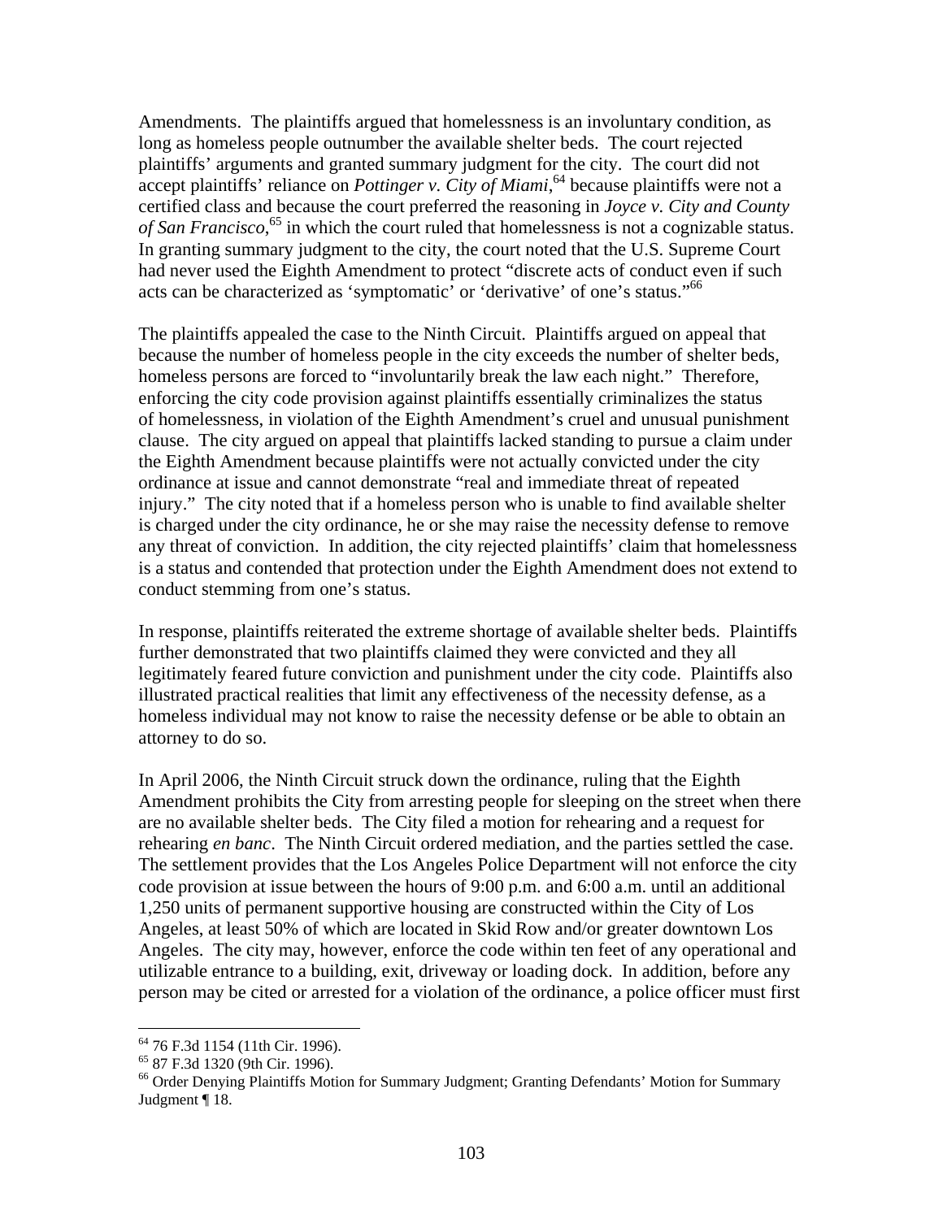Amendments. The plaintiffs argued that homelessness is an involuntary condition, as long as homeless people outnumber the available shelter beds. The court rejected plaintiffs' arguments and granted summary judgment for the city. The court did not accept plaintiffs' reliance on *Pottinger v. City of Miami*,[64] because plaintiffs were not a certified class and because the court preferred the reasoning in *Joyce v. City and County of San Francisco*,[65] in which the court ruled that homelessness is not a cognizable status. In granting summary judgment to the city, the court noted that the U.S. Supreme Court had never used the Eighth Amendment to protect "discrete acts of conduct even if such acts can be characterized as 'symptomatic' or 'derivative' of one's status."[66]

The plaintiffs appealed the case to the Ninth Circuit. Plaintiffs argued on appeal that because the number of homeless people in the city exceeds the number of shelter beds, homeless persons are forced to "involuntarily break the law each night." Therefore, enforcing the city code provision against plaintiffs essentially criminalizes the status of homelessness, in violation of the Eighth Amendment's cruel and unusual punishment clause. The city argued on appeal that plaintiffs lacked standing to pursue a claim under the Eighth Amendment because plaintiffs were not actually convicted under the city ordinance at issue and cannot demonstrate "real and immediate threat of repeated injury." The city noted that if a homeless person who is unable to find available shelter is charged under the city ordinance, he or she may raise the necessity defense to remove any threat of conviction. In addition, the city rejected plaintiffs' claim that homelessness is a status and contended that protection under the Eighth Amendment does not extend to conduct stemming from one's status.

In response, plaintiffs reiterated the extreme shortage of available shelter beds. Plaintiffs further demonstrated that two plaintiffs claimed they were convicted and they all legitimately feared future conviction and punishment under the city code. Plaintiffs also illustrated practical realities that limit any effectiveness of the necessity defense, as a homeless individual may not know to raise the necessity defense or be able to obtain an attorney to do so.

In April 2006, the Ninth Circuit struck down the ordinance, ruling that the Eighth Amendment prohibits the City from arresting people for sleeping on the street when there are no available shelter beds. The City filed a motion for rehearing and a request for rehearing *en banc*. The Ninth Circuit ordered mediation, and the parties settled the case. The settlement provides that the Los Angeles Police Department will not enforce the city code provision at issue between the hours of 9:00 p.m. and 6:00 a.m. until an additional 1,250 units of permanent supportive housing are constructed within the City of Los Angeles, at least 50% of which are located in Skid Row and/or greater downtown Los Angeles. The city may, however, enforce the code within ten feet of any operational and utilizable entrance to a building, exit, driveway or loading dock. In addition, before any person may be cited or arrested for a violation of the ordinance, a police officer must first

---

[64] 76 F.3d 1154 (11th Cir. 1996).

[65] 87 F.3d 1320 (9th Cir. 1996).

[66] Order Denying Plaintiffs Motion for Summary Judgment; Granting Defendants' Motion for Summary Judgment ¶ 18.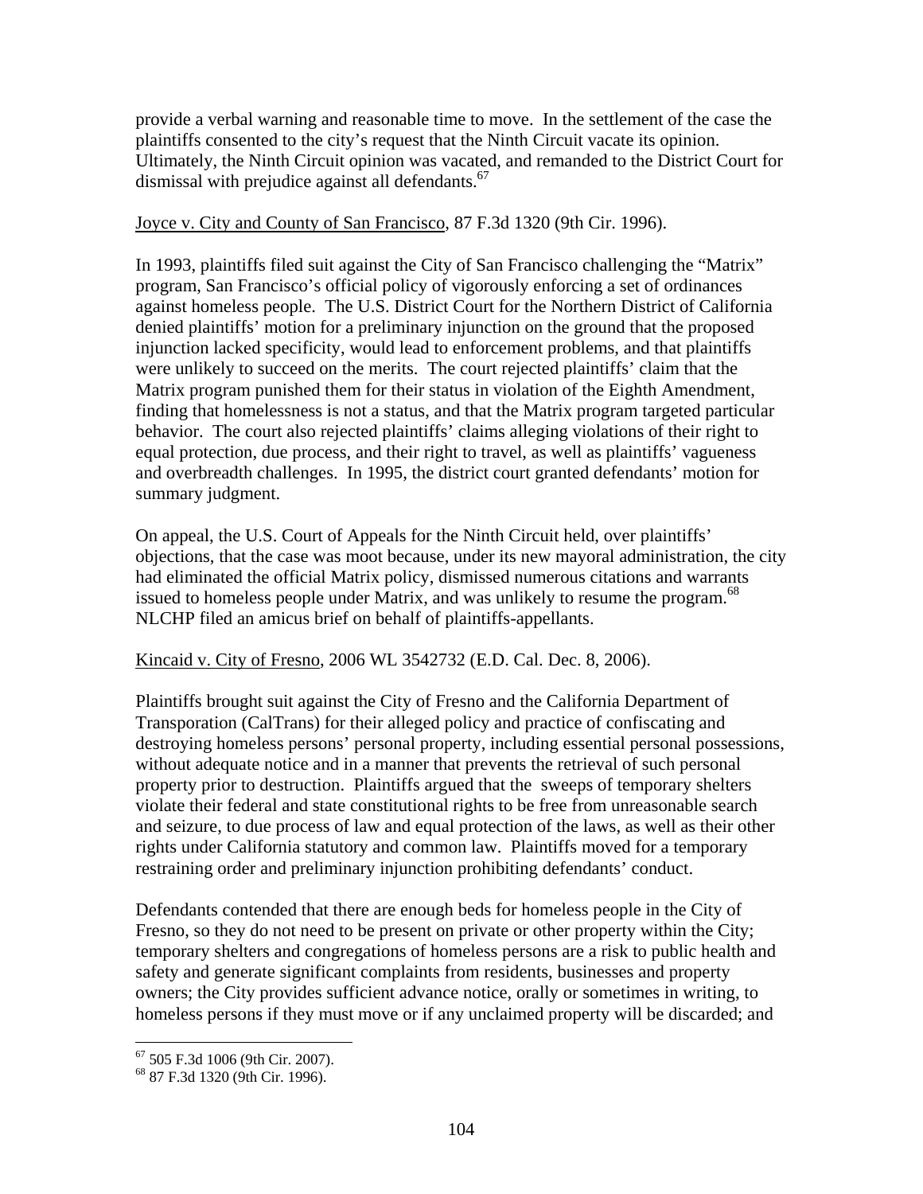provide a verbal warning and reasonable time to move. In the settlement of the case the plaintiffs consented to the city's request that the Ninth Circuit vacate its opinion. Ultimately, the Ninth Circuit opinion was vacated, and remanded to the District Court for dismissal with prejudice against all defendants.[67]

Joyce v. City and County of San Francisco, 87 F.3d 1320 (9th Cir. 1996).

In 1993, plaintiffs filed suit against the City of San Francisco challenging the "Matrix" program, San Francisco's official policy of vigorously enforcing a set of ordinances against homeless people. The U.S. District Court for the Northern District of California denied plaintiffs' motion for a preliminary injunction on the ground that the proposed injunction lacked specificity, would lead to enforcement problems, and that plaintiffs were unlikely to succeed on the merits. The court rejected plaintiffs' claim that the Matrix program punished them for their status in violation of the Eighth Amendment, finding that homelessness is not a status, and that the Matrix program targeted particular behavior. The court also rejected plaintiffs' claims alleging violations of their right to equal protection, due process, and their right to travel, as well as plaintiffs' vagueness and overbreadth challenges. In 1995, the district court granted defendants' motion for summary judgment.

On appeal, the U.S. Court of Appeals for the Ninth Circuit held, over plaintiffs' objections, that the case was moot because, under its new mayoral administration, the city had eliminated the official Matrix policy, dismissed numerous citations and warrants issued to homeless people under Matrix, and was unlikely to resume the program.[68] NLCHP filed an amicus brief on behalf of plaintiffs-appellants.

Kincaid v. City of Fresno, 2006 WL 3542732 (E.D. Cal. Dec. 8, 2006).

Plaintiffs brought suit against the City of Fresno and the California Department of Transporation (CalTrans) for their alleged policy and practice of confiscating and destroying homeless persons' personal property, including essential personal possessions, without adequate notice and in a manner that prevents the retrieval of such personal property prior to destruction. Plaintiffs argued that the sweeps of temporary shelters violate their federal and state constitutional rights to be free from unreasonable search and seizure, to due process of law and equal protection of the laws, as well as their other rights under California statutory and common law. Plaintiffs moved for a temporary restraining order and preliminary injunction prohibiting defendants' conduct.

Defendants contended that there are enough beds for homeless people in the City of Fresno, so they do not need to be present on private or other property within the City; temporary shelters and congregations of homeless persons are a risk to public health and safety and generate significant complaints from residents, businesses and property owners; the City provides sufficient advance notice, orally or sometimes in writing, to homeless persons if they must move or if any unclaimed property will be discarded; and

[67] 505 F.3d 1006 (9th Cir. 2007).

[68] 87 F.3d 1320 (9th Cir. 1996).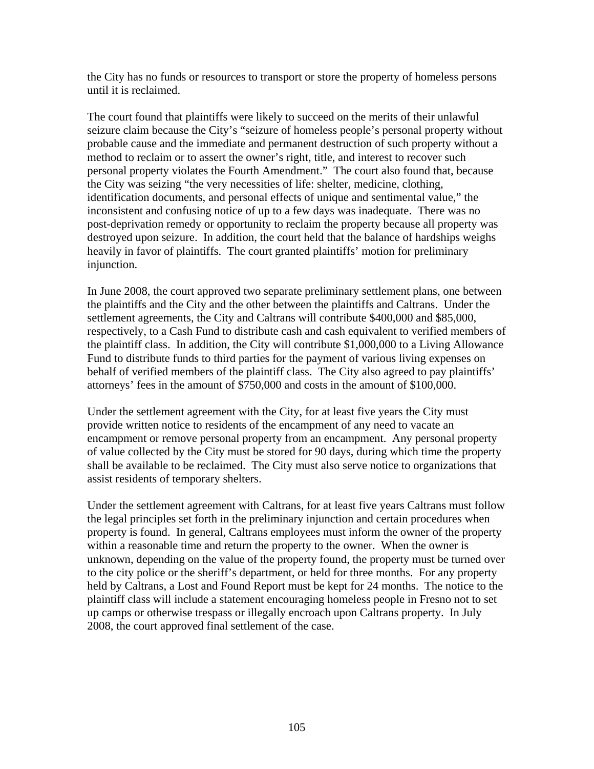the City has no funds or resources to transport or store the property of homeless persons until it is reclaimed.

The court found that plaintiffs were likely to succeed on the merits of their unlawful seizure claim because the City's "seizure of homeless people's personal property without probable cause and the immediate and permanent destruction of such property without a method to reclaim or to assert the owner's right, title, and interest to recover such personal property violates the Fourth Amendment." The court also found that, because the City was seizing "the very necessities of life: shelter, medicine, clothing, identification documents, and personal effects of unique and sentimental value," the inconsistent and confusing notice of up to a few days was inadequate. There was no post-deprivation remedy or opportunity to reclaim the property because all property was destroyed upon seizure. In addition, the court held that the balance of hardships weighs heavily in favor of plaintiffs. The court granted plaintiffs' motion for preliminary injunction.

In June 2008, the court approved two separate preliminary settlement plans, one between the plaintiffs and the City and the other between the plaintiffs and Caltrans. Under the settlement agreements, the City and Caltrans will contribute $400,000 and $85,000, respectively, to a Cash Fund to distribute cash and cash equivalent to verified members of the plaintiff class. In addition, the City will contribute $1,000,000 to a Living Allowance Fund to distribute funds to third parties for the payment of various living expenses on behalf of verified members of the plaintiff class. The City also agreed to pay plaintiffs' attorneys' fees in the amount of $750,000 and costs in the amount of $100,000.

Under the settlement agreement with the City, for at least five years the City must provide written notice to residents of the encampment of any need to vacate an encampment or remove personal property from an encampment. Any personal property of value collected by the City must be stored for 90 days, during which time the property shall be available to be reclaimed. The City must also serve notice to organizations that assist residents of temporary shelters.

Under the settlement agreement with Caltrans, for at least five years Caltrans must follow the legal principles set forth in the preliminary injunction and certain procedures when property is found. In general, Caltrans employees must inform the owner of the property within a reasonable time and return the property to the owner. When the owner is unknown, depending on the value of the property found, the property must be turned over to the city police or the sheriff's department, or held for three months. For any property held by Caltrans, a Lost and Found Report must be kept for 24 months. The notice to the plaintiff class will include a statement encouraging homeless people in Fresno not to set up camps or otherwise trespass or illegally encroach upon Caltrans property. In July 2008, the court approved final settlement of the case.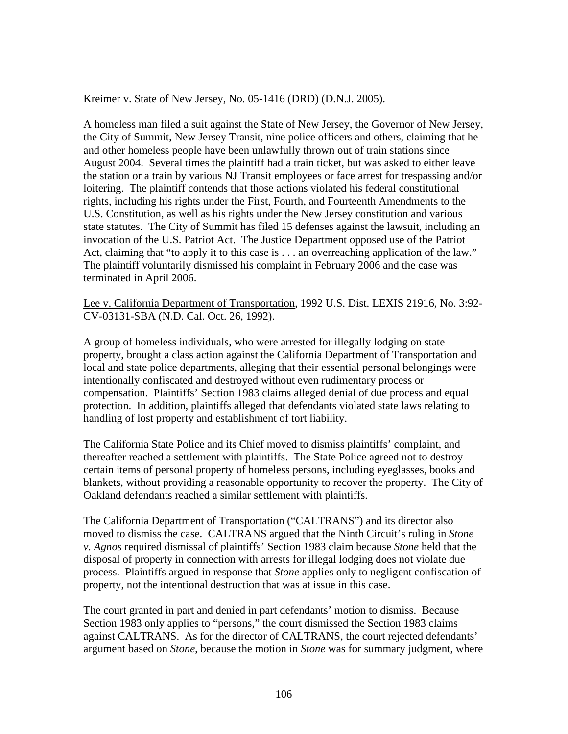Kreimer v. State of New Jersey, No. 05-1416 (DRD) (D.N.J. 2005).

A homeless man filed a suit against the State of New Jersey, the Governor of New Jersey, the City of Summit, New Jersey Transit, nine police officers and others, claiming that he and other homeless people have been unlawfully thrown out of train stations since August 2004. Several times the plaintiff had a train ticket, but was asked to either leave the station or a train by various NJ Transit employees or face arrest for trespassing and/or loitering. The plaintiff contends that those actions violated his federal constitutional rights, including his rights under the First, Fourth, and Fourteenth Amendments to the U.S. Constitution, as well as his rights under the New Jersey constitution and various state statutes. The City of Summit has filed 15 defenses against the lawsuit, including an invocation of the U.S. Patriot Act. The Justice Department opposed use of the Patriot Act, claiming that "to apply it to this case is . . . an overreaching application of the law." The plaintiff voluntarily dismissed his complaint in February 2006 and the case was terminated in April 2006.

Lee v. California Department of Transportation, 1992 U.S. Dist. LEXIS 21916, No. 3:92-CV-03131-SBA (N.D. Cal. Oct. 26, 1992).

A group of homeless individuals, who were arrested for illegally lodging on state property, brought a class action against the California Department of Transportation and local and state police departments, alleging that their essential personal belongings were intentionally confiscated and destroyed without even rudimentary process or compensation. Plaintiffs' Section 1983 claims alleged denial of due process and equal protection. In addition, plaintiffs alleged that defendants violated state laws relating to handling of lost property and establishment of tort liability.

The California State Police and its Chief moved to dismiss plaintiffs' complaint, and thereafter reached a settlement with plaintiffs. The State Police agreed not to destroy certain items of personal property of homeless persons, including eyeglasses, books and blankets, without providing a reasonable opportunity to recover the property. The City of Oakland defendants reached a similar settlement with plaintiffs.

The California Department of Transportation ("CALTRANS") and its director also moved to dismiss the case. CALTRANS argued that the Ninth Circuit's ruling in *Stone v. Agnos* required dismissal of plaintiffs' Section 1983 claim because *Stone* held that the disposal of property in connection with arrests for illegal lodging does not violate due process. Plaintiffs argued in response that *Stone* applies only to negligent confiscation of property, not the intentional destruction that was at issue in this case.

The court granted in part and denied in part defendants' motion to dismiss. Because Section 1983 only applies to "persons," the court dismissed the Section 1983 claims against CALTRANS. As for the director of CALTRANS, the court rejected defendants' argument based on *Stone*, because the motion in *Stone* was for summary judgment, where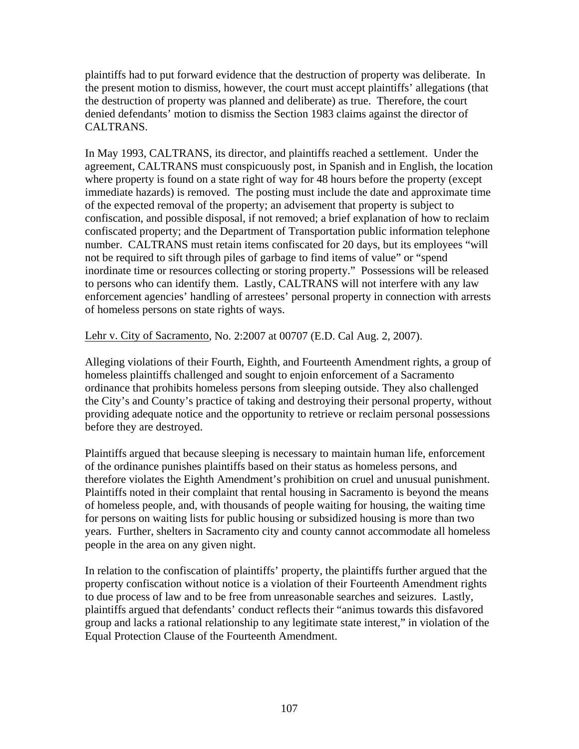plaintiffs had to put forward evidence that the destruction of property was deliberate. In the present motion to dismiss, however, the court must accept plaintiffs' allegations (that the destruction of property was planned and deliberate) as true. Therefore, the court denied defendants' motion to dismiss the Section 1983 claims against the director of CALTRANS.

In May 1993, CALTRANS, its director, and plaintiffs reached a settlement. Under the agreement, CALTRANS must conspicuously post, in Spanish and in English, the location where property is found on a state right of way for 48 hours before the property (except immediate hazards) is removed. The posting must include the date and approximate time of the expected removal of the property; an advisement that property is subject to confiscation, and possible disposal, if not removed; a brief explanation of how to reclaim confiscated property; and the Department of Transportation public information telephone number. CALTRANS must retain items confiscated for 20 days, but its employees "will not be required to sift through piles of garbage to find items of value" or "spend inordinate time or resources collecting or storing property." Possessions will be released to persons who can identify them. Lastly, CALTRANS will not interfere with any law enforcement agencies' handling of arrestees' personal property in connection with arrests of homeless persons on state rights of ways.

Lehr v. City of Sacramento, No. 2:2007 at 00707 (E.D. Cal Aug. 2, 2007).

Alleging violations of their Fourth, Eighth, and Fourteenth Amendment rights, a group of homeless plaintiffs challenged and sought to enjoin enforcement of a Sacramento ordinance that prohibits homeless persons from sleeping outside. They also challenged the City's and County's practice of taking and destroying their personal property, without providing adequate notice and the opportunity to retrieve or reclaim personal possessions before they are destroyed.

Plaintiffs argued that because sleeping is necessary to maintain human life, enforcement of the ordinance punishes plaintiffs based on their status as homeless persons, and therefore violates the Eighth Amendment's prohibition on cruel and unusual punishment. Plaintiffs noted in their complaint that rental housing in Sacramento is beyond the means of homeless people, and, with thousands of people waiting for housing, the waiting time for persons on waiting lists for public housing or subsidized housing is more than two years. Further, shelters in Sacramento city and county cannot accommodate all homeless people in the area on any given night.

In relation to the confiscation of plaintiffs' property, the plaintiffs further argued that the property confiscation without notice is a violation of their Fourteenth Amendment rights to due process of law and to be free from unreasonable searches and seizures. Lastly, plaintiffs argued that defendants' conduct reflects their "animus towards this disfavored group and lacks a rational relationship to any legitimate state interest," in violation of the Equal Protection Clause of the Fourteenth Amendment.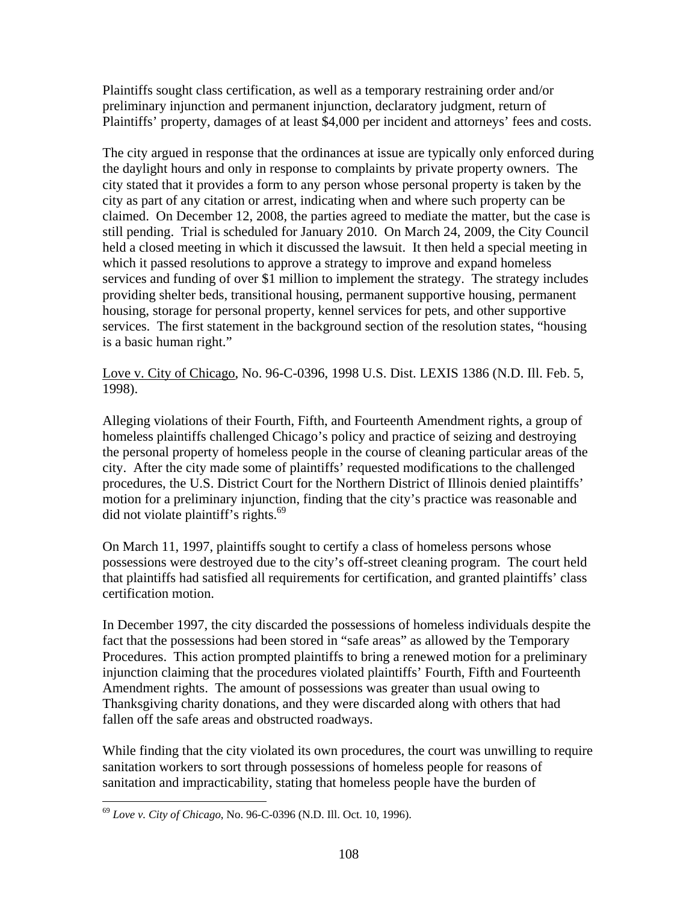Plaintiffs sought class certification, as well as a temporary restraining order and/or preliminary injunction and permanent injunction, declaratory judgment, return of Plaintiffs' property, damages of at least $4,000 per incident and attorneys' fees and costs.

The city argued in response that the ordinances at issue are typically only enforced during the daylight hours and only in response to complaints by private property owners. The city stated that it provides a form to any person whose personal property is taken by the city as part of any citation or arrest, indicating when and where such property can be claimed. On December 12, 2008, the parties agreed to mediate the matter, but the case is still pending. Trial is scheduled for January 2010. On March 24, 2009, the City Council held a closed meeting in which it discussed the lawsuit. It then held a special meeting in which it passed resolutions to approve a strategy to improve and expand homeless services and funding of over $1 million to implement the strategy. The strategy includes providing shelter beds, transitional housing, permanent supportive housing, permanent housing, storage for personal property, kennel services for pets, and other supportive services. The first statement in the background section of the resolution states, "housing is a basic human right."

Love v. City of Chicago, No. 96-C-0396, 1998 U.S. Dist. LEXIS 1386 (N.D. Ill. Feb. 5, 1998).

Alleging violations of their Fourth, Fifth, and Fourteenth Amendment rights, a group of homeless plaintiffs challenged Chicago's policy and practice of seizing and destroying the personal property of homeless people in the course of cleaning particular areas of the city. After the city made some of plaintiffs' requested modifications to the challenged procedures, the U.S. District Court for the Northern District of Illinois denied plaintiffs' motion for a preliminary injunction, finding that the city's practice was reasonable and did not violate plaintiff's rights.[69]

On March 11, 1997, plaintiffs sought to certify a class of homeless persons whose possessions were destroyed due to the city's off-street cleaning program. The court held that plaintiffs had satisfied all requirements for certification, and granted plaintiffs' class certification motion.

In December 1997, the city discarded the possessions of homeless individuals despite the fact that the possessions had been stored in "safe areas" as allowed by the Temporary Procedures. This action prompted plaintiffs to bring a renewed motion for a preliminary injunction claiming that the procedures violated plaintiffs' Fourth, Fifth and Fourteenth Amendment rights. The amount of possessions was greater than usual owing to Thanksgiving charity donations, and they were discarded along with others that had fallen off the safe areas and obstructed roadways.

While finding that the city violated its own procedures, the court was unwilling to require sanitation workers to sort through possessions of homeless people for reasons of sanitation and impracticability, stating that homeless people have the burden of

[69] *Love v. City of Chicago*, No. 96-C-0396 (N.D. Ill. Oct. 10, 1996).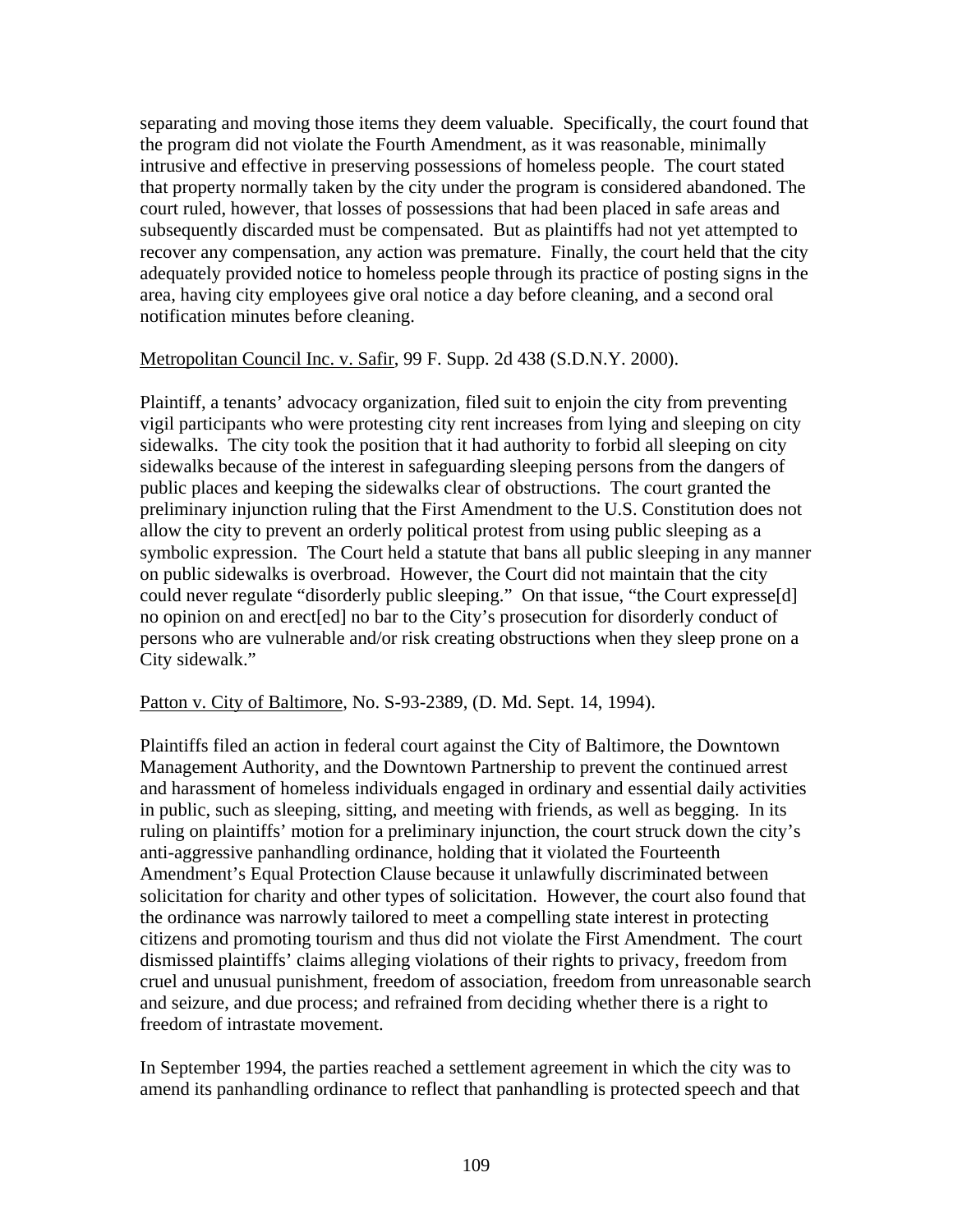separating and moving those items they deem valuable. Specifically, the court found that the program did not violate the Fourth Amendment, as it was reasonable, minimally intrusive and effective in preserving possessions of homeless people. The court stated that property normally taken by the city under the program is considered abandoned. The court ruled, however, that losses of possessions that had been placed in safe areas and subsequently discarded must be compensated. But as plaintiffs had not yet attempted to recover any compensation, any action was premature. Finally, the court held that the city adequately provided notice to homeless people through its practice of posting signs in the area, having city employees give oral notice a day before cleaning, and a second oral notification minutes before cleaning.

Metropolitan Council Inc. v. Safir, 99 F. Supp. 2d 438 (S.D.N.Y. 2000).

Plaintiff, a tenants' advocacy organization, filed suit to enjoin the city from preventing vigil participants who were protesting city rent increases from lying and sleeping on city sidewalks. The city took the position that it had authority to forbid all sleeping on city sidewalks because of the interest in safeguarding sleeping persons from the dangers of public places and keeping the sidewalks clear of obstructions. The court granted the preliminary injunction ruling that the First Amendment to the U.S. Constitution does not allow the city to prevent an orderly political protest from using public sleeping as a symbolic expression. The Court held a statute that bans all public sleeping in any manner on public sidewalks is overbroad. However, the Court did not maintain that the city could never regulate "disorderly public sleeping." On that issue, "the Court expresse[d] no opinion on and erect[ed] no bar to the City's prosecution for disorderly conduct of persons who are vulnerable and/or risk creating obstructions when they sleep prone on a City sidewalk."

Patton v. City of Baltimore, No. S-93-2389, (D. Md. Sept. 14, 1994).

Plaintiffs filed an action in federal court against the City of Baltimore, the Downtown Management Authority, and the Downtown Partnership to prevent the continued arrest and harassment of homeless individuals engaged in ordinary and essential daily activities in public, such as sleeping, sitting, and meeting with friends, as well as begging. In its ruling on plaintiffs' motion for a preliminary injunction, the court struck down the city's anti-aggressive panhandling ordinance, holding that it violated the Fourteenth Amendment's Equal Protection Clause because it unlawfully discriminated between solicitation for charity and other types of solicitation. However, the court also found that the ordinance was narrowly tailored to meet a compelling state interest in protecting citizens and promoting tourism and thus did not violate the First Amendment. The court dismissed plaintiffs' claims alleging violations of their rights to privacy, freedom from cruel and unusual punishment, freedom of association, freedom from unreasonable search and seizure, and due process; and refrained from deciding whether there is a right to freedom of intrastate movement.

In September 1994, the parties reached a settlement agreement in which the city was to amend its panhandling ordinance to reflect that panhandling is protected speech and that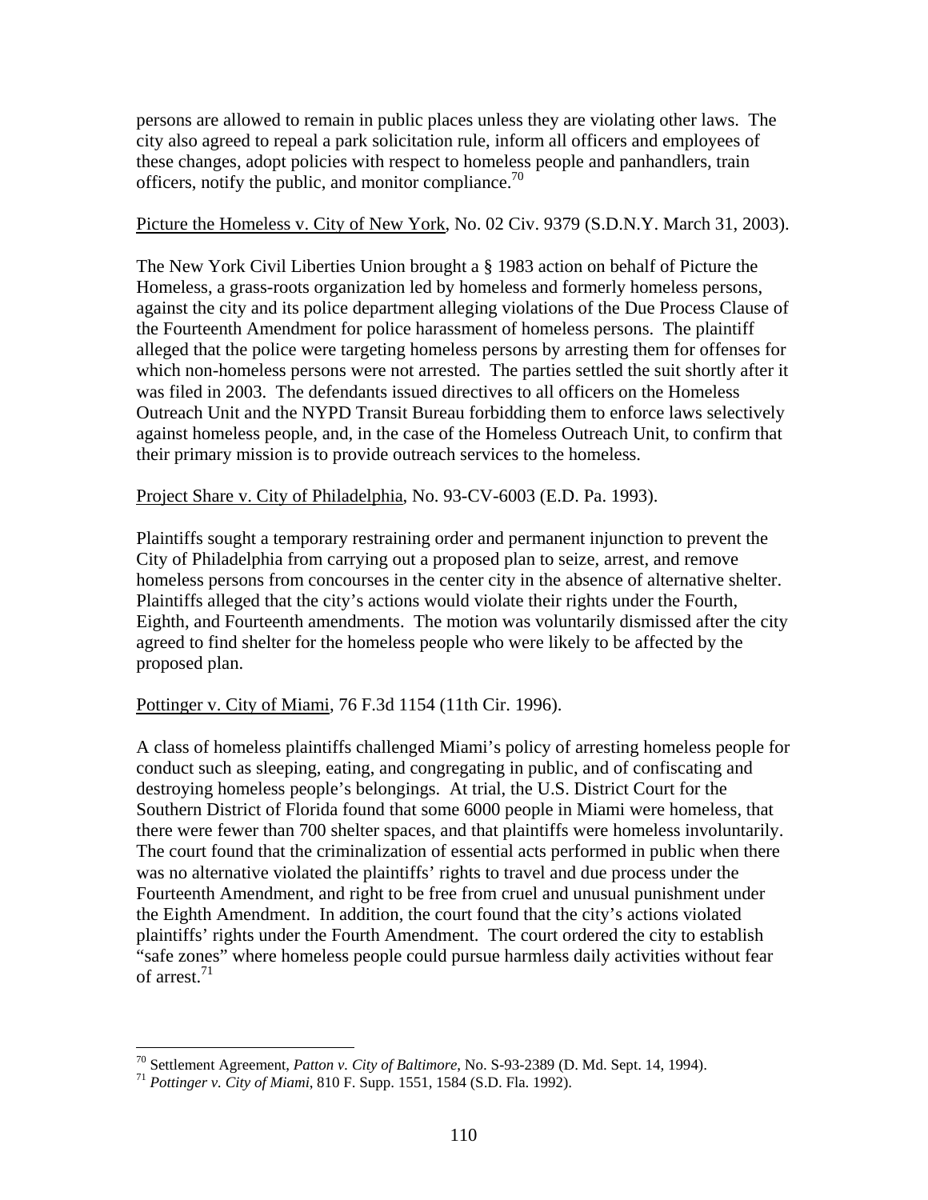persons are allowed to remain in public places unless they are violating other laws. The city also agreed to repeal a park solicitation rule, inform all officers and employees of these changes, adopt policies with respect to homeless people and panhandlers, train officers, notify the public, and monitor compliance.[70]

Picture the Homeless v. City of New York, No. 02 Civ. 9379 (S.D.N.Y. March 31, 2003).

The New York Civil Liberties Union brought a § 1983 action on behalf of Picture the Homeless, a grass-roots organization led by homeless and formerly homeless persons, against the city and its police department alleging violations of the Due Process Clause of the Fourteenth Amendment for police harassment of homeless persons. The plaintiff alleged that the police were targeting homeless persons by arresting them for offenses for which non-homeless persons were not arrested. The parties settled the suit shortly after it was filed in 2003. The defendants issued directives to all officers on the Homeless Outreach Unit and the NYPD Transit Bureau forbidding them to enforce laws selectively against homeless people, and, in the case of the Homeless Outreach Unit, to confirm that their primary mission is to provide outreach services to the homeless.

Project Share v. City of Philadelphia, No. 93-CV-6003 (E.D. Pa. 1993).

Plaintiffs sought a temporary restraining order and permanent injunction to prevent the City of Philadelphia from carrying out a proposed plan to seize, arrest, and remove homeless persons from concourses in the center city in the absence of alternative shelter. Plaintiffs alleged that the city's actions would violate their rights under the Fourth, Eighth, and Fourteenth amendments. The motion was voluntarily dismissed after the city agreed to find shelter for the homeless people who were likely to be affected by the proposed plan.

Pottinger v. City of Miami, 76 F.3d 1154 (11th Cir. 1996).

A class of homeless plaintiffs challenged Miami's policy of arresting homeless people for conduct such as sleeping, eating, and congregating in public, and of confiscating and destroying homeless people's belongings. At trial, the U.S. District Court for the Southern District of Florida found that some 6000 people in Miami were homeless, that there were fewer than 700 shelter spaces, and that plaintiffs were homeless involuntarily. The court found that the criminalization of essential acts performed in public when there was no alternative violated the plaintiffs' rights to travel and due process under the Fourteenth Amendment, and right to be free from cruel and unusual punishment under the Eighth Amendment. In addition, the court found that the city's actions violated plaintiffs' rights under the Fourth Amendment. The court ordered the city to establish "safe zones" where homeless people could pursue harmless daily activities without fear of arrest.[71]

---

[70] Settlement Agreement, *Patton v. City of Baltimore*, No. S-93-2389 (D. Md. Sept. 14, 1994).

[71] *Pottinger v. City of Miami*, 810 F. Supp. 1551, 1584 (S.D. Fla. 1992).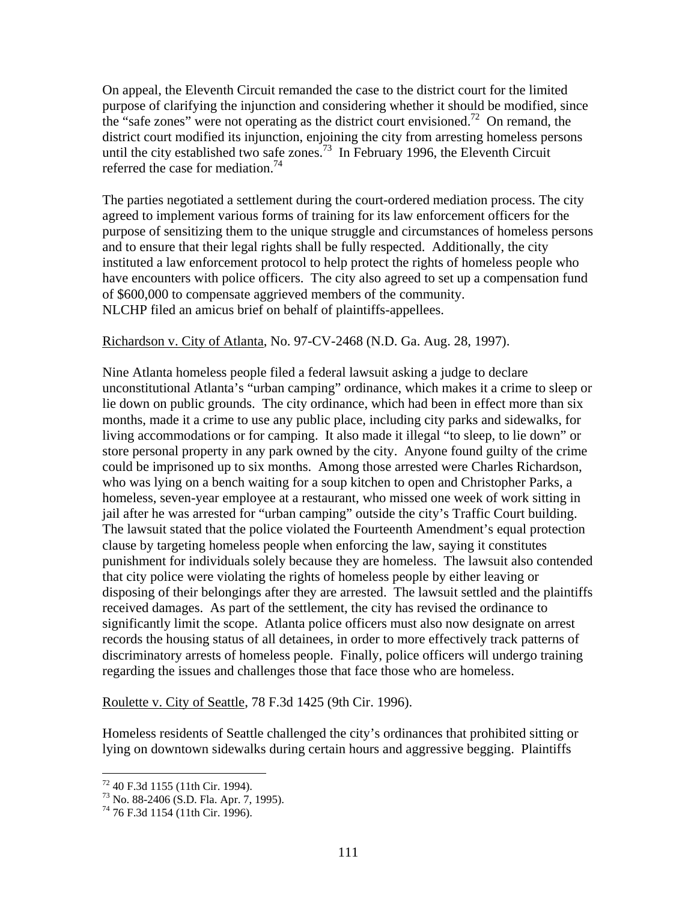On appeal, the Eleventh Circuit remanded the case to the district court for the limited purpose of clarifying the injunction and considering whether it should be modified, since the "safe zones" were not operating as the district court envisioned.[72] On remand, the district court modified its injunction, enjoining the city from arresting homeless persons until the city established two safe zones.[73] In February 1996, the Eleventh Circuit referred the case for mediation.[74]

The parties negotiated a settlement during the court-ordered mediation process. The city agreed to implement various forms of training for its law enforcement officers for the purpose of sensitizing them to the unique struggle and circumstances of homeless persons and to ensure that their legal rights shall be fully respected. Additionally, the city instituted a law enforcement protocol to help protect the rights of homeless people who have encounters with police officers. The city also agreed to set up a compensation fund of $600,000 to compensate aggrieved members of the community.
NLCHP filed an amicus brief on behalf of plaintiffs-appellees.

Richardson v. City of Atlanta, No. 97-CV-2468 (N.D. Ga. Aug. 28, 1997).

Nine Atlanta homeless people filed a federal lawsuit asking a judge to declare unconstitutional Atlanta's "urban camping" ordinance, which makes it a crime to sleep or lie down on public grounds. The city ordinance, which had been in effect more than six months, made it a crime to use any public place, including city parks and sidewalks, for living accommodations or for camping. It also made it illegal "to sleep, to lie down" or store personal property in any park owned by the city. Anyone found guilty of the crime could be imprisoned up to six months. Among those arrested were Charles Richardson, who was lying on a bench waiting for a soup kitchen to open and Christopher Parks, a homeless, seven-year employee at a restaurant, who missed one week of work sitting in jail after he was arrested for "urban camping" outside the city's Traffic Court building. The lawsuit stated that the police violated the Fourteenth Amendment's equal protection clause by targeting homeless people when enforcing the law, saying it constitutes punishment for individuals solely because they are homeless. The lawsuit also contended that city police were violating the rights of homeless people by either leaving or disposing of their belongings after they are arrested. The lawsuit settled and the plaintiffs received damages. As part of the settlement, the city has revised the ordinance to significantly limit the scope. Atlanta police officers must also now designate on arrest records the housing status of all detainees, in order to more effectively track patterns of discriminatory arrests of homeless people. Finally, police officers will undergo training regarding the issues and challenges those that face those who are homeless.

Roulette v. City of Seattle, 78 F.3d 1425 (9th Cir. 1996).

Homeless residents of Seattle challenged the city's ordinances that prohibited sitting or lying on downtown sidewalks during certain hours and aggressive begging. Plaintiffs

[72] 40 F.3d 1155 (11th Cir. 1994).
[73] No. 88-2406 (S.D. Fla. Apr. 7, 1995).
[74] 76 F.3d 1154 (11th Cir. 1996).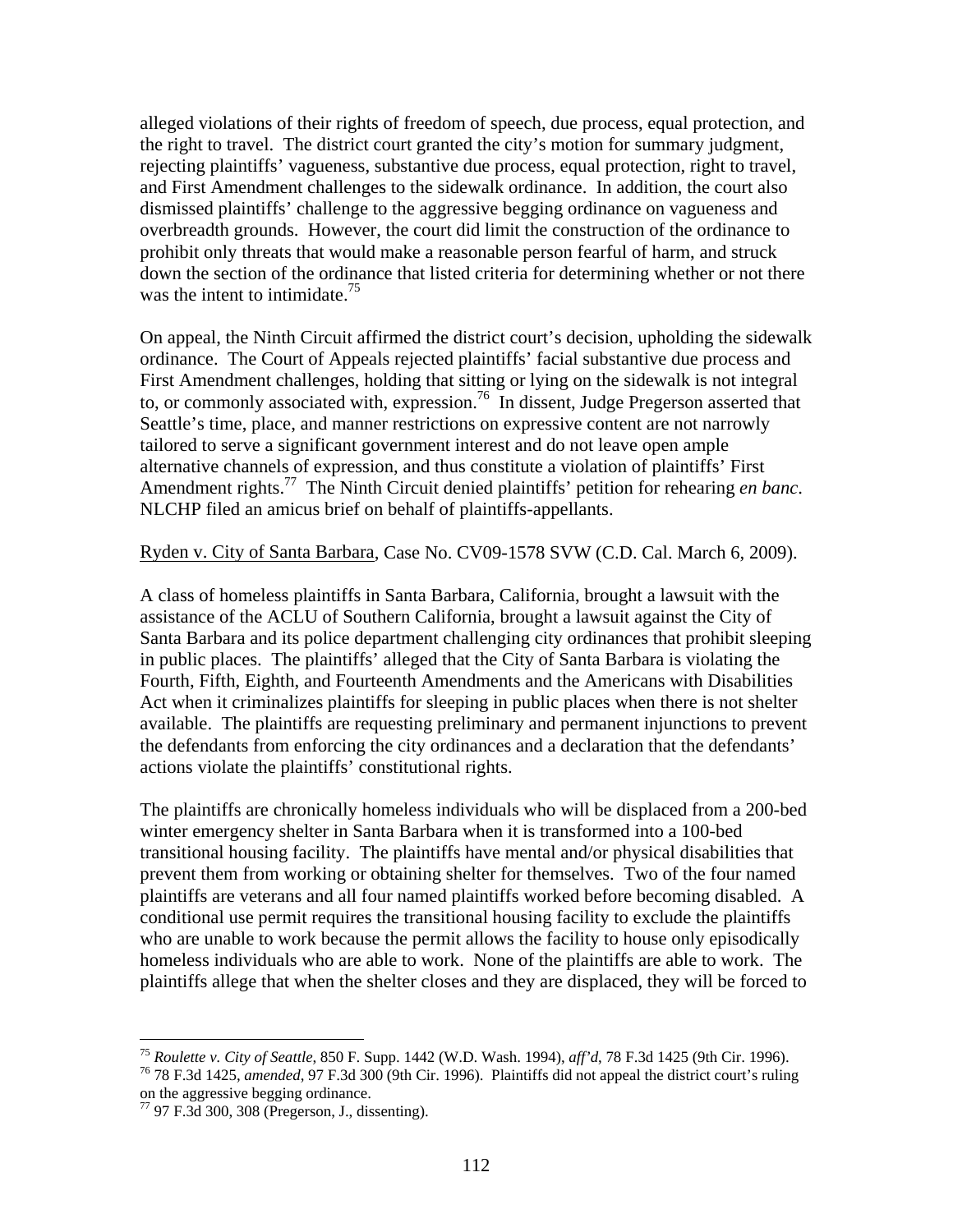alleged violations of their rights of freedom of speech, due process, equal protection, and the right to travel. The district court granted the city's motion for summary judgment, rejecting plaintiffs' vagueness, substantive due process, equal protection, right to travel, and First Amendment challenges to the sidewalk ordinance. In addition, the court also dismissed plaintiffs' challenge to the aggressive begging ordinance on vagueness and overbreadth grounds. However, the court did limit the construction of the ordinance to prohibit only threats that would make a reasonable person fearful of harm, and struck down the section of the ordinance that listed criteria for determining whether or not there was the intent to intimidate.[75]

On appeal, the Ninth Circuit affirmed the district court's decision, upholding the sidewalk ordinance. The Court of Appeals rejected plaintiffs' facial substantive due process and First Amendment challenges, holding that sitting or lying on the sidewalk is not integral to, or commonly associated with, expression.[76] In dissent, Judge Pregerson asserted that Seattle's time, place, and manner restrictions on expressive content are not narrowly tailored to serve a significant government interest and do not leave open ample alternative channels of expression, and thus constitute a violation of plaintiffs' First Amendment rights.[77] The Ninth Circuit denied plaintiffs' petition for rehearing *en banc*. NLCHP filed an amicus brief on behalf of plaintiffs-appellants.

<u>Ryden v. City of Santa Barbara</u>, Case No. CV09-1578 SVW (C.D. Cal. March 6, 2009).

A class of homeless plaintiffs in Santa Barbara, California, brought a lawsuit with the assistance of the ACLU of Southern California, brought a lawsuit against the City of Santa Barbara and its police department challenging city ordinances that prohibit sleeping in public places. The plaintiffs' alleged that the City of Santa Barbara is violating the Fourth, Fifth, Eighth, and Fourteenth Amendments and the Americans with Disabilities Act when it criminalizes plaintiffs for sleeping in public places when there is not shelter available. The plaintiffs are requesting preliminary and permanent injunctions to prevent the defendants from enforcing the city ordinances and a declaration that the defendants' actions violate the plaintiffs' constitutional rights.

The plaintiffs are chronically homeless individuals who will be displaced from a 200-bed winter emergency shelter in Santa Barbara when it is transformed into a 100-bed transitional housing facility. The plaintiffs have mental and/or physical disabilities that prevent them from working or obtaining shelter for themselves. Two of the four named plaintiffs are veterans and all four named plaintiffs worked before becoming disabled. A conditional use permit requires the transitional housing facility to exclude the plaintiffs who are unable to work because the permit allows the facility to house only episodically homeless individuals who are able to work. None of the plaintiffs are able to work. The plaintiffs allege that when the shelter closes and they are displaced, they will be forced to

---

[75] *Roulette v. City of Seattle*, 850 F. Supp. 1442 (W.D. Wash. 1994), *aff'd*, 78 F.3d 1425 (9th Cir. 1996).

[76] 78 F.3d 1425, *amended*, 97 F.3d 300 (9th Cir. 1996). Plaintiffs did not appeal the district court's ruling on the aggressive begging ordinance.

[77] 97 F.3d 300, 308 (Pregerson, J., dissenting).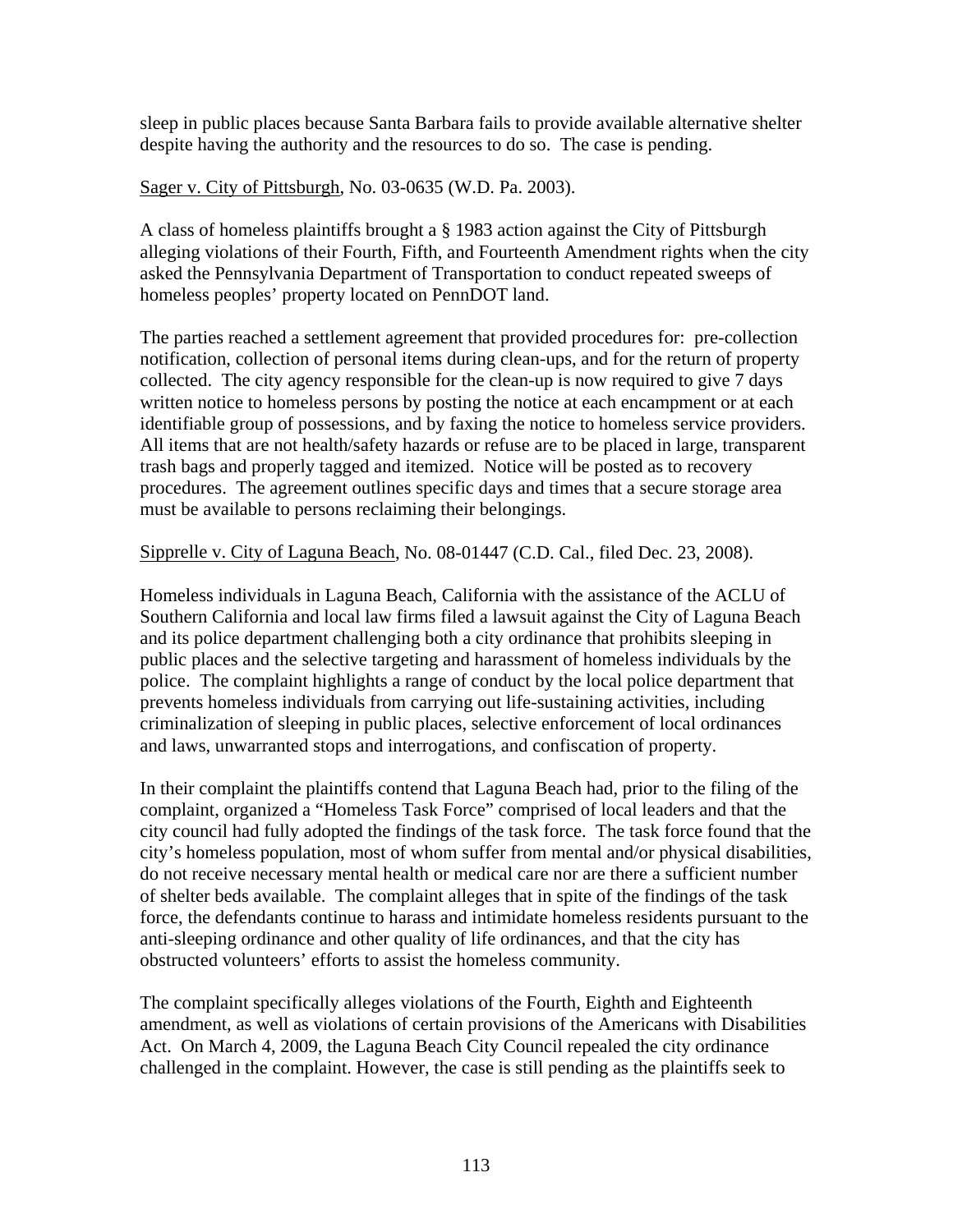sleep in public places because Santa Barbara fails to provide available alternative shelter despite having the authority and the resources to do so. The case is pending.

Sager v. City of Pittsburgh, No. 03-0635 (W.D. Pa. 2003).

A class of homeless plaintiffs brought a § 1983 action against the City of Pittsburgh alleging violations of their Fourth, Fifth, and Fourteenth Amendment rights when the city asked the Pennsylvania Department of Transportation to conduct repeated sweeps of homeless peoples' property located on PennDOT land.

The parties reached a settlement agreement that provided procedures for: pre-collection notification, collection of personal items during clean-ups, and for the return of property collected. The city agency responsible for the clean-up is now required to give 7 days written notice to homeless persons by posting the notice at each encampment or at each identifiable group of possessions, and by faxing the notice to homeless service providers. All items that are not health/safety hazards or refuse are to be placed in large, transparent trash bags and properly tagged and itemized. Notice will be posted as to recovery procedures. The agreement outlines specific days and times that a secure storage area must be available to persons reclaiming their belongings.

Sipprelle v. City of Laguna Beach, No. 08-01447 (C.D. Cal., filed Dec. 23, 2008).

Homeless individuals in Laguna Beach, California with the assistance of the ACLU of Southern California and local law firms filed a lawsuit against the City of Laguna Beach and its police department challenging both a city ordinance that prohibits sleeping in public places and the selective targeting and harassment of homeless individuals by the police. The complaint highlights a range of conduct by the local police department that prevents homeless individuals from carrying out life-sustaining activities, including criminalization of sleeping in public places, selective enforcement of local ordinances and laws, unwarranted stops and interrogations, and confiscation of property.

In their complaint the plaintiffs contend that Laguna Beach had, prior to the filing of the complaint, organized a "Homeless Task Force" comprised of local leaders and that the city council had fully adopted the findings of the task force. The task force found that the city's homeless population, most of whom suffer from mental and/or physical disabilities, do not receive necessary mental health or medical care nor are there a sufficient number of shelter beds available. The complaint alleges that in spite of the findings of the task force, the defendants continue to harass and intimidate homeless residents pursuant to the anti-sleeping ordinance and other quality of life ordinances, and that the city has obstructed volunteers' efforts to assist the homeless community.

The complaint specifically alleges violations of the Fourth, Eighth and Eighteenth amendment, as well as violations of certain provisions of the Americans with Disabilities Act. On March 4, 2009, the Laguna Beach City Council repealed the city ordinance challenged in the complaint. However, the case is still pending as the plaintiffs seek to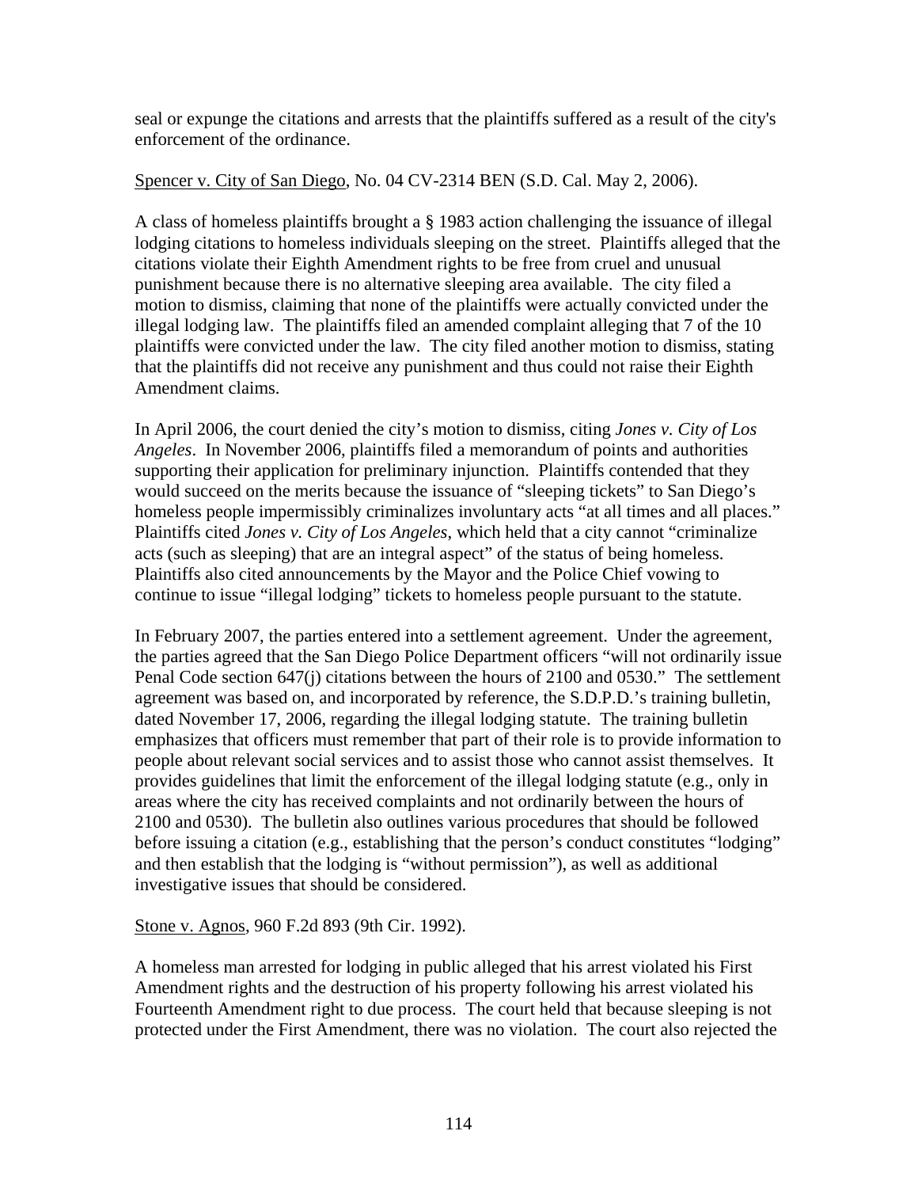seal or expunge the citations and arrests that the plaintiffs suffered as a result of the city's enforcement of the ordinance.

<u>Spencer v. City of San Diego</u>, No. 04 CV-2314 BEN (S.D. Cal. May 2, 2006).

A class of homeless plaintiffs brought a § 1983 action challenging the issuance of illegal lodging citations to homeless individuals sleeping on the street. Plaintiffs alleged that the citations violate their Eighth Amendment rights to be free from cruel and unusual punishment because there is no alternative sleeping area available. The city filed a motion to dismiss, claiming that none of the plaintiffs were actually convicted under the illegal lodging law. The plaintiffs filed an amended complaint alleging that 7 of the 10 plaintiffs were convicted under the law. The city filed another motion to dismiss, stating that the plaintiffs did not receive any punishment and thus could not raise their Eighth Amendment claims.

In April 2006, the court denied the city's motion to dismiss, citing *Jones v. City of Los Angeles*. In November 2006, plaintiffs filed a memorandum of points and authorities supporting their application for preliminary injunction. Plaintiffs contended that they would succeed on the merits because the issuance of "sleeping tickets" to San Diego's homeless people impermissibly criminalizes involuntary acts "at all times and all places." Plaintiffs cited *Jones v. City of Los Angeles*, which held that a city cannot "criminalize acts (such as sleeping) that are an integral aspect" of the status of being homeless. Plaintiffs also cited announcements by the Mayor and the Police Chief vowing to continue to issue "illegal lodging" tickets to homeless people pursuant to the statute.

In February 2007, the parties entered into a settlement agreement. Under the agreement, the parties agreed that the San Diego Police Department officers "will not ordinarily issue Penal Code section 647(j) citations between the hours of 2100 and 0530." The settlement agreement was based on, and incorporated by reference, the S.D.P.D.'s training bulletin, dated November 17, 2006, regarding the illegal lodging statute. The training bulletin emphasizes that officers must remember that part of their role is to provide information to people about relevant social services and to assist those who cannot assist themselves. It provides guidelines that limit the enforcement of the illegal lodging statute (e.g., only in areas where the city has received complaints and not ordinarily between the hours of 2100 and 0530). The bulletin also outlines various procedures that should be followed before issuing a citation (e.g., establishing that the person's conduct constitutes "lodging" and then establish that the lodging is "without permission"), as well as additional investigative issues that should be considered.

<u>Stone v. Agnos</u>, 960 F.2d 893 (9th Cir. 1992).

A homeless man arrested for lodging in public alleged that his arrest violated his First Amendment rights and the destruction of his property following his arrest violated his Fourteenth Amendment right to due process. The court held that because sleeping is not protected under the First Amendment, there was no violation. The court also rejected the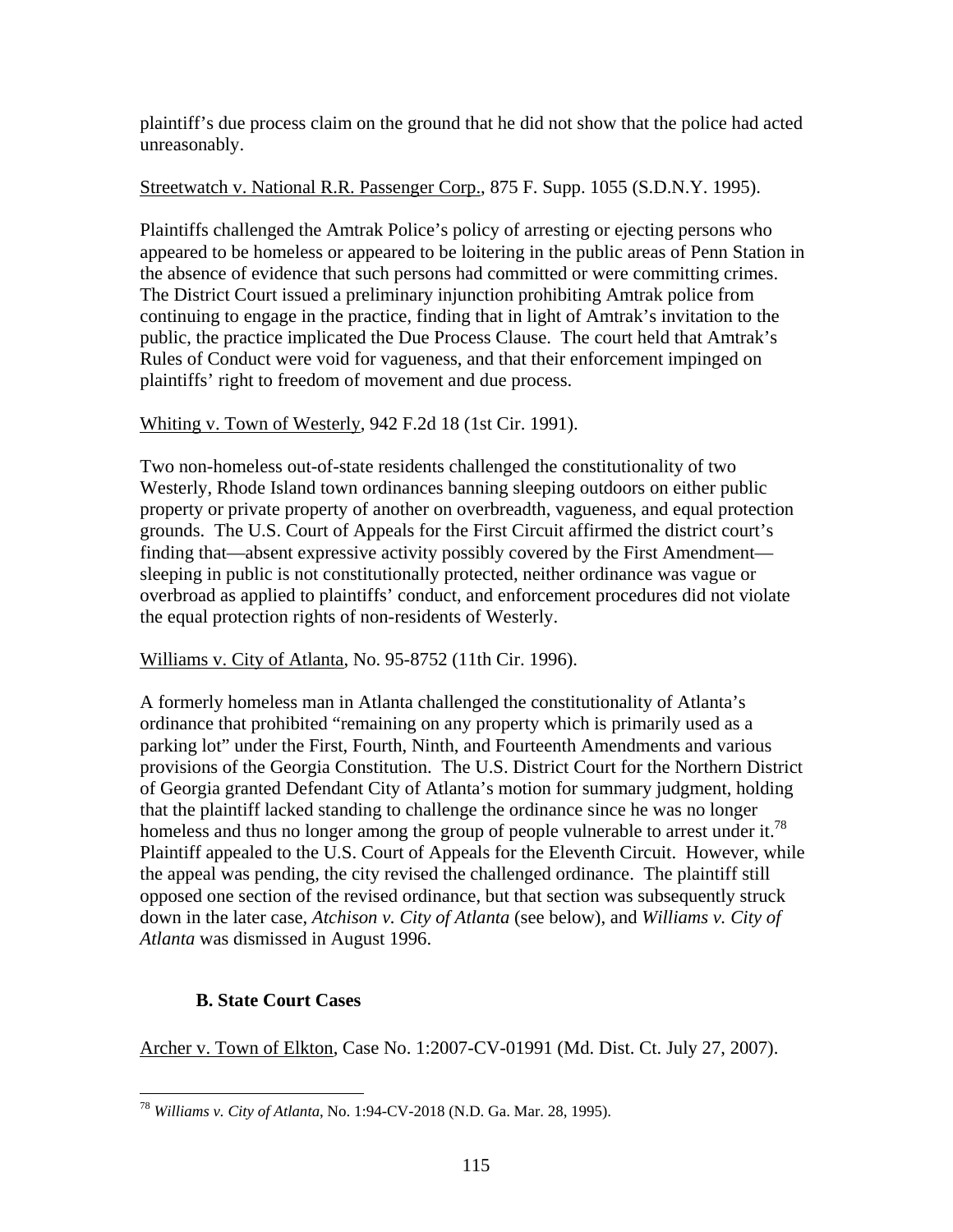plaintiff's due process claim on the ground that he did not show that the police had acted unreasonably.

Streetwatch v. National R.R. Passenger Corp., 875 F. Supp. 1055 (S.D.N.Y. 1995).

Plaintiffs challenged the Amtrak Police's policy of arresting or ejecting persons who appeared to be homeless or appeared to be loitering in the public areas of Penn Station in the absence of evidence that such persons had committed or were committing crimes. The District Court issued a preliminary injunction prohibiting Amtrak police from continuing to engage in the practice, finding that in light of Amtrak's invitation to the public, the practice implicated the Due Process Clause. The court held that Amtrak's Rules of Conduct were void for vagueness, and that their enforcement impinged on plaintiffs' right to freedom of movement and due process.

Whiting v. Town of Westerly, 942 F.2d 18 (1st Cir. 1991).

Two non-homeless out-of-state residents challenged the constitutionality of two Westerly, Rhode Island town ordinances banning sleeping outdoors on either public property or private property of another on overbreadth, vagueness, and equal protection grounds. The U.S. Court of Appeals for the First Circuit affirmed the district court's finding that—absent expressive activity possibly covered by the First Amendment—sleeping in public is not constitutionally protected, neither ordinance was vague or overbroad as applied to plaintiffs' conduct, and enforcement procedures did not violate the equal protection rights of non-residents of Westerly.

Williams v. City of Atlanta, No. 95-8752 (11th Cir. 1996).

A formerly homeless man in Atlanta challenged the constitutionality of Atlanta's ordinance that prohibited "remaining on any property which is primarily used as a parking lot" under the First, Fourth, Ninth, and Fourteenth Amendments and various provisions of the Georgia Constitution. The U.S. District Court for the Northern District of Georgia granted Defendant City of Atlanta's motion for summary judgment, holding that the plaintiff lacked standing to challenge the ordinance since he was no longer homeless and thus no longer among the group of people vulnerable to arrest under it.[78] Plaintiff appealed to the U.S. Court of Appeals for the Eleventh Circuit. However, while the appeal was pending, the city revised the challenged ordinance. The plaintiff still opposed one section of the revised ordinance, but that section was subsequently struck down in the later case, *Atchison v. City of Atlanta* (see below), and *Williams v. City of Atlanta* was dismissed in August 1996.

### B. State Court Cases

Archer v. Town of Elkton, Case No. 1:2007-CV-01991 (Md. Dist. Ct. July 27, 2007).

[78] *Williams v. City of Atlanta*, No. 1:94-CV-2018 (N.D. Ga. Mar. 28, 1995).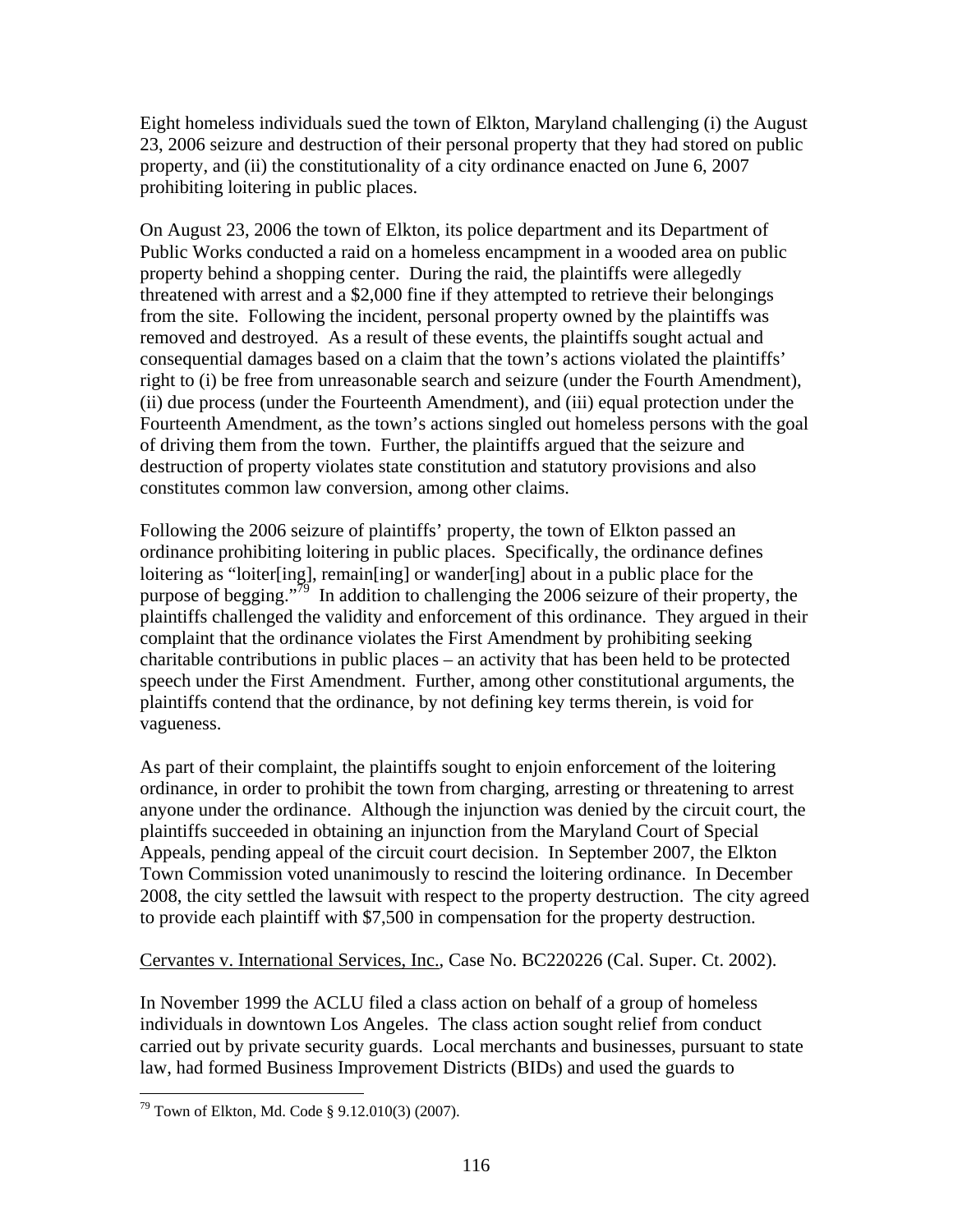Eight homeless individuals sued the town of Elkton, Maryland challenging (i) the August 23, 2006 seizure and destruction of their personal property that they had stored on public property, and (ii) the constitutionality of a city ordinance enacted on June 6, 2007 prohibiting loitering in public places.

On August 23, 2006 the town of Elkton, its police department and its Department of Public Works conducted a raid on a homeless encampment in a wooded area on public property behind a shopping center. During the raid, the plaintiffs were allegedly threatened with arrest and a $2,000 fine if they attempted to retrieve their belongings from the site. Following the incident, personal property owned by the plaintiffs was removed and destroyed. As a result of these events, the plaintiffs sought actual and consequential damages based on a claim that the town's actions violated the plaintiffs' right to (i) be free from unreasonable search and seizure (under the Fourth Amendment), (ii) due process (under the Fourteenth Amendment), and (iii) equal protection under the Fourteenth Amendment, as the town's actions singled out homeless persons with the goal of driving them from the town. Further, the plaintiffs argued that the seizure and destruction of property violates state constitution and statutory provisions and also constitutes common law conversion, among other claims.

Following the 2006 seizure of plaintiffs' property, the town of Elkton passed an ordinance prohibiting loitering in public places. Specifically, the ordinance defines loitering as "loiter[ing], remain[ing] or wander[ing] about in a public place for the purpose of begging."[79] In addition to challenging the 2006 seizure of their property, the plaintiffs challenged the validity and enforcement of this ordinance. They argued in their complaint that the ordinance violates the First Amendment by prohibiting seeking charitable contributions in public places – an activity that has been held to be protected speech under the First Amendment. Further, among other constitutional arguments, the plaintiffs contend that the ordinance, by not defining key terms therein, is void for vagueness.

As part of their complaint, the plaintiffs sought to enjoin enforcement of the loitering ordinance, in order to prohibit the town from charging, arresting or threatening to arrest anyone under the ordinance. Although the injunction was denied by the circuit court, the plaintiffs succeeded in obtaining an injunction from the Maryland Court of Special Appeals, pending appeal of the circuit court decision. In September 2007, the Elkton Town Commission voted unanimously to rescind the loitering ordinance. In December 2008, the city settled the lawsuit with respect to the property destruction. The city agreed to provide each plaintiff with $7,500 in compensation for the property destruction.

Cervantes v. International Services, Inc., Case No. BC220226 (Cal. Super. Ct. 2002).

In November 1999 the ACLU filed a class action on behalf of a group of homeless individuals in downtown Los Angeles. The class action sought relief from conduct carried out by private security guards. Local merchants and businesses, pursuant to state law, had formed Business Improvement Districts (BIDs) and used the guards to

[79] Town of Elkton, Md. Code § 9.12.010(3) (2007).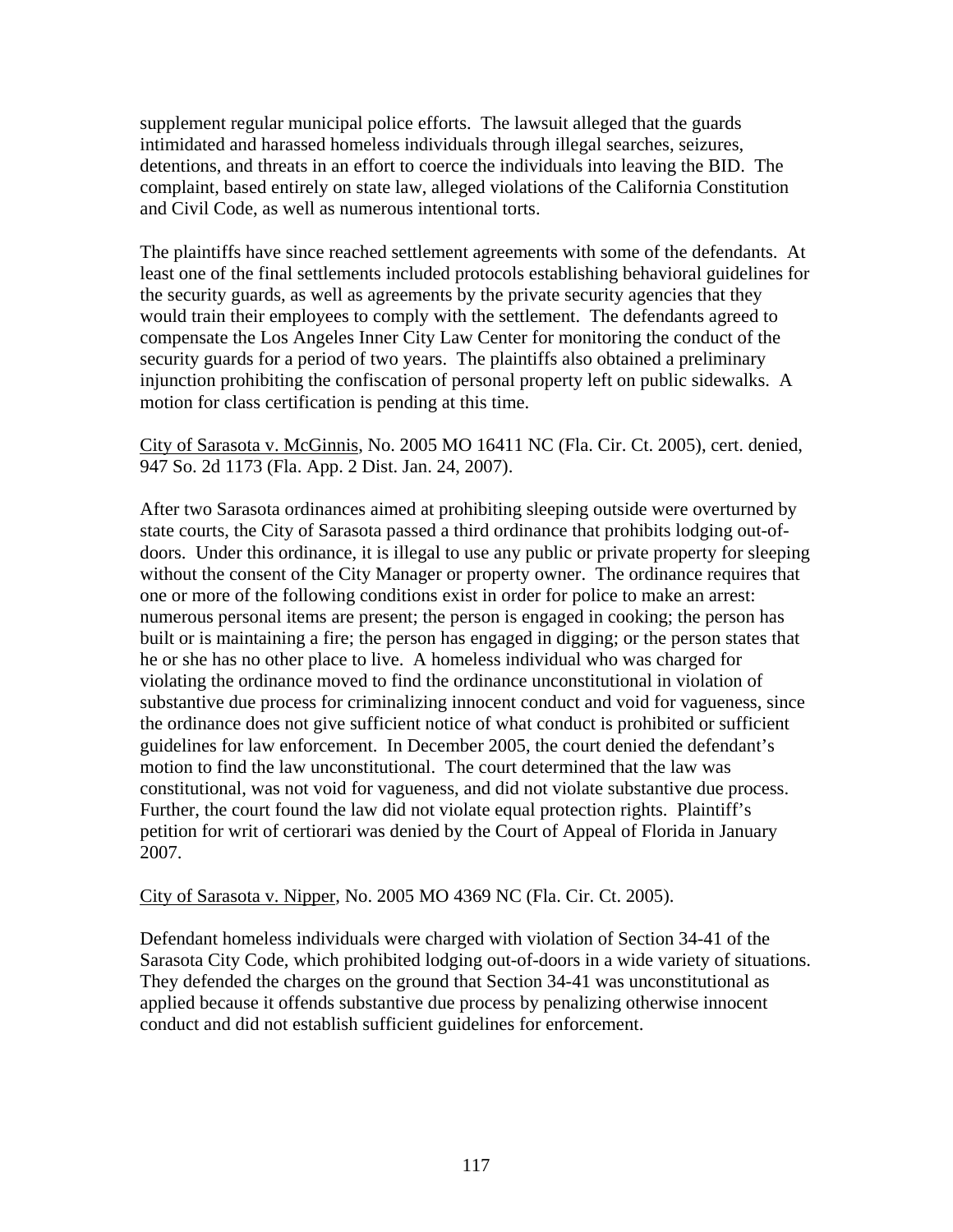supplement regular municipal police efforts. The lawsuit alleged that the guards intimidated and harassed homeless individuals through illegal searches, seizures, detentions, and threats in an effort to coerce the individuals into leaving the BID. The complaint, based entirely on state law, alleged violations of the California Constitution and Civil Code, as well as numerous intentional torts.

The plaintiffs have since reached settlement agreements with some of the defendants. At least one of the final settlements included protocols establishing behavioral guidelines for the security guards, as well as agreements by the private security agencies that they would train their employees to comply with the settlement. The defendants agreed to compensate the Los Angeles Inner City Law Center for monitoring the conduct of the security guards for a period of two years. The plaintiffs also obtained a preliminary injunction prohibiting the confiscation of personal property left on public sidewalks. A motion for class certification is pending at this time.

City of Sarasota v. McGinnis, No. 2005 MO 16411 NC (Fla. Cir. Ct. 2005), cert. denied, 947 So. 2d 1173 (Fla. App. 2 Dist. Jan. 24, 2007).

After two Sarasota ordinances aimed at prohibiting sleeping outside were overturned by state courts, the City of Sarasota passed a third ordinance that prohibits lodging out-of-doors. Under this ordinance, it is illegal to use any public or private property for sleeping without the consent of the City Manager or property owner. The ordinance requires that one or more of the following conditions exist in order for police to make an arrest: numerous personal items are present; the person is engaged in cooking; the person has built or is maintaining a fire; the person has engaged in digging; or the person states that he or she has no other place to live. A homeless individual who was charged for violating the ordinance moved to find the ordinance unconstitutional in violation of substantive due process for criminalizing innocent conduct and void for vagueness, since the ordinance does not give sufficient notice of what conduct is prohibited or sufficient guidelines for law enforcement. In December 2005, the court denied the defendant's motion to find the law unconstitutional. The court determined that the law was constitutional, was not void for vagueness, and did not violate substantive due process. Further, the court found the law did not violate equal protection rights. Plaintiff's petition for writ of certiorari was denied by the Court of Appeal of Florida in January 2007.

City of Sarasota v. Nipper, No. 2005 MO 4369 NC (Fla. Cir. Ct. 2005).

Defendant homeless individuals were charged with violation of Section 34-41 of the Sarasota City Code, which prohibited lodging out-of-doors in a wide variety of situations. They defended the charges on the ground that Section 34-41 was unconstitutional as applied because it offends substantive due process by penalizing otherwise innocent conduct and did not establish sufficient guidelines for enforcement.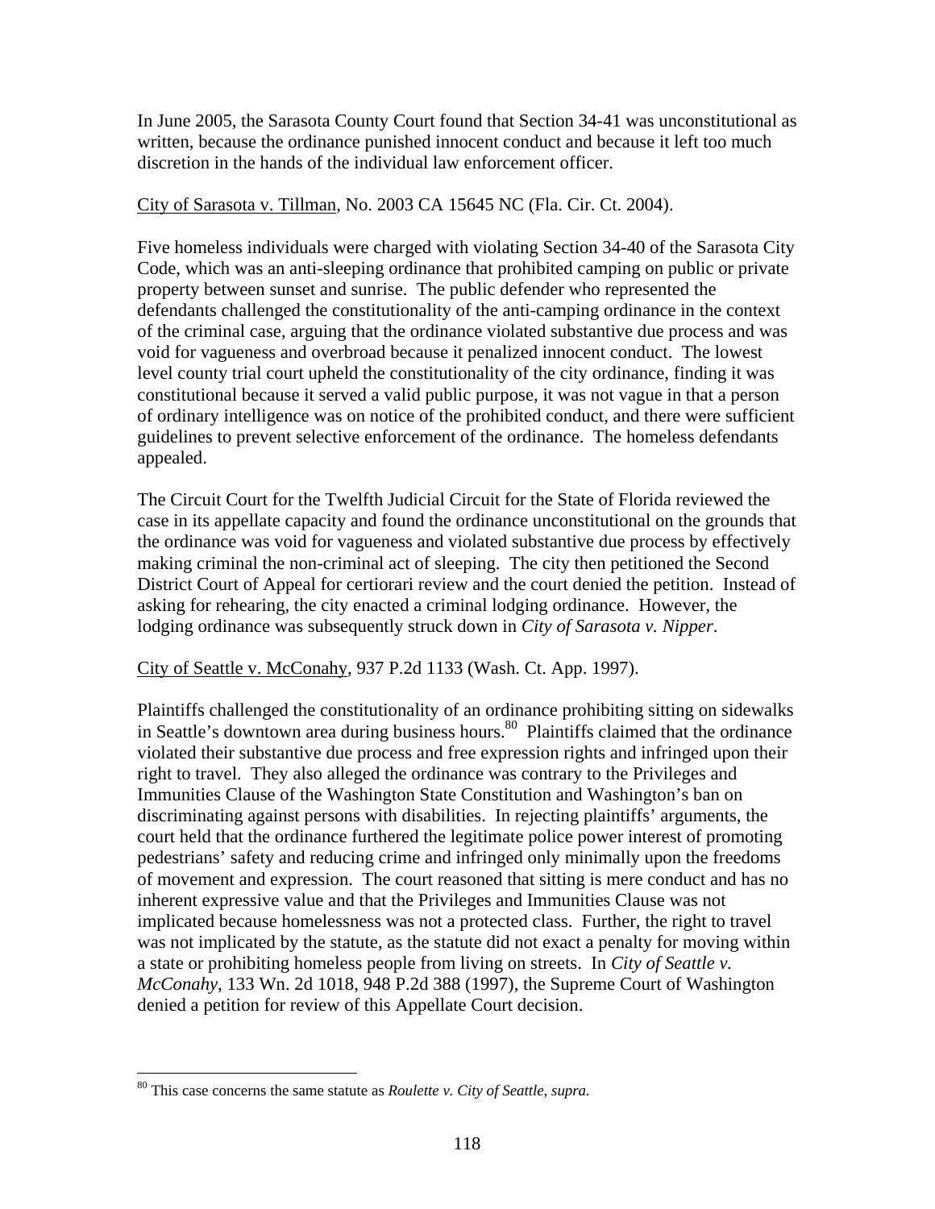In June 2005, the Sarasota County Court found that Section 34-41 was unconstitutional as written, because the ordinance punished innocent conduct and because it left too much discretion in the hands of the individual law enforcement officer.

City of Sarasota v. Tillman, No. 2003 CA 15645 NC (Fla. Cir. Ct. 2004).

Five homeless individuals were charged with violating Section 34-40 of the Sarasota City Code, which was an anti-sleeping ordinance that prohibited camping on public or private property between sunset and sunrise. The public defender who represented the defendants challenged the constitutionality of the anti-camping ordinance in the context of the criminal case, arguing that the ordinance violated substantive due process and was void for vagueness and overbroad because it penalized innocent conduct. The lowest level county trial court upheld the constitutionality of the city ordinance, finding it was constitutional because it served a valid public purpose, it was not vague in that a person of ordinary intelligence was on notice of the prohibited conduct, and there were sufficient guidelines to prevent selective enforcement of the ordinance. The homeless defendants appealed.

The Circuit Court for the Twelfth Judicial Circuit for the State of Florida reviewed the case in its appellate capacity and found the ordinance unconstitutional on the grounds that the ordinance was void for vagueness and violated substantive due process by effectively making criminal the non-criminal act of sleeping. The city then petitioned the Second District Court of Appeal for certiorari review and the court denied the petition. Instead of asking for rehearing, the city enacted a criminal lodging ordinance. However, the lodging ordinance was subsequently struck down in *City of Sarasota v. Nipper*.

City of Seattle v. McConahy, 937 P.2d 1133 (Wash. Ct. App. 1997).

Plaintiffs challenged the constitutionality of an ordinance prohibiting sitting on sidewalks in Seattle's downtown area during business hours.[80] Plaintiffs claimed that the ordinance violated their substantive due process and free expression rights and infringed upon their right to travel. They also alleged the ordinance was contrary to the Privileges and Immunities Clause of the Washington State Constitution and Washington's ban on discriminating against persons with disabilities. In rejecting plaintiffs' arguments, the court held that the ordinance furthered the legitimate police power interest of promoting pedestrians' safety and reducing crime and infringed only minimally upon the freedoms of movement and expression. The court reasoned that sitting is mere conduct and has no inherent expressive value and that the Privileges and Immunities Clause was not implicated because homelessness was not a protected class. Further, the right to travel was not implicated by the statute, as the statute did not exact a penalty for moving within a state or prohibiting homeless people from living on streets. In *City of Seattle v. McConahy*, 133 Wn. 2d 1018, 948 P.2d 388 (1997), the Supreme Court of Washington denied a petition for review of this Appellate Court decision.

---

[80] This case concerns the same statute as *Roulette v. City of Seattle, supra.*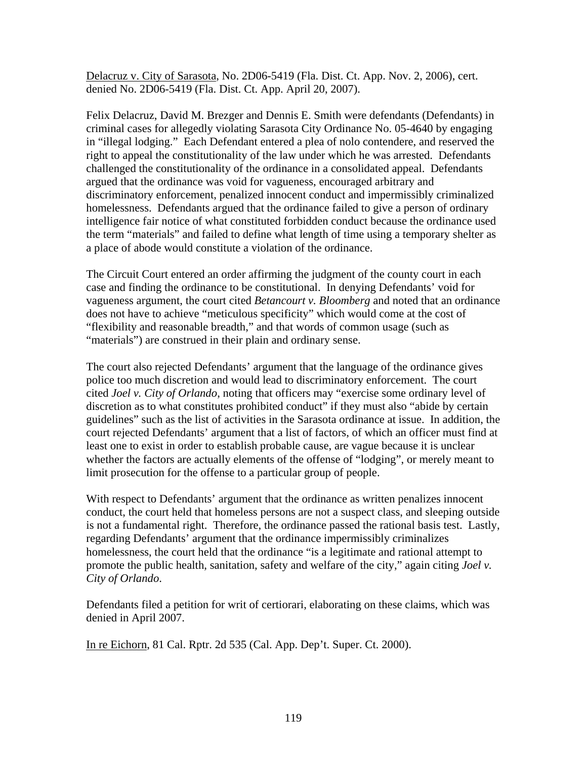<u>Delacruz v. City of Sarasota</u>, No. 2D06-5419 (Fla. Dist. Ct. App. Nov. 2, 2006), cert. denied No. 2D06-5419 (Fla. Dist. Ct. App. April 20, 2007).

Felix Delacruz, David M. Brezger and Dennis E. Smith were defendants (Defendants) in criminal cases for allegedly violating Sarasota City Ordinance No. 05-4640 by engaging in "illegal lodging." Each Defendant entered a plea of nolo contendere, and reserved the right to appeal the constitutionality of the law under which he was arrested. Defendants challenged the constitutionality of the ordinance in a consolidated appeal. Defendants argued that the ordinance was void for vagueness, encouraged arbitrary and discriminatory enforcement, penalized innocent conduct and impermissibly criminalized homelessness. Defendants argued that the ordinance failed to give a person of ordinary intelligence fair notice of what constituted forbidden conduct because the ordinance used the term "materials" and failed to define what length of time using a temporary shelter as a place of abode would constitute a violation of the ordinance.

The Circuit Court entered an order affirming the judgment of the county court in each case and finding the ordinance to be constitutional. In denying Defendants' void for vagueness argument, the court cited *Betancourt v. Bloomberg* and noted that an ordinance does not have to achieve "meticulous specificity" which would come at the cost of "flexibility and reasonable breadth," and that words of common usage (such as "materials") are construed in their plain and ordinary sense.

The court also rejected Defendants' argument that the language of the ordinance gives police too much discretion and would lead to discriminatory enforcement. The court cited *Joel v. City of Orlando*, noting that officers may "exercise some ordinary level of discretion as to what constitutes prohibited conduct" if they must also "abide by certain guidelines" such as the list of activities in the Sarasota ordinance at issue. In addition, the court rejected Defendants' argument that a list of factors, of which an officer must find at least one to exist in order to establish probable cause, are vague because it is unclear whether the factors are actually elements of the offense of "lodging", or merely meant to limit prosecution for the offense to a particular group of people.

With respect to Defendants' argument that the ordinance as written penalizes innocent conduct, the court held that homeless persons are not a suspect class, and sleeping outside is not a fundamental right. Therefore, the ordinance passed the rational basis test. Lastly, regarding Defendants' argument that the ordinance impermissibly criminalizes homelessness, the court held that the ordinance "is a legitimate and rational attempt to promote the public health, sanitation, safety and welfare of the city," again citing *Joel v. City of Orlando*.

Defendants filed a petition for writ of certiorari, elaborating on these claims, which was denied in April 2007.

<u>In re Eichorn</u>, 81 Cal. Rptr. 2d 535 (Cal. App. Dep't. Super. Ct. 2000).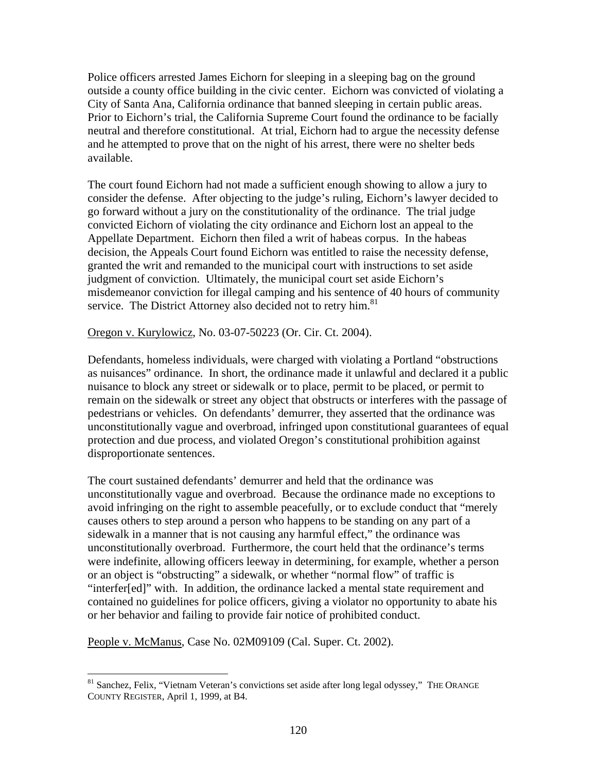Police officers arrested James Eichorn for sleeping in a sleeping bag on the ground outside a county office building in the civic center. Eichorn was convicted of violating a City of Santa Ana, California ordinance that banned sleeping in certain public areas. Prior to Eichorn's trial, the California Supreme Court found the ordinance to be facially neutral and therefore constitutional. At trial, Eichorn had to argue the necessity defense and he attempted to prove that on the night of his arrest, there were no shelter beds available.

The court found Eichorn had not made a sufficient enough showing to allow a jury to consider the defense. After objecting to the judge's ruling, Eichorn's lawyer decided to go forward without a jury on the constitutionality of the ordinance. The trial judge convicted Eichorn of violating the city ordinance and Eichorn lost an appeal to the Appellate Department. Eichorn then filed a writ of habeas corpus. In the habeas decision, the Appeals Court found Eichorn was entitled to raise the necessity defense, granted the writ and remanded to the municipal court with instructions to set aside judgment of conviction. Ultimately, the municipal court set aside Eichorn's misdemeanor conviction for illegal camping and his sentence of 40 hours of community service. The District Attorney also decided not to retry him.[81]

Oregon v. Kurylowicz, No. 03-07-50223 (Or. Cir. Ct. 2004).

Defendants, homeless individuals, were charged with violating a Portland "obstructions as nuisances" ordinance. In short, the ordinance made it unlawful and declared it a public nuisance to block any street or sidewalk or to place, permit to be placed, or permit to remain on the sidewalk or street any object that obstructs or interferes with the passage of pedestrians or vehicles. On defendants' demurrer, they asserted that the ordinance was unconstitutionally vague and overbroad, infringed upon constitutional guarantees of equal protection and due process, and violated Oregon's constitutional prohibition against disproportionate sentences.

The court sustained defendants' demurrer and held that the ordinance was unconstitutionally vague and overbroad. Because the ordinance made no exceptions to avoid infringing on the right to assemble peacefully, or to exclude conduct that "merely causes others to step around a person who happens to be standing on any part of a sidewalk in a manner that is not causing any harmful effect," the ordinance was unconstitutionally overbroad. Furthermore, the court held that the ordinance's terms were indefinite, allowing officers leeway in determining, for example, whether a person or an object is "obstructing" a sidewalk, or whether "normal flow" of traffic is "interfer[ed]" with. In addition, the ordinance lacked a mental state requirement and contained no guidelines for police officers, giving a violator no opportunity to abate his or her behavior and failing to provide fair notice of prohibited conduct.

People v. McManus, Case No. 02M09109 (Cal. Super. Ct. 2002).

---

[81] Sanchez, Felix, "Vietnam Veteran's convictions set aside after long legal odyssey," THE ORANGE COUNTY REGISTER, April 1, 1999, at B4.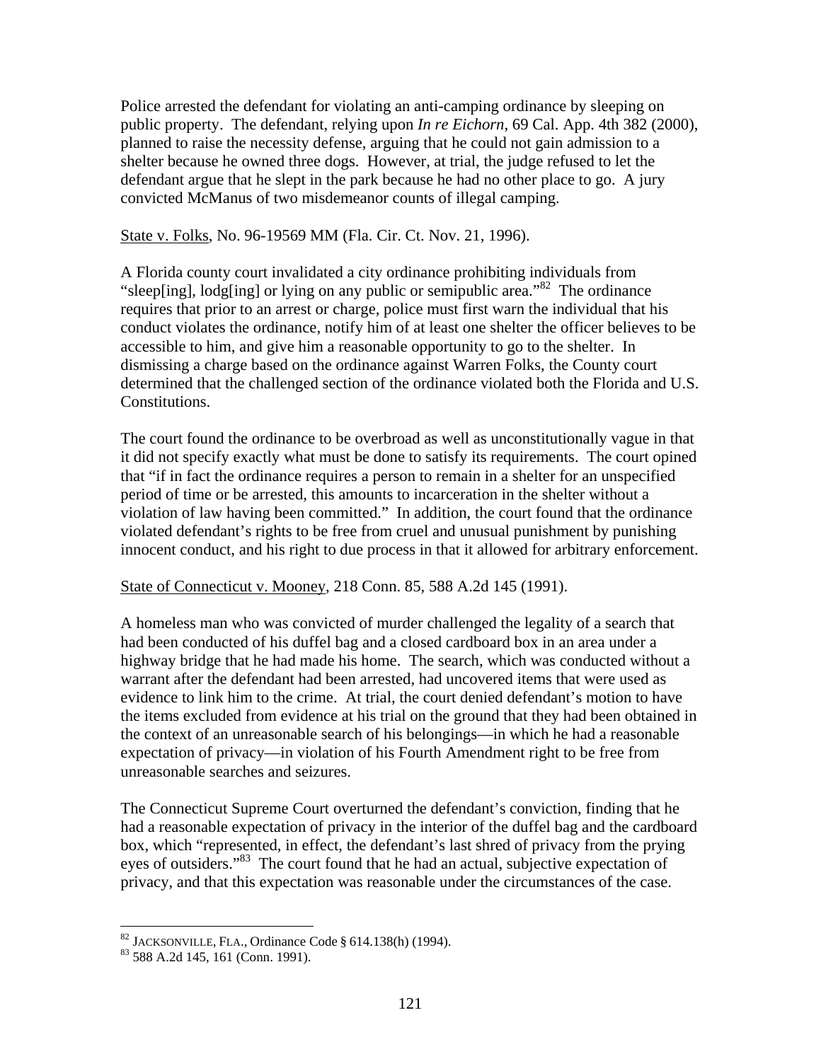Police arrested the defendant for violating an anti-camping ordinance by sleeping on public property. The defendant, relying upon *In re Eichorn*, 69 Cal. App. 4th 382 (2000), planned to raise the necessity defense, arguing that he could not gain admission to a shelter because he owned three dogs. However, at trial, the judge refused to let the defendant argue that he slept in the park because he had no other place to go. A jury convicted McManus of two misdemeanor counts of illegal camping.

State v. Folks, No. 96-19569 MM (Fla. Cir. Ct. Nov. 21, 1996).

A Florida county court invalidated a city ordinance prohibiting individuals from "sleep[ing], lodg[ing] or lying on any public or semipublic area."[82] The ordinance requires that prior to an arrest or charge, police must first warn the individual that his conduct violates the ordinance, notify him of at least one shelter the officer believes to be accessible to him, and give him a reasonable opportunity to go to the shelter. In dismissing a charge based on the ordinance against Warren Folks, the County court determined that the challenged section of the ordinance violated both the Florida and U.S. Constitutions.

The court found the ordinance to be overbroad as well as unconstitutionally vague in that it did not specify exactly what must be done to satisfy its requirements. The court opined that "if in fact the ordinance requires a person to remain in a shelter for an unspecified period of time or be arrested, this amounts to incarceration in the shelter without a violation of law having been committed." In addition, the court found that the ordinance violated defendant's rights to be free from cruel and unusual punishment by punishing innocent conduct, and his right to due process in that it allowed for arbitrary enforcement.

State of Connecticut v. Mooney, 218 Conn. 85, 588 A.2d 145 (1991).

A homeless man who was convicted of murder challenged the legality of a search that had been conducted of his duffel bag and a closed cardboard box in an area under a highway bridge that he had made his home. The search, which was conducted without a warrant after the defendant had been arrested, had uncovered items that were used as evidence to link him to the crime. At trial, the court denied defendant's motion to have the items excluded from evidence at his trial on the ground that they had been obtained in the context of an unreasonable search of his belongings—in which he had a reasonable expectation of privacy—in violation of his Fourth Amendment right to be free from unreasonable searches and seizures.

The Connecticut Supreme Court overturned the defendant's conviction, finding that he had a reasonable expectation of privacy in the interior of the duffel bag and the cardboard box, which "represented, in effect, the defendant's last shred of privacy from the prying eyes of outsiders."[83] The court found that he had an actual, subjective expectation of privacy, and that this expectation was reasonable under the circumstances of the case.

---

[82] JACKSONVILLE, FLA., Ordinance Code § 614.138(h) (1994).

[83] 588 A.2d 145, 161 (Conn. 1991).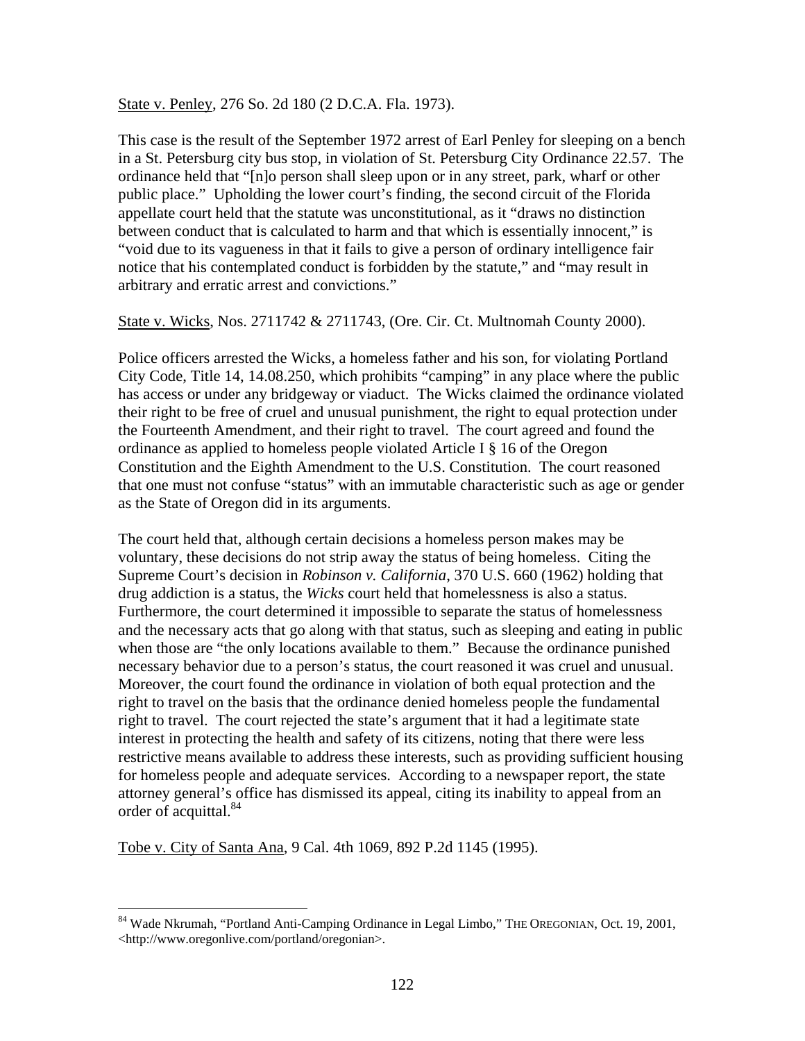<u>State v. Penley</u>, 276 So. 2d 180 (2 D.C.A. Fla. 1973).

This case is the result of the September 1972 arrest of Earl Penley for sleeping on a bench in a St. Petersburg city bus stop, in violation of St. Petersburg City Ordinance 22.57. The ordinance held that "[n]o person shall sleep upon or in any street, park, wharf or other public place." Upholding the lower court's finding, the second circuit of the Florida appellate court held that the statute was unconstitutional, as it "draws no distinction between conduct that is calculated to harm and that which is essentially innocent," is "void due to its vagueness in that it fails to give a person of ordinary intelligence fair notice that his contemplated conduct is forbidden by the statute," and "may result in arbitrary and erratic arrest and convictions."

<u>State v. Wicks</u>, Nos. 2711742 & 2711743, (Ore. Cir. Ct. Multnomah County 2000).

Police officers arrested the Wicks, a homeless father and his son, for violating Portland City Code, Title 14, 14.08.250, which prohibits "camping" in any place where the public has access or under any bridgeway or viaduct. The Wicks claimed the ordinance violated their right to be free of cruel and unusual punishment, the right to equal protection under the Fourteenth Amendment, and their right to travel. The court agreed and found the ordinance as applied to homeless people violated Article I § 16 of the Oregon Constitution and the Eighth Amendment to the U.S. Constitution. The court reasoned that one must not confuse "status" with an immutable characteristic such as age or gender as the State of Oregon did in its arguments.

The court held that, although certain decisions a homeless person makes may be voluntary, these decisions do not strip away the status of being homeless. Citing the Supreme Court's decision in *Robinson v. California*, 370 U.S. 660 (1962) holding that drug addiction is a status, the *Wicks* court held that homelessness is also a status. Furthermore, the court determined it impossible to separate the status of homelessness and the necessary acts that go along with that status, such as sleeping and eating in public when those are "the only locations available to them." Because the ordinance punished necessary behavior due to a person's status, the court reasoned it was cruel and unusual. Moreover, the court found the ordinance in violation of both equal protection and the right to travel on the basis that the ordinance denied homeless people the fundamental right to travel. The court rejected the state's argument that it had a legitimate state interest in protecting the health and safety of its citizens, noting that there were less restrictive means available to address these interests, such as providing sufficient housing for homeless people and adequate services. According to a newspaper report, the state attorney general's office has dismissed its appeal, citing its inability to appeal from an order of acquittal.[84]

<u>Tobe v. City of Santa Ana</u>, 9 Cal. 4th 1069, 892 P.2d 1145 (1995).

---

[84] Wade Nkrumah, "Portland Anti-Camping Ordinance in Legal Limbo," THE OREGONIAN, Oct. 19, 2001, <http://www.oregonlive.com/portland/oregonian>.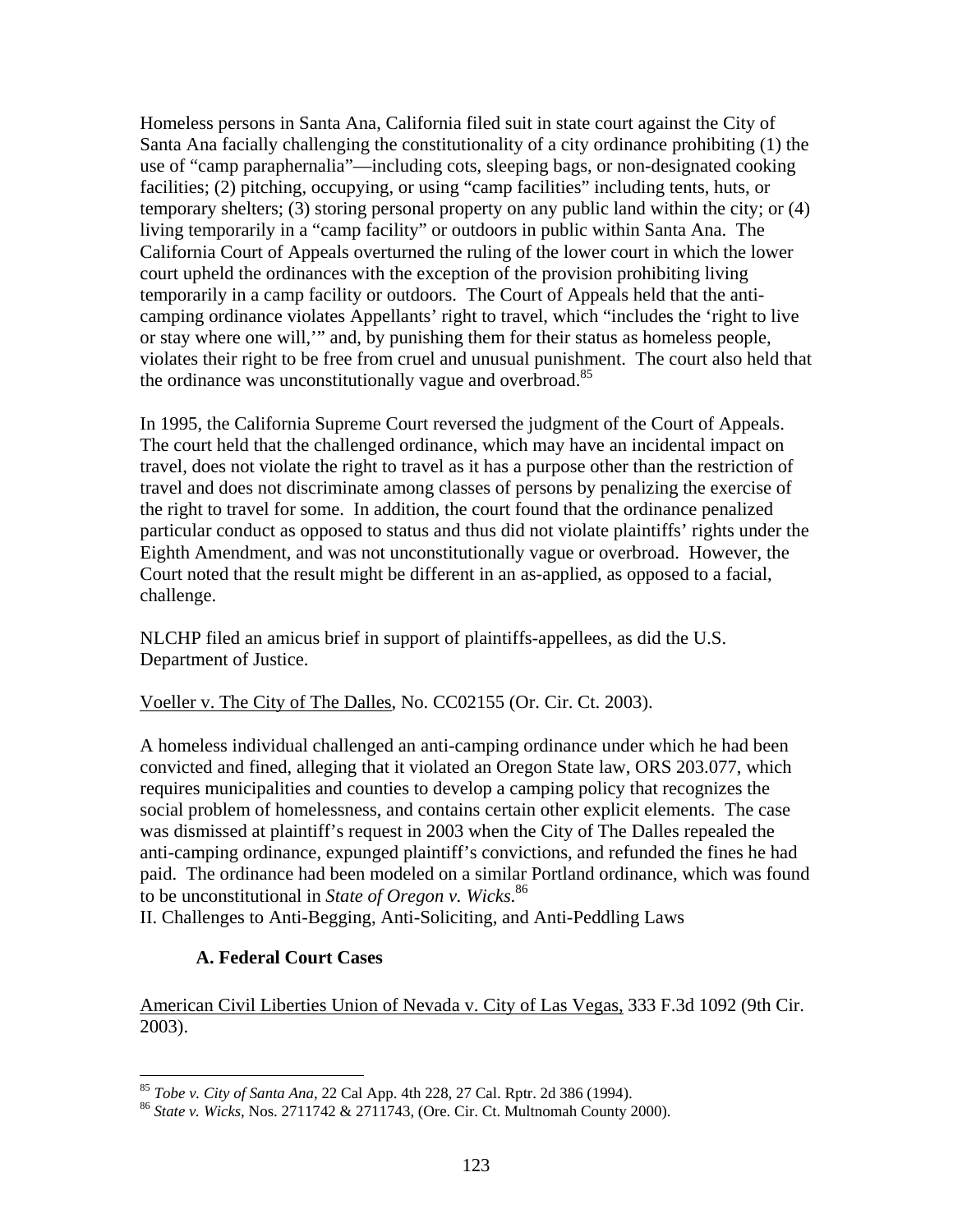Homeless persons in Santa Ana, California filed suit in state court against the City of Santa Ana facially challenging the constitutionality of a city ordinance prohibiting (1) the use of "camp paraphernalia"—including cots, sleeping bags, or non-designated cooking facilities; (2) pitching, occupying, or using "camp facilities" including tents, huts, or temporary shelters; (3) storing personal property on any public land within the city; or (4) living temporarily in a "camp facility" or outdoors in public within Santa Ana. The California Court of Appeals overturned the ruling of the lower court in which the lower court upheld the ordinances with the exception of the provision prohibiting living temporarily in a camp facility or outdoors. The Court of Appeals held that the anti-camping ordinance violates Appellants' right to travel, which "includes the 'right to live or stay where one will,'" and, by punishing them for their status as homeless people, violates their right to be free from cruel and unusual punishment. The court also held that the ordinance was unconstitutionally vague and overbroad.[85]

In 1995, the California Supreme Court reversed the judgment of the Court of Appeals. The court held that the challenged ordinance, which may have an incidental impact on travel, does not violate the right to travel as it has a purpose other than the restriction of travel and does not discriminate among classes of persons by penalizing the exercise of the right to travel for some. In addition, the court found that the ordinance penalized particular conduct as opposed to status and thus did not violate plaintiffs' rights under the Eighth Amendment, and was not unconstitutionally vague or overbroad. However, the Court noted that the result might be different in an as-applied, as opposed to a facial, challenge.

NLCHP filed an amicus brief in support of plaintiffs-appellees, as did the U.S. Department of Justice.

Voeller v. The City of The Dalles, No. CC02155 (Or. Cir. Ct. 2003).

A homeless individual challenged an anti-camping ordinance under which he had been convicted and fined, alleging that it violated an Oregon State law, ORS 203.077, which requires municipalities and counties to develop a camping policy that recognizes the social problem of homelessness, and contains certain other explicit elements. The case was dismissed at plaintiff's request in 2003 when the City of The Dalles repealed the anti-camping ordinance, expunged plaintiff's convictions, and refunded the fines he had paid. The ordinance had been modeled on a similar Portland ordinance, which was found to be unconstitutional in *State of Oregon v. Wicks.*[86]

## II. Challenges to Anti-Begging, Anti-Soliciting, and Anti-Peddling Laws

### A. Federal Court Cases

American Civil Liberties Union of Nevada v. City of Las Vegas, 333 F.3d 1092 (9th Cir. 2003).

---

[85] *Tobe v. City of Santa Ana*, 22 Cal App. 4th 228, 27 Cal. Rptr. 2d 386 (1994).

[86] *State v. Wicks*, Nos. 2711742 & 2711743, (Ore. Cir. Ct. Multnomah County 2000).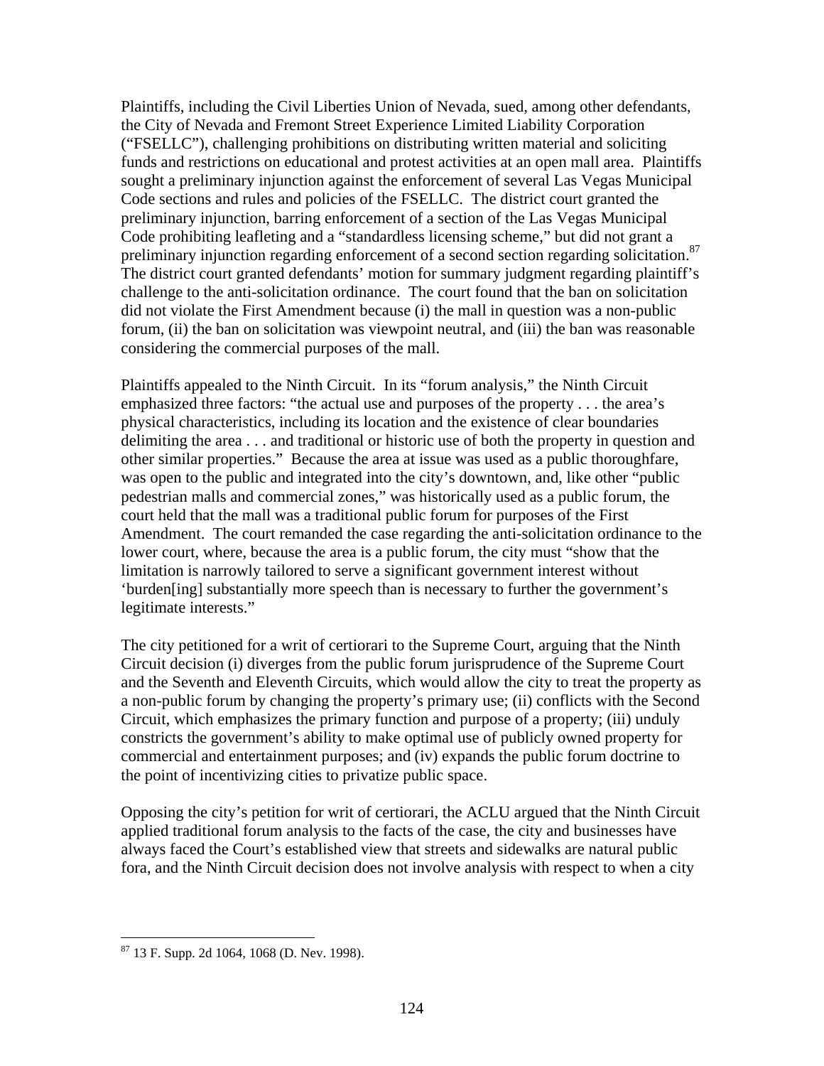Plaintiffs, including the Civil Liberties Union of Nevada, sued, among other defendants, the City of Nevada and Fremont Street Experience Limited Liability Corporation ("FSELLC"), challenging prohibitions on distributing written material and soliciting funds and restrictions on educational and protest activities at an open mall area. Plaintiffs sought a preliminary injunction against the enforcement of several Las Vegas Municipal Code sections and rules and policies of the FSELLC. The district court granted the preliminary injunction, barring enforcement of a section of the Las Vegas Municipal Code prohibiting leafleting and a "standardless licensing scheme," but did not grant a preliminary injunction regarding enforcement of a second section regarding solicitation.[87] The district court granted defendants' motion for summary judgment regarding plaintiff's challenge to the anti-solicitation ordinance. The court found that the ban on solicitation did not violate the First Amendment because (i) the mall in question was a non-public forum, (ii) the ban on solicitation was viewpoint neutral, and (iii) the ban was reasonable considering the commercial purposes of the mall.

Plaintiffs appealed to the Ninth Circuit. In its "forum analysis," the Ninth Circuit emphasized three factors: "the actual use and purposes of the property . . . the area's physical characteristics, including its location and the existence of clear boundaries delimiting the area . . . and traditional or historic use of both the property in question and other similar properties." Because the area at issue was used as a public thoroughfare, was open to the public and integrated into the city's downtown, and, like other "public pedestrian malls and commercial zones," was historically used as a public forum, the court held that the mall was a traditional public forum for purposes of the First Amendment. The court remanded the case regarding the anti-solicitation ordinance to the lower court, where, because the area is a public forum, the city must "show that the limitation is narrowly tailored to serve a significant government interest without 'burden[ing] substantially more speech than is necessary to further the government's legitimate interests."

The city petitioned for a writ of certiorari to the Supreme Court, arguing that the Ninth Circuit decision (i) diverges from the public forum jurisprudence of the Supreme Court and the Seventh and Eleventh Circuits, which would allow the city to treat the property as a non-public forum by changing the property's primary use; (ii) conflicts with the Second Circuit, which emphasizes the primary function and purpose of a property; (iii) unduly constricts the government's ability to make optimal use of publicly owned property for commercial and entertainment purposes; and (iv) expands the public forum doctrine to the point of incentivizing cities to privatize public space.

Opposing the city's petition for writ of certiorari, the ACLU argued that the Ninth Circuit applied traditional forum analysis to the facts of the case, the city and businesses have always faced the Court's established view that streets and sidewalks are natural public fora, and the Ninth Circuit decision does not involve analysis with respect to when a city

---

[87] 13 F. Supp. 2d 1064, 1068 (D. Nev. 1998).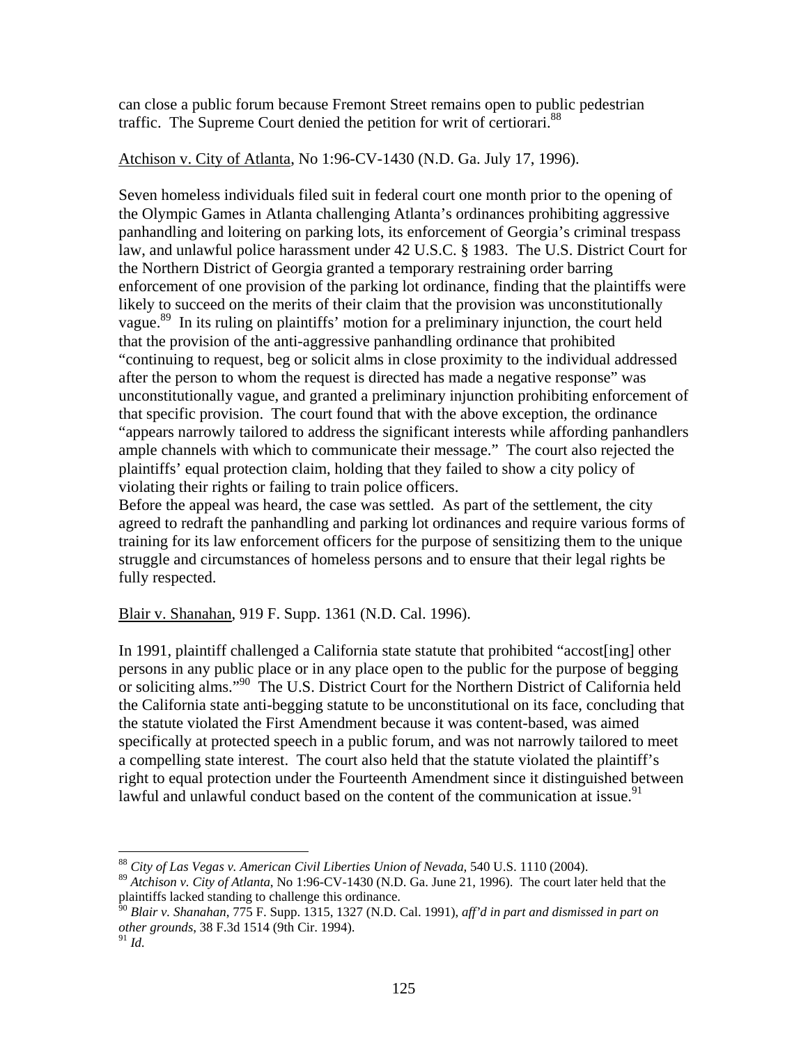can close a public forum because Fremont Street remains open to public pedestrian traffic. The Supreme Court denied the petition for writ of certiorari.[88]

Atchison v. City of Atlanta, No 1:96-CV-1430 (N.D. Ga. July 17, 1996).

Seven homeless individuals filed suit in federal court one month prior to the opening of the Olympic Games in Atlanta challenging Atlanta's ordinances prohibiting aggressive panhandling and loitering on parking lots, its enforcement of Georgia's criminal trespass law, and unlawful police harassment under 42 U.S.C. § 1983. The U.S. District Court for the Northern District of Georgia granted a temporary restraining order barring enforcement of one provision of the parking lot ordinance, finding that the plaintiffs were likely to succeed on the merits of their claim that the provision was unconstitutionally vague.[89] In its ruling on plaintiffs' motion for a preliminary injunction, the court held that the provision of the anti-aggressive panhandling ordinance that prohibited "continuing to request, beg or solicit alms in close proximity to the individual addressed after the person to whom the request is directed has made a negative response" was unconstitutionally vague, and granted a preliminary injunction prohibiting enforcement of that specific provision. The court found that with the above exception, the ordinance "appears narrowly tailored to address the significant interests while affording panhandlers ample channels with which to communicate their message." The court also rejected the plaintiffs' equal protection claim, holding that they failed to show a city policy of violating their rights or failing to train police officers.
Before the appeal was heard, the case was settled. As part of the settlement, the city agreed to redraft the panhandling and parking lot ordinances and require various forms of training for its law enforcement officers for the purpose of sensitizing them to the unique struggle and circumstances of homeless persons and to ensure that their legal rights be fully respected.

Blair v. Shanahan, 919 F. Supp. 1361 (N.D. Cal. 1996).

In 1991, plaintiff challenged a California state statute that prohibited "accost[ing] other persons in any public place or in any place open to the public for the purpose of begging or soliciting alms."[90] The U.S. District Court for the Northern District of California held the California state anti-begging statute to be unconstitutional on its face, concluding that the statute violated the First Amendment because it was content-based, was aimed specifically at protected speech in a public forum, and was not narrowly tailored to meet a compelling state interest. The court also held that the statute violated the plaintiff's right to equal protection under the Fourteenth Amendment since it distinguished between lawful and unlawful conduct based on the content of the communication at issue.[91]

---

[88] *City of Las Vegas v. American Civil Liberties Union of Nevada*, 540 U.S. 1110 (2004).

[89] *Atchison v. City of Atlanta*, No 1:96-CV-1430 (N.D. Ga. June 21, 1996). The court later held that the plaintiffs lacked standing to challenge this ordinance.

[90] *Blair v. Shanahan*, 775 F. Supp. 1315, 1327 (N.D. Cal. 1991), *aff'd in part and dismissed in part on other grounds*, 38 F.3d 1514 (9th Cir. 1994).

[91] *Id.*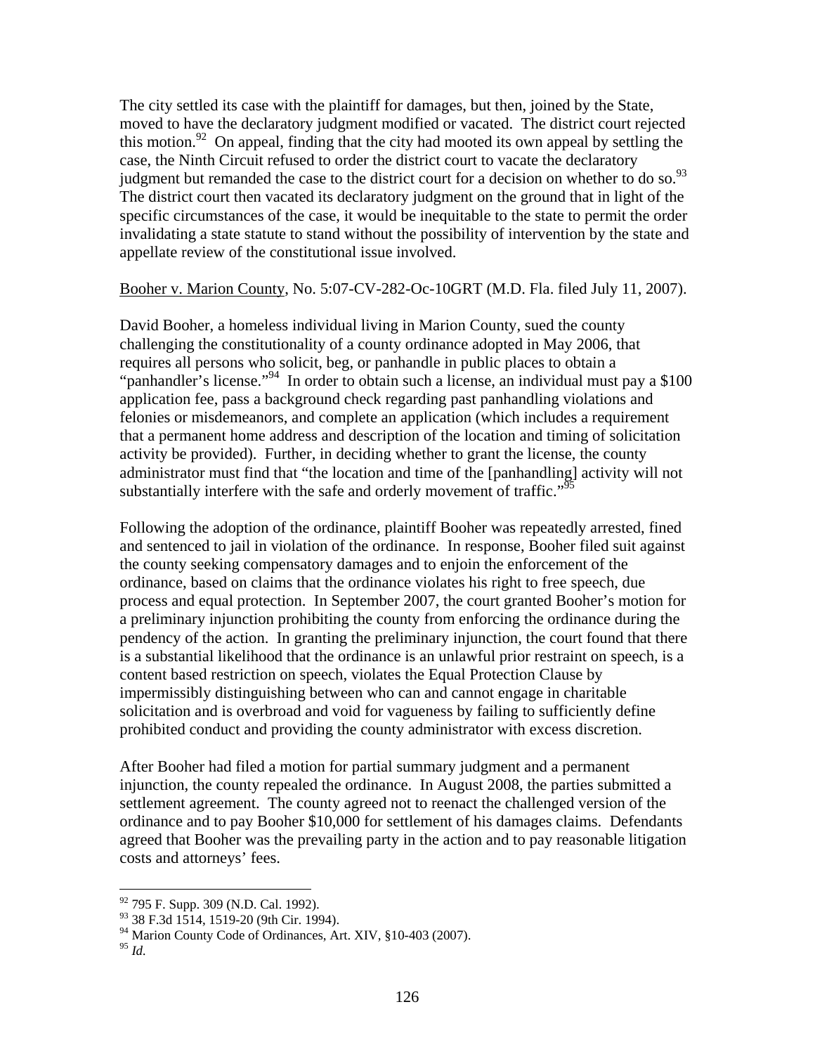The city settled its case with the plaintiff for damages, but then, joined by the State, moved to have the declaratory judgment modified or vacated. The district court rejected this motion.[92] On appeal, finding that the city had mooted its own appeal by settling the case, the Ninth Circuit refused to order the district court to vacate the declaratory judgment but remanded the case to the district court for a decision on whether to do so.[93] The district court then vacated its declaratory judgment on the ground that in light of the specific circumstances of the case, it would be inequitable to the state to permit the order invalidating a state statute to stand without the possibility of intervention by the state and appellate review of the constitutional issue involved.

<u>Booher v. Marion County</u>, No. 5:07-CV-282-Oc-10GRT (M.D. Fla. filed July 11, 2007).

David Booher, a homeless individual living in Marion County, sued the county challenging the constitutionality of a county ordinance adopted in May 2006, that requires all persons who solicit, beg, or panhandle in public places to obtain a "panhandler's license."[94] In order to obtain such a license, an individual must pay a $100 application fee, pass a background check regarding past panhandling violations and felonies or misdemeanors, and complete an application (which includes a requirement that a permanent home address and description of the location and timing of solicitation activity be provided). Further, in deciding whether to grant the license, the county administrator must find that "the location and time of the [panhandling] activity will not substantially interfere with the safe and orderly movement of traffic."[95]

Following the adoption of the ordinance, plaintiff Booher was repeatedly arrested, fined and sentenced to jail in violation of the ordinance. In response, Booher filed suit against the county seeking compensatory damages and to enjoin the enforcement of the ordinance, based on claims that the ordinance violates his right to free speech, due process and equal protection. In September 2007, the court granted Booher's motion for a preliminary injunction prohibiting the county from enforcing the ordinance during the pendency of the action. In granting the preliminary injunction, the court found that there is a substantial likelihood that the ordinance is an unlawful prior restraint on speech, is a content based restriction on speech, violates the Equal Protection Clause by impermissibly distinguishing between who can and cannot engage in charitable solicitation and is overbroad and void for vagueness by failing to sufficiently define prohibited conduct and providing the county administrator with excess discretion.

After Booher had filed a motion for partial summary judgment and a permanent injunction, the county repealed the ordinance. In August 2008, the parties submitted a settlement agreement. The county agreed not to reenact the challenged version of the ordinance and to pay Booher $10,000 for settlement of his damages claims. Defendants agreed that Booher was the prevailing party in the action and to pay reasonable litigation costs and attorneys' fees.

---

[92] 795 F. Supp. 309 (N.D. Cal. 1992).

[93] 38 F.3d 1514, 1519-20 (9th Cir. 1994).

[94] Marion County Code of Ordinances, Art. XIV, §10-403 (2007).

[95] *Id*.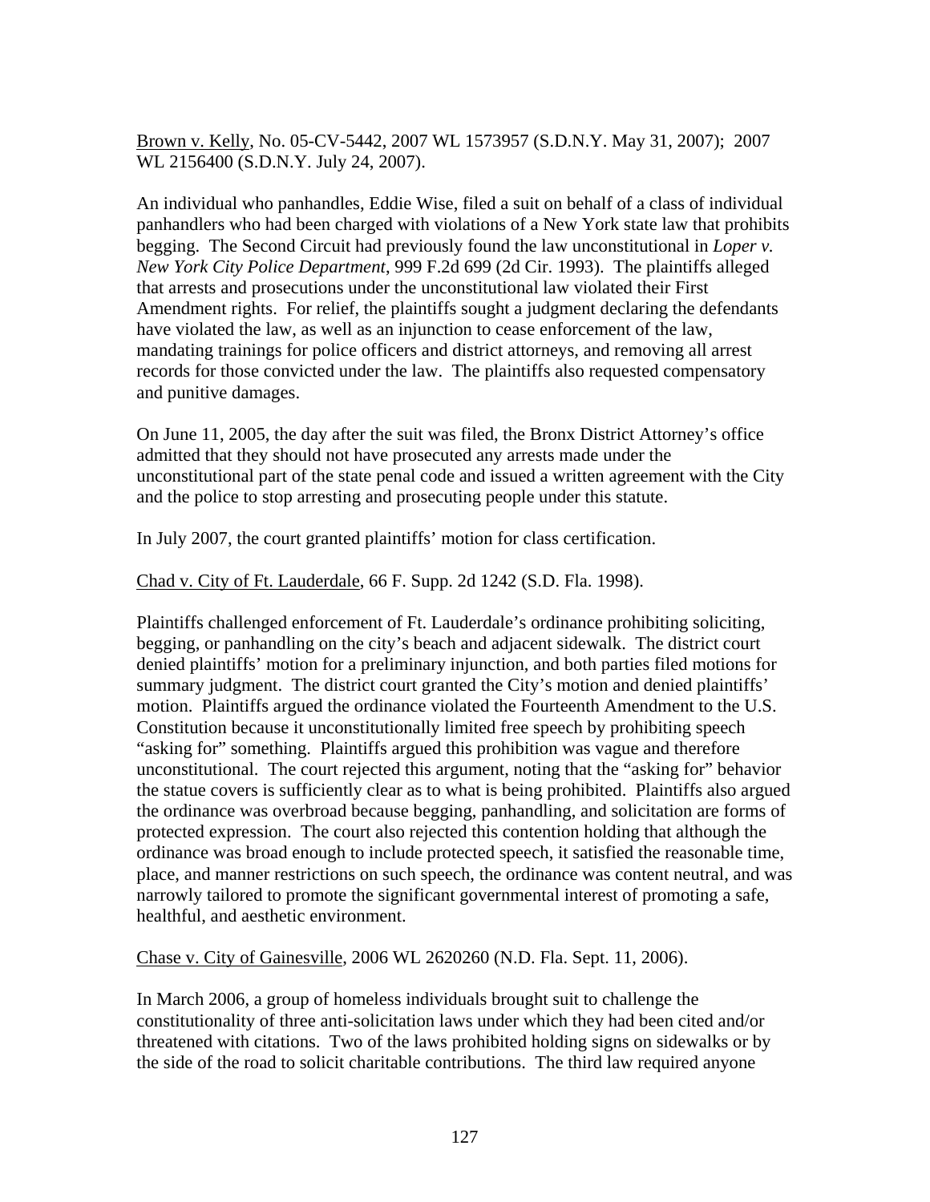<u>Brown v. Kelly</u>, No. 05-CV-5442, 2007 WL 1573957 (S.D.N.Y. May 31, 2007); 2007 WL 2156400 (S.D.N.Y. July 24, 2007).

An individual who panhandles, Eddie Wise, filed a suit on behalf of a class of individual panhandlers who had been charged with violations of a New York state law that prohibits begging. The Second Circuit had previously found the law unconstitutional in *Loper v. New York City Police Department*, 999 F.2d 699 (2d Cir. 1993). The plaintiffs alleged that arrests and prosecutions under the unconstitutional law violated their First Amendment rights. For relief, the plaintiffs sought a judgment declaring the defendants have violated the law, as well as an injunction to cease enforcement of the law, mandating trainings for police officers and district attorneys, and removing all arrest records for those convicted under the law. The plaintiffs also requested compensatory and punitive damages.

On June 11, 2005, the day after the suit was filed, the Bronx District Attorney's office admitted that they should not have prosecuted any arrests made under the unconstitutional part of the state penal code and issued a written agreement with the City and the police to stop arresting and prosecuting people under this statute.

In July 2007, the court granted plaintiffs' motion for class certification.

<u>Chad v. City of Ft. Lauderdale</u>, 66 F. Supp. 2d 1242 (S.D. Fla. 1998).

Plaintiffs challenged enforcement of Ft. Lauderdale's ordinance prohibiting soliciting, begging, or panhandling on the city's beach and adjacent sidewalk. The district court denied plaintiffs' motion for a preliminary injunction, and both parties filed motions for summary judgment. The district court granted the City's motion and denied plaintiffs' motion. Plaintiffs argued the ordinance violated the Fourteenth Amendment to the U.S. Constitution because it unconstitutionally limited free speech by prohibiting speech "asking for" something. Plaintiffs argued this prohibition was vague and therefore unconstitutional. The court rejected this argument, noting that the "asking for" behavior the statue covers is sufficiently clear as to what is being prohibited. Plaintiffs also argued the ordinance was overbroad because begging, panhandling, and solicitation are forms of protected expression. The court also rejected this contention holding that although the ordinance was broad enough to include protected speech, it satisfied the reasonable time, place, and manner restrictions on such speech, the ordinance was content neutral, and was narrowly tailored to promote the significant governmental interest of promoting a safe, healthful, and aesthetic environment.

<u>Chase v. City of Gainesville</u>, 2006 WL 2620260 (N.D. Fla. Sept. 11, 2006).

In March 2006, a group of homeless individuals brought suit to challenge the constitutionality of three anti-solicitation laws under which they had been cited and/or threatened with citations. Two of the laws prohibited holding signs on sidewalks or by the side of the road to solicit charitable contributions. The third law required anyone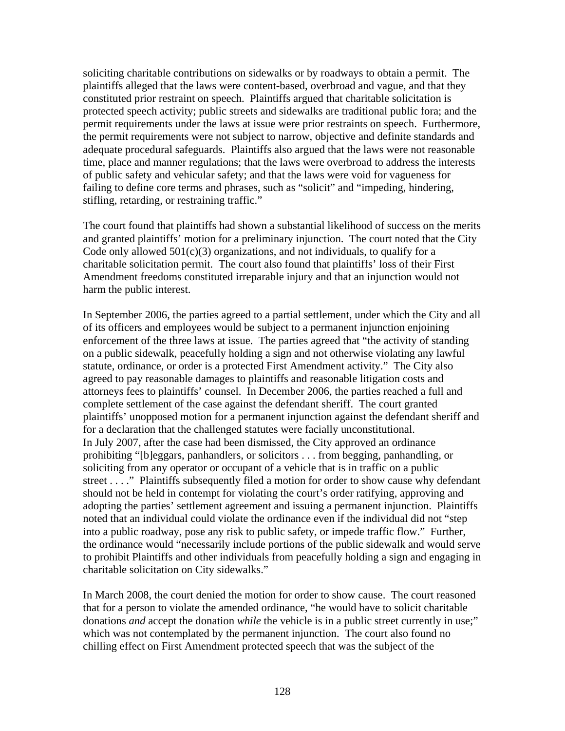soliciting charitable contributions on sidewalks or by roadways to obtain a permit. The plaintiffs alleged that the laws were content-based, overbroad and vague, and that they constituted prior restraint on speech. Plaintiffs argued that charitable solicitation is protected speech activity; public streets and sidewalks are traditional public fora; and the permit requirements under the laws at issue were prior restraints on speech. Furthermore, the permit requirements were not subject to narrow, objective and definite standards and adequate procedural safeguards. Plaintiffs also argued that the laws were not reasonable time, place and manner regulations; that the laws were overbroad to address the interests of public safety and vehicular safety; and that the laws were void for vagueness for failing to define core terms and phrases, such as "solicit" and "impeding, hindering, stifling, retarding, or restraining traffic."

The court found that plaintiffs had shown a substantial likelihood of success on the merits and granted plaintiffs' motion for a preliminary injunction. The court noted that the City Code only allowed 501(c)(3) organizations, and not individuals, to qualify for a charitable solicitation permit. The court also found that plaintiffs' loss of their First Amendment freedoms constituted irreparable injury and that an injunction would not harm the public interest.

In September 2006, the parties agreed to a partial settlement, under which the City and all of its officers and employees would be subject to a permanent injunction enjoining enforcement of the three laws at issue. The parties agreed that "the activity of standing on a public sidewalk, peacefully holding a sign and not otherwise violating any lawful statute, ordinance, or order is a protected First Amendment activity." The City also agreed to pay reasonable damages to plaintiffs and reasonable litigation costs and attorneys fees to plaintiffs' counsel. In December 2006, the parties reached a full and complete settlement of the case against the defendant sheriff. The court granted plaintiffs' unopposed motion for a permanent injunction against the defendant sheriff and for a declaration that the challenged statutes were facially unconstitutional.
In July 2007, after the case had been dismissed, the City approved an ordinance prohibiting "[b]eggars, panhandlers, or solicitors . . . from begging, panhandling, or soliciting from any operator or occupant of a vehicle that is in traffic on a public street . . . ." Plaintiffs subsequently filed a motion for order to show cause why defendant should not be held in contempt for violating the court's order ratifying, approving and adopting the parties' settlement agreement and issuing a permanent injunction. Plaintiffs noted that an individual could violate the ordinance even if the individual did not "step into a public roadway, pose any risk to public safety, or impede traffic flow." Further, the ordinance would "necessarily include portions of the public sidewalk and would serve to prohibit Plaintiffs and other individuals from peacefully holding a sign and engaging in charitable solicitation on City sidewalks."

In March 2008, the court denied the motion for order to show cause. The court reasoned that for a person to violate the amended ordinance, "he would have to solicit charitable donations *and* accept the donation *while* the vehicle is in a public street currently in use;" which was not contemplated by the permanent injunction. The court also found no chilling effect on First Amendment protected speech that was the subject of the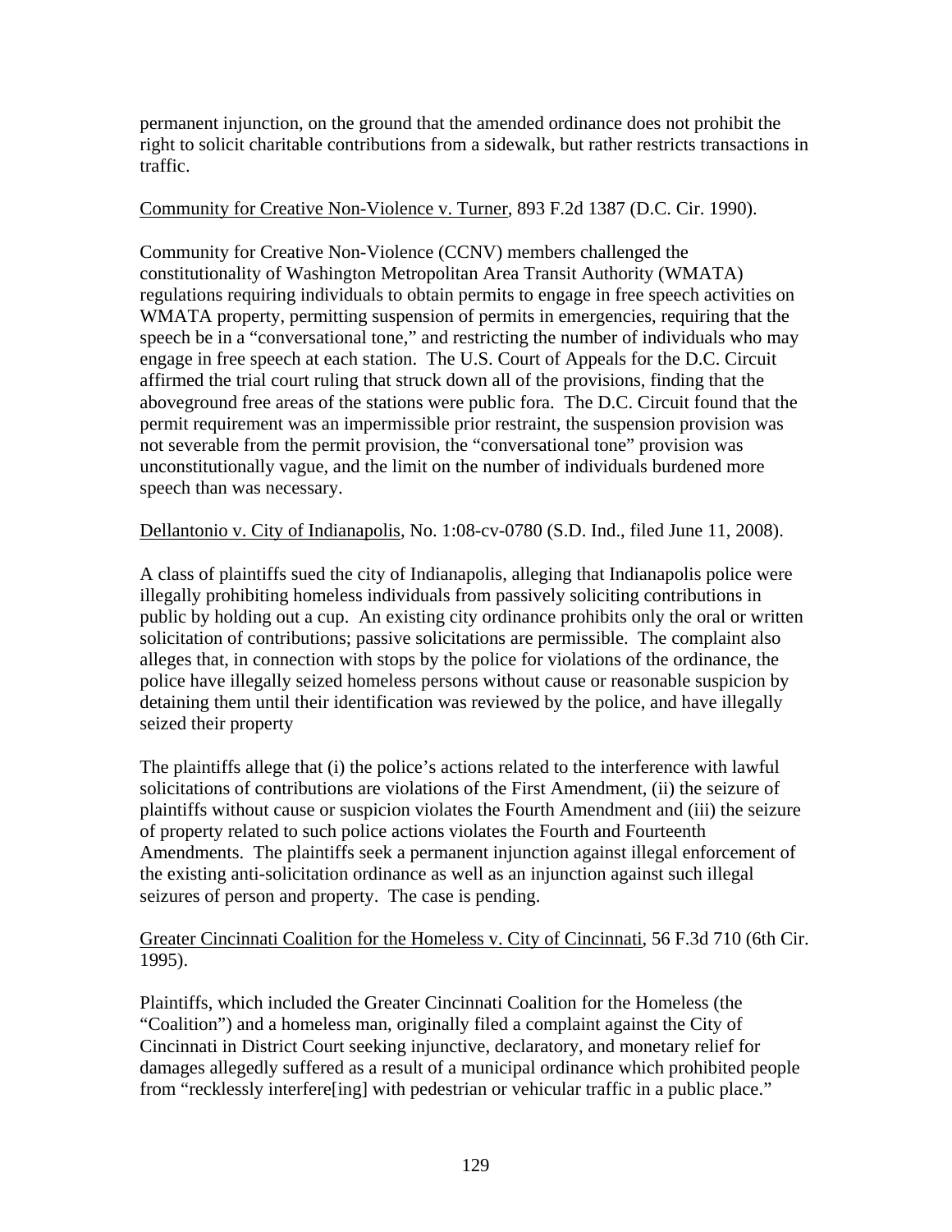permanent injunction, on the ground that the amended ordinance does not prohibit the right to solicit charitable contributions from a sidewalk, but rather restricts transactions in traffic.

Community for Creative Non-Violence v. Turner, 893 F.2d 1387 (D.C. Cir. 1990).

Community for Creative Non-Violence (CCNV) members challenged the constitutionality of Washington Metropolitan Area Transit Authority (WMATA) regulations requiring individuals to obtain permits to engage in free speech activities on WMATA property, permitting suspension of permits in emergencies, requiring that the speech be in a "conversational tone," and restricting the number of individuals who may engage in free speech at each station. The U.S. Court of Appeals for the D.C. Circuit affirmed the trial court ruling that struck down all of the provisions, finding that the aboveground free areas of the stations were public fora. The D.C. Circuit found that the permit requirement was an impermissible prior restraint, the suspension provision was not severable from the permit provision, the "conversational tone" provision was unconstitutionally vague, and the limit on the number of individuals burdened more speech than was necessary.

Dellantonio v. City of Indianapolis, No. 1:08-cv-0780 (S.D. Ind., filed June 11, 2008).

A class of plaintiffs sued the city of Indianapolis, alleging that Indianapolis police were illegally prohibiting homeless individuals from passively soliciting contributions in public by holding out a cup. An existing city ordinance prohibits only the oral or written solicitation of contributions; passive solicitations are permissible. The complaint also alleges that, in connection with stops by the police for violations of the ordinance, the police have illegally seized homeless persons without cause or reasonable suspicion by detaining them until their identification was reviewed by the police, and have illegally seized their property

The plaintiffs allege that (i) the police's actions related to the interference with lawful solicitations of contributions are violations of the First Amendment, (ii) the seizure of plaintiffs without cause or suspicion violates the Fourth Amendment and (iii) the seizure of property related to such police actions violates the Fourth and Fourteenth Amendments. The plaintiffs seek a permanent injunction against illegal enforcement of the existing anti-solicitation ordinance as well as an injunction against such illegal seizures of person and property. The case is pending.

Greater Cincinnati Coalition for the Homeless v. City of Cincinnati, 56 F.3d 710 (6th Cir. 1995).

Plaintiffs, which included the Greater Cincinnati Coalition for the Homeless (the "Coalition") and a homeless man, originally filed a complaint against the City of Cincinnati in District Court seeking injunctive, declaratory, and monetary relief for damages allegedly suffered as a result of a municipal ordinance which prohibited people from "recklessly interfere[ing] with pedestrian or vehicular traffic in a public place."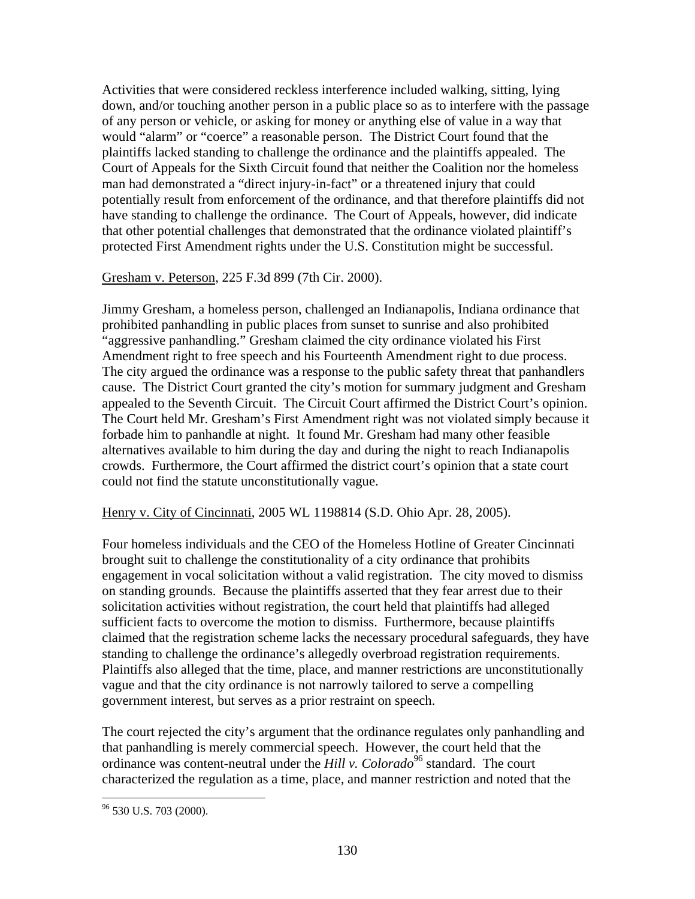Activities that were considered reckless interference included walking, sitting, lying down, and/or touching another person in a public place so as to interfere with the passage of any person or vehicle, or asking for money or anything else of value in a way that would "alarm" or "coerce" a reasonable person. The District Court found that the plaintiffs lacked standing to challenge the ordinance and the plaintiffs appealed. The Court of Appeals for the Sixth Circuit found that neither the Coalition nor the homeless man had demonstrated a "direct injury-in-fact" or a threatened injury that could potentially result from enforcement of the ordinance, and that therefore plaintiffs did not have standing to challenge the ordinance. The Court of Appeals, however, did indicate that other potential challenges that demonstrated that the ordinance violated plaintiff's protected First Amendment rights under the U.S. Constitution might be successful.

Gresham v. Peterson, 225 F.3d 899 (7th Cir. 2000).

Jimmy Gresham, a homeless person, challenged an Indianapolis, Indiana ordinance that prohibited panhandling in public places from sunset to sunrise and also prohibited "aggressive panhandling." Gresham claimed the city ordinance violated his First Amendment right to free speech and his Fourteenth Amendment right to due process. The city argued the ordinance was a response to the public safety threat that panhandlers cause. The District Court granted the city's motion for summary judgment and Gresham appealed to the Seventh Circuit. The Circuit Court affirmed the District Court's opinion. The Court held Mr. Gresham's First Amendment right was not violated simply because it forbade him to panhandle at night. It found Mr. Gresham had many other feasible alternatives available to him during the day and during the night to reach Indianapolis crowds. Furthermore, the Court affirmed the district court's opinion that a state court could not find the statute unconstitutionally vague.

Henry v. City of Cincinnati, 2005 WL 1198814 (S.D. Ohio Apr. 28, 2005).

Four homeless individuals and the CEO of the Homeless Hotline of Greater Cincinnati brought suit to challenge the constitutionality of a city ordinance that prohibits engagement in vocal solicitation without a valid registration. The city moved to dismiss on standing grounds. Because the plaintiffs asserted that they fear arrest due to their solicitation activities without registration, the court held that plaintiffs had alleged sufficient facts to overcome the motion to dismiss. Furthermore, because plaintiffs claimed that the registration scheme lacks the necessary procedural safeguards, they have standing to challenge the ordinance's allegedly overbroad registration requirements. Plaintiffs also alleged that the time, place, and manner restrictions are unconstitutionally vague and that the city ordinance is not narrowly tailored to serve a compelling government interest, but serves as a prior restraint on speech.

The court rejected the city's argument that the ordinance regulates only panhandling and that panhandling is merely commercial speech. However, the court held that the ordinance was content-neutral under the *Hill v. Colorado*[96] standard. The court characterized the regulation as a time, place, and manner restriction and noted that the

[96] 530 U.S. 703 (2000).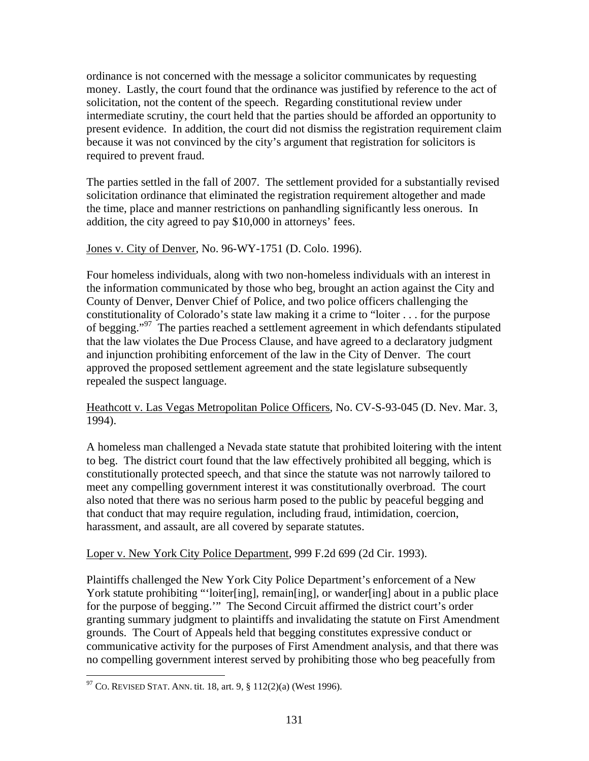ordinance is not concerned with the message a solicitor communicates by requesting money. Lastly, the court found that the ordinance was justified by reference to the act of solicitation, not the content of the speech. Regarding constitutional review under intermediate scrutiny, the court held that the parties should be afforded an opportunity to present evidence. In addition, the court did not dismiss the registration requirement claim because it was not convinced by the city's argument that registration for solicitors is required to prevent fraud.

The parties settled in the fall of 2007. The settlement provided for a substantially revised solicitation ordinance that eliminated the registration requirement altogether and made the time, place and manner restrictions on panhandling significantly less onerous. In addition, the city agreed to pay $10,000 in attorneys' fees.

Jones v. City of Denver, No. 96-WY-1751 (D. Colo. 1996).

Four homeless individuals, along with two non-homeless individuals with an interest in the information communicated by those who beg, brought an action against the City and County of Denver, Denver Chief of Police, and two police officers challenging the constitutionality of Colorado's state law making it a crime to "loiter . . . for the purpose of begging."[97] The parties reached a settlement agreement in which defendants stipulated that the law violates the Due Process Clause, and have agreed to a declaratory judgment and injunction prohibiting enforcement of the law in the City of Denver. The court approved the proposed settlement agreement and the state legislature subsequently repealed the suspect language.

Heathcott v. Las Vegas Metropolitan Police Officers, No. CV-S-93-045 (D. Nev. Mar. 3, 1994).

A homeless man challenged a Nevada state statute that prohibited loitering with the intent to beg. The district court found that the law effectively prohibited all begging, which is constitutionally protected speech, and that since the statute was not narrowly tailored to meet any compelling government interest it was constitutionally overbroad. The court also noted that there was no serious harm posed to the public by peaceful begging and that conduct that may require regulation, including fraud, intimidation, coercion, harassment, and assault, are all covered by separate statutes.

Loper v. New York City Police Department, 999 F.2d 699 (2d Cir. 1993).

Plaintiffs challenged the New York City Police Department's enforcement of a New York statute prohibiting "'loiter[ing], remain[ing], or wander[ing] about in a public place for the purpose of begging.'" The Second Circuit affirmed the district court's order granting summary judgment to plaintiffs and invalidating the statute on First Amendment grounds. The Court of Appeals held that begging constitutes expressive conduct or communicative activity for the purposes of First Amendment analysis, and that there was no compelling government interest served by prohibiting those who beg peacefully from

---

[97] CO. REVISED STAT. ANN. tit. 18, art. 9, § 112(2)(a) (West 1996).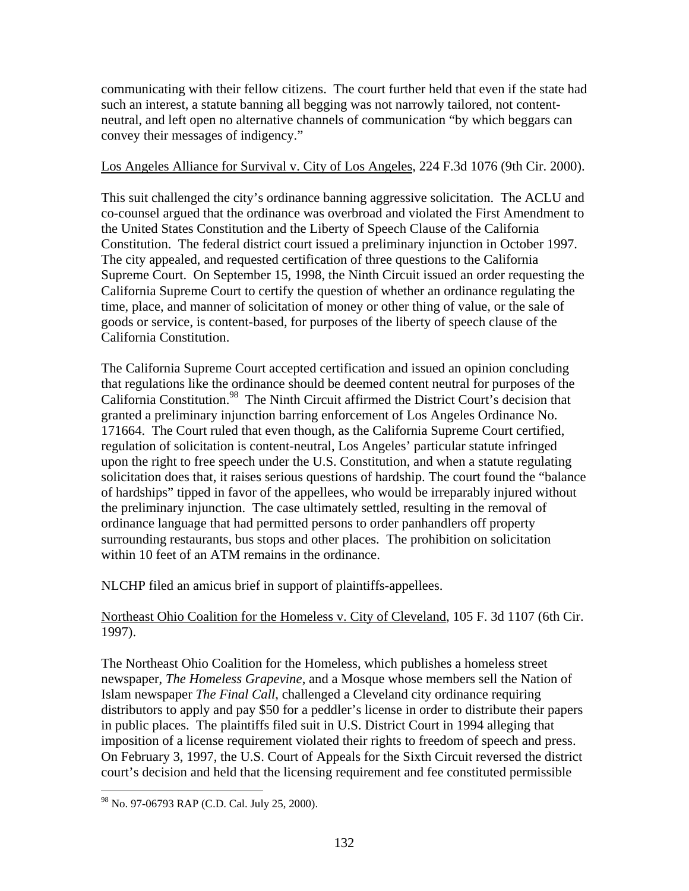communicating with their fellow citizens. The court further held that even if the state had such an interest, a statute banning all begging was not narrowly tailored, not content-neutral, and left open no alternative channels of communication "by which beggars can convey their messages of indigency."

Los Angeles Alliance for Survival v. City of Los Angeles, 224 F.3d 1076 (9th Cir. 2000).

This suit challenged the city's ordinance banning aggressive solicitation. The ACLU and co-counsel argued that the ordinance was overbroad and violated the First Amendment to the United States Constitution and the Liberty of Speech Clause of the California Constitution. The federal district court issued a preliminary injunction in October 1997. The city appealed, and requested certification of three questions to the California Supreme Court. On September 15, 1998, the Ninth Circuit issued an order requesting the California Supreme Court to certify the question of whether an ordinance regulating the time, place, and manner of solicitation of money or other thing of value, or the sale of goods or service, is content-based, for purposes of the liberty of speech clause of the California Constitution.

The California Supreme Court accepted certification and issued an opinion concluding that regulations like the ordinance should be deemed content neutral for purposes of the California Constitution.[98] The Ninth Circuit affirmed the District Court's decision that granted a preliminary injunction barring enforcement of Los Angeles Ordinance No. 171664. The Court ruled that even though, as the California Supreme Court certified, regulation of solicitation is content-neutral, Los Angeles' particular statute infringed upon the right to free speech under the U.S. Constitution, and when a statute regulating solicitation does that, it raises serious questions of hardship. The court found the "balance of hardships" tipped in favor of the appellees, who would be irreparably injured without the preliminary injunction. The case ultimately settled, resulting in the removal of ordinance language that had permitted persons to order panhandlers off property surrounding restaurants, bus stops and other places. The prohibition on solicitation within 10 feet of an ATM remains in the ordinance.

NLCHP filed an amicus brief in support of plaintiffs-appellees.

Northeast Ohio Coalition for the Homeless v. City of Cleveland, 105 F. 3d 1107 (6th Cir. 1997).

The Northeast Ohio Coalition for the Homeless, which publishes a homeless street newspaper, *The Homeless Grapevine*, and a Mosque whose members sell the Nation of Islam newspaper *The Final Call*, challenged a Cleveland city ordinance requiring distributors to apply and pay $50 for a peddler's license in order to distribute their papers in public places. The plaintiffs filed suit in U.S. District Court in 1994 alleging that imposition of a license requirement violated their rights to freedom of speech and press. On February 3, 1997, the U.S. Court of Appeals for the Sixth Circuit reversed the district court's decision and held that the licensing requirement and fee constituted permissible

[98] No. 97-06793 RAP (C.D. Cal. July 25, 2000).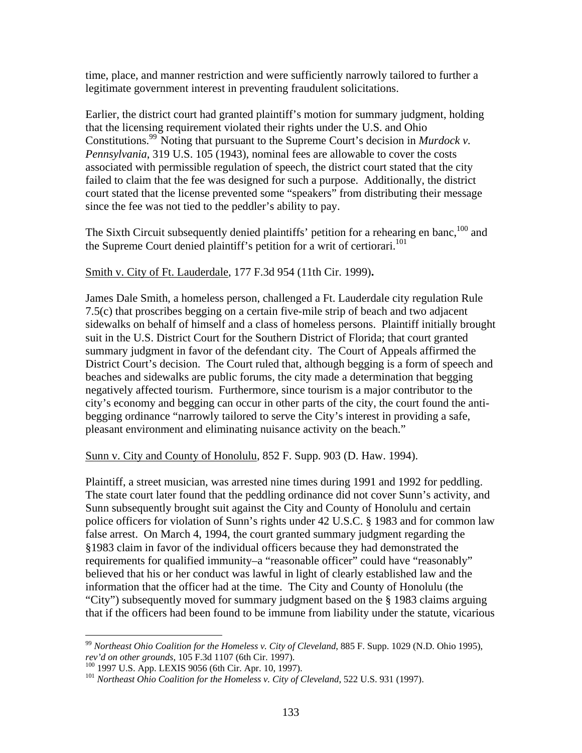time, place, and manner restriction and were sufficiently narrowly tailored to further a legitimate government interest in preventing fraudulent solicitations.

Earlier, the district court had granted plaintiff's motion for summary judgment, holding that the licensing requirement violated their rights under the U.S. and Ohio Constitutions.[99] Noting that pursuant to the Supreme Court's decision in *Murdock v. Pennsylvania*, 319 U.S. 105 (1943), nominal fees are allowable to cover the costs associated with permissible regulation of speech, the district court stated that the city failed to claim that the fee was designed for such a purpose. Additionally, the district court stated that the license prevented some "speakers" from distributing their message since the fee was not tied to the peddler's ability to pay.

The Sixth Circuit subsequently denied plaintiffs' petition for a rehearing en banc,[100] and the Supreme Court denied plaintiff's petition for a writ of certiorari.[101]

Smith v. City of Ft. Lauderdale, 177 F.3d 954 (11th Cir. 1999)**.**

James Dale Smith, a homeless person, challenged a Ft. Lauderdale city regulation Rule 7.5(c) that proscribes begging on a certain five-mile strip of beach and two adjacent sidewalks on behalf of himself and a class of homeless persons. Plaintiff initially brought suit in the U.S. District Court for the Southern District of Florida; that court granted summary judgment in favor of the defendant city. The Court of Appeals affirmed the District Court's decision. The Court ruled that, although begging is a form of speech and beaches and sidewalks are public forums, the city made a determination that begging negatively affected tourism. Furthermore, since tourism is a major contributor to the city's economy and begging can occur in other parts of the city, the court found the anti-begging ordinance "narrowly tailored to serve the City's interest in providing a safe, pleasant environment and eliminating nuisance activity on the beach."

Sunn v. City and County of Honolulu, 852 F. Supp. 903 (D. Haw. 1994).

Plaintiff, a street musician, was arrested nine times during 1991 and 1992 for peddling. The state court later found that the peddling ordinance did not cover Sunn's activity, and Sunn subsequently brought suit against the City and County of Honolulu and certain police officers for violation of Sunn's rights under 42 U.S.C. § 1983 and for common law false arrest. On March 4, 1994, the court granted summary judgment regarding the §1983 claim in favor of the individual officers because they had demonstrated the requirements for qualified immunity–a "reasonable officer" could have "reasonably" believed that his or her conduct was lawful in light of clearly established law and the information that the officer had at the time. The City and County of Honolulu (the "City") subsequently moved for summary judgment based on the § 1983 claims arguing that if the officers had been found to be immune from liability under the statute, vicarious

---

[99] *Northeast Ohio Coalition for the Homeless v. City of Cleveland*, 885 F. Supp. 1029 (N.D. Ohio 1995), *rev'd on other grounds*, 105 F.3d 1107 (6th Cir. 1997).

[100] 1997 U.S. App. LEXIS 9056 (6th Cir. Apr. 10, 1997).

[101] *Northeast Ohio Coalition for the Homeless v. City of Cleveland*, 522 U.S. 931 (1997).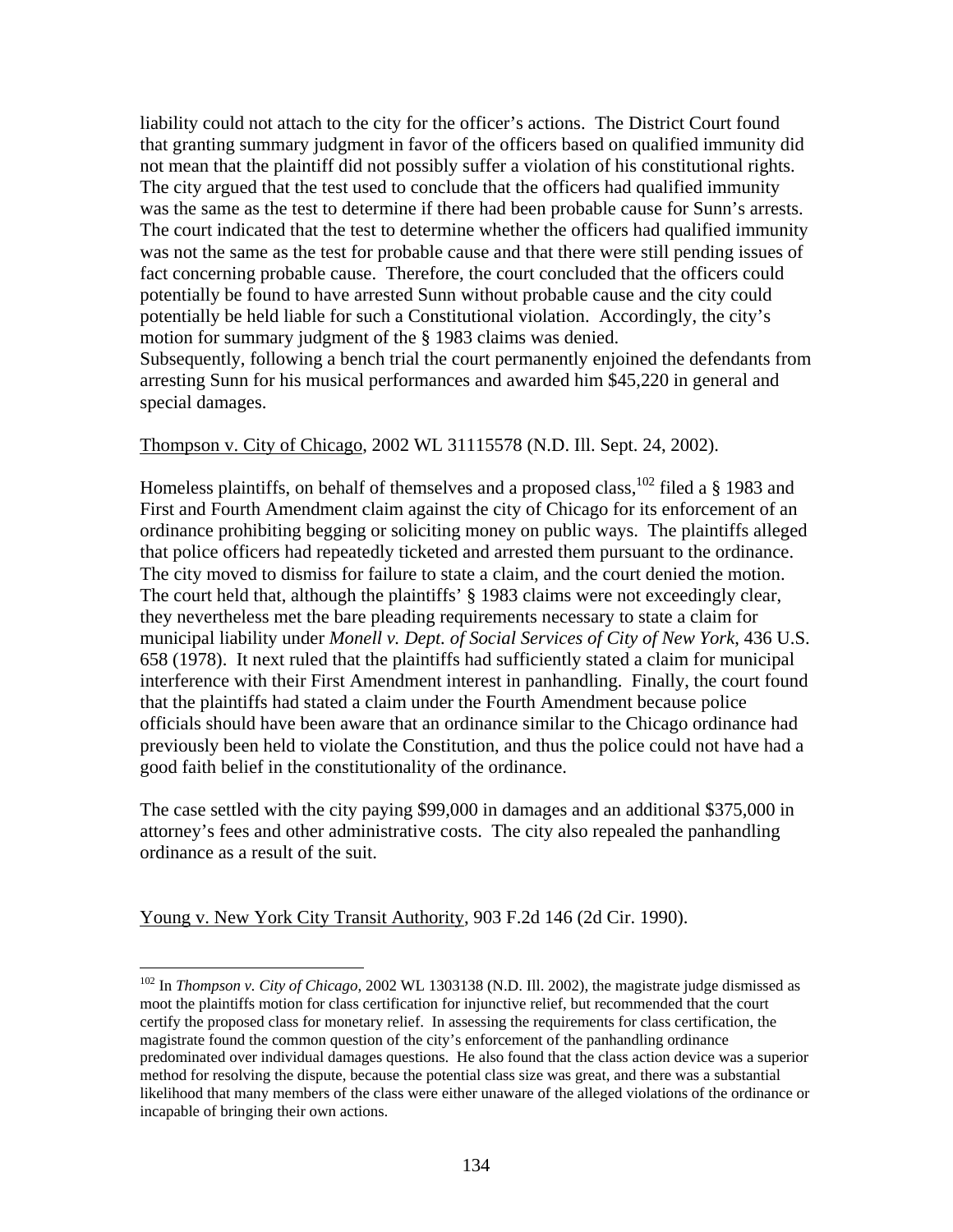liability could not attach to the city for the officer's actions. The District Court found that granting summary judgment in favor of the officers based on qualified immunity did not mean that the plaintiff did not possibly suffer a violation of his constitutional rights. The city argued that the test used to conclude that the officers had qualified immunity was the same as the test to determine if there had been probable cause for Sunn's arrests. The court indicated that the test to determine whether the officers had qualified immunity was not the same as the test for probable cause and that there were still pending issues of fact concerning probable cause. Therefore, the court concluded that the officers could potentially be found to have arrested Sunn without probable cause and the city could potentially be held liable for such a Constitutional violation. Accordingly, the city's motion for summary judgment of the § 1983 claims was denied.
Subsequently, following a bench trial the court permanently enjoined the defendants from arresting Sunn for his musical performances and awarded him $45,220 in general and special damages.

Thompson v. City of Chicago, 2002 WL 31115578 (N.D. Ill. Sept. 24, 2002).

Homeless plaintiffs, on behalf of themselves and a proposed class,[102] filed a § 1983 and First and Fourth Amendment claim against the city of Chicago for its enforcement of an ordinance prohibiting begging or soliciting money on public ways. The plaintiffs alleged that police officers had repeatedly ticketed and arrested them pursuant to the ordinance. The city moved to dismiss for failure to state a claim, and the court denied the motion. The court held that, although the plaintiffs' § 1983 claims were not exceedingly clear, they nevertheless met the bare pleading requirements necessary to state a claim for municipal liability under *Monell v. Dept. of Social Services of City of New York*, 436 U.S. 658 (1978). It next ruled that the plaintiffs had sufficiently stated a claim for municipal interference with their First Amendment interest in panhandling. Finally, the court found that the plaintiffs had stated a claim under the Fourth Amendment because police officials should have been aware that an ordinance similar to the Chicago ordinance had previously been held to violate the Constitution, and thus the police could not have had a good faith belief in the constitutionality of the ordinance.

The case settled with the city paying $99,000 in damages and an additional $375,000 in attorney's fees and other administrative costs. The city also repealed the panhandling ordinance as a result of the suit.

Young v. New York City Transit Authority, 903 F.2d 146 (2d Cir. 1990).

---

[102] In *Thompson v. City of Chicago*, 2002 WL 1303138 (N.D. Ill. 2002), the magistrate judge dismissed as moot the plaintiffs motion for class certification for injunctive relief, but recommended that the court certify the proposed class for monetary relief. In assessing the requirements for class certification, the magistrate found the common question of the city's enforcement of the panhandling ordinance predominated over individual damages questions. He also found that the class action device was a superior method for resolving the dispute, because the potential class size was great, and there was a substantial likelihood that many members of the class were either unaware of the alleged violations of the ordinance or incapable of bringing their own actions.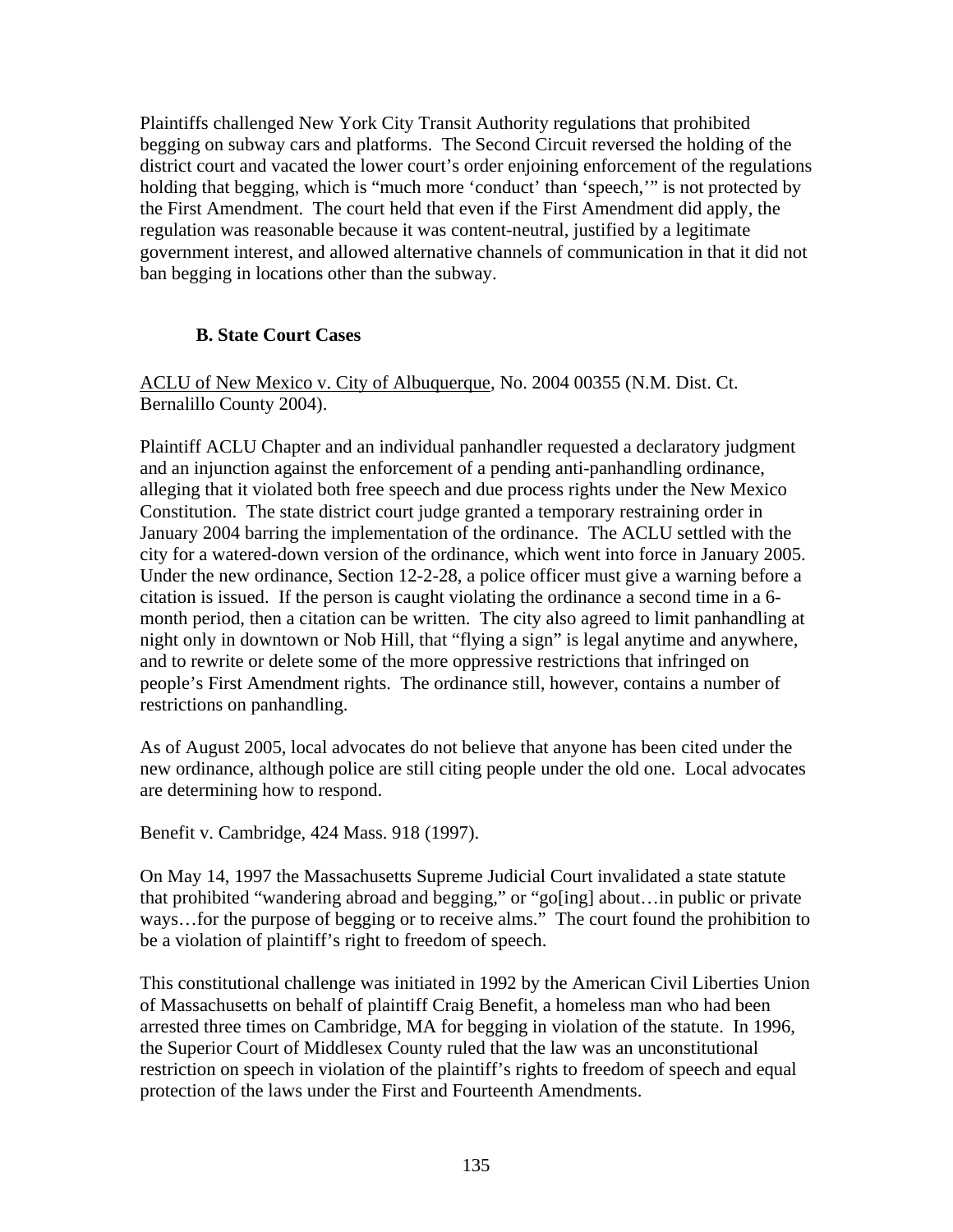Plaintiffs challenged New York City Transit Authority regulations that prohibited begging on subway cars and platforms. The Second Circuit reversed the holding of the district court and vacated the lower court's order enjoining enforcement of the regulations holding that begging, which is "much more 'conduct' than 'speech,'" is not protected by the First Amendment. The court held that even if the First Amendment did apply, the regulation was reasonable because it was content-neutral, justified by a legitimate government interest, and allowed alternative channels of communication in that it did not ban begging in locations other than the subway.

### B. State Court Cases

ACLU of New Mexico v. City of Albuquerque, No. 2004 00355 (N.M. Dist. Ct. Bernalillo County 2004).

Plaintiff ACLU Chapter and an individual panhandler requested a declaratory judgment and an injunction against the enforcement of a pending anti-panhandling ordinance, alleging that it violated both free speech and due process rights under the New Mexico Constitution. The state district court judge granted a temporary restraining order in January 2004 barring the implementation of the ordinance. The ACLU settled with the city for a watered-down version of the ordinance, which went into force in January 2005. Under the new ordinance, Section 12-2-28, a police officer must give a warning before a citation is issued. If the person is caught violating the ordinance a second time in a 6-month period, then a citation can be written. The city also agreed to limit panhandling at night only in downtown or Nob Hill, that "flying a sign" is legal anytime and anywhere, and to rewrite or delete some of the more oppressive restrictions that infringed on people's First Amendment rights. The ordinance still, however, contains a number of restrictions on panhandling.

As of August 2005, local advocates do not believe that anyone has been cited under the new ordinance, although police are still citing people under the old one. Local advocates are determining how to respond.

Benefit v. Cambridge, 424 Mass. 918 (1997).

On May 14, 1997 the Massachusetts Supreme Judicial Court invalidated a state statute that prohibited "wandering abroad and begging," or "go[ing] about…in public or private ways…for the purpose of begging or to receive alms." The court found the prohibition to be a violation of plaintiff's right to freedom of speech.

This constitutional challenge was initiated in 1992 by the American Civil Liberties Union of Massachusetts on behalf of plaintiff Craig Benefit, a homeless man who had been arrested three times on Cambridge, MA for begging in violation of the statute. In 1996, the Superior Court of Middlesex County ruled that the law was an unconstitutional restriction on speech in violation of the plaintiff's rights to freedom of speech and equal protection of the laws under the First and Fourteenth Amendments.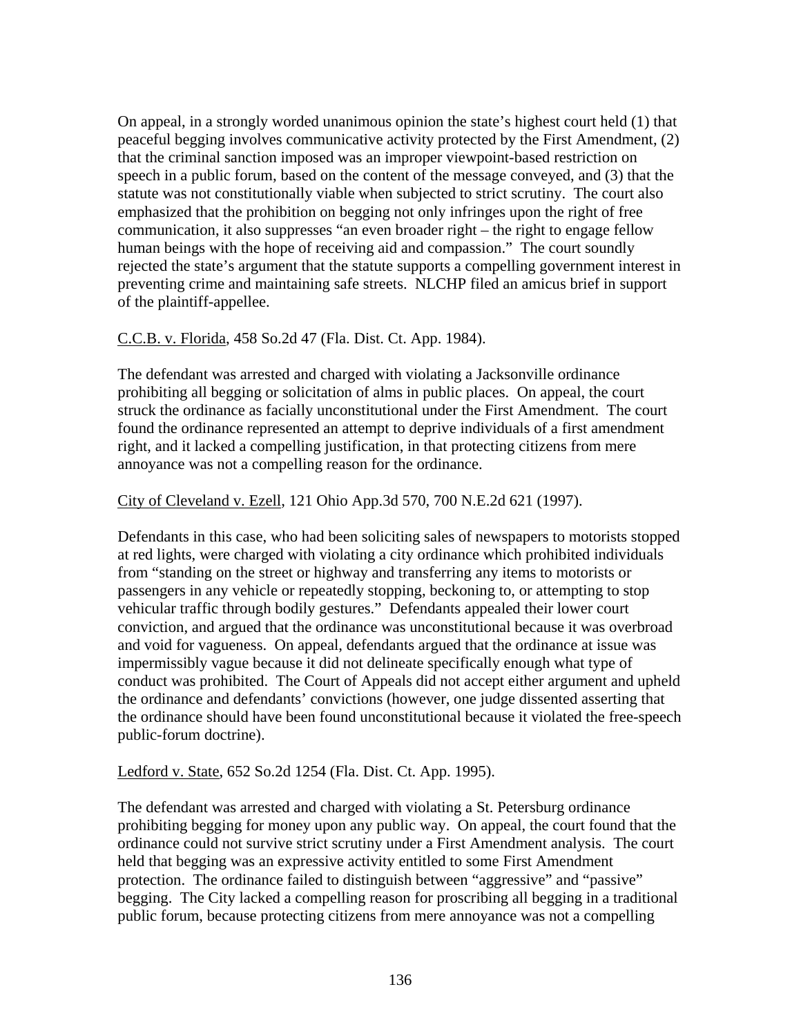On appeal, in a strongly worded unanimous opinion the state's highest court held (1) that peaceful begging involves communicative activity protected by the First Amendment, (2) that the criminal sanction imposed was an improper viewpoint-based restriction on speech in a public forum, based on the content of the message conveyed, and (3) that the statute was not constitutionally viable when subjected to strict scrutiny. The court also emphasized that the prohibition on begging not only infringes upon the right of free communication, it also suppresses "an even broader right – the right to engage fellow human beings with the hope of receiving aid and compassion." The court soundly rejected the state's argument that the statute supports a compelling government interest in preventing crime and maintaining safe streets. NLCHP filed an amicus brief in support of the plaintiff-appellee.

C.C.B. v. Florida, 458 So.2d 47 (Fla. Dist. Ct. App. 1984).

The defendant was arrested and charged with violating a Jacksonville ordinance prohibiting all begging or solicitation of alms in public places. On appeal, the court struck the ordinance as facially unconstitutional under the First Amendment. The court found the ordinance represented an attempt to deprive individuals of a first amendment right, and it lacked a compelling justification, in that protecting citizens from mere annoyance was not a compelling reason for the ordinance.

City of Cleveland v. Ezell, 121 Ohio App.3d 570, 700 N.E.2d 621 (1997).

Defendants in this case, who had been soliciting sales of newspapers to motorists stopped at red lights, were charged with violating a city ordinance which prohibited individuals from "standing on the street or highway and transferring any items to motorists or passengers in any vehicle or repeatedly stopping, beckoning to, or attempting to stop vehicular traffic through bodily gestures." Defendants appealed their lower court conviction, and argued that the ordinance was unconstitutional because it was overbroad and void for vagueness. On appeal, defendants argued that the ordinance at issue was impermissibly vague because it did not delineate specifically enough what type of conduct was prohibited. The Court of Appeals did not accept either argument and upheld the ordinance and defendants' convictions (however, one judge dissented asserting that the ordinance should have been found unconstitutional because it violated the free-speech public-forum doctrine).

Ledford v. State, 652 So.2d 1254 (Fla. Dist. Ct. App. 1995).

The defendant was arrested and charged with violating a St. Petersburg ordinance prohibiting begging for money upon any public way. On appeal, the court found that the ordinance could not survive strict scrutiny under a First Amendment analysis. The court held that begging was an expressive activity entitled to some First Amendment protection. The ordinance failed to distinguish between "aggressive" and "passive" begging. The City lacked a compelling reason for proscribing all begging in a traditional public forum, because protecting citizens from mere annoyance was not a compelling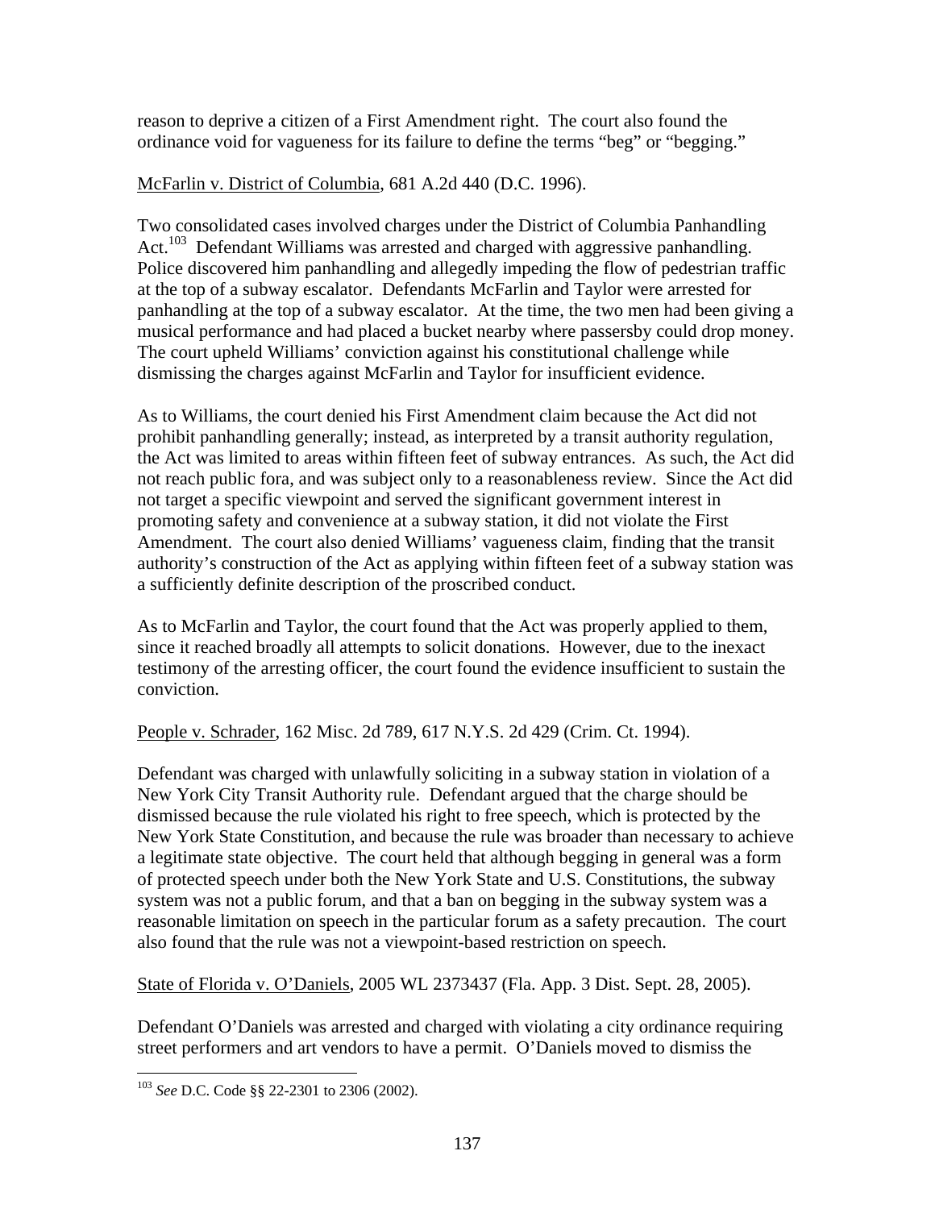reason to deprive a citizen of a First Amendment right. The court also found the ordinance void for vagueness for its failure to define the terms "beg" or "begging."

<u>McFarlin v. District of Columbia</u>, 681 A.2d 440 (D.C. 1996).

Two consolidated cases involved charges under the District of Columbia Panhandling Act.[103] Defendant Williams was arrested and charged with aggressive panhandling. Police discovered him panhandling and allegedly impeding the flow of pedestrian traffic at the top of a subway escalator. Defendants McFarlin and Taylor were arrested for panhandling at the top of a subway escalator. At the time, the two men had been giving a musical performance and had placed a bucket nearby where passersby could drop money. The court upheld Williams' conviction against his constitutional challenge while dismissing the charges against McFarlin and Taylor for insufficient evidence.

As to Williams, the court denied his First Amendment claim because the Act did not prohibit panhandling generally; instead, as interpreted by a transit authority regulation, the Act was limited to areas within fifteen feet of subway entrances. As such, the Act did not reach public fora, and was subject only to a reasonableness review. Since the Act did not target a specific viewpoint and served the significant government interest in promoting safety and convenience at a subway station, it did not violate the First Amendment. The court also denied Williams' vagueness claim, finding that the transit authority's construction of the Act as applying within fifteen feet of a subway station was a sufficiently definite description of the proscribed conduct.

As to McFarlin and Taylor, the court found that the Act was properly applied to them, since it reached broadly all attempts to solicit donations. However, due to the inexact testimony of the arresting officer, the court found the evidence insufficient to sustain the conviction.

<u>People v. Schrader</u>, 162 Misc. 2d 789, 617 N.Y.S. 2d 429 (Crim. Ct. 1994).

Defendant was charged with unlawfully soliciting in a subway station in violation of a New York City Transit Authority rule. Defendant argued that the charge should be dismissed because the rule violated his right to free speech, which is protected by the New York State Constitution, and because the rule was broader than necessary to achieve a legitimate state objective. The court held that although begging in general was a form of protected speech under both the New York State and U.S. Constitutions, the subway system was not a public forum, and that a ban on begging in the subway system was a reasonable limitation on speech in the particular forum as a safety precaution. The court also found that the rule was not a viewpoint-based restriction on speech.

<u>State of Florida v. O'Daniels</u>, 2005 WL 2373437 (Fla. App. 3 Dist. Sept. 28, 2005).

Defendant O'Daniels was arrested and charged with violating a city ordinance requiring street performers and art vendors to have a permit. O'Daniels moved to dismiss the

[103] *See* D.C. Code §§ 22-2301 to 2306 (2002).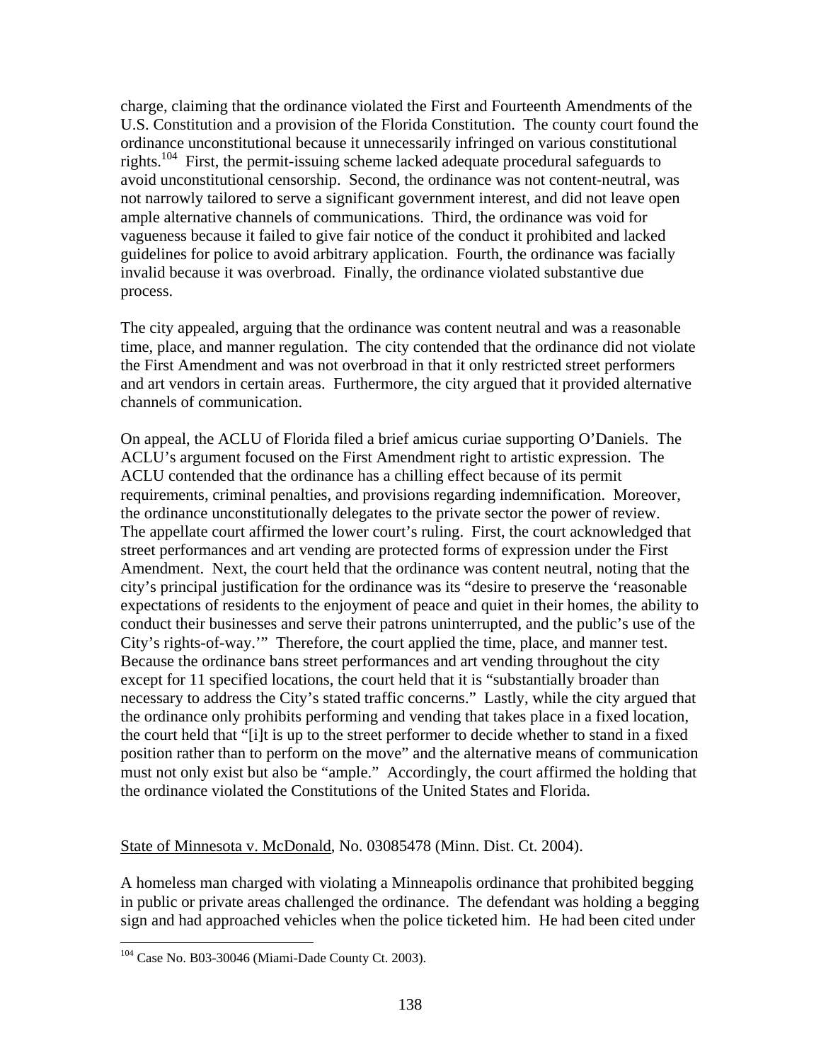charge, claiming that the ordinance violated the First and Fourteenth Amendments of the U.S. Constitution and a provision of the Florida Constitution. The county court found the ordinance unconstitutional because it unnecessarily infringed on various constitutional rights.[104] First, the permit-issuing scheme lacked adequate procedural safeguards to avoid unconstitutional censorship. Second, the ordinance was not content-neutral, was not narrowly tailored to serve a significant government interest, and did not leave open ample alternative channels of communications. Third, the ordinance was void for vagueness because it failed to give fair notice of the conduct it prohibited and lacked guidelines for police to avoid arbitrary application. Fourth, the ordinance was facially invalid because it was overbroad. Finally, the ordinance violated substantive due process.

The city appealed, arguing that the ordinance was content neutral and was a reasonable time, place, and manner regulation. The city contended that the ordinance did not violate the First Amendment and was not overbroad in that it only restricted street performers and art vendors in certain areas. Furthermore, the city argued that it provided alternative channels of communication.

On appeal, the ACLU of Florida filed a brief amicus curiae supporting O'Daniels. The ACLU's argument focused on the First Amendment right to artistic expression. The ACLU contended that the ordinance has a chilling effect because of its permit requirements, criminal penalties, and provisions regarding indemnification. Moreover, the ordinance unconstitutionally delegates to the private sector the power of review. The appellate court affirmed the lower court's ruling. First, the court acknowledged that street performances and art vending are protected forms of expression under the First Amendment. Next, the court held that the ordinance was content neutral, noting that the city's principal justification for the ordinance was its "desire to preserve the 'reasonable expectations of residents to the enjoyment of peace and quiet in their homes, the ability to conduct their businesses and serve their patrons uninterrupted, and the public's use of the City's rights-of-way.'" Therefore, the court applied the time, place, and manner test. Because the ordinance bans street performances and art vending throughout the city except for 11 specified locations, the court held that it is "substantially broader than necessary to address the City's stated traffic concerns." Lastly, while the city argued that the ordinance only prohibits performing and vending that takes place in a fixed location, the court held that "[i]t is up to the street performer to decide whether to stand in a fixed position rather than to perform on the move" and the alternative means of communication must not only exist but also be "ample." Accordingly, the court affirmed the holding that the ordinance violated the Constitutions of the United States and Florida.

State of Minnesota v. McDonald, No. 03085478 (Minn. Dist. Ct. 2004).

A homeless man charged with violating a Minneapolis ordinance that prohibited begging in public or private areas challenged the ordinance. The defendant was holding a begging sign and had approached vehicles when the police ticketed him. He had been cited under

[104] Case No. B03-30046 (Miami-Dade County Ct. 2003).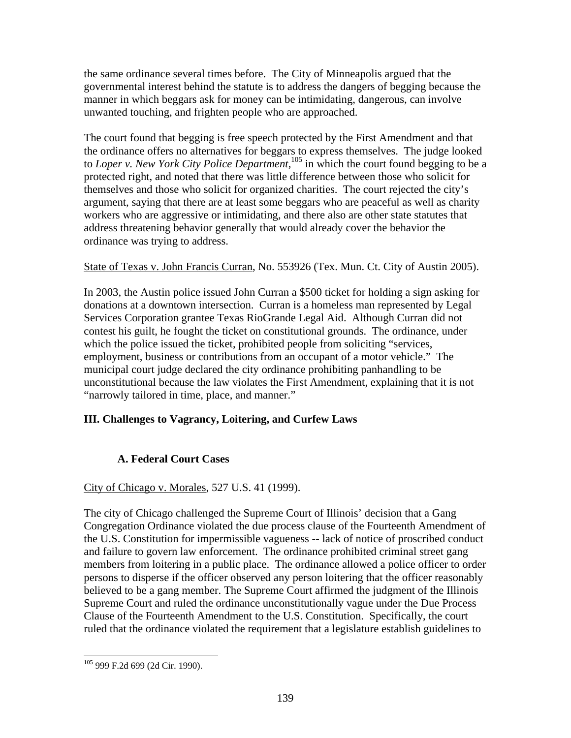the same ordinance several times before. The City of Minneapolis argued that the governmental interest behind the statute is to address the dangers of begging because the manner in which beggars ask for money can be intimidating, dangerous, can involve unwanted touching, and frighten people who are approached.

The court found that begging is free speech protected by the First Amendment and that the ordinance offers no alternatives for beggars to express themselves. The judge looked to *Loper v. New York City Police Department*,[105] in which the court found begging to be a protected right, and noted that there was little difference between those who solicit for themselves and those who solicit for organized charities. The court rejected the city's argument, saying that there are at least some beggars who are peaceful as well as charity workers who are aggressive or intimidating, and there also are other state statutes that address threatening behavior generally that would already cover the behavior the ordinance was trying to address.

State of Texas v. John Francis Curran, No. 553926 (Tex. Mun. Ct. City of Austin 2005).

In 2003, the Austin police issued John Curran a $500 ticket for holding a sign asking for donations at a downtown intersection. Curran is a homeless man represented by Legal Services Corporation grantee Texas RioGrande Legal Aid. Although Curran did not contest his guilt, he fought the ticket on constitutional grounds. The ordinance, under which the police issued the ticket, prohibited people from soliciting "services, employment, business or contributions from an occupant of a motor vehicle." The municipal court judge declared the city ordinance prohibiting panhandling to be unconstitutional because the law violates the First Amendment, explaining that it is not "narrowly tailored in time, place, and manner."

## III. Challenges to Vagrancy, Loitering, and Curfew Laws

### A. Federal Court Cases

City of Chicago v. Morales, 527 U.S. 41 (1999).

The city of Chicago challenged the Supreme Court of Illinois' decision that a Gang Congregation Ordinance violated the due process clause of the Fourteenth Amendment of the U.S. Constitution for impermissible vagueness -- lack of notice of proscribed conduct and failure to govern law enforcement. The ordinance prohibited criminal street gang members from loitering in a public place. The ordinance allowed a police officer to order persons to disperse if the officer observed any person loitering that the officer reasonably believed to be a gang member. The Supreme Court affirmed the judgment of the Illinois Supreme Court and ruled the ordinance unconstitutionally vague under the Due Process Clause of the Fourteenth Amendment to the U.S. Constitution. Specifically, the court ruled that the ordinance violated the requirement that a legislature establish guidelines to

[105] 999 F.2d 699 (2d Cir. 1990).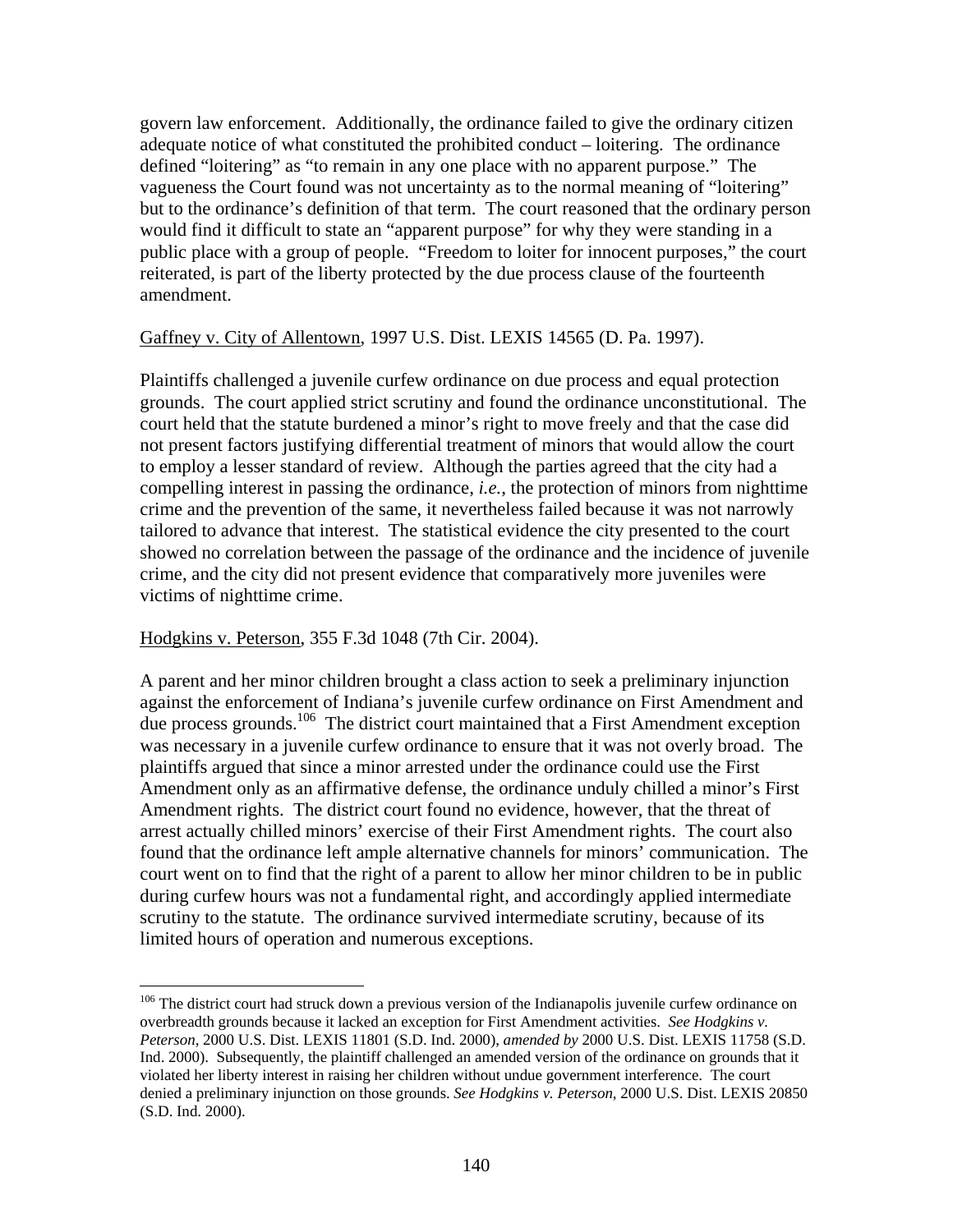govern law enforcement. Additionally, the ordinance failed to give the ordinary citizen adequate notice of what constituted the prohibited conduct – loitering. The ordinance defined "loitering" as "to remain in any one place with no apparent purpose." The vagueness the Court found was not uncertainty as to the normal meaning of "loitering" but to the ordinance's definition of that term. The court reasoned that the ordinary person would find it difficult to state an "apparent purpose" for why they were standing in a public place with a group of people. "Freedom to loiter for innocent purposes," the court reiterated, is part of the liberty protected by the due process clause of the fourteenth amendment.

Gaffney v. City of Allentown, 1997 U.S. Dist. LEXIS 14565 (D. Pa. 1997).

Plaintiffs challenged a juvenile curfew ordinance on due process and equal protection grounds. The court applied strict scrutiny and found the ordinance unconstitutional. The court held that the statute burdened a minor's right to move freely and that the case did not present factors justifying differential treatment of minors that would allow the court to employ a lesser standard of review. Although the parties agreed that the city had a compelling interest in passing the ordinance, *i.e.*, the protection of minors from nighttime crime and the prevention of the same, it nevertheless failed because it was not narrowly tailored to advance that interest. The statistical evidence the city presented to the court showed no correlation between the passage of the ordinance and the incidence of juvenile crime, and the city did not present evidence that comparatively more juveniles were victims of nighttime crime.

Hodgkins v. Peterson, 355 F.3d 1048 (7th Cir. 2004).

A parent and her minor children brought a class action to seek a preliminary injunction against the enforcement of Indiana's juvenile curfew ordinance on First Amendment and due process grounds.[106] The district court maintained that a First Amendment exception was necessary in a juvenile curfew ordinance to ensure that it was not overly broad. The plaintiffs argued that since a minor arrested under the ordinance could use the First Amendment only as an affirmative defense, the ordinance unduly chilled a minor's First Amendment rights. The district court found no evidence, however, that the threat of arrest actually chilled minors' exercise of their First Amendment rights. The court also found that the ordinance left ample alternative channels for minors' communication. The court went on to find that the right of a parent to allow her minor children to be in public during curfew hours was not a fundamental right, and accordingly applied intermediate scrutiny to the statute. The ordinance survived intermediate scrutiny, because of its limited hours of operation and numerous exceptions.

[106] The district court had struck down a previous version of the Indianapolis juvenile curfew ordinance on overbreadth grounds because it lacked an exception for First Amendment activities. *See Hodgkins v. Peterson*, 2000 U.S. Dist. LEXIS 11801 (S.D. Ind. 2000), *amended by* 2000 U.S. Dist. LEXIS 11758 (S.D. Ind. 2000). Subsequently, the plaintiff challenged an amended version of the ordinance on grounds that it violated her liberty interest in raising her children without undue government interference. The court denied a preliminary injunction on those grounds. *See Hodgkins v. Peterson*, 2000 U.S. Dist. LEXIS 20850 (S.D. Ind. 2000).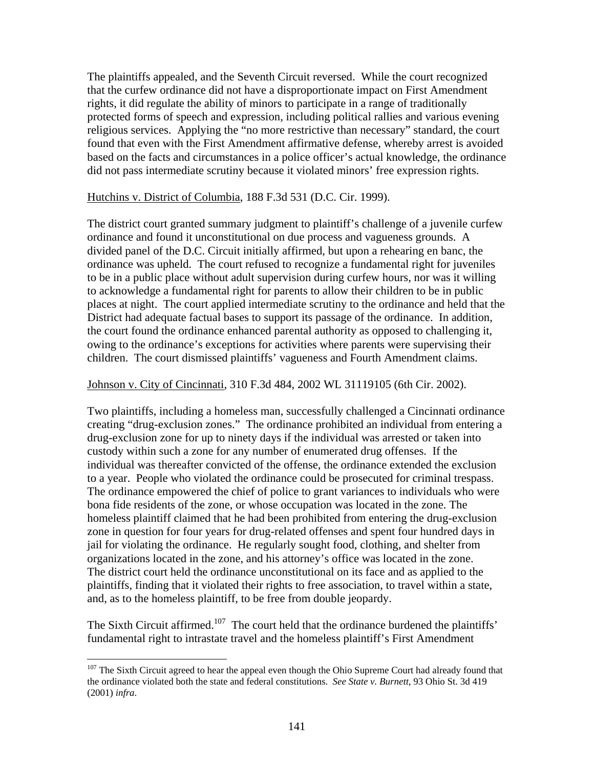The plaintiffs appealed, and the Seventh Circuit reversed. While the court recognized that the curfew ordinance did not have a disproportionate impact on First Amendment rights, it did regulate the ability of minors to participate in a range of traditionally protected forms of speech and expression, including political rallies and various evening religious services. Applying the "no more restrictive than necessary" standard, the court found that even with the First Amendment affirmative defense, whereby arrest is avoided based on the facts and circumstances in a police officer's actual knowledge, the ordinance did not pass intermediate scrutiny because it violated minors' free expression rights.

Hutchins v. District of Columbia, 188 F.3d 531 (D.C. Cir. 1999).

The district court granted summary judgment to plaintiff's challenge of a juvenile curfew ordinance and found it unconstitutional on due process and vagueness grounds. A divided panel of the D.C. Circuit initially affirmed, but upon a rehearing en banc, the ordinance was upheld. The court refused to recognize a fundamental right for juveniles to be in a public place without adult supervision during curfew hours, nor was it willing to acknowledge a fundamental right for parents to allow their children to be in public places at night. The court applied intermediate scrutiny to the ordinance and held that the District had adequate factual bases to support its passage of the ordinance. In addition, the court found the ordinance enhanced parental authority as opposed to challenging it, owing to the ordinance's exceptions for activities where parents were supervising their children. The court dismissed plaintiffs' vagueness and Fourth Amendment claims.

Johnson v. City of Cincinnati, 310 F.3d 484, 2002 WL 31119105 (6th Cir. 2002).

Two plaintiffs, including a homeless man, successfully challenged a Cincinnati ordinance creating "drug-exclusion zones." The ordinance prohibited an individual from entering a drug-exclusion zone for up to ninety days if the individual was arrested or taken into custody within such a zone for any number of enumerated drug offenses. If the individual was thereafter convicted of the offense, the ordinance extended the exclusion to a year. People who violated the ordinance could be prosecuted for criminal trespass. The ordinance empowered the chief of police to grant variances to individuals who were bona fide residents of the zone, or whose occupation was located in the zone. The homeless plaintiff claimed that he had been prohibited from entering the drug-exclusion zone in question for four years for drug-related offenses and spent four hundred days in jail for violating the ordinance. He regularly sought food, clothing, and shelter from organizations located in the zone, and his attorney's office was located in the zone. The district court held the ordinance unconstitutional on its face and as applied to the plaintiffs, finding that it violated their rights to free association, to travel within a state, and, as to the homeless plaintiff, to be free from double jeopardy.

The Sixth Circuit affirmed.[107] The court held that the ordinance burdened the plaintiffs' fundamental right to intrastate travel and the homeless plaintiff's First Amendment

[107] The Sixth Circuit agreed to hear the appeal even though the Ohio Supreme Court had already found that the ordinance violated both the state and federal constitutions. *See State v. Burnett*, 93 Ohio St. 3d 419 (2001) *infra*.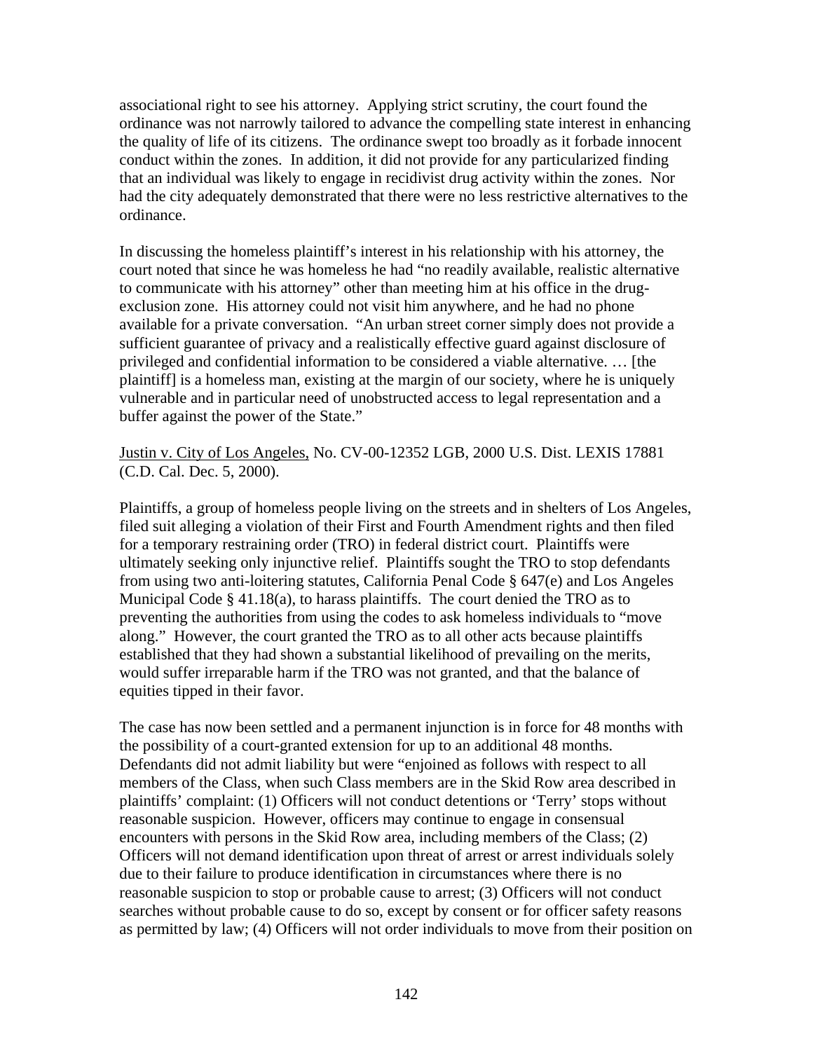associational right to see his attorney. Applying strict scrutiny, the court found the ordinance was not narrowly tailored to advance the compelling state interest in enhancing the quality of life of its citizens. The ordinance swept too broadly as it forbade innocent conduct within the zones. In addition, it did not provide for any particularized finding that an individual was likely to engage in recidivist drug activity within the zones. Nor had the city adequately demonstrated that there were no less restrictive alternatives to the ordinance.

In discussing the homeless plaintiff's interest in his relationship with his attorney, the court noted that since he was homeless he had "no readily available, realistic alternative to communicate with his attorney" other than meeting him at his office in the drug-exclusion zone. His attorney could not visit him anywhere, and he had no phone available for a private conversation. "An urban street corner simply does not provide a sufficient guarantee of privacy and a realistically effective guard against disclosure of privileged and confidential information to be considered a viable alternative. … [the plaintiff] is a homeless man, existing at the margin of our society, where he is uniquely vulnerable and in particular need of unobstructed access to legal representation and a buffer against the power of the State."

<u>Justin v. City of Los Angeles,</u> No. CV-00-12352 LGB, 2000 U.S. Dist. LEXIS 17881 (C.D. Cal. Dec. 5, 2000).

Plaintiffs, a group of homeless people living on the streets and in shelters of Los Angeles, filed suit alleging a violation of their First and Fourth Amendment rights and then filed for a temporary restraining order (TRO) in federal district court. Plaintiffs were ultimately seeking only injunctive relief. Plaintiffs sought the TRO to stop defendants from using two anti-loitering statutes, California Penal Code § 647(e) and Los Angeles Municipal Code § 41.18(a), to harass plaintiffs. The court denied the TRO as to preventing the authorities from using the codes to ask homeless individuals to "move along." However, the court granted the TRO as to all other acts because plaintiffs established that they had shown a substantial likelihood of prevailing on the merits, would suffer irreparable harm if the TRO was not granted, and that the balance of equities tipped in their favor.

The case has now been settled and a permanent injunction is in force for 48 months with the possibility of a court-granted extension for up to an additional 48 months. Defendants did not admit liability but were "enjoined as follows with respect to all members of the Class, when such Class members are in the Skid Row area described in plaintiffs' complaint: (1) Officers will not conduct detentions or 'Terry' stops without reasonable suspicion. However, officers may continue to engage in consensual encounters with persons in the Skid Row area, including members of the Class; (2) Officers will not demand identification upon threat of arrest or arrest individuals solely due to their failure to produce identification in circumstances where there is no reasonable suspicion to stop or probable cause to arrest; (3) Officers will not conduct searches without probable cause to do so, except by consent or for officer safety reasons as permitted by law; (4) Officers will not order individuals to move from their position on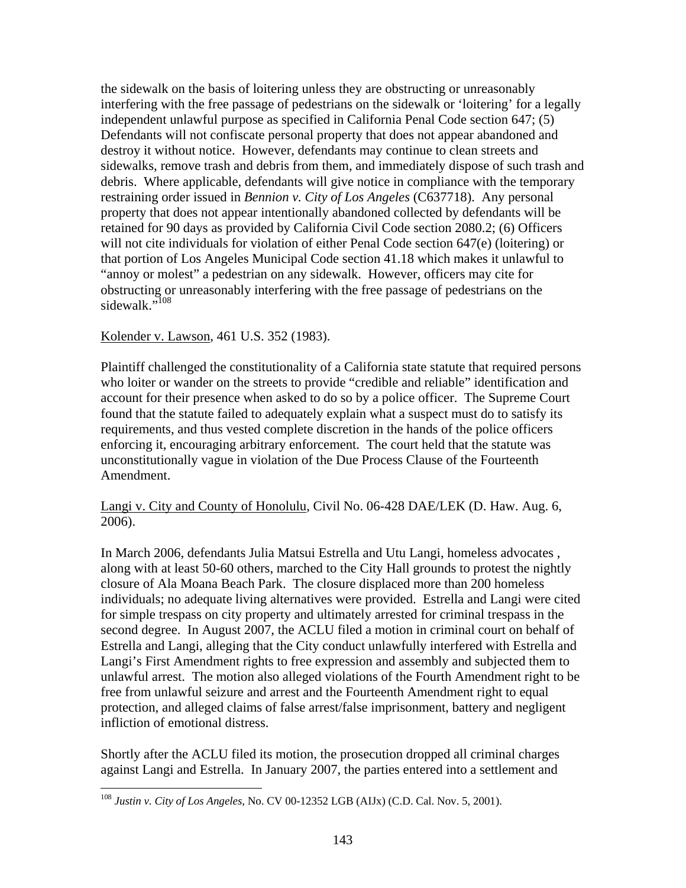the sidewalk on the basis of loitering unless they are obstructing or unreasonably interfering with the free passage of pedestrians on the sidewalk or 'loitering' for a legally independent unlawful purpose as specified in California Penal Code section 647; (5) Defendants will not confiscate personal property that does not appear abandoned and destroy it without notice. However, defendants may continue to clean streets and sidewalks, remove trash and debris from them, and immediately dispose of such trash and debris. Where applicable, defendants will give notice in compliance with the temporary restraining order issued in *Bennion v. City of Los Angeles* (C637718). Any personal property that does not appear intentionally abandoned collected by defendants will be retained for 90 days as provided by California Civil Code section 2080.2; (6) Officers will not cite individuals for violation of either Penal Code section 647(e) (loitering) or that portion of Los Angeles Municipal Code section 41.18 which makes it unlawful to "annoy or molest" a pedestrian on any sidewalk. However, officers may cite for obstructing or unreasonably interfering with the free passage of pedestrians on the sidewalk."[108]

<u>Kolender v. Lawson</u>, 461 U.S. 352 (1983).

Plaintiff challenged the constitutionality of a California state statute that required persons who loiter or wander on the streets to provide "credible and reliable" identification and account for their presence when asked to do so by a police officer. The Supreme Court found that the statute failed to adequately explain what a suspect must do to satisfy its requirements, and thus vested complete discretion in the hands of the police officers enforcing it, encouraging arbitrary enforcement. The court held that the statute was unconstitutionally vague in violation of the Due Process Clause of the Fourteenth Amendment.

<u>Langi v. City and County of Honolulu</u>, Civil No. 06-428 DAE/LEK (D. Haw. Aug. 6, 2006).

In March 2006, defendants Julia Matsui Estrella and Utu Langi, homeless advocates , along with at least 50-60 others, marched to the City Hall grounds to protest the nightly closure of Ala Moana Beach Park. The closure displaced more than 200 homeless individuals; no adequate living alternatives were provided. Estrella and Langi were cited for simple trespass on city property and ultimately arrested for criminal trespass in the second degree. In August 2007, the ACLU filed a motion in criminal court on behalf of Estrella and Langi, alleging that the City conduct unlawfully interfered with Estrella and Langi's First Amendment rights to free expression and assembly and subjected them to unlawful arrest. The motion also alleged violations of the Fourth Amendment right to be free from unlawful seizure and arrest and the Fourteenth Amendment right to equal protection, and alleged claims of false arrest/false imprisonment, battery and negligent infliction of emotional distress.

Shortly after the ACLU filed its motion, the prosecution dropped all criminal charges against Langi and Estrella. In January 2007, the parties entered into a settlement and

---

[108] *Justin v. City of Los Angeles*, No. CV 00-12352 LGB (AIJx) (C.D. Cal. Nov. 5, 2001).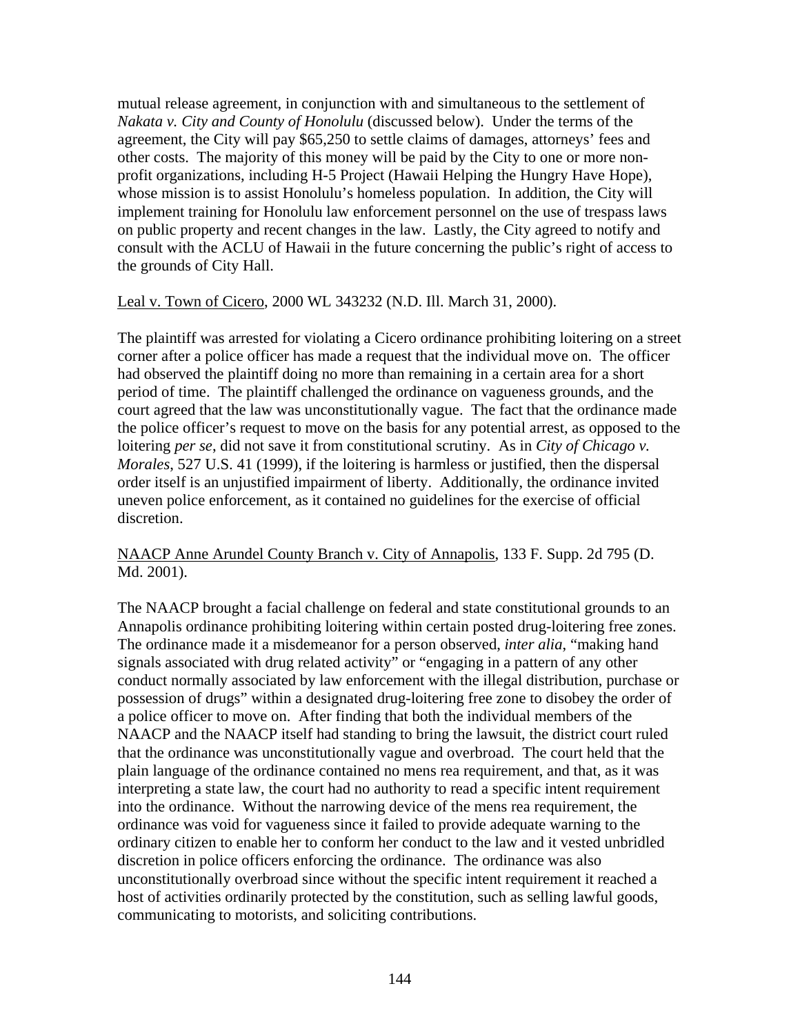mutual release agreement, in conjunction with and simultaneous to the settlement of *Nakata v. City and County of Honolulu* (discussed below). Under the terms of the agreement, the City will pay $65,250 to settle claims of damages, attorneys' fees and other costs. The majority of this money will be paid by the City to one or more non-profit organizations, including H-5 Project (Hawaii Helping the Hungry Have Hope), whose mission is to assist Honolulu's homeless population. In addition, the City will implement training for Honolulu law enforcement personnel on the use of trespass laws on public property and recent changes in the law. Lastly, the City agreed to notify and consult with the ACLU of Hawaii in the future concerning the public's right of access to the grounds of City Hall.

<u>Leal v. Town of Cicero</u>, 2000 WL 343232 (N.D. Ill. March 31, 2000).

The plaintiff was arrested for violating a Cicero ordinance prohibiting loitering on a street corner after a police officer has made a request that the individual move on. The officer had observed the plaintiff doing no more than remaining in a certain area for a short period of time. The plaintiff challenged the ordinance on vagueness grounds, and the court agreed that the law was unconstitutionally vague. The fact that the ordinance made the police officer's request to move on the basis for any potential arrest, as opposed to the loitering *per se*, did not save it from constitutional scrutiny. As in *City of Chicago v. Morales*, 527 U.S. 41 (1999), if the loitering is harmless or justified, then the dispersal order itself is an unjustified impairment of liberty. Additionally, the ordinance invited uneven police enforcement, as it contained no guidelines for the exercise of official discretion.

<u>NAACP Anne Arundel County Branch v. City of Annapolis</u>, 133 F. Supp. 2d 795 (D. Md. 2001).

The NAACP brought a facial challenge on federal and state constitutional grounds to an Annapolis ordinance prohibiting loitering within certain posted drug-loitering free zones. The ordinance made it a misdemeanor for a person observed, *inter alia*, "making hand signals associated with drug related activity" or "engaging in a pattern of any other conduct normally associated by law enforcement with the illegal distribution, purchase or possession of drugs" within a designated drug-loitering free zone to disobey the order of a police officer to move on. After finding that both the individual members of the NAACP and the NAACP itself had standing to bring the lawsuit, the district court ruled that the ordinance was unconstitutionally vague and overbroad. The court held that the plain language of the ordinance contained no mens rea requirement, and that, as it was interpreting a state law, the court had no authority to read a specific intent requirement into the ordinance. Without the narrowing device of the mens rea requirement, the ordinance was void for vagueness since it failed to provide adequate warning to the ordinary citizen to enable her to conform her conduct to the law and it vested unbridled discretion in police officers enforcing the ordinance. The ordinance was also unconstitutionally overbroad since without the specific intent requirement it reached a host of activities ordinarily protected by the constitution, such as selling lawful goods, communicating to motorists, and soliciting contributions.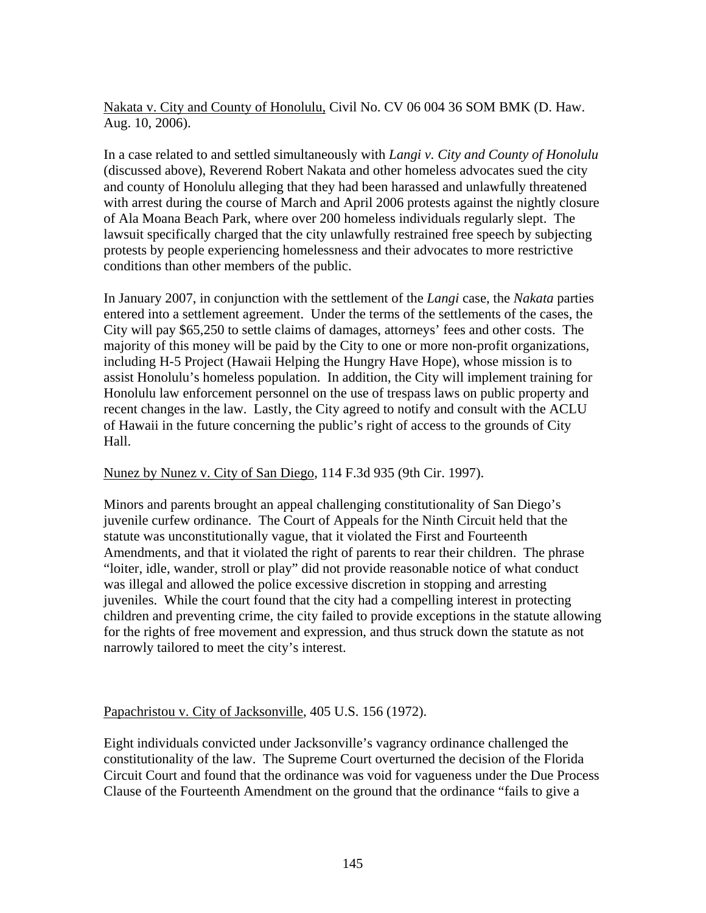<u>Nakata v. City and County of Honolulu,</u> Civil No. CV 06 004 36 SOM BMK (D. Haw. Aug. 10, 2006).

In a case related to and settled simultaneously with *Langi v. City and County of Honolulu* (discussed above), Reverend Robert Nakata and other homeless advocates sued the city and county of Honolulu alleging that they had been harassed and unlawfully threatened with arrest during the course of March and April 2006 protests against the nightly closure of Ala Moana Beach Park, where over 200 homeless individuals regularly slept. The lawsuit specifically charged that the city unlawfully restrained free speech by subjecting protests by people experiencing homelessness and their advocates to more restrictive conditions than other members of the public.

In January 2007, in conjunction with the settlement of the *Langi* case, the *Nakata* parties entered into a settlement agreement. Under the terms of the settlements of the cases, the City will pay $65,250 to settle claims of damages, attorneys' fees and other costs. The majority of this money will be paid by the City to one or more non-profit organizations, including H-5 Project (Hawaii Helping the Hungry Have Hope), whose mission is to assist Honolulu's homeless population. In addition, the City will implement training for Honolulu law enforcement personnel on the use of trespass laws on public property and recent changes in the law. Lastly, the City agreed to notify and consult with the ACLU of Hawaii in the future concerning the public's right of access to the grounds of City Hall.

<u>Nunez by Nunez v. City of San Diego</u>, 114 F.3d 935 (9th Cir. 1997).

Minors and parents brought an appeal challenging constitutionality of San Diego's juvenile curfew ordinance. The Court of Appeals for the Ninth Circuit held that the statute was unconstitutionally vague, that it violated the First and Fourteenth Amendments, and that it violated the right of parents to rear their children. The phrase "loiter, idle, wander, stroll or play" did not provide reasonable notice of what conduct was illegal and allowed the police excessive discretion in stopping and arresting juveniles. While the court found that the city had a compelling interest in protecting children and preventing crime, the city failed to provide exceptions in the statute allowing for the rights of free movement and expression, and thus struck down the statute as not narrowly tailored to meet the city's interest.

<u>Papachristou v. City of Jacksonville</u>, 405 U.S. 156 (1972).

Eight individuals convicted under Jacksonville's vagrancy ordinance challenged the constitutionality of the law. The Supreme Court overturned the decision of the Florida Circuit Court and found that the ordinance was void for vagueness under the Due Process Clause of the Fourteenth Amendment on the ground that the ordinance "fails to give a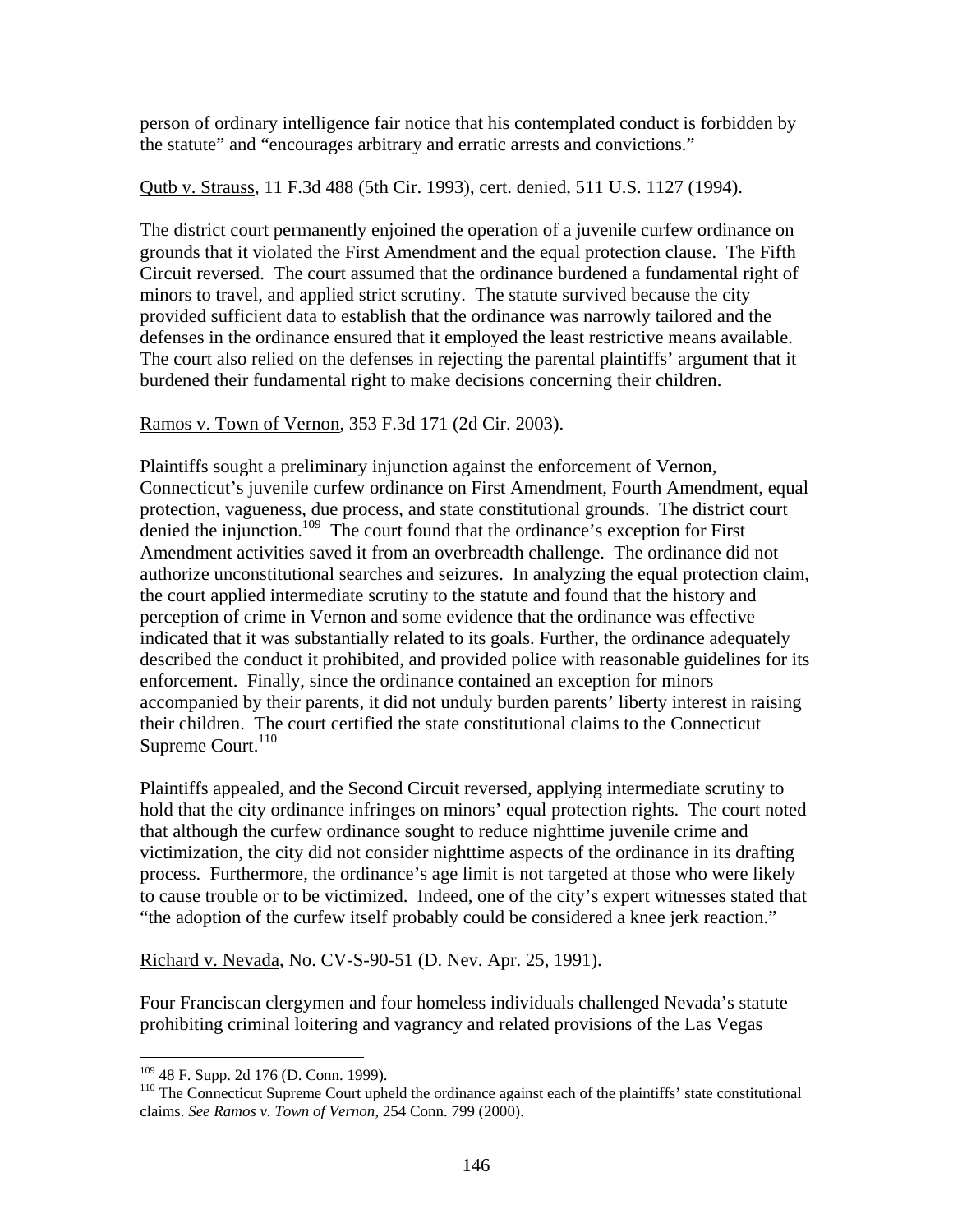person of ordinary intelligence fair notice that his contemplated conduct is forbidden by the statute" and "encourages arbitrary and erratic arrests and convictions."

Qutb v. Strauss, 11 F.3d 488 (5th Cir. 1993), cert. denied, 511 U.S. 1127 (1994).

The district court permanently enjoined the operation of a juvenile curfew ordinance on grounds that it violated the First Amendment and the equal protection clause. The Fifth Circuit reversed. The court assumed that the ordinance burdened a fundamental right of minors to travel, and applied strict scrutiny. The statute survived because the city provided sufficient data to establish that the ordinance was narrowly tailored and the defenses in the ordinance ensured that it employed the least restrictive means available. The court also relied on the defenses in rejecting the parental plaintiffs' argument that it burdened their fundamental right to make decisions concerning their children.

Ramos v. Town of Vernon, 353 F.3d 171 (2d Cir. 2003).

Plaintiffs sought a preliminary injunction against the enforcement of Vernon, Connecticut's juvenile curfew ordinance on First Amendment, Fourth Amendment, equal protection, vagueness, due process, and state constitutional grounds. The district court denied the injunction.[109] The court found that the ordinance's exception for First Amendment activities saved it from an overbreadth challenge. The ordinance did not authorize unconstitutional searches and seizures. In analyzing the equal protection claim, the court applied intermediate scrutiny to the statute and found that the history and perception of crime in Vernon and some evidence that the ordinance was effective indicated that it was substantially related to its goals. Further, the ordinance adequately described the conduct it prohibited, and provided police with reasonable guidelines for its enforcement. Finally, since the ordinance contained an exception for minors accompanied by their parents, it did not unduly burden parents' liberty interest in raising their children. The court certified the state constitutional claims to the Connecticut Supreme Court.[110]

Plaintiffs appealed, and the Second Circuit reversed, applying intermediate scrutiny to hold that the city ordinance infringes on minors' equal protection rights. The court noted that although the curfew ordinance sought to reduce nighttime juvenile crime and victimization, the city did not consider nighttime aspects of the ordinance in its drafting process. Furthermore, the ordinance's age limit is not targeted at those who were likely to cause trouble or to be victimized. Indeed, one of the city's expert witnesses stated that "the adoption of the curfew itself probably could be considered a knee jerk reaction."

Richard v. Nevada, No. CV-S-90-51 (D. Nev. Apr. 25, 1991).

Four Franciscan clergymen and four homeless individuals challenged Nevada's statute prohibiting criminal loitering and vagrancy and related provisions of the Las Vegas

---

[109] 48 F. Supp. 2d 176 (D. Conn. 1999).

[110] The Connecticut Supreme Court upheld the ordinance against each of the plaintiffs' state constitutional claims. *See Ramos v. Town of Vernon*, 254 Conn. 799 (2000).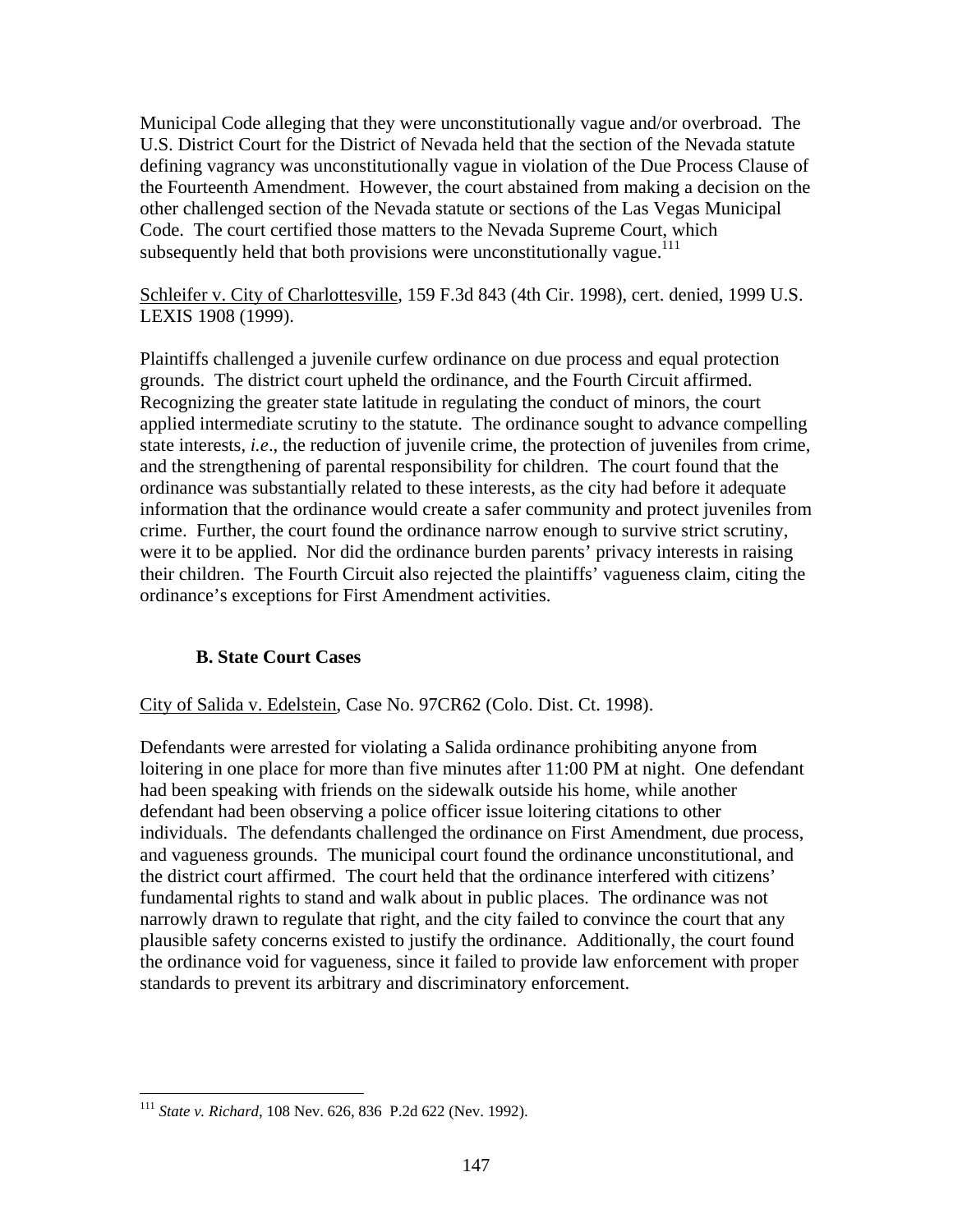Municipal Code alleging that they were unconstitutionally vague and/or overbroad. The U.S. District Court for the District of Nevada held that the section of the Nevada statute defining vagrancy was unconstitutionally vague in violation of the Due Process Clause of the Fourteenth Amendment. However, the court abstained from making a decision on the other challenged section of the Nevada statute or sections of the Las Vegas Municipal Code. The court certified those matters to the Nevada Supreme Court, which subsequently held that both provisions were unconstitutionally vague.[111]

Schleifer v. City of Charlottesville, 159 F.3d 843 (4th Cir. 1998), cert. denied, 1999 U.S. LEXIS 1908 (1999).

Plaintiffs challenged a juvenile curfew ordinance on due process and equal protection grounds. The district court upheld the ordinance, and the Fourth Circuit affirmed. Recognizing the greater state latitude in regulating the conduct of minors, the court applied intermediate scrutiny to the statute. The ordinance sought to advance compelling state interests, *i.e*., the reduction of juvenile crime, the protection of juveniles from crime, and the strengthening of parental responsibility for children. The court found that the ordinance was substantially related to these interests, as the city had before it adequate information that the ordinance would create a safer community and protect juveniles from crime. Further, the court found the ordinance narrow enough to survive strict scrutiny, were it to be applied. Nor did the ordinance burden parents' privacy interests in raising their children. The Fourth Circuit also rejected the plaintiffs' vagueness claim, citing the ordinance's exceptions for First Amendment activities.

### B. State Court Cases

City of Salida v. Edelstein, Case No. 97CR62 (Colo. Dist. Ct. 1998).

Defendants were arrested for violating a Salida ordinance prohibiting anyone from loitering in one place for more than five minutes after 11:00 PM at night. One defendant had been speaking with friends on the sidewalk outside his home, while another defendant had been observing a police officer issue loitering citations to other individuals. The defendants challenged the ordinance on First Amendment, due process, and vagueness grounds. The municipal court found the ordinance unconstitutional, and the district court affirmed. The court held that the ordinance interfered with citizens' fundamental rights to stand and walk about in public places. The ordinance was not narrowly drawn to regulate that right, and the city failed to convince the court that any plausible safety concerns existed to justify the ordinance. Additionally, the court found the ordinance void for vagueness, since it failed to provide law enforcement with proper standards to prevent its arbitrary and discriminatory enforcement.

---

[111] *State v. Richard*, 108 Nev. 626, 836 P.2d 622 (Nev. 1992).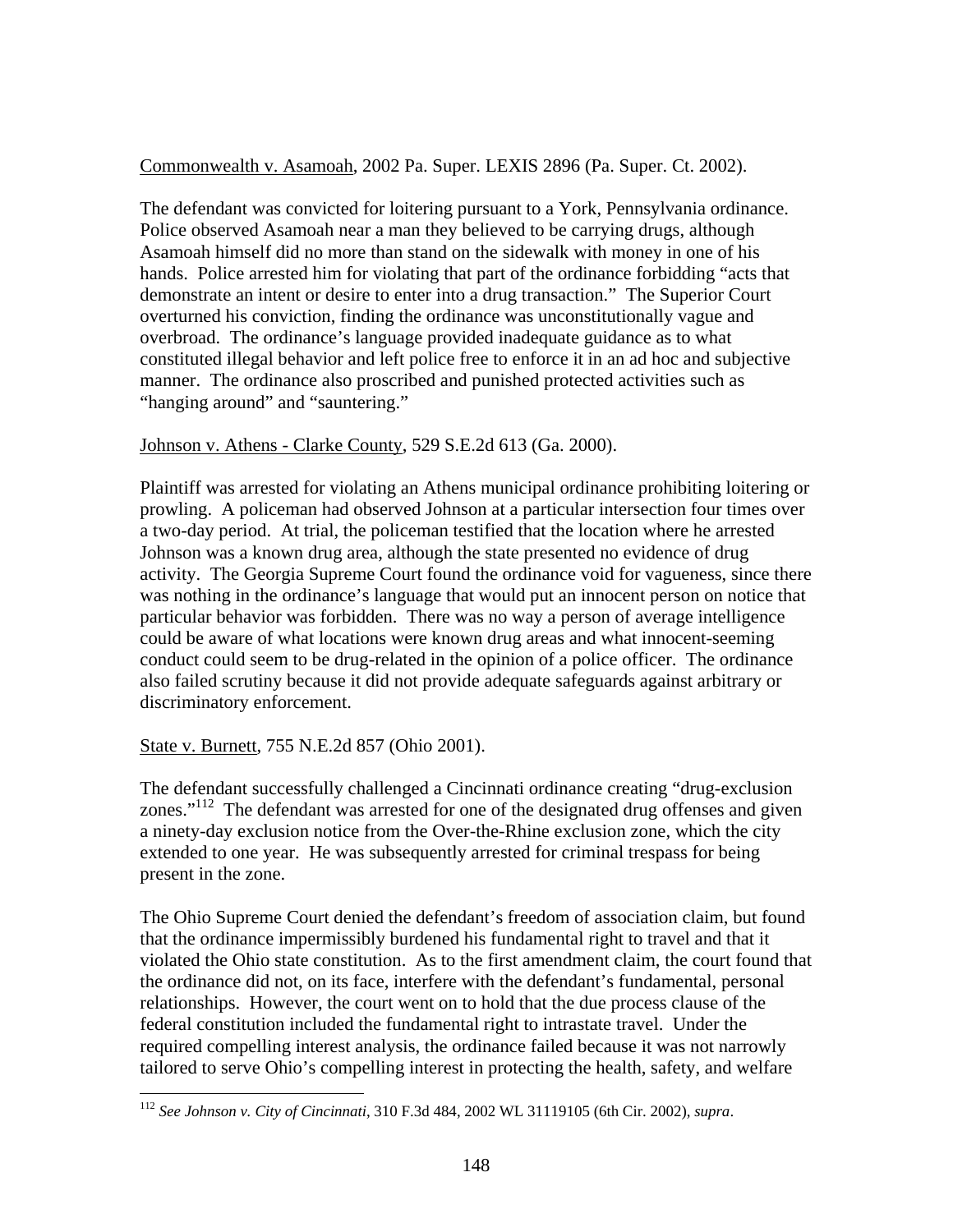Commonwealth v. Asamoah, 2002 Pa. Super. LEXIS 2896 (Pa. Super. Ct. 2002).

The defendant was convicted for loitering pursuant to a York, Pennsylvania ordinance. Police observed Asamoah near a man they believed to be carrying drugs, although Asamoah himself did no more than stand on the sidewalk with money in one of his hands. Police arrested him for violating that part of the ordinance forbidding "acts that demonstrate an intent or desire to enter into a drug transaction." The Superior Court overturned his conviction, finding the ordinance was unconstitutionally vague and overbroad. The ordinance's language provided inadequate guidance as to what constituted illegal behavior and left police free to enforce it in an ad hoc and subjective manner. The ordinance also proscribed and punished protected activities such as "hanging around" and "sauntering."

Johnson v. Athens - Clarke County, 529 S.E.2d 613 (Ga. 2000).

Plaintiff was arrested for violating an Athens municipal ordinance prohibiting loitering or prowling. A policeman had observed Johnson at a particular intersection four times over a two-day period. At trial, the policeman testified that the location where he arrested Johnson was a known drug area, although the state presented no evidence of drug activity. The Georgia Supreme Court found the ordinance void for vagueness, since there was nothing in the ordinance's language that would put an innocent person on notice that particular behavior was forbidden. There was no way a person of average intelligence could be aware of what locations were known drug areas and what innocent-seeming conduct could seem to be drug-related in the opinion of a police officer. The ordinance also failed scrutiny because it did not provide adequate safeguards against arbitrary or discriminatory enforcement.

State v. Burnett, 755 N.E.2d 857 (Ohio 2001).

The defendant successfully challenged a Cincinnati ordinance creating "drug-exclusion zones."[112] The defendant was arrested for one of the designated drug offenses and given a ninety-day exclusion notice from the Over-the-Rhine exclusion zone, which the city extended to one year. He was subsequently arrested for criminal trespass for being present in the zone.

The Ohio Supreme Court denied the defendant's freedom of association claim, but found that the ordinance impermissibly burdened his fundamental right to travel and that it violated the Ohio state constitution. As to the first amendment claim, the court found that the ordinance did not, on its face, interfere with the defendant's fundamental, personal relationships. However, the court went on to hold that the due process clause of the federal constitution included the fundamental right to intrastate travel. Under the required compelling interest analysis, the ordinance failed because it was not narrowly tailored to serve Ohio's compelling interest in protecting the health, safety, and welfare

[112] *See Johnson v. City of Cincinnati*, 310 F.3d 484, 2002 WL 31119105 (6th Cir. 2002), *supra*.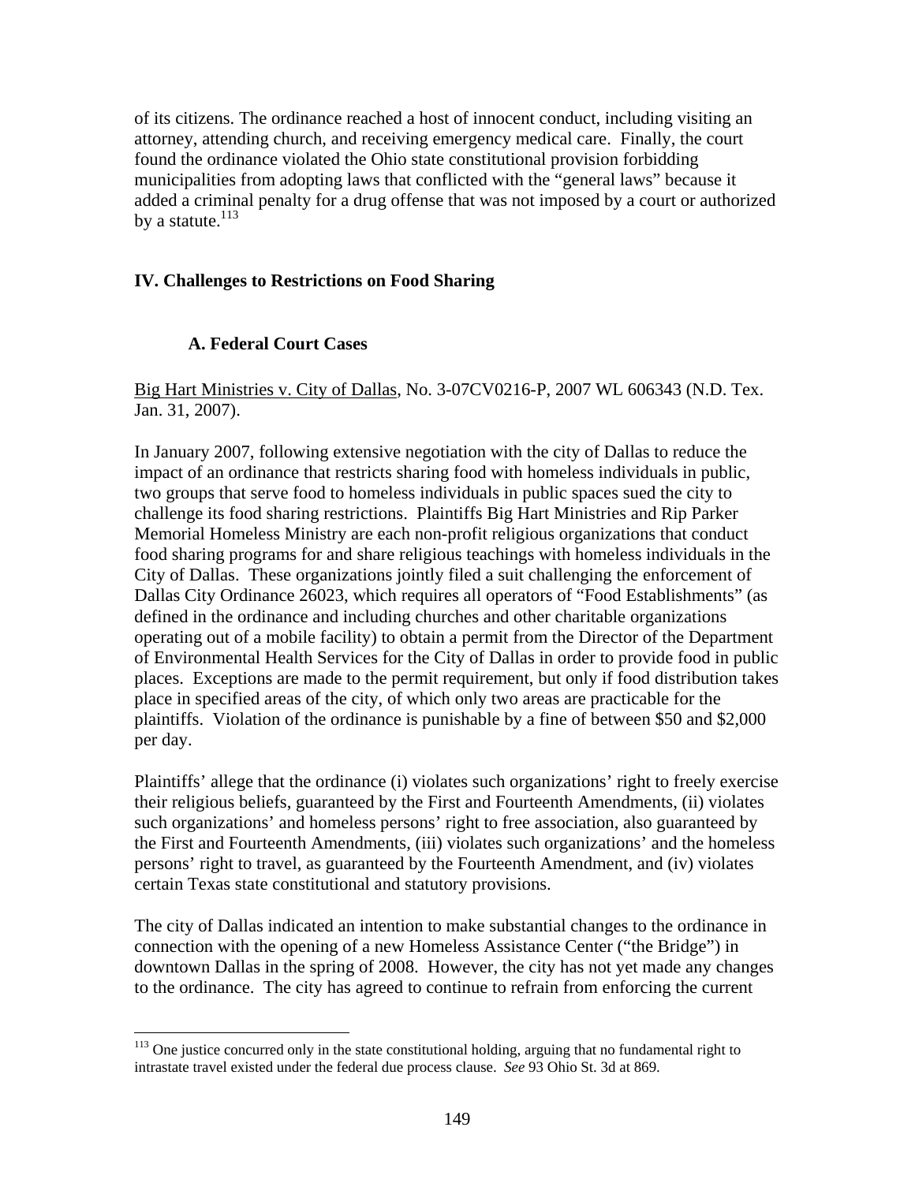of its citizens. The ordinance reached a host of innocent conduct, including visiting an attorney, attending church, and receiving emergency medical care. Finally, the court found the ordinance violated the Ohio state constitutional provision forbidding municipalities from adopting laws that conflicted with the "general laws" because it added a criminal penalty for a drug offense that was not imposed by a court or authorized by a statute.[113]

## IV. Challenges to Restrictions on Food Sharing

### A. Federal Court Cases

Big Hart Ministries v. City of Dallas, No. 3-07CV0216-P, 2007 WL 606343 (N.D. Tex. Jan. 31, 2007).

In January 2007, following extensive negotiation with the city of Dallas to reduce the impact of an ordinance that restricts sharing food with homeless individuals in public, two groups that serve food to homeless individuals in public spaces sued the city to challenge its food sharing restrictions. Plaintiffs Big Hart Ministries and Rip Parker Memorial Homeless Ministry are each non-profit religious organizations that conduct food sharing programs for and share religious teachings with homeless individuals in the City of Dallas. These organizations jointly filed a suit challenging the enforcement of Dallas City Ordinance 26023, which requires all operators of "Food Establishments" (as defined in the ordinance and including churches and other charitable organizations operating out of a mobile facility) to obtain a permit from the Director of the Department of Environmental Health Services for the City of Dallas in order to provide food in public places. Exceptions are made to the permit requirement, but only if food distribution takes place in specified areas of the city, of which only two areas are practicable for the plaintiffs. Violation of the ordinance is punishable by a fine of between $50 and $2,000 per day.

Plaintiffs' allege that the ordinance (i) violates such organizations' right to freely exercise their religious beliefs, guaranteed by the First and Fourteenth Amendments, (ii) violates such organizations' and homeless persons' right to free association, also guaranteed by the First and Fourteenth Amendments, (iii) violates such organizations' and the homeless persons' right to travel, as guaranteed by the Fourteenth Amendment, and (iv) violates certain Texas state constitutional and statutory provisions.

The city of Dallas indicated an intention to make substantial changes to the ordinance in connection with the opening of a new Homeless Assistance Center ("the Bridge") in downtown Dallas in the spring of 2008. However, the city has not yet made any changes to the ordinance. The city has agreed to continue to refrain from enforcing the current

---

[113] One justice concurred only in the state constitutional holding, arguing that no fundamental right to intrastate travel existed under the federal due process clause. *See* 93 Ohio St. 3d at 869.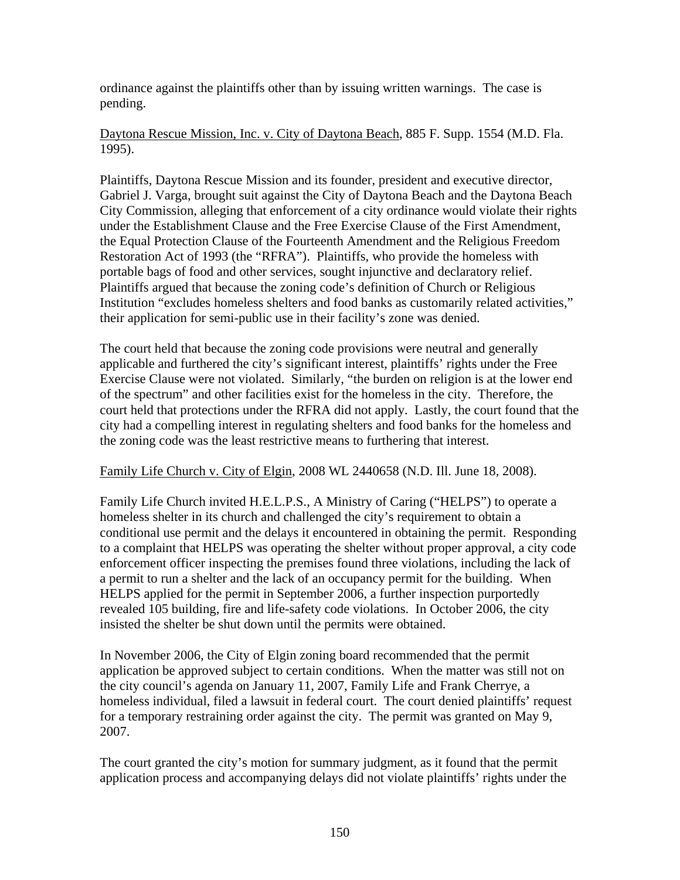ordinance against the plaintiffs other than by issuing written warnings. The case is pending.

Daytona Rescue Mission, Inc. v. City of Daytona Beach, 885 F. Supp. 1554 (M.D. Fla. 1995).

Plaintiffs, Daytona Rescue Mission and its founder, president and executive director, Gabriel J. Varga, brought suit against the City of Daytona Beach and the Daytona Beach City Commission, alleging that enforcement of a city ordinance would violate their rights under the Establishment Clause and the Free Exercise Clause of the First Amendment, the Equal Protection Clause of the Fourteenth Amendment and the Religious Freedom Restoration Act of 1993 (the "RFRA"). Plaintiffs, who provide the homeless with portable bags of food and other services, sought injunctive and declaratory relief. Plaintiffs argued that because the zoning code's definition of Church or Religious Institution "excludes homeless shelters and food banks as customarily related activities," their application for semi-public use in their facility's zone was denied.

The court held that because the zoning code provisions were neutral and generally applicable and furthered the city's significant interest, plaintiffs' rights under the Free Exercise Clause were not violated. Similarly, "the burden on religion is at the lower end of the spectrum" and other facilities exist for the homeless in the city. Therefore, the court held that protections under the RFRA did not apply. Lastly, the court found that the city had a compelling interest in regulating shelters and food banks for the homeless and the zoning code was the least restrictive means to furthering that interest.

Family Life Church v. City of Elgin, 2008 WL 2440658 (N.D. Ill. June 18, 2008).

Family Life Church invited H.E.L.P.S., A Ministry of Caring ("HELPS") to operate a homeless shelter in its church and challenged the city's requirement to obtain a conditional use permit and the delays it encountered in obtaining the permit. Responding to a complaint that HELPS was operating the shelter without proper approval, a city code enforcement officer inspecting the premises found three violations, including the lack of a permit to run a shelter and the lack of an occupancy permit for the building. When HELPS applied for the permit in September 2006, a further inspection purportedly revealed 105 building, fire and life-safety code violations. In October 2006, the city insisted the shelter be shut down until the permits were obtained.

In November 2006, the City of Elgin zoning board recommended that the permit application be approved subject to certain conditions. When the matter was still not on the city council's agenda on January 11, 2007, Family Life and Frank Cherrye, a homeless individual, filed a lawsuit in federal court. The court denied plaintiffs' request for a temporary restraining order against the city. The permit was granted on May 9, 2007.

The court granted the city's motion for summary judgment, as it found that the permit application process and accompanying delays did not violate plaintiffs' rights under the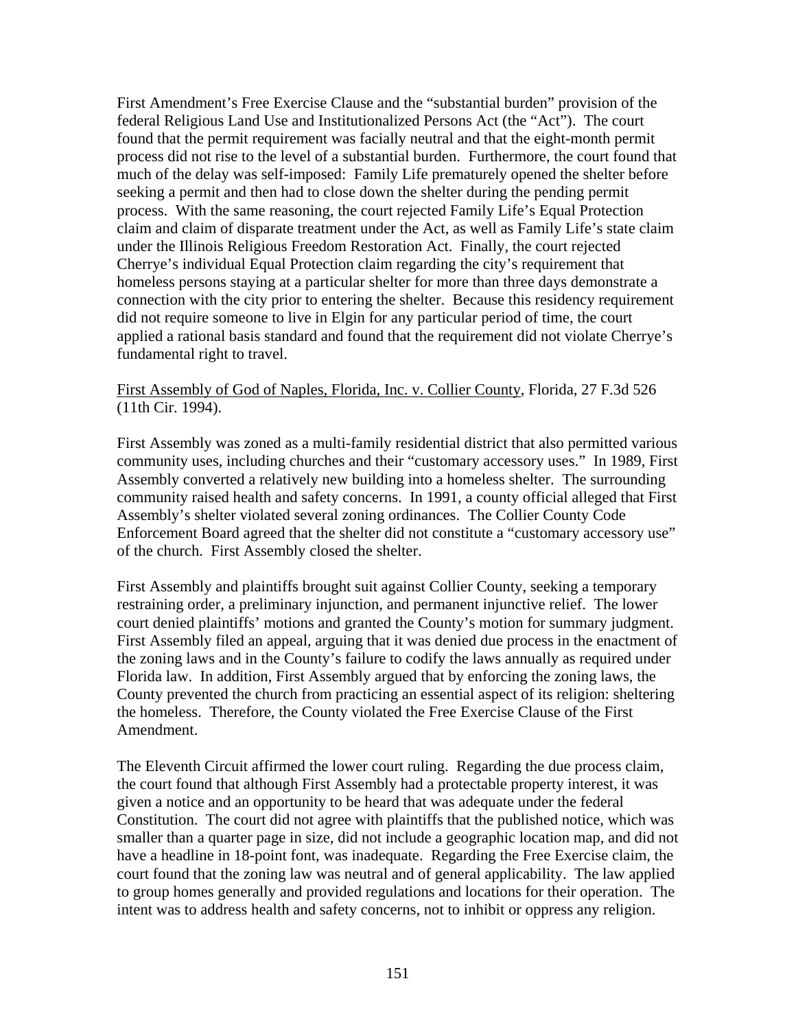First Amendment's Free Exercise Clause and the "substantial burden" provision of the federal Religious Land Use and Institutionalized Persons Act (the "Act"). The court found that the permit requirement was facially neutral and that the eight-month permit process did not rise to the level of a substantial burden. Furthermore, the court found that much of the delay was self-imposed: Family Life prematurely opened the shelter before seeking a permit and then had to close down the shelter during the pending permit process. With the same reasoning, the court rejected Family Life's Equal Protection claim and claim of disparate treatment under the Act, as well as Family Life's state claim under the Illinois Religious Freedom Restoration Act. Finally, the court rejected Cherrye's individual Equal Protection claim regarding the city's requirement that homeless persons staying at a particular shelter for more than three days demonstrate a connection with the city prior to entering the shelter. Because this residency requirement did not require someone to live in Elgin for any particular period of time, the court applied a rational basis standard and found that the requirement did not violate Cherrye's fundamental right to travel.

First Assembly of God of Naples, Florida, Inc. v. Collier County, Florida, 27 F.3d 526 (11th Cir. 1994).

First Assembly was zoned as a multi-family residential district that also permitted various community uses, including churches and their "customary accessory uses." In 1989, First Assembly converted a relatively new building into a homeless shelter. The surrounding community raised health and safety concerns. In 1991, a county official alleged that First Assembly's shelter violated several zoning ordinances. The Collier County Code Enforcement Board agreed that the shelter did not constitute a "customary accessory use" of the church. First Assembly closed the shelter.

First Assembly and plaintiffs brought suit against Collier County, seeking a temporary restraining order, a preliminary injunction, and permanent injunctive relief. The lower court denied plaintiffs' motions and granted the County's motion for summary judgment. First Assembly filed an appeal, arguing that it was denied due process in the enactment of the zoning laws and in the County's failure to codify the laws annually as required under Florida law. In addition, First Assembly argued that by enforcing the zoning laws, the County prevented the church from practicing an essential aspect of its religion: sheltering the homeless. Therefore, the County violated the Free Exercise Clause of the First Amendment.

The Eleventh Circuit affirmed the lower court ruling. Regarding the due process claim, the court found that although First Assembly had a protectable property interest, it was given a notice and an opportunity to be heard that was adequate under the federal Constitution. The court did not agree with plaintiffs that the published notice, which was smaller than a quarter page in size, did not include a geographic location map, and did not have a headline in 18-point font, was inadequate. Regarding the Free Exercise claim, the court found that the zoning law was neutral and of general applicability. The law applied to group homes generally and provided regulations and locations for their operation. The intent was to address health and safety concerns, not to inhibit or oppress any religion.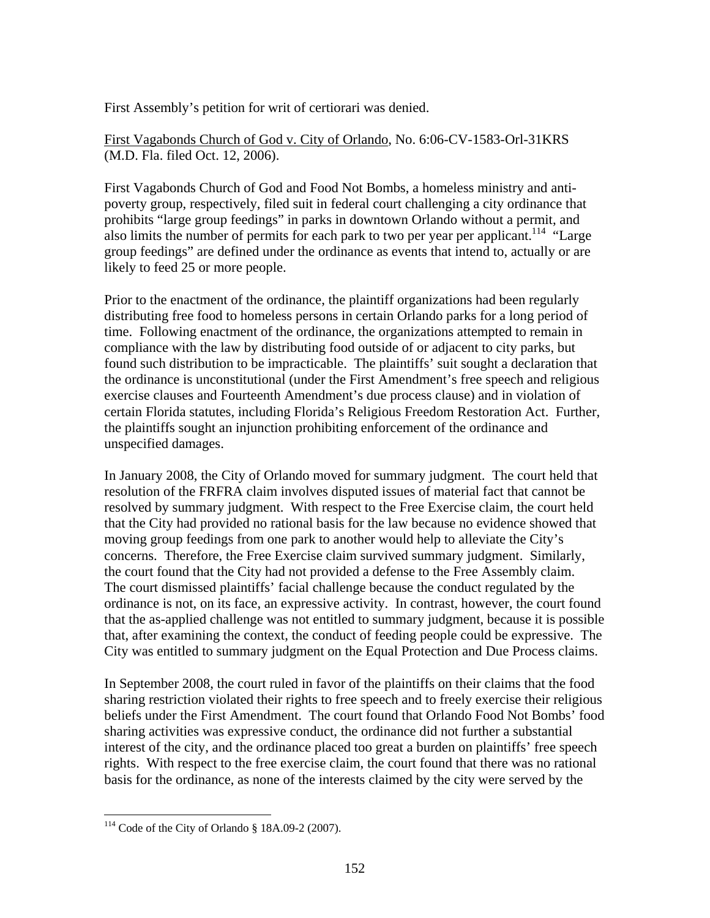First Assembly's petition for writ of certiorari was denied.

First Vagabonds Church of God v. City of Orlando, No. 6:06-CV-1583-Orl-31KRS (M.D. Fla. filed Oct. 12, 2006).

First Vagabonds Church of God and Food Not Bombs, a homeless ministry and anti-poverty group, respectively, filed suit in federal court challenging a city ordinance that prohibits "large group feedings" in parks in downtown Orlando without a permit, and also limits the number of permits for each park to two per year per applicant.[114] "Large group feedings" are defined under the ordinance as events that intend to, actually or are likely to feed 25 or more people.

Prior to the enactment of the ordinance, the plaintiff organizations had been regularly distributing free food to homeless persons in certain Orlando parks for a long period of time. Following enactment of the ordinance, the organizations attempted to remain in compliance with the law by distributing food outside of or adjacent to city parks, but found such distribution to be impracticable. The plaintiffs' suit sought a declaration that the ordinance is unconstitutional (under the First Amendment's free speech and religious exercise clauses and Fourteenth Amendment's due process clause) and in violation of certain Florida statutes, including Florida's Religious Freedom Restoration Act. Further, the plaintiffs sought an injunction prohibiting enforcement of the ordinance and unspecified damages.

In January 2008, the City of Orlando moved for summary judgment. The court held that resolution of the FRFRA claim involves disputed issues of material fact that cannot be resolved by summary judgment. With respect to the Free Exercise claim, the court held that the City had provided no rational basis for the law because no evidence showed that moving group feedings from one park to another would help to alleviate the City's concerns. Therefore, the Free Exercise claim survived summary judgment. Similarly, the court found that the City had not provided a defense to the Free Assembly claim. The court dismissed plaintiffs' facial challenge because the conduct regulated by the ordinance is not, on its face, an expressive activity. In contrast, however, the court found that the as-applied challenge was not entitled to summary judgment, because it is possible that, after examining the context, the conduct of feeding people could be expressive. The City was entitled to summary judgment on the Equal Protection and Due Process claims.

In September 2008, the court ruled in favor of the plaintiffs on their claims that the food sharing restriction violated their rights to free speech and to freely exercise their religious beliefs under the First Amendment. The court found that Orlando Food Not Bombs' food sharing activities was expressive conduct, the ordinance did not further a substantial interest of the city, and the ordinance placed too great a burden on plaintiffs' free speech rights. With respect to the free exercise claim, the court found that there was no rational basis for the ordinance, as none of the interests claimed by the city were served by the

[114] Code of the City of Orlando § 18A.09-2 (2007).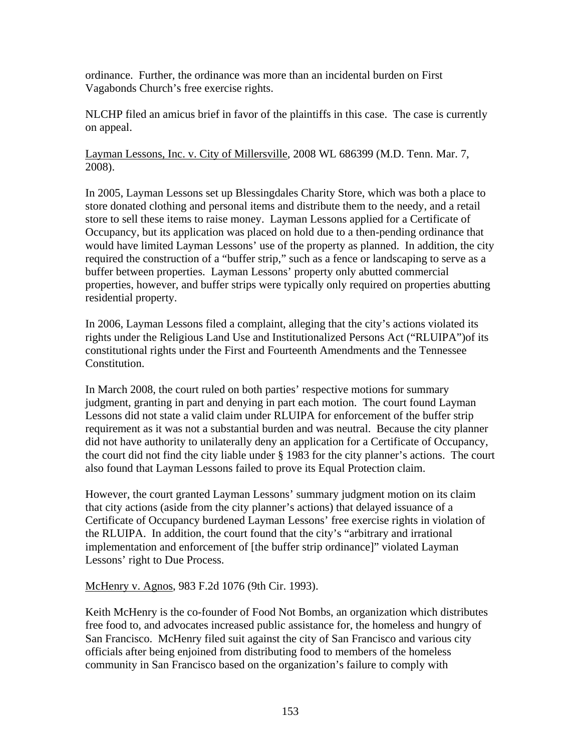ordinance. Further, the ordinance was more than an incidental burden on First Vagabonds Church's free exercise rights.

NLCHP filed an amicus brief in favor of the plaintiffs in this case. The case is currently on appeal.

Layman Lessons, Inc. v. City of Millersville, 2008 WL 686399 (M.D. Tenn. Mar. 7, 2008).

In 2005, Layman Lessons set up Blessingdales Charity Store, which was both a place to store donated clothing and personal items and distribute them to the needy, and a retail store to sell these items to raise money. Layman Lessons applied for a Certificate of Occupancy, but its application was placed on hold due to a then-pending ordinance that would have limited Layman Lessons' use of the property as planned. In addition, the city required the construction of a "buffer strip," such as a fence or landscaping to serve as a buffer between properties. Layman Lessons' property only abutted commercial properties, however, and buffer strips were typically only required on properties abutting residential property.

In 2006, Layman Lessons filed a complaint, alleging that the city's actions violated its rights under the Religious Land Use and Institutionalized Persons Act ("RLUIPA")of its constitutional rights under the First and Fourteenth Amendments and the Tennessee Constitution.

In March 2008, the court ruled on both parties' respective motions for summary judgment, granting in part and denying in part each motion. The court found Layman Lessons did not state a valid claim under RLUIPA for enforcement of the buffer strip requirement as it was not a substantial burden and was neutral. Because the city planner did not have authority to unilaterally deny an application for a Certificate of Occupancy, the court did not find the city liable under § 1983 for the city planner's actions. The court also found that Layman Lessons failed to prove its Equal Protection claim.

However, the court granted Layman Lessons' summary judgment motion on its claim that city actions (aside from the city planner's actions) that delayed issuance of a Certificate of Occupancy burdened Layman Lessons' free exercise rights in violation of the RLUIPA. In addition, the court found that the city's "arbitrary and irrational implementation and enforcement of [the buffer strip ordinance]" violated Layman Lessons' right to Due Process.

McHenry v. Agnos, 983 F.2d 1076 (9th Cir. 1993).

Keith McHenry is the co-founder of Food Not Bombs, an organization which distributes free food to, and advocates increased public assistance for, the homeless and hungry of San Francisco. McHenry filed suit against the city of San Francisco and various city officials after being enjoined from distributing food to members of the homeless community in San Francisco based on the organization's failure to comply with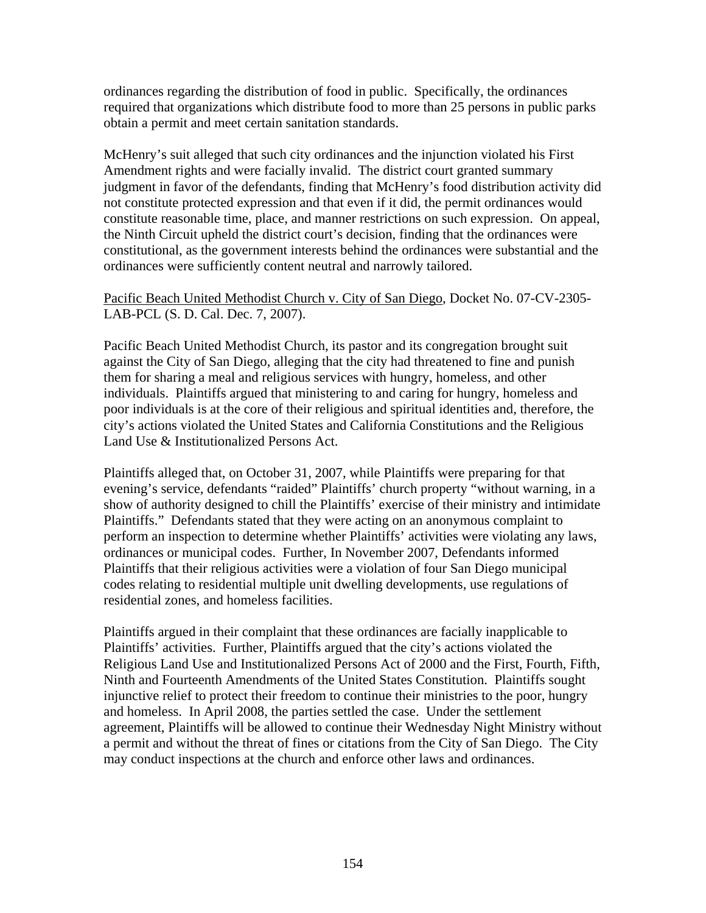ordinances regarding the distribution of food in public. Specifically, the ordinances required that organizations which distribute food to more than 25 persons in public parks obtain a permit and meet certain sanitation standards.

McHenry's suit alleged that such city ordinances and the injunction violated his First Amendment rights and were facially invalid. The district court granted summary judgment in favor of the defendants, finding that McHenry's food distribution activity did not constitute protected expression and that even if it did, the permit ordinances would constitute reasonable time, place, and manner restrictions on such expression. On appeal, the Ninth Circuit upheld the district court's decision, finding that the ordinances were constitutional, as the government interests behind the ordinances were substantial and the ordinances were sufficiently content neutral and narrowly tailored.

Pacific Beach United Methodist Church v. City of San Diego, Docket No. 07-CV-2305-LAB-PCL (S. D. Cal. Dec. 7, 2007).

Pacific Beach United Methodist Church, its pastor and its congregation brought suit against the City of San Diego, alleging that the city had threatened to fine and punish them for sharing a meal and religious services with hungry, homeless, and other individuals. Plaintiffs argued that ministering to and caring for hungry, homeless and poor individuals is at the core of their religious and spiritual identities and, therefore, the city's actions violated the United States and California Constitutions and the Religious Land Use & Institutionalized Persons Act.

Plaintiffs alleged that, on October 31, 2007, while Plaintiffs were preparing for that evening's service, defendants "raided" Plaintiffs' church property "without warning, in a show of authority designed to chill the Plaintiffs' exercise of their ministry and intimidate Plaintiffs." Defendants stated that they were acting on an anonymous complaint to perform an inspection to determine whether Plaintiffs' activities were violating any laws, ordinances or municipal codes. Further, In November 2007, Defendants informed Plaintiffs that their religious activities were a violation of four San Diego municipal codes relating to residential multiple unit dwelling developments, use regulations of residential zones, and homeless facilities.

Plaintiffs argued in their complaint that these ordinances are facially inapplicable to Plaintiffs' activities. Further, Plaintiffs argued that the city's actions violated the Religious Land Use and Institutionalized Persons Act of 2000 and the First, Fourth, Fifth, Ninth and Fourteenth Amendments of the United States Constitution. Plaintiffs sought injunctive relief to protect their freedom to continue their ministries to the poor, hungry and homeless. In April 2008, the parties settled the case. Under the settlement agreement, Plaintiffs will be allowed to continue their Wednesday Night Ministry without a permit and without the threat of fines or citations from the City of San Diego. The City may conduct inspections at the church and enforce other laws and ordinances.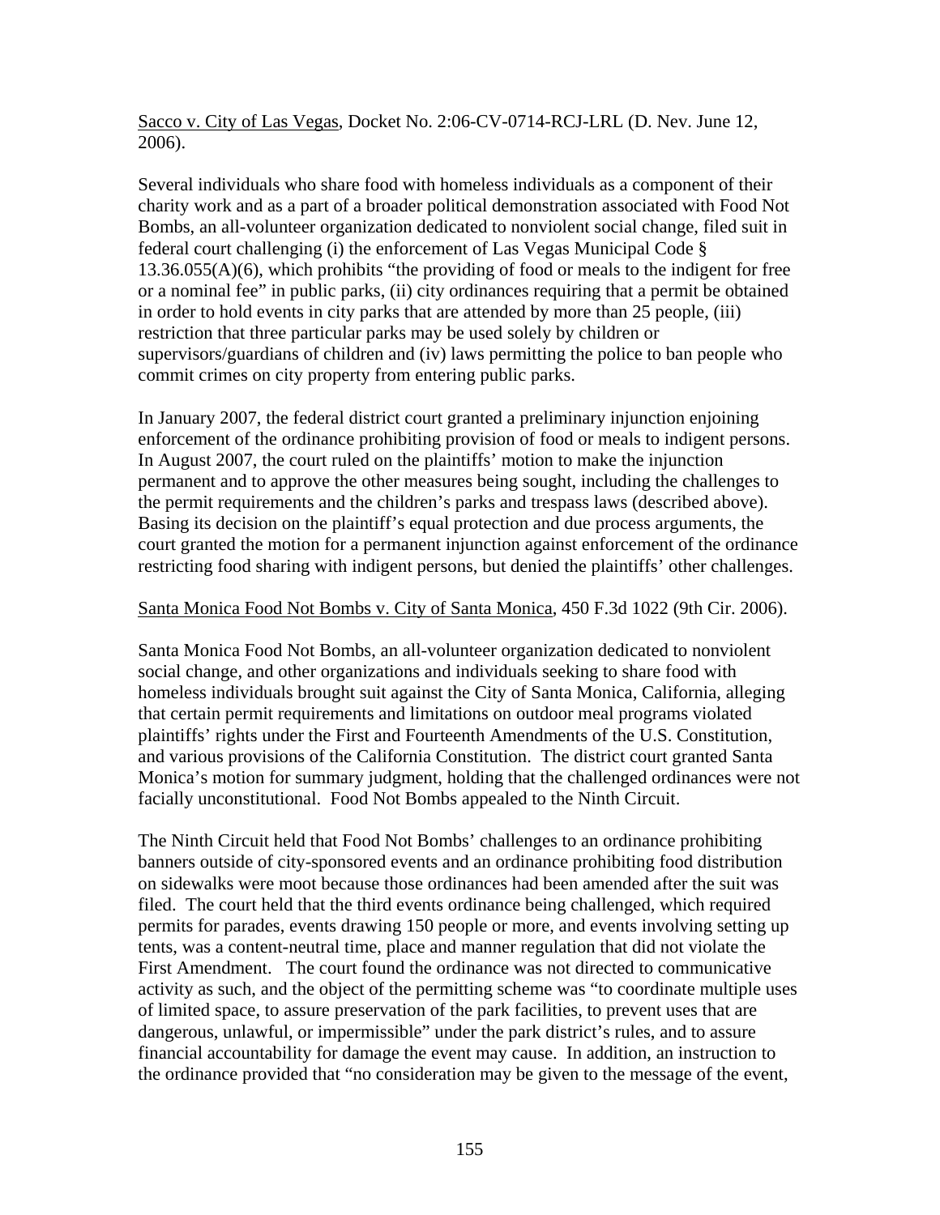Sacco v. City of Las Vegas, Docket No. 2:06-CV-0714-RCJ-LRL (D. Nev. June 12, 2006).

Several individuals who share food with homeless individuals as a component of their charity work and as a part of a broader political demonstration associated with Food Not Bombs, an all-volunteer organization dedicated to nonviolent social change, filed suit in federal court challenging (i) the enforcement of Las Vegas Municipal Code § 13.36.055(A)(6), which prohibits "the providing of food or meals to the indigent for free or a nominal fee" in public parks, (ii) city ordinances requiring that a permit be obtained in order to hold events in city parks that are attended by more than 25 people, (iii) restriction that three particular parks may be used solely by children or supervisors/guardians of children and (iv) laws permitting the police to ban people who commit crimes on city property from entering public parks.

In January 2007, the federal district court granted a preliminary injunction enjoining enforcement of the ordinance prohibiting provision of food or meals to indigent persons. In August 2007, the court ruled on the plaintiffs' motion to make the injunction permanent and to approve the other measures being sought, including the challenges to the permit requirements and the children's parks and trespass laws (described above). Basing its decision on the plaintiff's equal protection and due process arguments, the court granted the motion for a permanent injunction against enforcement of the ordinance restricting food sharing with indigent persons, but denied the plaintiffs' other challenges.

Santa Monica Food Not Bombs v. City of Santa Monica, 450 F.3d 1022 (9th Cir. 2006).

Santa Monica Food Not Bombs, an all-volunteer organization dedicated to nonviolent social change, and other organizations and individuals seeking to share food with homeless individuals brought suit against the City of Santa Monica, California, alleging that certain permit requirements and limitations on outdoor meal programs violated plaintiffs' rights under the First and Fourteenth Amendments of the U.S. Constitution, and various provisions of the California Constitution. The district court granted Santa Monica's motion for summary judgment, holding that the challenged ordinances were not facially unconstitutional. Food Not Bombs appealed to the Ninth Circuit.

The Ninth Circuit held that Food Not Bombs' challenges to an ordinance prohibiting banners outside of city-sponsored events and an ordinance prohibiting food distribution on sidewalks were moot because those ordinances had been amended after the suit was filed. The court held that the third events ordinance being challenged, which required permits for parades, events drawing 150 people or more, and events involving setting up tents, was a content-neutral time, place and manner regulation that did not violate the First Amendment. The court found the ordinance was not directed to communicative activity as such, and the object of the permitting scheme was "to coordinate multiple uses of limited space, to assure preservation of the park facilities, to prevent uses that are dangerous, unlawful, or impermissible" under the park district's rules, and to assure financial accountability for damage the event may cause. In addition, an instruction to the ordinance provided that "no consideration may be given to the message of the event,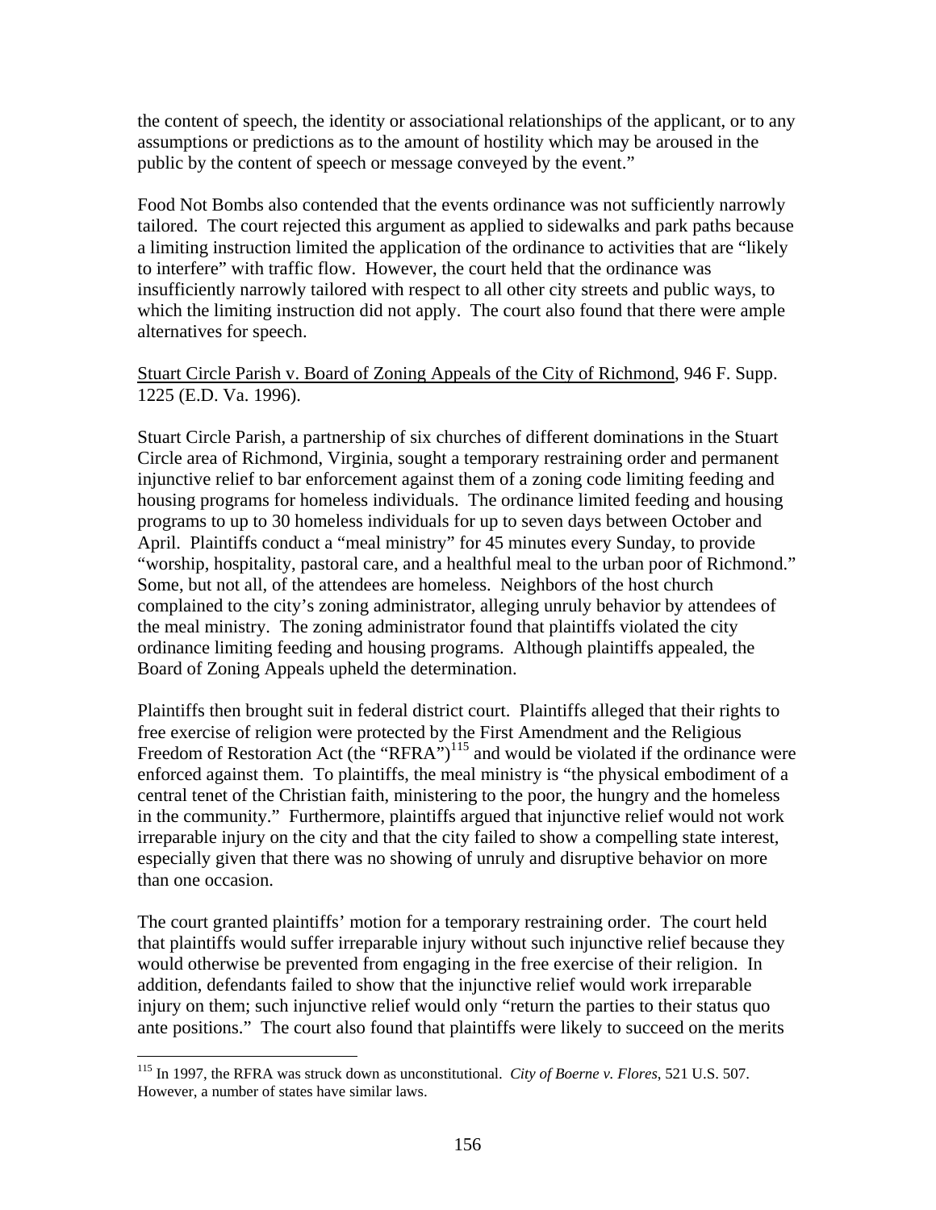the content of speech, the identity or associational relationships of the applicant, or to any assumptions or predictions as to the amount of hostility which may be aroused in the public by the content of speech or message conveyed by the event."

Food Not Bombs also contended that the events ordinance was not sufficiently narrowly tailored. The court rejected this argument as applied to sidewalks and park paths because a limiting instruction limited the application of the ordinance to activities that are "likely to interfere" with traffic flow. However, the court held that the ordinance was insufficiently narrowly tailored with respect to all other city streets and public ways, to which the limiting instruction did not apply. The court also found that there were ample alternatives for speech.

Stuart Circle Parish v. Board of Zoning Appeals of the City of Richmond, 946 F. Supp. 1225 (E.D. Va. 1996).

Stuart Circle Parish, a partnership of six churches of different dominations in the Stuart Circle area of Richmond, Virginia, sought a temporary restraining order and permanent injunctive relief to bar enforcement against them of a zoning code limiting feeding and housing programs for homeless individuals. The ordinance limited feeding and housing programs to up to 30 homeless individuals for up to seven days between October and April. Plaintiffs conduct a "meal ministry" for 45 minutes every Sunday, to provide "worship, hospitality, pastoral care, and a healthful meal to the urban poor of Richmond." Some, but not all, of the attendees are homeless. Neighbors of the host church complained to the city's zoning administrator, alleging unruly behavior by attendees of the meal ministry. The zoning administrator found that plaintiffs violated the city ordinance limiting feeding and housing programs. Although plaintiffs appealed, the Board of Zoning Appeals upheld the determination.

Plaintiffs then brought suit in federal district court. Plaintiffs alleged that their rights to free exercise of religion were protected by the First Amendment and the Religious Freedom of Restoration Act (the "RFRA")[115] and would be violated if the ordinance were enforced against them. To plaintiffs, the meal ministry is "the physical embodiment of a central tenet of the Christian faith, ministering to the poor, the hungry and the homeless in the community." Furthermore, plaintiffs argued that injunctive relief would not work irreparable injury on the city and that the city failed to show a compelling state interest, especially given that there was no showing of unruly and disruptive behavior on more than one occasion.

The court granted plaintiffs' motion for a temporary restraining order. The court held that plaintiffs would suffer irreparable injury without such injunctive relief because they would otherwise be prevented from engaging in the free exercise of their religion. In addition, defendants failed to show that the injunctive relief would work irreparable injury on them; such injunctive relief would only "return the parties to their status quo ante positions." The court also found that plaintiffs were likely to succeed on the merits

[115] In 1997, the RFRA was struck down as unconstitutional. *City of Boerne v. Flores*, 521 U.S. 507. However, a number of states have similar laws.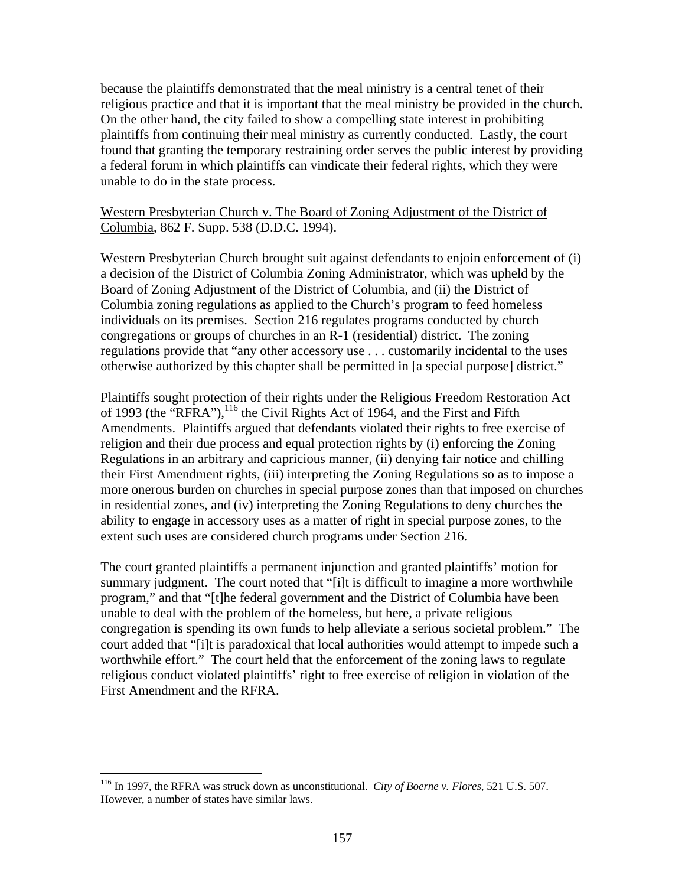because the plaintiffs demonstrated that the meal ministry is a central tenet of their religious practice and that it is important that the meal ministry be provided in the church. On the other hand, the city failed to show a compelling state interest in prohibiting plaintiffs from continuing their meal ministry as currently conducted. Lastly, the court found that granting the temporary restraining order serves the public interest by providing a federal forum in which plaintiffs can vindicate their federal rights, which they were unable to do in the state process.

Western Presbyterian Church v. The Board of Zoning Adjustment of the District of Columbia, 862 F. Supp. 538 (D.D.C. 1994).

Western Presbyterian Church brought suit against defendants to enjoin enforcement of (i) a decision of the District of Columbia Zoning Administrator, which was upheld by the Board of Zoning Adjustment of the District of Columbia, and (ii) the District of Columbia zoning regulations as applied to the Church's program to feed homeless individuals on its premises. Section 216 regulates programs conducted by church congregations or groups of churches in an R-1 (residential) district. The zoning regulations provide that "any other accessory use . . . customarily incidental to the uses otherwise authorized by this chapter shall be permitted in [a special purpose] district."

Plaintiffs sought protection of their rights under the Religious Freedom Restoration Act of 1993 (the "RFRA"),[116] the Civil Rights Act of 1964, and the First and Fifth Amendments. Plaintiffs argued that defendants violated their rights to free exercise of religion and their due process and equal protection rights by (i) enforcing the Zoning Regulations in an arbitrary and capricious manner, (ii) denying fair notice and chilling their First Amendment rights, (iii) interpreting the Zoning Regulations so as to impose a more onerous burden on churches in special purpose zones than that imposed on churches in residential zones, and (iv) interpreting the Zoning Regulations to deny churches the ability to engage in accessory uses as a matter of right in special purpose zones, to the extent such uses are considered church programs under Section 216.

The court granted plaintiffs a permanent injunction and granted plaintiffs' motion for summary judgment. The court noted that "[i]t is difficult to imagine a more worthwhile program," and that "[t]he federal government and the District of Columbia have been unable to deal with the problem of the homeless, but here, a private religious congregation is spending its own funds to help alleviate a serious societal problem." The court added that "[i]t is paradoxical that local authorities would attempt to impede such a worthwhile effort." The court held that the enforcement of the zoning laws to regulate religious conduct violated plaintiffs' right to free exercise of religion in violation of the First Amendment and the RFRA.

[116] In 1997, the RFRA was struck down as unconstitutional. *City of Boerne v. Flores*, 521 U.S. 507. However, a number of states have similar laws.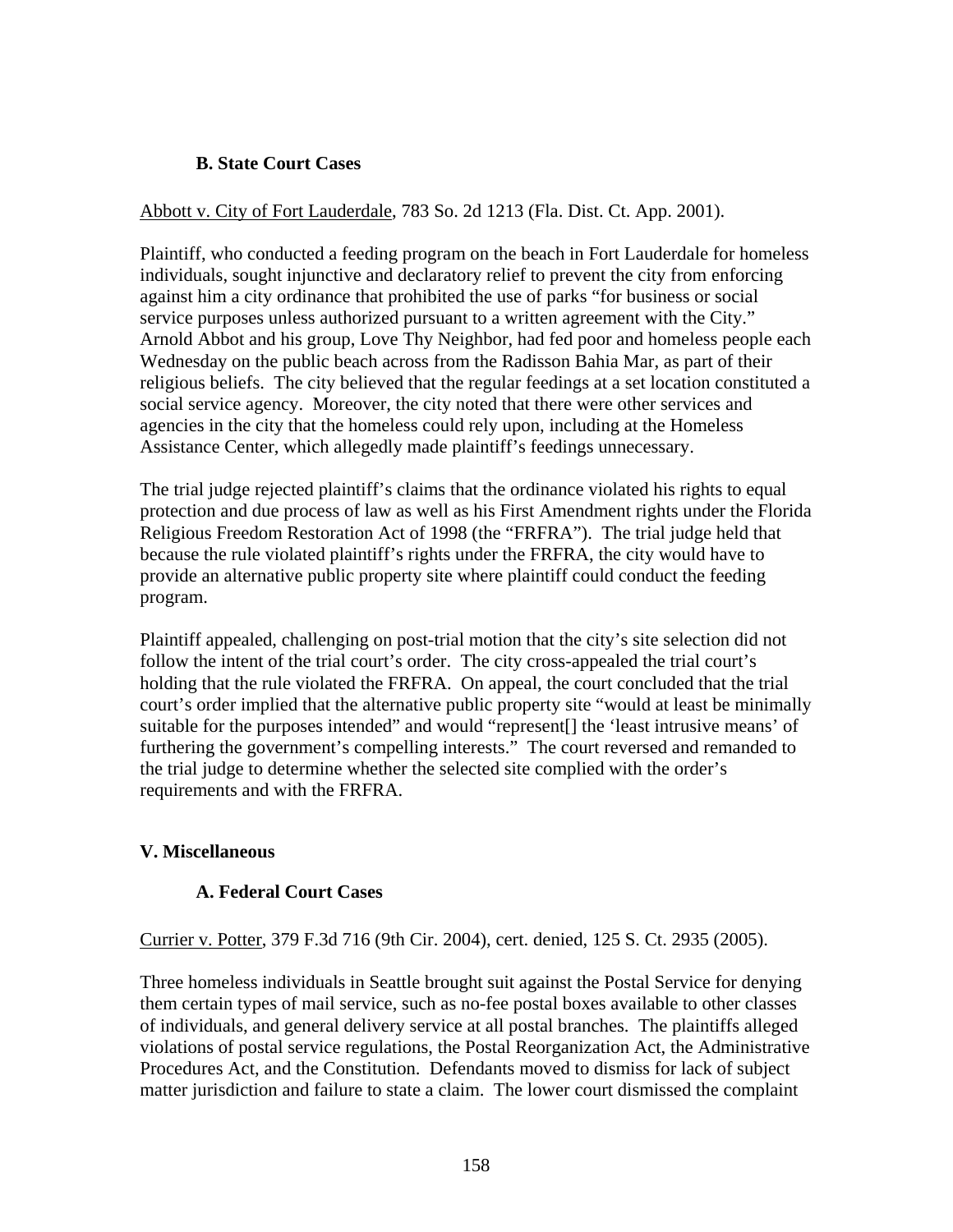### B. State Court Cases

Abbott v. City of Fort Lauderdale, 783 So. 2d 1213 (Fla. Dist. Ct. App. 2001).

Plaintiff, who conducted a feeding program on the beach in Fort Lauderdale for homeless individuals, sought injunctive and declaratory relief to prevent the city from enforcing against him a city ordinance that prohibited the use of parks "for business or social service purposes unless authorized pursuant to a written agreement with the City." Arnold Abbot and his group, Love Thy Neighbor, had fed poor and homeless people each Wednesday on the public beach across from the Radisson Bahia Mar, as part of their religious beliefs. The city believed that the regular feedings at a set location constituted a social service agency. Moreover, the city noted that there were other services and agencies in the city that the homeless could rely upon, including at the Homeless Assistance Center, which allegedly made plaintiff's feedings unnecessary.

The trial judge rejected plaintiff's claims that the ordinance violated his rights to equal protection and due process of law as well as his First Amendment rights under the Florida Religious Freedom Restoration Act of 1998 (the "FRFRA"). The trial judge held that because the rule violated plaintiff's rights under the FRFRA, the city would have to provide an alternative public property site where plaintiff could conduct the feeding program.

Plaintiff appealed, challenging on post-trial motion that the city's site selection did not follow the intent of the trial court's order. The city cross-appealed the trial court's holding that the rule violated the FRFRA. On appeal, the court concluded that the trial court's order implied that the alternative public property site "would at least be minimally suitable for the purposes intended" and would "represent[] the 'least intrusive means' of furthering the government's compelling interests." The court reversed and remanded to the trial judge to determine whether the selected site complied with the order's requirements and with the FRFRA.

## V. Miscellaneous

### A. Federal Court Cases

Currier v. Potter, 379 F.3d 716 (9th Cir. 2004), cert. denied, 125 S. Ct. 2935 (2005).

Three homeless individuals in Seattle brought suit against the Postal Service for denying them certain types of mail service, such as no-fee postal boxes available to other classes of individuals, and general delivery service at all postal branches. The plaintiffs alleged violations of postal service regulations, the Postal Reorganization Act, the Administrative Procedures Act, and the Constitution. Defendants moved to dismiss for lack of subject matter jurisdiction and failure to state a claim. The lower court dismissed the complaint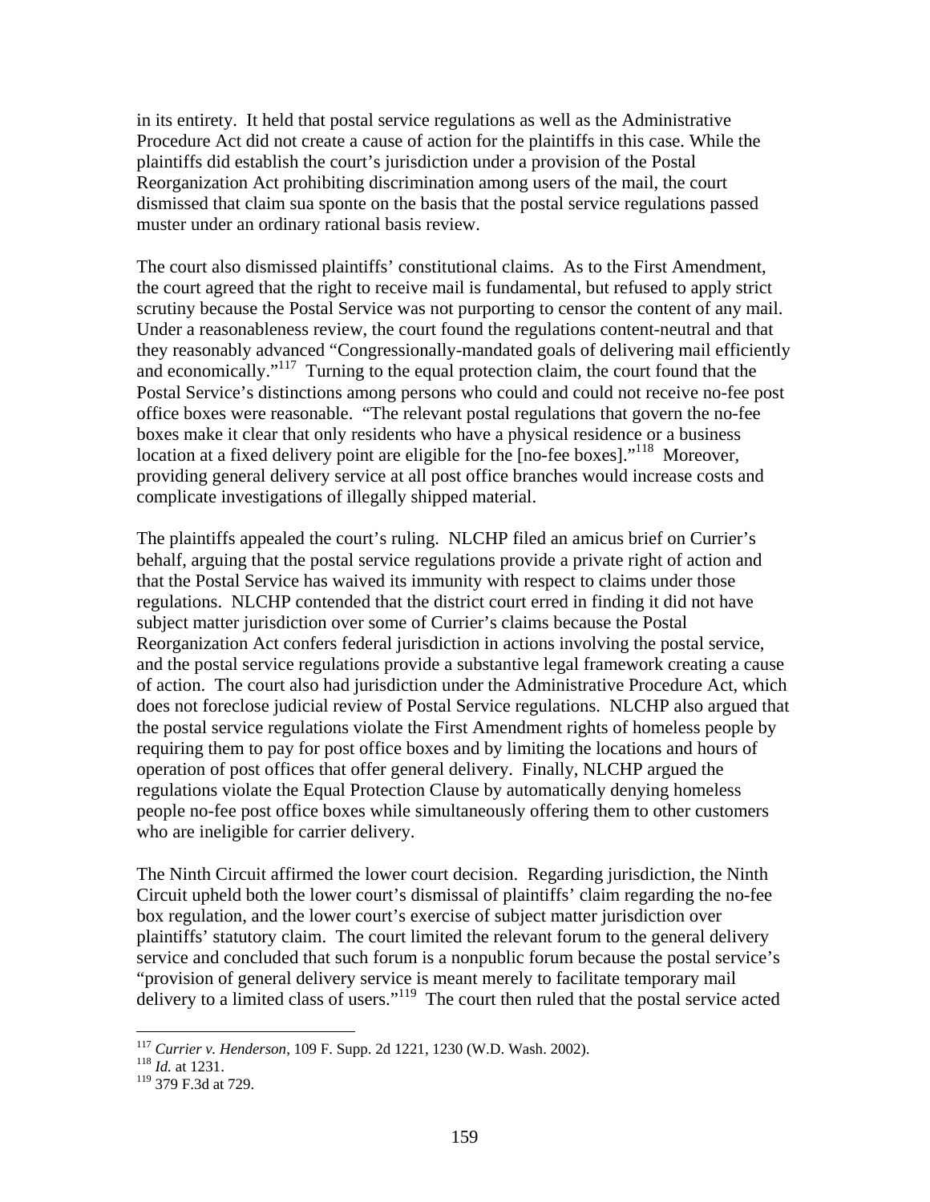in its entirety. It held that postal service regulations as well as the Administrative Procedure Act did not create a cause of action for the plaintiffs in this case. While the plaintiffs did establish the court's jurisdiction under a provision of the Postal Reorganization Act prohibiting discrimination among users of the mail, the court dismissed that claim sua sponte on the basis that the postal service regulations passed muster under an ordinary rational basis review.

The court also dismissed plaintiffs' constitutional claims. As to the First Amendment, the court agreed that the right to receive mail is fundamental, but refused to apply strict scrutiny because the Postal Service was not purporting to censor the content of any mail. Under a reasonableness review, the court found the regulations content-neutral and that they reasonably advanced "Congressionally-mandated goals of delivering mail efficiently and economically."[117] Turning to the equal protection claim, the court found that the Postal Service's distinctions among persons who could and could not receive no-fee post office boxes were reasonable. "The relevant postal regulations that govern the no-fee boxes make it clear that only residents who have a physical residence or a business location at a fixed delivery point are eligible for the [no-fee boxes]."[118] Moreover, providing general delivery service at all post office branches would increase costs and complicate investigations of illegally shipped material.

The plaintiffs appealed the court's ruling. NLCHP filed an amicus brief on Currier's behalf, arguing that the postal service regulations provide a private right of action and that the Postal Service has waived its immunity with respect to claims under those regulations. NLCHP contended that the district court erred in finding it did not have subject matter jurisdiction over some of Currier's claims because the Postal Reorganization Act confers federal jurisdiction in actions involving the postal service, and the postal service regulations provide a substantive legal framework creating a cause of action. The court also had jurisdiction under the Administrative Procedure Act, which does not foreclose judicial review of Postal Service regulations. NLCHP also argued that the postal service regulations violate the First Amendment rights of homeless people by requiring them to pay for post office boxes and by limiting the locations and hours of operation of post offices that offer general delivery. Finally, NLCHP argued the regulations violate the Equal Protection Clause by automatically denying homeless people no-fee post office boxes while simultaneously offering them to other customers who are ineligible for carrier delivery.

The Ninth Circuit affirmed the lower court decision. Regarding jurisdiction, the Ninth Circuit upheld both the lower court's dismissal of plaintiffs' claim regarding the no-fee box regulation, and the lower court's exercise of subject matter jurisdiction over plaintiffs' statutory claim. The court limited the relevant forum to the general delivery service and concluded that such forum is a nonpublic forum because the postal service's "provision of general delivery service is meant merely to facilitate temporary mail delivery to a limited class of users."[119] The court then ruled that the postal service acted

---

[117] *Currier v. Henderson*, 109 F. Supp. 2d 1221, 1230 (W.D. Wash. 2002).

[118] *Id.* at 1231.

[119] 379 F.3d at 729.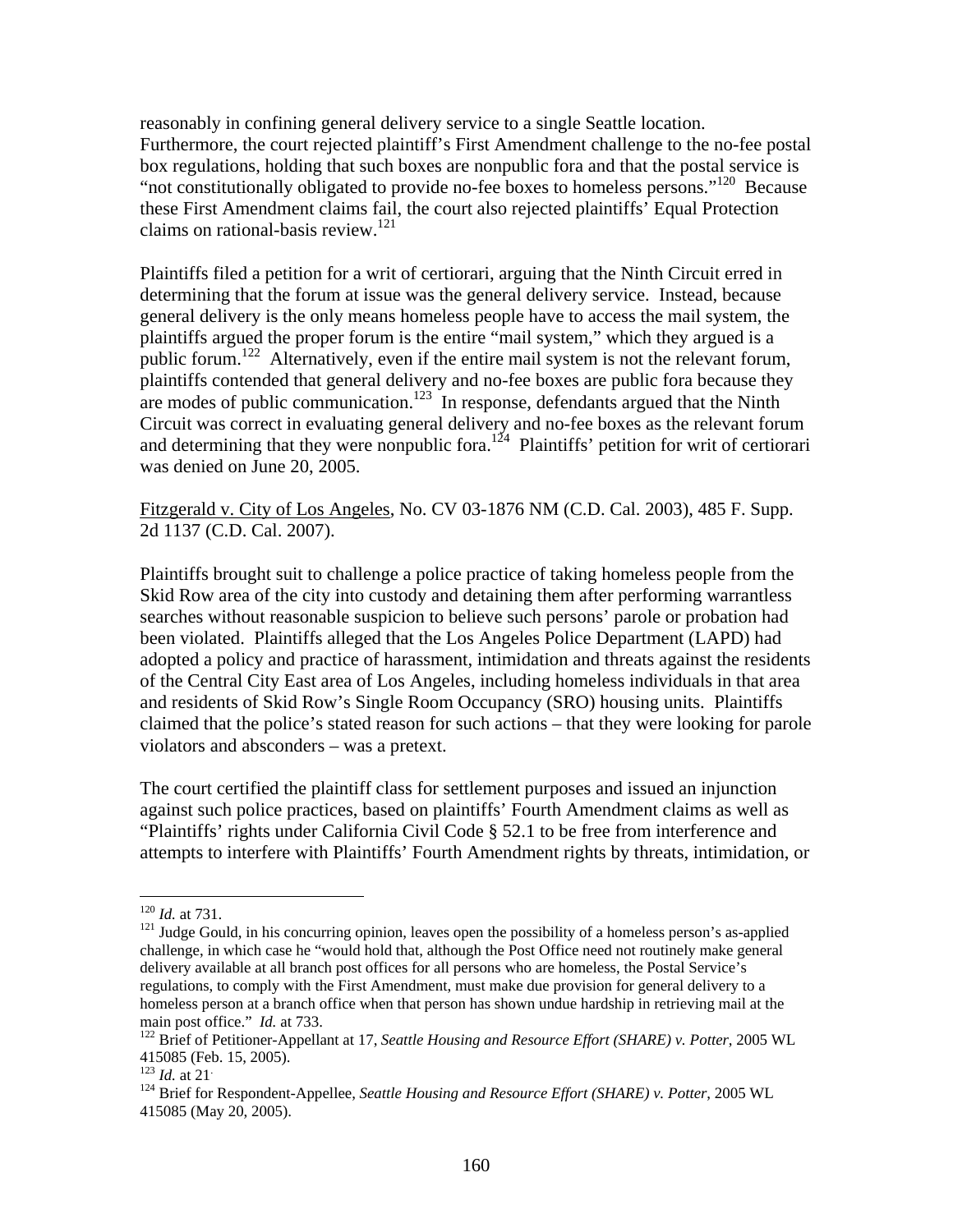reasonably in confining general delivery service to a single Seattle location. Furthermore, the court rejected plaintiff's First Amendment challenge to the no-fee postal box regulations, holding that such boxes are nonpublic fora and that the postal service is "not constitutionally obligated to provide no-fee boxes to homeless persons."[120] Because these First Amendment claims fail, the court also rejected plaintiffs' Equal Protection claims on rational-basis review.[121]

Plaintiffs filed a petition for a writ of certiorari, arguing that the Ninth Circuit erred in determining that the forum at issue was the general delivery service. Instead, because general delivery is the only means homeless people have to access the mail system, the plaintiffs argued the proper forum is the entire "mail system," which they argued is a public forum.[122] Alternatively, even if the entire mail system is not the relevant forum, plaintiffs contended that general delivery and no-fee boxes are public fora because they are modes of public communication.[123] In response, defendants argued that the Ninth Circuit was correct in evaluating general delivery and no-fee boxes as the relevant forum and determining that they were nonpublic fora.[124] Plaintiffs' petition for writ of certiorari was denied on June 20, 2005.

<u>Fitzgerald v. City of Los Angeles</u>, No. CV 03-1876 NM (C.D. Cal. 2003), 485 F. Supp. 2d 1137 (C.D. Cal. 2007).

Plaintiffs brought suit to challenge a police practice of taking homeless people from the Skid Row area of the city into custody and detaining them after performing warrantless searches without reasonable suspicion to believe such persons' parole or probation had been violated. Plaintiffs alleged that the Los Angeles Police Department (LAPD) had adopted a policy and practice of harassment, intimidation and threats against the residents of the Central City East area of Los Angeles, including homeless individuals in that area and residents of Skid Row's Single Room Occupancy (SRO) housing units. Plaintiffs claimed that the police's stated reason for such actions – that they were looking for parole violators and absconders – was a pretext.

The court certified the plaintiff class for settlement purposes and issued an injunction against such police practices, based on plaintiffs' Fourth Amendment claims as well as "Plaintiffs' rights under California Civil Code § 52.1 to be free from interference and attempts to interfere with Plaintiffs' Fourth Amendment rights by threats, intimidation, or

---

[120] *Id.* at 731.

[121] Judge Gould, in his concurring opinion, leaves open the possibility of a homeless person's as-applied challenge, in which case he "would hold that, although the Post Office need not routinely make general delivery available at all branch post offices for all persons who are homeless, the Postal Service's regulations, to comply with the First Amendment, must make due provision for general delivery to a homeless person at a branch office when that person has shown undue hardship in retrieving mail at the main post office." *Id.* at 733.

[122] Brief of Petitioner-Appellant at 17, *Seattle Housing and Resource Effort (SHARE) v. Potter*, 2005 WL 415085 (Feb. 15, 2005).

[123] *Id.* at 21.

[124] Brief for Respondent-Appellee, *Seattle Housing and Resource Effort (SHARE) v. Potter*, 2005 WL 415085 (May 20, 2005).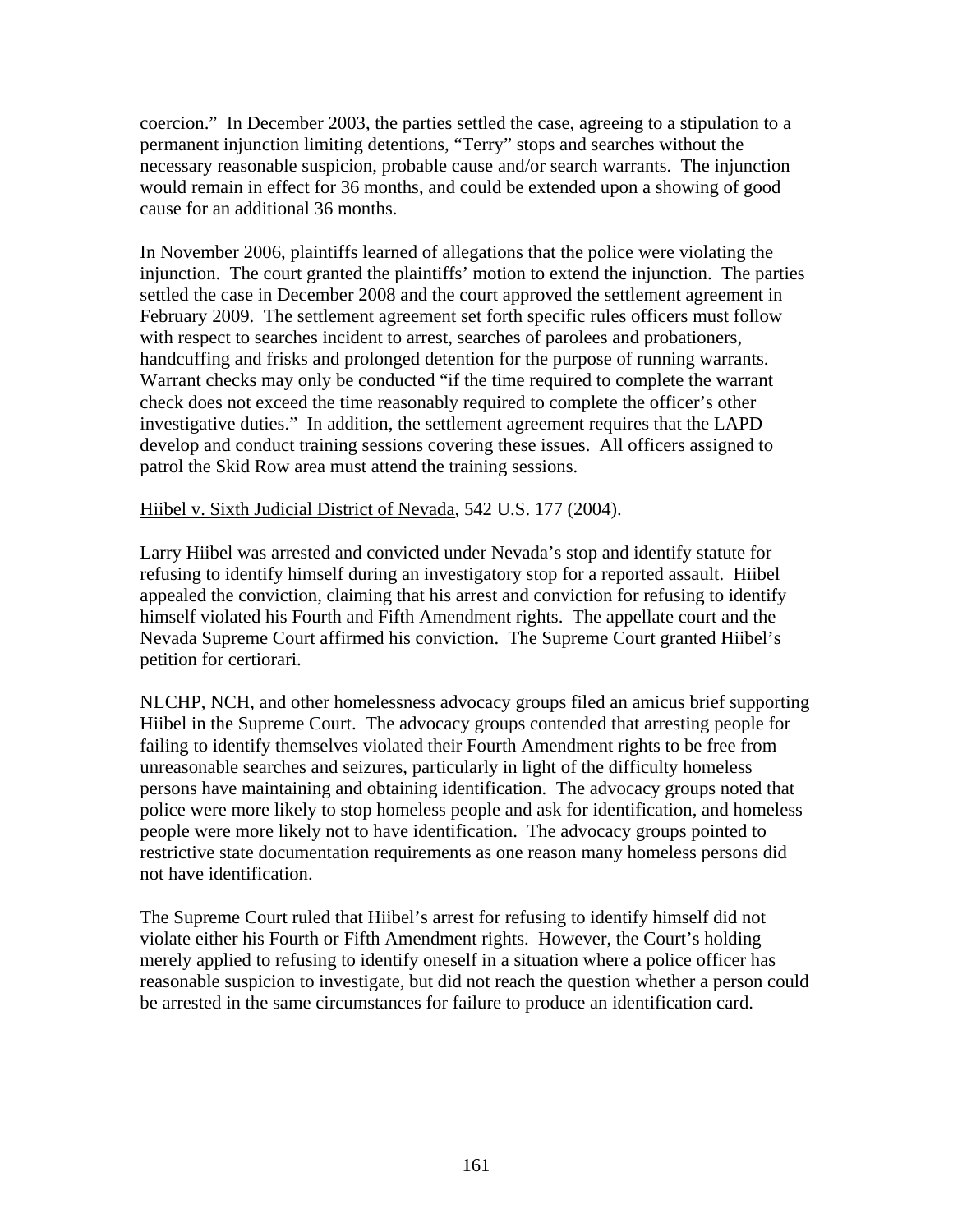coercion." In December 2003, the parties settled the case, agreeing to a stipulation to a permanent injunction limiting detentions, "Terry" stops and searches without the necessary reasonable suspicion, probable cause and/or search warrants. The injunction would remain in effect for 36 months, and could be extended upon a showing of good cause for an additional 36 months.

In November 2006, plaintiffs learned of allegations that the police were violating the injunction. The court granted the plaintiffs' motion to extend the injunction. The parties settled the case in December 2008 and the court approved the settlement agreement in February 2009. The settlement agreement set forth specific rules officers must follow with respect to searches incident to arrest, searches of parolees and probationers, handcuffing and frisks and prolonged detention for the purpose of running warrants. Warrant checks may only be conducted "if the time required to complete the warrant check does not exceed the time reasonably required to complete the officer's other investigative duties." In addition, the settlement agreement requires that the LAPD develop and conduct training sessions covering these issues. All officers assigned to patrol the Skid Row area must attend the training sessions.

<u>Hiibel v. Sixth Judicial District of Nevada</u>, 542 U.S. 177 (2004).

Larry Hiibel was arrested and convicted under Nevada's stop and identify statute for refusing to identify himself during an investigatory stop for a reported assault. Hiibel appealed the conviction, claiming that his arrest and conviction for refusing to identify himself violated his Fourth and Fifth Amendment rights. The appellate court and the Nevada Supreme Court affirmed his conviction. The Supreme Court granted Hiibel's petition for certiorari.

NLCHP, NCH, and other homelessness advocacy groups filed an amicus brief supporting Hiibel in the Supreme Court. The advocacy groups contended that arresting people for failing to identify themselves violated their Fourth Amendment rights to be free from unreasonable searches and seizures, particularly in light of the difficulty homeless persons have maintaining and obtaining identification. The advocacy groups noted that police were more likely to stop homeless people and ask for identification, and homeless people were more likely not to have identification. The advocacy groups pointed to restrictive state documentation requirements as one reason many homeless persons did not have identification.

The Supreme Court ruled that Hiibel's arrest for refusing to identify himself did not violate either his Fourth or Fifth Amendment rights. However, the Court's holding merely applied to refusing to identify oneself in a situation where a police officer has reasonable suspicion to investigate, but did not reach the question whether a person could be arrested in the same circumstances for failure to produce an identification card.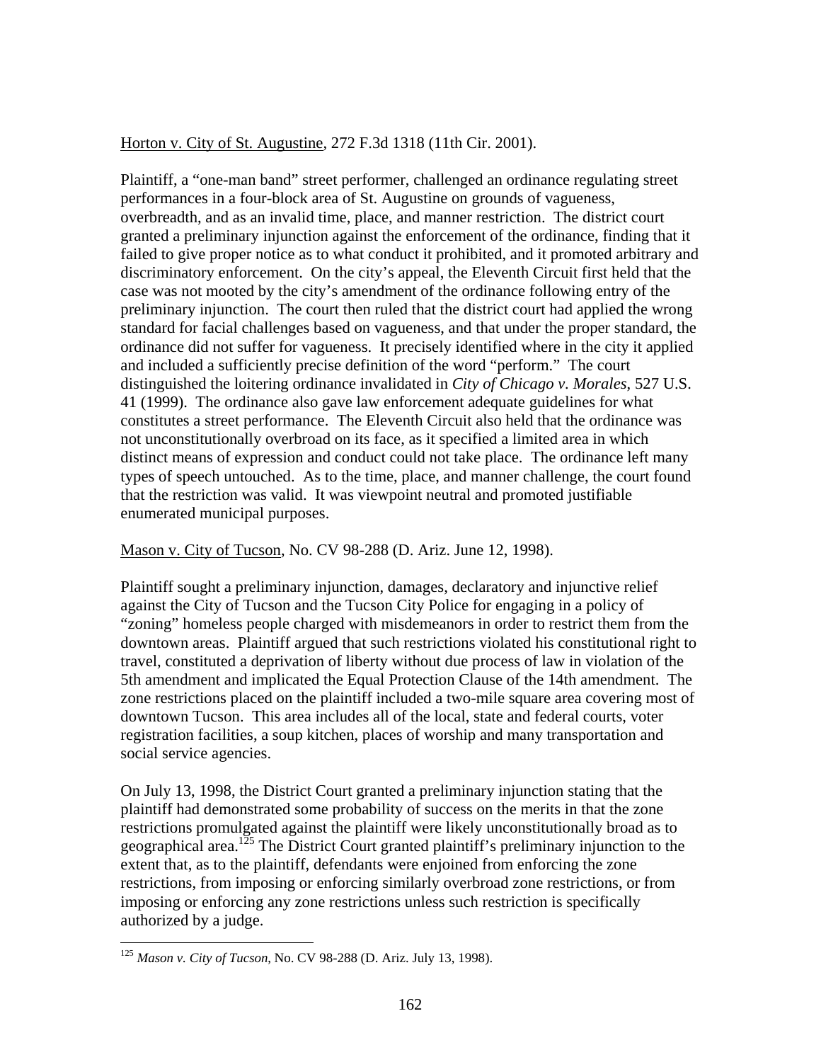Horton v. City of St. Augustine, 272 F.3d 1318 (11th Cir. 2001).

Plaintiff, a "one-man band" street performer, challenged an ordinance regulating street performances in a four-block area of St. Augustine on grounds of vagueness, overbreadth, and as an invalid time, place, and manner restriction. The district court granted a preliminary injunction against the enforcement of the ordinance, finding that it failed to give proper notice as to what conduct it prohibited, and it promoted arbitrary and discriminatory enforcement. On the city's appeal, the Eleventh Circuit first held that the case was not mooted by the city's amendment of the ordinance following entry of the preliminary injunction. The court then ruled that the district court had applied the wrong standard for facial challenges based on vagueness, and that under the proper standard, the ordinance did not suffer for vagueness. It precisely identified where in the city it applied and included a sufficiently precise definition of the word "perform." The court distinguished the loitering ordinance invalidated in *City of Chicago v. Morales*, 527 U.S. 41 (1999). The ordinance also gave law enforcement adequate guidelines for what constitutes a street performance. The Eleventh Circuit also held that the ordinance was not unconstitutionally overbroad on its face, as it specified a limited area in which distinct means of expression and conduct could not take place. The ordinance left many types of speech untouched. As to the time, place, and manner challenge, the court found that the restriction was valid. It was viewpoint neutral and promoted justifiable enumerated municipal purposes.

Mason v. City of Tucson, No. CV 98-288 (D. Ariz. June 12, 1998).

Plaintiff sought a preliminary injunction, damages, declaratory and injunctive relief against the City of Tucson and the Tucson City Police for engaging in a policy of "zoning" homeless people charged with misdemeanors in order to restrict them from the downtown areas. Plaintiff argued that such restrictions violated his constitutional right to travel, constituted a deprivation of liberty without due process of law in violation of the 5th amendment and implicated the Equal Protection Clause of the 14th amendment. The zone restrictions placed on the plaintiff included a two-mile square area covering most of downtown Tucson. This area includes all of the local, state and federal courts, voter registration facilities, a soup kitchen, places of worship and many transportation and social service agencies.

On July 13, 1998, the District Court granted a preliminary injunction stating that the plaintiff had demonstrated some probability of success on the merits in that the zone restrictions promulgated against the plaintiff were likely unconstitutionally broad as to geographical area.[125] The District Court granted plaintiff's preliminary injunction to the extent that, as to the plaintiff, defendants were enjoined from enforcing the zone restrictions, from imposing or enforcing similarly overbroad zone restrictions, or from imposing or enforcing any zone restrictions unless such restriction is specifically authorized by a judge.

[125] *Mason v. City of Tucson*, No. CV 98-288 (D. Ariz. July 13, 1998).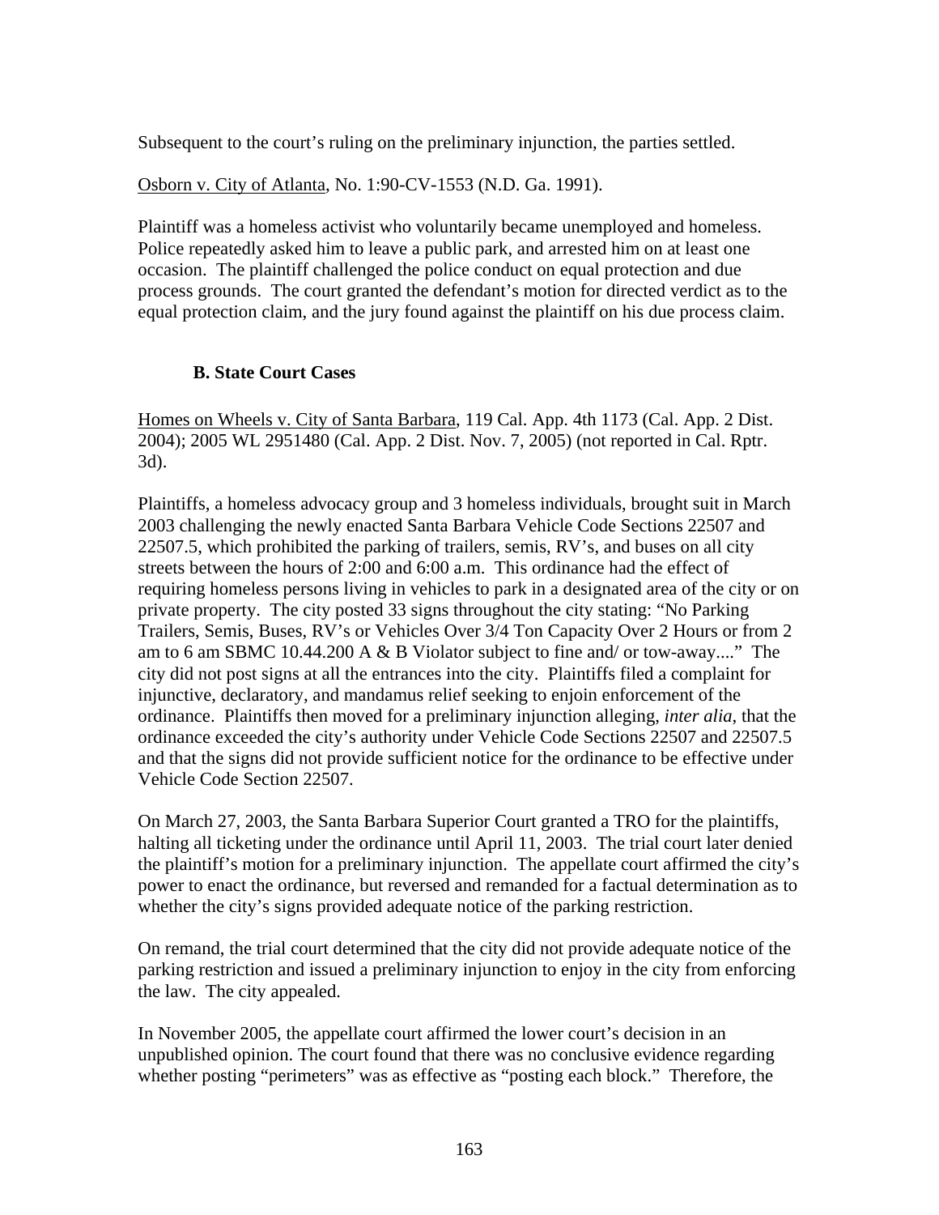Subsequent to the court's ruling on the preliminary injunction, the parties settled.

Osborn v. City of Atlanta, No. 1:90-CV-1553 (N.D. Ga. 1991).

Plaintiff was a homeless activist who voluntarily became unemployed and homeless. Police repeatedly asked him to leave a public park, and arrested him on at least one occasion. The plaintiff challenged the police conduct on equal protection and due process grounds. The court granted the defendant's motion for directed verdict as to the equal protection claim, and the jury found against the plaintiff on his due process claim.

### B. State Court Cases

Homes on Wheels v. City of Santa Barbara, 119 Cal. App. 4th 1173 (Cal. App. 2 Dist. 2004); 2005 WL 2951480 (Cal. App. 2 Dist. Nov. 7, 2005) (not reported in Cal. Rptr. 3d).

Plaintiffs, a homeless advocacy group and 3 homeless individuals, brought suit in March 2003 challenging the newly enacted Santa Barbara Vehicle Code Sections 22507 and 22507.5, which prohibited the parking of trailers, semis, RV's, and buses on all city streets between the hours of 2:00 and 6:00 a.m. This ordinance had the effect of requiring homeless persons living in vehicles to park in a designated area of the city or on private property. The city posted 33 signs throughout the city stating: "No Parking Trailers, Semis, Buses, RV's or Vehicles Over 3/4 Ton Capacity Over 2 Hours or from 2 am to 6 am SBMC 10.44.200 A & B Violator subject to fine and/ or tow-away...." The city did not post signs at all the entrances into the city. Plaintiffs filed a complaint for injunctive, declaratory, and mandamus relief seeking to enjoin enforcement of the ordinance. Plaintiffs then moved for a preliminary injunction alleging, *inter alia*, that the ordinance exceeded the city's authority under Vehicle Code Sections 22507 and 22507.5 and that the signs did not provide sufficient notice for the ordinance to be effective under Vehicle Code Section 22507.

On March 27, 2003, the Santa Barbara Superior Court granted a TRO for the plaintiffs, halting all ticketing under the ordinance until April 11, 2003. The trial court later denied the plaintiff's motion for a preliminary injunction. The appellate court affirmed the city's power to enact the ordinance, but reversed and remanded for a factual determination as to whether the city's signs provided adequate notice of the parking restriction.

On remand, the trial court determined that the city did not provide adequate notice of the parking restriction and issued a preliminary injunction to enjoy in the city from enforcing the law. The city appealed.

In November 2005, the appellate court affirmed the lower court's decision in an unpublished opinion. The court found that there was no conclusive evidence regarding whether posting "perimeters" was as effective as "posting each block." Therefore, the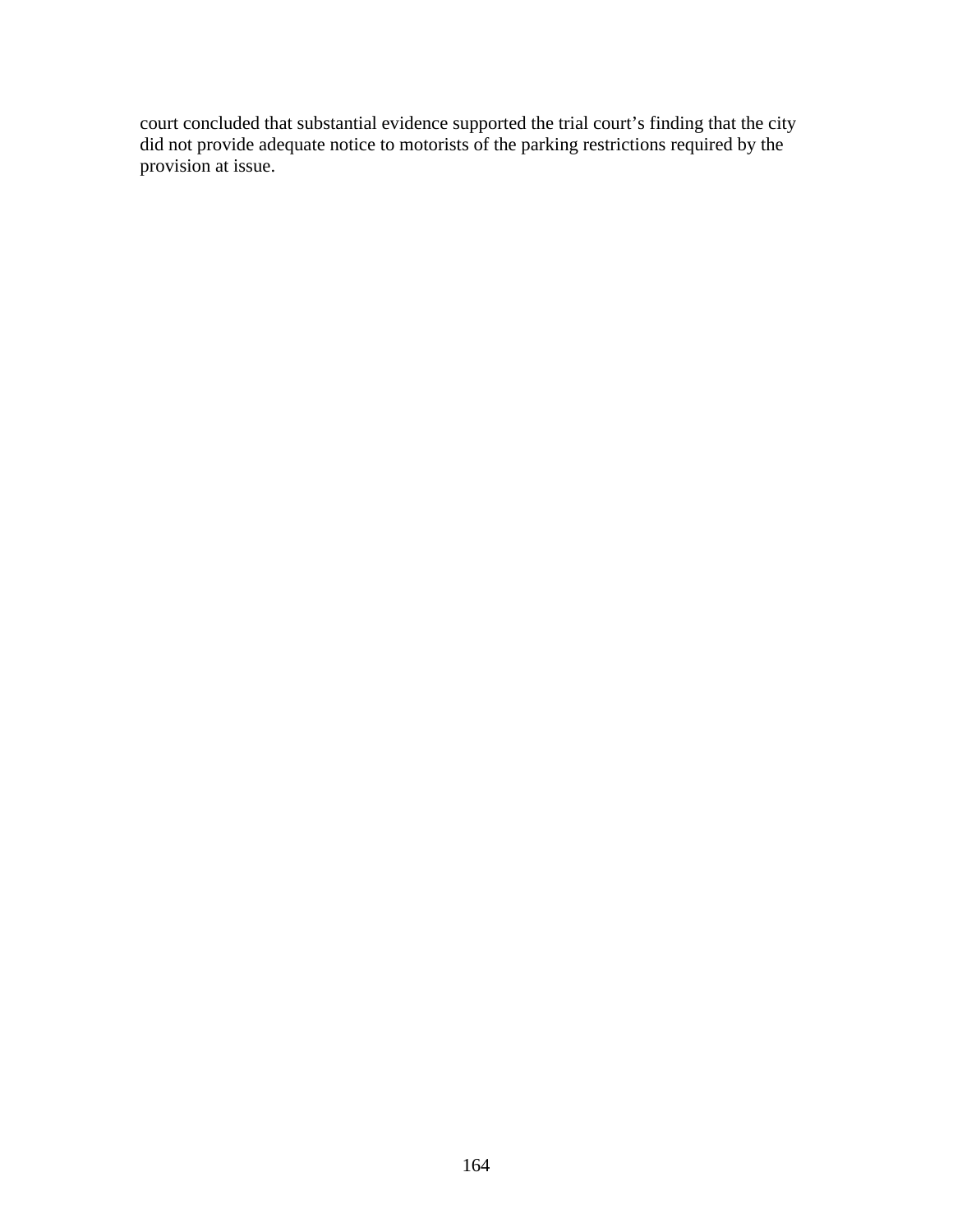court concluded that substantial evidence supported the trial court's finding that the city did not provide adequate notice to motorists of the parking restrictions required by the provision at issue.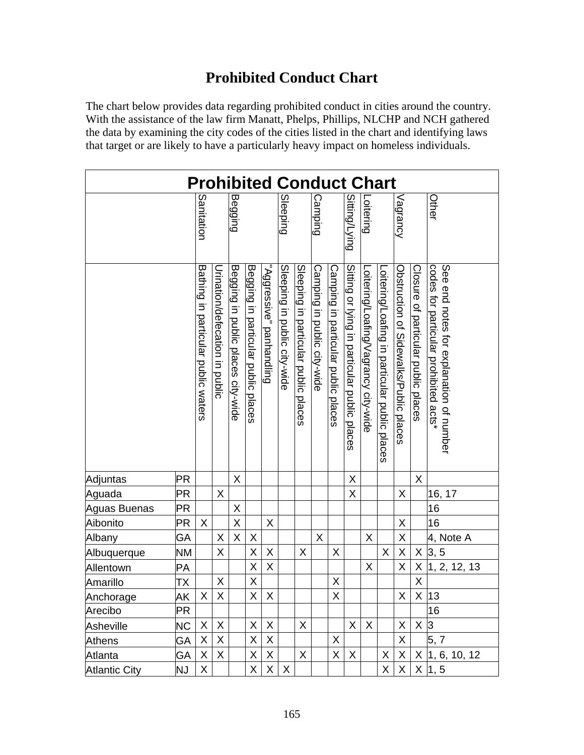# Prohibited Conduct Chart

The chart below provides data regarding prohibited conduct in cities around the country. With the assistance of the law firm Manatt, Phelps, Phillips, NLCHP and NCH gathered the data by examining the city codes of the cities listed in the chart and identifying laws that target or are likely to have a particularly heavy impact on homeless individuals.

| Prohibited Conduct Chart | | | | | | | | | | | | | | | | |
|---|---|---|---|---|---|---|---|---|---|---|---|---|---|---|---|---|
| | | Sanitation | | Begging | | | Sleeping | | Camping | | Sitting/Lying | Loitering | | Vagrancy | | Other |
| | | Bathing in particular public waters | Urination/defecation in public | Begging in public places city-wide | Begging in particular public places | "Aggressive" panhandling | Sleeping in public city-wide | Sleeping in particular public places | Camping in public city-wide | Camping in particular public places | Sitting or lying in particular public places | Loitering/Loafing/Vagrancy city-wide | Loitering/Loafing in particular public places | Obstruction of Sidewalks/Public places | Closure of particular public places | See end notes for explanation of number codes for particular prohibited acts* |
| Adjuntas | PR | | | X | | | | | | | X | | | | X | |
| Aguada | PR | | X | | | | | | | | X | | | X | | 16, 17 |
| Aguas Buenas | PR | | | X | | | | | | | | | | | | 16 |
| Aibonito | PR | X | | X | | X | | | | | | | | X | | 16 |
| Albany | GA | | X | X | X | | | | X | | | X | | X | | 4, Note A |
| Albuquerque | NM | | X | | X | X | | X | | X | | | X | X | X | 3, 5 |
| Allentown | PA | | | | X | X | | | | | | X | | X | X | 1, 2, 12, 13 |
| Amarillo | TX | | X | | X | | | | | X | | | | | X | |
| Anchorage | AK | X | X | | X | X | | | | X | | | | X | X | 13 |
| Arecibo | PR | | | | | | | | | | | | | | | 16 |
| Asheville | NC | X | X | | X | X | | X | | | X | X | | X | X | 3 |
| Athens | GA | X | X | | X | X | | | | X | | | | X | | 5, 7 |
| Atlanta | GA | X | X | | X | X | | X | | X | X | | X | X | X | 1, 6, 10, 12 |
| Atlantic City | NJ | X | | | X | X | X | | | | | | X | X | X | 1, 5 |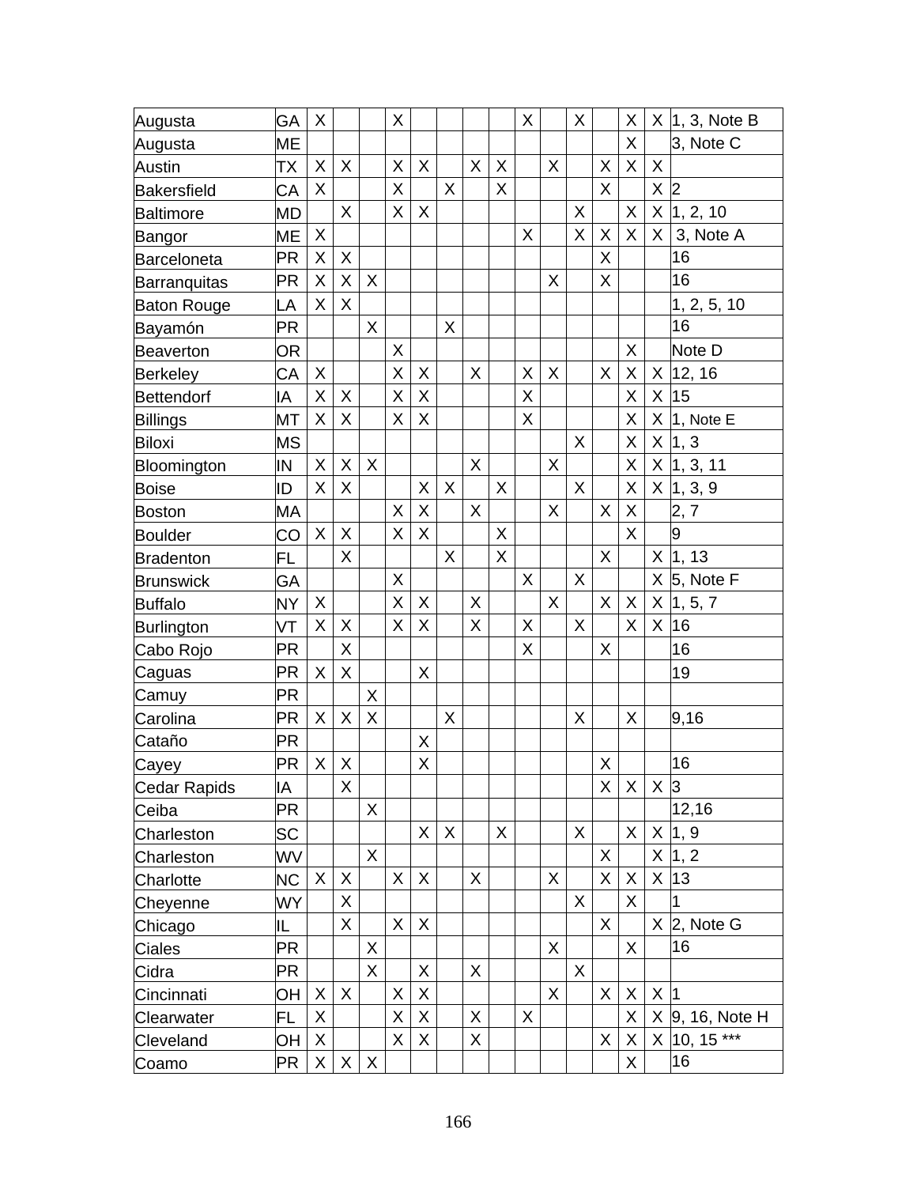| | | | | | | | | | | | | | | | | |
|---|---|---|---|---|---|---|---|---|---|---|---|---|---|---|---|---|
| Augusta | GA | X | | | X | | | | | X | | X | | X | X | 1, 3, Note B |
| Augusta | ME | | | | | | | | | | | | | X | | 3, Note C |
| Austin | TX | X | X | | X | X | | X | X | | X | | X | X | X | |
| Bakersfield | CA | X | | | X | | X | | X | | | | X | | X | 2 |
| Baltimore | MD | | X | | X | X | | | | | | X | | X | X | 1, 2, 10 |
| Bangor | ME | X | | | | | | | | X | | X | X | X | X | 3, Note A |
| Barceloneta | PR | X | X | | | | | | | | | | X | | | 16 |
| Barranquitas | PR | X | X | X | | | | | | | X | | X | | | 16 |
| Baton Rouge | LA | X | X | | | | | | | | | | | | | 1, 2, 5, 10 |
| Bayamón | PR | | | X | | | X | | | | | | | | | 16 |
| Beaverton | OR | | | | X | | | | | | | | | X | | Note D |
| Berkeley | CA | X | | | X | X | | X | | X | X | | X | X | X | 12, 16 |
| Bettendorf | IA | X | X | | X | X | | | | X | | | | X | X | 15 |
| Billings | MT | X | X | | X | X | | | | X | | | | X | X | 1, Note E |
| Biloxi | MS | | | | | | | | | | | X | | X | X | 1, 3 |
| Bloomington | IN | X | X | X | | | | X | | | X | | | X | X | 1, 3, 11 |
| Boise | ID | X | X | | | X | X | | X | | | X | | X | X | 1, 3, 9 |
| Boston | MA | | | | X | X | | X | | | X | | X | X | | 2, 7 |
| Boulder | CO | X | X | | X | X | | | X | | | | | X | | 9 |
| Bradenton | FL | | X | | | | X | | X | | | | X | | X | 1, 13 |
| Brunswick | GA | | | | X | | | | | X | | X | | | X | 5, Note F |
| Buffalo | NY | X | | | X | X | | X | | | X | | X | X | X | 1, 5, 7 |
| Burlington | VT | X | X | | X | X | | X | | X | | X | | X | X | 16 |
| Cabo Rojo | PR | | X | | | | | | | X | | | X | | | 16 |
| Caguas | PR | X | X | | | X | | | | | | | | | | 19 |
| Camuy | PR | | | X | | | | | | | | | | | | |
| Carolina | PR | X | X | X | | | X | | | | | X | | X | | 9,16 |
| Cataño | PR | | | | | X | | | | | | | | | | |
| Cayey | PR | X | X | | | X | | | | | | | X | | | 16 |
| Cedar Rapids | IA | | X | | | | | | | | | | X | X | X | 3 |
| Ceiba | PR | | | X | | | | | | | | | | | | 12,16 |
| Charleston | SC | | | | | X | X | | X | | | X | | X | X | 1, 9 |
| Charleston | WV | | | X | | | | | | | | | X | | X | 1, 2 |
| Charlotte | NC | X | X | | X | X | | X | | | X | | X | X | X | 13 |
| Cheyenne | WY | | X | | | | | | | | | X | | X | | 1 |
| Chicago | IL | | X | | X | X | | | | | | | X | | X | 2, Note G |
| Ciales | PR | | | X | | | | | | | X | | | X | | 16 |
| Cidra | PR | | | X | | X | | X | | | | X | | | | |
| Cincinnati | OH | X | X | | X | X | | | | | X | | X | X | X | 1 |
| Clearwater | FL | X | | | X | X | | X | | X | | | | X | X | 9, 16, Note H |
| Cleveland | OH | X | | | X | X | | X | | | | | X | X | X | 10, 15 *** |
| Coamo | PR | X | X | X | | | | | | | | | | X | | 16 |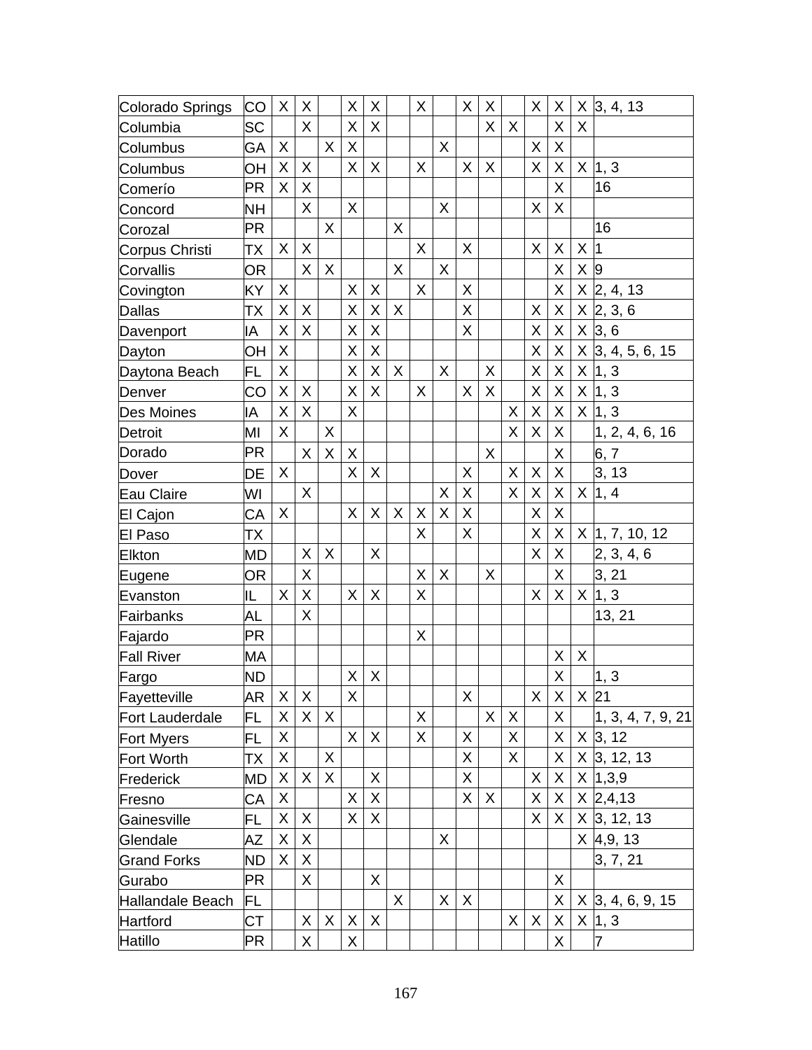| | | | | | | | | | | | | | | | | |
|---|---|---|---|---|---|---|---|---|---|---|---|---|---|---|---|---|
| Colorado Springs | CO | X | X | | X | X | | X | | X | X | | X | X | X | 3, 4, 13 |
| Columbia | SC | | X | | X | X | | | | | X | X | | X | X | |
| Columbus | GA | X | | X | X | | | | X | | | | X | X | | |
| Columbus | OH | X | X | | X | X | | X | | X | X | | X | X | X | 1, 3 |
| Comerío | PR | X | X | | | | | | | | | | | X | | 16 |
| Concord | NH | | X | | X | | | | X | | | | X | X | | |
| Corozal | PR | | | X | | | X | | | | | | | | | 16 |
| Corpus Christi | TX | X | X | | | | | X | | X | | | X | X | X | 1 |
| Corvallis | OR | | X | X | | | X | | X | | | | | X | X | 9 |
| Covington | KY | X | | | X | X | | X | | X | | | | X | X | 2, 4, 13 |
| Dallas | TX | X | X | | X | X | X | | | X | | | X | X | X | 2, 3, 6 |
| Davenport | IA | X | X | | X | X | | | | X | | | X | X | X | 3, 6 |
| Dayton | OH | X | | | X | X | | | | | | | X | X | X | 3, 4, 5, 6, 15 |
| Daytona Beach | FL | X | | | X | X | X | | X | | X | | X | X | X | 1, 3 |
| Denver | CO | X | X | | X | X | | X | | X | X | | X | X | X | 1, 3 |
| Des Moines | IA | X | X | | X | | | | | | | X | X | X | X | 1, 3 |
| Detroit | MI | X | | X | | | | | | | | X | X | X | | 1, 2, 4, 6, 16 |
| Dorado | PR | | X | X | X | | | | | | X | | | X | | 6, 7 |
| Dover | DE | X | | | X | X | | | | X | | X | X | X | | 3, 13 |
| Eau Claire | WI | | X | | | | | | X | X | | X | X | X | X | 1, 4 |
| El Cajon | CA | X | | | X | X | X | X | X | X | | | X | X | | |
| El Paso | TX | | | | | | | X | | X | | | X | X | X | 1, 7, 10, 12 |
| Elkton | MD | | X | X | | X | | | | | | | X | X | | 2, 3, 4, 6 |
| Eugene | OR | | X | | | | | X | X | | X | | | X | | 3, 21 |
| Evanston | IL | X | X | | X | X | | X | | | | | X | X | X | 1, 3 |
| Fairbanks | AL | | X | | | | | | | | | | | | | 13, 21 |
| Fajardo | PR | | | | | | | X | | | | | | | | |
| Fall River | MA | | | | | | | | | | | | | X | X | |
| Fargo | ND | | | | X | X | | | | | | | | X | | 1, 3 |
| Fayetteville | AR | X | X | | X | | | | | X | | | X | X | X | 21 |
| Fort Lauderdale | FL | X | X | X | | | | X | | | X | X | | X | | 1, 3, 4, 7, 9, 21 |
| Fort Myers | FL | X | | | X | X | | X | | X | | X | | X | X | 3, 12 |
| Fort Worth | TX | X | | X | | | | | | X | | X | | X | X | 3, 12, 13 |
| Frederick | MD | X | X | X | | X | | | | X | | | X | X | X | 1,3,9 |
| Fresno | CA | X | | | X | X | | | | X | X | | X | X | X | 2,4,13 |
| Gainesville | FL | X | X | | X | X | | | | | | | X | X | X | 3, 12, 13 |
| Glendale | AZ | X | X | | | | | | X | | | | | | X | 4,9, 13 |
| Grand Forks | ND | X | X | | | | | | | | | | | | | 3, 7, 21 |
| Gurabo | PR | | X | | | X | | | | | | | | X | | |
| Hallandale Beach | FL | | | | | | X | | X | X | | | | X | X | 3, 4, 6, 9, 15 |
| Hartford | CT | | X | X | X | X | | | | | | X | X | X | X | 1, 3 |
| Hatillo | PR | | X | | X | | | | | | | | | X | | 7 |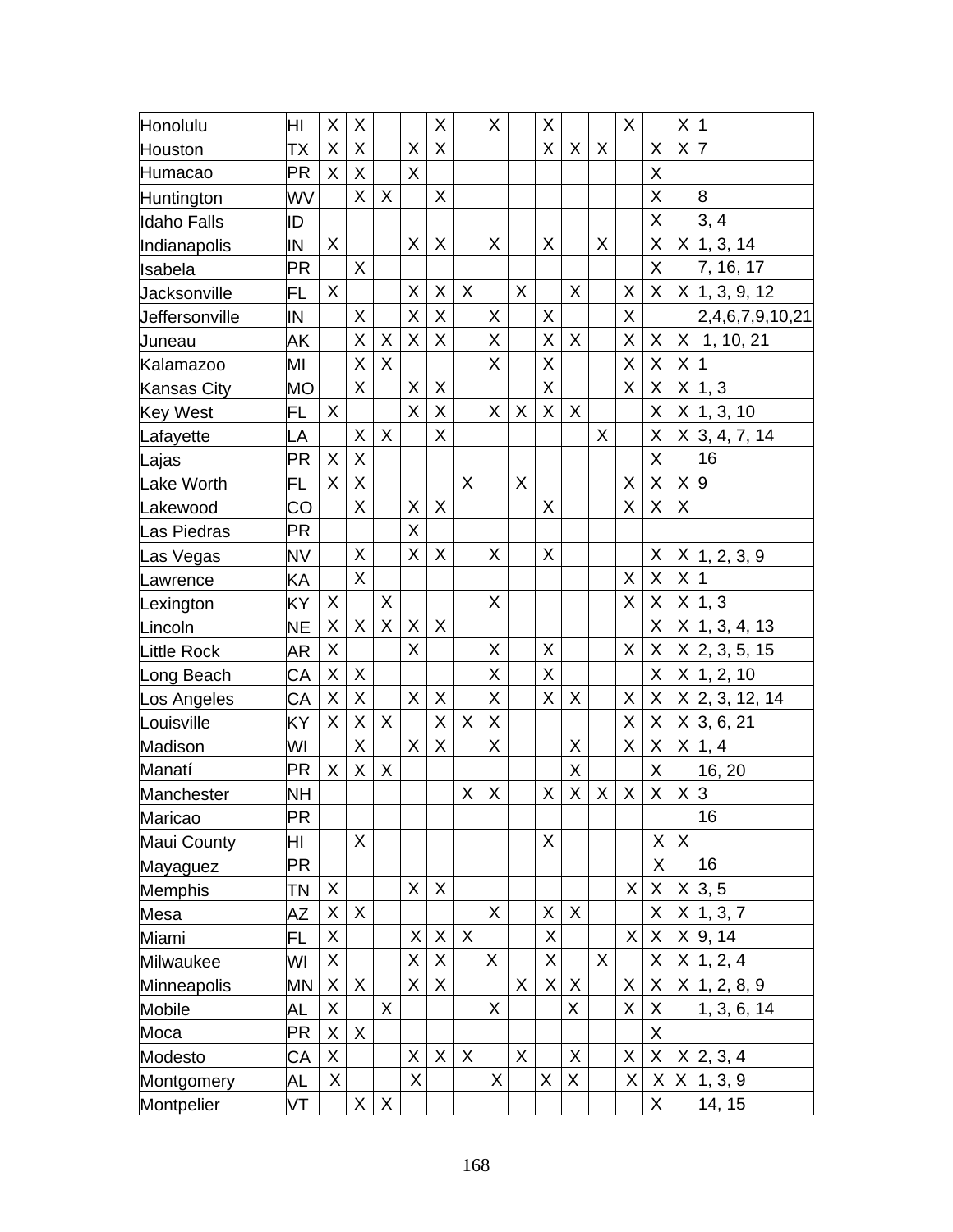| | | | | | | | | | | | | | | | | |
|---|---|---|---|---|---|---|---|---|---|---|---|---|---|---|---|---|
| Honolulu | HI | X | X | | | X | | X | | X | | | X | | X | 1 |
| Houston | TX | X | X | | X | X | | | | X | X | X | | X | X | 7 |
| Humacao | PR | X | X | | X | | | | | | | | | X | | |
| Huntington | WV | | X | X | | X | | | | | | | | X | | 8 |
| Idaho Falls | ID | | | | | | | | | | | | | X | | 3, 4 |
| Indianapolis | IN | X | | | X | X | | X | | X | | X | | X | X | 1, 3, 14 |
| Isabela | PR | | X | | | | | | | | | | | X | | 7, 16, 17 |
| Jacksonville | FL | X | | | X | X | X | | X | | X | | X | X | X | 1, 3, 9, 12 |
| Jeffersonville | IN | | X | | X | X | | X | | X | | | X | | | 2,4,6,7,9,10,21 |
| Juneau | AK | | X | X | X | X | | X | | X | X | | X | X | X | 1, 10, 21 |
| Kalamazoo | MI | | X | X | | | | X | | X | | | X | X | X | 1 |
| Kansas City | MO | | X | | X | X | | | | X | | | X | X | X | 1, 3 |
| Key West | FL | X | | | X | X | | X | X | X | X | | | X | X | 1, 3, 10 |
| Lafayette | LA | | X | X | | X | | | | | | X | | X | X | 3, 4, 7, 14 |
| Lajas | PR | X | X | | | | | | | | | | | X | | 16 |
| Lake Worth | FL | X | X | | | | X | | X | | | | X | X | X | 9 |
| Lakewood | CO | | X | | X | X | | | | X | | | X | X | X | |
| Las Piedras | PR | | | | X | | | | | | | | | | | |
| Las Vegas | NV | | X | | X | X | | X | | X | | | | X | X | 1, 2, 3, 9 |
| Lawrence | KA | | X | | | | | | | | | | X | X | X | 1 |
| Lexington | KY | X | | X | | | | X | | | | | X | X | X | 1, 3 |
| Lincoln | NE | X | X | X | X | X | | | | | | | | X | X | 1, 3, 4, 13 |
| Little Rock | AR | X | | | X | | | X | | X | | | X | X | X | 2, 3, 5, 15 |
| Long Beach | CA | X | X | | | | | X | | X | | | | X | X | 1, 2, 10 |
| Los Angeles | CA | X | X | | X | X | | X | | X | X | | X | X | X | 2, 3, 12, 14 |
| Louisville | KY | X | X | X | | X | X | X | | | | | X | X | X | 3, 6, 21 |
| Madison | WI | | X | | X | X | | X | | | X | | X | X | X | 1, 4 |
| Manatí | PR | X | X | X | | | | | | | X | | | X | | 16, 20 |
| Manchester | NH | | | | | | X | X | | X | X | X | X | X | X | 3 |
| Maricao | PR | | | | | | | | | | | | | | | 16 |
| Maui County | HI | | X | | | | | | | X | | | | X | X | |
| Mayaguez | PR | | | | | | | | | | | | | X | | 16 |
| Memphis | TN | X | | | X | X | | | | | | | X | X | X | 3, 5 |
| Mesa | AZ | X | X | | | | | X | | X | X | | | X | X | 1, 3, 7 |
| Miami | FL | X | | | X | X | X | | | X | | | X | X | X | 9, 14 |
| Milwaukee | WI | X | | | X | X | | X | | X | | X | | X | X | 1, 2, 4 |
| Minneapolis | MN | X | X | | X | X | | | X | X | X | | X | X | X | 1, 2, 8, 9 |
| Mobile | AL | X | | X | | | | X | | | X | | X | X | | 1, 3, 6, 14 |
| Moca | PR | X | X | | | | | | | | | | | X | | |
| Modesto | CA | X | | | X | X | X | | X | | X | | X | X | X | 2, 3, 4 |
| Montgomery | AL | X | | | X | | | X | | X | X | | X | X | X | 1, 3, 9 |
| Montpelier | VT | | X | X | | | | | | | | | | X | | 14, 15 |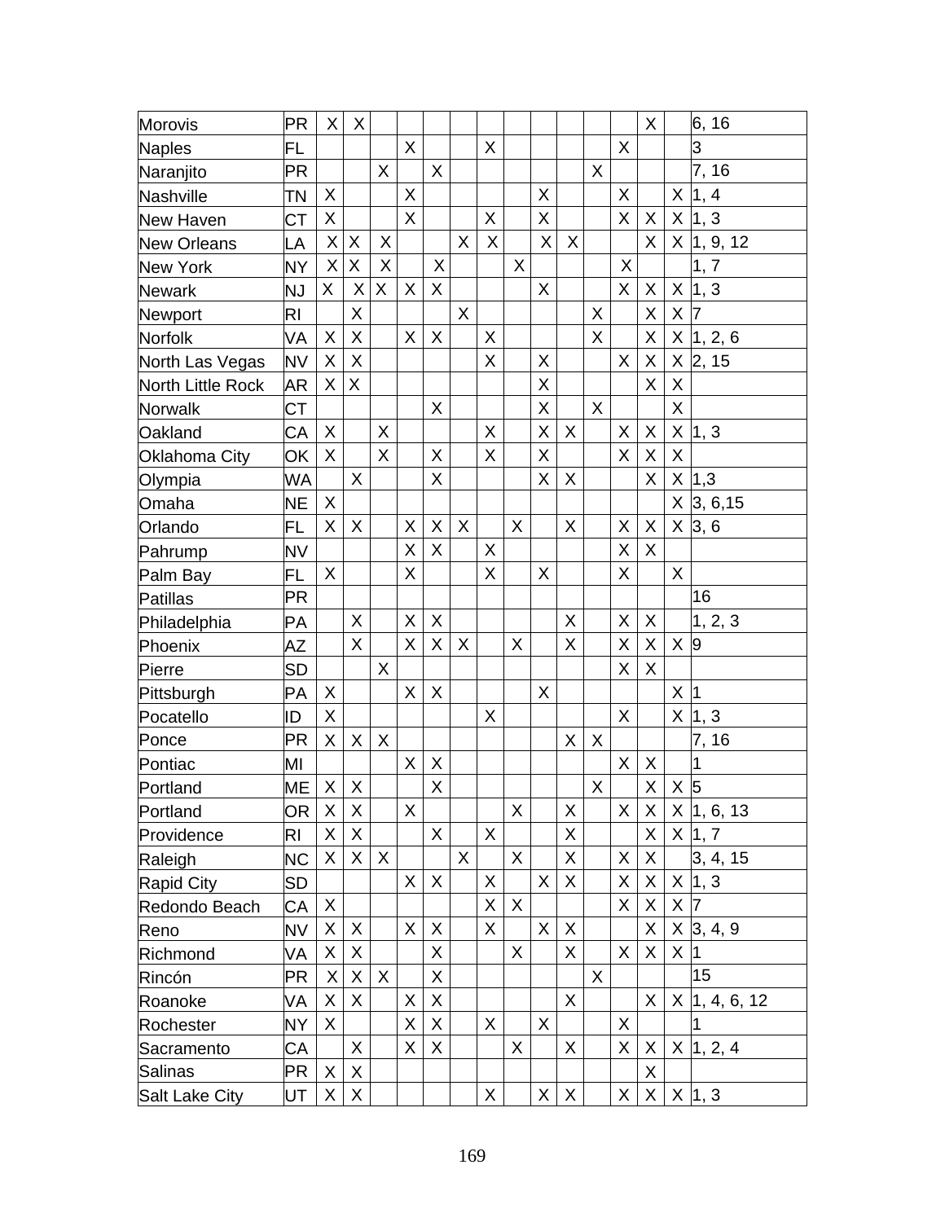| | | | | | | | | | | | | | | | | |
|---|---|---|---|---|---|---|---|---|---|---|---|---|---|---|---|---|
| Morovis | PR | X | X | | | | | | | | | | | X | | 6, 16 |
| Naples | FL | | | | X | | | X | | | | | X | | | 3 |
| Naranjito | PR | | | X | | X | | | | | | X | | | | 7, 16 |
| Nashville | TN | X | | | X | | | | | X | | | X | | X | 1, 4 |
| New Haven | CT | X | | | X | | | X | | X | | | X | X | X | 1, 3 |
| New Orleans | LA | X | X | X | | | X | X | | X | X | | | X | X | 1, 9, 12 |
| New York | NY | X | X | X | | X | | | X | | | | X | | | 1, 7 |
| Newark | NJ | X | X | X | X | X | | | | X | | | X | X | X | 1, 3 |
| Newport | RI | | X | | | | X | | | | | X | | X | X | 7 |
| Norfolk | VA | X | X | | X | X | | X | | | | X | | X | X | 1, 2, 6 |
| North Las Vegas | NV | X | X | | | | | X | | X | | | X | X | X | 2, 15 |
| North Little Rock | AR | X | X | | | | | | | X | | | | X | X | |
| Norwalk | CT | | | | | X | | | | X | | X | | | X | |
| Oakland | CA | X | | X | | | | X | | X | X | | X | X | X | 1, 3 |
| Oklahoma City | OK | X | | X | | X | | X | | X | | | X | X | X | |
| Olympia | WA | | X | | | X | | | | X | X | | | X | X | 1,3 |
| Omaha | NE | X | | | | | | | | | | | | | X | 3, 6,15 |
| Orlando | FL | X | X | | X | X | X | | X | | X | | X | X | X | 3, 6 |
| Pahrump | NV | | | | X | X | | X | | | | | X | X | | |
| Palm Bay | FL | X | | | X | | | X | | X | | | X | | X | |
| Patillas | PR | | | | | | | | | | | | | | | 16 |
| Philadelphia | PA | | X | | X | X | | | | | X | | X | X | | 1, 2, 3 |
| Phoenix | AZ | | X | | X | X | X | | X | | X | | X | X | X | 9 |
| Pierre | SD | | | X | | | | | | | | | X | X | | |
| Pittsburgh | PA | X | | | X | X | | | | X | | | | | X | 1 |
| Pocatello | ID | X | | | | | | X | | | | | X | | X | 1, 3 |
| Ponce | PR | X | X | X | | | | | | | X | X | | | | 7, 16 |
| Pontiac | MI | | | | X | X | | | | | | | X | X | | 1 |
| Portland | ME | X | X | | | X | | | | | | X | | X | X | 5 |
| Portland | OR | X | X | | X | | | | X | | X | | X | X | X | 1, 6, 13 |
| Providence | RI | X | X | | | X | | X | | | X | | | X | X | 1, 7 |
| Raleigh | NC | X | X | X | | | X | | X | | X | | X | X | | 3, 4, 15 |
| Rapid City | SD | | | | X | X | | X | | X | X | | X | X | X | 1, 3 |
| Redondo Beach | CA | X | | | | | | X | X | | | | X | X | X | 7 |
| Reno | NV | X | X | | X | X | | X | | X | X | | | X | X | 3, 4, 9 |
| Richmond | VA | X | X | | | X | | | X | | X | | X | X | X | 1 |
| Rincón | PR | X | X | X | | X | | | | | | X | | | | 15 |
| Roanoke | VA | X | X | | X | X | | | | | X | | | X | X | 1, 4, 6, 12 |
| Rochester | NY | X | | | X | X | | X | | X | | | X | | | 1 |
| Sacramento | CA | | X | | X | X | | | X | | X | | X | X | X | 1, 2, 4 |
| Salinas | PR | X | X | | | | | | | | | | | X | | |
| Salt Lake City | UT | X | X | | | | | X | | X | X | | X | X | X | 1, 3 |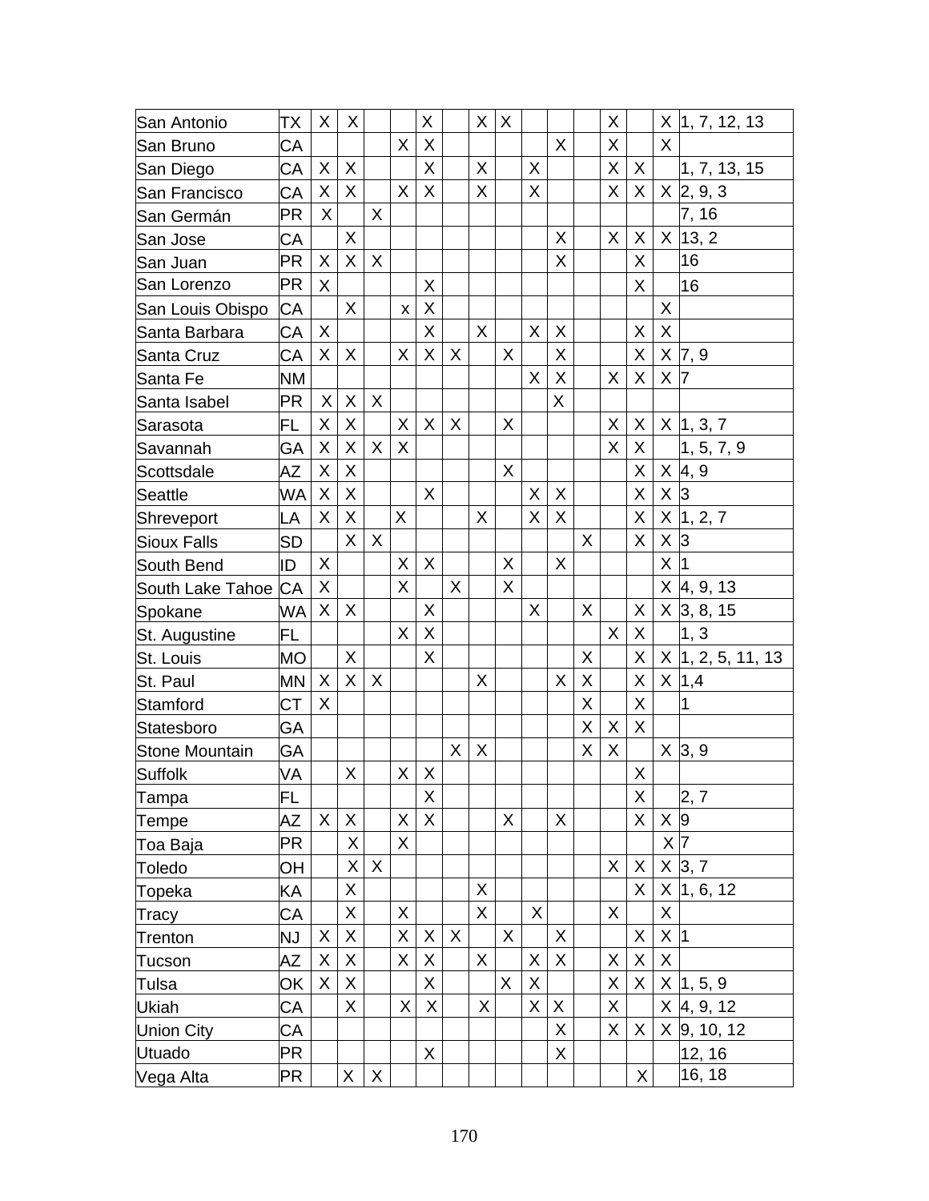| | | | | | | | | | | | | | | | | |
|---|---|---|---|---|---|---|---|---|---|---|---|---|---|---|---|---|
| San Antonio | TX | X | X | | | X | | X | X | | | | X | | X | 1, 7, 12, 13 |
| San Bruno | CA | | | | X | X | | | | | X | | X | | X | |
| San Diego | CA | X | X | | | X | | X | | X | | | X | X | | 1, 7, 13, 15 |
| San Francisco | CA | X | X | | X | X | | X | | X | | | X | X | X | 2, 9, 3 |
| San Germán | PR | X | | X | | | | | | | | | | | | 7, 16 |
| San Jose | CA | | X | | | | | | | | X | | X | X | X | 13, 2 |
| San Juan | PR | X | X | X | | | | | | | X | | | X | | 16 |
| San Lorenzo | PR | X | | | | X | | | | | | | | X | | 16 |
| San Louis Obispo | CA | | X | | x | X | | | | | | | | | X | |
| Santa Barbara | CA | X | | | | X | | X | | X | X | | | X | X | |
| Santa Cruz | CA | X | X | | X | X | X | | X | | X | | | X | X | 7, 9 |
| Santa Fe | NM | | | | | | | | | X | X | | X | X | X | 7 |
| Santa Isabel | PR | X | X | X | | | | | | | X | | | | | |
| Sarasota | FL | X | X | | X | X | X | | X | | | | X | X | X | 1, 3, 7 |
| Savannah | GA | X | X | X | X | | | | | | | | X | X | | 1, 5, 7, 9 |
| Scottsdale | AZ | X | X | | | | | | X | | | | | X | X | 4, 9 |
| Seattle | WA | X | X | | | X | | | | X | X | | | X | X | 3 |
| Shreveport | LA | X | X | | X | | | X | | X | X | | | X | X | 1, 2, 7 |
| Sioux Falls | SD | | X | X | | | | | | | | X | | X | X | 3 |
| South Bend | ID | X | | | X | X | | | X | | X | | | | X | 1 |
| South Lake Tahoe | CA | X | | | X | | X | | X | | | | | | X | 4, 9, 13 |
| Spokane | WA | X | X | | | X | | | | X | | X | | X | X | 3, 8, 15 |
| St. Augustine | FL | | | | X | X | | | | | | | X | X | | 1, 3 |
| St. Louis | MO | | X | | | X | | | | | | X | | X | X | 1, 2, 5, 11, 13 |
| St. Paul | MN | X | X | X | | | | X | | | X | X | | X | X | 1,4 |
| Stamford | CT | X | | | | | | | | | | X | | X | | 1 |
| Statesboro | GA | | | | | | | | | | | X | X | X | | |
| Stone Mountain | GA | | | | | | X | X | | | | X | X | | X | 3, 9 |
| Suffolk | VA | | X | | X | X | | | | | | | | X | | |
| Tampa | FL | | | | | X | | | | | | | | X | | 2, 7 |
| Tempe | AZ | X | X | | X | X | | | X | | X | | | X | X | 9 |
| Toa Baja | PR | | X | | X | | | | | | | | | | X | 7 |
| Toledo | OH | | X | X | | | | | | | | | X | X | X | 3, 7 |
| Topeka | KA | | X | | | | | X | | | | | | X | X | 1, 6, 12 |
| Tracy | CA | | X | | X | | | X | | X | | | X | | X | |
| Trenton | NJ | X | X | | X | X | X | | X | | X | | | X | X | 1 |
| Tucson | AZ | X | X | | X | X | | X | | X | X | | X | X | X | |
| Tulsa | OK | X | X | | | X | | | X | X | | | X | X | X | 1, 5, 9 |
| Ukiah | CA | | X | | X | X | | X | | X | X | | X | | X | 4, 9, 12 |
| Union City | CA | | | | | | | | | | X | | X | X | X | 9, 10, 12 |
| Utuado | PR | | | | | X | | | | | X | | | | | 12, 16 |
| Vega Alta | PR | | X | X | | | | | | | | | | X | | 16, 18 |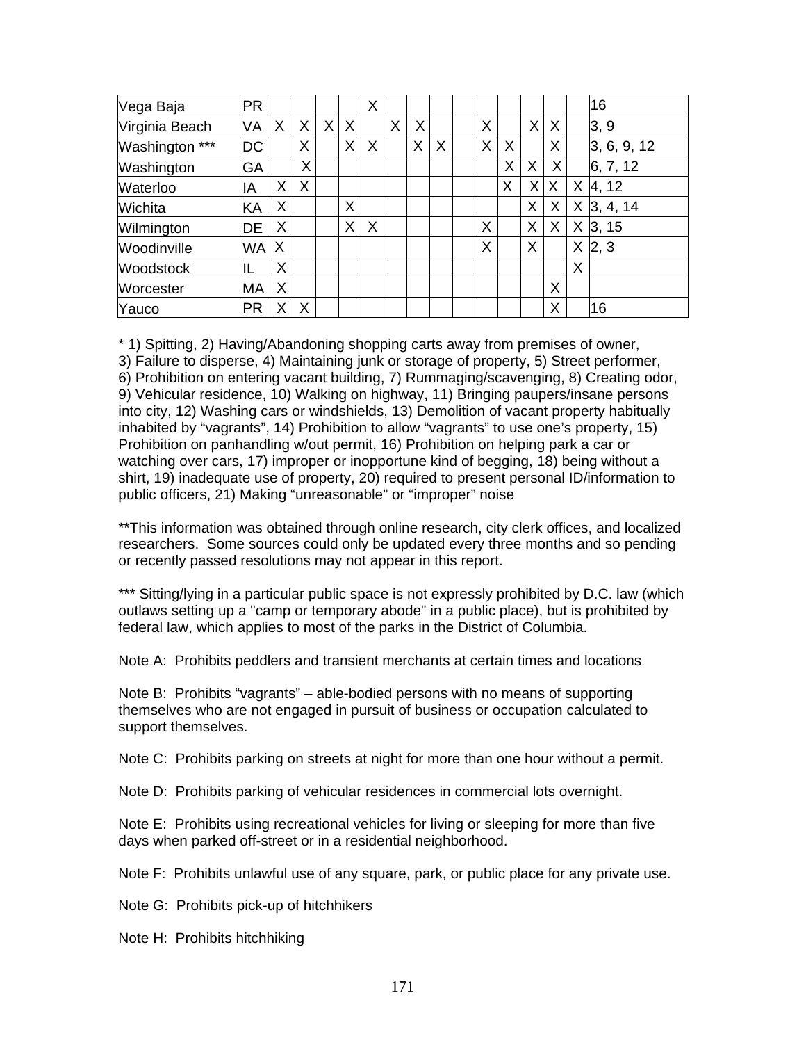| | | | | | | | | | | | | | | | | |
|---|---|---|---|---|---|---|---|---|---|---|---|---|---|---|---|---|
| Vega Baja | PR | | | | | X | | | | | | | | | | 16 |
| Virginia Beach | VA | X | X | X | X | | X | X | | | X | | X | X | | 3, 9 |
| Washington *** | DC | | X | | X | X | | X | X | | X | X | | X | | 3, 6, 9, 12 |
| Washington | GA | | X | | | | | | | | | X | X | X | | 6, 7, 12 |
| Waterloo | IA | X | X | | | | | | | | | X | X | X | X | 4, 12 |
| Wichita | KA | X | | | X | | | | | | | | X | X | X | 3, 4, 14 |
| Wilmington | DE | X | | | X | X | | | | | X | | X | X | X | 3, 15 |
| Woodinville | WA | X | | | | | | | | | X | | X | | X | 2, 3 |
| Woodstock | IL | X | | | | | | | | | | | | | X | |
| Worcester | MA | X | | | | | | | | | | | | X | | |
| Yauco | PR | X | X | | | | | | | | | | | X | | 16 |

* 1) Spitting, 2) Having/Abandoning shopping carts away from premises of owner, 3) Failure to disperse, 4) Maintaining junk or storage of property, 5) Street performer, 6) Prohibition on entering vacant building, 7) Rummaging/scavenging, 8) Creating odor, 9) Vehicular residence, 10) Walking on highway, 11) Bringing paupers/insane persons into city, 12) Washing cars or windshields, 13) Demolition of vacant property habitually inhabited by "vagrants", 14) Prohibition to allow "vagrants" to use one's property, 15) Prohibition on panhandling w/out permit, 16) Prohibition on helping park a car or watching over cars, 17) improper or inopportune kind of begging, 18) being without a shirt, 19) inadequate use of property, 20) required to present personal ID/information to public officers, 21) Making "unreasonable" or "improper" noise

**This information was obtained through online research, city clerk offices, and localized researchers. Some sources could only be updated every three months and so pending or recently passed resolutions may not appear in this report.

*** Sitting/lying in a particular public space is not expressly prohibited by D.C. law (which outlaws setting up a "camp or temporary abode" in a public place), but is prohibited by federal law, which applies to most of the parks in the District of Columbia.

Note A: Prohibits peddlers and transient merchants at certain times and locations

Note B: Prohibits "vagrants" – able-bodied persons with no means of supporting themselves who are not engaged in pursuit of business or occupation calculated to support themselves.

Note C: Prohibits parking on streets at night for more than one hour without a permit.

Note D: Prohibits parking of vehicular residences in commercial lots overnight.

Note E: Prohibits using recreational vehicles for living or sleeping for more than five days when parked off-street or in a residential neighborhood.

Note F: Prohibits unlawful use of any square, park, or public place for any private use.

Note G: Prohibits pick-up of hitchhikers

Note H: Prohibits hitchhiking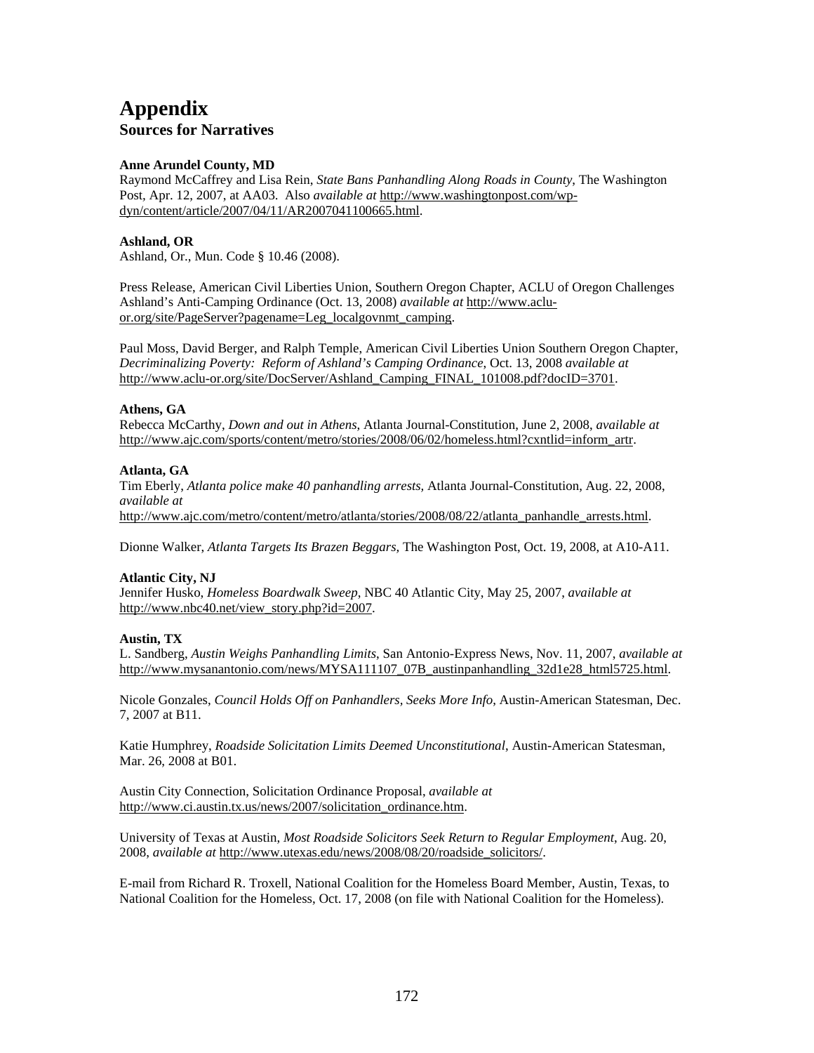# Appendix

## Sources for Narratives

**Anne Arundel County, MD**

Raymond McCaffrey and Lisa Rein, *State Bans Panhandling Along Roads in County*, The Washington Post, Apr. 12, 2007, at AA03. Also *available at* http://www.washingtonpost.com/wp-dyn/content/article/2007/04/11/AR2007041100665.html.

**Ashland, OR**

Ashland, Or., Mun. Code § 10.46 (2008).

Press Release, American Civil Liberties Union, Southern Oregon Chapter, ACLU of Oregon Challenges Ashland's Anti-Camping Ordinance (Oct. 13, 2008) *available at* http://www.aclu-or.org/site/PageServer?pagename=Leg_localgovnmt_camping.

Paul Moss, David Berger, and Ralph Temple, American Civil Liberties Union Southern Oregon Chapter, *Decriminalizing Poverty: Reform of Ashland's Camping Ordinance*, Oct. 13, 2008 *available at* http://www.aclu-or.org/site/DocServer/Ashland_Camping_FINAL_101008.pdf?docID=3701.

**Athens, GA**

Rebecca McCarthy, *Down and out in Athens*, Atlanta Journal-Constitution, June 2, 2008, *available at* http://www.ajc.com/sports/content/metro/stories/2008/06/02/homeless.html?cxntlid=inform_artr.

**Atlanta, GA**

Tim Eberly, *Atlanta police make 40 panhandling arrests*, Atlanta Journal-Constitution, Aug. 22, 2008, *available at* http://www.ajc.com/metro/content/metro/atlanta/stories/2008/08/22/atlanta_panhandle_arrests.html.

Dionne Walker, *Atlanta Targets Its Brazen Beggars*, The Washington Post, Oct. 19, 2008, at A10-A11.

**Atlantic City, NJ**

Jennifer Husko, *Homeless Boardwalk Sweep*, NBC 40 Atlantic City, May 25, 2007, *available at* http://www.nbc40.net/view_story.php?id=2007.

**Austin, TX**

L. Sandberg, *Austin Weighs Panhandling Limits*, San Antonio-Express News, Nov. 11, 2007, *available at* http://www.mysanantonio.com/news/MYSA111107_07B_austinpanhandling_32d1e28_html5725.html.

Nicole Gonzales, *Council Holds Off on Panhandlers, Seeks More Info*, Austin-American Statesman, Dec. 7, 2007 at B11.

Katie Humphrey, *Roadside Solicitation Limits Deemed Unconstitutional*, Austin-American Statesman, Mar. 26, 2008 at B01.

Austin City Connection, Solicitation Ordinance Proposal, *available at* http://www.ci.austin.tx.us/news/2007/solicitation_ordinance.htm.

University of Texas at Austin, *Most Roadside Solicitors Seek Return to Regular Employment*, Aug. 20, 2008, *available at* http://www.utexas.edu/news/2008/08/20/roadside_solicitors/.

E-mail from Richard R. Troxell, National Coalition for the Homeless Board Member, Austin, Texas, to National Coalition for the Homeless, Oct. 17, 2008 (on file with National Coalition for the Homeless).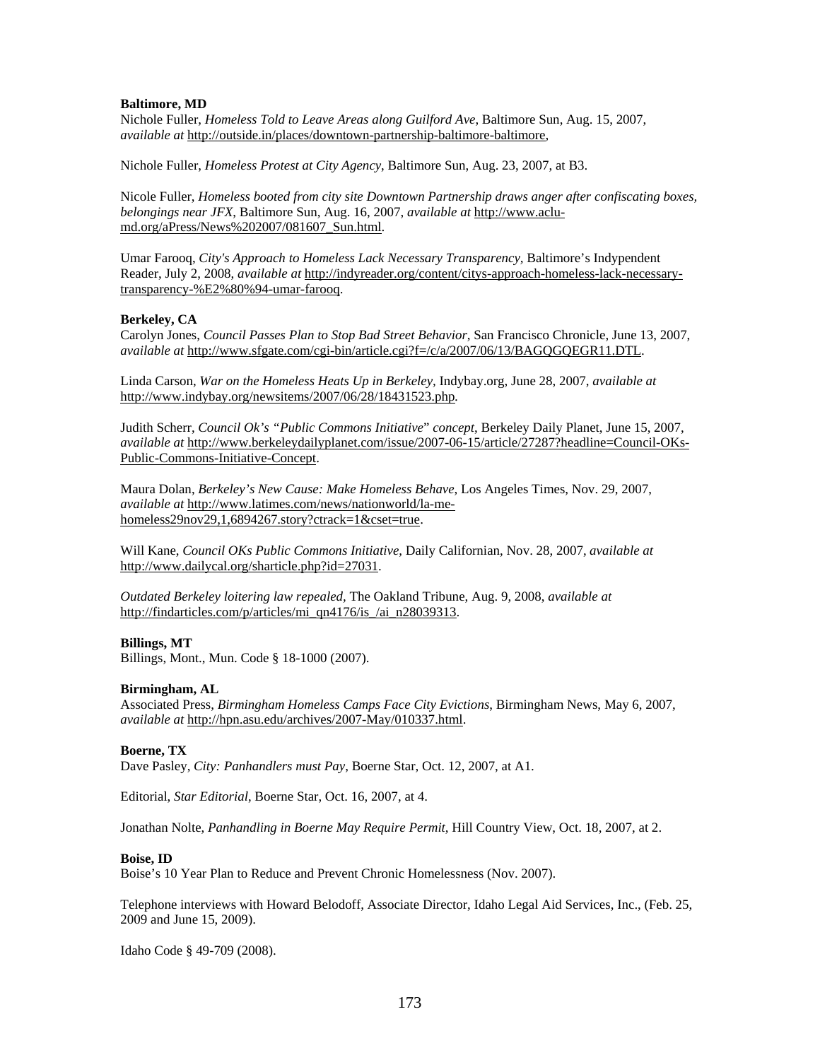**Baltimore, MD**

Nichole Fuller, *Homeless Told to Leave Areas along Guilford Ave*, Baltimore Sun, Aug. 15, 2007, *available at* http://outside.in/places/downtown-partnership-baltimore-baltimore,

Nichole Fuller, *Homeless Protest at City Agency*, Baltimore Sun, Aug. 23, 2007, at B3.

Nicole Fuller, *Homeless booted from city site Downtown Partnership draws anger after confiscating boxes, belongings near JFX*, Baltimore Sun, Aug. 16, 2007, *available at* http://www.aclu-md.org/aPress/News%202007/081607_Sun.html.

Umar Farooq, *City's Approach to Homeless Lack Necessary Transparency*, Baltimore's Indypendent Reader, July 2, 2008, *available at* http://indyreader.org/content/citys-approach-homeless-lack-necessary-transparency-%E2%80%94-umar-farooq.

**Berkeley, CA**

Carolyn Jones, *Council Passes Plan to Stop Bad Street Behavior*, San Francisco Chronicle, June 13, 2007, *available at* http://www.sfgate.com/cgi-bin/article.cgi?f=/c/a/2007/06/13/BAGQGQEGR11.DTL.

Linda Carson, *War on the Homeless Heats Up in Berkeley*, Indybay.org, June 28, 2007, *available at* http://www.indybay.org/newsitems/2007/06/28/18431523.php.

Judith Scherr, *Council Ok's "Public Commons Initiative" concept*, Berkeley Daily Planet, June 15, 2007, *available at* http://www.berkeleydailyplanet.com/issue/2007-06-15/article/27287?headline=Council-OKs-Public-Commons-Initiative-Concept.

Maura Dolan, *Berkeley's New Cause: Make Homeless Behave*, Los Angeles Times, Nov. 29, 2007, *available at* http://www.latimes.com/news/nationworld/la-me-homeless29nov29,1,6894267.story?ctrack=1&cset=true.

Will Kane, *Council OKs Public Commons Initiative*, Daily Californian, Nov. 28, 2007, *available at* http://www.dailycal.org/sharticle.php?id=27031.

*Outdated Berkeley loitering law repealed*, The Oakland Tribune, Aug. 9, 2008, *available at* http://findarticles.com/p/articles/mi_qn4176/is_/ai_n28039313.

**Billings, MT**

Billings, Mont., Mun. Code § 18-1000 (2007).

**Birmingham, AL**

Associated Press, *Birmingham Homeless Camps Face City Evictions*, Birmingham News, May 6, 2007, *available at* http://hpn.asu.edu/archives/2007-May/010337.html.

**Boerne, TX**

Dave Pasley, *City: Panhandlers must Pay*, Boerne Star, Oct. 12, 2007, at A1.

Editorial, *Star Editorial*, Boerne Star, Oct. 16, 2007, at 4.

Jonathan Nolte, *Panhandling in Boerne May Require Permit*, Hill Country View, Oct. 18, 2007, at 2.

**Boise, ID**

Boise's 10 Year Plan to Reduce and Prevent Chronic Homelessness (Nov. 2007).

Telephone interviews with Howard Belodoff, Associate Director, Idaho Legal Aid Services, Inc., (Feb. 25, 2009 and June 15, 2009).

Idaho Code § 49-709 (2008).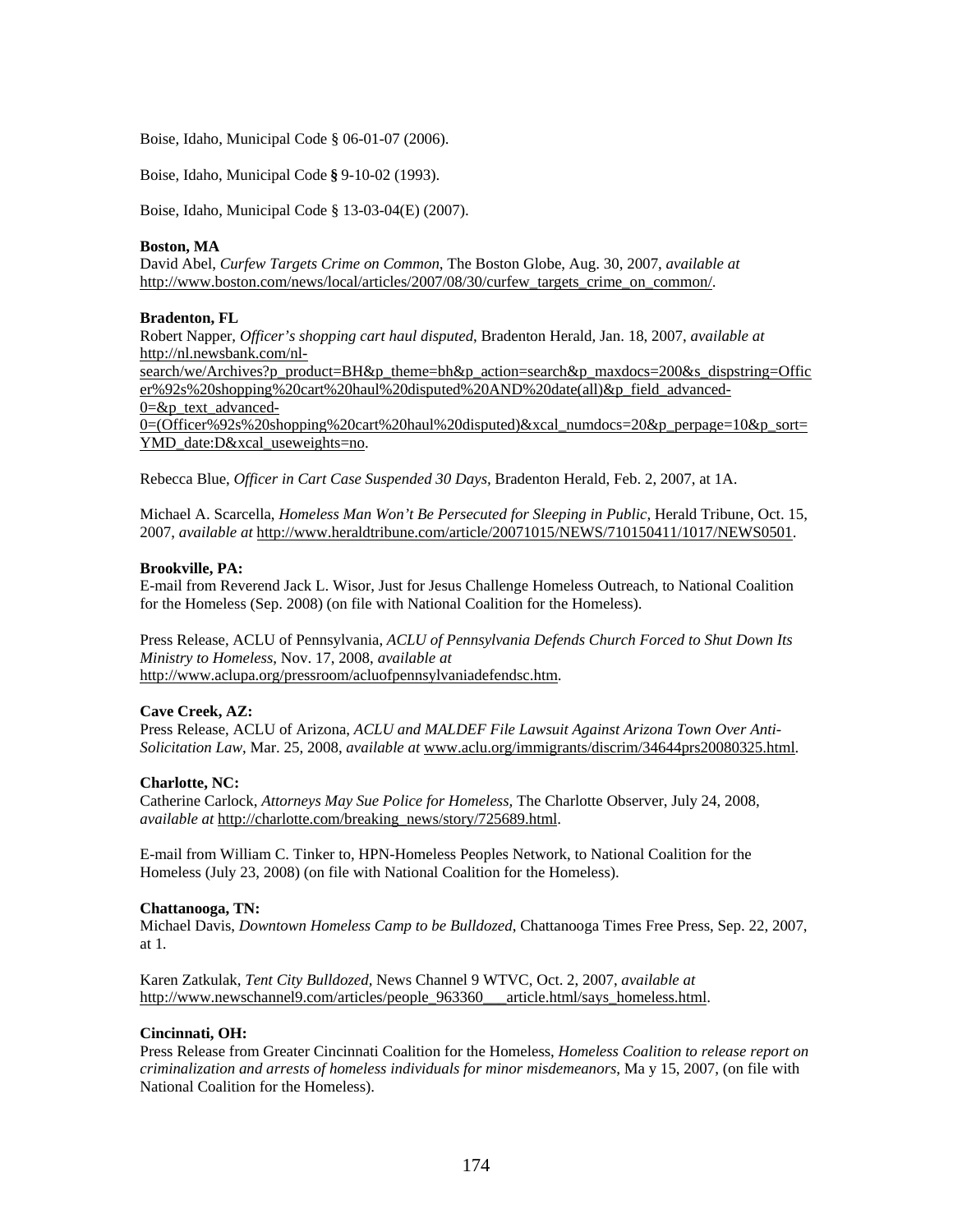Boise, Idaho, Municipal Code § 06-01-07 (2006).

Boise, Idaho, Municipal Code **§** 9-10-02 (1993).

Boise, Idaho, Municipal Code § 13-03-04(E) (2007).

**Boston, MA**
David Abel, *Curfew Targets Crime on Common*, The Boston Globe, Aug. 30, 2007, *available at* http://www.boston.com/news/local/articles/2007/08/30/curfew_targets_crime_on_common/.

**Bradenton, FL**
Robert Napper, *Officer's shopping cart haul disputed*, Bradenton Herald, Jan. 18, 2007, *available at* http://nl.newsbank.com/nl-search/we/Archives?p_product=BH&p_theme=bh&p_action=search&p_maxdocs=200&s_dispstring=Officer%92s%20shopping%20cart%20haul%20disputed%20AND%20date(all)&p_field_advanced-0=&p_text_advanced-0=(Officer%92s%20shopping%20cart%20haul%20disputed)&xcal_numdocs=20&p_perpage=10&p_sort=YMD_date:D&xcal_useweights=no.

Rebecca Blue, *Officer in Cart Case Suspended 30 Days*, Bradenton Herald, Feb. 2, 2007, at 1A.

Michael A. Scarcella, *Homeless Man Won't Be Persecuted for Sleeping in Public*, Herald Tribune, Oct. 15, 2007, *available at* http://www.heraldtribune.com/article/20071015/NEWS/710150411/1017/NEWS0501.

**Brookville, PA:**
E-mail from Reverend Jack L. Wisor, Just for Jesus Challenge Homeless Outreach, to National Coalition for the Homeless (Sep. 2008) (on file with National Coalition for the Homeless).

Press Release, ACLU of Pennsylvania, *ACLU of Pennsylvania Defends Church Forced to Shut Down Its Ministry to Homeless*, Nov. 17, 2008, *available at* http://www.aclupa.org/pressroom/acluofpennsylvaniadefendsc.htm.

**Cave Creek, AZ:**
Press Release, ACLU of Arizona, *ACLU and MALDEF File Lawsuit Against Arizona Town Over Anti-Solicitation Law*, Mar. 25, 2008, *available at* www.aclu.org/immigrants/discrim/34644prs20080325.html.

**Charlotte, NC:**
Catherine Carlock, *Attorneys May Sue Police for Homeless*, The Charlotte Observer, July 24, 2008, *available at* http://charlotte.com/breaking_news/story/725689.html.

E-mail from William C. Tinker to, HPN-Homeless Peoples Network, to National Coalition for the Homeless (July 23, 2008) (on file with National Coalition for the Homeless).

**Chattanooga, TN:**
Michael Davis, *Downtown Homeless Camp to be Bulldozed*, Chattanooga Times Free Press, Sep. 22, 2007, at 1.

Karen Zatkulak, *Tent City Bulldozed*, News Channel 9 WTVC, Oct. 2, 2007, *available at* http://www.newschannel9.com/articles/people_963360___article.html/says_homeless.html.

**Cincinnati, OH:**
Press Release from Greater Cincinnati Coalition for the Homeless, *Homeless Coalition to release report on criminalization and arrests of homeless individuals for minor misdemeanors*, Ma y 15, 2007, (on file with National Coalition for the Homeless).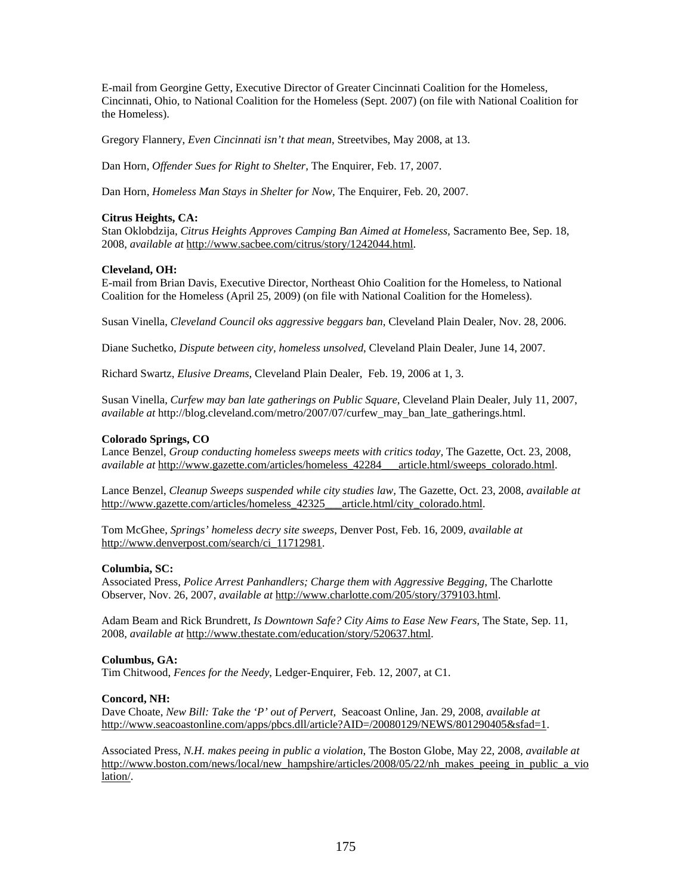E-mail from Georgine Getty, Executive Director of Greater Cincinnati Coalition for the Homeless, Cincinnati, Ohio, to National Coalition for the Homeless (Sept. 2007) (on file with National Coalition for the Homeless).

Gregory Flannery, *Even Cincinnati isn't that mean*, Streetvibes, May 2008, at 13.

Dan Horn, *Offender Sues for Right to Shelter*, The Enquirer, Feb. 17, 2007.

Dan Horn, *Homeless Man Stays in Shelter for Now*, The Enquirer, Feb. 20, 2007.

**Citrus Heights, CA:**
Stan Oklobdzija, *Citrus Heights Approves Camping Ban Aimed at Homeless*, Sacramento Bee, Sep. 18, 2008, *available at* http://www.sacbee.com/citrus/story/1242044.html.

**Cleveland, OH:**
E-mail from Brian Davis, Executive Director, Northeast Ohio Coalition for the Homeless, to National Coalition for the Homeless (April 25, 2009) (on file with National Coalition for the Homeless).

Susan Vinella, *Cleveland Council oks aggressive beggars ban*, Cleveland Plain Dealer, Nov. 28, 2006.

Diane Suchetko, *Dispute between city, homeless unsolved*, Cleveland Plain Dealer, June 14, 2007.

Richard Swartz, *Elusive Dreams*, Cleveland Plain Dealer, Feb. 19, 2006 at 1, 3.

Susan Vinella, *Curfew may ban late gatherings on Public Square*, Cleveland Plain Dealer, July 11, 2007, *available at* http://blog.cleveland.com/metro/2007/07/curfew_may_ban_late_gatherings.html.

**Colorado Springs, CO**
Lance Benzel, *Group conducting homeless sweeps meets with critics today*, The Gazette, Oct. 23, 2008, *available at* http://www.gazette.com/articles/homeless_42284___article.html/sweeps_colorado.html.

Lance Benzel, *Cleanup Sweeps suspended while city studies law*, The Gazette, Oct. 23, 2008, *available at* http://www.gazette.com/articles/homeless_42325___article.html/city_colorado.html.

Tom McGhee, *Springs' homeless decry site sweeps*, Denver Post, Feb. 16, 2009, *available at* http://www.denverpost.com/search/ci_11712981.

**Columbia, SC:**
Associated Press, *Police Arrest Panhandlers; Charge them with Aggressive Begging*, The Charlotte Observer, Nov. 26, 2007, *available at* http://www.charlotte.com/205/story/379103.html.

Adam Beam and Rick Brundrett, *Is Downtown Safe? City Aims to Ease New Fears*, The State, Sep. 11, 2008, *available at* http://www.thestate.com/education/story/520637.html.

**Columbus, GA:**
Tim Chitwood, *Fences for the Needy*, Ledger-Enquirer, Feb. 12, 2007, at C1.

**Concord, NH:**
Dave Choate, *New Bill: Take the 'P' out of Pervert*, Seacoast Online, Jan. 29, 2008, *available at* http://www.seacoastonline.com/apps/pbcs.dll/article?AID=/20080129/NEWS/801290405&sfad=1.

Associated Press, *N.H. makes peeing in public a violation*, The Boston Globe, May 22, 2008, *available at* http://www.boston.com/news/local/new_hampshire/articles/2008/05/22/nh_makes_peeing_in_public_a_violation/.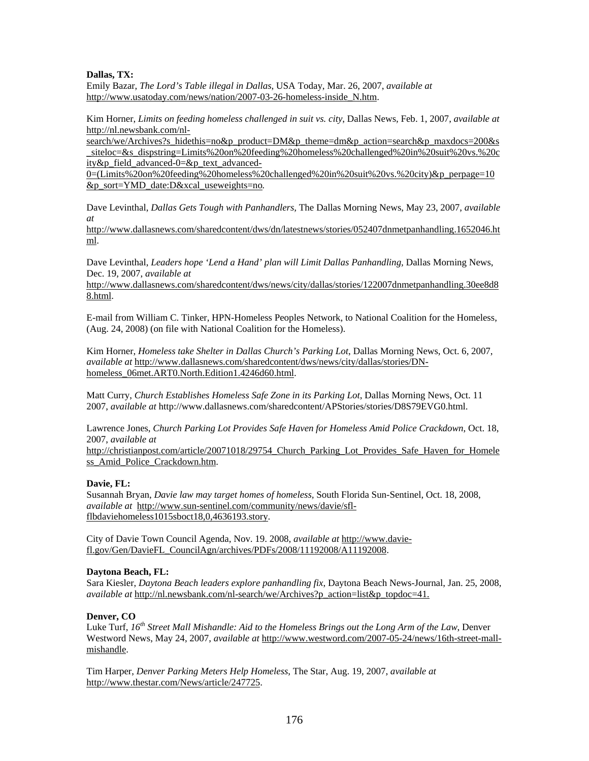**Dallas, TX:**

Emily Bazar, *The Lord's Table illegal in Dallas*, USA Today, Mar. 26, 2007, *available at* http://www.usatoday.com/news/nation/2007-03-26-homeless-inside_N.htm.

Kim Horner, *Limits on feeding homeless challenged in suit vs. city*, Dallas News, Feb. 1, 2007, *available at* http://nl.newsbank.com/nl-search/we/Archives?s_hidethis=no&p_product=DM&p_theme=dm&p_action=search&p_maxdocs=200&s_siteloc=&s_dispstring=Limits%20on%20feeding%20homeless%20challenged%20in%20suit%20vs.%20city&p_field_advanced-0=&p_text_advanced-0=(Limits%20on%20feeding%20homeless%20challenged%20in%20suit%20vs.%20city)&p_perpage=10&p_sort=YMD_date:D&xcal_useweights=no.

Dave Levinthal, *Dallas Gets Tough with Panhandlers*, The Dallas Morning News, May 23, 2007, *available at* http://www.dallasnews.com/sharedcontent/dws/dn/latestnews/stories/052407dnmetpanhandling.1652046.html.

Dave Levinthal, *Leaders hope 'Lend a Hand' plan will Limit Dallas Panhandling*, Dallas Morning News, Dec. 19, 2007, *available at* http://www.dallasnews.com/sharedcontent/dws/news/city/dallas/stories/122007dnmetpanhandling.30ee8d88.html.

E-mail from William C. Tinker, HPN-Homeless Peoples Network, to National Coalition for the Homeless, (Aug. 24, 2008) (on file with National Coalition for the Homeless).

Kim Horner, *Homeless take Shelter in Dallas Church's Parking Lot*, Dallas Morning News, Oct. 6, 2007, *available at* http://www.dallasnews.com/sharedcontent/dws/news/city/dallas/stories/DN-homeless_06met.ART0.North.Edition1.4246d60.html.

Matt Curry, *Church Establishes Homeless Safe Zone in its Parking Lot*, Dallas Morning News, Oct. 11 2007, *available at* http://www.dallasnews.com/sharedcontent/APStories/stories/D8S79EVG0.html.

Lawrence Jones, *Church Parking Lot Provides Safe Haven for Homeless Amid Police Crackdown*, Oct. 18, 2007, *available at* http://christianpost.com/article/20071018/29754_Church_Parking_Lot_Provides_Safe_Haven_for_Homeless_Amid_Police_Crackdown.htm.

**Davie, FL:**

Susannah Bryan, *Davie law may target homes of homeless*, South Florida Sun-Sentinel, Oct. 18, 2008, *available at* http://www.sun-sentinel.com/community/news/davie/sfl-flbdaviehomeless1015sboct18,0,4636193.story.

City of Davie Town Council Agenda, Nov. 19. 2008, *available at* http://www.davie-fl.gov/Gen/DavieFL_CouncilAgn/archives/PDFs/2008/11192008/A11192008.

**Daytona Beach, FL:**

Sara Kiesler, *Daytona Beach leaders explore panhandling fix*, Daytona Beach News-Journal, Jan. 25, 2008, *available at* http://nl.newsbank.com/nl-search/we/Archives?p_action=list&p_topdoc=41.

**Denver, CO**

Luke Turf, *16th Street Mall Mishandle: Aid to the Homeless Brings out the Long Arm of the Law*, Denver Westword News, May 24, 2007, *available at* http://www.westword.com/2007-05-24/news/16th-street-mall-mishandle.

Tim Harper, *Denver Parking Meters Help Homeless*, The Star, Aug. 19, 2007, *available at* http://www.thestar.com/News/article/247725.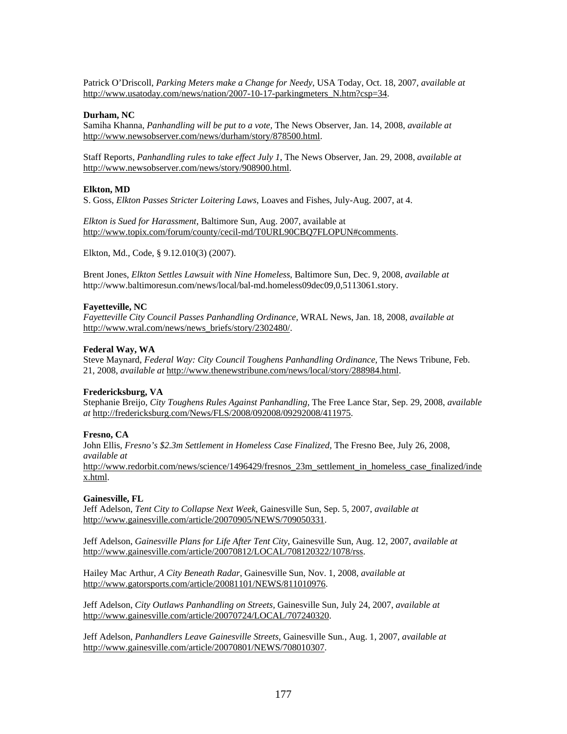Patrick O'Driscoll, *Parking Meters make a Change for Needy*, USA Today, Oct. 18, 2007, *available at* http://www.usatoday.com/news/nation/2007-10-17-parkingmeters_N.htm?csp=34.

**Durham, NC**
Samiha Khanna, *Panhandling will be put to a vote*, The News Observer, Jan. 14, 2008, *available at* http://www.newsobserver.com/news/durham/story/878500.html.

Staff Reports, *Panhandling rules to take effect July 1*, The News Observer, Jan. 29, 2008, *available at* http://www.newsobserver.com/news/story/908900.html.

**Elkton, MD**
S. Goss, *Elkton Passes Stricter Loitering Laws*, Loaves and Fishes, July-Aug. 2007, at 4.

*Elkton is Sued for Harassment*, Baltimore Sun, Aug. 2007, available at http://www.topix.com/forum/county/cecil-md/T0URL90CBQ7FLOPUN#comments.

Elkton, Md., Code, § 9.12.010(3) (2007).

Brent Jones, *Elkton Settles Lawsuit with Nine Homeless*, Baltimore Sun, Dec. 9, 2008, *available at* http://www.baltimoresun.com/news/local/bal-md.homeless09dec09,0,5113061.story.

**Fayetteville, NC**
*Fayetteville City Council Passes Panhandling Ordinance*, WRAL News, Jan. 18, 2008, *available at* http://www.wral.com/news/news_briefs/story/2302480/.

**Federal Way, WA**
Steve Maynard, *Federal Way: City Council Toughens Panhandling Ordinance*, The News Tribune, Feb. 21, 2008, *available at* http://www.thenewstribune.com/news/local/story/288984.html.

**Fredericksburg, VA**
Stephanie Breijo, *City Toughens Rules Against Panhandling*, The Free Lance Star, Sep. 29, 2008, *available at* http://fredericksburg.com/News/FLS/2008/092008/09292008/411975.

**Fresno, CA**
John Ellis, *Fresno's $2.3m Settlement in Homeless Case Finalized*, The Fresno Bee, July 26, 2008, *available at* http://www.redorbit.com/news/science/1496429/fresnos_23m_settlement_in_homeless_case_finalized/index.html.

**Gainesville, FL**
Jeff Adelson, *Tent City to Collapse Next Week*, Gainesville Sun, Sep. 5, 2007, *available at* http://www.gainesville.com/article/20070905/NEWS/709050331.

Jeff Adelson, *Gainesville Plans for Life After Tent City*, Gainesville Sun, Aug. 12, 2007, *available at* http://www.gainesville.com/article/20070812/LOCAL/708120322/1078/rss.

Hailey Mac Arthur, *A City Beneath Radar*, Gainesville Sun, Nov. 1, 2008, *available at* http://www.gatorsports.com/article/20081101/NEWS/811010976.

Jeff Adelson, *City Outlaws Panhandling on Streets*, Gainesville Sun, July 24, 2007, *available at* http://www.gainesville.com/article/20070724/LOCAL/707240320.

Jeff Adelson, *Panhandlers Leave Gainesville Streets*, Gainesville Sun., Aug. 1, 2007, *available at* http://www.gainesville.com/article/20070801/NEWS/708010307.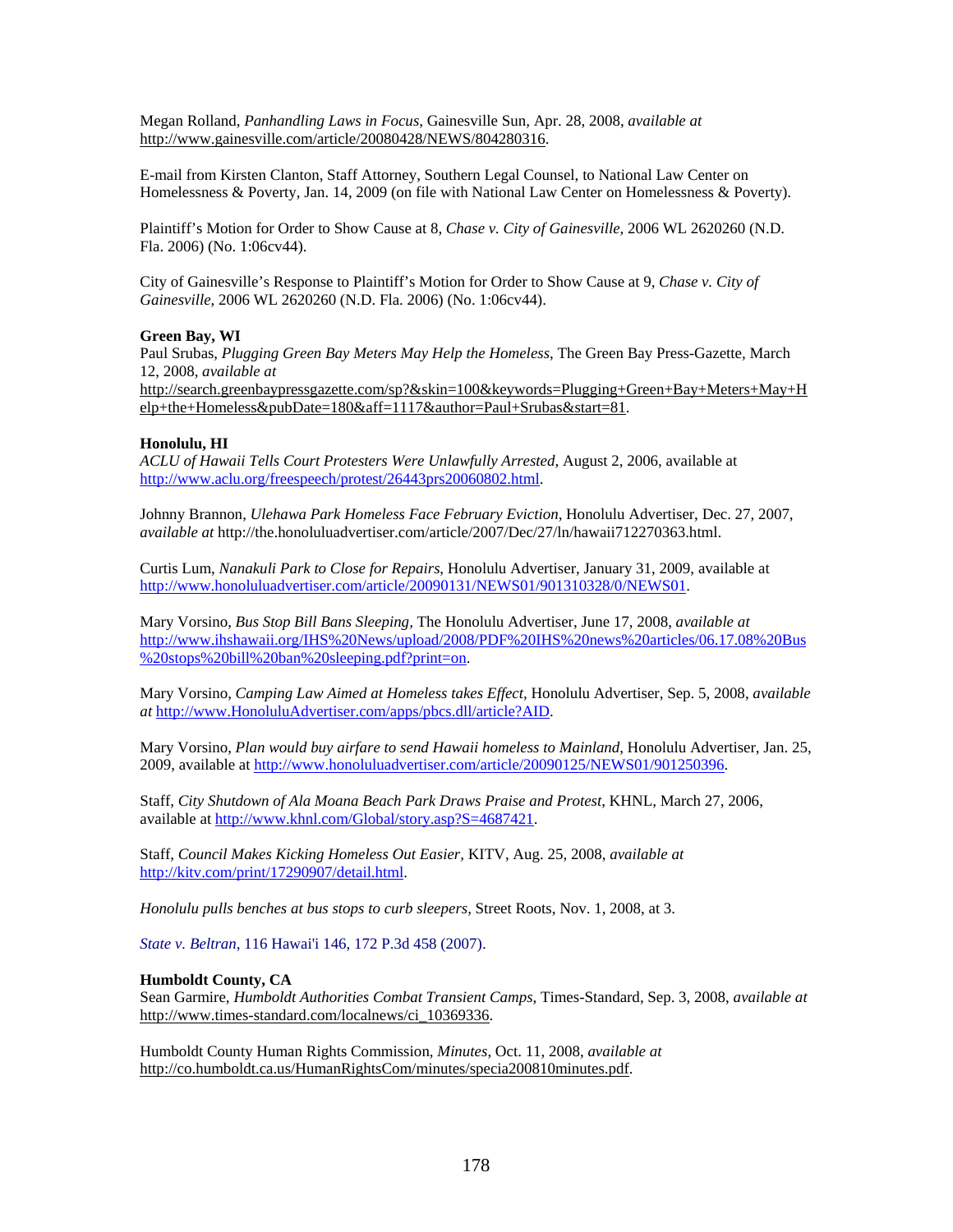Megan Rolland, *Panhandling Laws in Focus*, Gainesville Sun, Apr. 28, 2008, *available at* http://www.gainesville.com/article/20080428/NEWS/804280316.

E-mail from Kirsten Clanton, Staff Attorney, Southern Legal Counsel, to National Law Center on Homelessness & Poverty, Jan. 14, 2009 (on file with National Law Center on Homelessness & Poverty).

Plaintiff's Motion for Order to Show Cause at 8, *Chase v. City of Gainesville*, 2006 WL 2620260 (N.D. Fla. 2006) (No. 1:06cv44).

City of Gainesville's Response to Plaintiff's Motion for Order to Show Cause at 9, *Chase v. City of Gainesville*, 2006 WL 2620260 (N.D. Fla. 2006) (No. 1:06cv44).

**Green Bay, WI**
Paul Srubas, *Plugging Green Bay Meters May Help the Homeless*, The Green Bay Press-Gazette, March 12, 2008, *available at* http://search.greenbaypressgazette.com/sp?&skin=100&keywords=Plugging+Green+Bay+Meters+May+Help+the+Homeless&pubDate=180&aff=1117&author=Paul+Srubas&start=81.

**Honolulu, HI**
*ACLU of Hawaii Tells Court Protesters Were Unlawfully Arrested*, August 2, 2006, available at http://www.aclu.org/freespeech/protest/26443prs20060802.html.

Johnny Brannon, *Ulehawa Park Homeless Face February Eviction*, Honolulu Advertiser, Dec. 27, 2007, *available at* http://the.honoluluadvertiser.com/article/2007/Dec/27/ln/hawaii712270363.html.

Curtis Lum, *Nanakuli Park to Close for Repairs*, Honolulu Advertiser, January 31, 2009, available at http://www.honoluluadvertiser.com/article/20090131/NEWS01/901310328/0/NEWS01.

Mary Vorsino, *Bus Stop Bill Bans Sleeping*, The Honolulu Advertiser, June 17, 2008, *available at* http://www.ihshawaii.org/IHS%20News/upload/2008/PDF%20IHS%20news%20articles/06.17.08%20Bus%20stops%20bill%20ban%20sleeping.pdf?print=on.

Mary Vorsino, *Camping Law Aimed at Homeless takes Effect*, Honolulu Advertiser, Sep. 5, 2008, *available at* http://www.HonoluluAdvertiser.com/apps/pbcs.dll/article?AID.

Mary Vorsino, *Plan would buy airfare to send Hawaii homeless to Mainland*, Honolulu Advertiser, Jan. 25, 2009, available at http://www.honoluluadvertiser.com/article/20090125/NEWS01/901250396.

Staff, *City Shutdown of Ala Moana Beach Park Draws Praise and Protest*, KHNL, March 27, 2006, available at http://www.khnl.com/Global/story.asp?S=4687421.

Staff, *Council Makes Kicking Homeless Out Easier*, KITV, Aug. 25, 2008, *available at* http://kitv.com/print/17290907/detail.html.

*Honolulu pulls benches at bus stops to curb sleepers*, Street Roots, Nov. 1, 2008, at 3.

*State v. Beltran*, 116 Hawai'i 146, 172 P.3d 458 (2007).

**Humboldt County, CA**
Sean Garmire, *Humboldt Authorities Combat Transient Camps*, Times-Standard, Sep. 3, 2008, *available at* http://www.times-standard.com/localnews/ci_10369336.

Humboldt County Human Rights Commission, *Minutes*, Oct. 11, 2008, *available at* http://co.humboldt.ca.us/HumanRightsCom/minutes/specia200810minutes.pdf.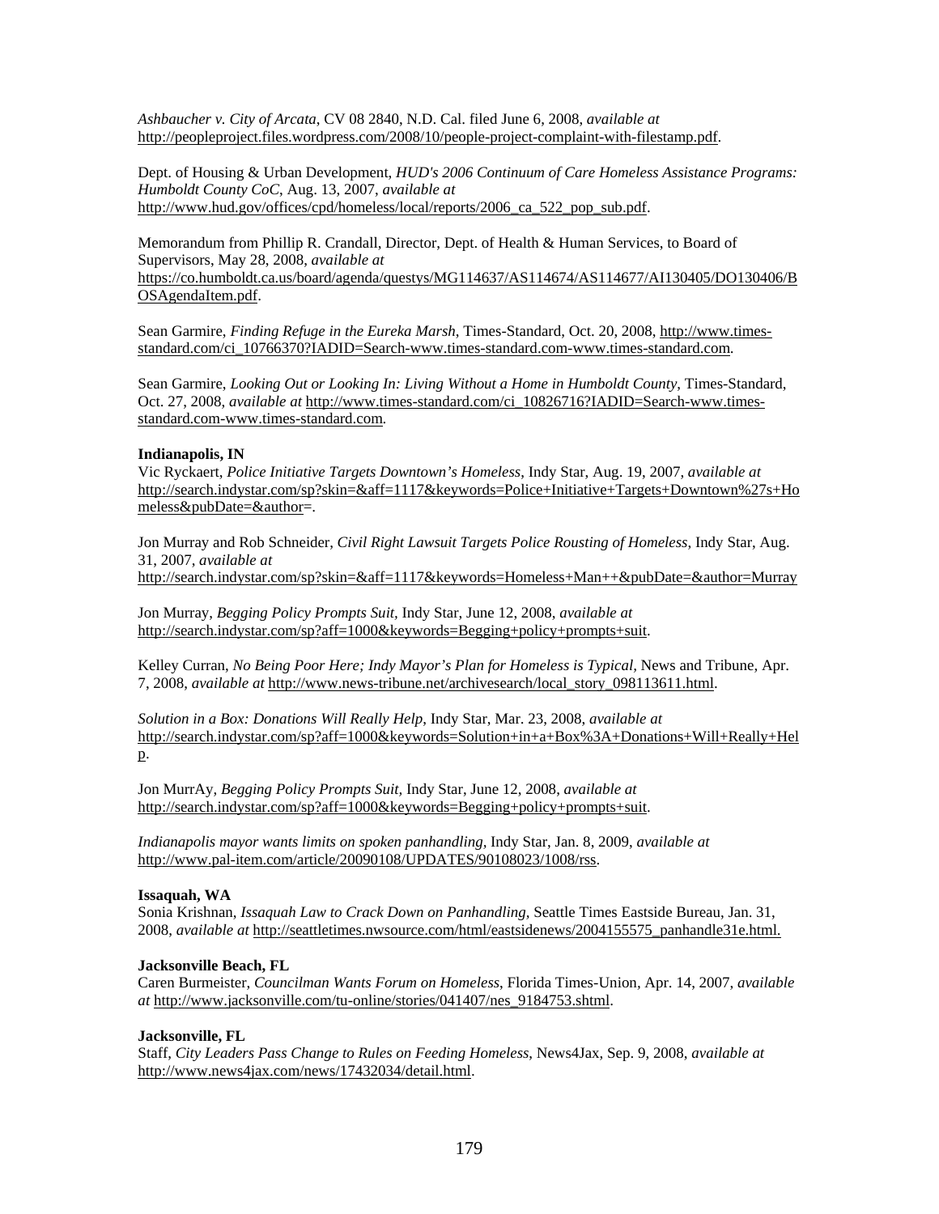*Ashbaucher v. City of Arcata*, CV 08 2840, N.D. Cal. filed June 6, 2008, *available at* http://peopleproject.files.wordpress.com/2008/10/people-project-complaint-with-filestamp.pdf.

Dept. of Housing & Urban Development, *HUD's 2006 Continuum of Care Homeless Assistance Programs: Humboldt County CoC*, Aug. 13, 2007, *available at* http://www.hud.gov/offices/cpd/homeless/local/reports/2006_ca_522_pop_sub.pdf.

Memorandum from Phillip R. Crandall, Director, Dept. of Health & Human Services, to Board of Supervisors, May 28, 2008, *available at* https://co.humboldt.ca.us/board/agenda/questys/MG114637/AS114674/AS114677/AI130405/DO130406/BOSAgendaItem.pdf.

Sean Garmire, *Finding Refuge in the Eureka Marsh*, Times-Standard, Oct. 20, 2008, http://www.times-standard.com/ci_10766370?IADID=Search-www.times-standard.com-www.times-standard.com.

Sean Garmire, *Looking Out or Looking In: Living Without a Home in Humboldt County*, Times-Standard, Oct. 27, 2008, *available at* http://www.times-standard.com/ci_10826716?IADID=Search-www.times-standard.com-www.times-standard.com.

**Indianapolis, IN**

Vic Ryckaert, *Police Initiative Targets Downtown's Homeless*, Indy Star, Aug. 19, 2007, *available at* http://search.indystar.com/sp?skin=&aff=1117&keywords=Police+Initiative+Targets+Downtown%27s+Homeless&pubDate=&author=.

Jon Murray and Rob Schneider, *Civil Right Lawsuit Targets Police Rousting of Homeless*, Indy Star, Aug. 31, 2007, *available at* http://search.indystar.com/sp?skin=&aff=1117&keywords=Homeless+Man++&pubDate=&author=Murray

Jon Murray, *Begging Policy Prompts Suit*, Indy Star, June 12, 2008, *available at* http://search.indystar.com/sp?aff=1000&keywords=Begging+policy+prompts+suit.

Kelley Curran, *No Being Poor Here; Indy Mayor's Plan for Homeless is Typical*, News and Tribune, Apr. 7, 2008, *available at* http://www.news-tribune.net/archivesearch/local_story_098113611.html.

*Solution in a Box: Donations Will Really Help*, Indy Star, Mar. 23, 2008, *available at* http://search.indystar.com/sp?aff=1000&keywords=Solution+in+a+Box%3A+Donations+Will+Really+Help.

Jon MurrAy, *Begging Policy Prompts Suit*, Indy Star, June 12, 2008, *available at* http://search.indystar.com/sp?aff=1000&keywords=Begging+policy+prompts+suit.

*Indianapolis mayor wants limits on spoken panhandling*, Indy Star, Jan. 8, 2009, *available at* http://www.pal-item.com/article/20090108/UPDATES/90108023/1008/rss.

**Issaquah, WA**

Sonia Krishnan, *Issaquah Law to Crack Down on Panhandling*, Seattle Times Eastside Bureau, Jan. 31, 2008, *available at* http://seattletimes.nwsource.com/html/eastsidenews/2004155575_panhandle31e.html.

**Jacksonville Beach, FL**

Caren Burmeister, *Councilman Wants Forum on Homeless*, Florida Times-Union, Apr. 14, 2007, *available at* http://www.jacksonville.com/tu-online/stories/041407/nes_9184753.shtml.

**Jacksonville, FL**

Staff, *City Leaders Pass Change to Rules on Feeding Homeless*, News4Jax, Sep. 9, 2008, *available at* http://www.news4jax.com/news/17432034/detail.html.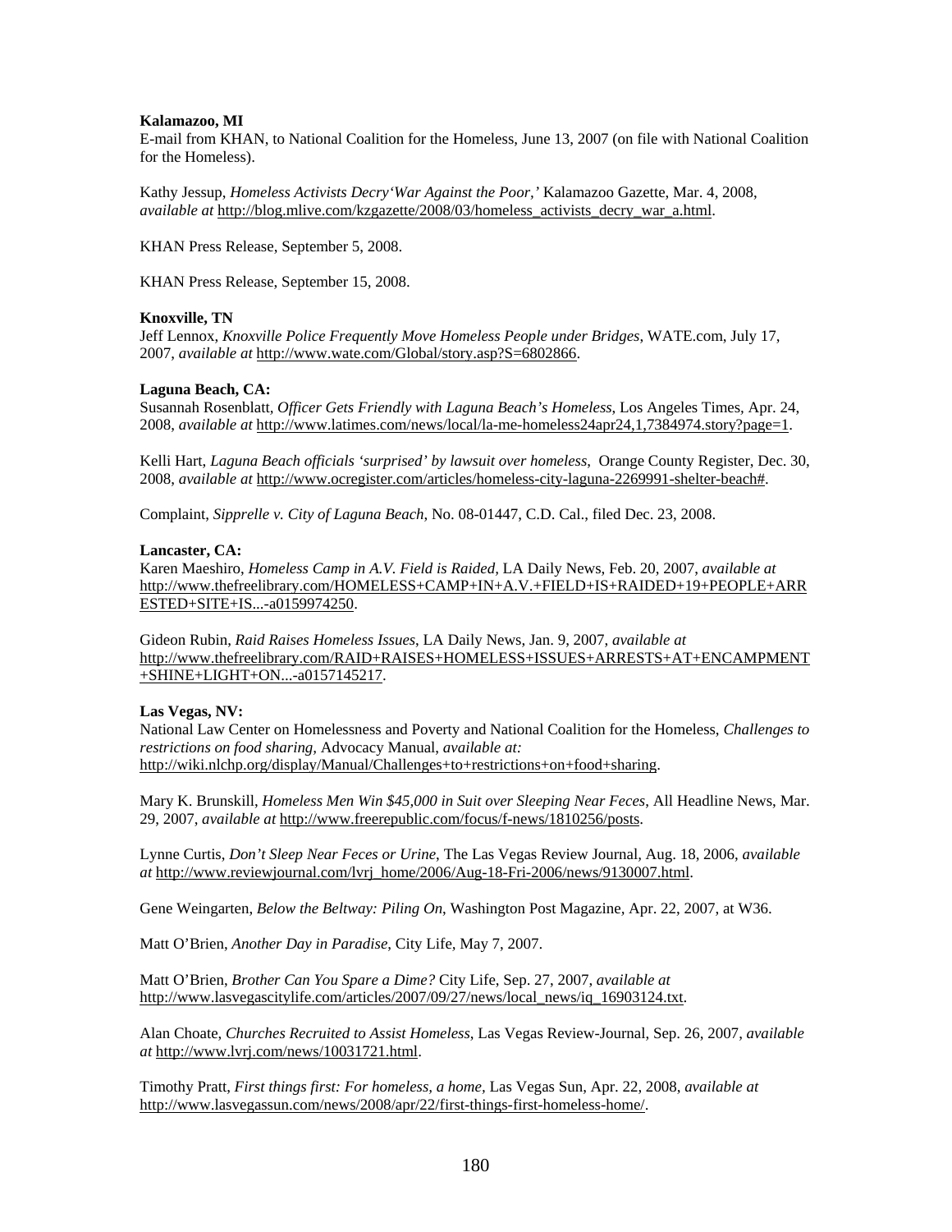**Kalamazoo, MI**
E-mail from KHAN, to National Coalition for the Homeless, June 13, 2007 (on file with National Coalition for the Homeless).

Kathy Jessup, *Homeless Activists Decry'War Against the Poor,'* Kalamazoo Gazette, Mar. 4, 2008, *available at* http://blog.mlive.com/kzgazette/2008/03/homeless_activists_decry_war_a.html.

KHAN Press Release, September 5, 2008.

KHAN Press Release, September 15, 2008.

**Knoxville, TN**
Jeff Lennox, *Knoxville Police Frequently Move Homeless People under Bridges*, WATE.com, July 17, 2007, *available at* http://www.wate.com/Global/story.asp?S=6802866.

**Laguna Beach, CA:**
Susannah Rosenblatt, *Officer Gets Friendly with Laguna Beach's Homeless*, Los Angeles Times, Apr. 24, 2008, *available at* http://www.latimes.com/news/local/la-me-homeless24apr24,1,7384974.story?page=1.

Kelli Hart, *Laguna Beach officials 'surprised' by lawsuit over homeless*, Orange County Register, Dec. 30, 2008, *available at* http://www.ocregister.com/articles/homeless-city-laguna-2269991-shelter-beach#.

Complaint, *Sipprelle v. City of Laguna Beach*, No. 08-01447, C.D. Cal., filed Dec. 23, 2008.

**Lancaster, CA:**
Karen Maeshiro, *Homeless Camp in A.V. Field is Raided*, LA Daily News, Feb. 20, 2007, *available at* http://www.thefreelibrary.com/HOMELESS+CAMP+IN+A.V.+FIELD+IS+RAIDED+19+PEOPLE+ARRESTED+SITE+IS...-a0159974250.

Gideon Rubin, *Raid Raises Homeless Issues*, LA Daily News, Jan. 9, 2007, *available at* http://www.thefreelibrary.com/RAID+RAISES+HOMELESS+ISSUES+ARRESTS+AT+ENCAMPMENT+SHINE+LIGHT+ON...-a0157145217.

**Las Vegas, NV:**
National Law Center on Homelessness and Poverty and National Coalition for the Homeless, *Challenges to restrictions on food sharing*, Advocacy Manual, *available at:* http://wiki.nlchp.org/display/Manual/Challenges+to+restrictions+on+food+sharing.

Mary K. Brunskill, *Homeless Men Win $45,000 in Suit over Sleeping Near Feces*, All Headline News, Mar. 29, 2007, *available at* http://www.freerepublic.com/focus/f-news/1810256/posts.

Lynne Curtis, *Don't Sleep Near Feces or Urine*, The Las Vegas Review Journal, Aug. 18, 2006, *available at* http://www.reviewjournal.com/lvrj_home/2006/Aug-18-Fri-2006/news/9130007.html.

Gene Weingarten, *Below the Beltway: Piling On*, Washington Post Magazine, Apr. 22, 2007, at W36.

Matt O'Brien, *Another Day in Paradise*, City Life, May 7, 2007.

Matt O'Brien, *Brother Can You Spare a Dime?* City Life, Sep. 27, 2007, *available at* http://www.lasvegascitylife.com/articles/2007/09/27/news/local_news/iq_16903124.txt.

Alan Choate, *Churches Recruited to Assist Homeless*, Las Vegas Review-Journal, Sep. 26, 2007, *available at* http://www.lvrj.com/news/10031721.html.

Timothy Pratt, *First things first: For homeless, a home*, Las Vegas Sun, Apr. 22, 2008, *available at* http://www.lasvegassun.com/news/2008/apr/22/first-things-first-homeless-home/.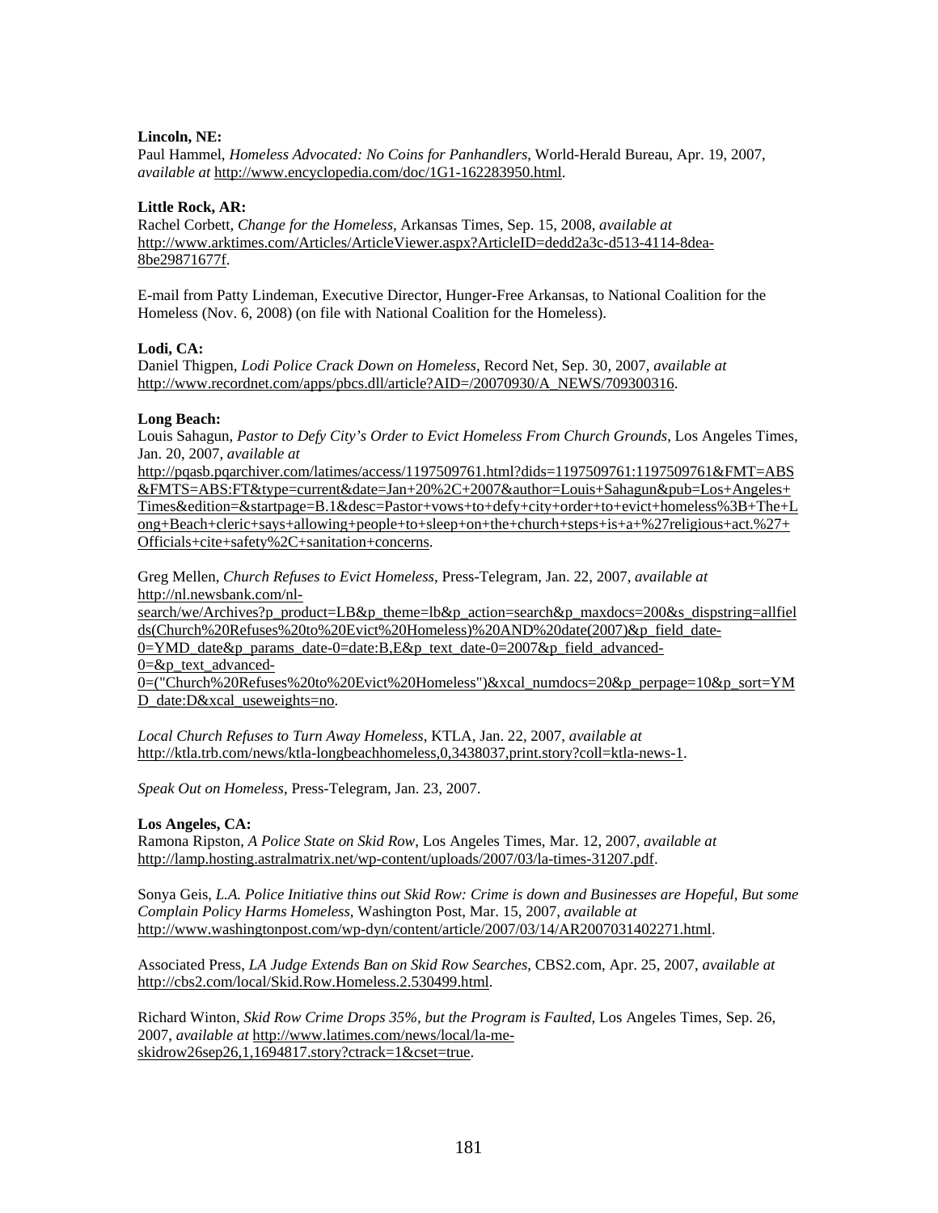**Lincoln, NE:**
Paul Hammel, *Homeless Advocated: No Coins for Panhandlers*, World-Herald Bureau, Apr. 19, 2007, *available at* http://www.encyclopedia.com/doc/1G1-162283950.html.

**Little Rock, AR:**
Rachel Corbett, *Change for the Homeless*, Arkansas Times, Sep. 15, 2008, *available at* http://www.arktimes.com/Articles/ArticleViewer.aspx?ArticleID=dedd2a3c-d513-4114-8dea-8be29871677f.

E-mail from Patty Lindeman, Executive Director, Hunger-Free Arkansas, to National Coalition for the Homeless (Nov. 6, 2008) (on file with National Coalition for the Homeless).

**Lodi, CA:**
Daniel Thigpen, *Lodi Police Crack Down on Homeless*, Record Net, Sep. 30, 2007, *available at* http://www.recordnet.com/apps/pbcs.dll/article?AID=/20070930/A_NEWS/709300316.

**Long Beach:**
Louis Sahagun, *Pastor to Defy City's Order to Evict Homeless From Church Grounds*, Los Angeles Times, Jan. 20, 2007, *available at* http://pqasb.pqarchiver.com/latimes/access/1197509761.html?dids=1197509761:1197509761&FMT=ABS&FMTS=ABS:FT&type=current&date=Jan+20%2C+2007&author=Louis+Sahagun&pub=Los+Angeles+Times&edition=&startpage=B.1&desc=Pastor+vows+to+defy+city+order+to+evict+homeless%3B+The+Long+Beach+cleric+says+allowing+people+to+sleep+on+the+church+steps+is+a+%27religious+act.%27+Officials+cite+safety%2C+sanitation+concerns.

Greg Mellen, *Church Refuses to Evict Homeless*, Press-Telegram, Jan. 22, 2007, *available at* http://nl.newsbank.com/nl-search/we/Archives?p_product=LB&p_theme=lb&p_action=search&p_maxdocs=200&s_dispstring=allfields(Church%20Refuses%20to%20Evict%20Homeless)%20AND%20date(2007)&p_field_date-0=YMD_date&p_params_date-0=date:B,E&p_text_date-0=2007&p_field_advanced-0=&p_text_advanced-0=("Church%20Refuses%20to%20Evict%20Homeless")&xcal_numdocs=20&p_perpage=10&p_sort=YMD_date:D&xcal_useweights=no.

*Local Church Refuses to Turn Away Homeless*, KTLA, Jan. 22, 2007, *available at* http://ktla.trb.com/news/ktla-longbeachhomeless,0,3438037,print.story?coll=ktla-news-1.

*Speak Out on Homeless*, Press-Telegram, Jan. 23, 2007.

**Los Angeles, CA:**
Ramona Ripston, *A Police State on Skid Row*, Los Angeles Times, Mar. 12, 2007, *available at* http://lamp.hosting.astralmatrix.net/wp-content/uploads/2007/03/la-times-31207.pdf.

Sonya Geis, *L.A. Police Initiative thins out Skid Row: Crime is down and Businesses are Hopeful, But some Complain Policy Harms Homeless*, Washington Post, Mar. 15, 2007, *available at* http://www.washingtonpost.com/wp-dyn/content/article/2007/03/14/AR2007031402271.html.

Associated Press, *LA Judge Extends Ban on Skid Row Searches*, CBS2.com, Apr. 25, 2007, *available at* http://cbs2.com/local/Skid.Row.Homeless.2.530499.html.

Richard Winton, *Skid Row Crime Drops 35%, but the Program is Faulted*, Los Angeles Times, Sep. 26, 2007, *available at* http://www.latimes.com/news/local/la-me-skidrow26sep26,1,1694817.story?ctrack=1&cset=true.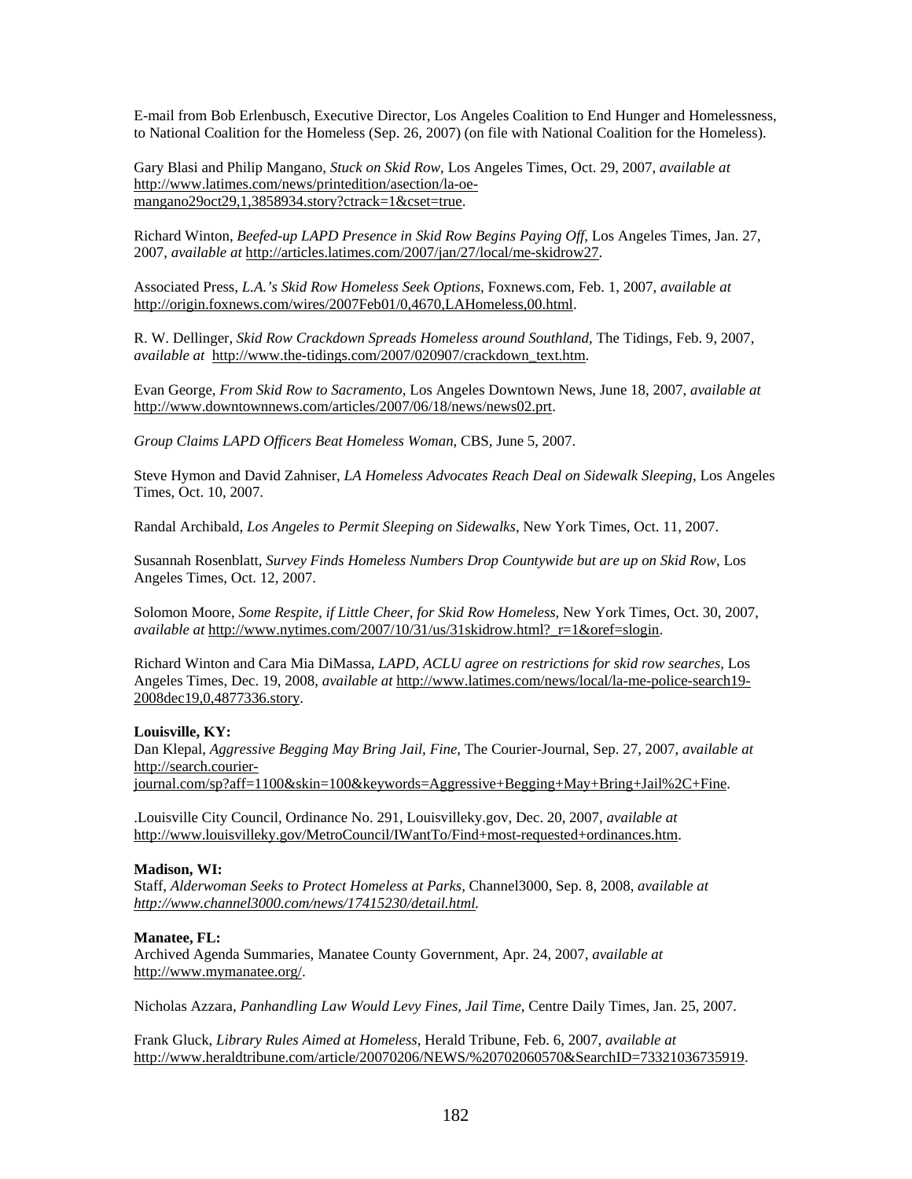E-mail from Bob Erlenbusch, Executive Director, Los Angeles Coalition to End Hunger and Homelessness, to National Coalition for the Homeless (Sep. 26, 2007) (on file with National Coalition for the Homeless).

Gary Blasi and Philip Mangano, *Stuck on Skid Row*, Los Angeles Times, Oct. 29, 2007, *available at* http://www.latimes.com/news/printedition/asection/la-oe-mangano29oct29,1,3858934.story?ctrack=1&cset=true.

Richard Winton, *Beefed-up LAPD Presence in Skid Row Begins Paying Off*, Los Angeles Times, Jan. 27, 2007, *available at* http://articles.latimes.com/2007/jan/27/local/me-skidrow27.

Associated Press, *L.A.'s Skid Row Homeless Seek Options*, Foxnews.com, Feb. 1, 2007, *available at* http://origin.foxnews.com/wires/2007Feb01/0,4670,LAHomeless,00.html.

R. W. Dellinger, *Skid Row Crackdown Spreads Homeless around Southland*, The Tidings, Feb. 9, 2007, *available at* http://www.the-tidings.com/2007/020907/crackdown_text.htm.

Evan George, *From Skid Row to Sacramento*, Los Angeles Downtown News, June 18, 2007, *available at* http://www.downtownnews.com/articles/2007/06/18/news/news02.prt.

*Group Claims LAPD Officers Beat Homeless Woman*, CBS, June 5, 2007.

Steve Hymon and David Zahniser, *LA Homeless Advocates Reach Deal on Sidewalk Sleeping*, Los Angeles Times, Oct. 10, 2007.

Randal Archibald, *Los Angeles to Permit Sleeping on Sidewalks*, New York Times, Oct. 11, 2007.

Susannah Rosenblatt, *Survey Finds Homeless Numbers Drop Countywide but are up on Skid Row*, Los Angeles Times, Oct. 12, 2007.

Solomon Moore, *Some Respite, if Little Cheer, for Skid Row Homeless*, New York Times, Oct. 30, 2007, *available at* http://www.nytimes.com/2007/10/31/us/31skidrow.html?_r=1&oref=slogin.

Richard Winton and Cara Mia DiMassa, *LAPD, ACLU agree on restrictions for skid row searches*, Los Angeles Times, Dec. 19, 2008, *available at* http://www.latimes.com/news/local/la-me-police-search19-2008dec19,0,4877336.story.

**Louisville, KY:**
Dan Klepal, *Aggressive Begging May Bring Jail, Fine*, The Courier-Journal, Sep. 27, 2007, *available at* http://search.courier-journal.com/sp?aff=1100&skin=100&keywords=Aggressive+Begging+May+Bring+Jail%2C+Fine.

.Louisville City Council, Ordinance No. 291, Louisvilleky.gov, Dec. 20, 2007, *available at* http://www.louisvilleky.gov/MetroCouncil/IWantTo/Find+most-requested+ordinances.htm.

**Madison, WI:**
Staff, *Alderwoman Seeks to Protect Homeless at Parks*, Channel3000, Sep. 8, 2008, *available at http://www.channel3000.com/news/17415230/detail.html.*

**Manatee, FL:**
Archived Agenda Summaries, Manatee County Government, Apr. 24, 2007, *available at* http://www.mymanatee.org/.

Nicholas Azzara, *Panhandling Law Would Levy Fines, Jail Time*, Centre Daily Times, Jan. 25, 2007.

Frank Gluck, *Library Rules Aimed at Homeless*, Herald Tribune, Feb. 6, 2007, *available at* http://www.heraldtribune.com/article/20070206/NEWS/%20702060570&SearchID=73321036735919.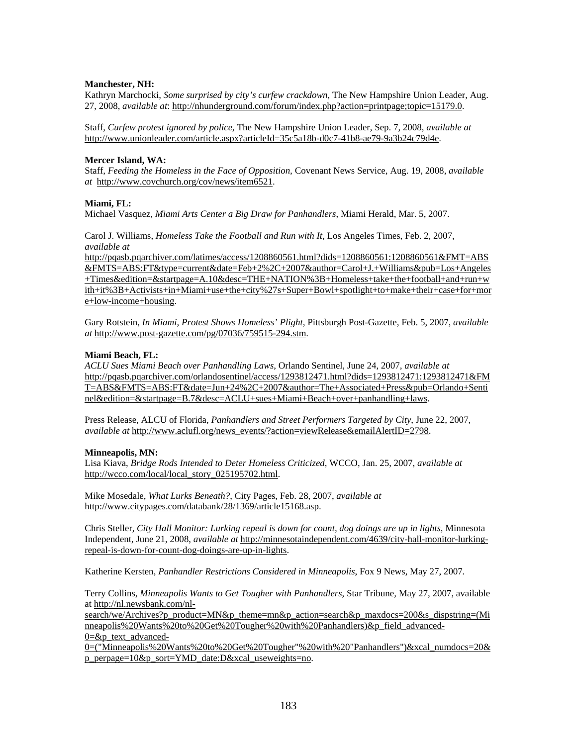**Manchester, NH:**
Kathryn Marchocki, *Some surprised by city's curfew crackdown*, The New Hampshire Union Leader, Aug. 27, 2008, *available at*: http://nhunderground.com/forum/index.php?action=printpage;topic=15179.0.

Staff, *Curfew protest ignored by police*, The New Hampshire Union Leader, Sep. 7, 2008, *available at* http://www.unionleader.com/article.aspx?articleId=35c5a18b-d0c7-41b8-ae79-9a3b24c79d4e.

**Mercer Island, WA:**
Staff, *Feeding the Homeless in the Face of Opposition*, Covenant News Service, Aug. 19, 2008, *available at* http://www.covchurch.org/cov/news/item6521.

**Miami, FL:**
Michael Vasquez, *Miami Arts Center a Big Draw for Panhandlers*, Miami Herald, Mar. 5, 2007.

Carol J. Williams, *Homeless Take the Football and Run with It*, Los Angeles Times, Feb. 2, 2007, *available at* http://pqasb.pqarchiver.com/latimes/access/1208860561.html?dids=1208860561:1208860561&FMT=ABS&FMTS=ABS:FT&type=current&date=Feb+2%2C+2007&author=Carol+J.+Williams&pub=Los+Angeles+Times&edition=&startpage=A.10&desc=THE+NATION%3B+Homeless+take+the+football+and+run+with+it%3B+Activists+in+Miami+use+the+city%27s+Super+Bowl+spotlight+to+make+their+case+for+more+low-income+housing.

Gary Rotstein, *In Miami, Protest Shows Homeless' Plight*, Pittsburgh Post-Gazette, Feb. 5, 2007, *available at* http://www.post-gazette.com/pg/07036/759515-294.stm.

**Miami Beach, FL:**
*ACLU Sues Miami Beach over Panhandling Laws*, Orlando Sentinel, June 24, 2007, *available at* http://pqasb.pqarchiver.com/orlandosentinel/access/1293812471.html?dids=1293812471:1293812471&FMT=ABS&FMTS=ABS:FT&date=Jun+24%2C+2007&author=The+Associated+Press&pub=Orlando+Sentinel&edition=&startpage=B.7&desc=ACLU+sues+Miami+Beach+over+panhandling+laws.

Press Release, ALCU of Florida, *Panhandlers and Street Performers Targeted by City*, June 22, 2007, *available at* http://www.aclufl.org/news_events/?action=viewRelease&emailAlertID=2798.

**Minneapolis, MN:**
Lisa Kiava, *Bridge Rods Intended to Deter Homeless Criticized*, WCCO, Jan. 25, 2007, *available at* http://wcco.com/local/local_story_025195702.html.

Mike Mosedale, *What Lurks Beneath?*, City Pages, Feb. 28, 2007, *available at* http://www.citypages.com/databank/28/1369/article15168.asp.

Chris Steller, *City Hall Monitor: Lurking repeal is down for count, dog doings are up in lights*, Minnesota Independent, June 21, 2008, *available at* http://minnesotaindependent.com/4639/city-hall-monitor-lurking-repeal-is-down-for-count-dog-doings-are-up-in-lights.

Katherine Kersten, *Panhandler Restrictions Considered in Minneapolis*, Fox 9 News, May 27, 2007.

Terry Collins, *Minneapolis Wants to Get Tougher with Panhandlers*, Star Tribune, May 27, 2007, available at http://nl.newsbank.com/nl-search/we/Archives?p_product=MN&p_theme=mn&p_action=search&p_maxdocs=200&s_dispstring=(Minneapolis%20Wants%20to%20Get%20Tougher%20with%20Panhandlers)&p_field_advanced-0=&p_text_advanced-0=("Minneapolis%20Wants%20to%20Get%20Tougher"%20with%20"Panhandlers")&xcal_numdocs=20&p_perpage=10&p_sort=YMD_date:D&xcal_useweights=no.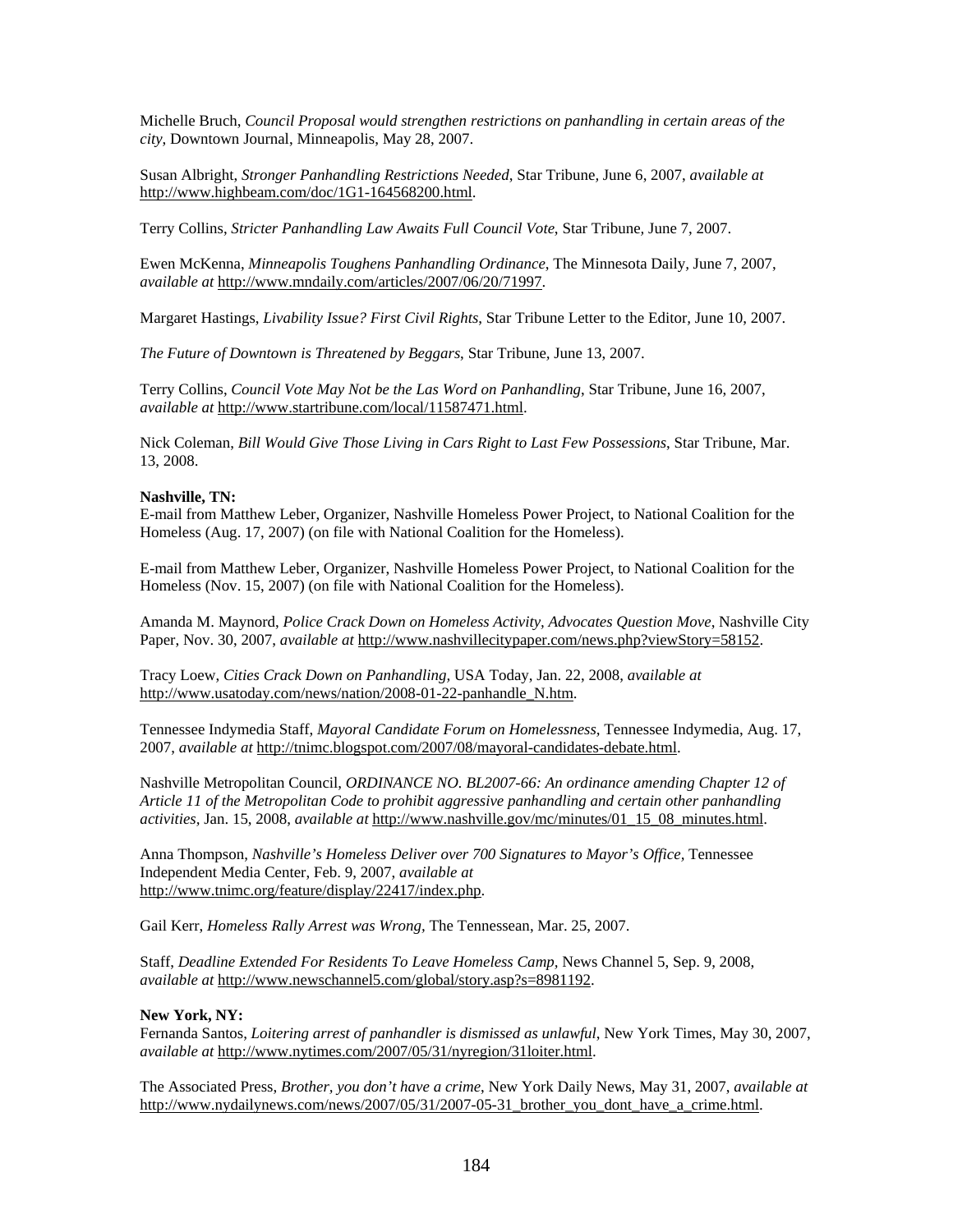Michelle Bruch, *Council Proposal would strengthen restrictions on panhandling in certain areas of the city*, Downtown Journal, Minneapolis, May 28, 2007.

Susan Albright, *Stronger Panhandling Restrictions Needed*, Star Tribune, June 6, 2007, *available at* http://www.highbeam.com/doc/1G1-164568200.html.

Terry Collins, *Stricter Panhandling Law Awaits Full Council Vote*, Star Tribune, June 7, 2007.

Ewen McKenna, *Minneapolis Toughens Panhandling Ordinance*, The Minnesota Daily, June 7, 2007, *available at* http://www.mndaily.com/articles/2007/06/20/71997.

Margaret Hastings, *Livability Issue? First Civil Rights*, Star Tribune Letter to the Editor, June 10, 2007.

*The Future of Downtown is Threatened by Beggars*, Star Tribune, June 13, 2007.

Terry Collins, *Council Vote May Not be the Las Word on Panhandling*, Star Tribune, June 16, 2007, *available at* http://www.startribune.com/local/11587471.html.

Nick Coleman, *Bill Would Give Those Living in Cars Right to Last Few Possessions*, Star Tribune, Mar. 13, 2008.

**Nashville, TN:**
E-mail from Matthew Leber, Organizer, Nashville Homeless Power Project, to National Coalition for the Homeless (Aug. 17, 2007) (on file with National Coalition for the Homeless).

E-mail from Matthew Leber, Organizer, Nashville Homeless Power Project, to National Coalition for the Homeless (Nov. 15, 2007) (on file with National Coalition for the Homeless).

Amanda M. Maynord, *Police Crack Down on Homeless Activity, Advocates Question Move*, Nashville City Paper, Nov. 30, 2007, *available at* http://www.nashvillecitypaper.com/news.php?viewStory=58152.

Tracy Loew, *Cities Crack Down on Panhandling*, USA Today, Jan. 22, 2008, *available at* http://www.usatoday.com/news/nation/2008-01-22-panhandle_N.htm.

Tennessee Indymedia Staff, *Mayoral Candidate Forum on Homelessness*, Tennessee Indymedia, Aug. 17, 2007, *available at* http://tnimc.blogspot.com/2007/08/mayoral-candidates-debate.html.

Nashville Metropolitan Council, *ORDINANCE NO. BL2007-66: An ordinance amending Chapter 12 of Article 11 of the Metropolitan Code to prohibit aggressive panhandling and certain other panhandling activities*, Jan. 15, 2008, *available at* http://www.nashville.gov/mc/minutes/01_15_08_minutes.html.

Anna Thompson, *Nashville's Homeless Deliver over 700 Signatures to Mayor's Office*, Tennessee Independent Media Center, Feb. 9, 2007, *available at* http://www.tnimc.org/feature/display/22417/index.php.

Gail Kerr, *Homeless Rally Arrest was Wrong*, The Tennessean, Mar. 25, 2007.

Staff, *Deadline Extended For Residents To Leave Homeless Camp*, News Channel 5, Sep. 9, 2008, *available at* http://www.newschannel5.com/global/story.asp?s=8981192.

**New York, NY:**
Fernanda Santos, *Loitering arrest of panhandler is dismissed as unlawful*, New York Times, May 30, 2007, *available at* http://www.nytimes.com/2007/05/31/nyregion/31loiter.html.

The Associated Press, *Brother, you don't have a crime*, New York Daily News, May 31, 2007, *available at* http://www.nydailynews.com/news/2007/05/31/2007-05-31_brother_you_dont_have_a_crime.html.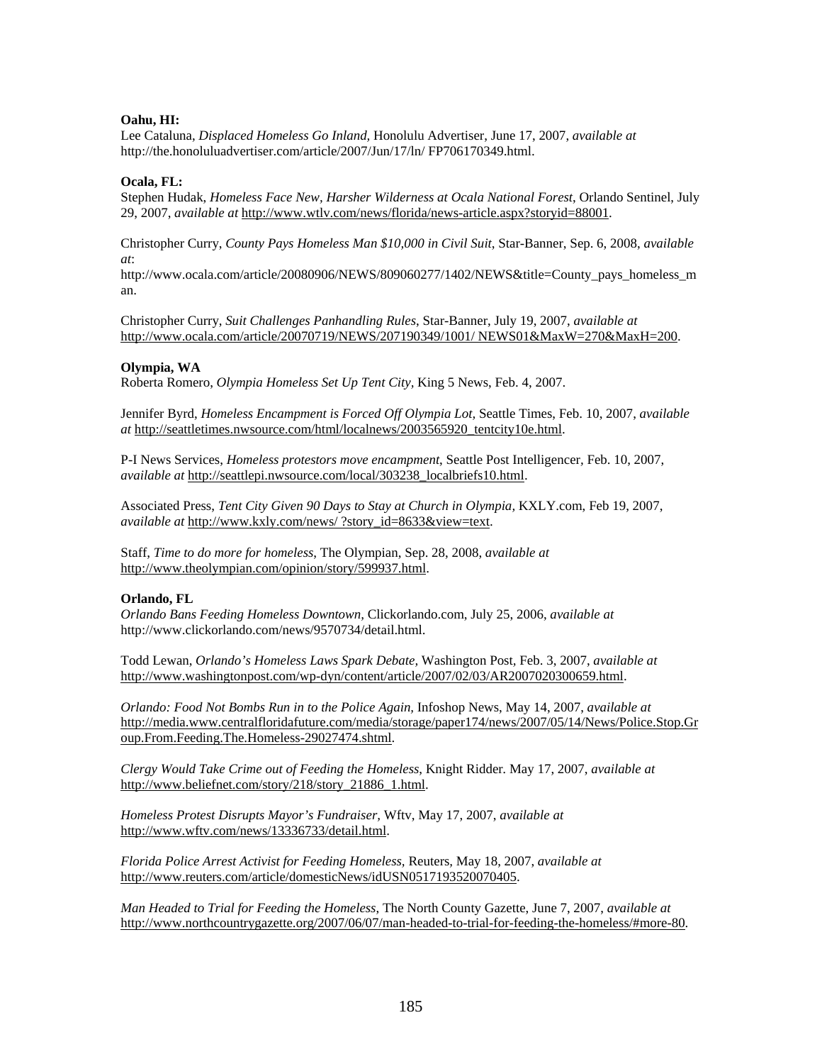**Oahu, HI:**
Lee Cataluna, *Displaced Homeless Go Inland*, Honolulu Advertiser, June 17, 2007, *available at* http://the.honoluluadvertiser.com/article/2007/Jun/17/ln/ FP706170349.html.

**Ocala, FL:**
Stephen Hudak, *Homeless Face New, Harsher Wilderness at Ocala National Forest*, Orlando Sentinel, July 29, 2007, *available at* http://www.wtlv.com/news/florida/news-article.aspx?storyid=88001.

Christopher Curry, *County Pays Homeless Man $10,000 in Civil Suit*, Star-Banner, Sep. 6, 2008, *available at*:
http://www.ocala.com/article/20080906/NEWS/809060277/1402/NEWS&title=County_pays_homeless_man.

Christopher Curry, *Suit Challenges Panhandling Rules*, Star-Banner, July 19, 2007, *available at* http://www.ocala.com/article/20070719/NEWS/207190349/1001/ NEWS01&MaxW=270&MaxH=200.

**Olympia, WA**
Roberta Romero, *Olympia Homeless Set Up Tent City,* King 5 News, Feb. 4, 2007.

Jennifer Byrd, *Homeless Encampment is Forced Off Olympia Lot*, Seattle Times, Feb. 10, 2007, *available at* http://seattletimes.nwsource.com/html/localnews/2003565920_tentcity10e.html.

P-I News Services, *Homeless protestors move encampment*, Seattle Post Intelligencer, Feb. 10, 2007, *available at* http://seattlepi.nwsource.com/local/303238_localbriefs10.html.

Associated Press, *Tent City Given 90 Days to Stay at Church in Olympia,* KXLY.com, Feb 19, 2007, *available at* http://www.kxly.com/news/ ?story_id=8633&view=text.

Staff, *Time to do more for homeless*, The Olympian, Sep. 28, 2008, *available at* http://www.theolympian.com/opinion/story/599937.html.

**Orlando, FL**
*Orlando Bans Feeding Homeless Downtown,* Clickorlando.com, July 25, 2006, *available at* http://www.clickorlando.com/news/9570734/detail.html.

Todd Lewan, *Orlando's Homeless Laws Spark Debate*, Washington Post, Feb. 3, 2007, *available at* http://www.washingtonpost.com/wp-dyn/content/article/2007/02/03/AR2007020300659.html.

*Orlando: Food Not Bombs Run in to the Police Again*, Infoshop News, May 14, 2007, *available at* http://media.www.centralfloridafuture.com/media/storage/paper174/news/2007/05/14/News/Police.Stop.Group.From.Feeding.The.Homeless-29027474.shtml.

*Clergy Would Take Crime out of Feeding the Homeless*, Knight Ridder. May 17, 2007, *available at* http://www.beliefnet.com/story/218/story_21886_1.html.

*Homeless Protest Disrupts Mayor's Fundraiser,* Wftv, May 17, 2007, *available at* http://www.wftv.com/news/13336733/detail.html.

*Florida Police Arrest Activist for Feeding Homeless,* Reuters, May 18, 2007, *available at* http://www.reuters.com/article/domesticNews/idUSN0517193520070405.

*Man Headed to Trial for Feeding the Homeless*, The North County Gazette, June 7, 2007, *available at* http://www.northcountrygazette.org/2007/06/07/man-headed-to-trial-for-feeding-the-homeless/#more-80.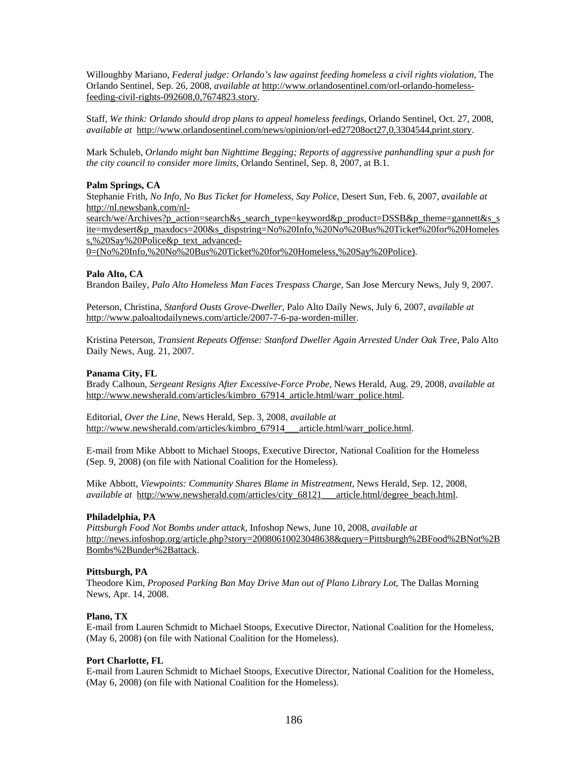Willoughby Mariano, *Federal judge: Orlando's law against feeding homeless a civil rights violation*, The Orlando Sentinel, Sep. 26, 2008, *available at* http://www.orlandosentinel.com/orl-orlando-homeless-feeding-civil-rights-092608,0,7674823.story.

Staff, *We think: Orlando should drop plans to appeal homeless feedings*, Orlando Sentinel, Oct. 27, 2008, *available at* http://www.orlandosentinel.com/news/opinion/orl-ed27208oct27,0,3304544,print.story.

Mark Schuleb, *Orlando might ban Nighttime Begging; Reports of aggressive panhandling spur a push for the city council to consider more limits*, Orlando Sentinel, Sep. 8, 2007, at B.1.

**Palm Springs, CA**

Stephanie Frith, *No Info, No Bus Ticket for Homeless, Say Police*, Desert Sun, Feb. 6, 2007, *available at* http://nl.newsbank.com/nl-search/we/Archives?p_action=search&s_search_type=keyword&p_product=DSSB&p_theme=gannett&s_site=mydesert&p_maxdocs=200&s_dispstring=No%20Info,%20No%20Bus%20Ticket%20for%20Homeless,%20Say%20Police&p_text_advanced-0=(No%20Info,%20No%20Bus%20Ticket%20for%20Homeless,%20Say%20Police).

**Palo Alto, CA**

Brandon Bailey, *Palo Alto Homeless Man Faces Trespass Charge*, San Jose Mercury News, July 9, 2007.

Peterson, Christina, *Stanford Ousts Grove-Dweller*, Palo Alto Daily News, July 6, 2007, *available at* http://www.paloaltodailynews.com/article/2007-7-6-pa-worden-miller.

Kristina Peterson, *Transient Repeats Offense: Stanford Dweller Again Arrested Under Oak Tree*, Palo Alto Daily News, Aug. 21, 2007.

**Panama City, FL**

Brady Calhoun, *Sergeant Resigns After Excessive-Force Probe*, News Herald, Aug. 29, 2008, *available at* http://www.newsherald.com/articles/kimbro_67914_article.html/warr_police.html.

Editorial, *Over the Line*, News Herald, Sep. 3, 2008, *available at* http://www.newsherald.com/articles/kimbro_67914___article.html/warr_police.html.

E-mail from Mike Abbott to Michael Stoops, Executive Director, National Coalition for the Homeless (Sep. 9, 2008) (on file with National Coalition for the Homeless).

Mike Abbott, *Viewpoints: Community Shares Blame in Mistreatment*, News Herald, Sep. 12, 2008, *available at* http://www.newsherald.com/articles/city_68121___article.html/degree_beach.html.

**Philadelphia, PA**

*Pittsburgh Food Not Bombs under attack*, Infoshop News, June 10, 2008, *available at* http://news.infoshop.org/article.php?story=20080610023048638&query=Pittsburgh%2BFood%2BNot%2BBombs%2Bunder%2Battack.

**Pittsburgh, PA**

Theodore Kim, *Proposed Parking Ban May Drive Man out of Plano Library Lot*, The Dallas Morning News, Apr. 14, 2008.

**Plano, TX**

E-mail from Lauren Schmidt to Michael Stoops, Executive Director, National Coalition for the Homeless, (May 6, 2008) (on file with National Coalition for the Homeless).

**Port Charlotte, FL**

E-mail from Lauren Schmidt to Michael Stoops, Executive Director, National Coalition for the Homeless, (May 6, 2008) (on file with National Coalition for the Homeless).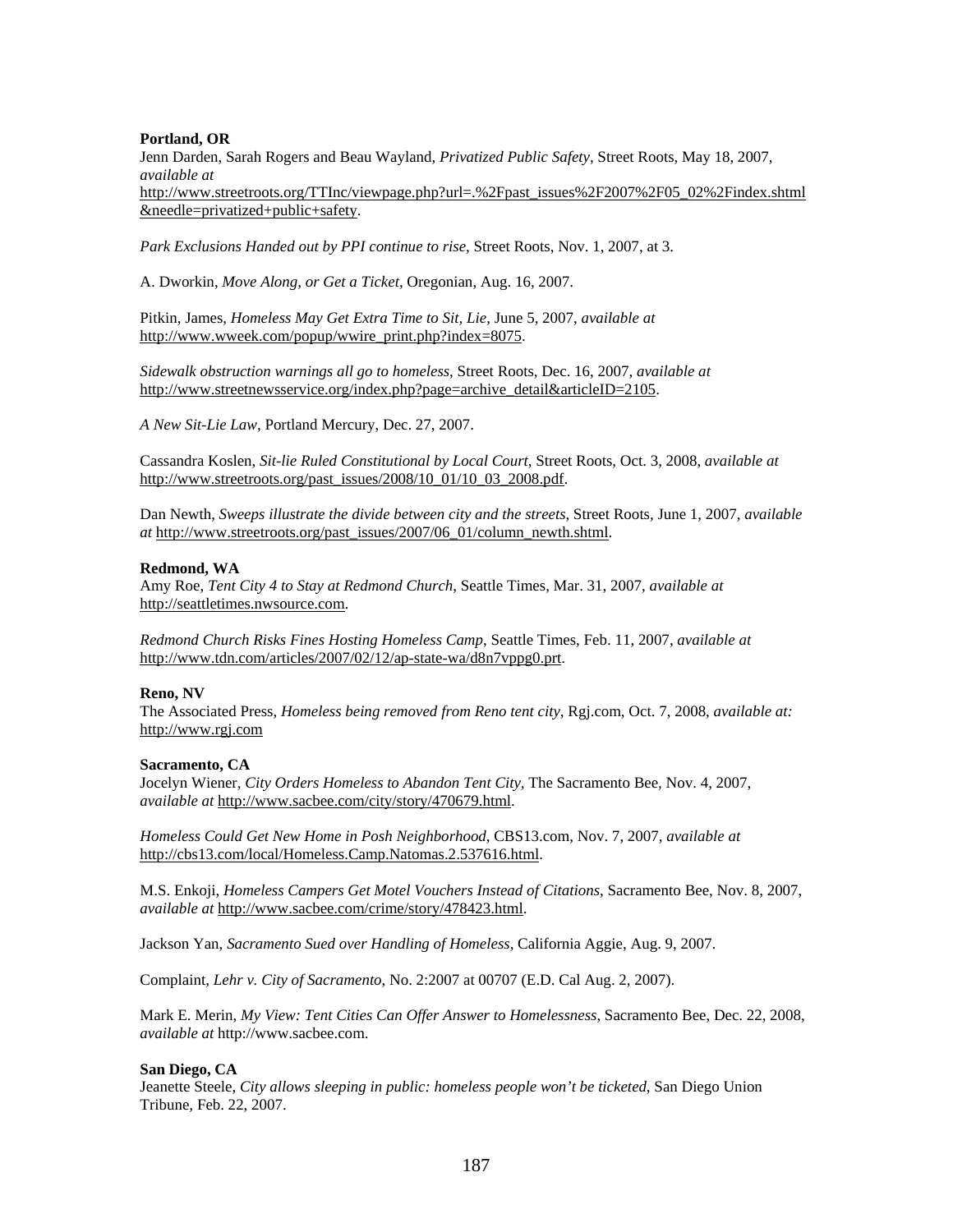**Portland, OR**

Jenn Darden, Sarah Rogers and Beau Wayland, *Privatized Public Safety*, Street Roots, May 18, 2007, *available at* http://www.streetroots.org/TTInc/viewpage.php?url=.%2Fpast_issues%2F2007%2F05_02%2Findex.shtml&needle=privatized+public+safety.

*Park Exclusions Handed out by PPI continue to rise*, Street Roots, Nov. 1, 2007, at 3.

A. Dworkin, *Move Along, or Get a Ticket*, Oregonian, Aug. 16, 2007.

Pitkin, James, *Homeless May Get Extra Time to Sit, Lie,* June 5, 2007, *available at* http://www.wweek.com/popup/wwire_print.php?index=8075.

*Sidewalk obstruction warnings all go to homeless,* Street Roots, Dec. 16, 2007, *available at* http://www.streetnewsservice.org/index.php?page=archive_detail&articleID=2105.

*A New Sit-Lie Law,* Portland Mercury, Dec. 27, 2007.

Cassandra Koslen, *Sit-lie Ruled Constitutional by Local Court,* Street Roots, Oct. 3, 2008, *available at* http://www.streetroots.org/past_issues/2008/10_01/10_03_2008.pdf.

Dan Newth, *Sweeps illustrate the divide between city and the streets*, Street Roots, June 1, 2007, *available at* http://www.streetroots.org/past_issues/2007/06_01/column_newth.shtml.

**Redmond, WA**

Amy Roe, *Tent City 4 to Stay at Redmond Church*, Seattle Times, Mar. 31, 2007, *available at* http://seattletimes.nwsource.com.

*Redmond Church Risks Fines Hosting Homeless Camp*, Seattle Times, Feb. 11, 2007, *available at* http://www.tdn.com/articles/2007/02/12/ap-state-wa/d8n7vppg0.prt.

**Reno, NV**

The Associated Press, *Homeless being removed from Reno tent city*, Rgj.com, Oct. 7, 2008, *available at:* http://www.rgj.com

**Sacramento, CA**

Jocelyn Wiener, *City Orders Homeless to Abandon Tent City*, The Sacramento Bee, Nov. 4, 2007, *available at* http://www.sacbee.com/city/story/470679.html.

*Homeless Could Get New Home in Posh Neighborhood*, CBS13.com, Nov. 7, 2007, *available at* http://cbs13.com/local/Homeless.Camp.Natomas.2.537616.html.

M.S. Enkoji, *Homeless Campers Get Motel Vouchers Instead of Citations*, Sacramento Bee, Nov. 8, 2007, *available at* http://www.sacbee.com/crime/story/478423.html.

Jackson Yan, *Sacramento Sued over Handling of Homeless*, California Aggie, Aug. 9, 2007.

Complaint, *Lehr v. City of Sacramento*, No. 2:2007 at 00707 (E.D. Cal Aug. 2, 2007).

Mark E. Merin, *My View: Tent Cities Can Offer Answer to Homelessness*, Sacramento Bee, Dec. 22, 2008, *available at* http://www.sacbee.com.

**San Diego, CA**

Jeanette Steele, *City allows sleeping in public: homeless people won't be ticketed*, San Diego Union Tribune, Feb. 22, 2007.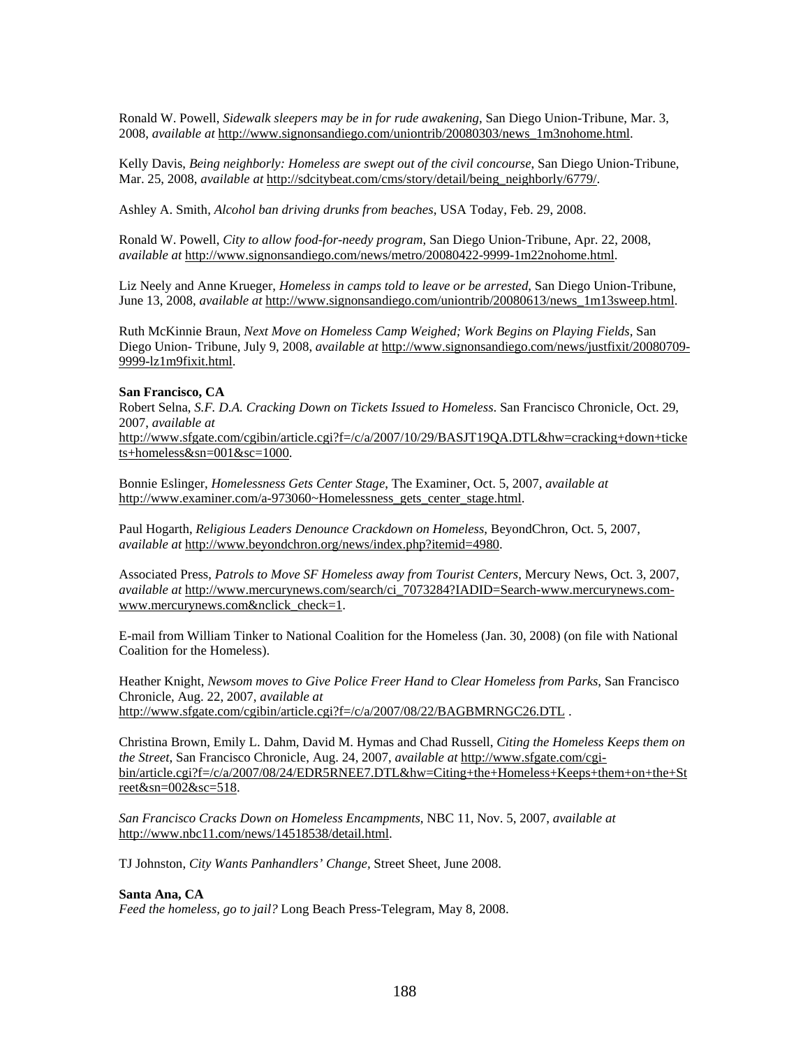Ronald W. Powell, *Sidewalk sleepers may be in for rude awakening*, San Diego Union-Tribune, Mar. 3, 2008, *available at* http://www.signonsandiego.com/uniontrib/20080303/news_1m3nohome.html.

Kelly Davis, *Being neighborly: Homeless are swept out of the civil concourse*, San Diego Union-Tribune, Mar. 25, 2008, *available at* http://sdcitybeat.com/cms/story/detail/being_neighborly/6779/.

Ashley A. Smith, *Alcohol ban driving drunks from beaches*, USA Today, Feb. 29, 2008.

Ronald W. Powell, *City to allow food-for-needy program*, San Diego Union-Tribune, Apr. 22, 2008, *available at* http://www.signonsandiego.com/news/metro/20080422-9999-1m22nohome.html.

Liz Neely and Anne Krueger, *Homeless in camps told to leave or be arrested*, San Diego Union-Tribune, June 13, 2008, *available at* http://www.signonsandiego.com/uniontrib/20080613/news_1m13sweep.html.

Ruth McKinnie Braun, *Next Move on Homeless Camp Weighed; Work Begins on Playing Fields*, San Diego Union- Tribune, July 9, 2008, *available at* http://www.signonsandiego.com/news/justfixit/20080709-9999-lz1m9fixit.html.

**San Francisco, CA**

Robert Selna, *S.F. D.A. Cracking Down on Tickets Issued to Homeless*. San Francisco Chronicle, Oct. 29, 2007, *available at* http://www.sfgate.com/cgibin/article.cgi?f=/c/a/2007/10/29/BASJT19QA.DTL&hw=cracking+down+tickets+homeless&sn=001&sc=1000.

Bonnie Eslinger, *Homelessness Gets Center Stage*, The Examiner, Oct. 5, 2007, *available at* http://www.examiner.com/a-973060~Homelessness_gets_center_stage.html.

Paul Hogarth, *Religious Leaders Denounce Crackdown on Homeless*, BeyondChron, Oct. 5, 2007, *available at* http://www.beyondchron.org/news/index.php?itemid=4980.

Associated Press, *Patrols to Move SF Homeless away from Tourist Centers*, Mercury News, Oct. 3, 2007, *available at* http://www.mercurynews.com/search/ci_7073284?IADID=Search-www.mercurynews.com-www.mercurynews.com&nclick_check=1.

E-mail from William Tinker to National Coalition for the Homeless (Jan. 30, 2008) (on file with National Coalition for the Homeless).

Heather Knight, *Newsom moves to Give Police Freer Hand to Clear Homeless from Parks*, San Francisco Chronicle, Aug. 22, 2007, *available at* http://www.sfgate.com/cgibin/article.cgi?f=/c/a/2007/08/22/BAGBMRNGC26.DTL .

Christina Brown, Emily L. Dahm, David M. Hymas and Chad Russell, *Citing the Homeless Keeps them on the Street*, San Francisco Chronicle, Aug. 24, 2007, *available at* http://www.sfgate.com/cgi-bin/article.cgi?f=/c/a/2007/08/24/EDR5RNEE7.DTL&hw=Citing+the+Homeless+Keeps+them+on+the+Street&sn=002&sc=518.

*San Francisco Cracks Down on Homeless Encampments*, NBC 11, Nov. 5, 2007, *available at* http://www.nbc11.com/news/14518538/detail.html.

TJ Johnston, *City Wants Panhandlers' Change*, Street Sheet, June 2008.

**Santa Ana, CA**

*Feed the homeless, go to jail?* Long Beach Press-Telegram, May 8, 2008.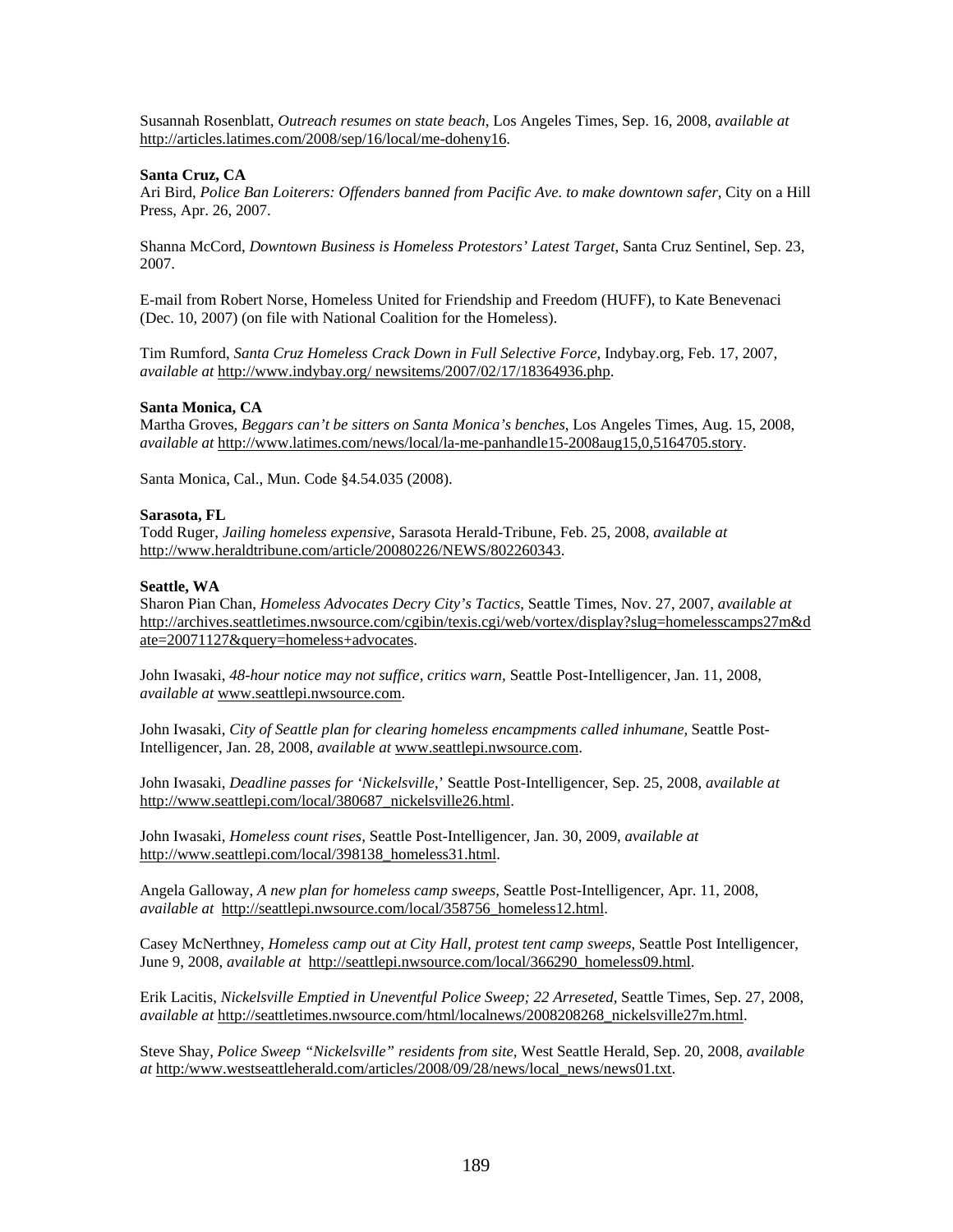Susannah Rosenblatt, *Outreach resumes on state beach*, Los Angeles Times, Sep. 16, 2008, *available at* http://articles.latimes.com/2008/sep/16/local/me-doheny16.

**Santa Cruz, CA**

Ari Bird, *Police Ban Loiterers: Offenders banned from Pacific Ave. to make downtown safer*, City on a Hill Press, Apr. 26, 2007.

Shanna McCord, *Downtown Business is Homeless Protestors' Latest Target*, Santa Cruz Sentinel, Sep. 23, 2007.

E-mail from Robert Norse, Homeless United for Friendship and Freedom (HUFF), to Kate Benevenaci (Dec. 10, 2007) (on file with National Coalition for the Homeless).

Tim Rumford, *Santa Cruz Homeless Crack Down in Full Selective Force*, Indybay.org, Feb. 17, 2007, *available at* http://www.indybay.org/ newsitems/2007/02/17/18364936.php.

**Santa Monica, CA**

Martha Groves, *Beggars can't be sitters on Santa Monica's benches*, Los Angeles Times, Aug. 15, 2008, *available at* http://www.latimes.com/news/local/la-me-panhandle15-2008aug15,0,5164705.story.

Santa Monica, Cal., Mun. Code §4.54.035 (2008).

**Sarasota, FL**

Todd Ruger, *Jailing homeless expensive*, Sarasota Herald-Tribune, Feb. 25, 2008, *available at* http://www.heraldtribune.com/article/20080226/NEWS/802260343.

**Seattle, WA**

Sharon Pian Chan, *Homeless Advocates Decry City's Tactics*, Seattle Times, Nov. 27, 2007, *available at* http://archives.seattletimes.nwsource.com/cgibin/texis.cgi/web/vortex/display?slug=homelesscamps27m&date=20071127&query=homeless+advocates.

John Iwasaki, *48-hour notice may not suffice, critics warn*, Seattle Post-Intelligencer, Jan. 11, 2008, *available at* www.seattlepi.nwsource.com.

John Iwasaki, *City of Seattle plan for clearing homeless encampments called inhumane*, Seattle Post-Intelligencer, Jan. 28, 2008, *available at* www.seattlepi.nwsource.com.

John Iwasaki, *Deadline passes for 'Nickelsville*,' Seattle Post-Intelligencer, Sep. 25, 2008, *available at* http://www.seattlepi.com/local/380687_nickelsville26.html.

John Iwasaki, *Homeless count rises*, Seattle Post-Intelligencer, Jan. 30, 2009, *available at* http://www.seattlepi.com/local/398138_homeless31.html.

Angela Galloway, *A new plan for homeless camp sweeps*, Seattle Post-Intelligencer, Apr. 11, 2008, *available at* http://seattlepi.nwsource.com/local/358756_homeless12.html.

Casey McNerthney, *Homeless camp out at City Hall, protest tent camp sweeps*, Seattle Post Intelligencer, June 9, 2008, *available at* http://seattlepi.nwsource.com/local/366290_homeless09.html.

Erik Lacitis, *Nickelsville Emptied in Uneventful Police Sweep; 22 Arreseted*, Seattle Times, Sep. 27, 2008, *available at* http://seattletimes.nwsource.com/html/localnews/2008208268_nickelsville27m.html.

Steve Shay, *Police Sweep "Nickelsville" residents from site*, West Seattle Herald, Sep. 20, 2008, *available at* http:/www.westseattleherald.com/articles/2008/09/28/news/local_news/news01.txt.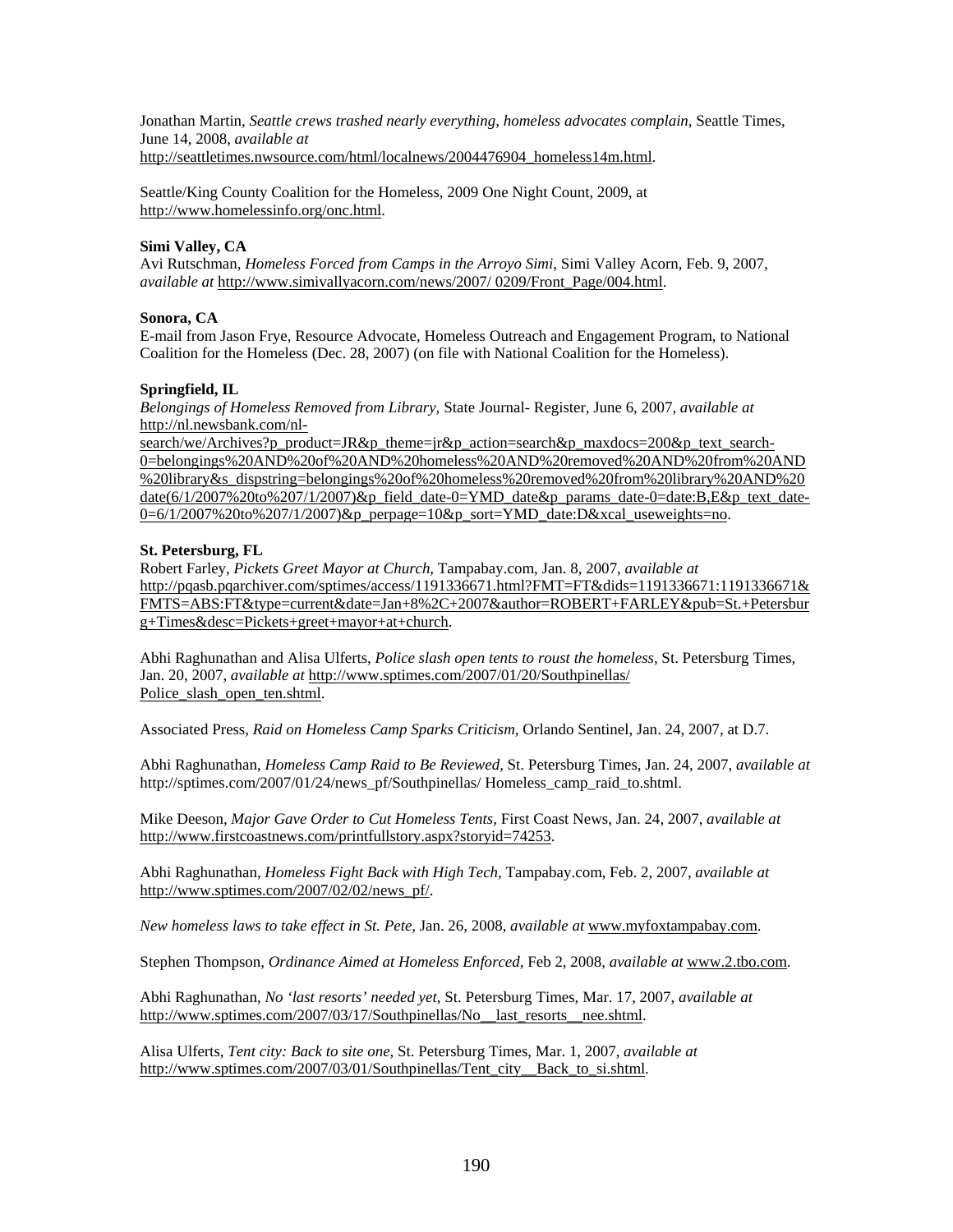Jonathan Martin, *Seattle crews trashed nearly everything, homeless advocates complain*, Seattle Times, June 14, 2008, *available at* http://seattletimes.nwsource.com/html/localnews/2004476904_homeless14m.html.

Seattle/King County Coalition for the Homeless, 2009 One Night Count, 2009, at http://www.homelessinfo.org/onc.html.

**Simi Valley, CA**
Avi Rutschman, *Homeless Forced from Camps in the Arroyo Simi*, Simi Valley Acorn, Feb. 9, 2007, *available at* http://www.simivallyacorn.com/news/2007/ 0209/Front_Page/004.html.

**Sonora, CA**
E-mail from Jason Frye, Resource Advocate, Homeless Outreach and Engagement Program, to National Coalition for the Homeless (Dec. 28, 2007) (on file with National Coalition for the Homeless).

**Springfield, IL**
*Belongings of Homeless Removed from Library,* State Journal- Register, June 6, 2007, *available at* http://nl.newsbank.com/nl-search/we/Archives?p_product=JR&p_theme=jr&p_action=search&p_maxdocs=200&p_text_search-0=belongings%20AND%20of%20AND%20homeless%20AND%20removed%20AND%20from%20AND%20library&s_dispstring=belongings%20of%20homeless%20removed%20from%20library%20AND%20date(6/1/2007%20to%207/1/2007)&p_field_date-0=YMD_date&p_params_date-0=date:B,E&p_text_date-0=6/1/2007%20to%207/1/2007)&p_perpage=10&p_sort=YMD_date:D&xcal_useweights=no.

**St. Petersburg, FL**
Robert Farley, *Pickets Greet Mayor at Church,* Tampabay.com, Jan. 8, 2007, *available at* http://pqasb.pqarchiver.com/sptimes/access/1191336671.html?FMT=FT&dids=1191336671:1191336671&FMTS=ABS:FT&type=current&date=Jan+8%2C+2007&author=ROBERT+FARLEY&pub=St.+Petersburg+Times&desc=Pickets+greet+mayor+at+church.

Abhi Raghunathan and Alisa Ulferts, *Police slash open tents to roust the homeless,* St. Petersburg Times, Jan. 20, 2007, *available at* http://www.sptimes.com/2007/01/20/Southpinellas/ Police_slash_open_ten.shtml.

Associated Press, *Raid on Homeless Camp Sparks Criticism*, Orlando Sentinel, Jan. 24, 2007, at D.7.

Abhi Raghunathan, *Homeless Camp Raid to Be Reviewed,* St. Petersburg Times, Jan. 24, 2007, *available at* http://sptimes.com/2007/01/24/news_pf/Southpinellas/ Homeless_camp_raid_to.shtml.

Mike Deeson, *Major Gave Order to Cut Homeless Tents,* First Coast News, Jan. 24, 2007, *available at* http://www.firstcoastnews.com/printfullstory.aspx?storyid=74253.

Abhi Raghunathan, *Homeless Fight Back with High Tech*, Tampabay.com, Feb. 2, 2007, *available at* http://www.sptimes.com/2007/02/02/news_pf/.

*New homeless laws to take effect in St. Pete,* Jan. 26, 2008, *available at* www.myfoxtampabay.com.

Stephen Thompson, *Ordinance Aimed at Homeless Enforced*, Feb 2, 2008, *available at* www.2.tbo.com.

Abhi Raghunathan, *No 'last resorts' needed yet,* St. Petersburg Times, Mar. 17, 2007, *available at* http://www.sptimes.com/2007/03/17/Southpinellas/No__last_resorts__nee.shtml.

Alisa Ulferts, *Tent city: Back to site one,* St. Petersburg Times, Mar. 1, 2007, *available at* http://www.sptimes.com/2007/03/01/Southpinellas/Tent_city__Back_to_si.shtml.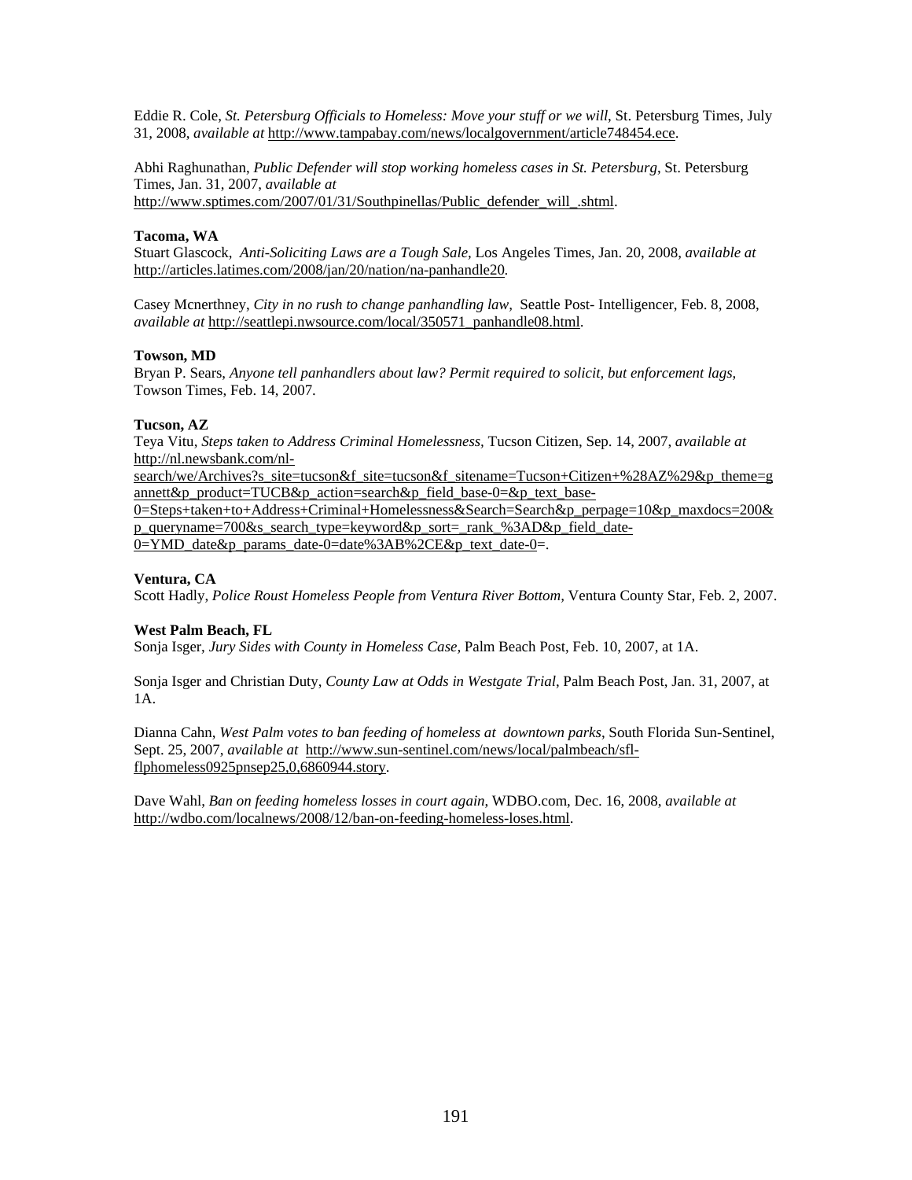Eddie R. Cole, *St. Petersburg Officials to Homeless: Move your stuff or we will*, St. Petersburg Times, July 31, 2008, *available at* http://www.tampabay.com/news/localgovernment/article748454.ece.

Abhi Raghunathan, *Public Defender will stop working homeless cases in St. Petersburg*, St. Petersburg Times, Jan. 31, 2007, *available at* http://www.sptimes.com/2007/01/31/Southpinellas/Public_defender_will_.shtml.

**Tacoma, WA**

Stuart Glascock, *Anti-Soliciting Laws are a Tough Sale*, Los Angeles Times, Jan. 20, 2008, *available at* http://articles.latimes.com/2008/jan/20/nation/na-panhandle20.

Casey Mcnerthney, *City in no rush to change panhandling law*, Seattle Post- Intelligencer, Feb. 8, 2008, *available at* http://seattlepi.nwsource.com/local/350571_panhandle08.html.

**Towson, MD**

Bryan P. Sears, *Anyone tell panhandlers about law? Permit required to solicit, but enforcement lags*, Towson Times, Feb. 14, 2007.

**Tucson, AZ**

Teya Vitu, *Steps taken to Address Criminal Homelessness*, Tucson Citizen, Sep. 14, 2007, *available at* http://nl.newsbank.com/nl-search/we/Archives?s_site=tucson&f_site=tucson&f_sitename=Tucson+Citizen+%28AZ%29&p_theme=gannett&p_product=TUCB&p_action=search&p_field_base-0=&p_text_base-0=Steps+taken+to+Address+Criminal+Homelessness&Search=Search&p_perpage=10&p_maxdocs=200&p_queryname=700&s_search_type=keyword&p_sort=_rank_%3AD&p_field_date-0=YMD_date&p_params_date-0=date%3AB%2CE&p_text_date-0=.

**Ventura, CA**

Scott Hadly, *Police Roust Homeless People from Ventura River Bottom*, Ventura County Star, Feb. 2, 2007.

**West Palm Beach, FL**

Sonja Isger, *Jury Sides with County in Homeless Case*, Palm Beach Post, Feb. 10, 2007, at 1A.

Sonja Isger and Christian Duty, *County Law at Odds in Westgate Trial*, Palm Beach Post, Jan. 31, 2007, at 1A.

Dianna Cahn, *West Palm votes to ban feeding of homeless at downtown parks*, South Florida Sun-Sentinel, Sept. 25, 2007, *available at* http://www.sun-sentinel.com/news/local/palmbeach/sfl-flphomeless0925pnsep25,0,6860944.story.

Dave Wahl, *Ban on feeding homeless losses in court again*, WDBO.com, Dec. 16, 2008, *available at* http://wdbo.com/localnews/2008/12/ban-on-feeding-homeless-loses.html.